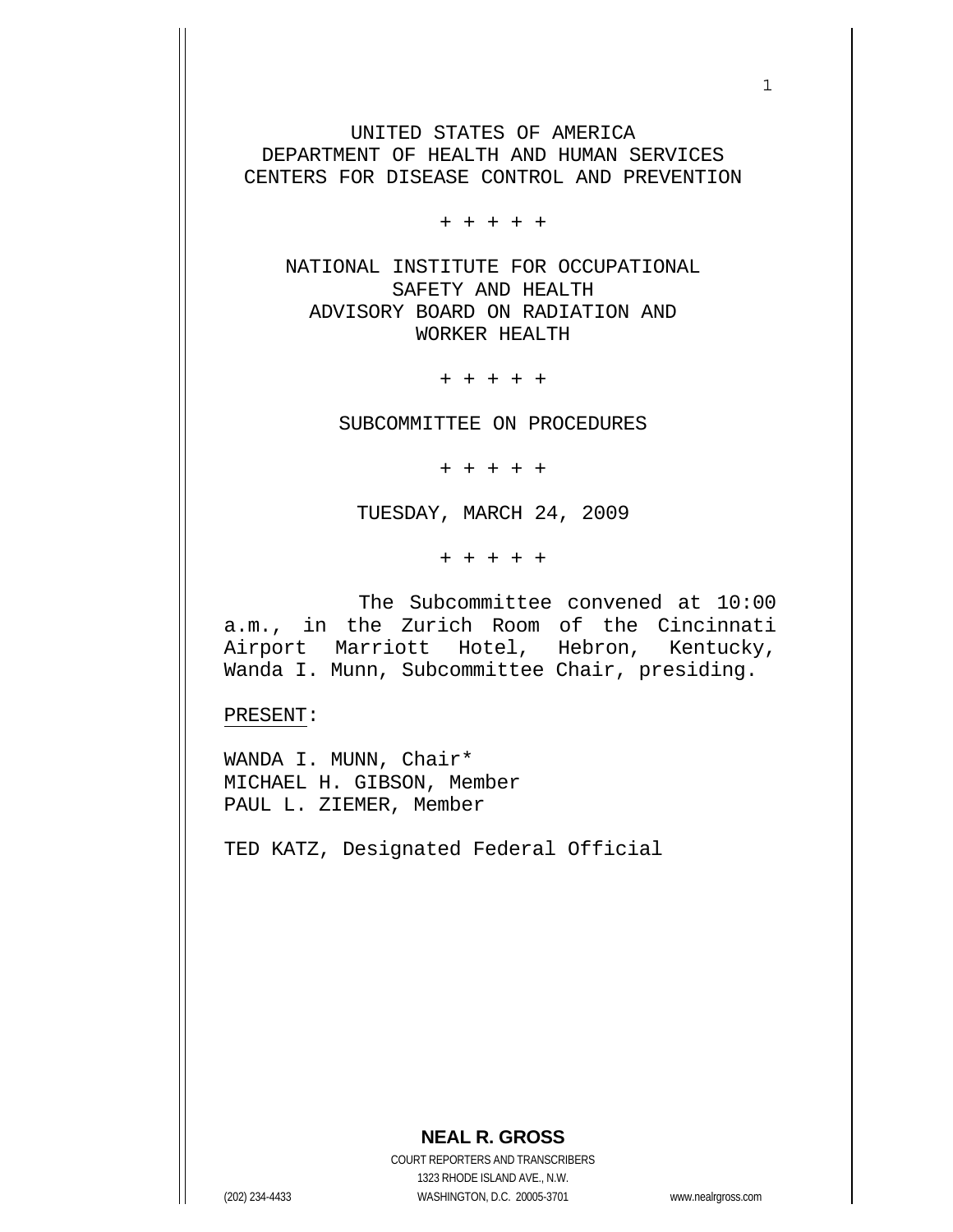UNITED STATES OF AMERICA
DEPARTMENT OF HEALTH AND HUMAN SERVICES
CENTERS FOR DISEASE CONTROL AND PREVENTION

\+ + + + +

NATIONAL INSTITUTE FOR OCCUPATIONAL
SAFETY AND HEALTH
ADVISORY BOARD ON RADIATION AND
WORKER HEALTH

\+ + + + +

SUBCOMMITTEE ON PROCEDURES

\+ + + + +

TUESDAY, MARCH 24, 2009

\+ + + + +

The Subcommittee convened at 10:00 a.m., in the Zurich Room of the Cincinnati Airport Marriott Hotel, Hebron, Kentucky, Wanda I. Munn, Subcommittee Chair, presiding.

PRESENT:

WANDA I. MUNN, Chair*
MICHAEL H. GIBSON, Member
PAUL L. ZIEMER, Member

TED KATZ, Designated Federal Official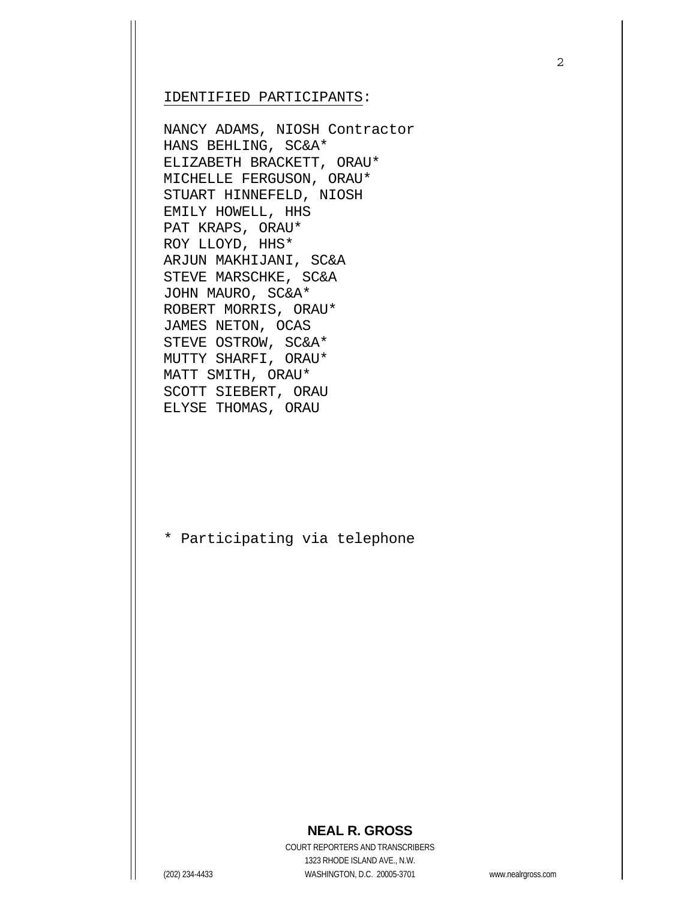IDENTIFIED PARTICIPANTS:

NANCY ADAMS, NIOSH Contractor
HANS BEHLING, SC&A*
ELIZABETH BRACKETT, ORAU*
MICHELLE FERGUSON, ORAU*
STUART HINNEFELD, NIOSH
EMILY HOWELL, HHS
PAT KRAPS, ORAU*
ROY LLOYD, HHS*
ARJUN MAKHIJANI, SC&A
STEVE MARSCHKE, SC&A
JOHN MAURO, SC&A*
ROBERT MORRIS, ORAU*
JAMES NETON, OCAS
STEVE OSTROW, SC&A*
MUTTY SHARFI, ORAU*
MATT SMITH, ORAU*
SCOTT SIEBERT, ORAU
ELYSE THOMAS, ORAU

* Participating via telephone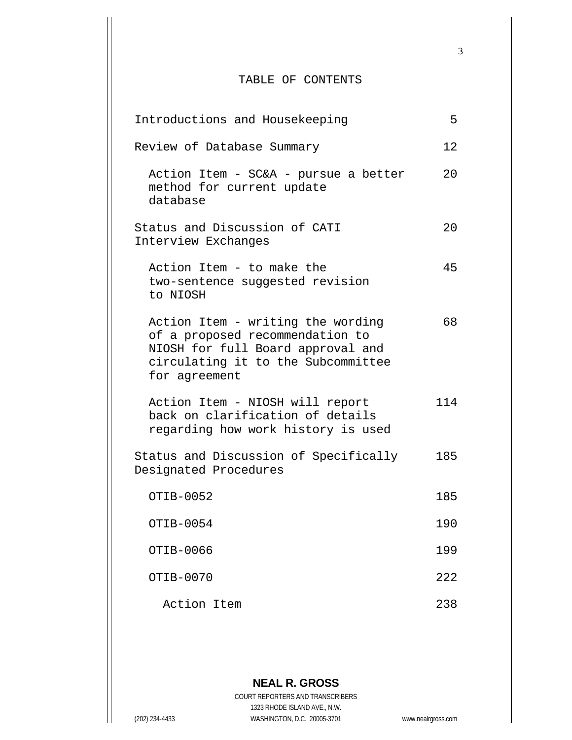# TABLE OF CONTENTS

| | |
|---|---|
| Introductions and Housekeeping | 5 |
| Review of Database Summary | 12 |
| Action Item - SC&A - pursue a better method for current update database | 20 |
| Status and Discussion of CATI Interview Exchanges | 20 |
| Action Item - to make the two-sentence suggested revision to NIOSH | 45 |
| Action Item - writing the wording of a proposed recommendation to NIOSH for full Board approval and circulating it to the Subcommittee for agreement | 68 |
| Action Item - NIOSH will report back on clarification of details regarding how work history is used | 114 |
| Status and Discussion of Specifically Designated Procedures | 185 |
| OTIB-0052 | 185 |
| OTIB-0054 | 190 |
| OTIB-0066 | 199 |
| OTIB-0070 | 222 |
| Action Item | 238 |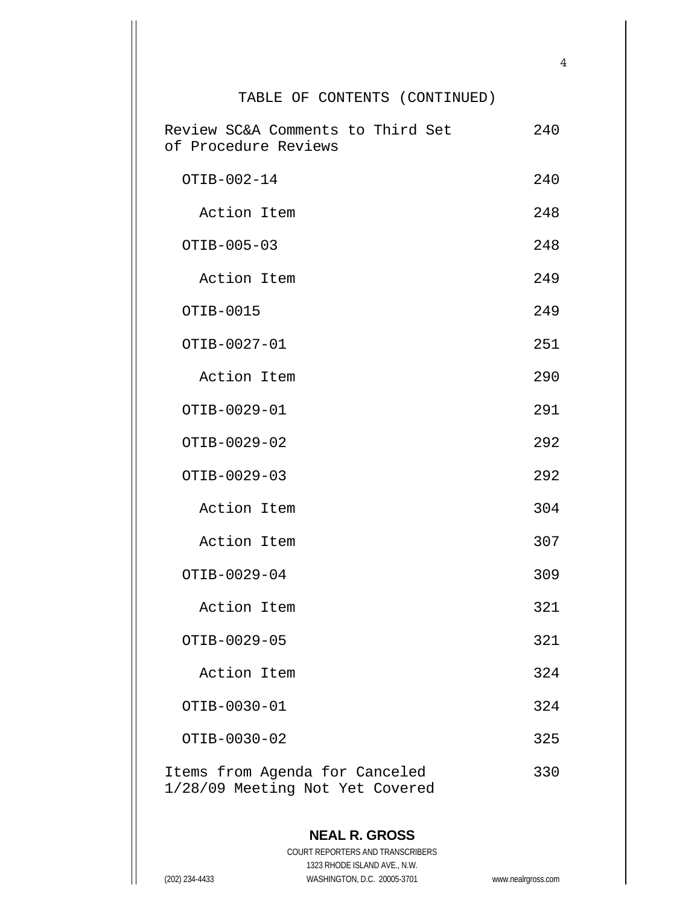TABLE OF CONTENTS (CONTINUED)

| | |
|---|---|
| Review SC&A Comments to Third Set of Procedure Reviews | 240 |
| OTIB-002-14 | 240 |
| Action Item | 248 |
| OTIB-005-03 | 248 |
| Action Item | 249 |
| OTIB-0015 | 249 |
| OTIB-0027-01 | 251 |
| Action Item | 290 |
| OTIB-0029-01 | 291 |
| OTIB-0029-02 | 292 |
| OTIB-0029-03 | 292 |
| Action Item | 304 |
| Action Item | 307 |
| OTIB-0029-04 | 309 |
| Action Item | 321 |
| OTIB-0029-05 | 321 |
| Action Item | 324 |
| OTIB-0030-01 | 324 |
| OTIB-0030-02 | 325 |
| Items from Agenda for Canceled 1/28/09 Meeting Not Yet Covered | 330 |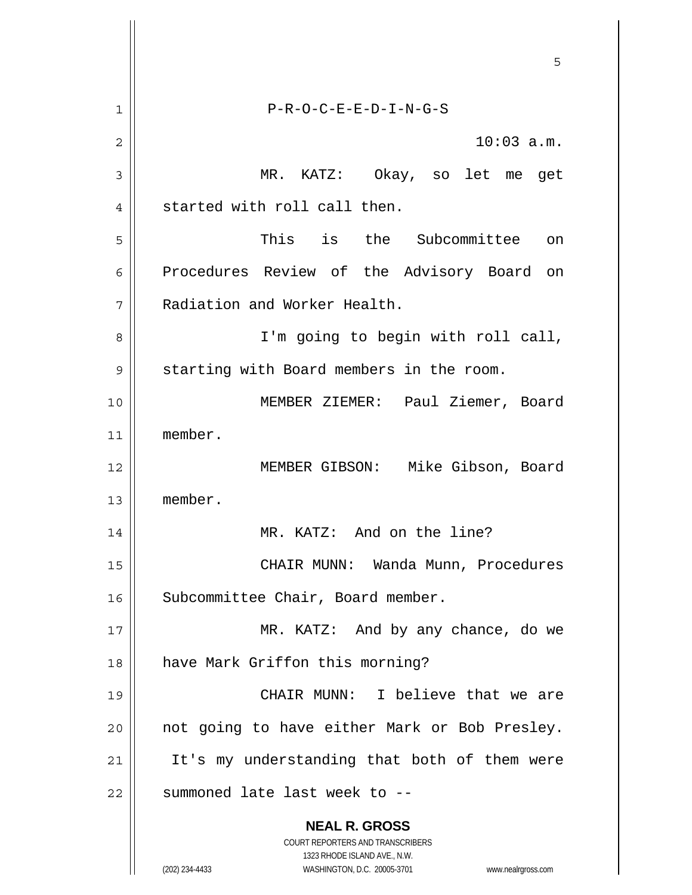P-R-O-C-E-E-D-I-N-G-S

10:03 a.m.

MR. KATZ: Okay, so let me get started with roll call then.

This is the Subcommittee on Procedures Review of the Advisory Board on Radiation and Worker Health.

I'm going to begin with roll call, starting with Board members in the room.

MEMBER ZIEMER: Paul Ziemer, Board member.

MEMBER GIBSON: Mike Gibson, Board member.

MR. KATZ: And on the line?

CHAIR MUNN: Wanda Munn, Procedures Subcommittee Chair, Board member.

MR. KATZ: And by any chance, do we have Mark Griffon this morning?

CHAIR MUNN: I believe that we are not going to have either Mark or Bob Presley. It's my understanding that both of them were summoned late last week to --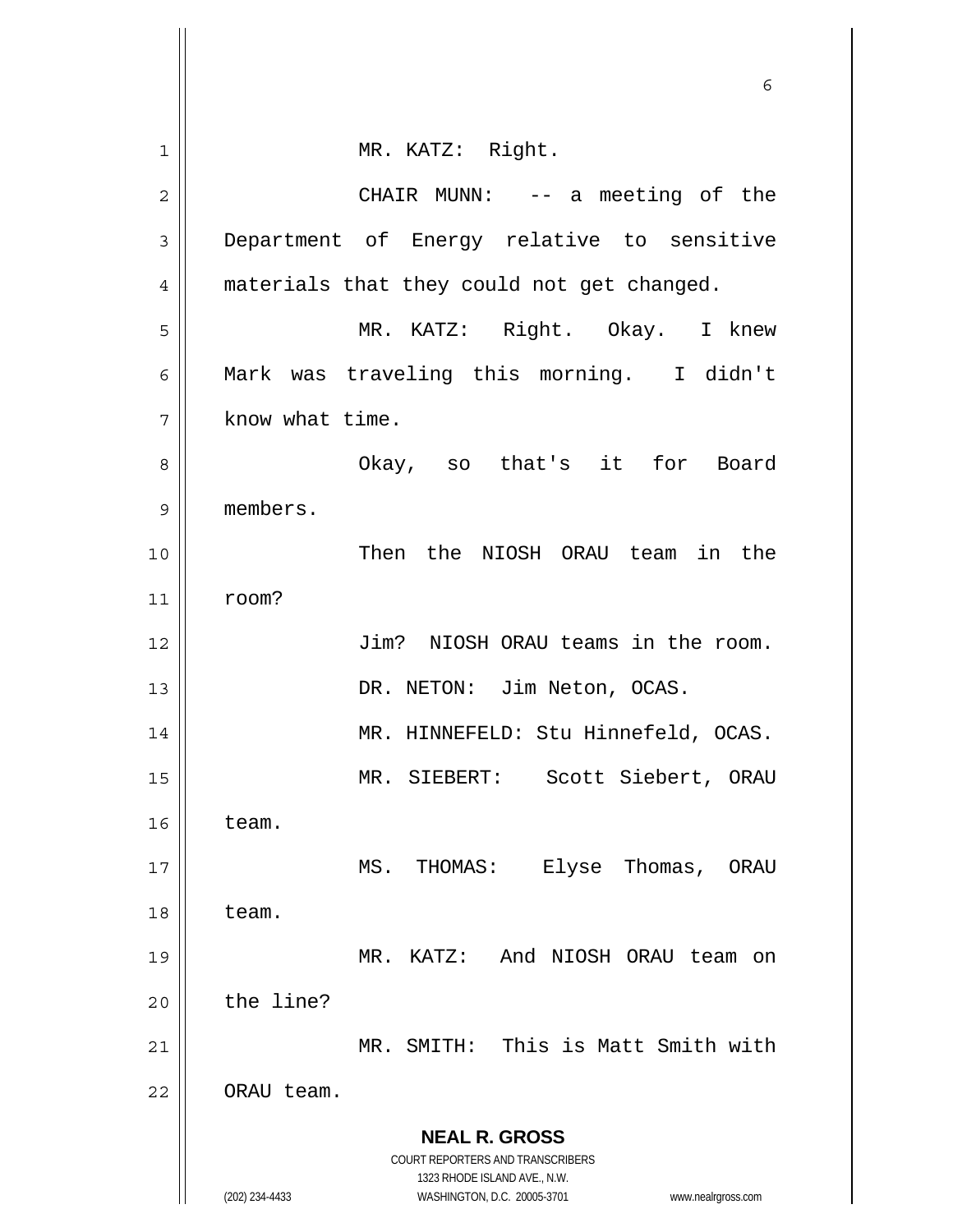MR. KATZ: Right.

CHAIR MUNN: -- a meeting of the Department of Energy relative to sensitive materials that they could not get changed.

MR. KATZ: Right. Okay. I knew Mark was traveling this morning. I didn't know what time.

Okay, so that's it for Board members.

Then the NIOSH ORAU team in the room?

Jim? NIOSH ORAU teams in the room.

DR. NETON: Jim Neton, OCAS.

MR. HINNEFELD: Stu Hinnefeld, OCAS.

MR. SIEBERT: Scott Siebert, ORAU team.

MS. THOMAS: Elyse Thomas, ORAU team.

MR. KATZ: And NIOSH ORAU team on the line?

MR. SMITH: This is Matt Smith with ORAU team.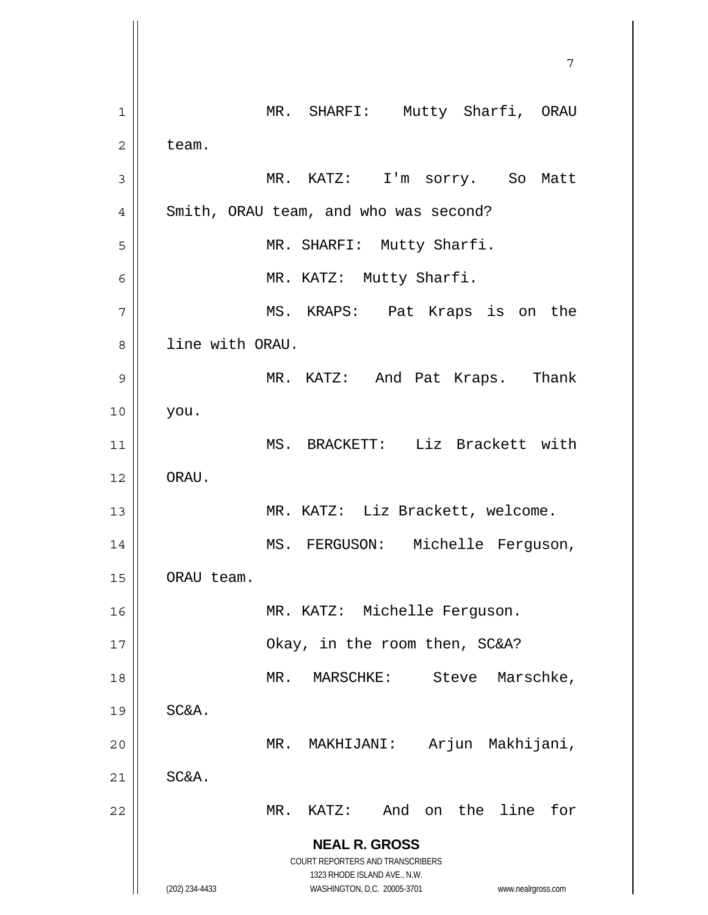MR. SHARFI: Mutty Sharfi, ORAU team.

MR. KATZ: I'm sorry. So Matt Smith, ORAU team, and who was second?

MR. SHARFI: Mutty Sharfi.

MR. KATZ: Mutty Sharfi.

MS. KRAPS: Pat Kraps is on the line with ORAU.

MR. KATZ: And Pat Kraps. Thank you.

MS. BRACKETT: Liz Brackett with ORAU.

MR. KATZ: Liz Brackett, welcome.

MS. FERGUSON: Michelle Ferguson, ORAU team.

MR. KATZ: Michelle Ferguson.

Okay, in the room then, SC&A?

MR. MARSCHKE: Steve Marschke, SC&A.

MR. MAKHIJANI: Arjun Makhijani, SC&A.

MR. KATZ: And on the line for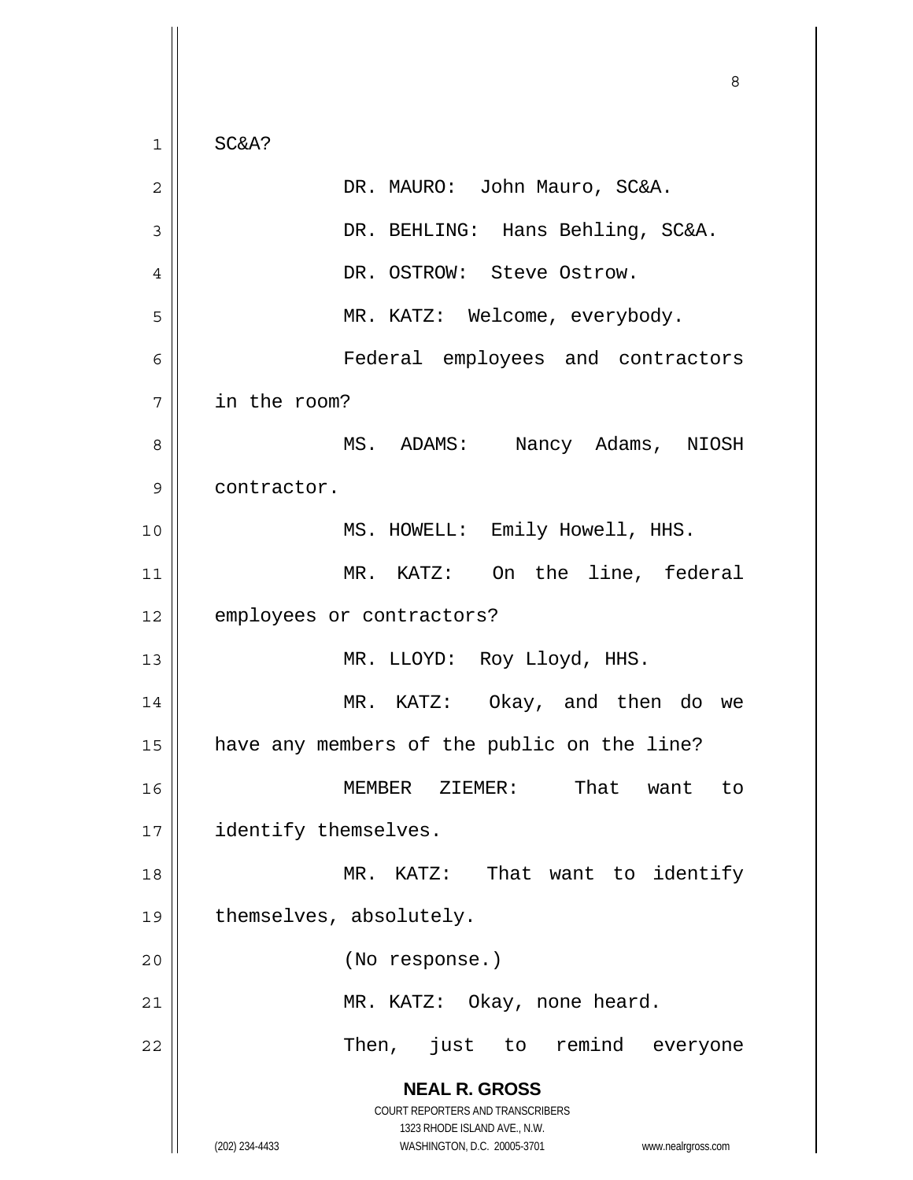SC&A?

DR. MAURO: John Mauro, SC&A.

DR. BEHLING: Hans Behling, SC&A.

DR. OSTROW: Steve Ostrow.

MR. KATZ: Welcome, everybody.

Federal employees and contractors in the room?

MS. ADAMS: Nancy Adams, NIOSH contractor.

MS. HOWELL: Emily Howell, HHS.

MR. KATZ: On the line, federal employees or contractors?

MR. LLOYD: Roy Lloyd, HHS.

MR. KATZ: Okay, and then do we have any members of the public on the line?

MEMBER ZIEMER: That want to identify themselves.

MR. KATZ: That want to identify themselves, absolutely.

(No response.)

MR. KATZ: Okay, none heard.

Then, just to remind everyone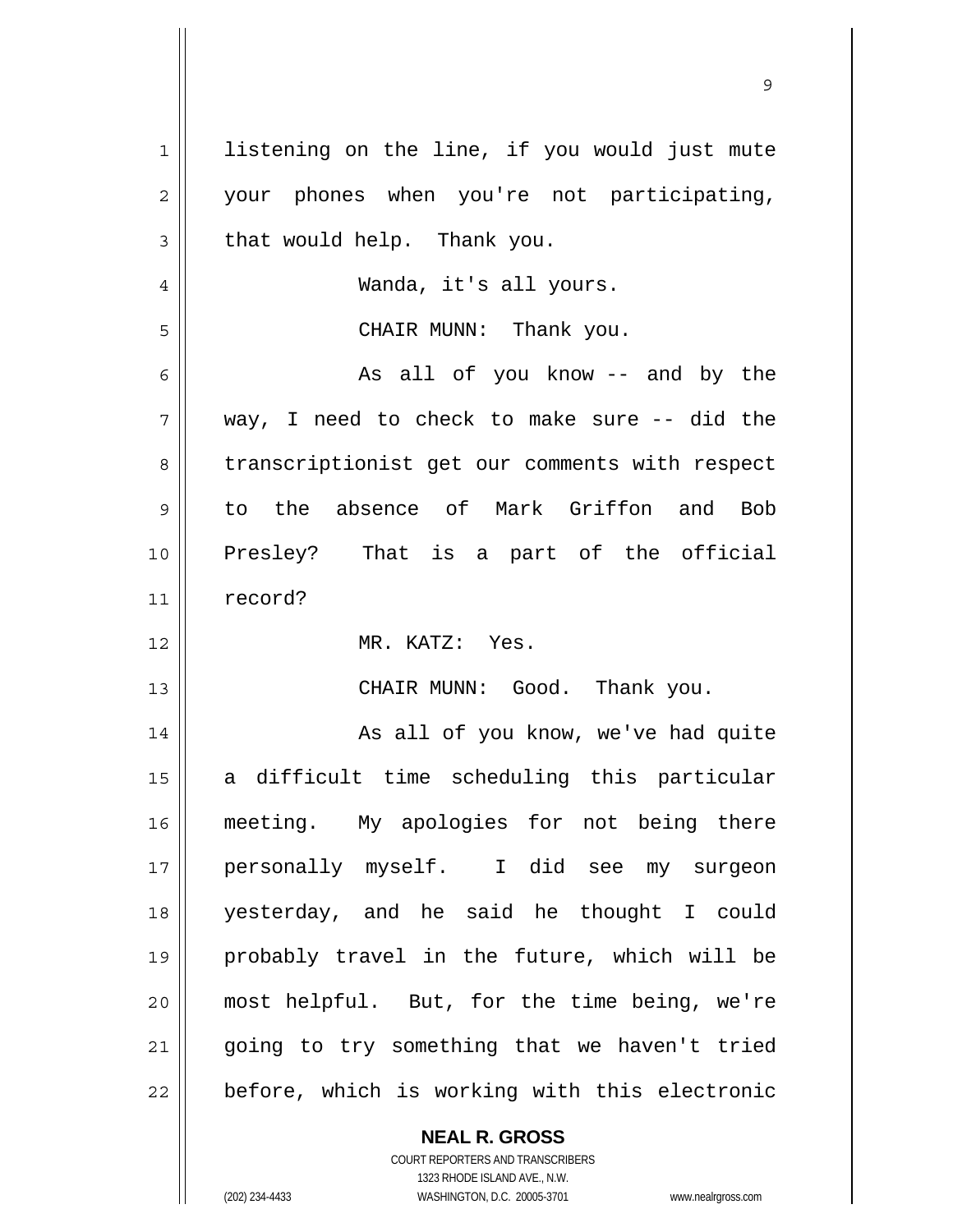listening on the line, if you would just mute your phones when you're not participating, that would help. Thank you.

Wanda, it's all yours.

CHAIR MUNN: Thank you.

As all of you know -- and by the way, I need to check to make sure -- did the transcriptionist get our comments with respect to the absence of Mark Griffon and Bob Presley? That is a part of the official record?

MR. KATZ: Yes.

CHAIR MUNN: Good. Thank you.

As all of you know, we've had quite a difficult time scheduling this particular meeting. My apologies for not being there personally myself. I did see my surgeon yesterday, and he said he thought I could probably travel in the future, which will be most helpful. But, for the time being, we're going to try something that we haven't tried before, which is working with this electronic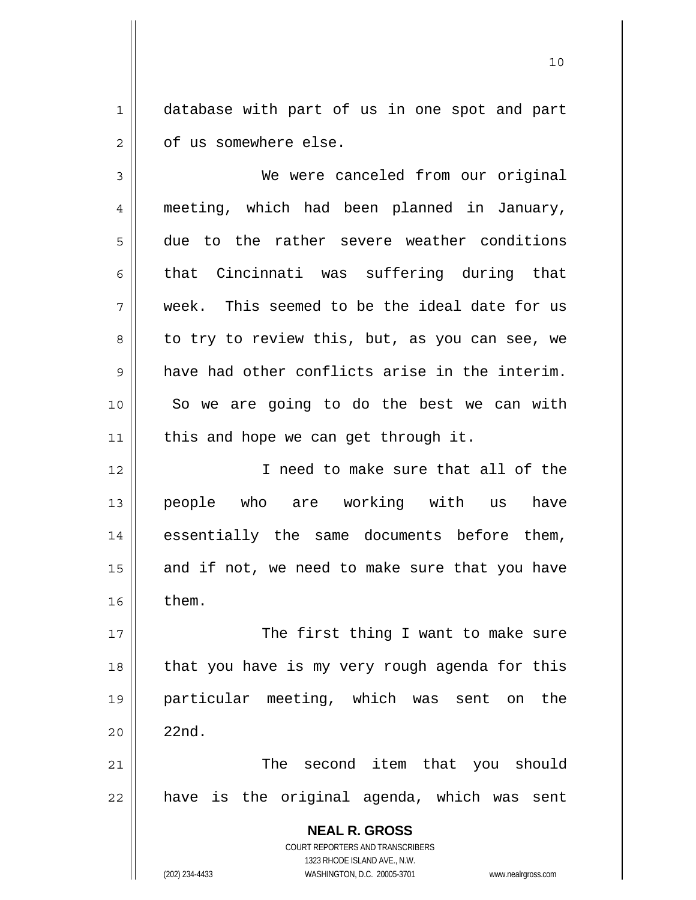database with part of us in one spot and part of us somewhere else.

We were canceled from our original meeting, which had been planned in January, due to the rather severe weather conditions that Cincinnati was suffering during that week. This seemed to be the ideal date for us to try to review this, but, as you can see, we have had other conflicts arise in the interim. So we are going to do the best we can with this and hope we can get through it.

I need to make sure that all of the people who are working with us have essentially the same documents before them, and if not, we need to make sure that you have them.

The first thing I want to make sure that you have is my very rough agenda for this particular meeting, which was sent on the 22nd.

The second item that you should have is the original agenda, which was sent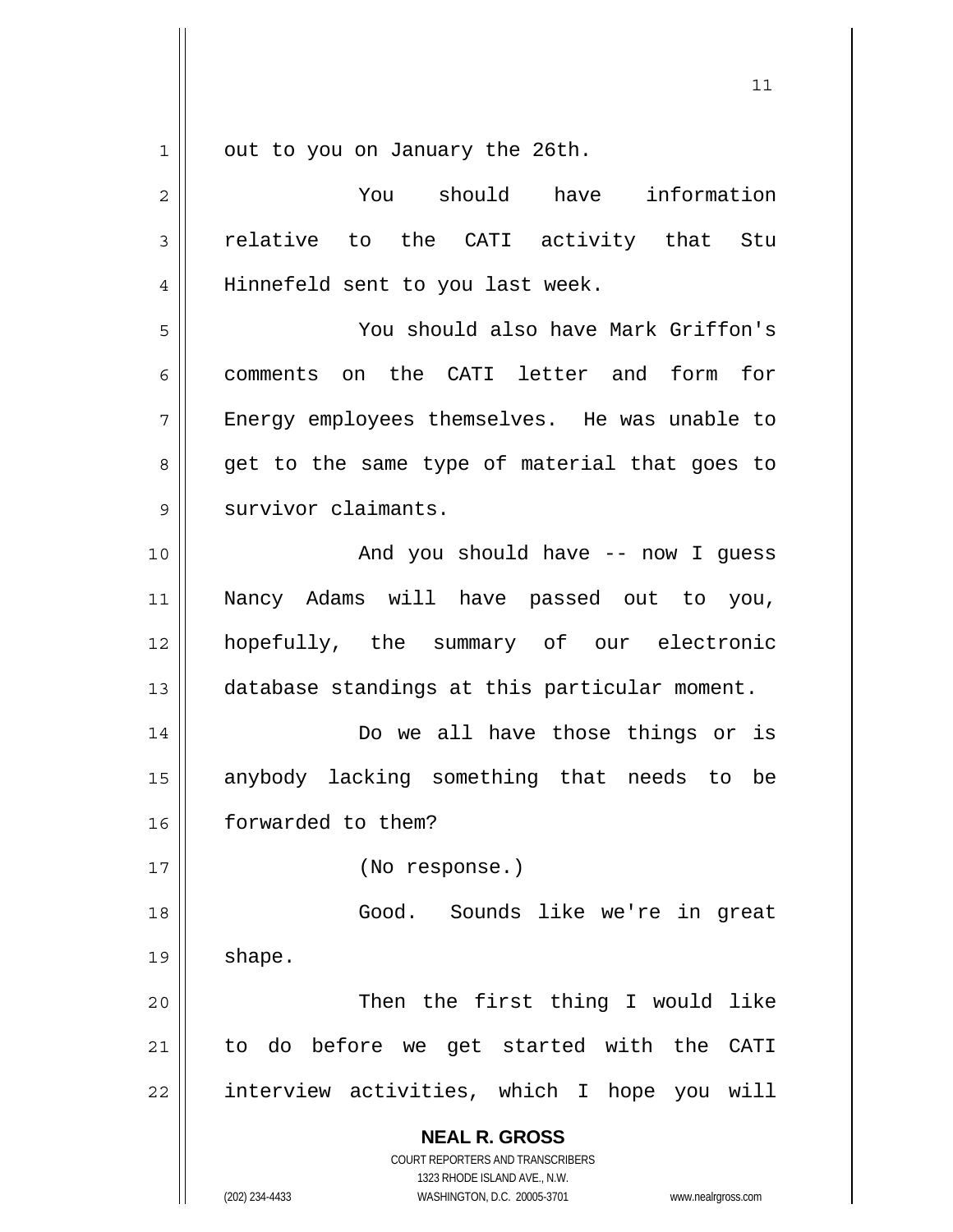out to you on January the 26th.

You should have information relative to the CATI activity that Stu Hinnefeld sent to you last week.

You should also have Mark Griffon's comments on the CATI letter and form for Energy employees themselves. He was unable to get to the same type of material that goes to survivor claimants.

And you should have -- now I guess Nancy Adams will have passed out to you, hopefully, the summary of our electronic database standings at this particular moment.

Do we all have those things or is anybody lacking something that needs to be forwarded to them?

(No response.)

Good. Sounds like we're in great shape.

Then the first thing I would like to do before we get started with the CATI interview activities, which I hope you will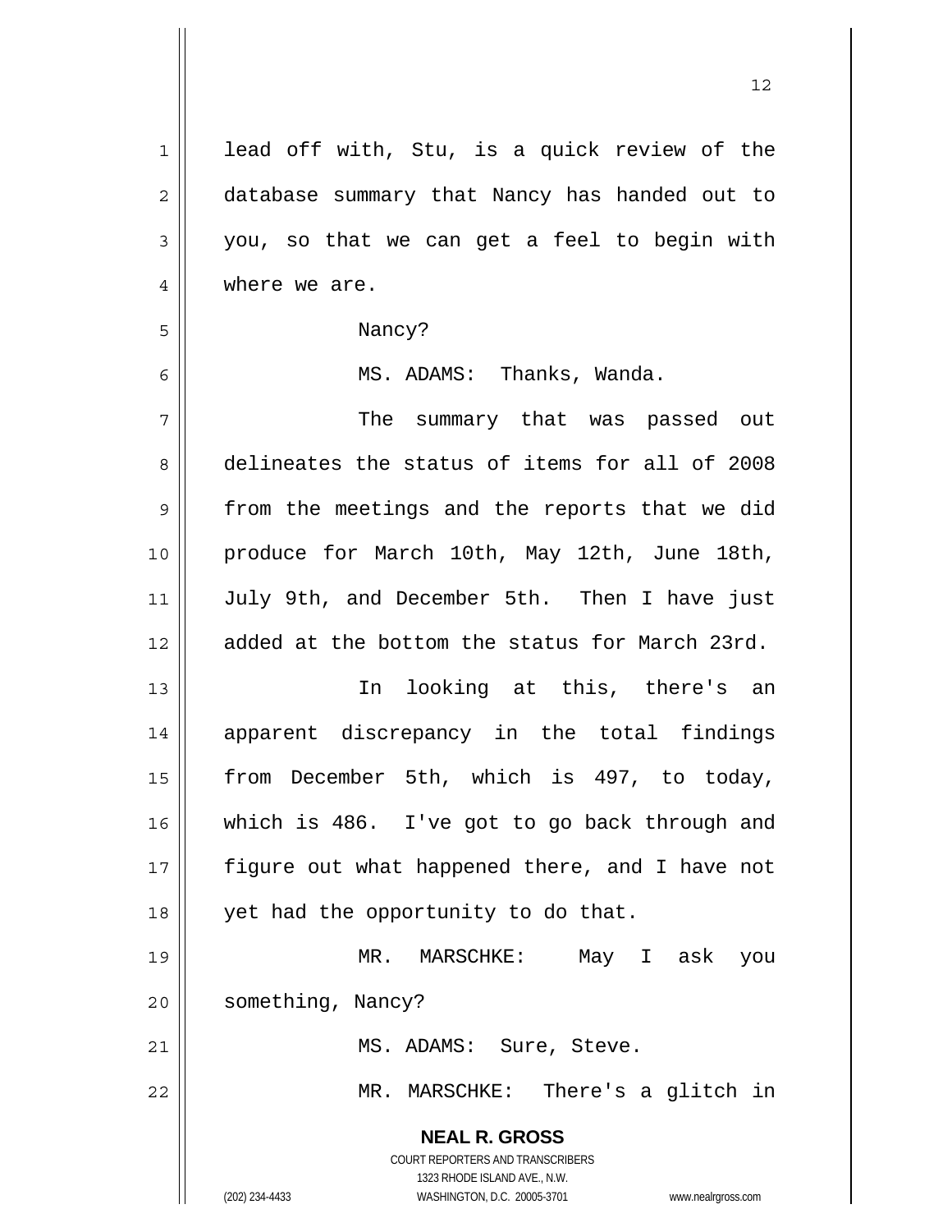lead off with, Stu, is a quick review of the database summary that Nancy has handed out to you, so that we can get a feel to begin with where we are.

Nancy?

MS. ADAMS: Thanks, Wanda.

The summary that was passed out delineates the status of items for all of 2008 from the meetings and the reports that we did produce for March 10th, May 12th, June 18th, July 9th, and December 5th. Then I have just added at the bottom the status for March 23rd.

In looking at this, there's an apparent discrepancy in the total findings from December 5th, which is 497, to today, which is 486. I've got to go back through and figure out what happened there, and I have not yet had the opportunity to do that.

MR. MARSCHKE: May I ask you something, Nancy?

MS. ADAMS: Sure, Steve.

MR. MARSCHKE: There's a glitch in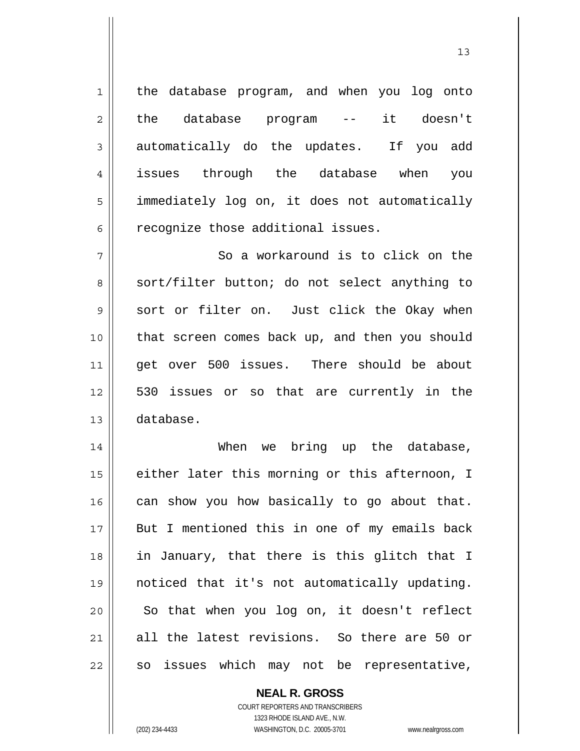the database program, and when you log onto the database program -- it doesn't automatically do the updates. If you add issues through the database when you immediately log on, it does not automatically recognize those additional issues.

So a workaround is to click on the sort/filter button; do not select anything to sort or filter on. Just click the Okay when that screen comes back up, and then you should get over 500 issues. There should be about 530 issues or so that are currently in the database.

When we bring up the database, either later this morning or this afternoon, I can show you how basically to go about that. But I mentioned this in one of my emails back in January, that there is this glitch that I noticed that it's not automatically updating. So that when you log on, it doesn't reflect all the latest revisions. So there are 50 or so issues which may not be representative,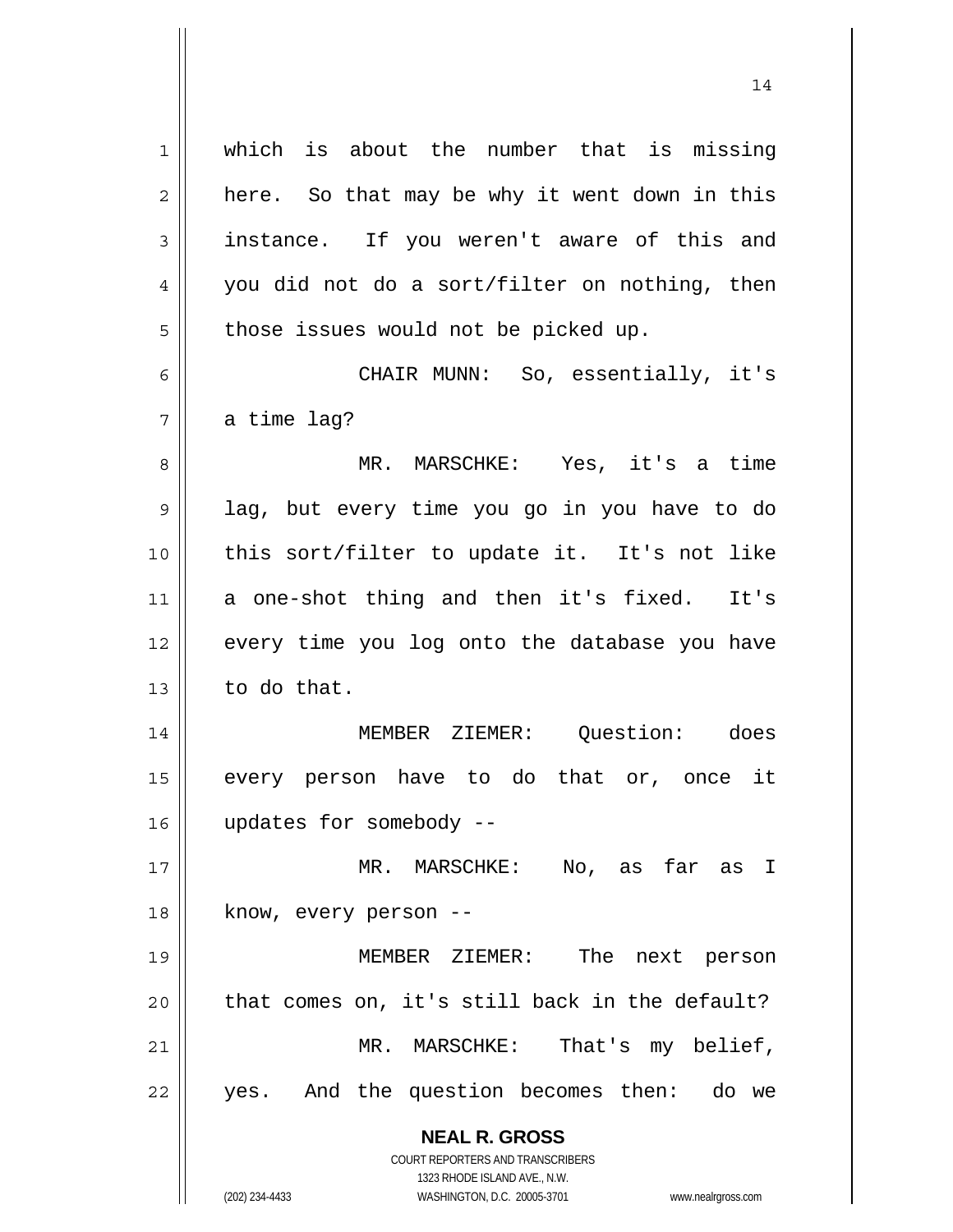which is about the number that is missing here. So that may be why it went down in this instance. If you weren't aware of this and you did not do a sort/filter on nothing, then those issues would not be picked up.

CHAIR MUNN: So, essentially, it's a time lag?

MR. MARSCHKE: Yes, it's a time lag, but every time you go in you have to do this sort/filter to update it. It's not like a one-shot thing and then it's fixed. It's every time you log onto the database you have to do that.

MEMBER ZIEMER: Question: does every person have to do that or, once it updates for somebody --

MR. MARSCHKE: No, as far as I know, every person --

MEMBER ZIEMER: The next person that comes on, it's still back in the default?

MR. MARSCHKE: That's my belief, yes. And the question becomes then: do we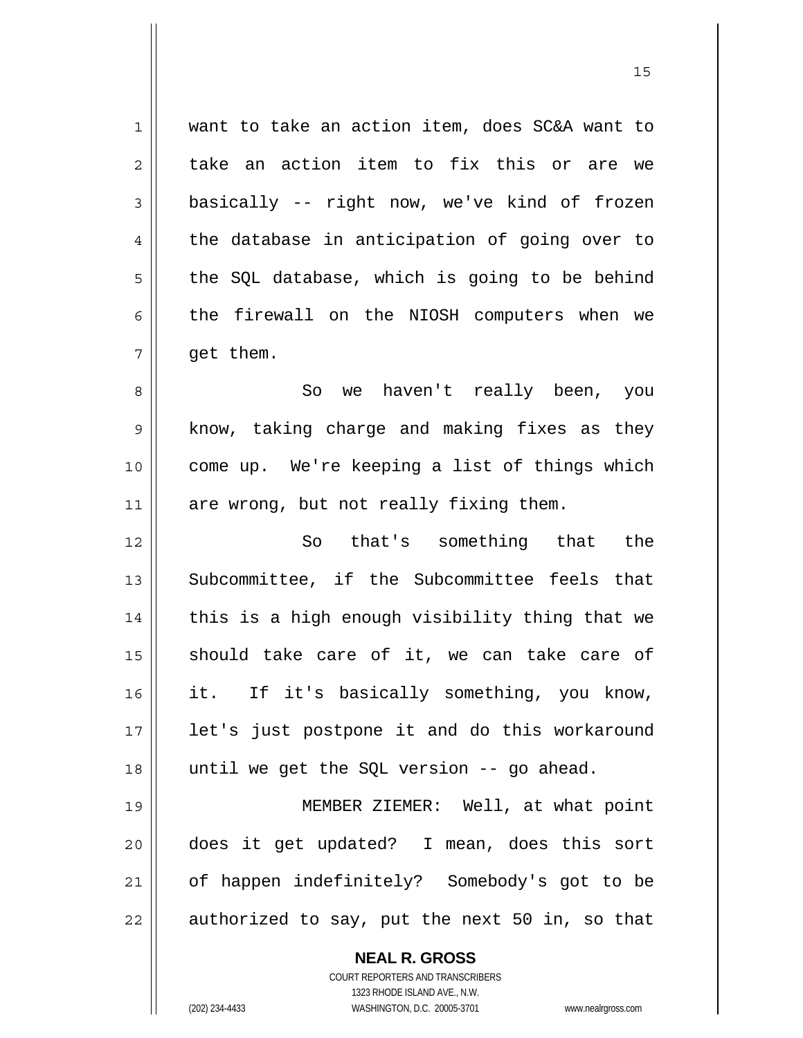want to take an action item, does SC&A want to take an action item to fix this or are we basically -- right now, we've kind of frozen the database in anticipation of going over to the SQL database, which is going to be behind the firewall on the NIOSH computers when we get them.

So we haven't really been, you know, taking charge and making fixes as they come up. We're keeping a list of things which are wrong, but not really fixing them.

So that's something that the Subcommittee, if the Subcommittee feels that this is a high enough visibility thing that we should take care of it, we can take care of it. If it's basically something, you know, let's just postpone it and do this workaround until we get the SQL version -- go ahead.

MEMBER ZIEMER: Well, at what point does it get updated? I mean, does this sort of happen indefinitely? Somebody's got to be authorized to say, put the next 50 in, so that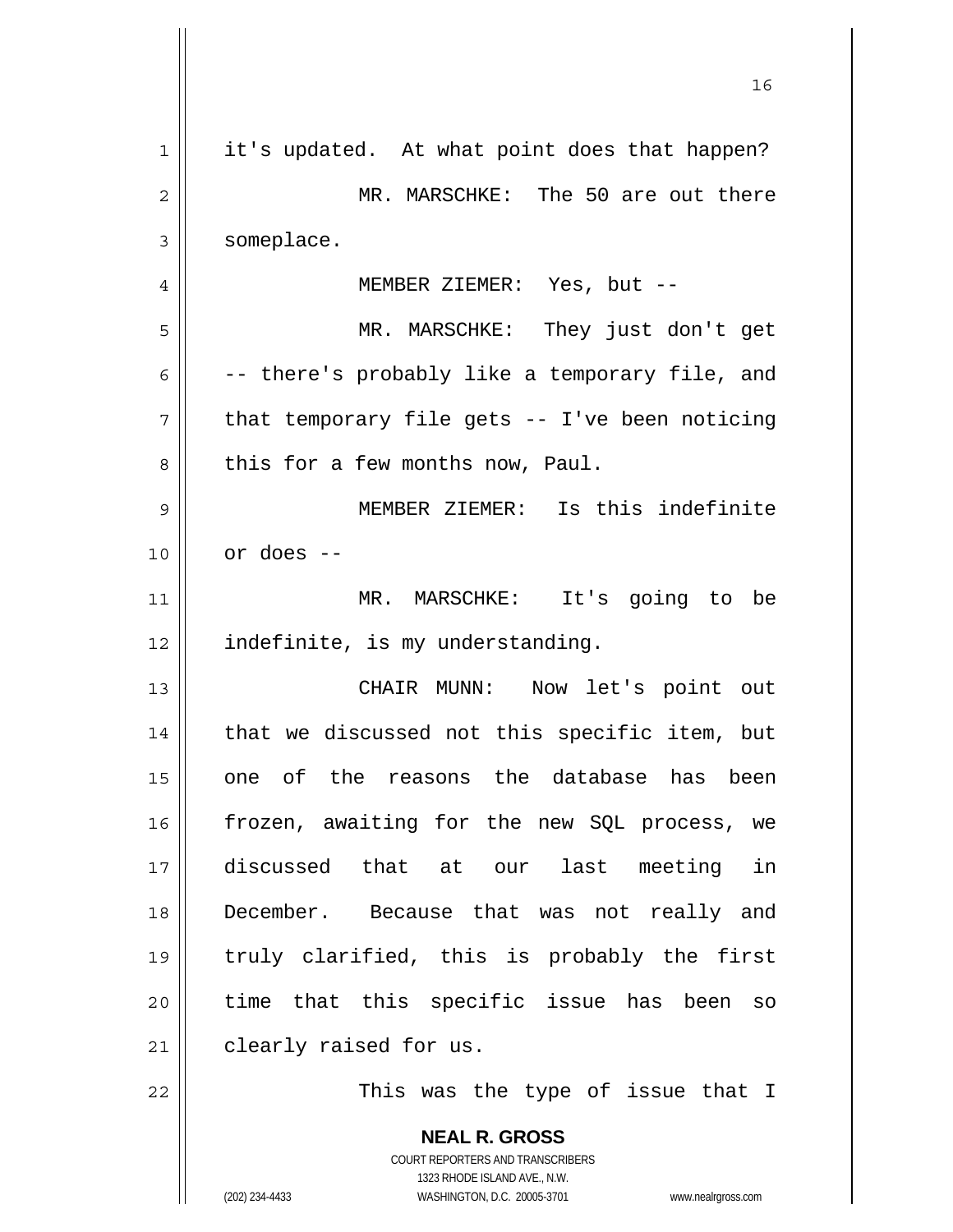it's updated. At what point does that happen?

MR. MARSCHKE: The 50 are out there someplace.

MEMBER ZIEMER: Yes, but --

MR. MARSCHKE: They just don't get -- there's probably like a temporary file, and that temporary file gets -- I've been noticing this for a few months now, Paul.

MEMBER ZIEMER: Is this indefinite or does --

MR. MARSCHKE: It's going to be indefinite, is my understanding.

CHAIR MUNN: Now let's point out that we discussed not this specific item, but one of the reasons the database has been frozen, awaiting for the new SQL process, we discussed that at our last meeting in December. Because that was not really and truly clarified, this is probably the first time that this specific issue has been so clearly raised for us.

This was the type of issue that I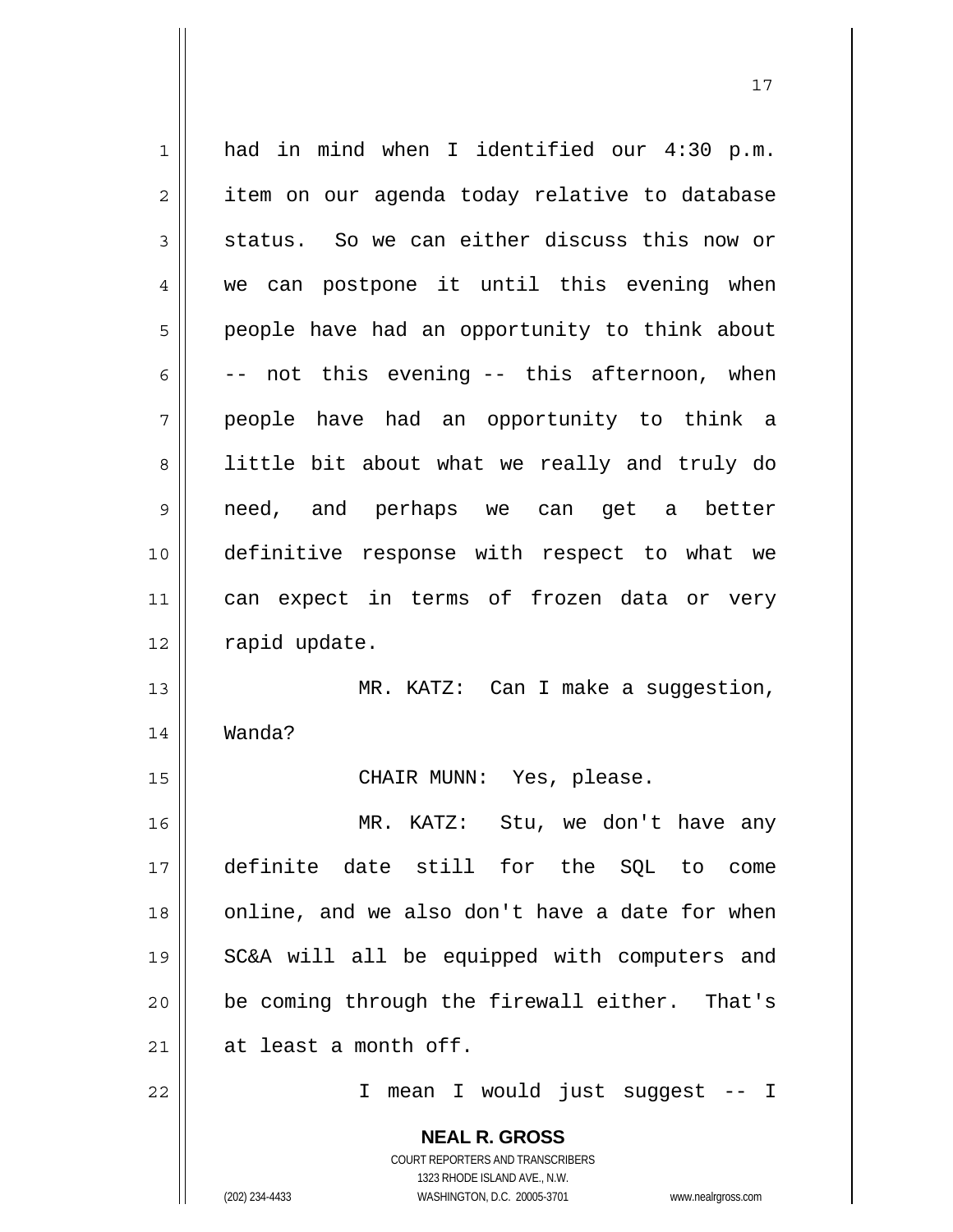had in mind when I identified our 4:30 p.m. item on our agenda today relative to database status. So we can either discuss this now or we can postpone it until this evening when people have had an opportunity to think about -- not this evening -- this afternoon, when people have had an opportunity to think a little bit about what we really and truly do need, and perhaps we can get a better definitive response with respect to what we can expect in terms of frozen data or very rapid update.

MR. KATZ: Can I make a suggestion, Wanda?

CHAIR MUNN: Yes, please.

MR. KATZ: Stu, we don't have any definite date still for the SQL to come online, and we also don't have a date for when SC&A will all be equipped with computers and be coming through the firewall either. That's at least a month off.

I mean I would just suggest -- I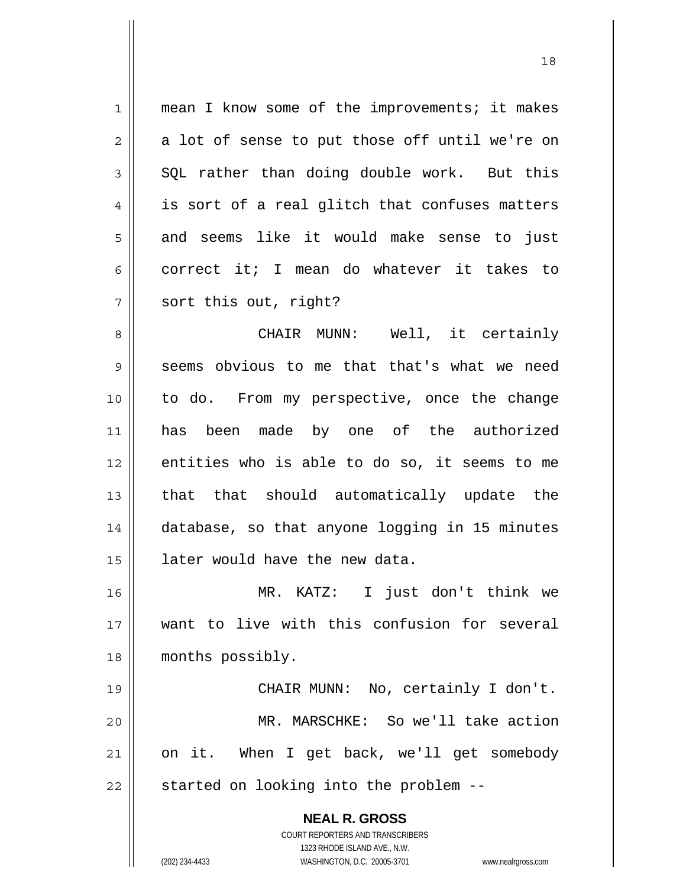mean I know some of the improvements; it makes a lot of sense to put those off until we're on SQL rather than doing double work. But this is sort of a real glitch that confuses matters and seems like it would make sense to just correct it; I mean do whatever it takes to sort this out, right?

CHAIR MUNN: Well, it certainly seems obvious to me that that's what we need to do. From my perspective, once the change has been made by one of the authorized entities who is able to do so, it seems to me that that should automatically update the database, so that anyone logging in 15 minutes later would have the new data.

MR. KATZ: I just don't think we want to live with this confusion for several months possibly.

CHAIR MUNN: No, certainly I don't.

MR. MARSCHKE: So we'll take action on it. When I get back, we'll get somebody started on looking into the problem --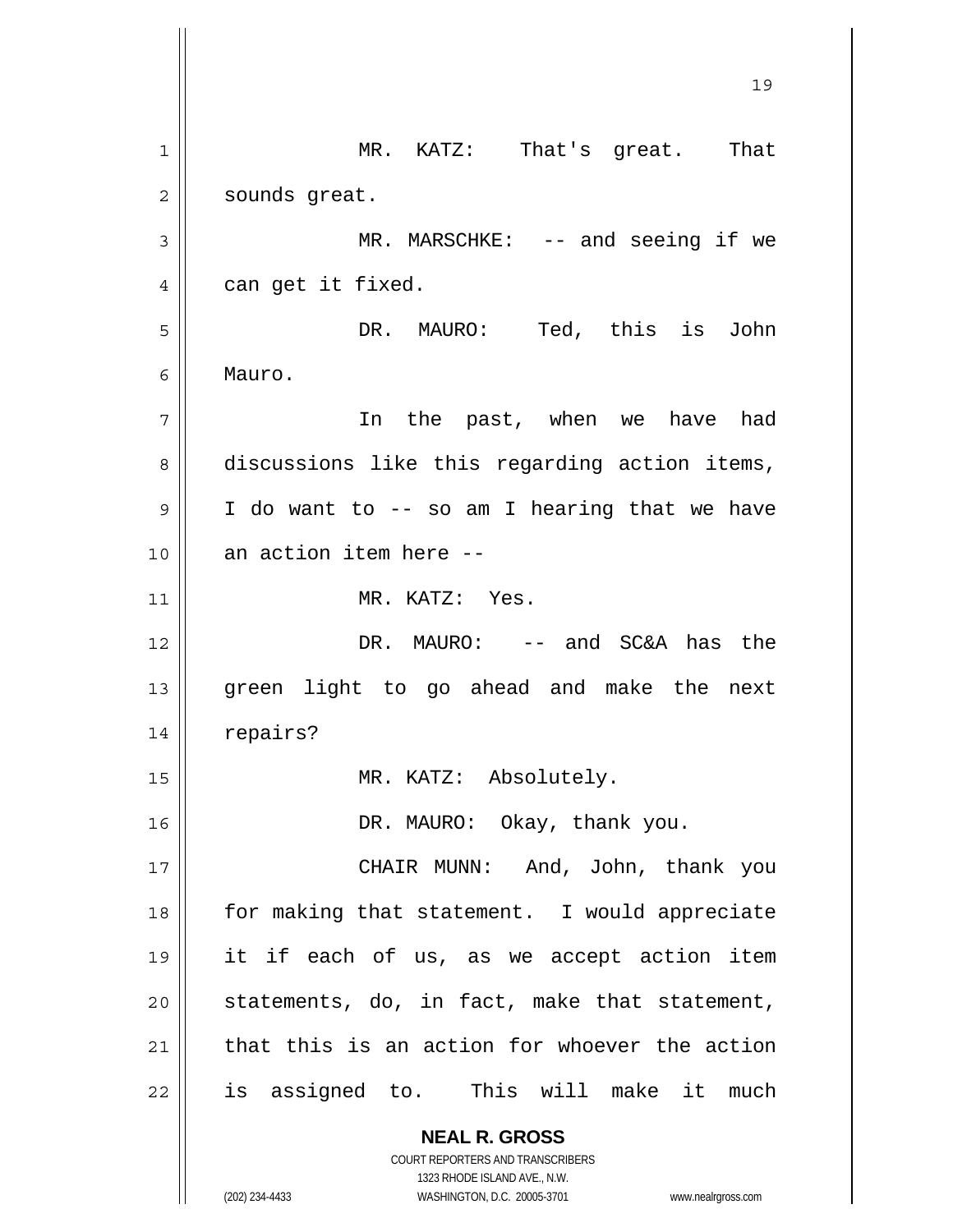MR. KATZ: That's great. That sounds great.

MR. MARSCHKE: -- and seeing if we can get it fixed.

DR. MAURO: Ted, this is John Mauro.

In the past, when we have had discussions like this regarding action items, I do want to -- so am I hearing that we have an action item here --

MR. KATZ: Yes.

DR. MAURO: -- and SC&A has the green light to go ahead and make the next repairs?

MR. KATZ: Absolutely.

DR. MAURO: Okay, thank you.

CHAIR MUNN: And, John, thank you for making that statement. I would appreciate it if each of us, as we accept action item statements, do, in fact, make that statement, that this is an action for whoever the action is assigned to. This will make it much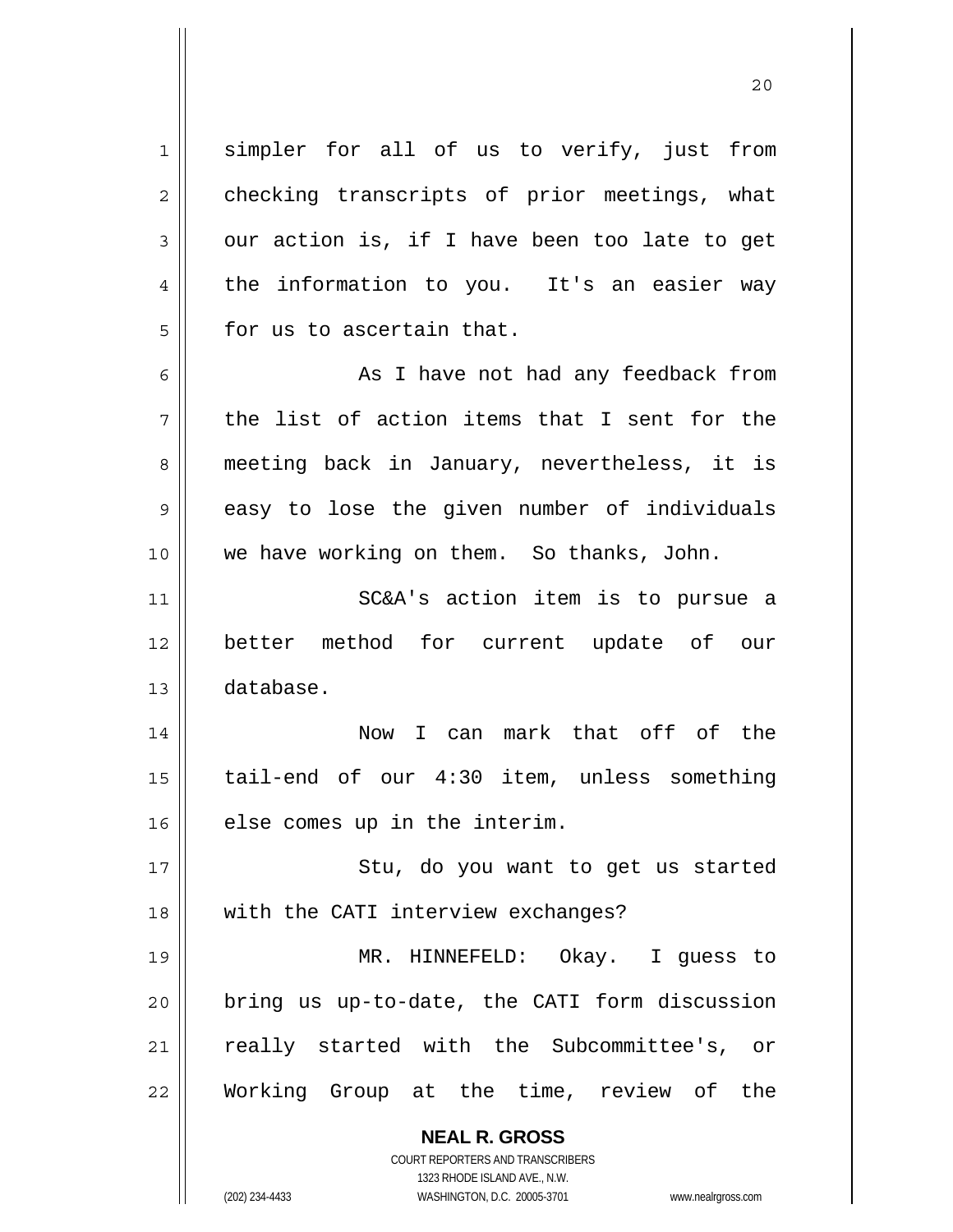simpler for all of us to verify, just from checking transcripts of prior meetings, what our action is, if I have been too late to get the information to you. It's an easier way for us to ascertain that.

As I have not had any feedback from the list of action items that I sent for the meeting back in January, nevertheless, it is easy to lose the given number of individuals we have working on them. So thanks, John.

SC&A's action item is to pursue a better method for current update of our database.

Now I can mark that off of the tail-end of our 4:30 item, unless something else comes up in the interim.

Stu, do you want to get us started with the CATI interview exchanges?

MR. HINNEFELD: Okay. I guess to bring us up-to-date, the CATI form discussion really started with the Subcommittee's, or Working Group at the time, review of the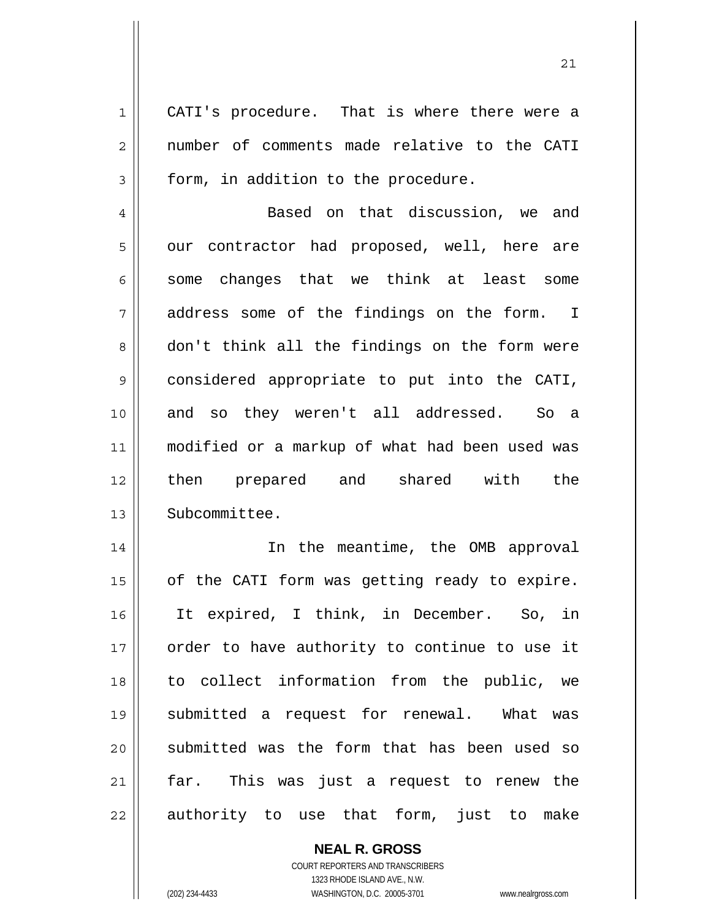CATI's procedure. That is where there were a number of comments made relative to the CATI form, in addition to the procedure.

Based on that discussion, we and our contractor had proposed, well, here are some changes that we think at least some address some of the findings on the form. I don't think all the findings on the form were considered appropriate to put into the CATI, and so they weren't all addressed. So a modified or a markup of what had been used was then prepared and shared with the Subcommittee.

In the meantime, the OMB approval of the CATI form was getting ready to expire. It expired, I think, in December. So, in order to have authority to continue to use it to collect information from the public, we submitted a request for renewal. What was submitted was the form that has been used so far. This was just a request to renew the authority to use that form, just to make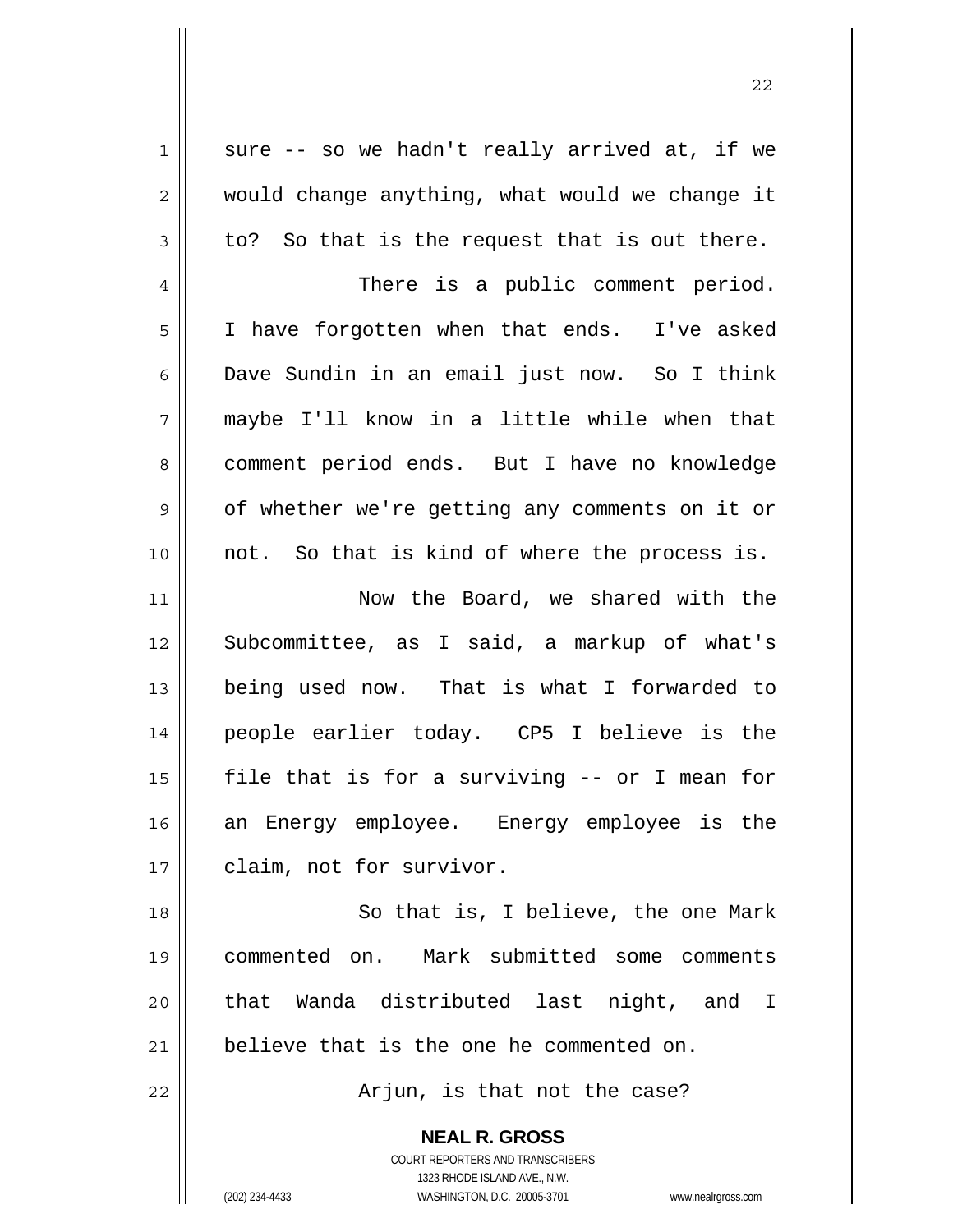sure -- so we hadn't really arrived at, if we would change anything, what would we change it to? So that is the request that is out there.

There is a public comment period. I have forgotten when that ends. I've asked Dave Sundin in an email just now. So I think maybe I'll know in a little while when that comment period ends. But I have no knowledge of whether we're getting any comments on it or not. So that is kind of where the process is.

Now the Board, we shared with the Subcommittee, as I said, a markup of what's being used now. That is what I forwarded to people earlier today. CP5 I believe is the file that is for a surviving -- or I mean for an Energy employee. Energy employee is the claim, not for survivor.

So that is, I believe, the one Mark commented on. Mark submitted some comments that Wanda distributed last night, and I believe that is the one he commented on.

Arjun, is that not the case?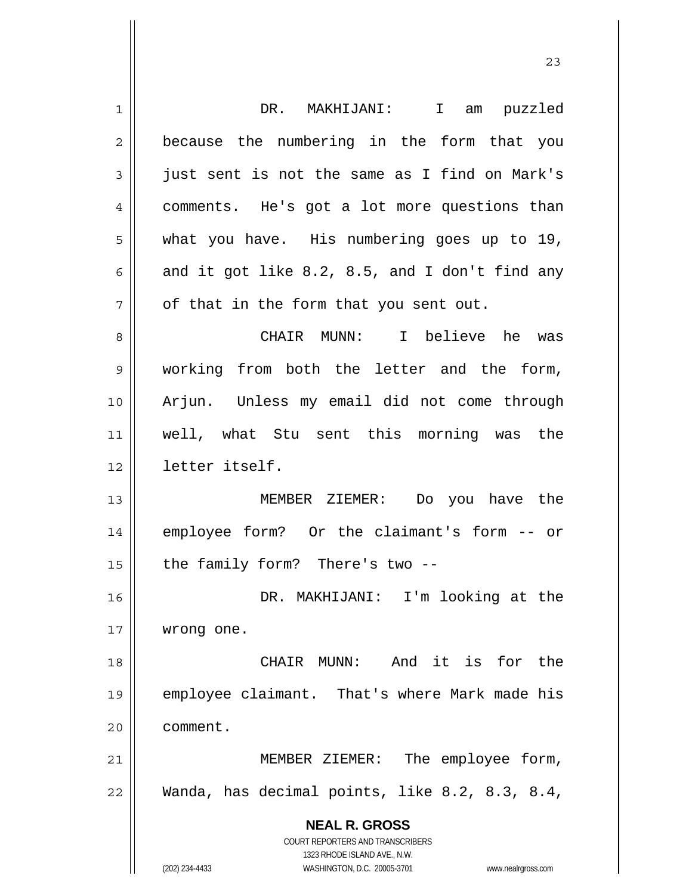DR. MAKHIJANI: I am puzzled because the numbering in the form that you just sent is not the same as I find on Mark's comments. He's got a lot more questions than what you have. His numbering goes up to 19, and it got like 8.2, 8.5, and I don't find any of that in the form that you sent out.

CHAIR MUNN: I believe he was working from both the letter and the form, Arjun. Unless my email did not come through well, what Stu sent this morning was the letter itself.

MEMBER ZIEMER: Do you have the employee form? Or the claimant's form -- or the family form? There's two --

DR. MAKHIJANI: I'm looking at the wrong one.

CHAIR MUNN: And it is for the employee claimant. That's where Mark made his comment.

MEMBER ZIEMER: The employee form, Wanda, has decimal points, like 8.2, 8.3, 8.4,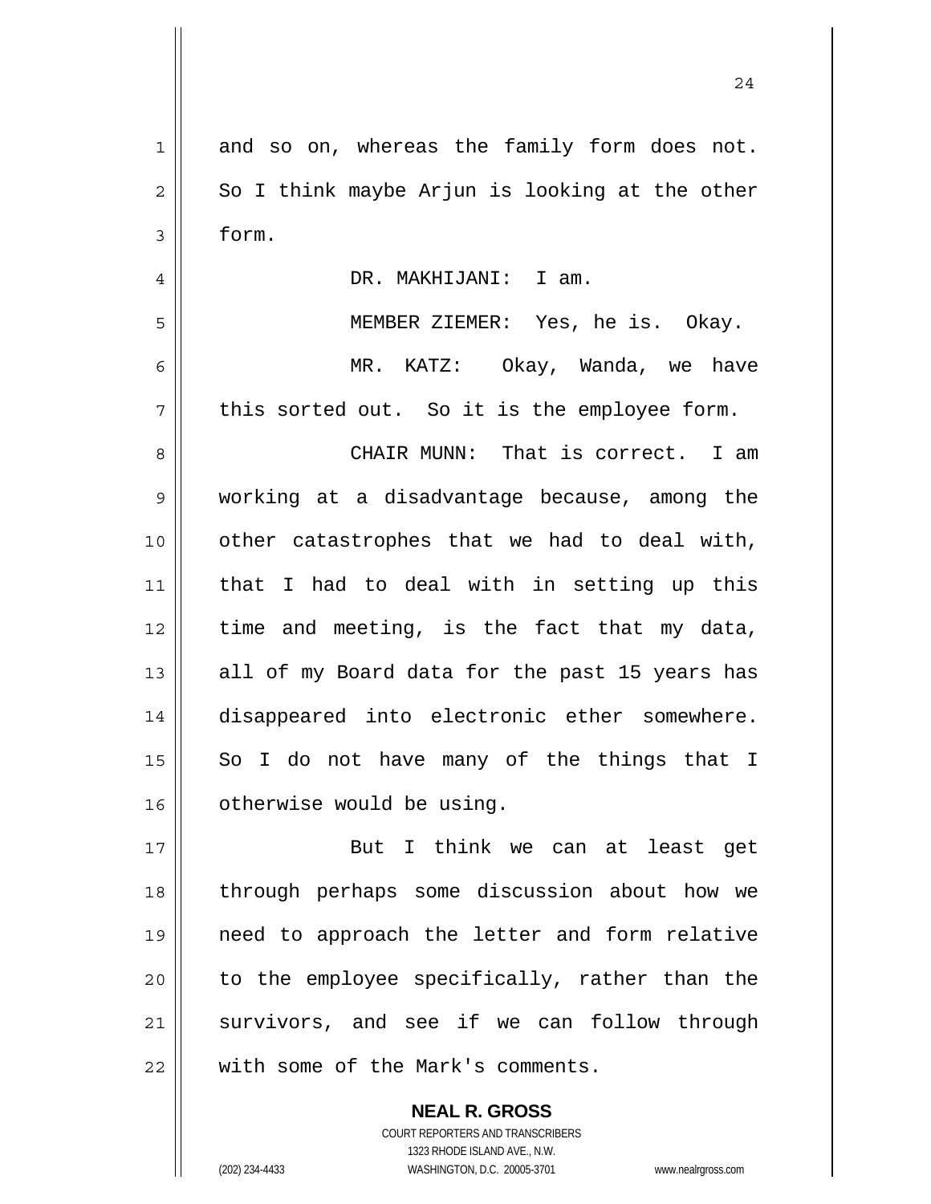and so on, whereas the family form does not. So I think maybe Arjun is looking at the other form.

DR. MAKHIJANI: I am.

MEMBER ZIEMER: Yes, he is. Okay.

MR. KATZ: Okay, Wanda, we have this sorted out. So it is the employee form.

CHAIR MUNN: That is correct. I am working at a disadvantage because, among the other catastrophes that we had to deal with, that I had to deal with in setting up this time and meeting, is the fact that my data, all of my Board data for the past 15 years has disappeared into electronic ether somewhere. So I do not have many of the things that I otherwise would be using.

But I think we can at least get through perhaps some discussion about how we need to approach the letter and form relative to the employee specifically, rather than the survivors, and see if we can follow through with some of the Mark's comments.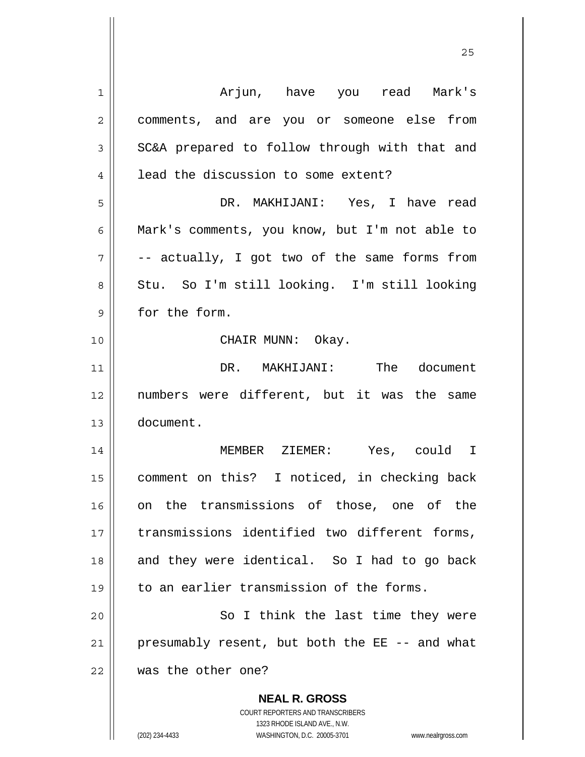Arjun, have you read Mark's comments, and are you or someone else from SC&A prepared to follow through with that and lead the discussion to some extent?

DR. MAKHIJANI: Yes, I have read Mark's comments, you know, but I'm not able to -- actually, I got two of the same forms from Stu. So I'm still looking. I'm still looking for the form.

CHAIR MUNN: Okay.

DR. MAKHIJANI: The document numbers were different, but it was the same document.

MEMBER ZIEMER: Yes, could I comment on this? I noticed, in checking back on the transmissions of those, one of the transmissions identified two different forms, and they were identical. So I had to go back to an earlier transmission of the forms.

So I think the last time they were presumably resent, but both the EE -- and what was the other one?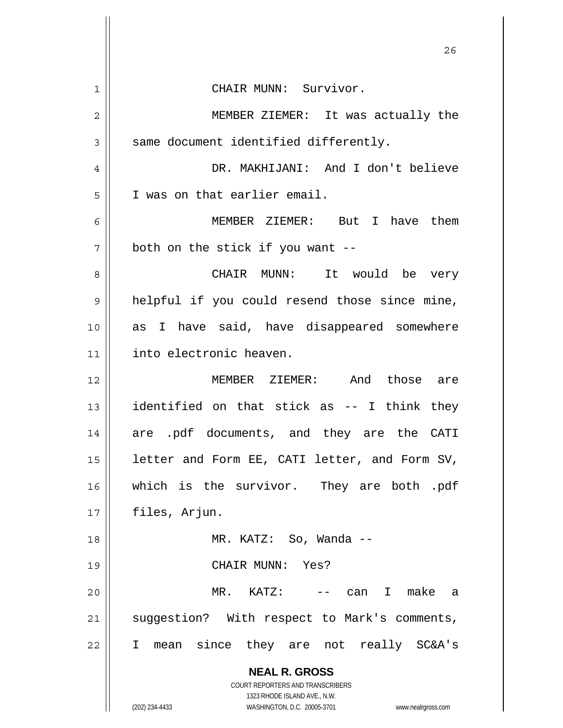CHAIR MUNN: Survivor.

MEMBER ZIEMER: It was actually the same document identified differently.

DR. MAKHIJANI: And I don't believe I was on that earlier email.

MEMBER ZIEMER: But I have them both on the stick if you want --

CHAIR MUNN: It would be very helpful if you could resend those since mine, as I have said, have disappeared somewhere into electronic heaven.

MEMBER ZIEMER: And those are identified on that stick as -- I think they are .pdf documents, and they are the CATI letter and Form EE, CATI letter, and Form SV, which is the survivor. They are both .pdf files, Arjun.

MR. KATZ: So, Wanda --

CHAIR MUNN: Yes?

MR. KATZ: -- can I make a suggestion? With respect to Mark's comments, I mean since they are not really SC&A's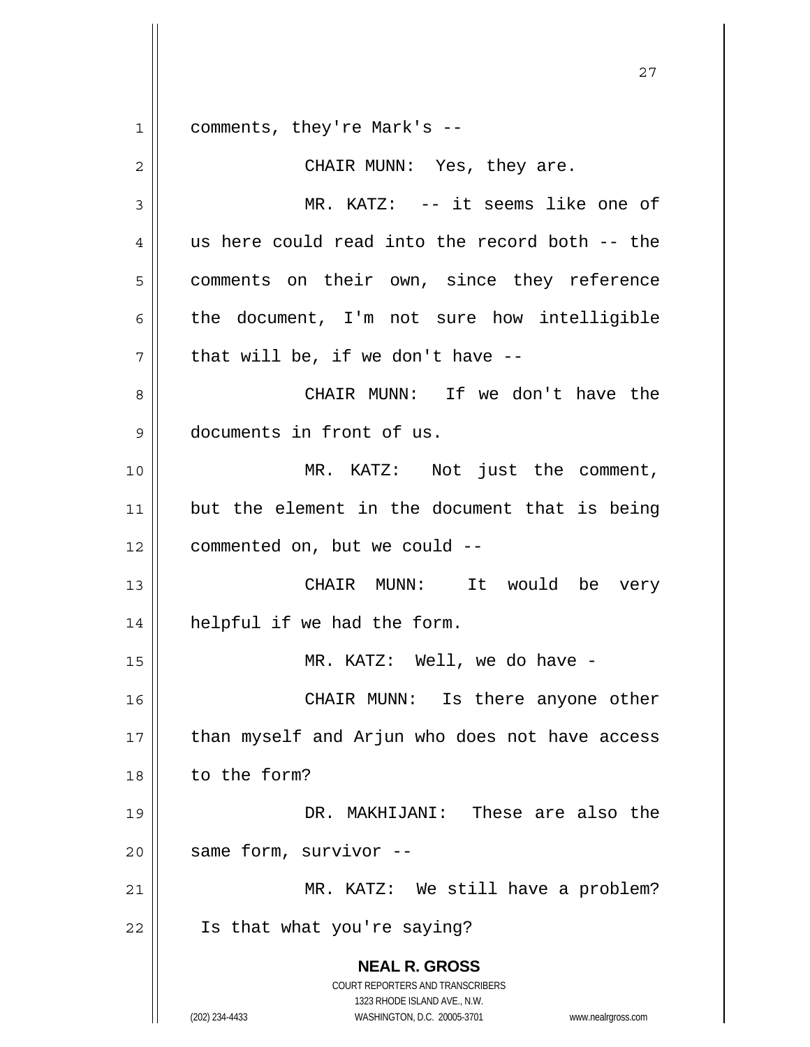comments, they're Mark's --

CHAIR MUNN: Yes, they are.

MR. KATZ: -- it seems like one of us here could read into the record both -- the comments on their own, since they reference the document, I'm not sure how intelligible that will be, if we don't have --

CHAIR MUNN: If we don't have the documents in front of us.

MR. KATZ: Not just the comment, but the element in the document that is being commented on, but we could --

CHAIR MUNN: It would be very helpful if we had the form.

MR. KATZ: Well, we do have -

CHAIR MUNN: Is there anyone other than myself and Arjun who does not have access to the form?

DR. MAKHIJANI: These are also the same form, survivor --

MR. KATZ: We still have a problem? Is that what you're saying?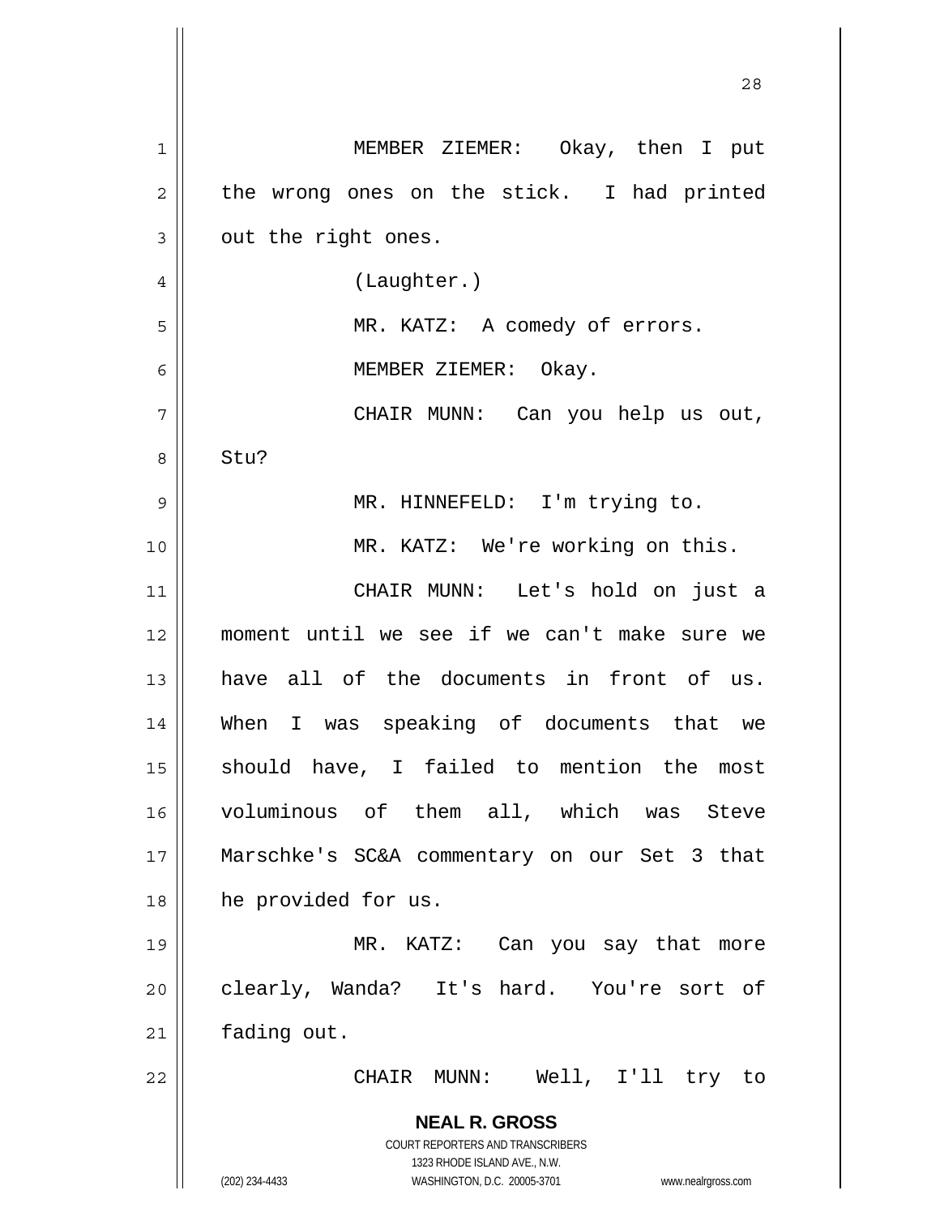MEMBER ZIEMER: Okay, then I put the wrong ones on the stick. I had printed out the right ones.

(Laughter.)

MR. KATZ: A comedy of errors.

MEMBER ZIEMER: Okay.

CHAIR MUNN: Can you help us out, Stu?

MR. HINNEFELD: I'm trying to.

MR. KATZ: We're working on this.

CHAIR MUNN: Let's hold on just a moment until we see if we can't make sure we have all of the documents in front of us. When I was speaking of documents that we should have, I failed to mention the most voluminous of them all, which was Steve Marschke's SC&A commentary on our Set 3 that he provided for us.

MR. KATZ: Can you say that more clearly, Wanda? It's hard. You're sort of fading out.

CHAIR MUNN: Well, I'll try to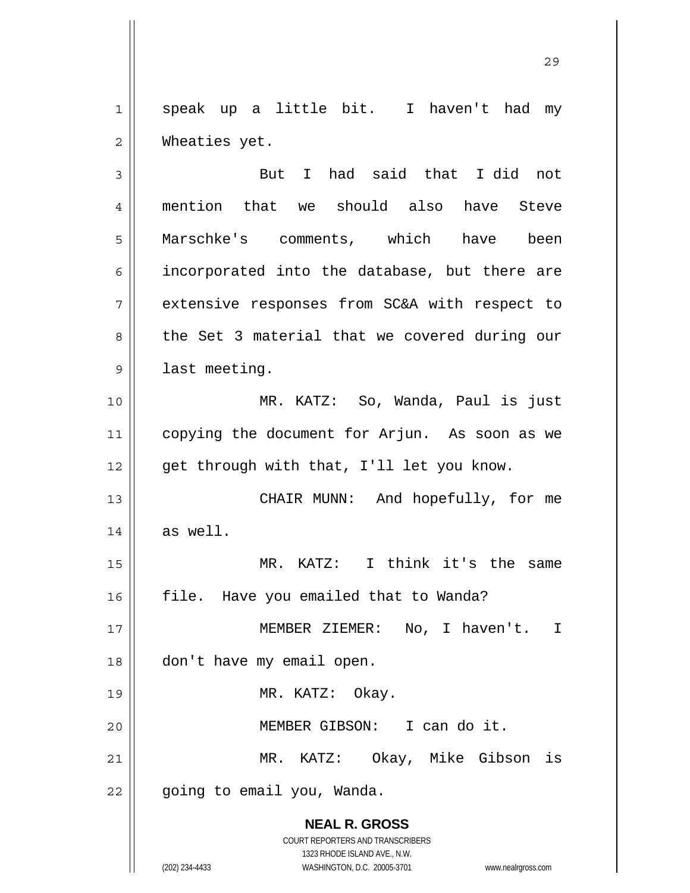speak up a little bit. I haven't had my Wheaties yet.

But I had said that I did not mention that we should also have Steve Marschke's comments, which have been incorporated into the database, but there are extensive responses from SC&A with respect to the Set 3 material that we covered during our last meeting.

MR. KATZ: So, Wanda, Paul is just copying the document for Arjun. As soon as we get through with that, I'll let you know.

CHAIR MUNN: And hopefully, for me as well.

MR. KATZ: I think it's the same file. Have you emailed that to Wanda?

MEMBER ZIEMER: No, I haven't. I don't have my email open.

MR. KATZ: Okay.

MEMBER GIBSON: I can do it.

MR. KATZ: Okay, Mike Gibson is going to email you, Wanda.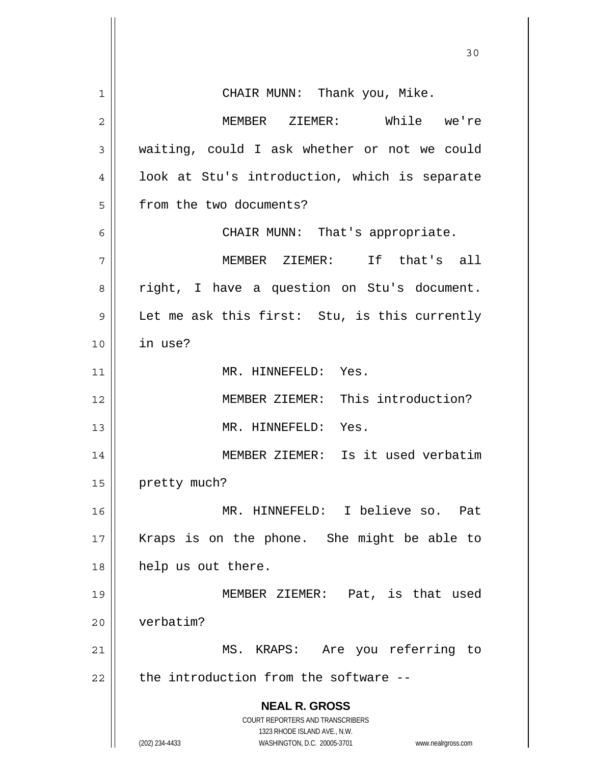CHAIR MUNN: Thank you, Mike.

MEMBER ZIEMER: While we're waiting, could I ask whether or not we could look at Stu's introduction, which is separate from the two documents?

CHAIR MUNN: That's appropriate.

MEMBER ZIEMER: If that's all right, I have a question on Stu's document. Let me ask this first: Stu, is this currently in use?

MR. HINNEFELD: Yes.

MEMBER ZIEMER: This introduction?

MR. HINNEFELD: Yes.

MEMBER ZIEMER: Is it used verbatim pretty much?

MR. HINNEFELD: I believe so. Pat Kraps is on the phone. She might be able to help us out there.

MEMBER ZIEMER: Pat, is that used verbatim?

MS. KRAPS: Are you referring to the introduction from the software --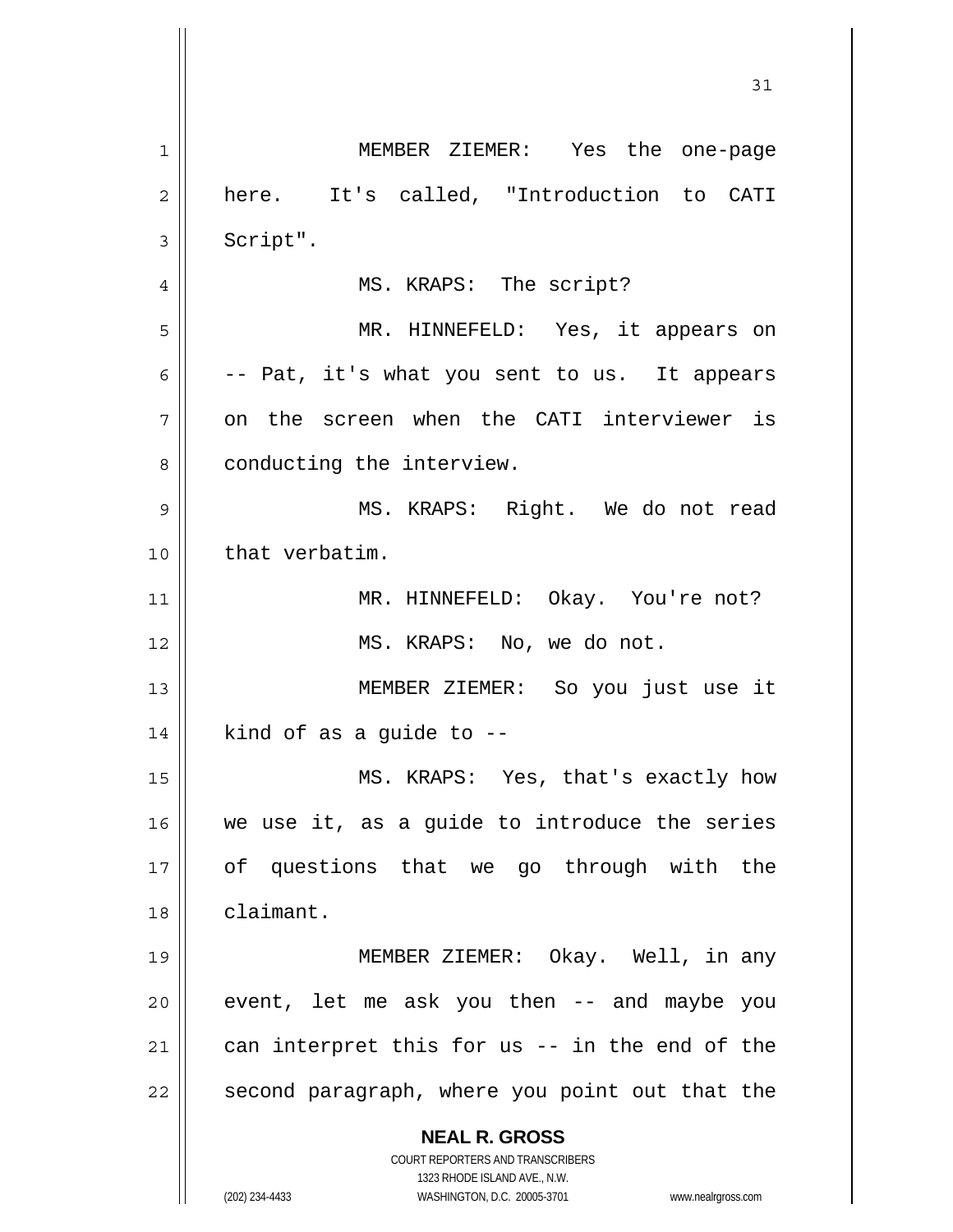MEMBER ZIEMER: Yes the one-page here. It's called, "Introduction to CATI Script".

MS. KRAPS: The script?

MR. HINNEFELD: Yes, it appears on -- Pat, it's what you sent to us. It appears on the screen when the CATI interviewer is conducting the interview.

MS. KRAPS: Right. We do not read that verbatim.

MR. HINNEFELD: Okay. You're not?

MS. KRAPS: No, we do not.

MEMBER ZIEMER: So you just use it kind of as a guide to --

MS. KRAPS: Yes, that's exactly how we use it, as a guide to introduce the series of questions that we go through with the claimant.

MEMBER ZIEMER: Okay. Well, in any event, let me ask you then -- and maybe you can interpret this for us -- in the end of the second paragraph, where you point out that the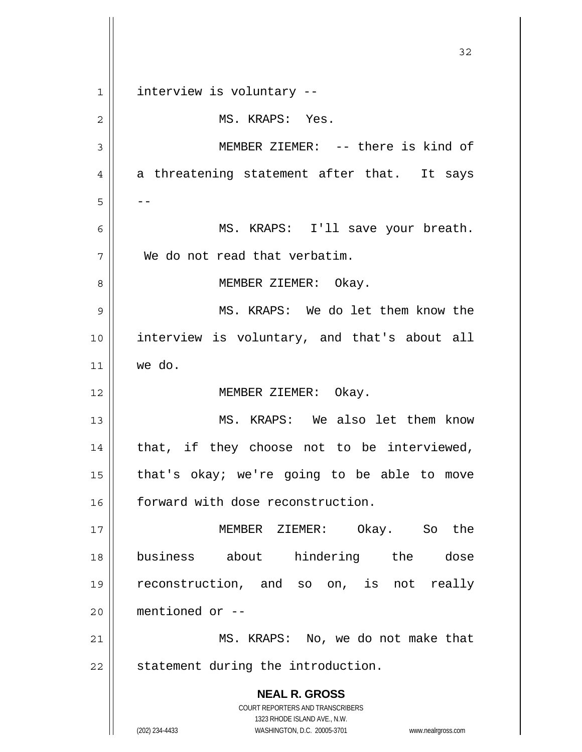interview is voluntary --

MS. KRAPS: Yes.

MEMBER ZIEMER: -- there is kind of a threatening statement after that. It says --

MS. KRAPS: I'll save your breath. We do not read that verbatim.

MEMBER ZIEMER: Okay.

MS. KRAPS: We do let them know the interview is voluntary, and that's about all we do.

MEMBER ZIEMER: Okay.

MS. KRAPS: We also let them know that, if they choose not to be interviewed, that's okay; we're going to be able to move forward with dose reconstruction.

MEMBER ZIEMER: Okay. So the business about hindering the dose reconstruction, and so on, is not really mentioned or --

MS. KRAPS: No, we do not make that statement during the introduction.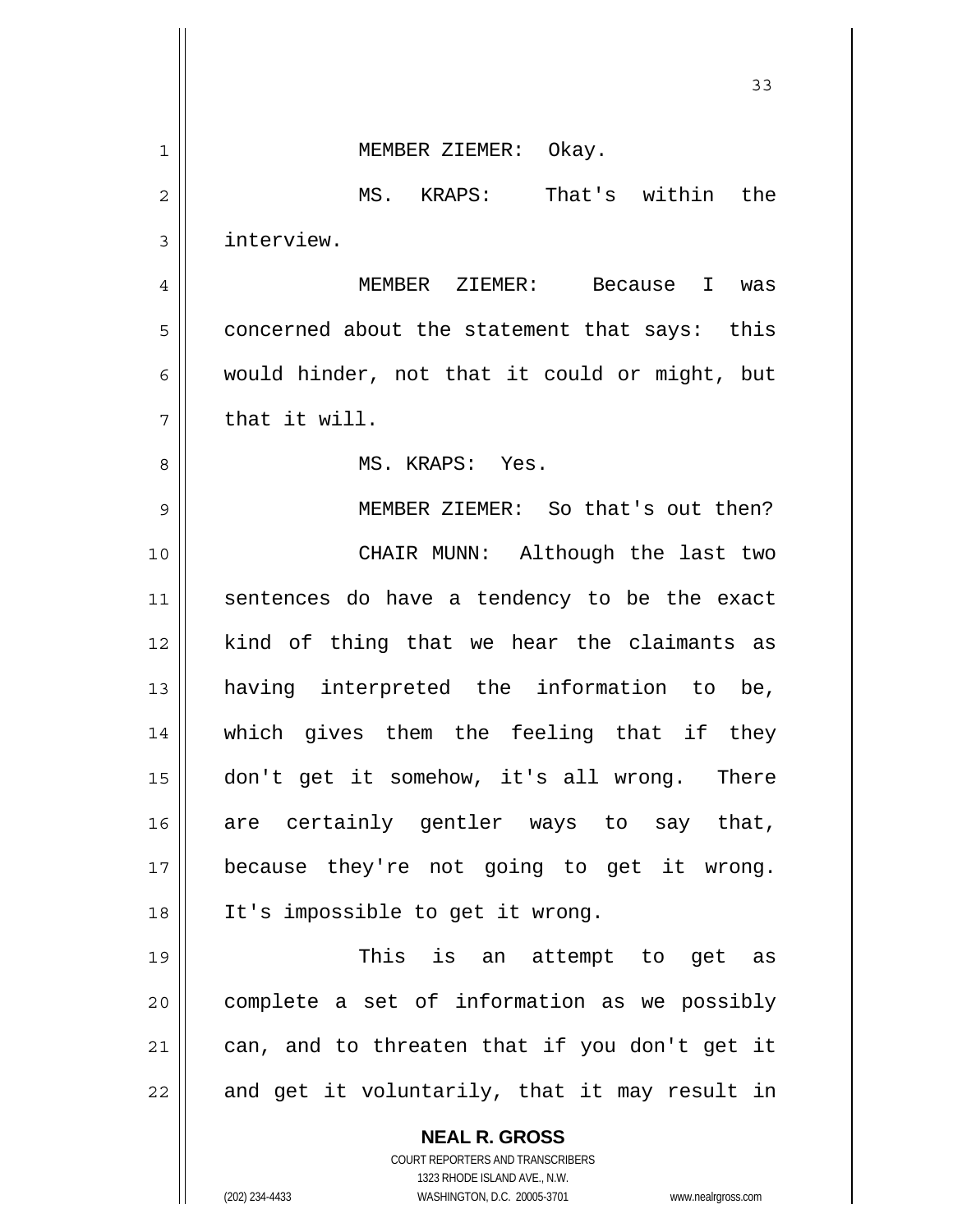MEMBER ZIEMER: Okay.

MS. KRAPS: That's within the interview.

MEMBER ZIEMER: Because I was concerned about the statement that says: this would hinder, not that it could or might, but that it will.

MS. KRAPS: Yes.

MEMBER ZIEMER: So that's out then?

CHAIR MUNN: Although the last two sentences do have a tendency to be the exact kind of thing that we hear the claimants as having interpreted the information to be, which gives them the feeling that if they don't get it somehow, it's all wrong. There are certainly gentler ways to say that, because they're not going to get it wrong. It's impossible to get it wrong.

This is an attempt to get as complete a set of information as we possibly can, and to threaten that if you don't get it and get it voluntarily, that it may result in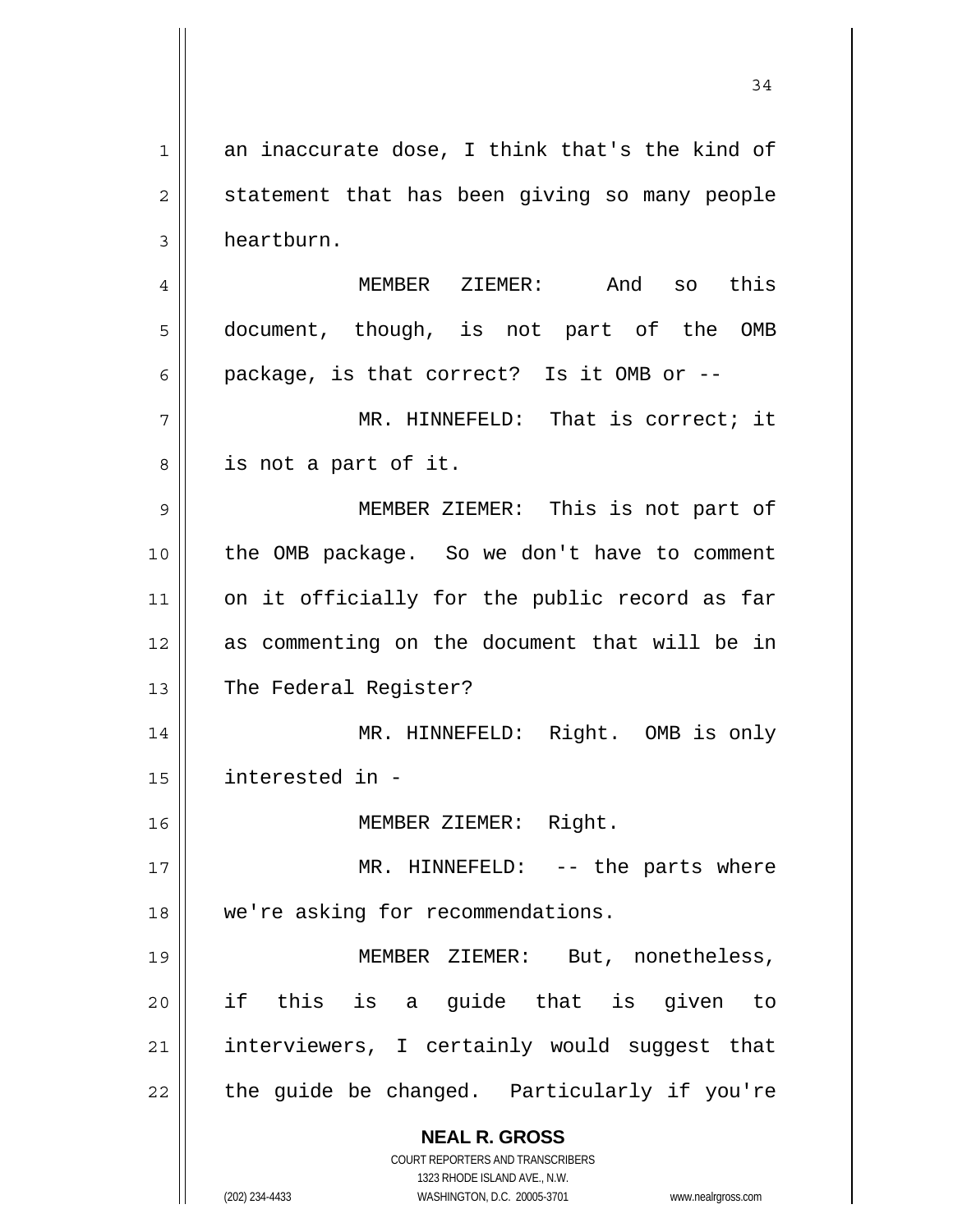an inaccurate dose, I think that's the kind of statement that has been giving so many people heartburn.

MEMBER ZIEMER: And so this document, though, is not part of the OMB package, is that correct? Is it OMB or --

MR. HINNEFELD: That is correct; it is not a part of it.

MEMBER ZIEMER: This is not part of the OMB package. So we don't have to comment on it officially for the public record as far as commenting on the document that will be in The Federal Register?

MR. HINNEFELD: Right. OMB is only interested in -

MEMBER ZIEMER: Right.

MR. HINNEFELD: -- the parts where we're asking for recommendations.

MEMBER ZIEMER: But, nonetheless, if this is a guide that is given to interviewers, I certainly would suggest that the guide be changed. Particularly if you're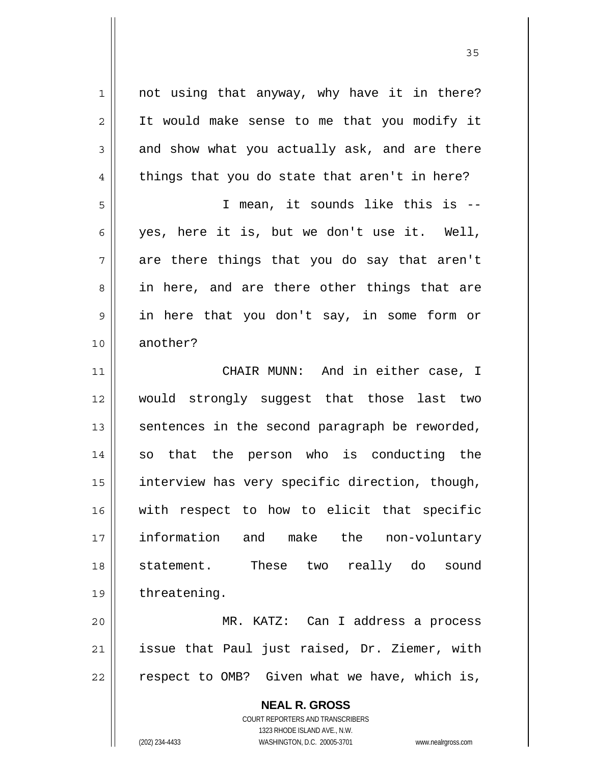not using that anyway, why have it in there? It would make sense to me that you modify it and show what you actually ask, and are there things that you do state that aren't in here?

I mean, it sounds like this is -- yes, here it is, but we don't use it. Well, are there things that you do say that aren't in here, and are there other things that are in here that you don't say, in some form or another?

CHAIR MUNN: And in either case, I would strongly suggest that those last two sentences in the second paragraph be reworded, so that the person who is conducting the interview has very specific direction, though, with respect to how to elicit that specific information and make the non-voluntary statement. These two really do sound threatening.

MR. KATZ: Can I address a process issue that Paul just raised, Dr. Ziemer, with respect to OMB? Given what we have, which is,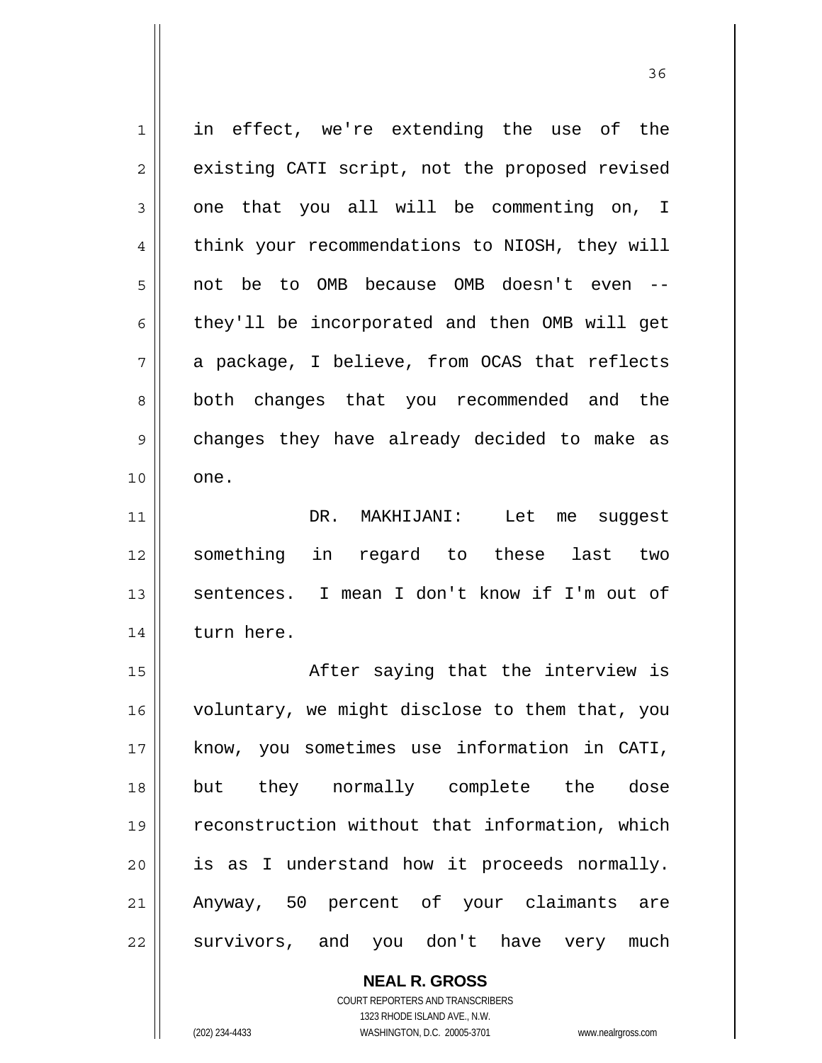in effect, we're extending the use of the existing CATI script, not the proposed revised one that you all will be commenting on, I think your recommendations to NIOSH, they will not be to OMB because OMB doesn't even -- they'll be incorporated and then OMB will get a package, I believe, from OCAS that reflects both changes that you recommended and the changes they have already decided to make as one.

DR. MAKHIJANI: Let me suggest something in regard to these last two sentences. I mean I don't know if I'm out of turn here.

After saying that the interview is voluntary, we might disclose to them that, you know, you sometimes use information in CATI, but they normally complete the dose reconstruction without that information, which is as I understand how it proceeds normally. Anyway, 50 percent of your claimants are survivors, and you don't have very much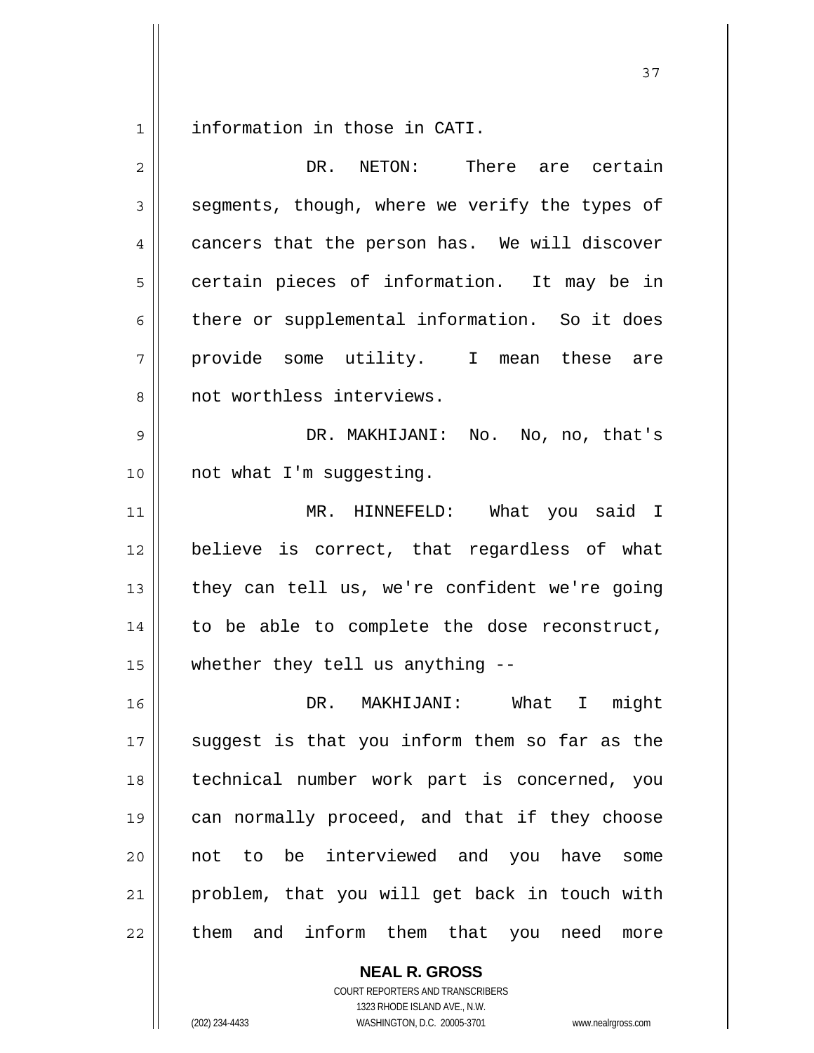information in those in CATI.

DR. NETON: There are certain segments, though, where we verify the types of cancers that the person has. We will discover certain pieces of information. It may be in there or supplemental information. So it does provide some utility. I mean these are not worthless interviews.

DR. MAKHIJANI: No. No, no, that's not what I'm suggesting.

MR. HINNEFELD: What you said I believe is correct, that regardless of what they can tell us, we're confident we're going to be able to complete the dose reconstruct, whether they tell us anything --

DR. MAKHIJANI: What I might suggest is that you inform them so far as the technical number work part is concerned, you can normally proceed, and that if they choose not to be interviewed and you have some problem, that you will get back in touch with them and inform them that you need more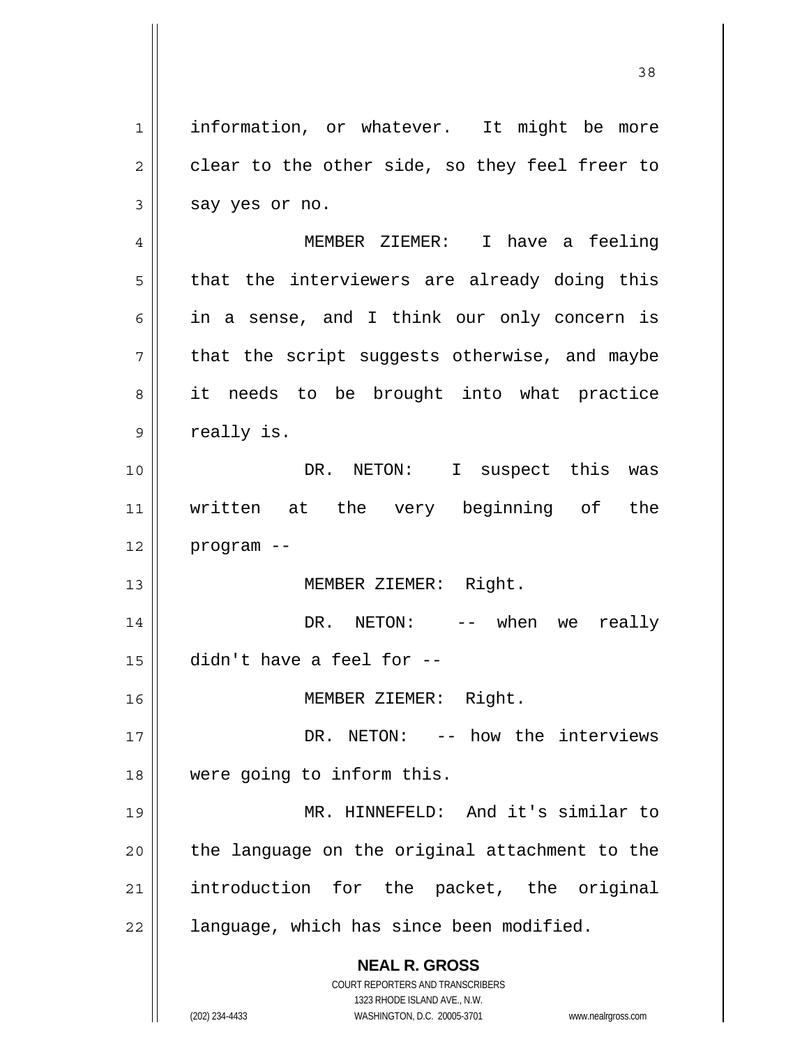information, or whatever. It might be more clear to the other side, so they feel freer to say yes or no.

MEMBER ZIEMER: I have a feeling that the interviewers are already doing this in a sense, and I think our only concern is that the script suggests otherwise, and maybe it needs to be brought into what practice really is.

DR. NETON: I suspect this was written at the very beginning of the program --

MEMBER ZIEMER: Right.

DR. NETON: -- when we really didn't have a feel for --

MEMBER ZIEMER: Right.

DR. NETON: -- how the interviews were going to inform this.

MR. HINNEFELD: And it's similar to the language on the original attachment to the introduction for the packet, the original language, which has since been modified.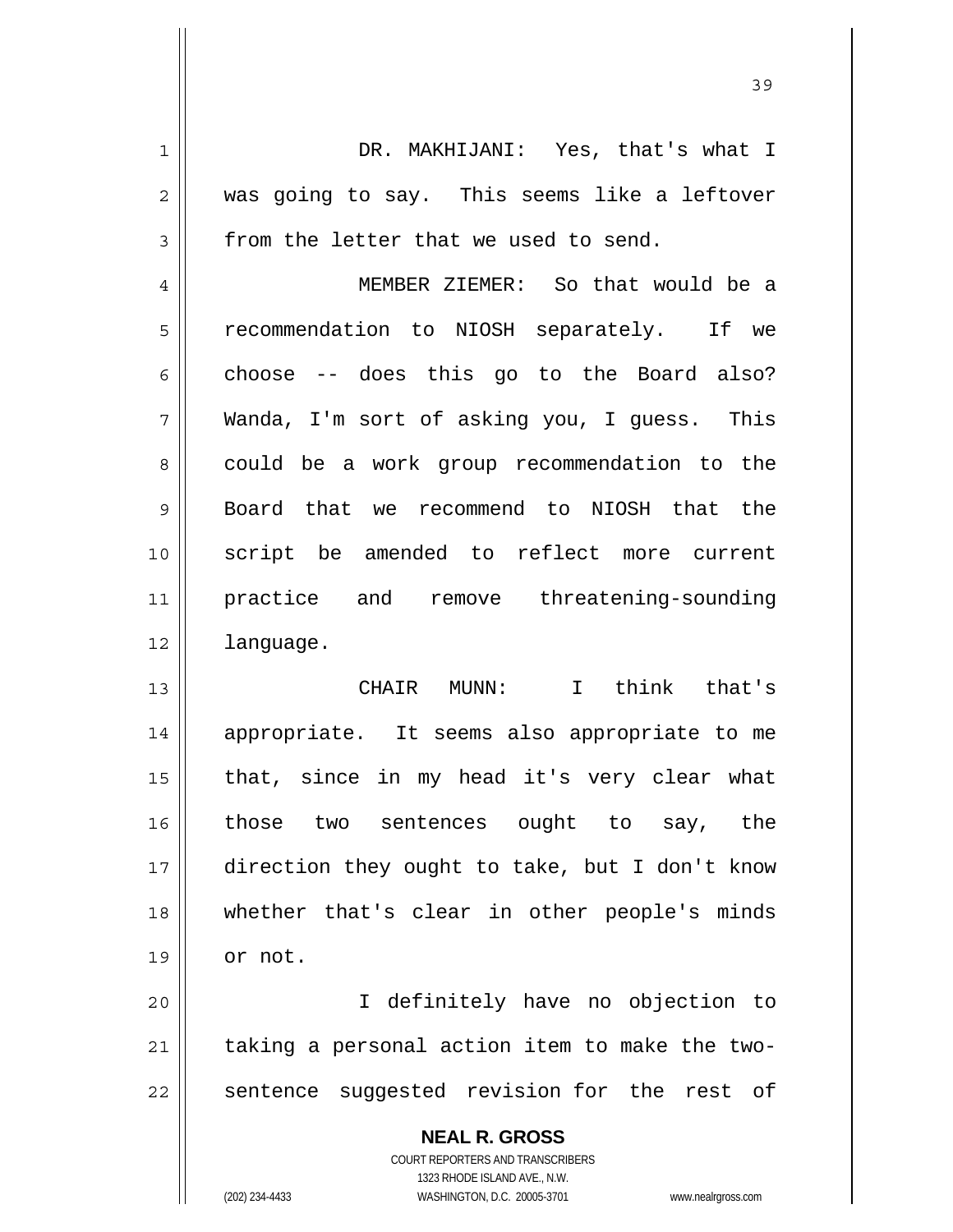DR. MAKHIJANI: Yes, that's what I was going to say. This seems like a leftover from the letter that we used to send.

MEMBER ZIEMER: So that would be a recommendation to NIOSH separately. If we choose -- does this go to the Board also? Wanda, I'm sort of asking you, I guess. This could be a work group recommendation to the Board that we recommend to NIOSH that the script be amended to reflect more current practice and remove threatening-sounding language.

CHAIR MUNN: I think that's appropriate. It seems also appropriate to me that, since in my head it's very clear what those two sentences ought to say, the direction they ought to take, but I don't know whether that's clear in other people's minds or not.

I definitely have no objection to taking a personal action item to make the two-sentence suggested revision for the rest of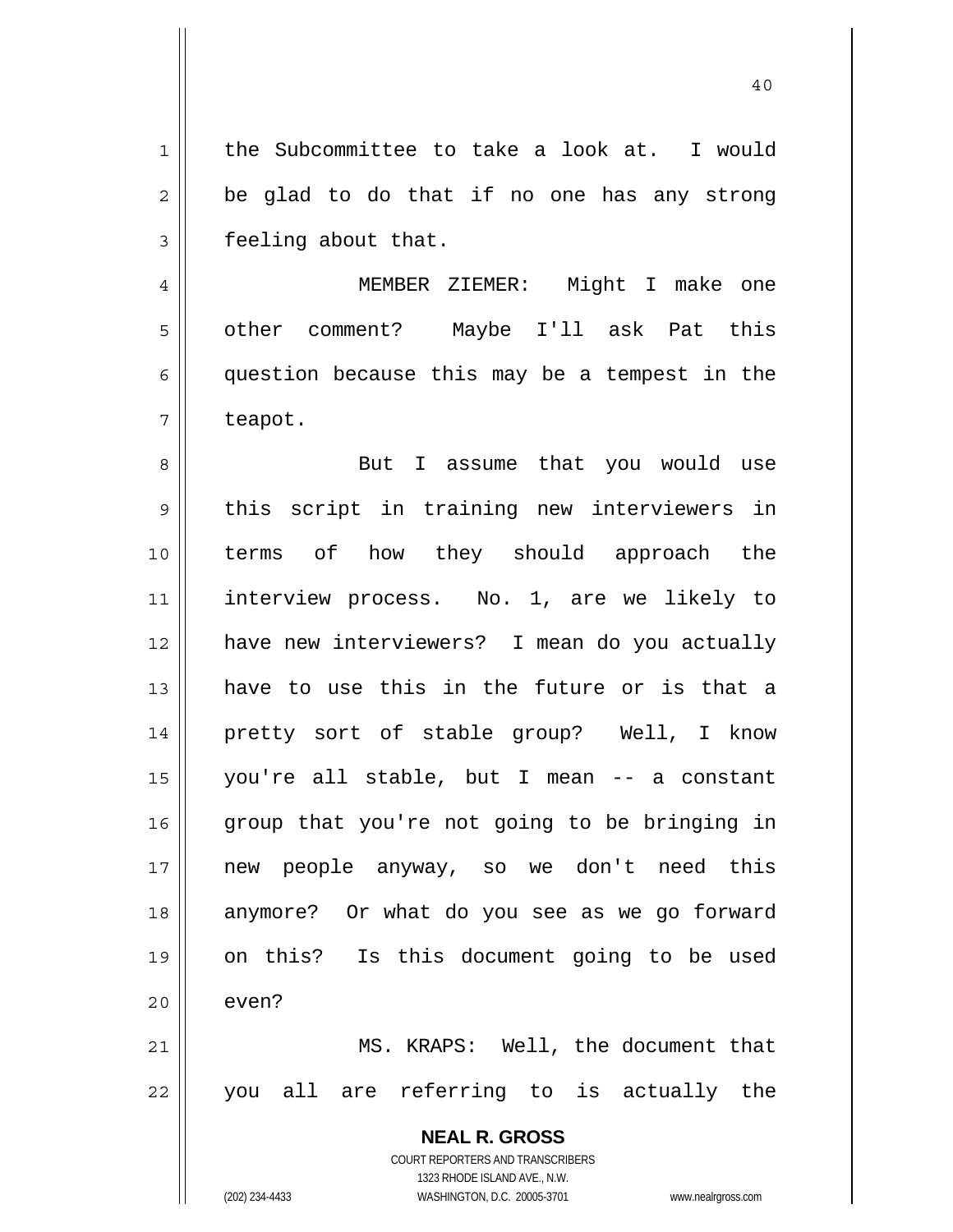the Subcommittee to take a look at. I would be glad to do that if no one has any strong feeling about that.

MEMBER ZIEMER: Might I make one other comment? Maybe I'll ask Pat this question because this may be a tempest in the teapot.

But I assume that you would use this script in training new interviewers in terms of how they should approach the interview process. No. 1, are we likely to have new interviewers? I mean do you actually have to use this in the future or is that a pretty sort of stable group? Well, I know you're all stable, but I mean -- a constant group that you're not going to be bringing in new people anyway, so we don't need this anymore? Or what do you see as we go forward on this? Is this document going to be used even?

MS. KRAPS: Well, the document that you all are referring to is actually the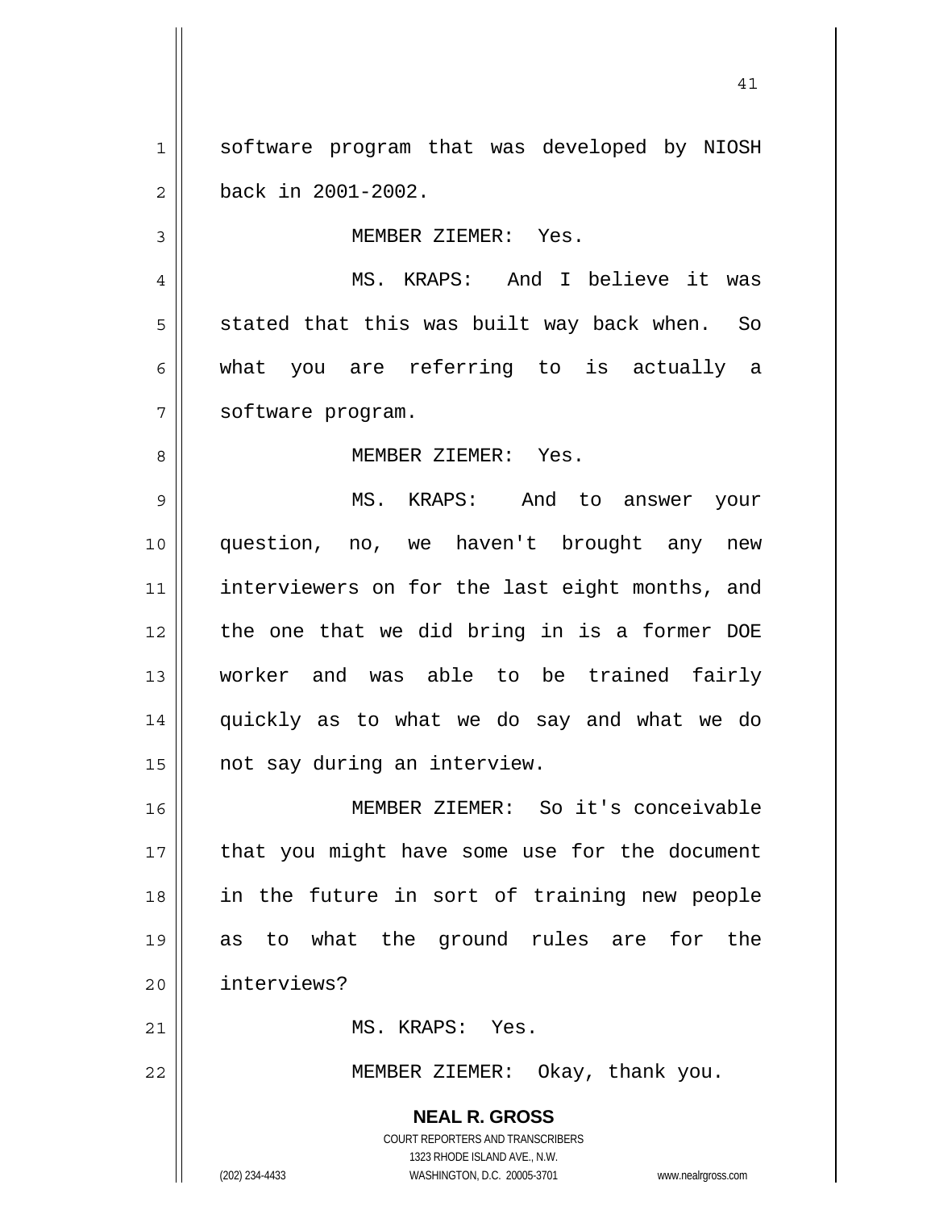software program that was developed by NIOSH back in 2001-2002.

MEMBER ZIEMER: Yes.

MS. KRAPS: And I believe it was stated that this was built way back when. So what you are referring to is actually a software program.

MEMBER ZIEMER: Yes.

MS. KRAPS: And to answer your question, no, we haven't brought any new interviewers on for the last eight months, and the one that we did bring in is a former DOE worker and was able to be trained fairly quickly as to what we do say and what we do not say during an interview.

MEMBER ZIEMER: So it's conceivable that you might have some use for the document in the future in sort of training new people as to what the ground rules are for the interviews?

MS. KRAPS: Yes.

MEMBER ZIEMER: Okay, thank you.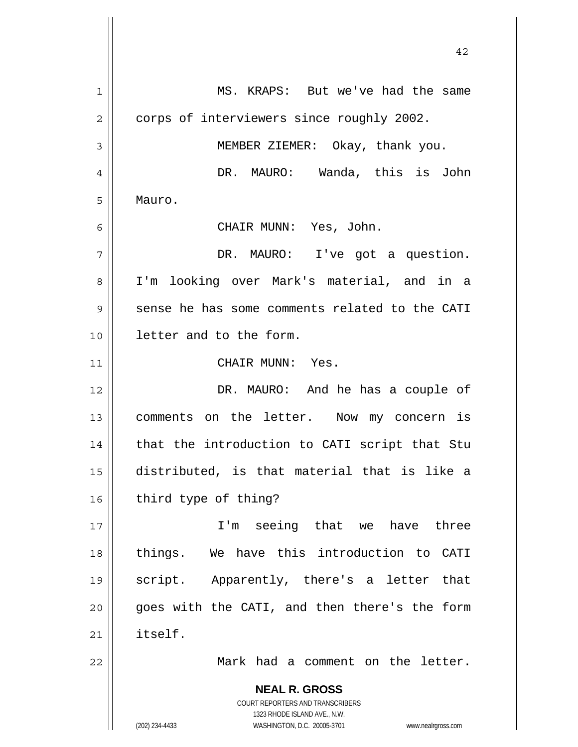MS. KRAPS: But we've had the same corps of interviewers since roughly 2002.

MEMBER ZIEMER: Okay, thank you.

DR. MAURO: Wanda, this is John Mauro.

CHAIR MUNN: Yes, John.

DR. MAURO: I've got a question. I'm looking over Mark's material, and in a sense he has some comments related to the CATI letter and to the form.

CHAIR MUNN: Yes.

DR. MAURO: And he has a couple of comments on the letter. Now my concern is that the introduction to CATI script that Stu distributed, is that material that is like a third type of thing?

I'm seeing that we have three things. We have this introduction to CATI script. Apparently, there's a letter that goes with the CATI, and then there's the form itself.

Mark had a comment on the letter.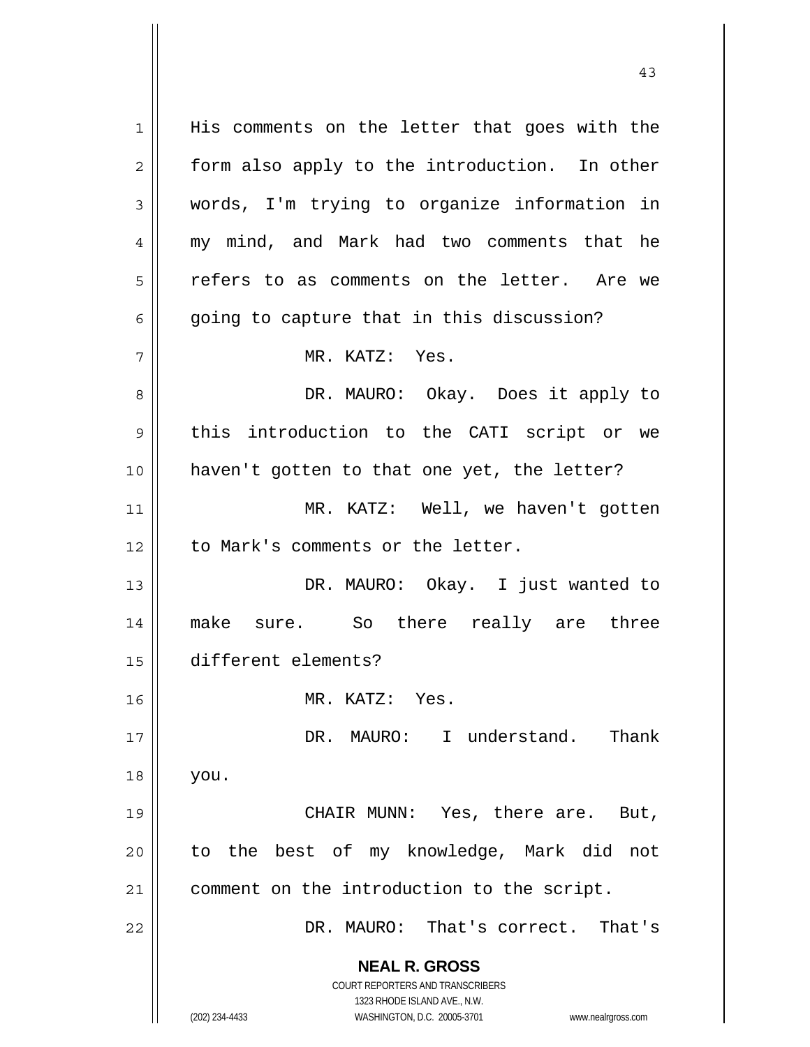His comments on the letter that goes with the form also apply to the introduction. In other words, I'm trying to organize information in my mind, and Mark had two comments that he refers to as comments on the letter. Are we going to capture that in this discussion?

MR. KATZ: Yes.

DR. MAURO: Okay. Does it apply to this introduction to the CATI script or we haven't gotten to that one yet, the letter?

MR. KATZ: Well, we haven't gotten to Mark's comments or the letter.

DR. MAURO: Okay. I just wanted to make sure. So there really are three different elements?

MR. KATZ: Yes.

DR. MAURO: I understand. Thank you.

CHAIR MUNN: Yes, there are. But, to the best of my knowledge, Mark did not comment on the introduction to the script.

DR. MAURO: That's correct. That's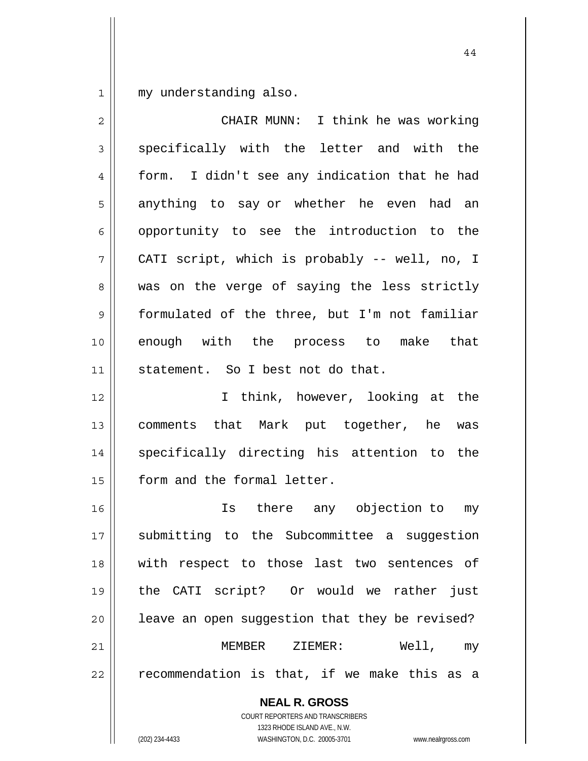my understanding also.

CHAIR MUNN: I think he was working specifically with the letter and with the form. I didn't see any indication that he had anything to say or whether he even had an opportunity to see the introduction to the CATI script, which is probably -- well, no, I was on the verge of saying the less strictly formulated of the three, but I'm not familiar enough with the process to make that statement. So I best not do that.

I think, however, looking at the comments that Mark put together, he was specifically directing his attention to the form and the formal letter.

Is there any objection to my submitting to the Subcommittee a suggestion with respect to those last two sentences of the CATI script? Or would we rather just leave an open suggestion that they be revised?

MEMBER ZIEMER: Well, my recommendation is that, if we make this as a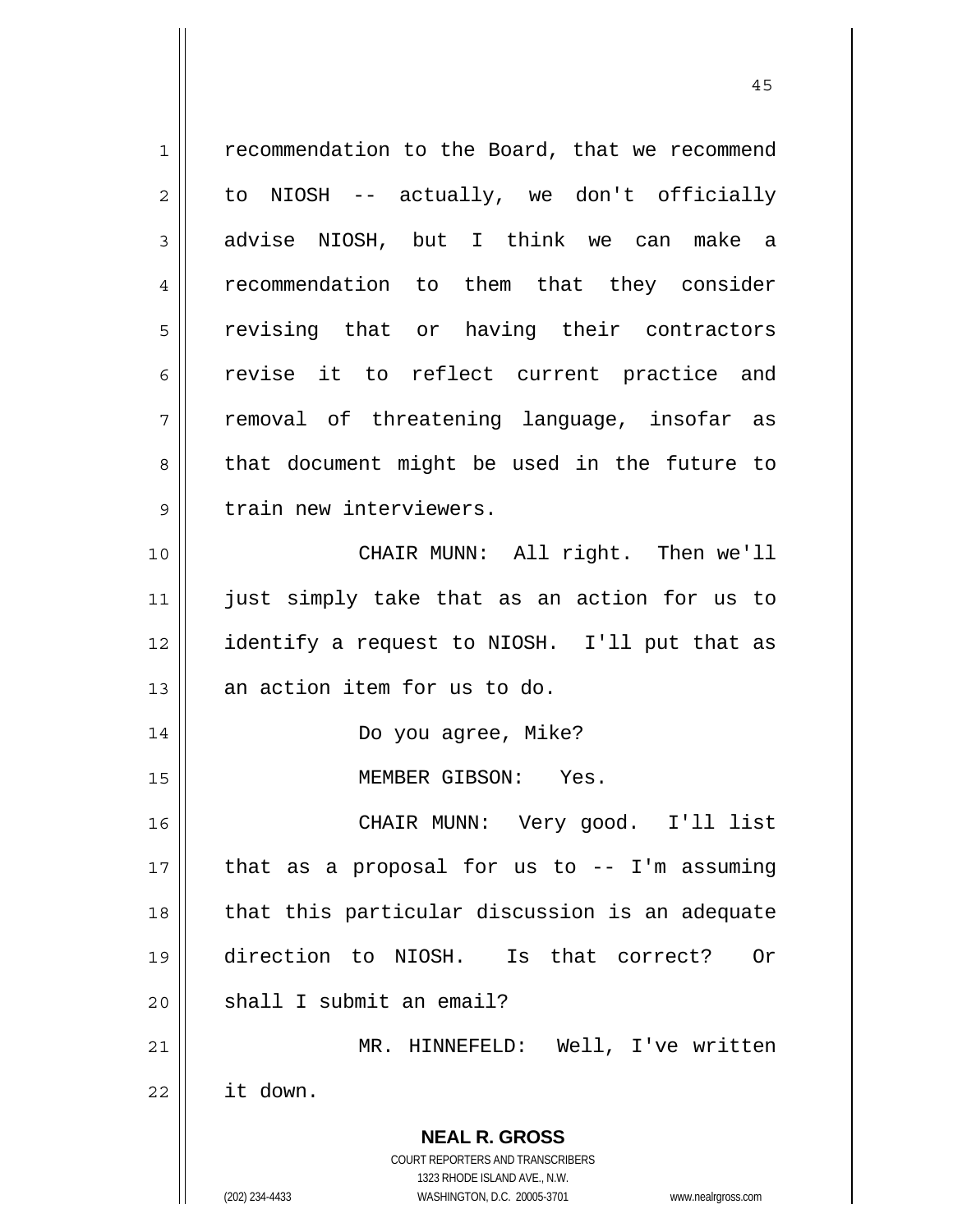recommendation to the Board, that we recommend to NIOSH -- actually, we don't officially advise NIOSH, but I think we can make a recommendation to them that they consider revising that or having their contractors revise it to reflect current practice and removal of threatening language, insofar as that document might be used in the future to train new interviewers.

CHAIR MUNN: All right. Then we'll just simply take that as an action for us to identify a request to NIOSH. I'll put that as an action item for us to do.

Do you agree, Mike?

MEMBER GIBSON: Yes.

CHAIR MUNN: Very good. I'll list that as a proposal for us to -- I'm assuming that this particular discussion is an adequate direction to NIOSH. Is that correct? Or shall I submit an email?

MR. HINNEFELD: Well, I've written it down.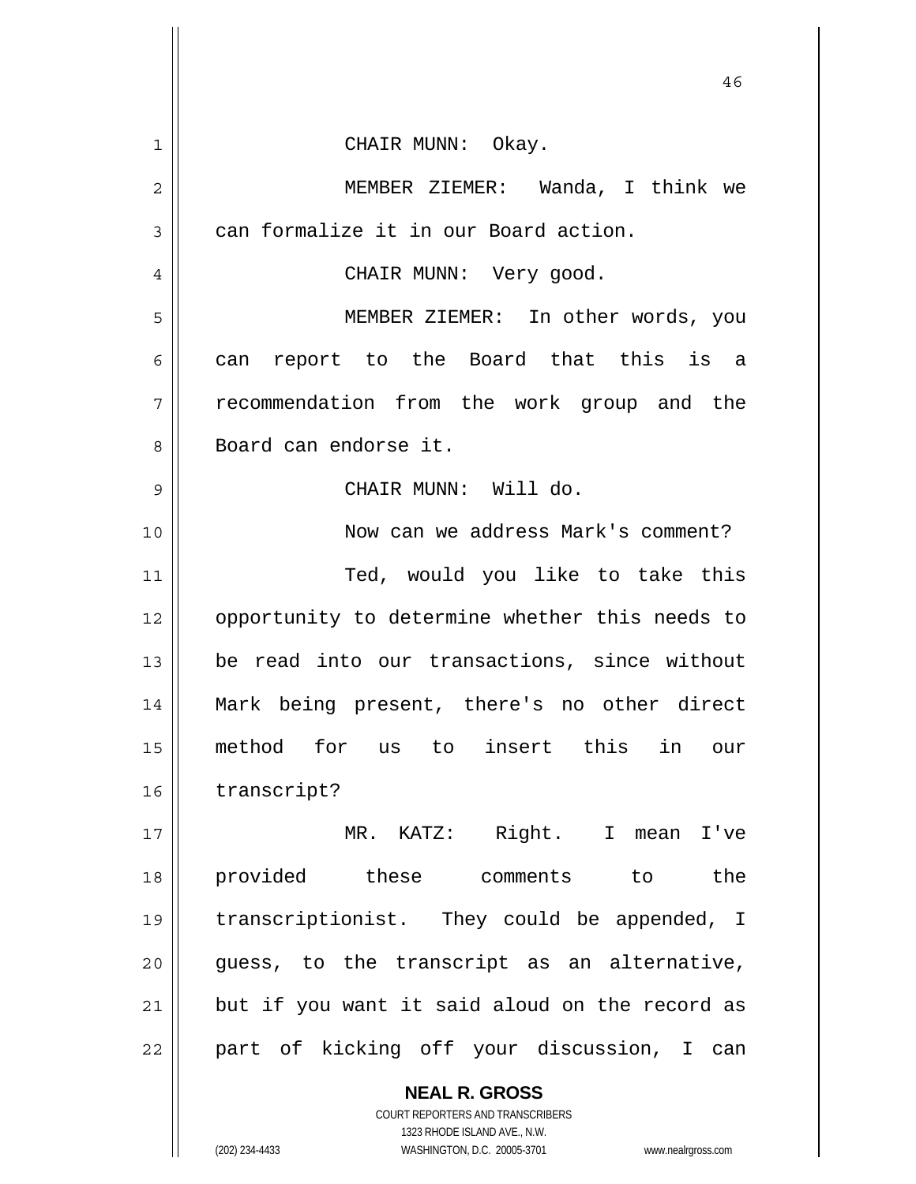CHAIR MUNN: Okay.

MEMBER ZIEMER: Wanda, I think we can formalize it in our Board action.

CHAIR MUNN: Very good.

MEMBER ZIEMER: In other words, you can report to the Board that this is a recommendation from the work group and the Board can endorse it.

CHAIR MUNN: Will do.

Now can we address Mark's comment?

Ted, would you like to take this opportunity to determine whether this needs to be read into our transactions, since without Mark being present, there's no other direct method for us to insert this in our transcript?

MR. KATZ: Right. I mean I've provided these comments to the transcriptionist. They could be appended, I guess, to the transcript as an alternative, but if you want it said aloud on the record as part of kicking off your discussion, I can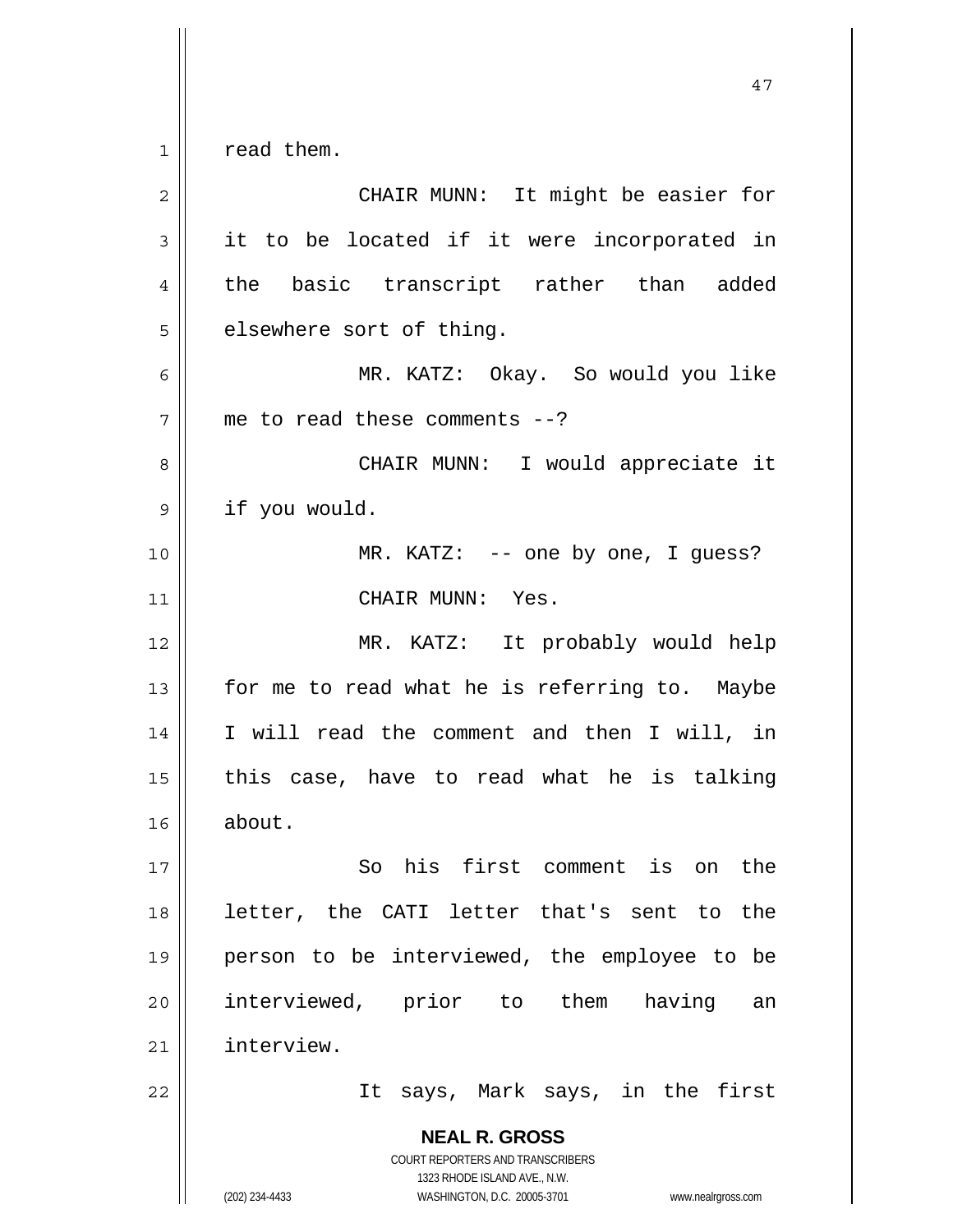read them.

CHAIR MUNN: It might be easier for it to be located if it were incorporated in the basic transcript rather than added elsewhere sort of thing.

MR. KATZ: Okay. So would you like me to read these comments --?

CHAIR MUNN: I would appreciate it if you would.

MR. KATZ: -- one by one, I guess?

CHAIR MUNN: Yes.

MR. KATZ: It probably would help for me to read what he is referring to. Maybe I will read the comment and then I will, in this case, have to read what he is talking about.

So his first comment is on the letter, the CATI letter that's sent to the person to be interviewed, the employee to be interviewed, prior to them having an interview.

It says, Mark says, in the first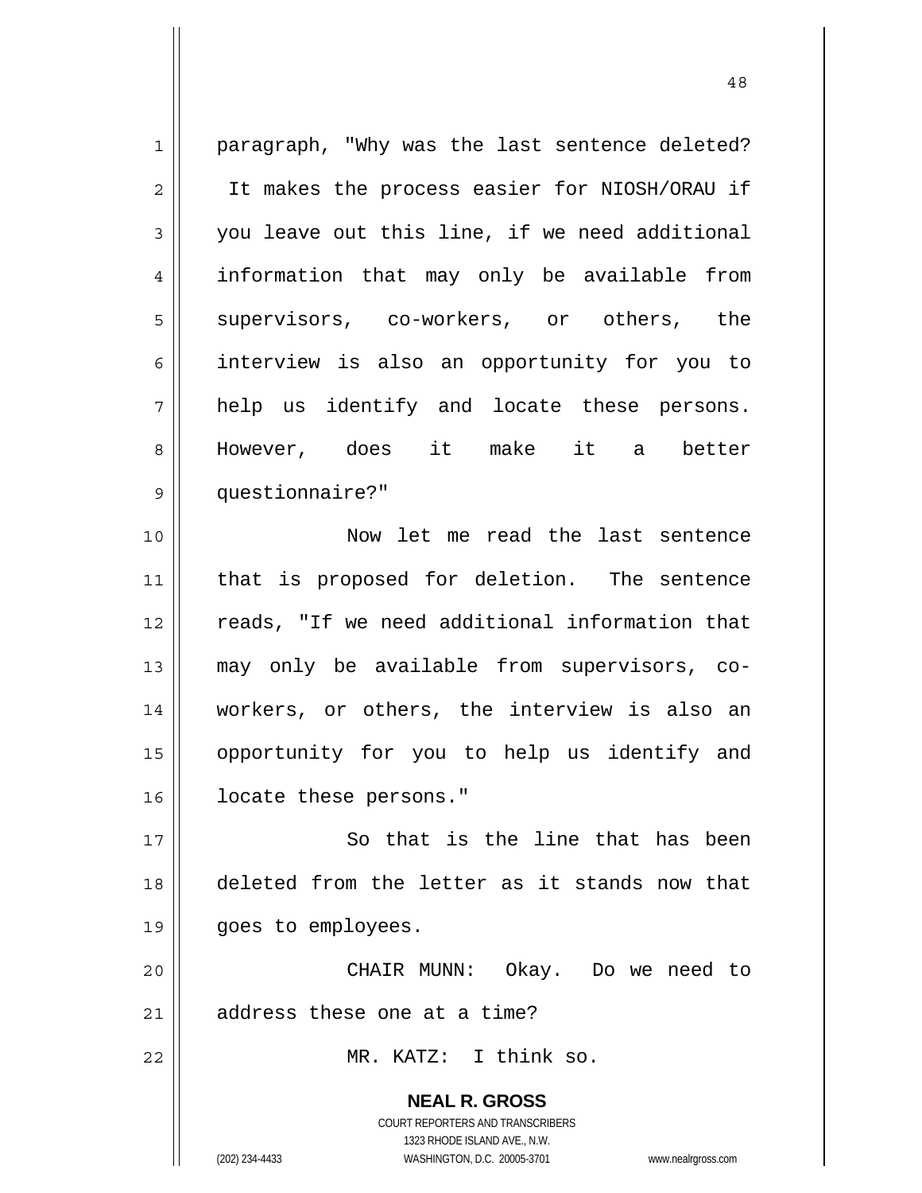paragraph, "Why was the last sentence deleted? It makes the process easier for NIOSH/ORAU if you leave out this line, if we need additional information that may only be available from supervisors, co-workers, or others, the interview is also an opportunity for you to help us identify and locate these persons. However, does it make it a better questionnaire?"

Now let me read the last sentence that is proposed for deletion. The sentence reads, "If we need additional information that may only be available from supervisors, co-workers, or others, the interview is also an opportunity for you to help us identify and locate these persons."

So that is the line that has been deleted from the letter as it stands now that goes to employees.

CHAIR MUNN: Okay. Do we need to address these one at a time?

MR. KATZ: I think so.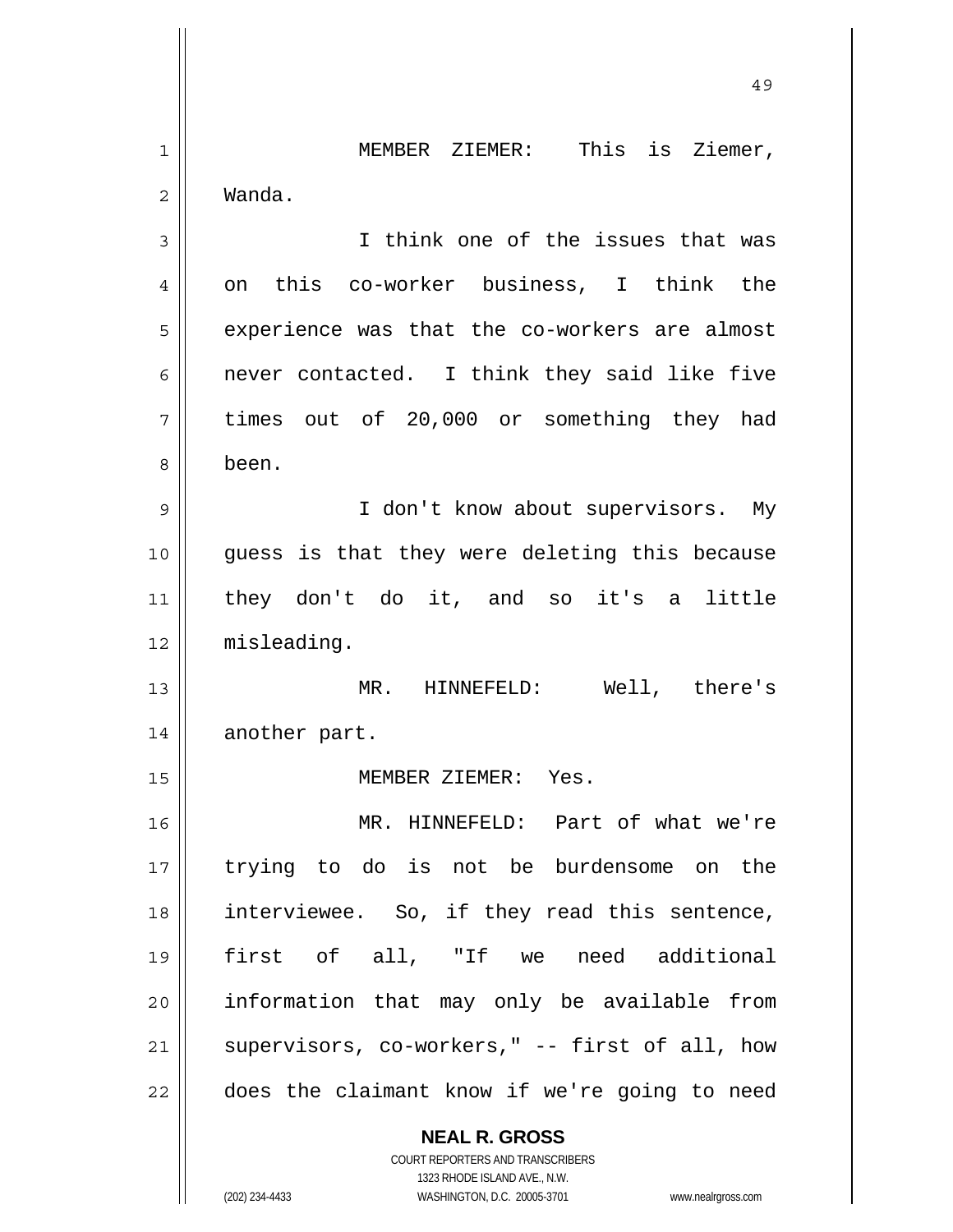MEMBER ZIEMER: This is Ziemer, Wanda.

I think one of the issues that was on this co-worker business, I think the experience was that the co-workers are almost never contacted. I think they said like five times out of 20,000 or something they had been.

I don't know about supervisors. My guess is that they were deleting this because they don't do it, and so it's a little misleading.

MR. HINNEFELD: Well, there's another part.

MEMBER ZIEMER: Yes.

MR. HINNEFELD: Part of what we're trying to do is not be burdensome on the interviewee. So, if they read this sentence, first of all, "If we need additional information that may only be available from supervisors, co-workers," -- first of all, how does the claimant know if we're going to need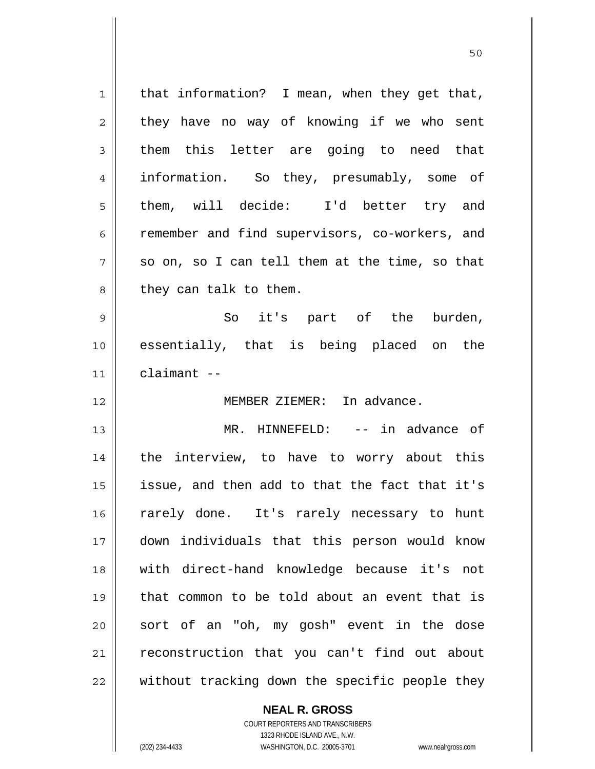that information? I mean, when they get that, they have no way of knowing if we who sent them this letter are going to need that information. So they, presumably, some of them, will decide: I'd better try and remember and find supervisors, co-workers, and so on, so I can tell them at the time, so that they can talk to them.

So it's part of the burden, essentially, that is being placed on the claimant --

MEMBER ZIEMER: In advance.

MR. HINNEFELD: -- in advance of the interview, to have to worry about this issue, and then add to that the fact that it's rarely done. It's rarely necessary to hunt down individuals that this person would know with direct-hand knowledge because it's not that common to be told about an event that is sort of an "oh, my gosh" event in the dose reconstruction that you can't find out about without tracking down the specific people they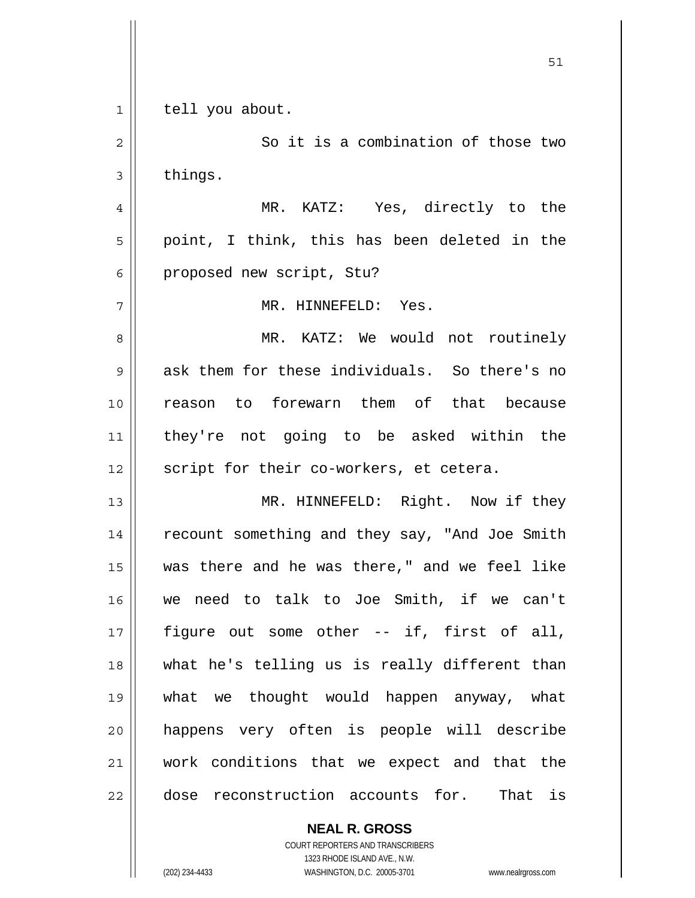tell you about.

So it is a combination of those two things.

MR. KATZ: Yes, directly to the point, I think, this has been deleted in the proposed new script, Stu?

MR. HINNEFELD: Yes.

MR. KATZ: We would not routinely ask them for these individuals. So there's no reason to forewarn them of that because they're not going to be asked within the script for their co-workers, et cetera.

MR. HINNEFELD: Right. Now if they recount something and they say, "And Joe Smith was there and he was there," and we feel like we need to talk to Joe Smith, if we can't figure out some other -- if, first of all, what he's telling us is really different than what we thought would happen anyway, what happens very often is people will describe work conditions that we expect and that the dose reconstruction accounts for. That is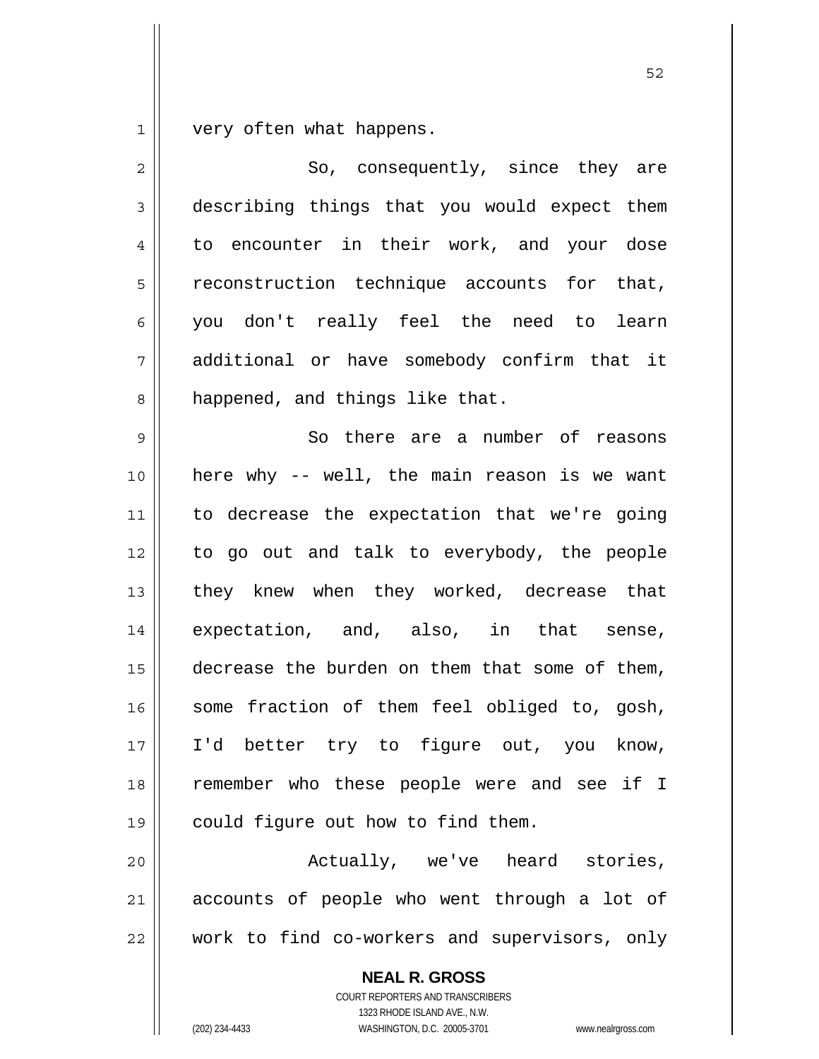very often what happens.

So, consequently, since they are describing things that you would expect them to encounter in their work, and your dose reconstruction technique accounts for that, you don't really feel the need to learn additional or have somebody confirm that it happened, and things like that.

So there are a number of reasons here why -- well, the main reason is we want to decrease the expectation that we're going to go out and talk to everybody, the people they knew when they worked, decrease that expectation, and, also, in that sense, decrease the burden on them that some of them, some fraction of them feel obliged to, gosh, I'd better try to figure out, you know, remember who these people were and see if I could figure out how to find them.

Actually, we've heard stories, accounts of people who went through a lot of work to find co-workers and supervisors, only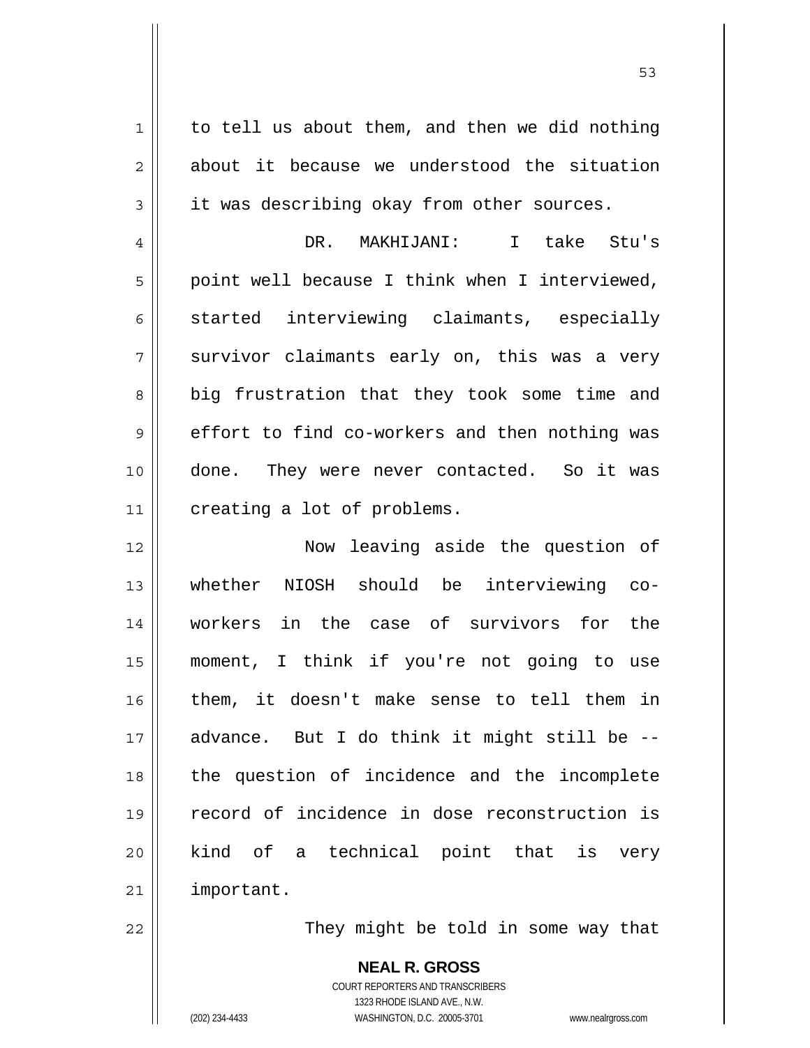to tell us about them, and then we did nothing about it because we understood the situation it was describing okay from other sources.

DR. MAKHIJANI: I take Stu's point well because I think when I interviewed, started interviewing claimants, especially survivor claimants early on, this was a very big frustration that they took some time and effort to find co-workers and then nothing was done. They were never contacted. So it was creating a lot of problems.

Now leaving aside the question of whether NIOSH should be interviewing co-workers in the case of survivors for the moment, I think if you're not going to use them, it doesn't make sense to tell them in advance. But I do think it might still be -- the question of incidence and the incomplete record of incidence in dose reconstruction is kind of a technical point that is very important.

They might be told in some way that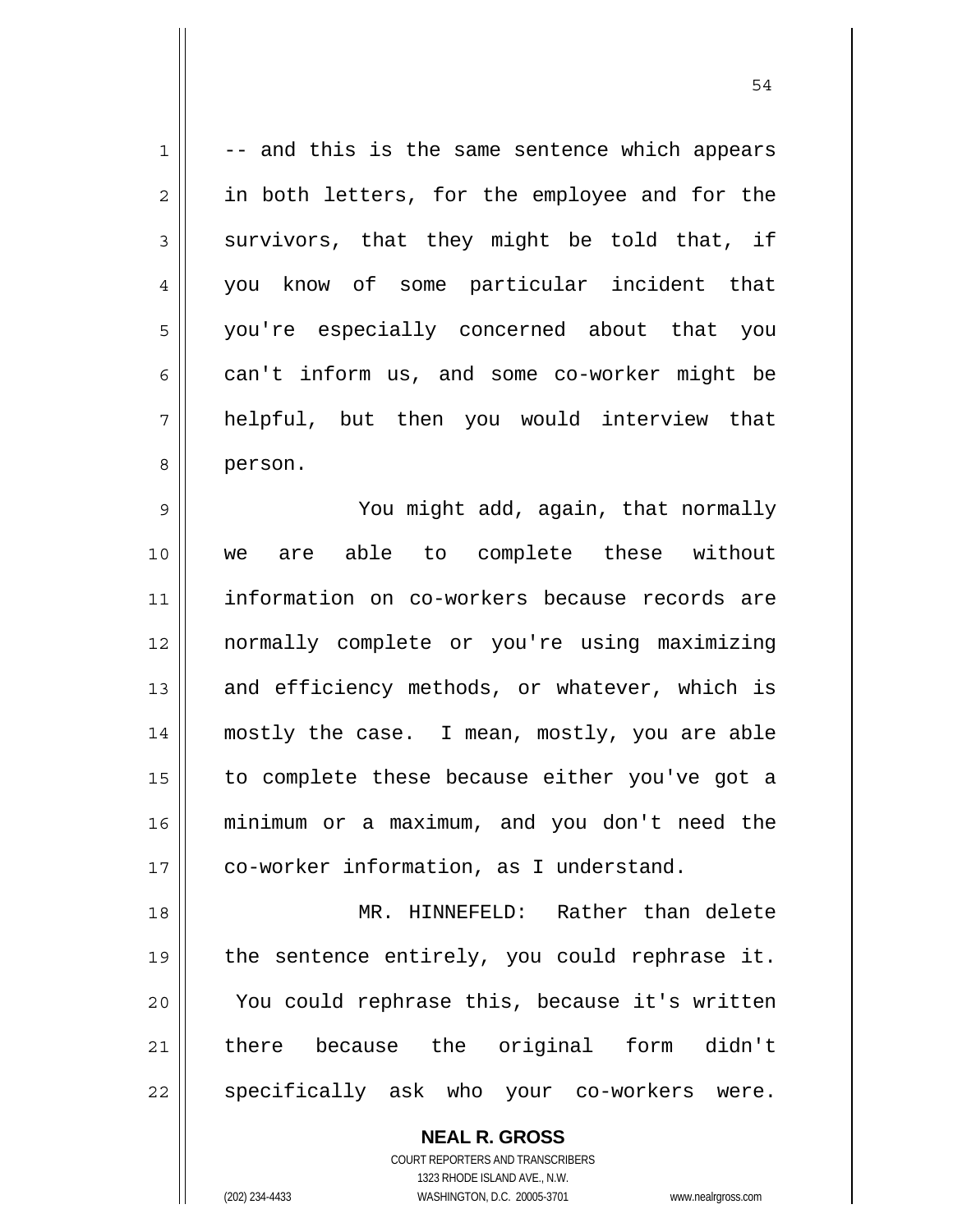-- and this is the same sentence which appears in both letters, for the employee and for the survivors, that they might be told that, if you know of some particular incident that you're especially concerned about that you can't inform us, and some co-worker might be helpful, but then you would interview that person.

You might add, again, that normally we are able to complete these without information on co-workers because records are normally complete or you're using maximizing and efficiency methods, or whatever, which is mostly the case. I mean, mostly, you are able to complete these because either you've got a minimum or a maximum, and you don't need the co-worker information, as I understand.

MR. HINNEFELD: Rather than delete the sentence entirely, you could rephrase it. You could rephrase this, because it's written there because the original form didn't specifically ask who your co-workers were.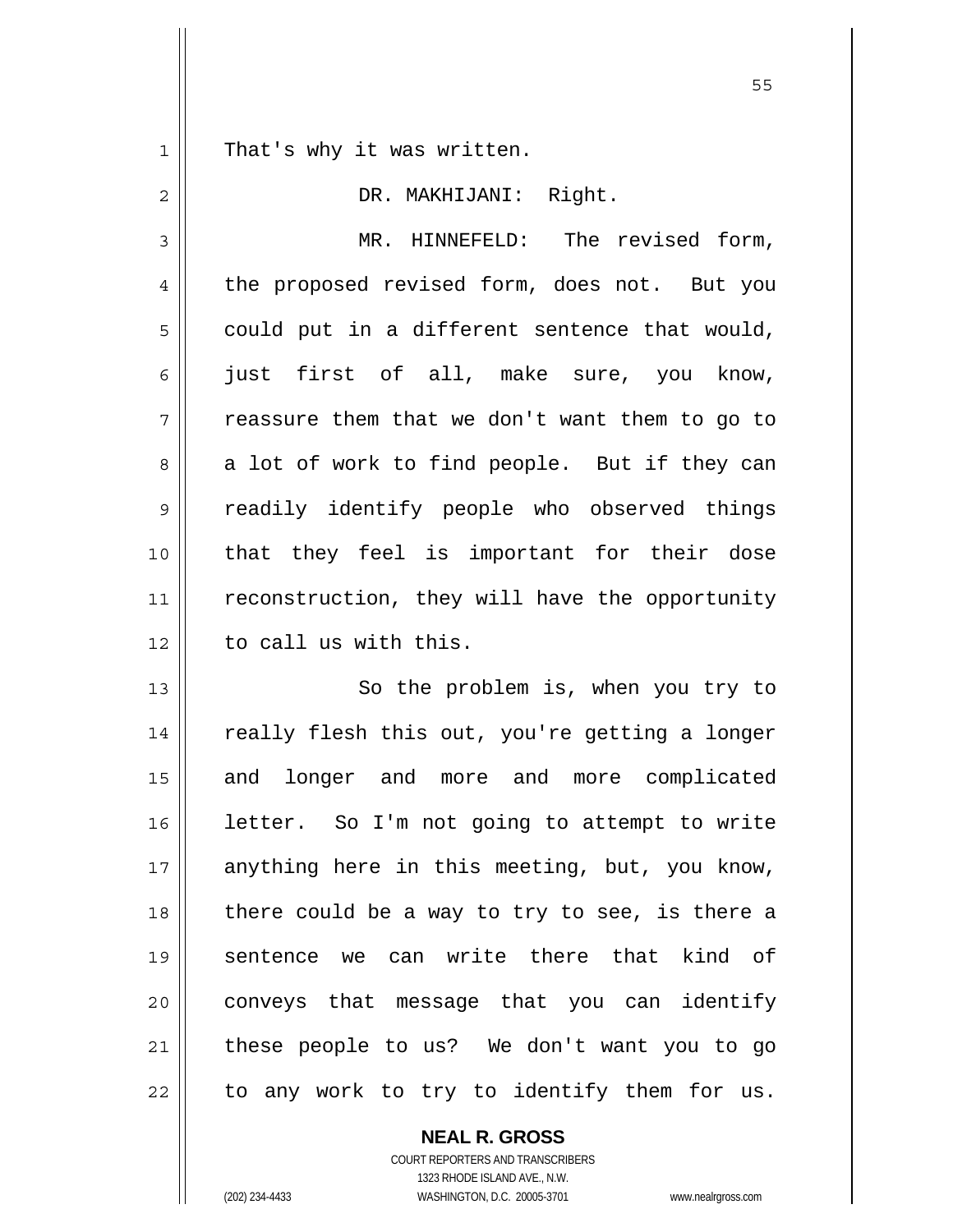That's why it was written.

DR. MAKHIJANI: Right.

MR. HINNEFELD: The revised form, the proposed revised form, does not. But you could put in a different sentence that would, just first of all, make sure, you know, reassure them that we don't want them to go to a lot of work to find people. But if they can readily identify people who observed things that they feel is important for their dose reconstruction, they will have the opportunity to call us with this.

So the problem is, when you try to really flesh this out, you're getting a longer and longer and more and more complicated letter. So I'm not going to attempt to write anything here in this meeting, but, you know, there could be a way to try to see, is there a sentence we can write there that kind of conveys that message that you can identify these people to us? We don't want you to go to any work to try to identify them for us.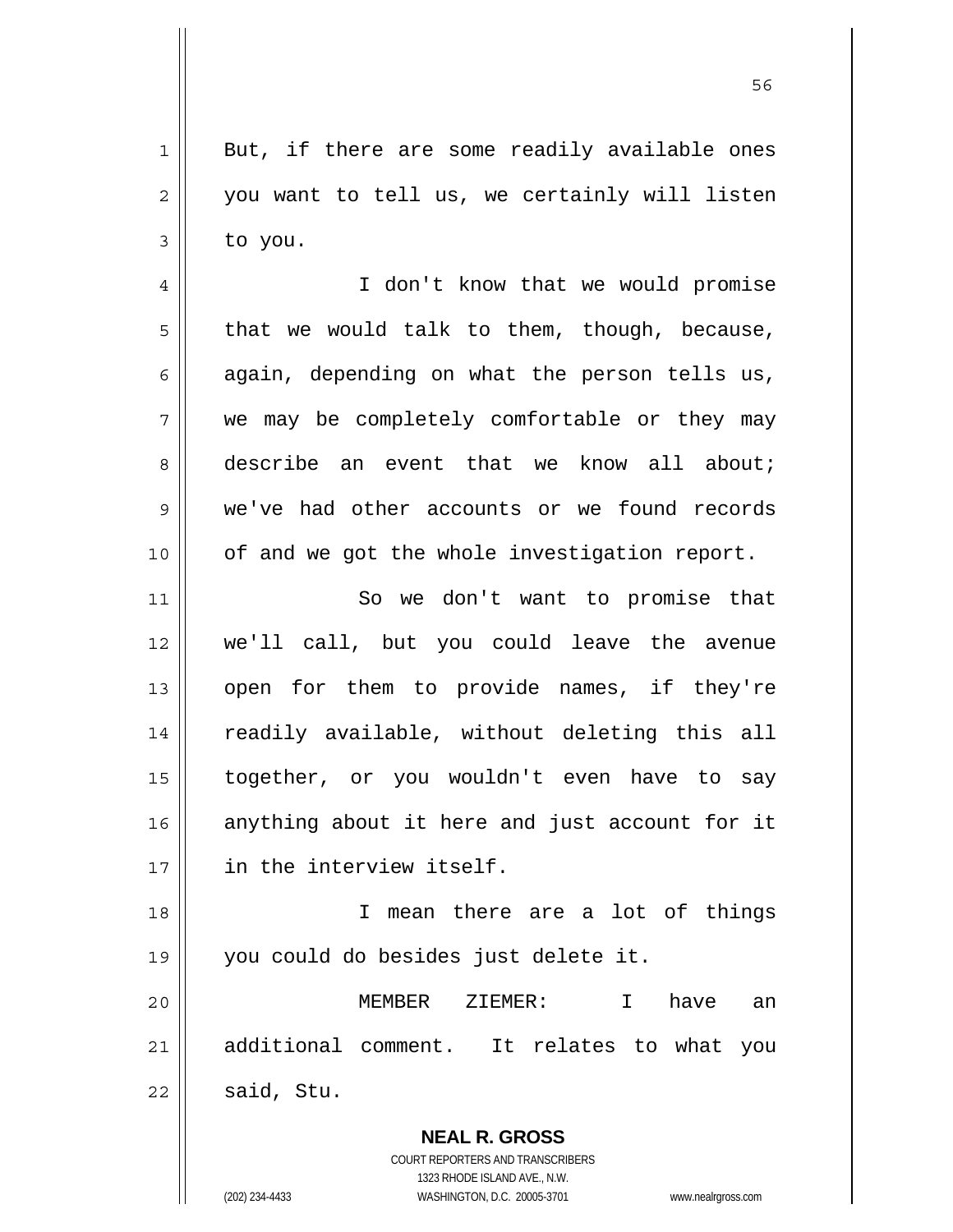But, if there are some readily available ones you want to tell us, we certainly will listen to you.

I don't know that we would promise that we would talk to them, though, because, again, depending on what the person tells us, we may be completely comfortable or they may describe an event that we know all about; we've had other accounts or we found records of and we got the whole investigation report.

So we don't want to promise that we'll call, but you could leave the avenue open for them to provide names, if they're readily available, without deleting this all together, or you wouldn't even have to say anything about it here and just account for it in the interview itself.

I mean there are a lot of things you could do besides just delete it.

MEMBER ZIEMER: I have an additional comment. It relates to what you said, Stu.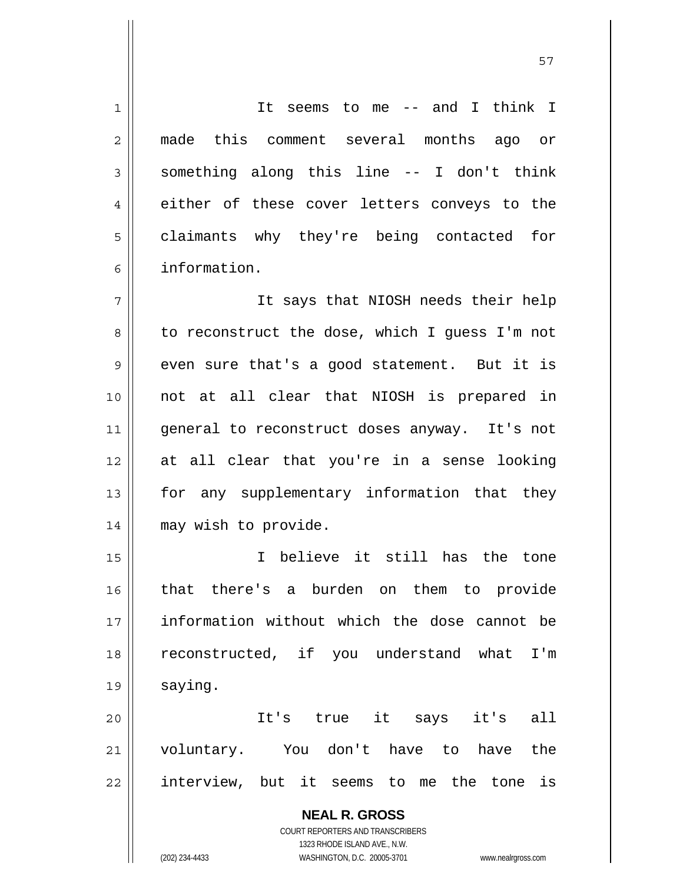It seems to me -- and I think I made this comment several months ago or something along this line -- I don't think either of these cover letters conveys to the claimants why they're being contacted for information.

It says that NIOSH needs their help to reconstruct the dose, which I guess I'm not even sure that's a good statement. But it is not at all clear that NIOSH is prepared in general to reconstruct doses anyway. It's not at all clear that you're in a sense looking for any supplementary information that they may wish to provide.

I believe it still has the tone that there's a burden on them to provide information without which the dose cannot be reconstructed, if you understand what I'm saying.

It's true it says it's all voluntary. You don't have to have the interview, but it seems to me the tone is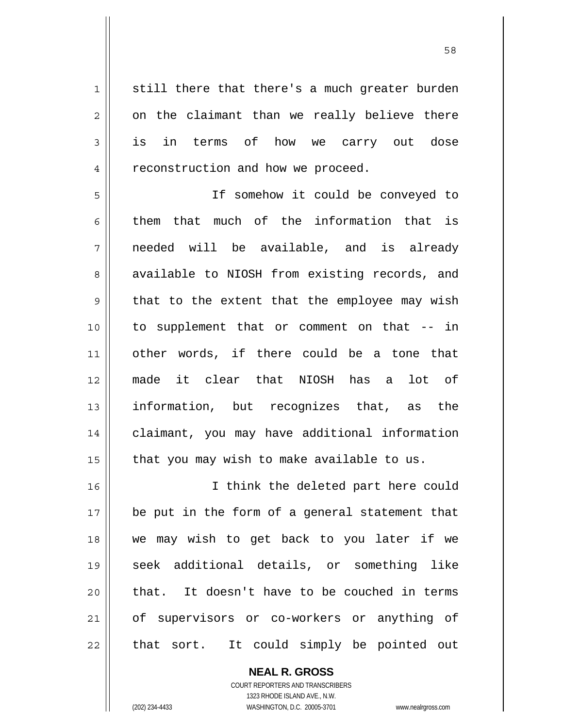still there that there's a much greater burden on the claimant than we really believe there is in terms of how we carry out dose reconstruction and how we proceed.

If somehow it could be conveyed to them that much of the information that is needed will be available, and is already available to NIOSH from existing records, and that to the extent that the employee may wish to supplement that or comment on that -- in other words, if there could be a tone that made it clear that NIOSH has a lot of information, but recognizes that, as the claimant, you may have additional information that you may wish to make available to us.

I think the deleted part here could be put in the form of a general statement that we may wish to get back to you later if we seek additional details, or something like that. It doesn't have to be couched in terms of supervisors or co-workers or anything of that sort. It could simply be pointed out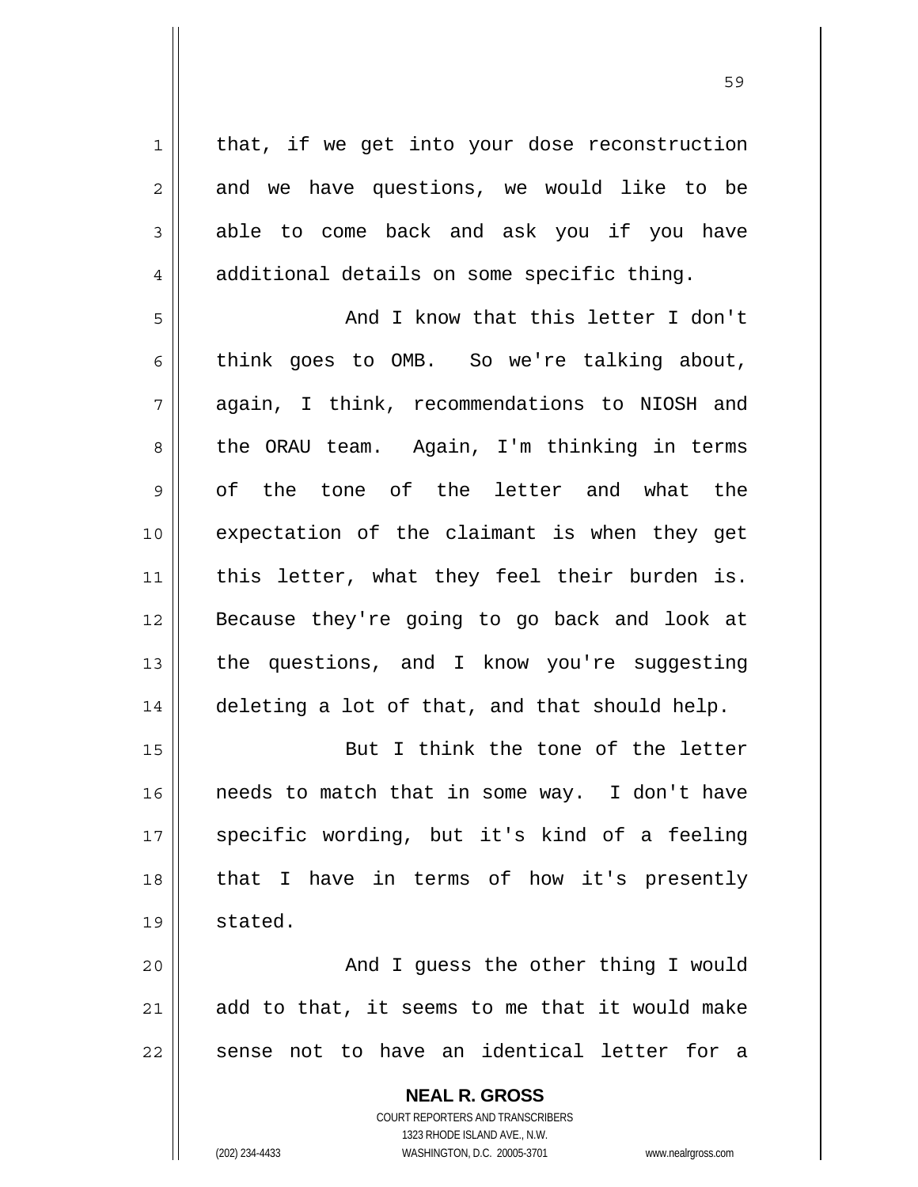that, if we get into your dose reconstruction and we have questions, we would like to be able to come back and ask you if you have additional details on some specific thing.

And I know that this letter I don't think goes to OMB. So we're talking about, again, I think, recommendations to NIOSH and the ORAU team. Again, I'm thinking in terms of the tone of the letter and what the expectation of the claimant is when they get this letter, what they feel their burden is. Because they're going to go back and look at the questions, and I know you're suggesting deleting a lot of that, and that should help.

But I think the tone of the letter needs to match that in some way. I don't have specific wording, but it's kind of a feeling that I have in terms of how it's presently stated.

And I guess the other thing I would add to that, it seems to me that it would make sense not to have an identical letter for a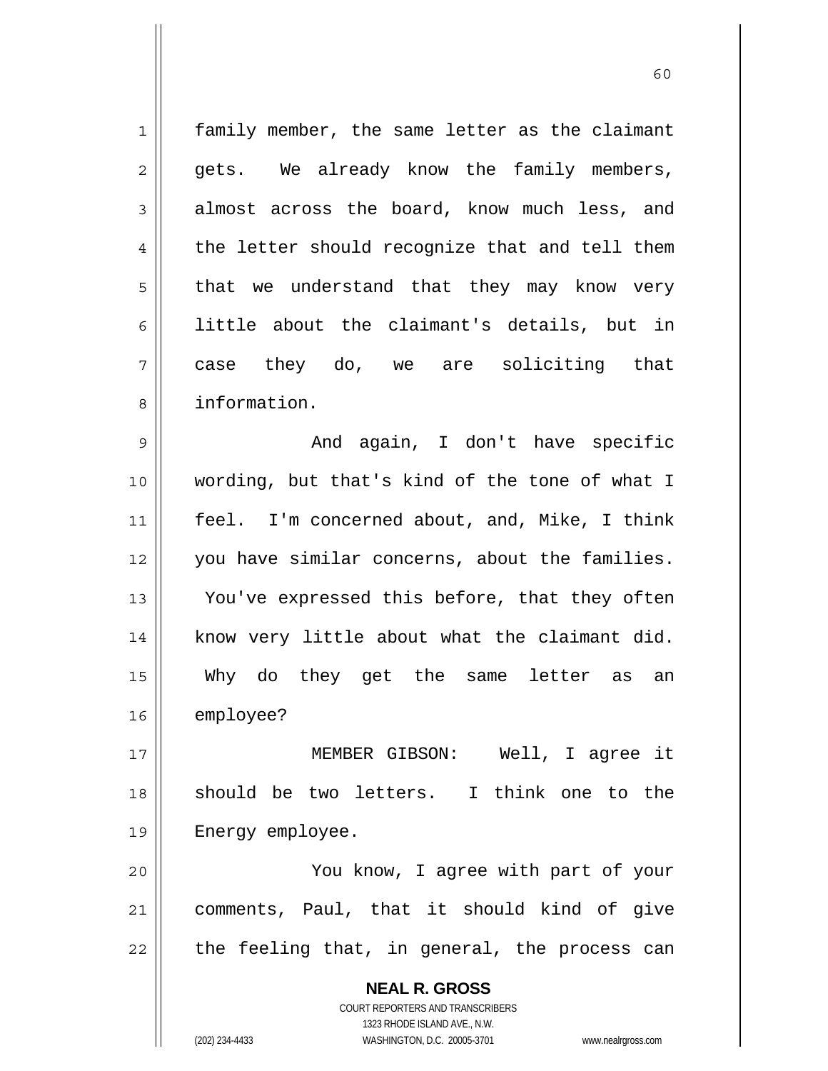family member, the same letter as the claimant gets. We already know the family members, almost across the board, know much less, and the letter should recognize that and tell them that we understand that they may know very little about the claimant's details, but in case they do, we are soliciting that information.

And again, I don't have specific wording, but that's kind of the tone of what I feel. I'm concerned about, and, Mike, I think you have similar concerns, about the families. You've expressed this before, that they often know very little about what the claimant did. Why do they get the same letter as an employee?

MEMBER GIBSON: Well, I agree it should be two letters. I think one to the Energy employee.

You know, I agree with part of your comments, Paul, that it should kind of give the feeling that, in general, the process can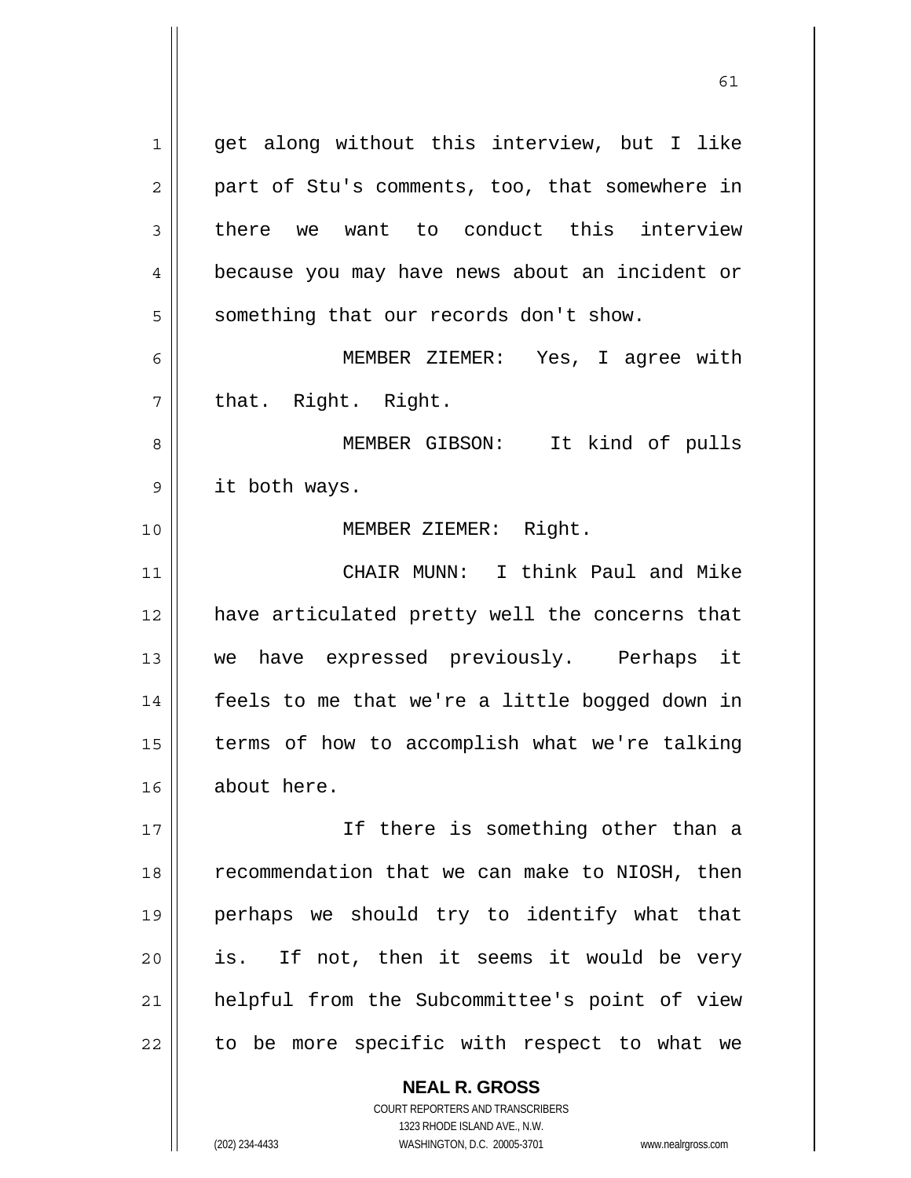get along without this interview, but I like part of Stu's comments, too, that somewhere in there we want to conduct this interview because you may have news about an incident or something that our records don't show.

MEMBER ZIEMER: Yes, I agree with that. Right. Right.

MEMBER GIBSON: It kind of pulls it both ways.

MEMBER ZIEMER: Right.

CHAIR MUNN: I think Paul and Mike have articulated pretty well the concerns that we have expressed previously. Perhaps it feels to me that we're a little bogged down in terms of how to accomplish what we're talking about here.

If there is something other than a recommendation that we can make to NIOSH, then perhaps we should try to identify what that is. If not, then it seems it would be very helpful from the Subcommittee's point of view to be more specific with respect to what we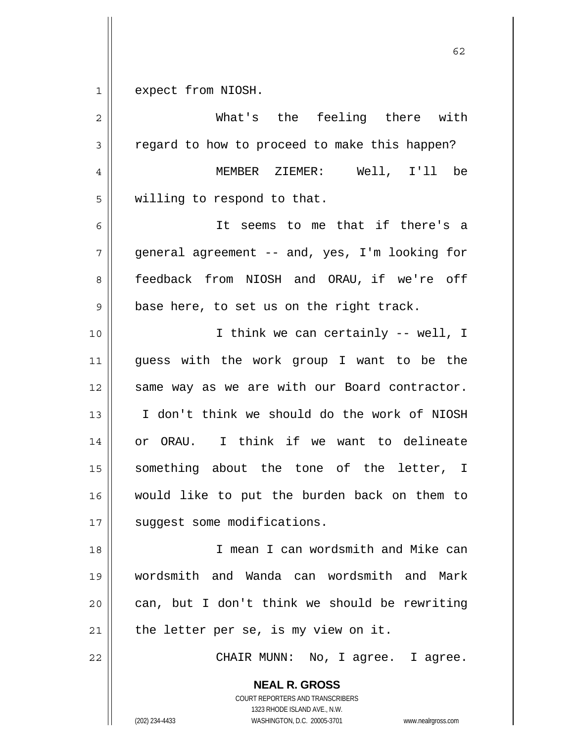expect from NIOSH.

What's the feeling there with regard to how to proceed to make this happen?

MEMBER ZIEMER: Well, I'll be willing to respond to that.

It seems to me that if there's a general agreement -- and, yes, I'm looking for feedback from NIOSH and ORAU, if we're off base here, to set us on the right track.

I think we can certainly -- well, I guess with the work group I want to be the same way as we are with our Board contractor. I don't think we should do the work of NIOSH or ORAU. I think if we want to delineate something about the tone of the letter, I would like to put the burden back on them to suggest some modifications.

I mean I can wordsmith and Mike can wordsmith and Wanda can wordsmith and Mark can, but I don't think we should be rewriting the letter per se, is my view on it.

CHAIR MUNN: No, I agree. I agree.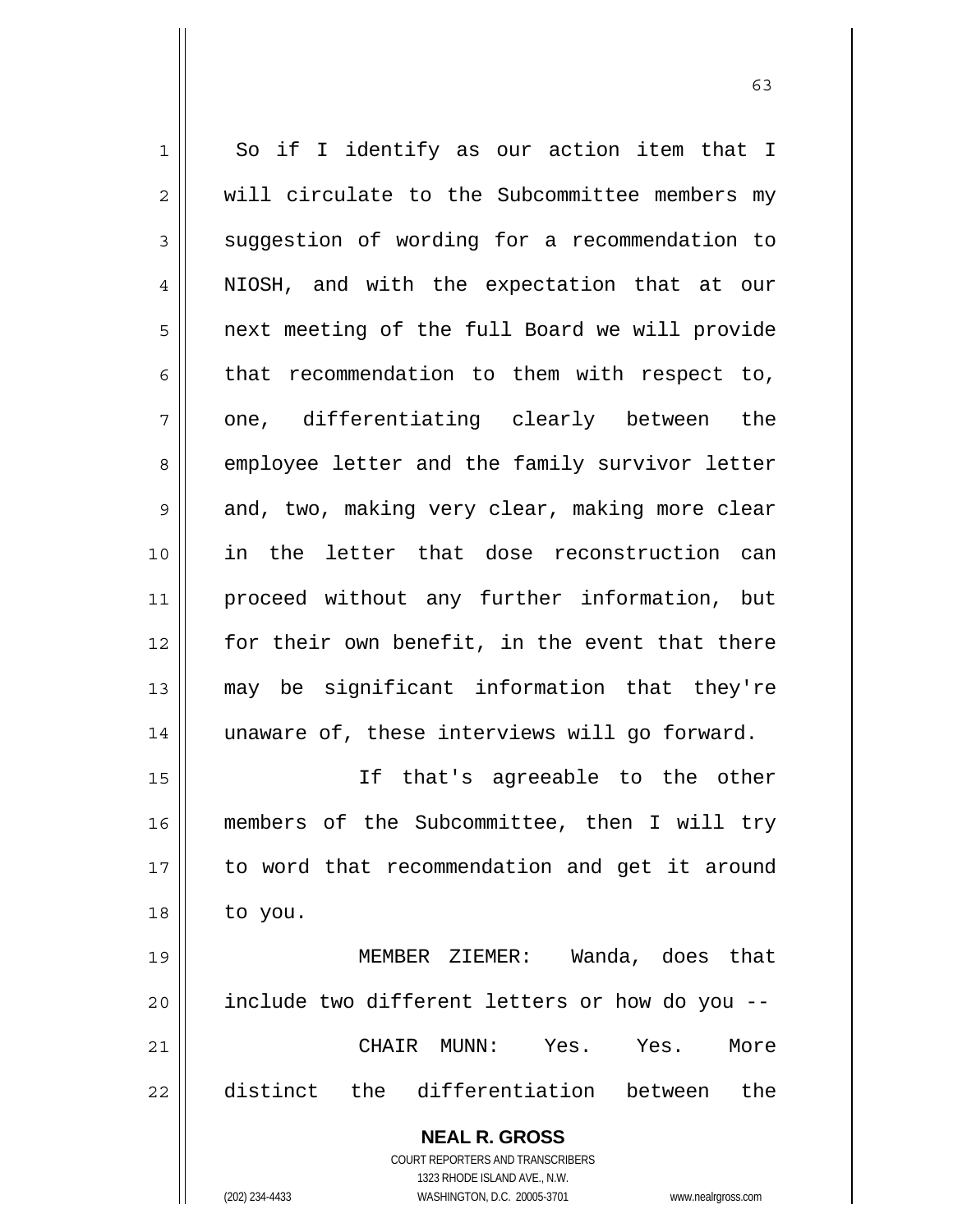So if I identify as our action item that I will circulate to the Subcommittee members my suggestion of wording for a recommendation to NIOSH, and with the expectation that at our next meeting of the full Board we will provide that recommendation to them with respect to, one, differentiating clearly between the employee letter and the family survivor letter and, two, making very clear, making more clear in the letter that dose reconstruction can proceed without any further information, but for their own benefit, in the event that there may be significant information that they're unaware of, these interviews will go forward.

If that's agreeable to the other members of the Subcommittee, then I will try to word that recommendation and get it around to you.

MEMBER ZIEMER: Wanda, does that include two different letters or how do you --

CHAIR MUNN: Yes. Yes. More distinct the differentiation between the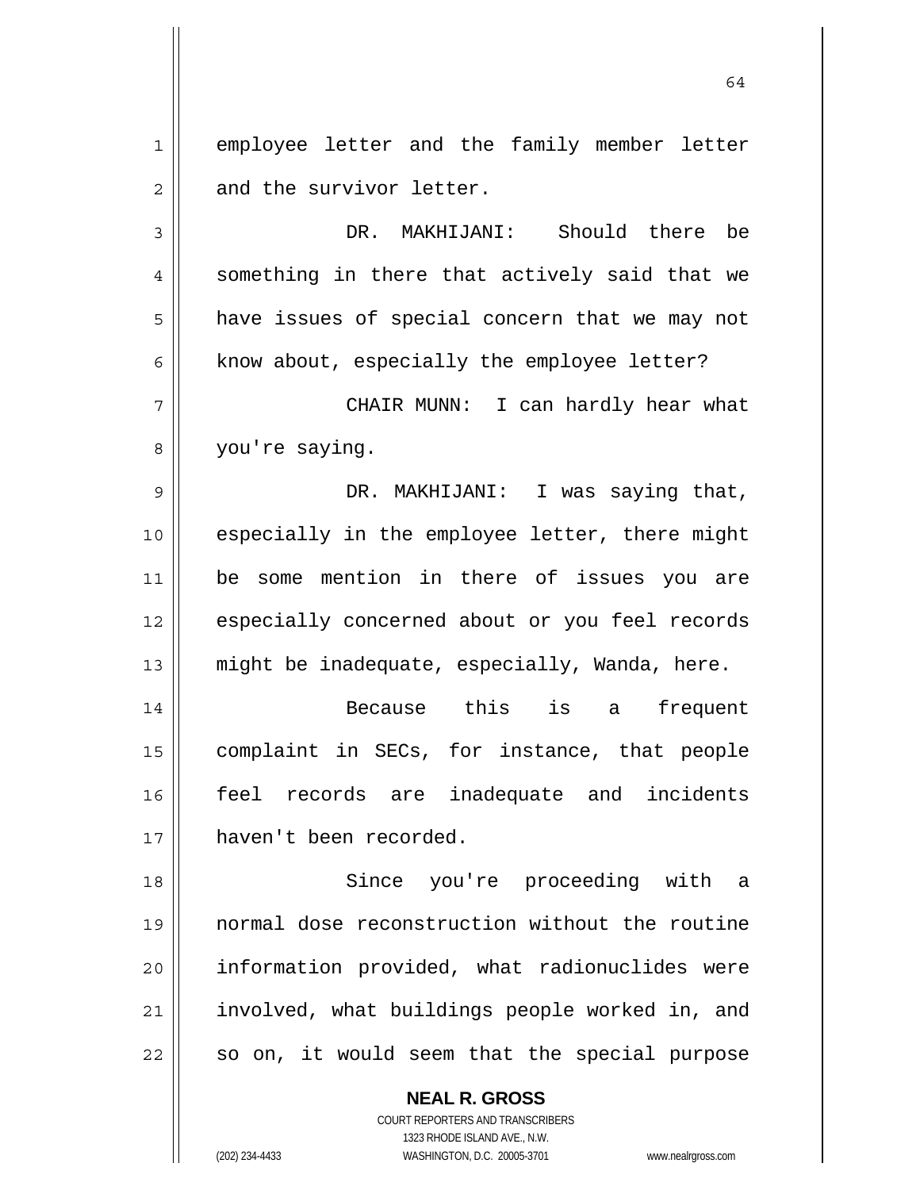employee letter and the family member letter and the survivor letter.

DR. MAKHIJANI: Should there be something in there that actively said that we have issues of special concern that we may not know about, especially the employee letter?

CHAIR MUNN: I can hardly hear what you're saying.

DR. MAKHIJANI: I was saying that, especially in the employee letter, there might be some mention in there of issues you are especially concerned about or you feel records might be inadequate, especially, Wanda, here.

Because this is a frequent complaint in SECs, for instance, that people feel records are inadequate and incidents haven't been recorded.

Since you're proceeding with a normal dose reconstruction without the routine information provided, what radionuclides were involved, what buildings people worked in, and so on, it would seem that the special purpose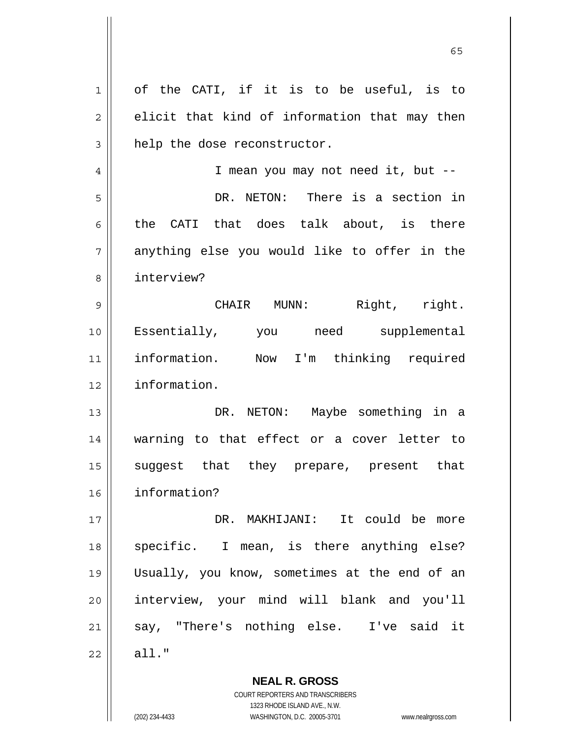of the CATI, if it is to be useful, is to elicit that kind of information that may then help the dose reconstructor.

I mean you may not need it, but --

DR. NETON: There is a section in the CATI that does talk about, is there anything else you would like to offer in the interview?

CHAIR MUNN: Right, right. Essentially, you need supplemental information. Now I'm thinking required information.

DR. NETON: Maybe something in a warning to that effect or a cover letter to suggest that they prepare, present that information?

DR. MAKHIJANI: It could be more specific. I mean, is there anything else? Usually, you know, sometimes at the end of an interview, your mind will blank and you'll say, "There's nothing else. I've said it all."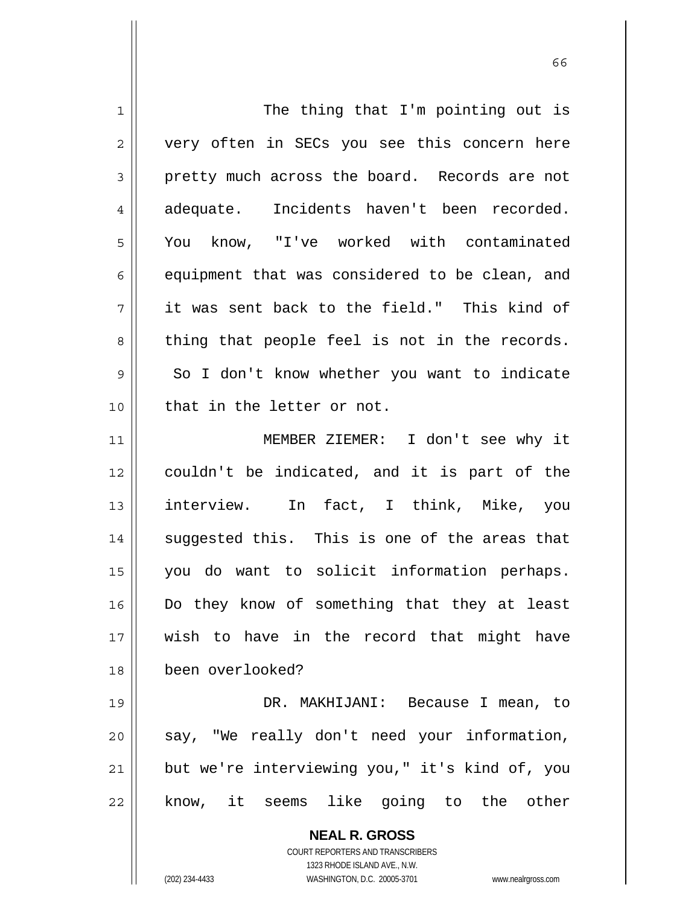The thing that I'm pointing out is very often in SECs you see this concern here pretty much across the board. Records are not adequate. Incidents haven't been recorded. You know, "I've worked with contaminated equipment that was considered to be clean, and it was sent back to the field." This kind of thing that people feel is not in the records. So I don't know whether you want to indicate that in the letter or not.

MEMBER ZIEMER: I don't see why it couldn't be indicated, and it is part of the interview. In fact, I think, Mike, you suggested this. This is one of the areas that you do want to solicit information perhaps. Do they know of something that they at least wish to have in the record that might have been overlooked?

DR. MAKHIJANI: Because I mean, to say, "We really don't need your information, but we're interviewing you," it's kind of, you know, it seems like going to the other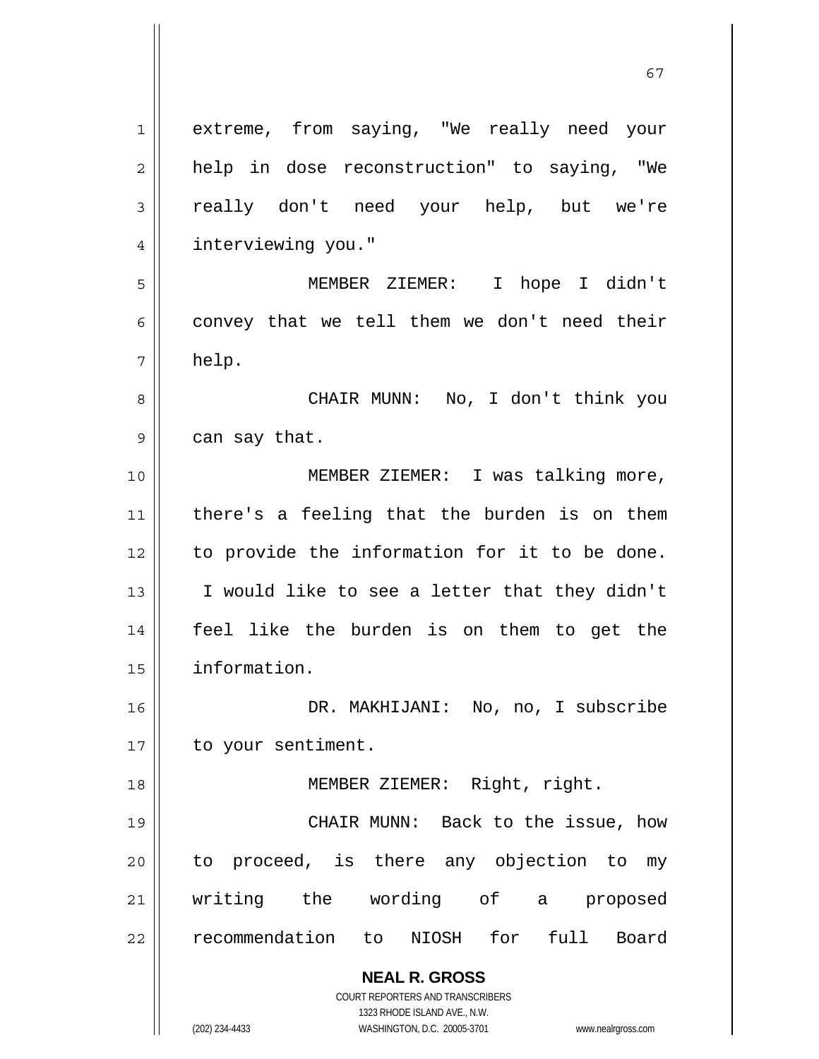extreme, from saying, "We really need your help in dose reconstruction" to saying, "We really don't need your help, but we're interviewing you."

MEMBER ZIEMER: I hope I didn't convey that we tell them we don't need their help.

CHAIR MUNN: No, I don't think you can say that.

MEMBER ZIEMER: I was talking more, there's a feeling that the burden is on them to provide the information for it to be done. I would like to see a letter that they didn't feel like the burden is on them to get the information.

DR. MAKHIJANI: No, no, I subscribe to your sentiment.

MEMBER ZIEMER: Right, right.

CHAIR MUNN: Back to the issue, how to proceed, is there any objection to my writing the wording of a proposed recommendation to NIOSH for full Board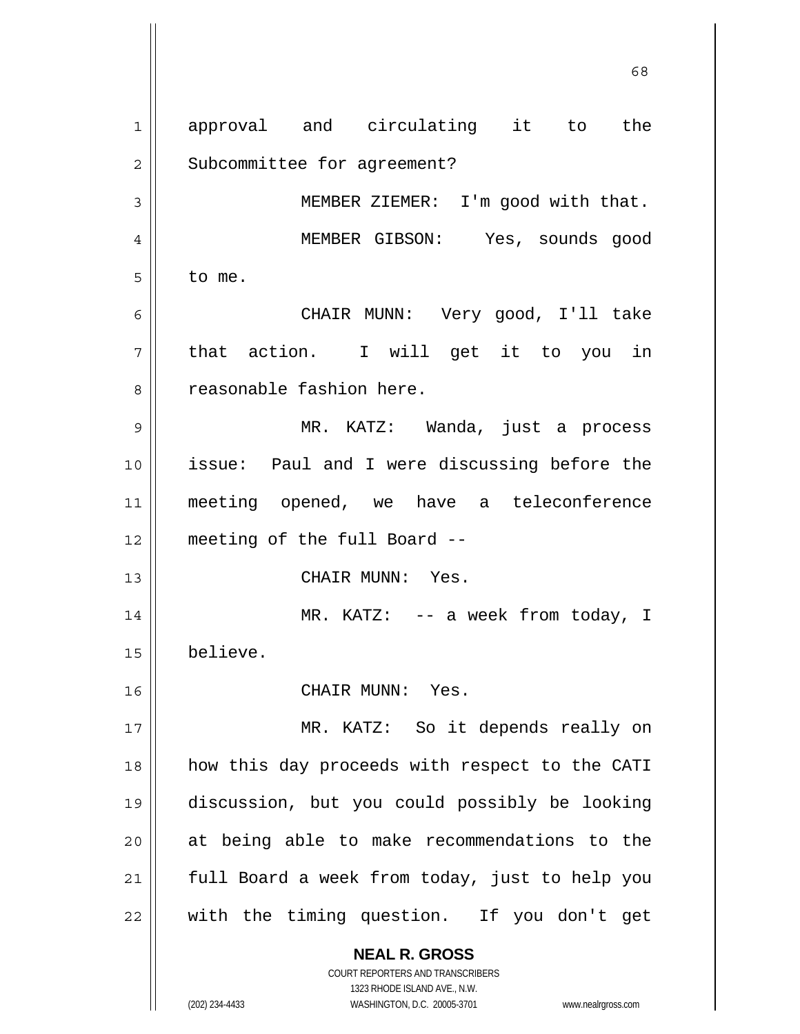approval and circulating it to the Subcommittee for agreement?

MEMBER ZIEMER: I'm good with that.

MEMBER GIBSON: Yes, sounds good to me.

CHAIR MUNN: Very good, I'll take that action. I will get it to you in reasonable fashion here.

MR. KATZ: Wanda, just a process issue: Paul and I were discussing before the meeting opened, we have a teleconference meeting of the full Board --

CHAIR MUNN: Yes.

MR. KATZ: -- a week from today, I believe.

CHAIR MUNN: Yes.

MR. KATZ: So it depends really on how this day proceeds with respect to the CATI discussion, but you could possibly be looking at being able to make recommendations to the full Board a week from today, just to help you with the timing question. If you don't get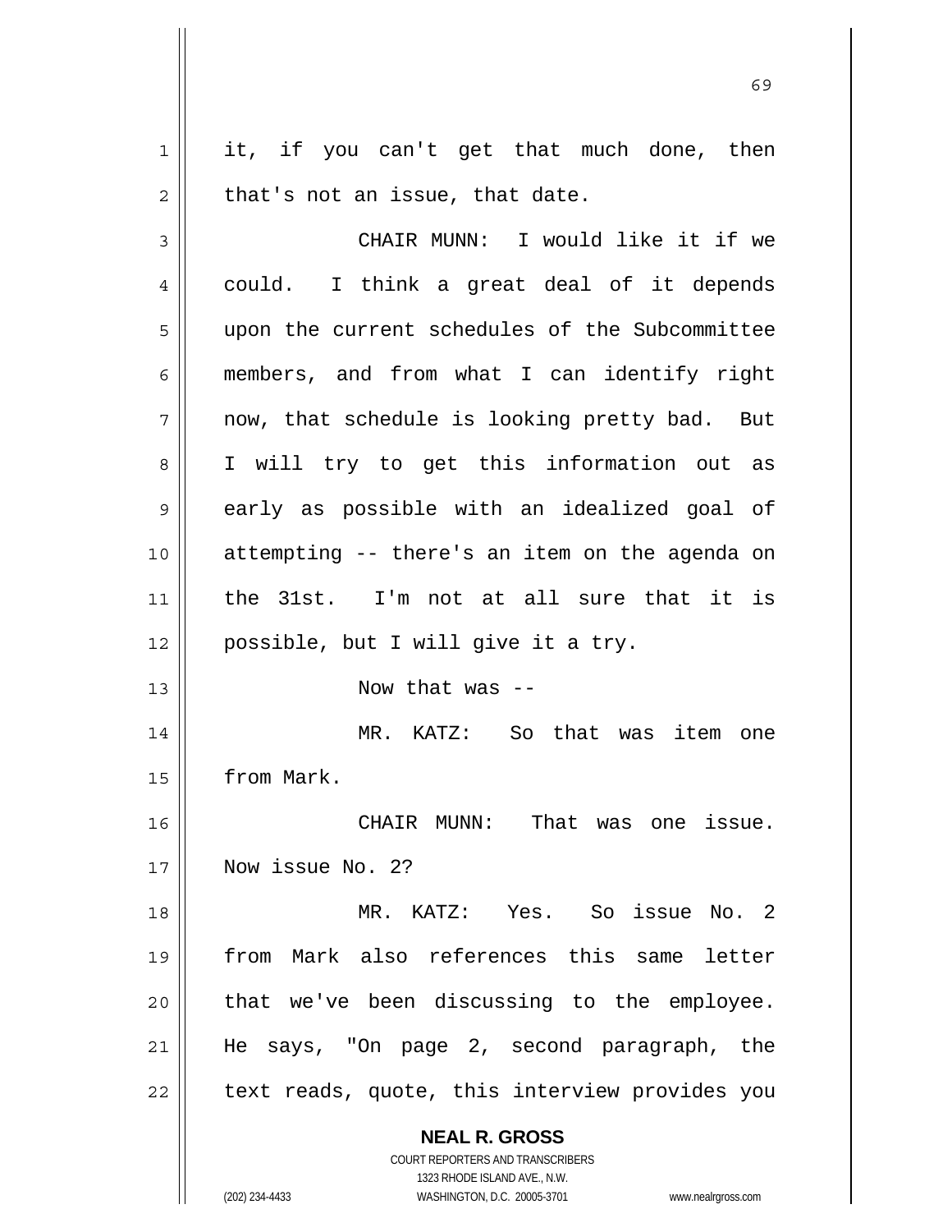it, if you can't get that much done, then that's not an issue, that date.

CHAIR MUNN: I would like it if we could. I think a great deal of it depends upon the current schedules of the Subcommittee members, and from what I can identify right now, that schedule is looking pretty bad. But I will try to get this information out as early as possible with an idealized goal of attempting -- there's an item on the agenda on the 31st. I'm not at all sure that it is possible, but I will give it a try.

Now that was --

MR. KATZ: So that was item one from Mark.

CHAIR MUNN: That was one issue. Now issue No. 2?

MR. KATZ: Yes. So issue No. 2 from Mark also references this same letter that we've been discussing to the employee. He says, "On page 2, second paragraph, the text reads, quote, this interview provides you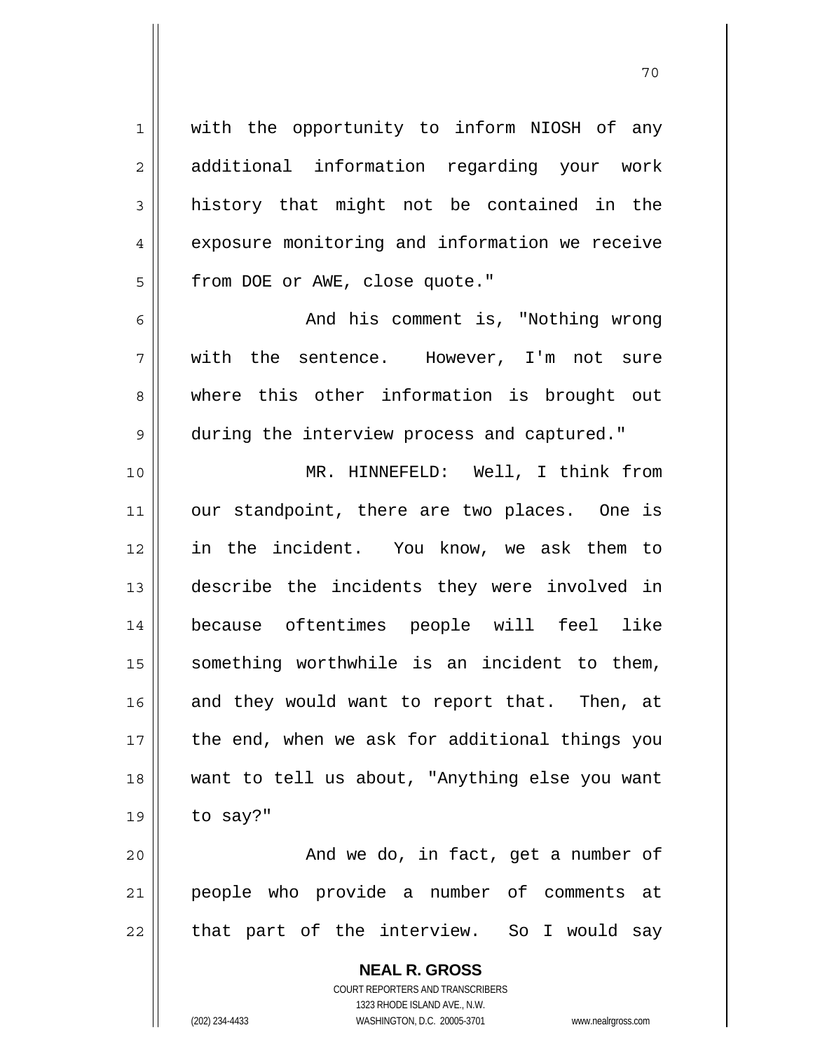with the opportunity to inform NIOSH of any additional information regarding your work history that might not be contained in the exposure monitoring and information we receive from DOE or AWE, close quote."

And his comment is, "Nothing wrong with the sentence. However, I'm not sure where this other information is brought out during the interview process and captured."

MR. HINNEFELD: Well, I think from our standpoint, there are two places. One is in the incident. You know, we ask them to describe the incidents they were involved in because oftentimes people will feel like something worthwhile is an incident to them, and they would want to report that. Then, at the end, when we ask for additional things you want to tell us about, "Anything else you want to say?"

And we do, in fact, get a number of people who provide a number of comments at that part of the interview. So I would say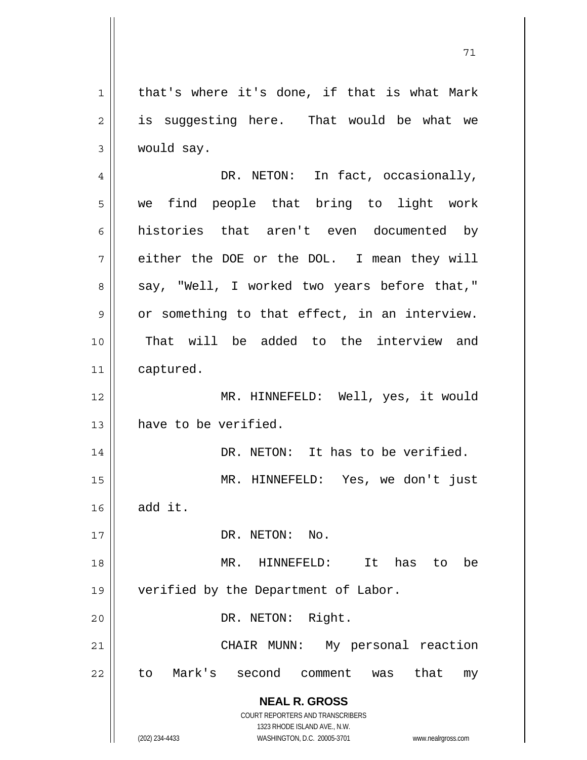that's where it's done, if that is what Mark is suggesting here. That would be what we would say.

DR. NETON: In fact, occasionally, we find people that bring to light work histories that aren't even documented by either the DOE or the DOL. I mean they will say, "Well, I worked two years before that," or something to that effect, in an interview. That will be added to the interview and captured.

MR. HINNEFELD: Well, yes, it would have to be verified.

DR. NETON: It has to be verified.

MR. HINNEFELD: Yes, we don't just add it.

DR. NETON: No.

MR. HINNEFELD: It has to be verified by the Department of Labor.

DR. NETON: Right.

CHAIR MUNN: My personal reaction to Mark's second comment was that my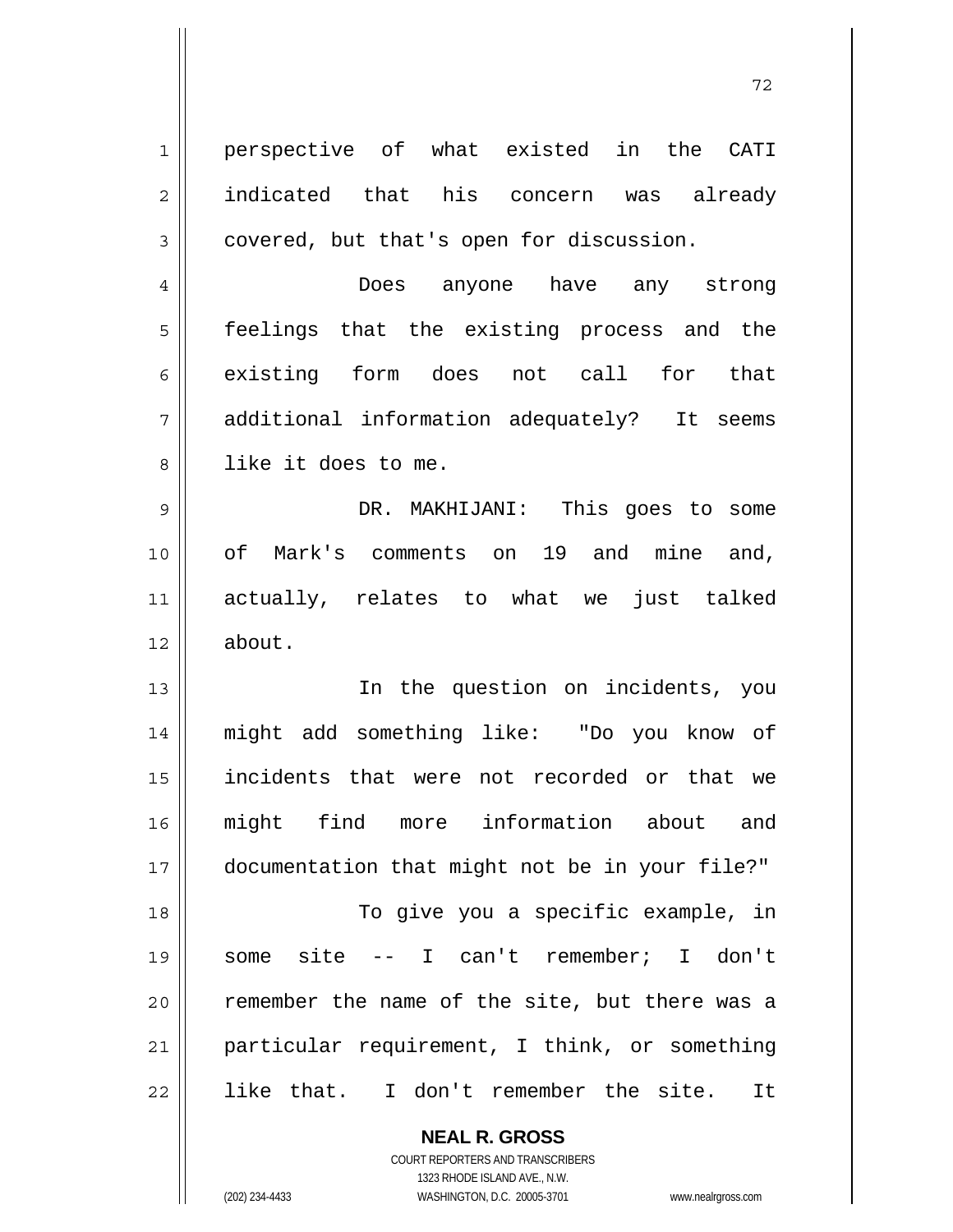perspective of what existed in the CATI indicated that his concern was already covered, but that's open for discussion.

Does anyone have any strong feelings that the existing process and the existing form does not call for that additional information adequately? It seems like it does to me.

DR. MAKHIJANI: This goes to some of Mark's comments on 19 and mine and, actually, relates to what we just talked about.

In the question on incidents, you might add something like: "Do you know of incidents that were not recorded or that we might find more information about and documentation that might not be in your file?"

To give you a specific example, in some site -- I can't remember; I don't remember the name of the site, but there was a particular requirement, I think, or something like that. I don't remember the site. It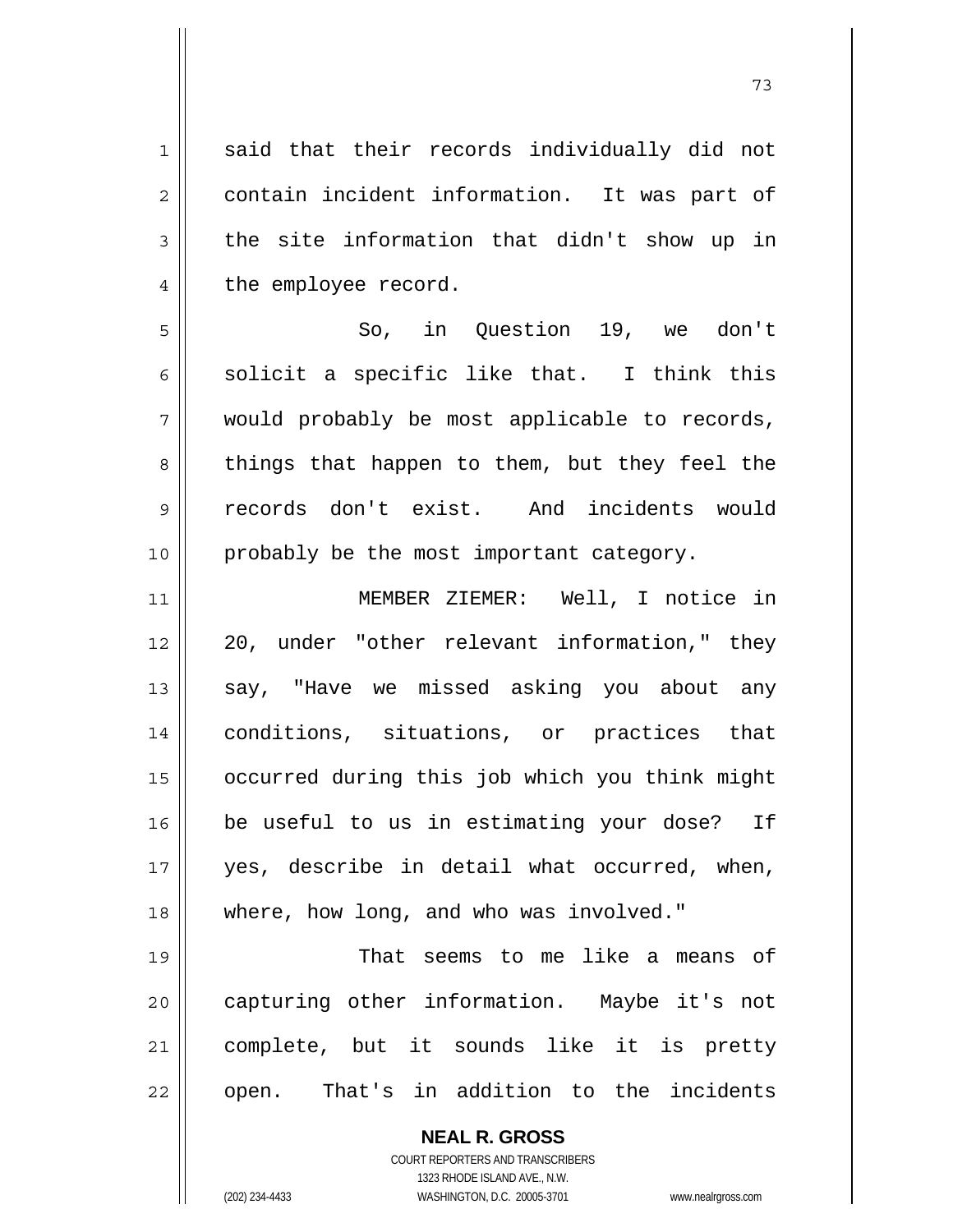said that their records individually did not contain incident information. It was part of the site information that didn't show up in the employee record.

So, in Question 19, we don't solicit a specific like that. I think this would probably be most applicable to records, things that happen to them, but they feel the records don't exist. And incidents would probably be the most important category.

MEMBER ZIEMER: Well, I notice in 20, under "other relevant information," they say, "Have we missed asking you about any conditions, situations, or practices that occurred during this job which you think might be useful to us in estimating your dose? If yes, describe in detail what occurred, when, where, how long, and who was involved."

That seems to me like a means of capturing other information. Maybe it's not complete, but it sounds like it is pretty open. That's in addition to the incidents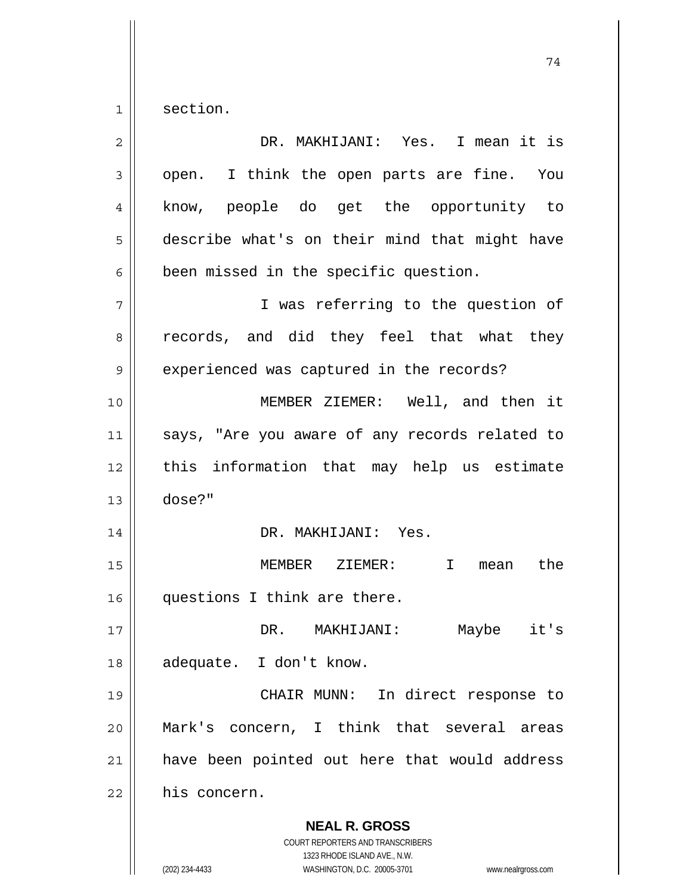section.

DR. MAKHIJANI: Yes. I mean it is open. I think the open parts are fine. You know, people do get the opportunity to describe what's on their mind that might have been missed in the specific question.

I was referring to the question of records, and did they feel that what they experienced was captured in the records?

MEMBER ZIEMER: Well, and then it says, "Are you aware of any records related to this information that may help us estimate dose?"

DR. MAKHIJANI: Yes.

MEMBER ZIEMER: I mean the questions I think are there.

DR. MAKHIJANI: Maybe it's adequate. I don't know.

CHAIR MUNN: In direct response to Mark's concern, I think that several areas have been pointed out here that would address his concern.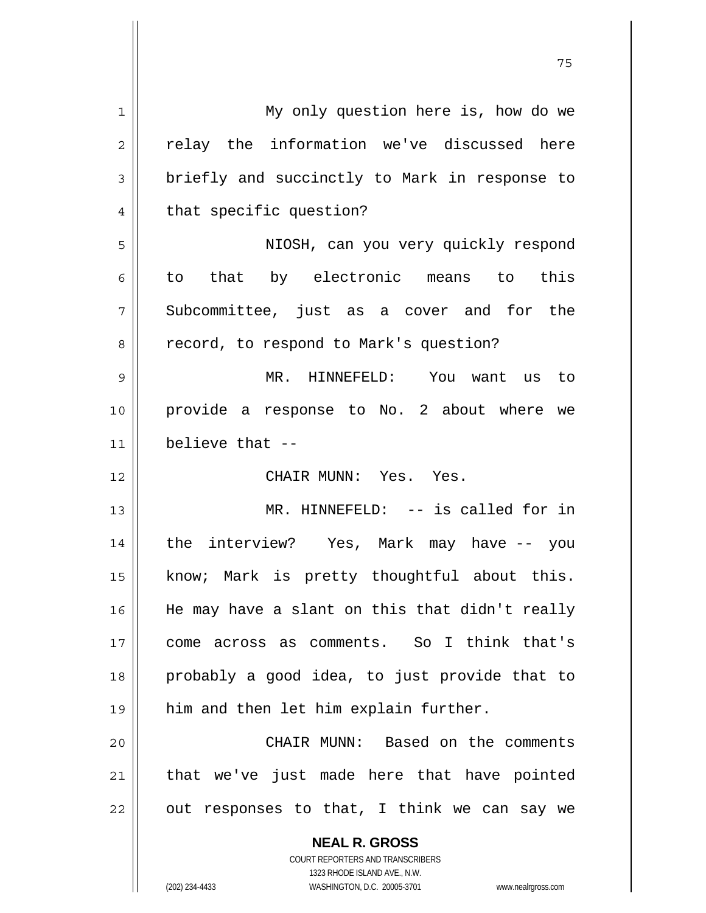My only question here is, how do we relay the information we've discussed here briefly and succinctly to Mark in response to that specific question?

NIOSH, can you very quickly respond to that by electronic means to this Subcommittee, just as a cover and for the record, to respond to Mark's question?

MR. HINNEFELD: You want us to provide a response to No. 2 about where we believe that --

CHAIR MUNN: Yes. Yes.

MR. HINNEFELD: -- is called for in the interview? Yes, Mark may have -- you know; Mark is pretty thoughtful about this. He may have a slant on this that didn't really come across as comments. So I think that's probably a good idea, to just provide that to him and then let him explain further.

CHAIR MUNN: Based on the comments that we've just made here that have pointed out responses to that, I think we can say we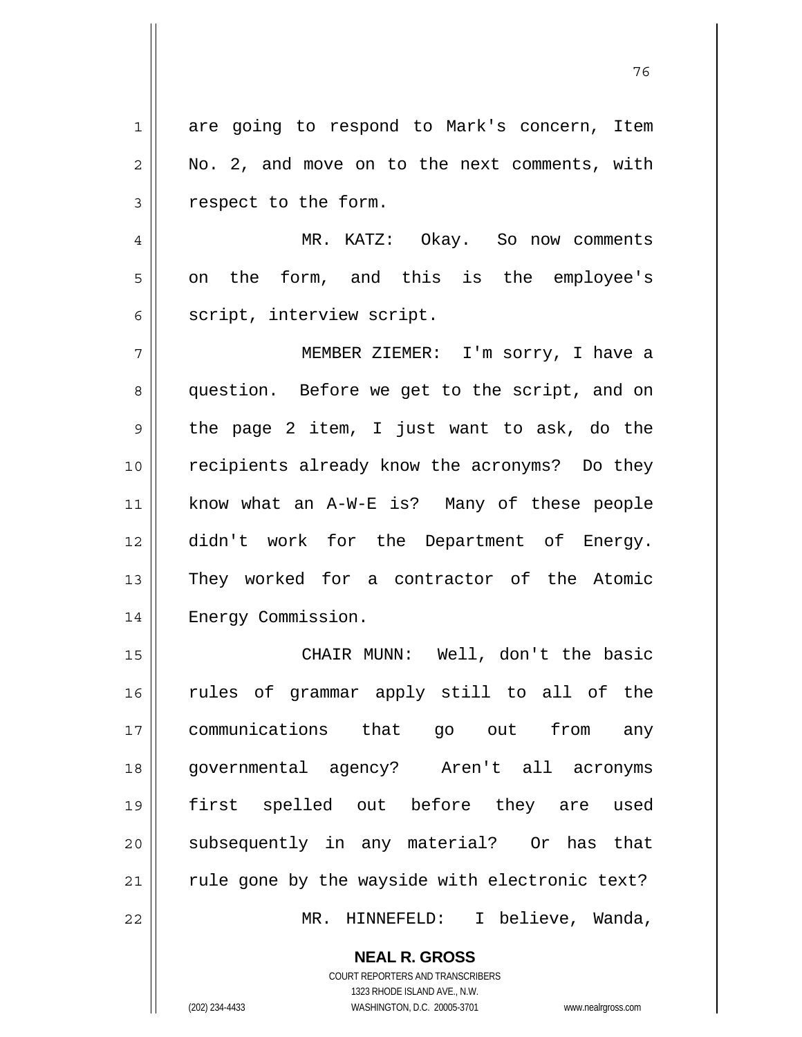are going to respond to Mark's concern, Item No. 2, and move on to the next comments, with respect to the form.

MR. KATZ: Okay. So now comments on the form, and this is the employee's script, interview script.

MEMBER ZIEMER: I'm sorry, I have a question. Before we get to the script, and on the page 2 item, I just want to ask, do the recipients already know the acronyms? Do they know what an A-W-E is? Many of these people didn't work for the Department of Energy. They worked for a contractor of the Atomic Energy Commission.

CHAIR MUNN: Well, don't the basic rules of grammar apply still to all of the communications that go out from any governmental agency? Aren't all acronyms first spelled out before they are used subsequently in any material? Or has that rule gone by the wayside with electronic text?

MR. HINNEFELD: I believe, Wanda,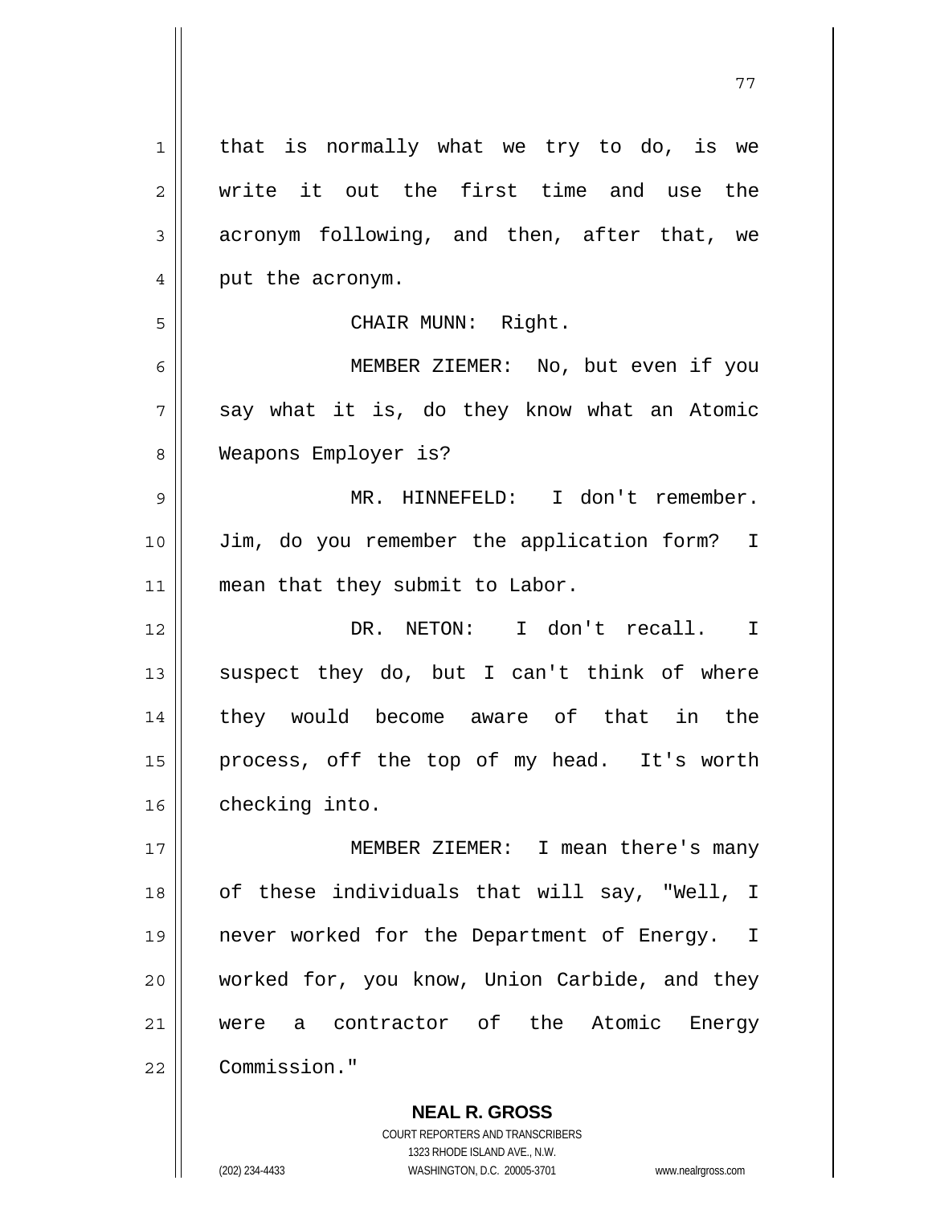that is normally what we try to do, is we write it out the first time and use the acronym following, and then, after that, we put the acronym.

CHAIR MUNN: Right.

MEMBER ZIEMER: No, but even if you say what it is, do they know what an Atomic Weapons Employer is?

MR. HINNEFELD: I don't remember. Jim, do you remember the application form? I mean that they submit to Labor.

DR. NETON: I don't recall. I suspect they do, but I can't think of where they would become aware of that in the process, off the top of my head. It's worth checking into.

MEMBER ZIEMER: I mean there's many of these individuals that will say, "Well, I never worked for the Department of Energy. I worked for, you know, Union Carbide, and they were a contractor of the Atomic Energy Commission."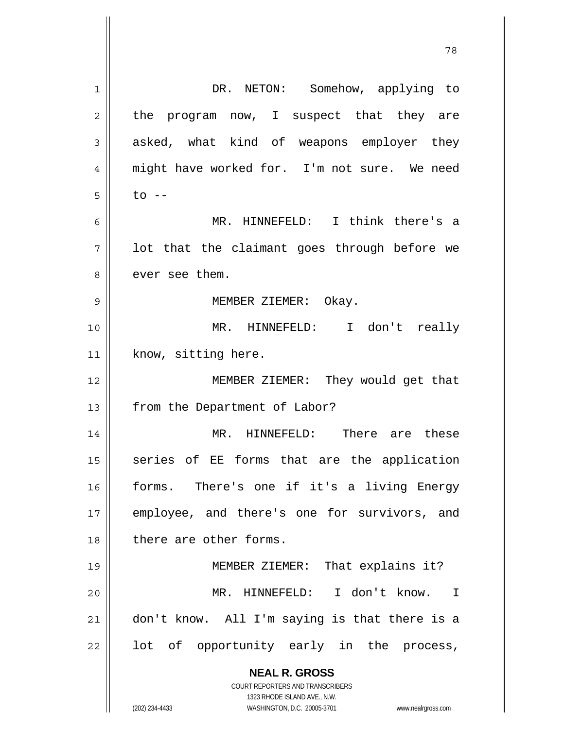DR. NETON: Somehow, applying to the program now, I suspect that they are asked, what kind of weapons employer they might have worked for. I'm not sure. We need to --

MR. HINNEFELD: I think there's a lot that the claimant goes through before we ever see them.

MEMBER ZIEMER: Okay.

MR. HINNEFELD: I don't really know, sitting here.

MEMBER ZIEMER: They would get that from the Department of Labor?

MR. HINNEFELD: There are these series of EE forms that are the application forms. There's one if it's a living Energy employee, and there's one for survivors, and there are other forms.

MEMBER ZIEMER: That explains it?

MR. HINNEFELD: I don't know. I don't know. All I'm saying is that there is a lot of opportunity early in the process,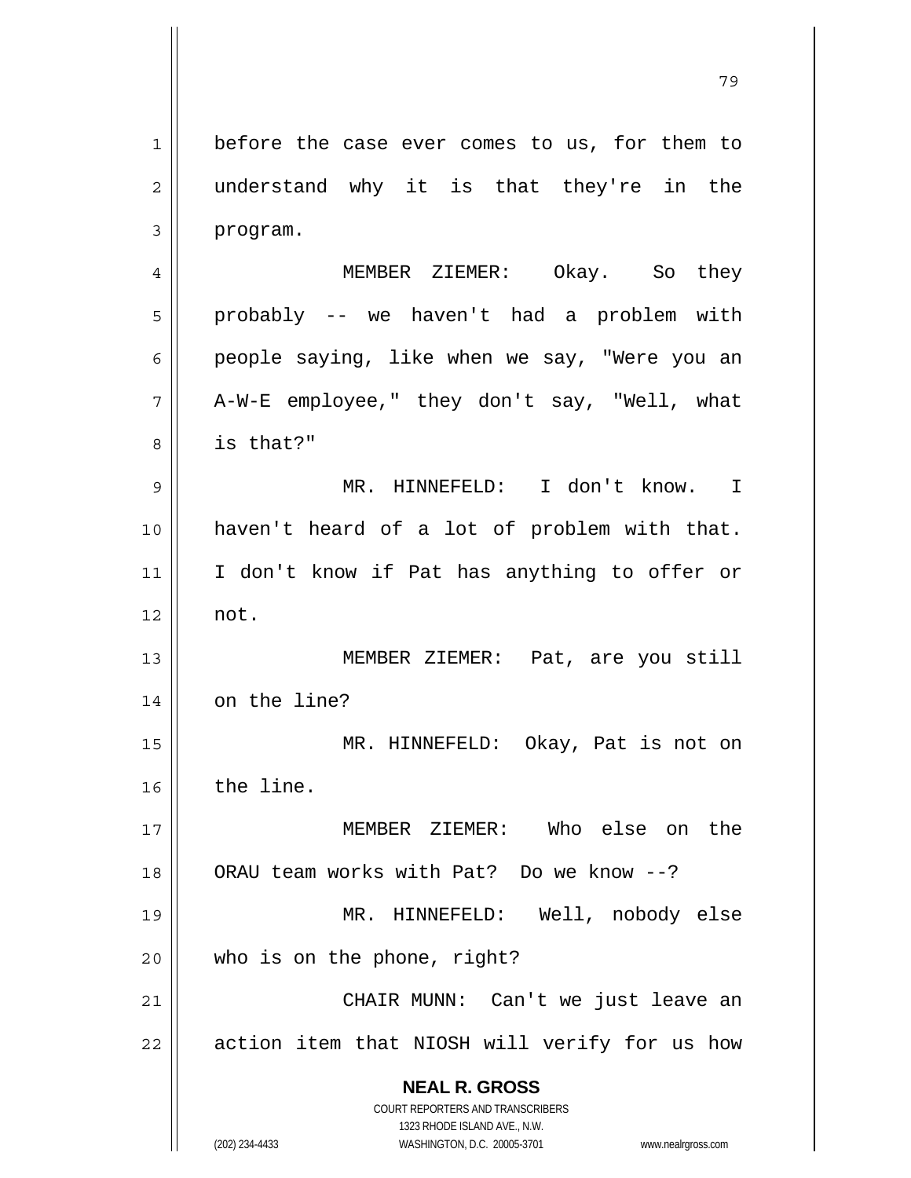before the case ever comes to us, for them to understand why it is that they're in the program.

MEMBER ZIEMER: Okay. So they probably -- we haven't had a problem with people saying, like when we say, "Were you an A-W-E employee," they don't say, "Well, what is that?"

MR. HINNEFELD: I don't know. I haven't heard of a lot of problem with that. I don't know if Pat has anything to offer or not.

MEMBER ZIEMER: Pat, are you still on the line?

MR. HINNEFELD: Okay, Pat is not on the line.

MEMBER ZIEMER: Who else on the ORAU team works with Pat? Do we know --?

MR. HINNEFELD: Well, nobody else who is on the phone, right?

CHAIR MUNN: Can't we just leave an action item that NIOSH will verify for us how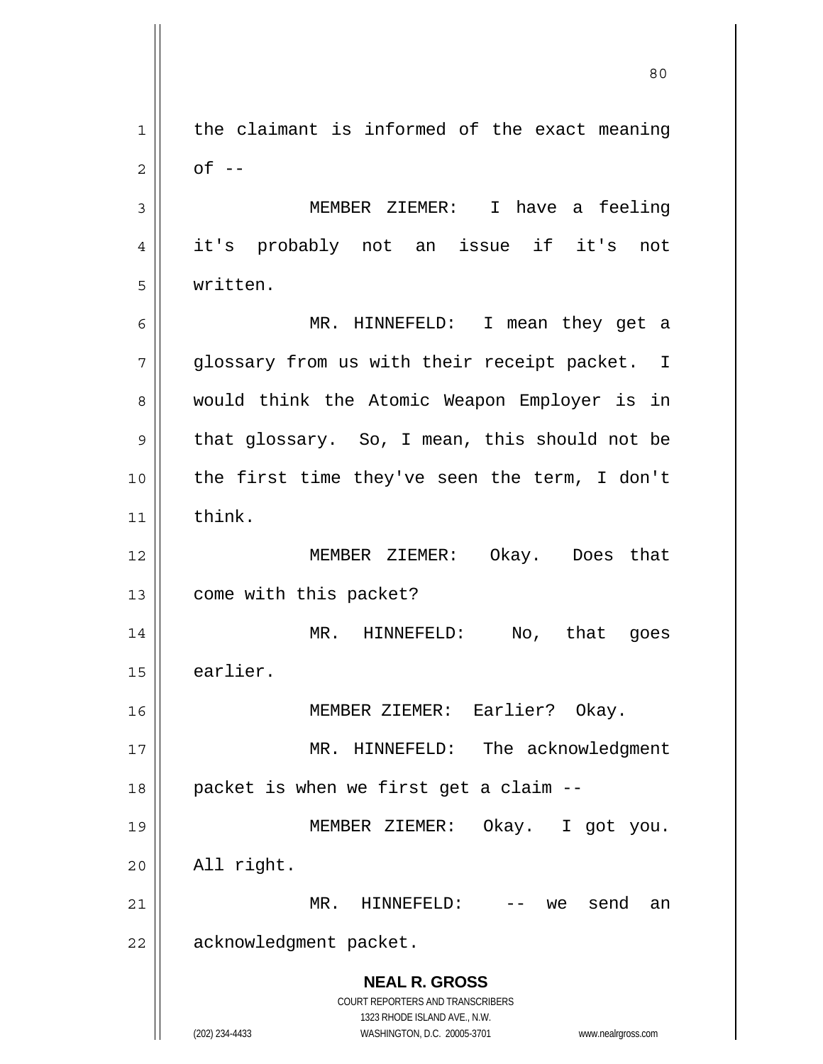the claimant is informed of the exact meaning of --

MEMBER ZIEMER: I have a feeling it's probably not an issue if it's not written.

MR. HINNEFELD: I mean they get a glossary from us with their receipt packet. I would think the Atomic Weapon Employer is in that glossary. So, I mean, this should not be the first time they've seen the term, I don't think.

MEMBER ZIEMER: Okay. Does that come with this packet?

MR. HINNEFELD: No, that goes earlier.

MEMBER ZIEMER: Earlier? Okay.

MR. HINNEFELD: The acknowledgment packet is when we first get a claim --

MEMBER ZIEMER: Okay. I got you. All right.

MR. HINNEFELD: -- we send an acknowledgment packet.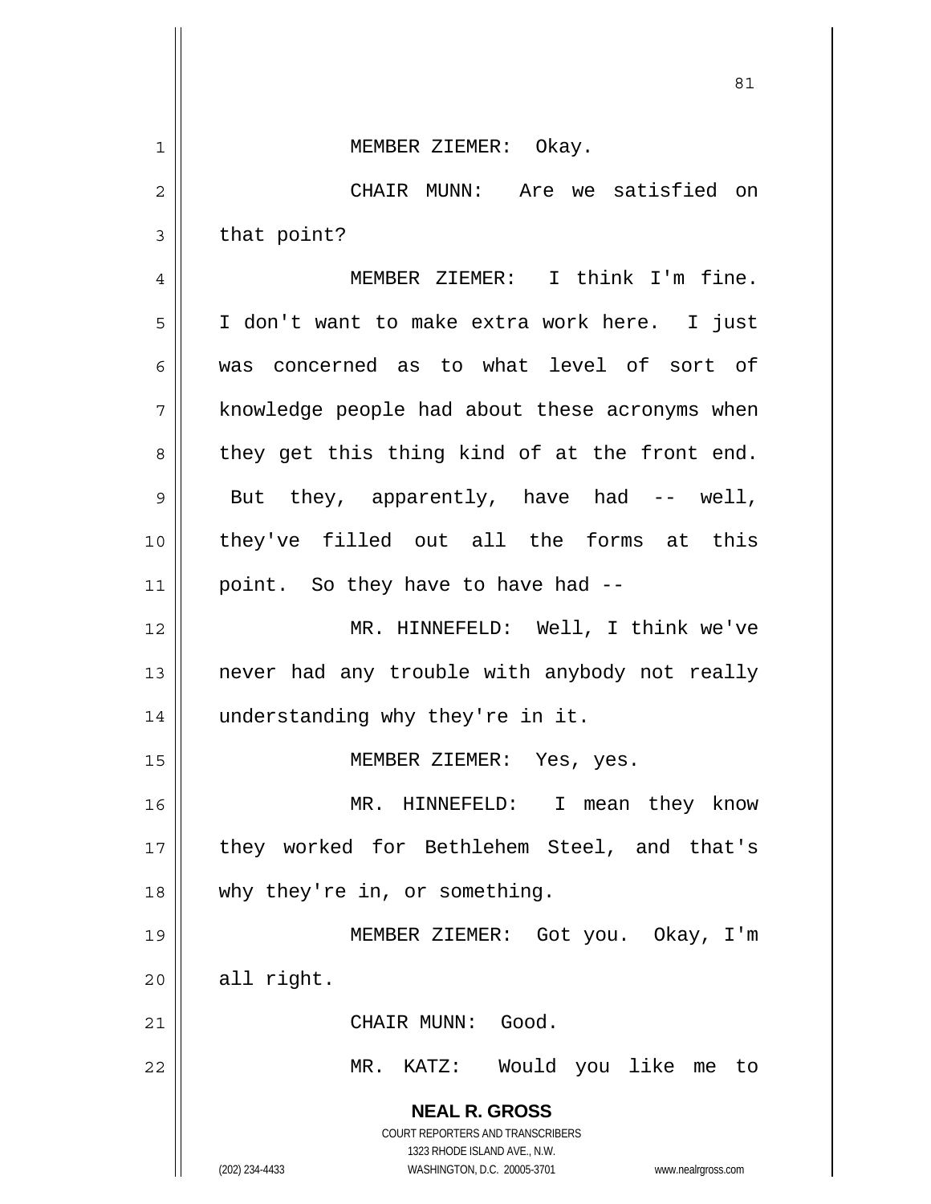MEMBER ZIEMER: Okay.

CHAIR MUNN: Are we satisfied on that point?

MEMBER ZIEMER: I think I'm fine. I don't want to make extra work here. I just was concerned as to what level of sort of knowledge people had about these acronyms when they get this thing kind of at the front end. But they, apparently, have had -- well, they've filled out all the forms at this point. So they have to have had --

MR. HINNEFELD: Well, I think we've never had any trouble with anybody not really understanding why they're in it.

MEMBER ZIEMER: Yes, yes.

MR. HINNEFELD: I mean they know they worked for Bethlehem Steel, and that's why they're in, or something.

MEMBER ZIEMER: Got you. Okay, I'm all right.

CHAIR MUNN: Good.

MR. KATZ: Would you like me to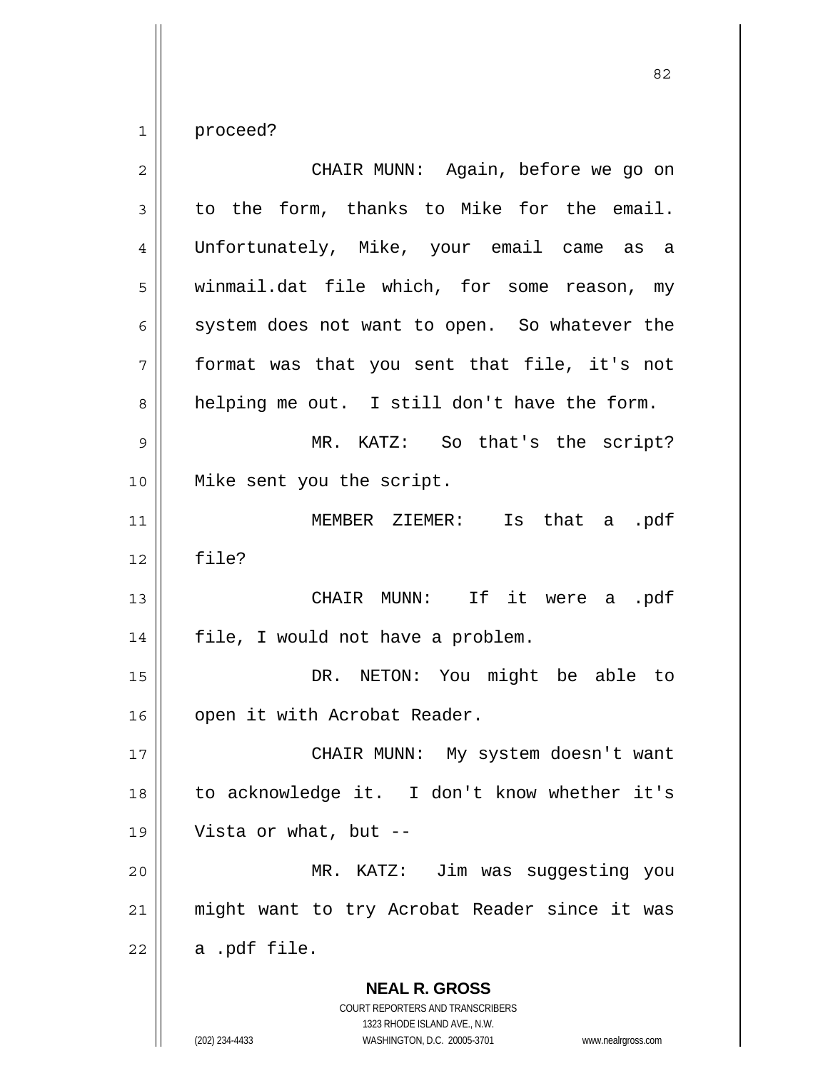proceed?

CHAIR MUNN: Again, before we go on to the form, thanks to Mike for the email. Unfortunately, Mike, your email came as a winmail.dat file which, for some reason, my system does not want to open. So whatever the format was that you sent that file, it's not helping me out. I still don't have the form.

MR. KATZ: So that's the script? Mike sent you the script.

MEMBER ZIEMER: Is that a .pdf file?

CHAIR MUNN: If it were a .pdf file, I would not have a problem.

DR. NETON: You might be able to open it with Acrobat Reader.

CHAIR MUNN: My system doesn't want to acknowledge it. I don't know whether it's Vista or what, but --

MR. KATZ: Jim was suggesting you might want to try Acrobat Reader since it was a .pdf file.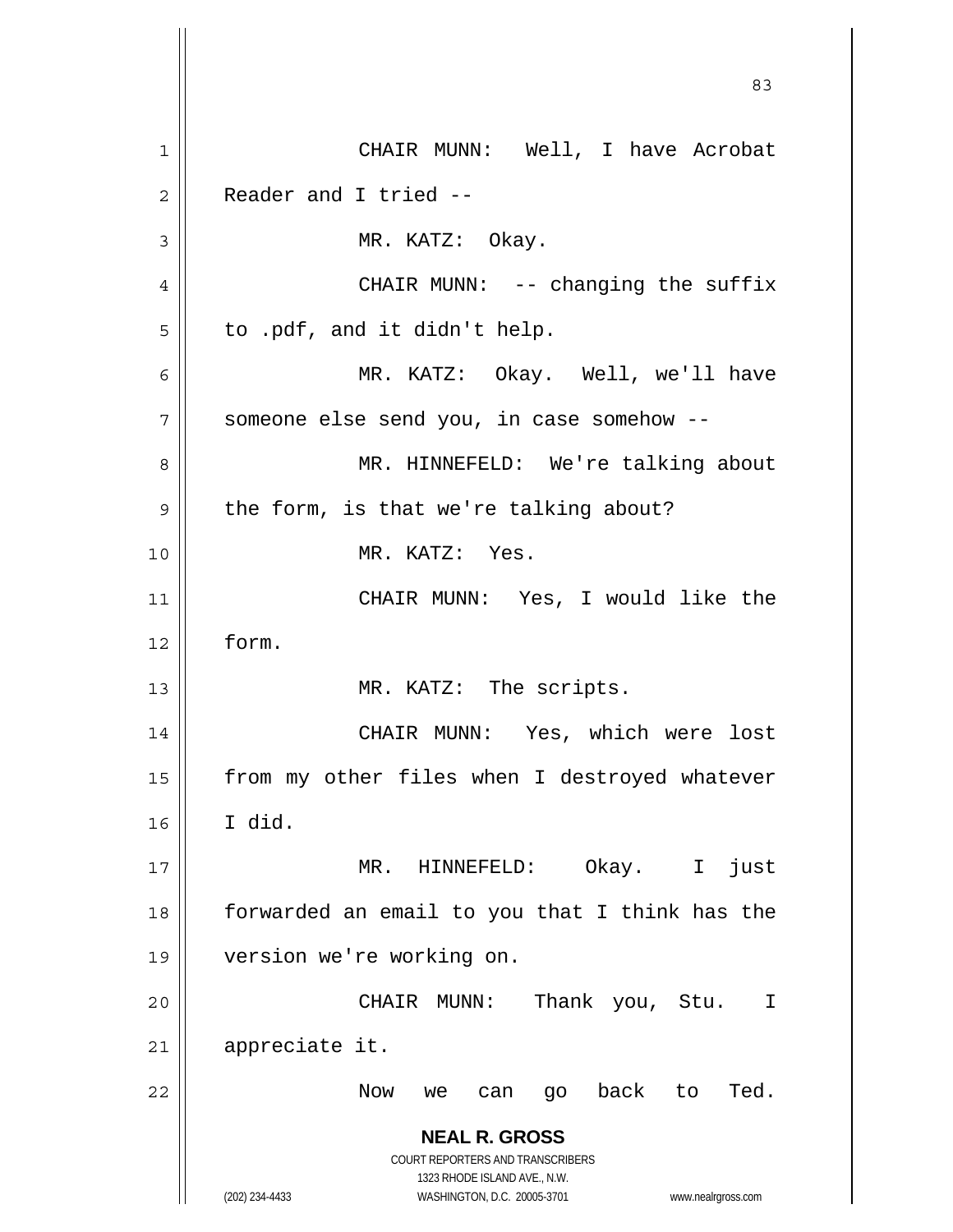CHAIR MUNN: Well, I have Acrobat Reader and I tried --

MR. KATZ: Okay.

CHAIR MUNN: -- changing the suffix to .pdf, and it didn't help.

MR. KATZ: Okay. Well, we'll have someone else send you, in case somehow --

MR. HINNEFELD: We're talking about the form, is that we're talking about?

MR. KATZ: Yes.

CHAIR MUNN: Yes, I would like the form.

MR. KATZ: The scripts.

CHAIR MUNN: Yes, which were lost from my other files when I destroyed whatever I did.

MR. HINNEFELD: Okay. I just forwarded an email to you that I think has the version we're working on.

CHAIR MUNN: Thank you, Stu. I appreciate it.

Now we can go back to Ted.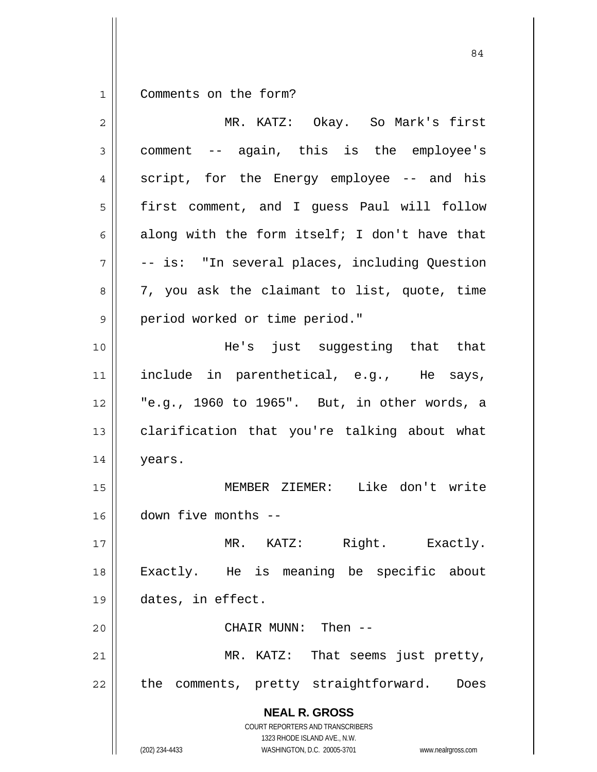Comments on the form?

MR. KATZ: Okay. So Mark's first comment -- again, this is the employee's script, for the Energy employee -- and his first comment, and I guess Paul will follow along with the form itself; I don't have that -- is: "In several places, including Question 7, you ask the claimant to list, quote, time period worked or time period."

He's just suggesting that that include in parenthetical, e.g., He says, "e.g., 1960 to 1965". But, in other words, a clarification that you're talking about what years.

MEMBER ZIEMER: Like don't write down five months --

MR. KATZ: Right. Exactly. Exactly. He is meaning be specific about dates, in effect.

CHAIR MUNN: Then --

MR. KATZ: That seems just pretty, the comments, pretty straightforward. Does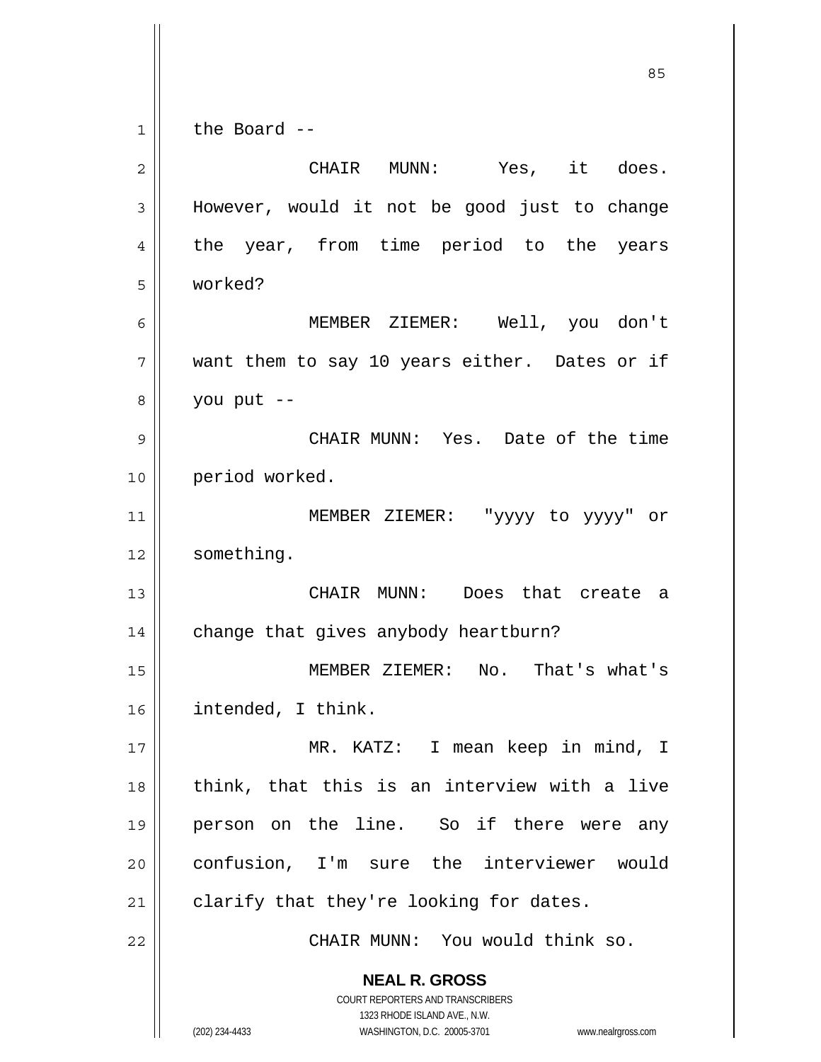the Board --

CHAIR MUNN: Yes, it does. However, would it not be good just to change the year, from time period to the years worked?

MEMBER ZIEMER: Well, you don't want them to say 10 years either. Dates or if you put --

CHAIR MUNN: Yes. Date of the time period worked.

MEMBER ZIEMER: "yyyy to yyyy" or something.

CHAIR MUNN: Does that create a change that gives anybody heartburn?

MEMBER ZIEMER: No. That's what's intended, I think.

MR. KATZ: I mean keep in mind, I think, that this is an interview with a live person on the line. So if there were any confusion, I'm sure the interviewer would clarify that they're looking for dates.

CHAIR MUNN: You would think so.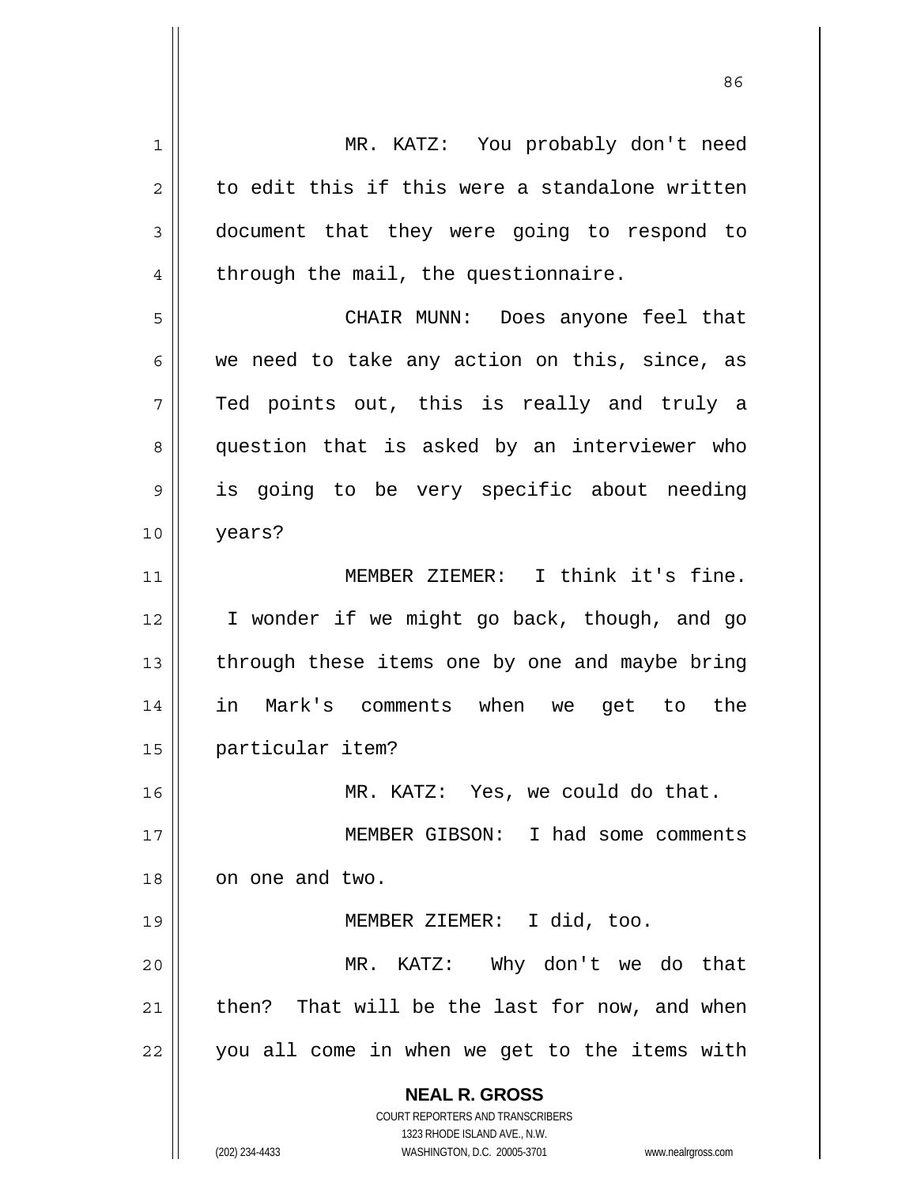MR. KATZ: You probably don't need to edit this if this were a standalone written document that they were going to respond to through the mail, the questionnaire.

CHAIR MUNN: Does anyone feel that we need to take any action on this, since, as Ted points out, this is really and truly a question that is asked by an interviewer who is going to be very specific about needing years?

MEMBER ZIEMER: I think it's fine. I wonder if we might go back, though, and go through these items one by one and maybe bring in Mark's comments when we get to the particular item?

MR. KATZ: Yes, we could do that.

MEMBER GIBSON: I had some comments on one and two.

MEMBER ZIEMER: I did, too.

MR. KATZ: Why don't we do that then? That will be the last for now, and when you all come in when we get to the items with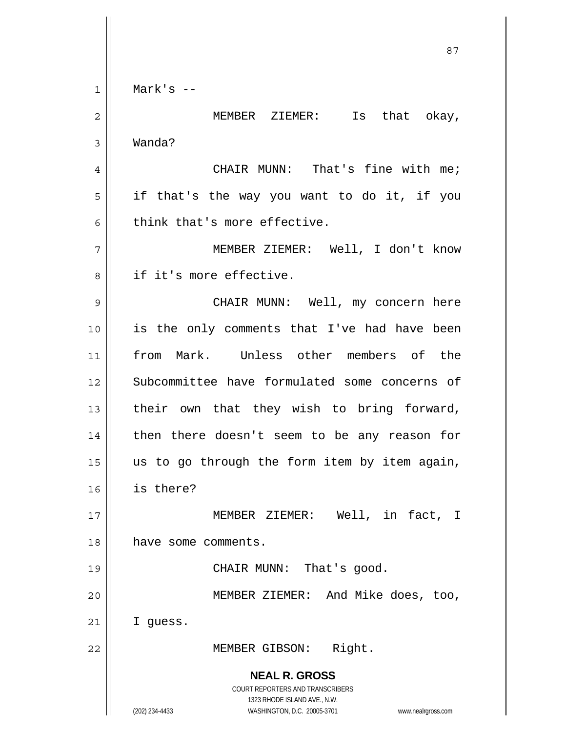Mark's --

MEMBER ZIEMER: Is that okay, Wanda?

CHAIR MUNN: That's fine with me; if that's the way you want to do it, if you think that's more effective.

MEMBER ZIEMER: Well, I don't know if it's more effective.

CHAIR MUNN: Well, my concern here is the only comments that I've had have been from Mark. Unless other members of the Subcommittee have formulated some concerns of their own that they wish to bring forward, then there doesn't seem to be any reason for us to go through the form item by item again, is there?

MEMBER ZIEMER: Well, in fact, I have some comments.

CHAIR MUNN: That's good.

MEMBER ZIEMER: And Mike does, too, I guess.

MEMBER GIBSON: Right.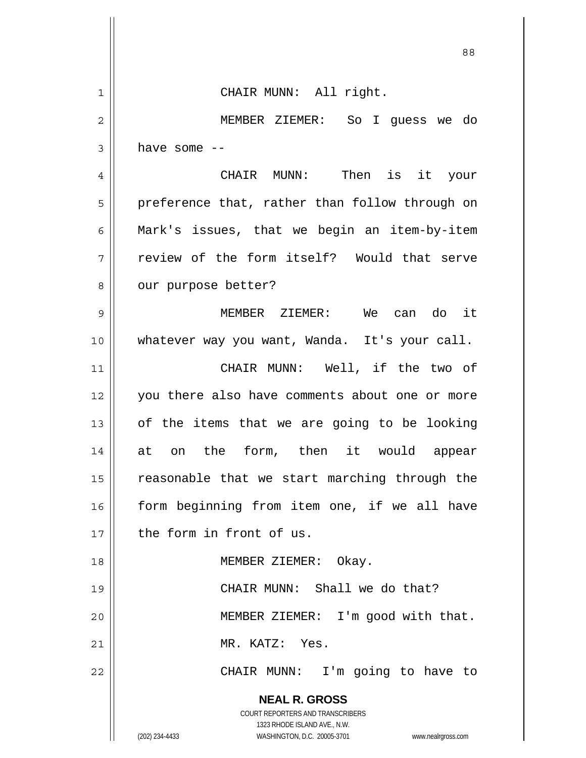CHAIR MUNN: All right.

MEMBER ZIEMER: So I guess we do have some --

CHAIR MUNN: Then is it your preference that, rather than follow through on Mark's issues, that we begin an item-by-item review of the form itself? Would that serve our purpose better?

MEMBER ZIEMER: We can do it whatever way you want, Wanda. It's your call.

CHAIR MUNN: Well, if the two of you there also have comments about one or more of the items that we are going to be looking at on the form, then it would appear reasonable that we start marching through the form beginning from item one, if we all have the form in front of us.

MEMBER ZIEMER: Okay.

CHAIR MUNN: Shall we do that?

MEMBER ZIEMER: I'm good with that.

MR. KATZ: Yes.

CHAIR MUNN: I'm going to have to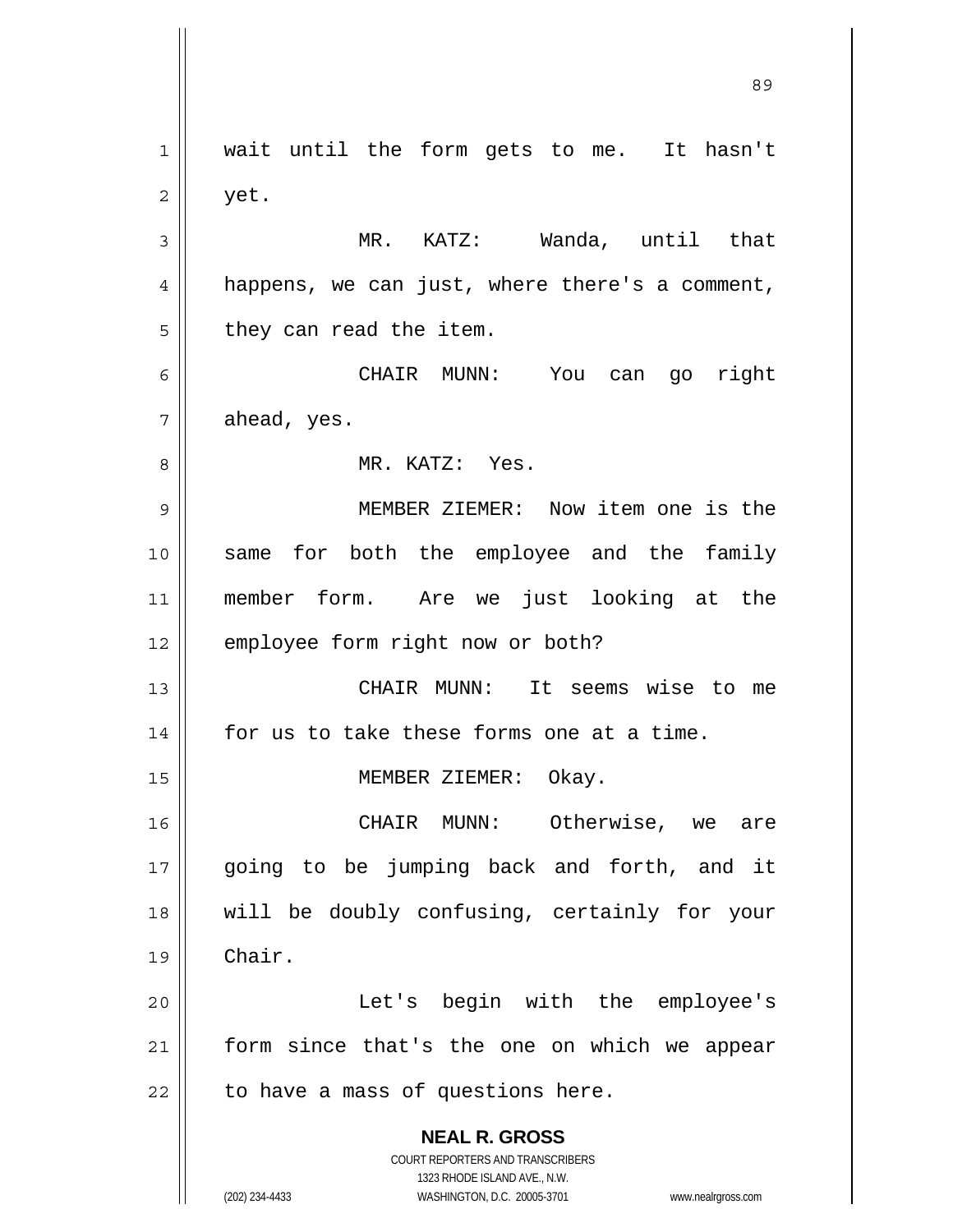wait until the form gets to me. It hasn't yet.

MR. KATZ: Wanda, until that happens, we can just, where there's a comment, they can read the item.

CHAIR MUNN: You can go right ahead, yes.

MR. KATZ: Yes.

MEMBER ZIEMER: Now item one is the same for both the employee and the family member form. Are we just looking at the employee form right now or both?

CHAIR MUNN: It seems wise to me for us to take these forms one at a time.

MEMBER ZIEMER: Okay.

CHAIR MUNN: Otherwise, we are going to be jumping back and forth, and it will be doubly confusing, certainly for your Chair.

Let's begin with the employee's form since that's the one on which we appear to have a mass of questions here.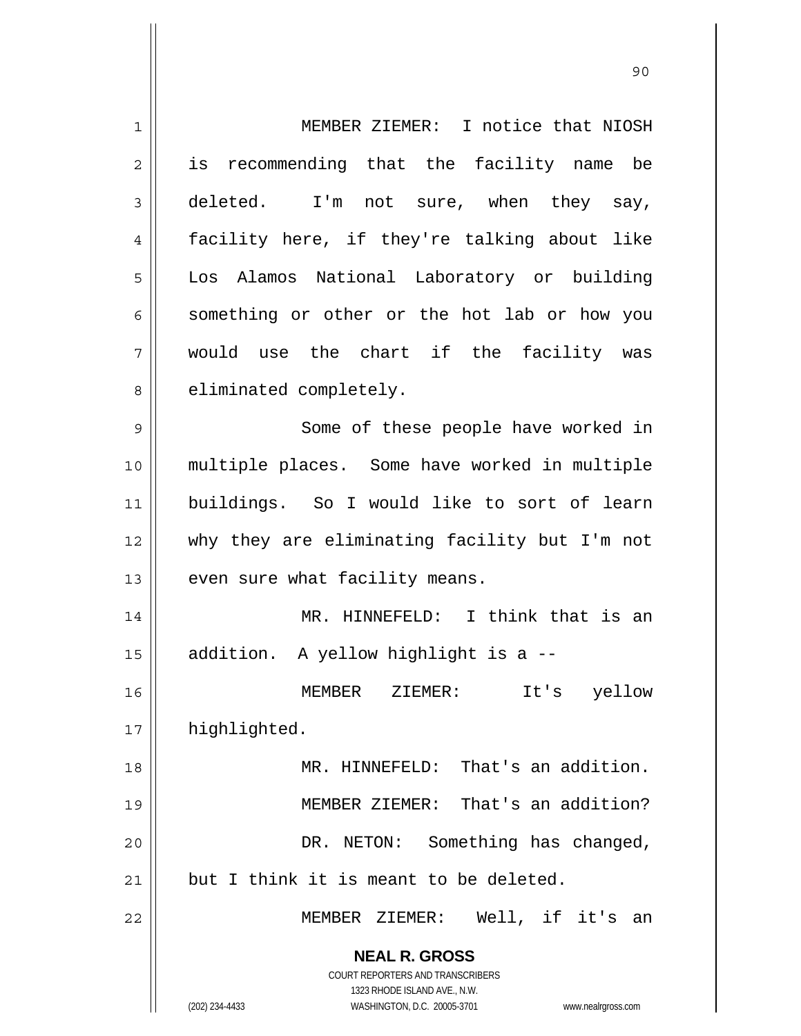MEMBER ZIEMER: I notice that NIOSH is recommending that the facility name be deleted. I'm not sure, when they say, facility here, if they're talking about like Los Alamos National Laboratory or building something or other or the hot lab or how you would use the chart if the facility was eliminated completely.

Some of these people have worked in multiple places. Some have worked in multiple buildings. So I would like to sort of learn why they are eliminating facility but I'm not even sure what facility means.

MR. HINNEFELD: I think that is an addition. A yellow highlight is a --

MEMBER ZIEMER: It's yellow highlighted.

MR. HINNEFELD: That's an addition.

MEMBER ZIEMER: That's an addition?

DR. NETON: Something has changed, but I think it is meant to be deleted.

MEMBER ZIEMER: Well, if it's an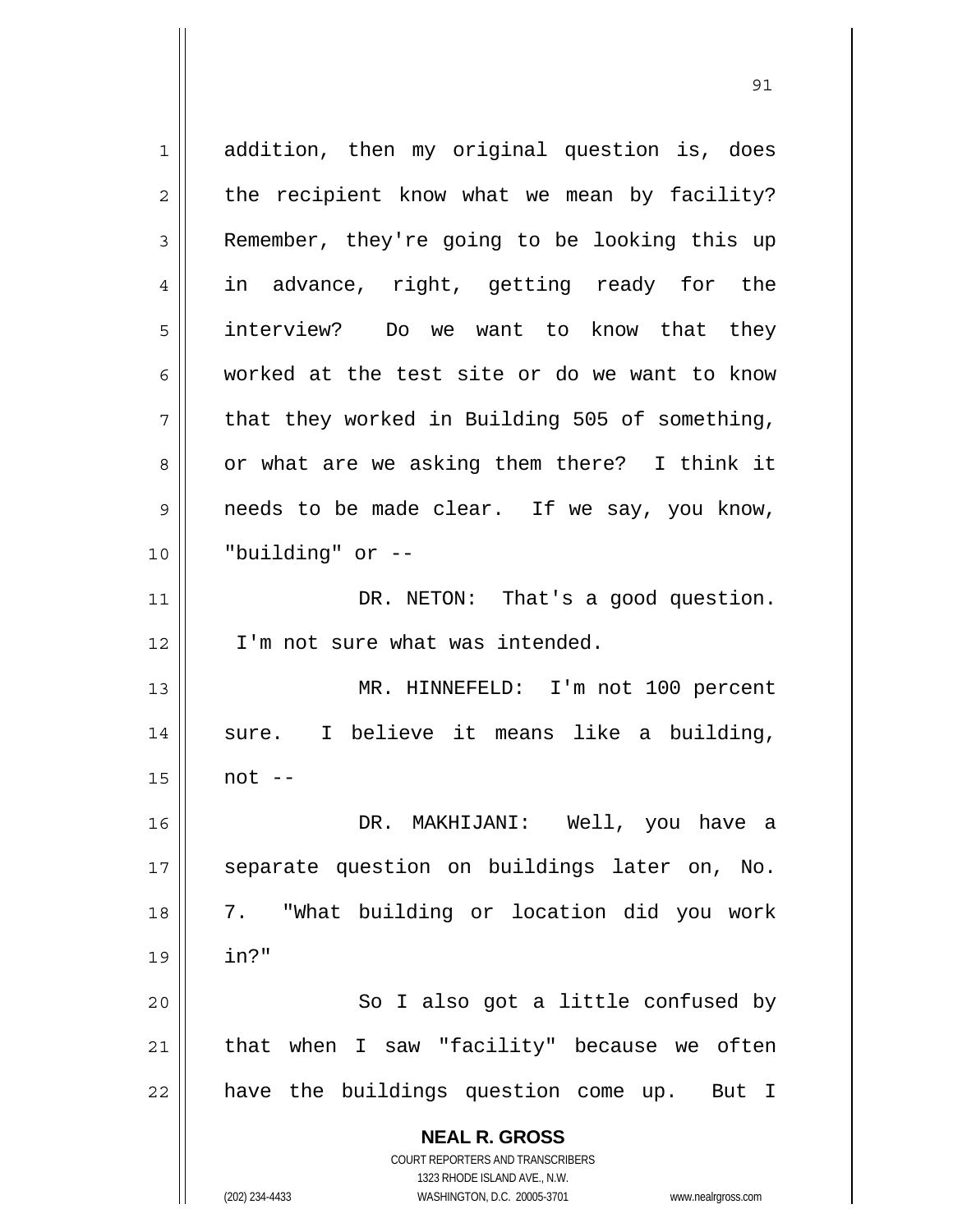addition, then my original question is, does the recipient know what we mean by facility? Remember, they're going to be looking this up in advance, right, getting ready for the interview? Do we want to know that they worked at the test site or do we want to know that they worked in Building 505 of something, or what are we asking them there? I think it needs to be made clear. If we say, you know, "building" or --

DR. NETON: That's a good question. I'm not sure what was intended.

MR. HINNEFELD: I'm not 100 percent sure. I believe it means like a building, not --

DR. MAKHIJANI: Well, you have a separate question on buildings later on, No. 7. "What building or location did you work in?"

So I also got a little confused by that when I saw "facility" because we often have the buildings question come up. But I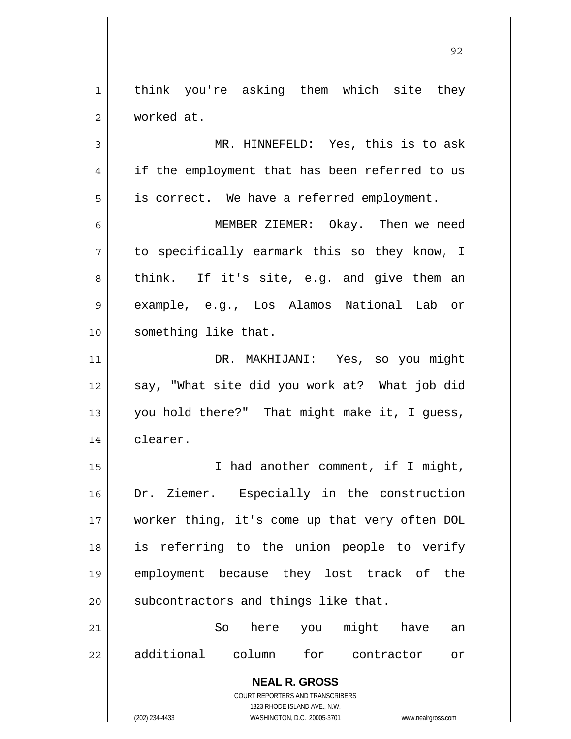think you're asking them which site they worked at.

MR. HINNEFELD: Yes, this is to ask if the employment that has been referred to us is correct. We have a referred employment.

MEMBER ZIEMER: Okay. Then we need to specifically earmark this so they know, I think. If it's site, e.g. and give them an example, e.g., Los Alamos National Lab or something like that.

DR. MAKHIJANI: Yes, so you might say, "What site did you work at? What job did you hold there?" That might make it, I guess, clearer.

I had another comment, if I might, Dr. Ziemer. Especially in the construction worker thing, it's come up that very often DOL is referring to the union people to verify employment because they lost track of the subcontractors and things like that.

So here you might have an additional column for contractor or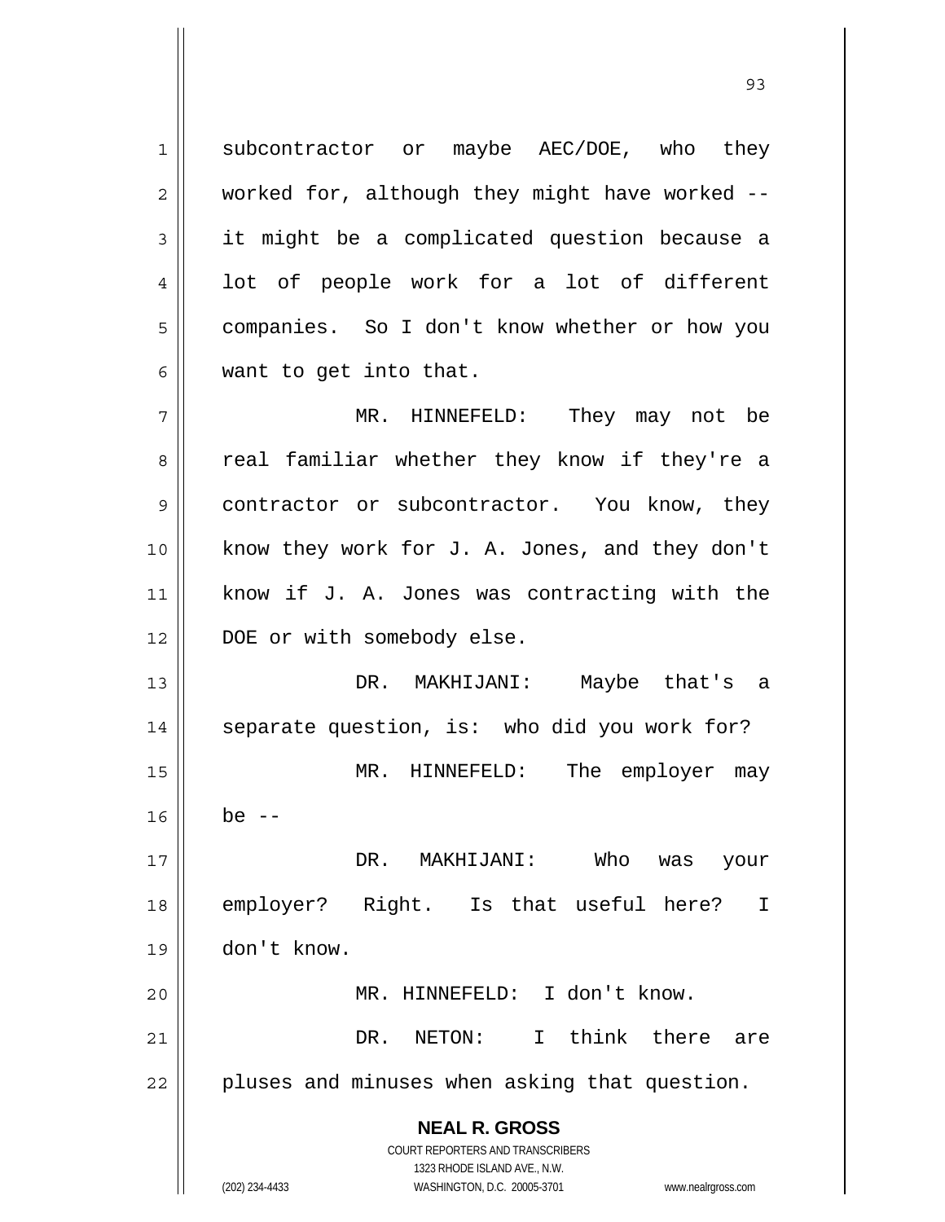subcontractor or maybe AEC/DOE, who they worked for, although they might have worked -- it might be a complicated question because a lot of people work for a lot of different companies. So I don't know whether or how you want to get into that.

MR. HINNEFELD: They may not be real familiar whether they know if they're a contractor or subcontractor. You know, they know they work for J. A. Jones, and they don't know if J. A. Jones was contracting with the DOE or with somebody else.

DR. MAKHIJANI: Maybe that's a separate question, is: who did you work for?

MR. HINNEFELD: The employer may be --

DR. MAKHIJANI: Who was your employer? Right. Is that useful here? I don't know.

MR. HINNEFELD: I don't know.

DR. NETON: I think there are pluses and minuses when asking that question.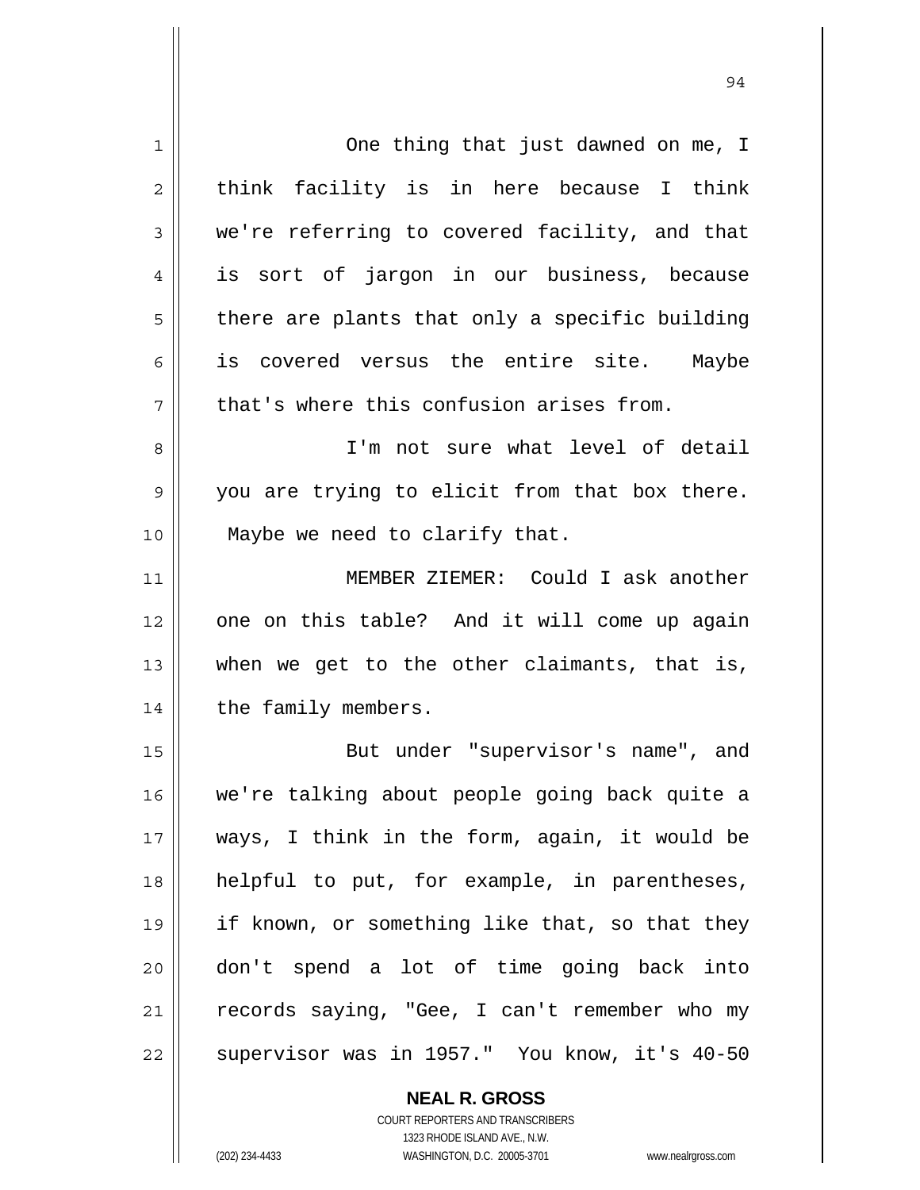One thing that just dawned on me, I think facility is in here because I think we're referring to covered facility, and that is sort of jargon in our business, because there are plants that only a specific building is covered versus the entire site. Maybe that's where this confusion arises from.

I'm not sure what level of detail you are trying to elicit from that box there. Maybe we need to clarify that.

MEMBER ZIEMER: Could I ask another one on this table? And it will come up again when we get to the other claimants, that is, the family members.

But under "supervisor's name", and we're talking about people going back quite a ways, I think in the form, again, it would be helpful to put, for example, in parentheses, if known, or something like that, so that they don't spend a lot of time going back into records saying, "Gee, I can't remember who my supervisor was in 1957." You know, it's 40-50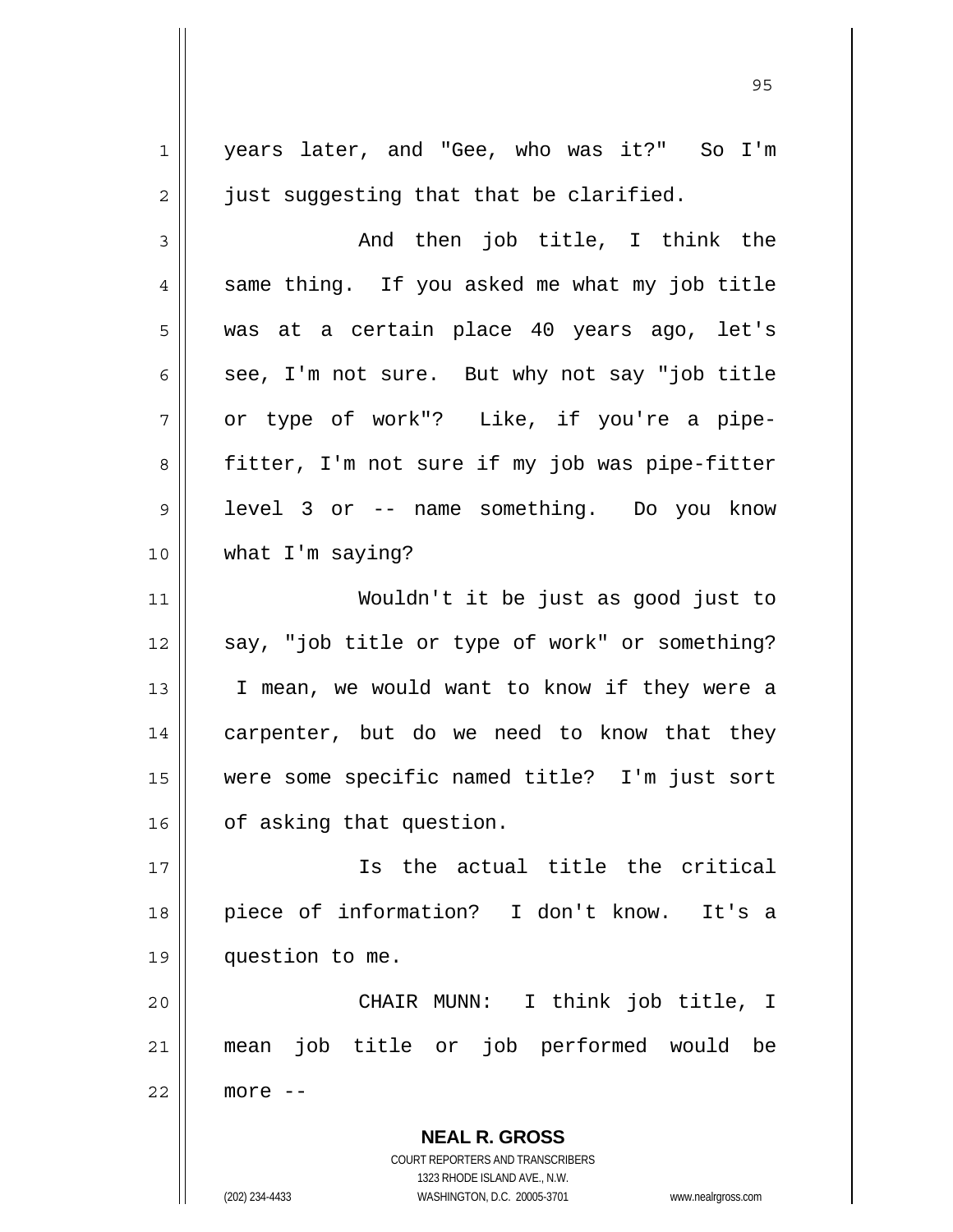years later, and "Gee, who was it?" So I'm just suggesting that that be clarified.

And then job title, I think the same thing. If you asked me what my job title was at a certain place 40 years ago, let's see, I'm not sure. But why not say "job title or type of work"? Like, if you're a pipe-fitter, I'm not sure if my job was pipe-fitter level 3 or -- name something. Do you know what I'm saying?

Wouldn't it be just as good just to say, "job title or type of work" or something? I mean, we would want to know if they were a carpenter, but do we need to know that they were some specific named title? I'm just sort of asking that question.

Is the actual title the critical piece of information? I don't know. It's a question to me.

CHAIR MUNN: I think job title, I mean job title or job performed would be more --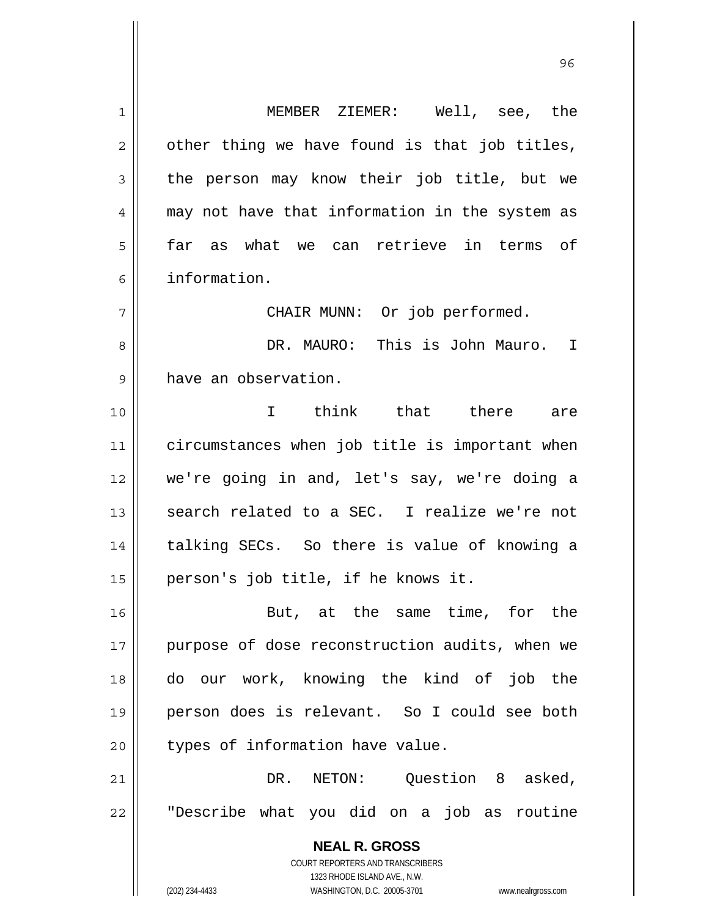MEMBER ZIEMER: Well, see, the other thing we have found is that job titles, the person may know their job title, but we may not have that information in the system as far as what we can retrieve in terms of information.

CHAIR MUNN: Or job performed.

DR. MAURO: This is John Mauro. I have an observation.

I think that there are circumstances when job title is important when we're going in and, let's say, we're doing a search related to a SEC. I realize we're not talking SECs. So there is value of knowing a person's job title, if he knows it.

But, at the same time, for the purpose of dose reconstruction audits, when we do our work, knowing the kind of job the person does is relevant. So I could see both types of information have value.

DR. NETON: Question 8 asked, "Describe what you did on a job as routine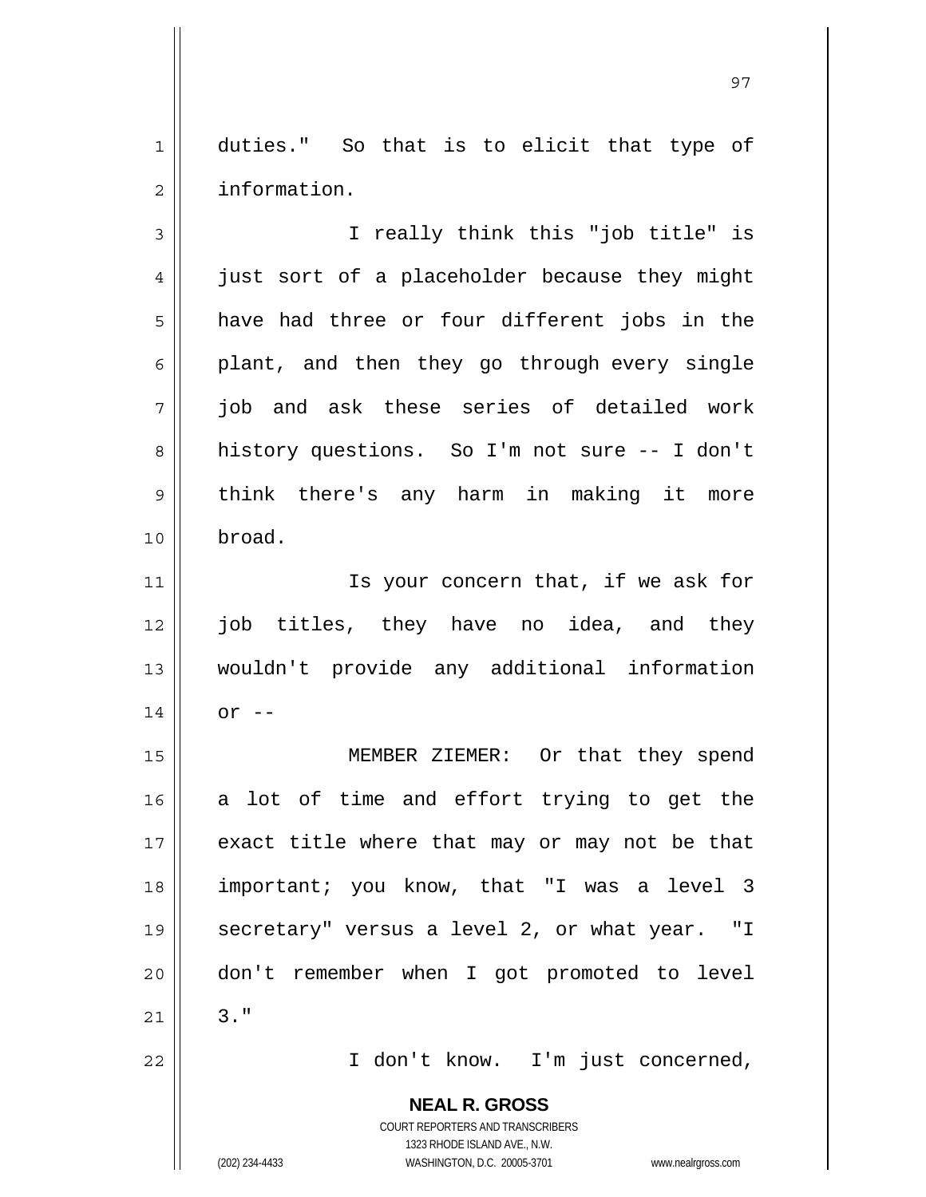duties." So that is to elicit that type of information.

I really think this "job title" is just sort of a placeholder because they might have had three or four different jobs in the plant, and then they go through every single job and ask these series of detailed work history questions. So I'm not sure -- I don't think there's any harm in making it more broad.

Is your concern that, if we ask for job titles, they have no idea, and they wouldn't provide any additional information or --

MEMBER ZIEMER: Or that they spend a lot of time and effort trying to get the exact title where that may or may not be that important; you know, that "I was a level 3 secretary" versus a level 2, or what year. "I don't remember when I got promoted to level 3."

I don't know. I'm just concerned,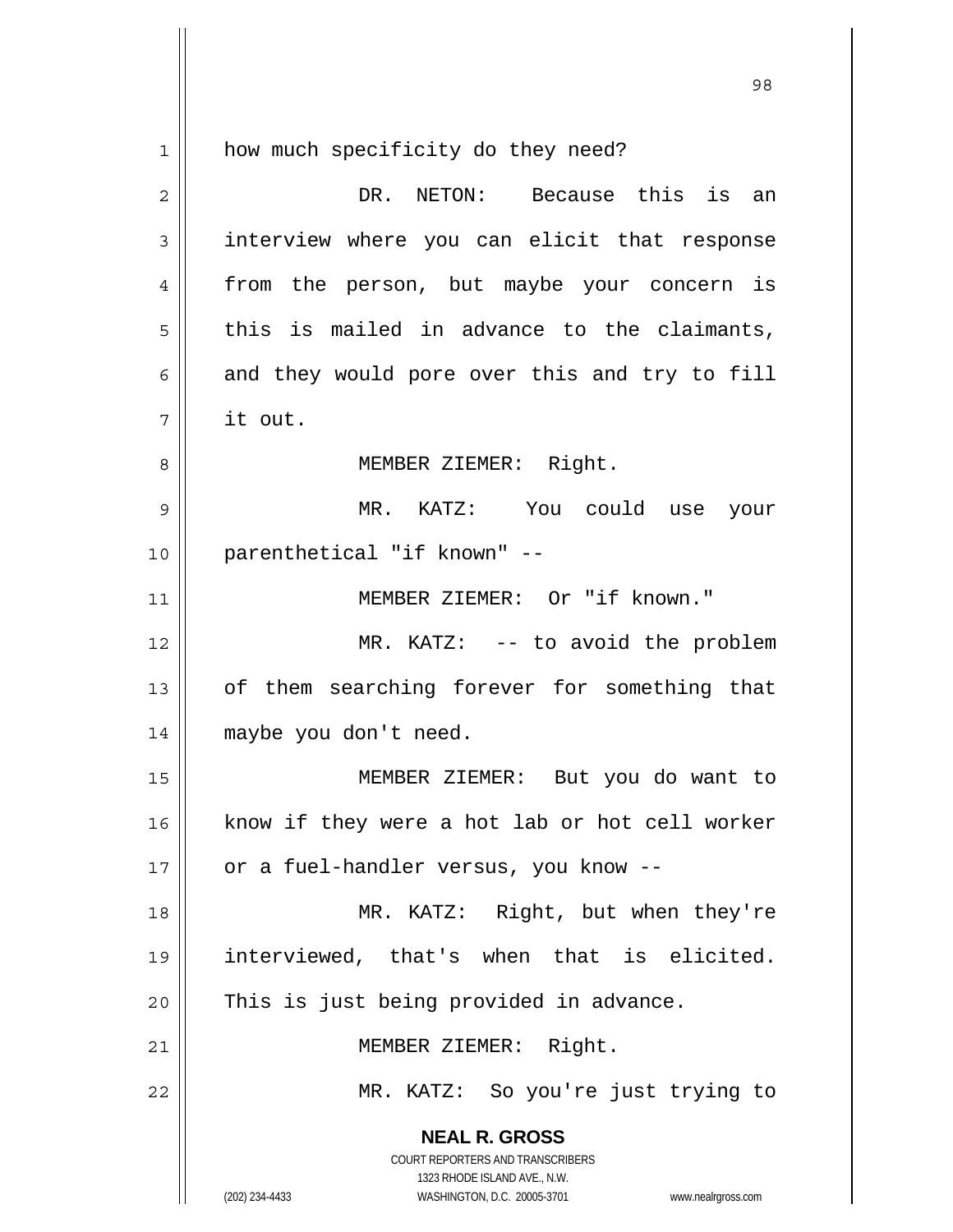how much specificity do they need?

DR. NETON: Because this is an interview where you can elicit that response from the person, but maybe your concern is this is mailed in advance to the claimants, and they would pore over this and try to fill it out.

MEMBER ZIEMER: Right.

MR. KATZ: You could use your parenthetical "if known" --

MEMBER ZIEMER: Or "if known."

MR. KATZ: -- to avoid the problem of them searching forever for something that maybe you don't need.

MEMBER ZIEMER: But you do want to know if they were a hot lab or hot cell worker or a fuel-handler versus, you know --

MR. KATZ: Right, but when they're interviewed, that's when that is elicited. This is just being provided in advance.

MEMBER ZIEMER: Right.

MR. KATZ: So you're just trying to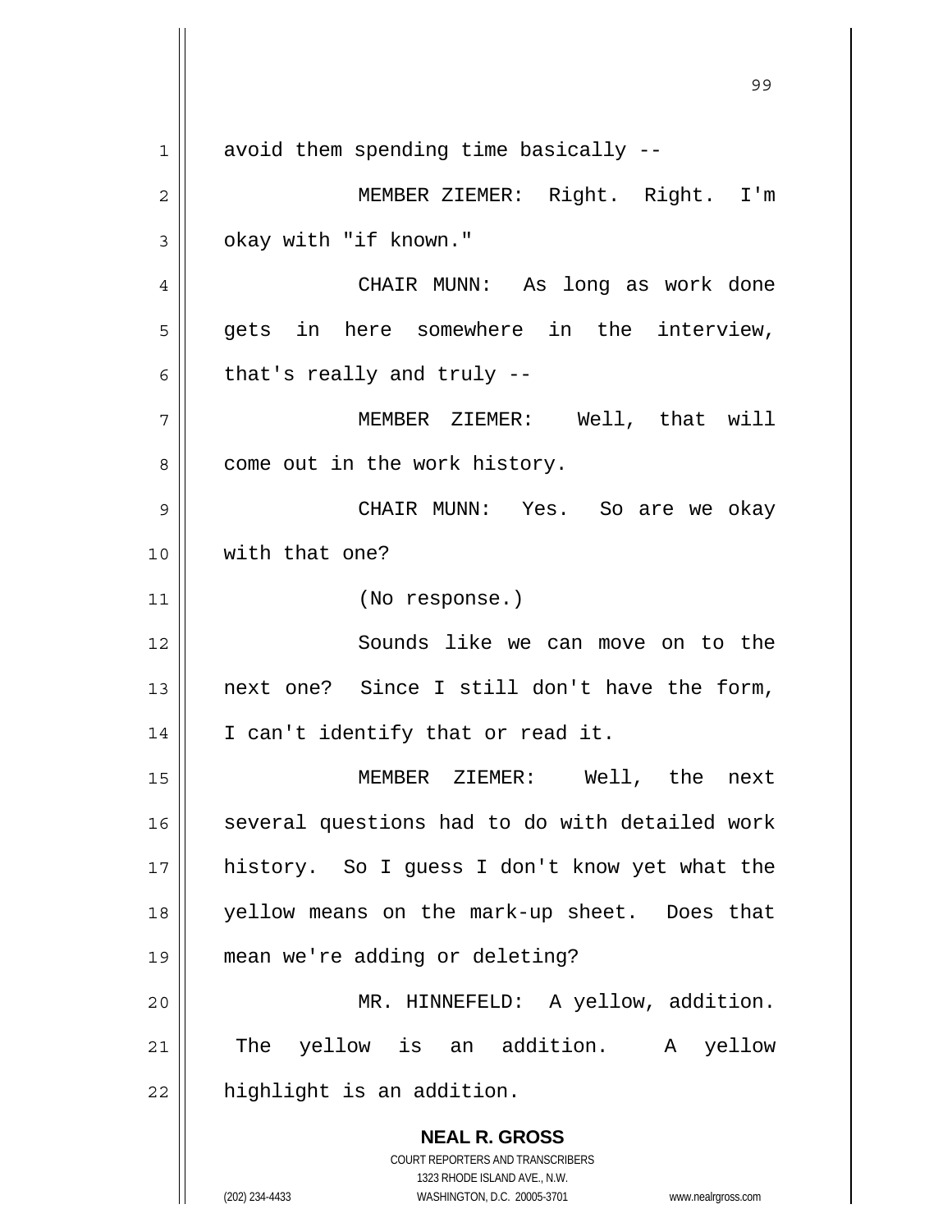avoid them spending time basically --

MEMBER ZIEMER: Right. Right. I'm okay with "if known."

CHAIR MUNN: As long as work done gets in here somewhere in the interview, that's really and truly --

MEMBER ZIEMER: Well, that will come out in the work history.

CHAIR MUNN: Yes. So are we okay with that one?

(No response.)

Sounds like we can move on to the next one? Since I still don't have the form, I can't identify that or read it.

MEMBER ZIEMER: Well, the next several questions had to do with detailed work history. So I guess I don't know yet what the yellow means on the mark-up sheet. Does that mean we're adding or deleting?

MR. HINNEFELD: A yellow, addition. The yellow is an addition. A yellow highlight is an addition.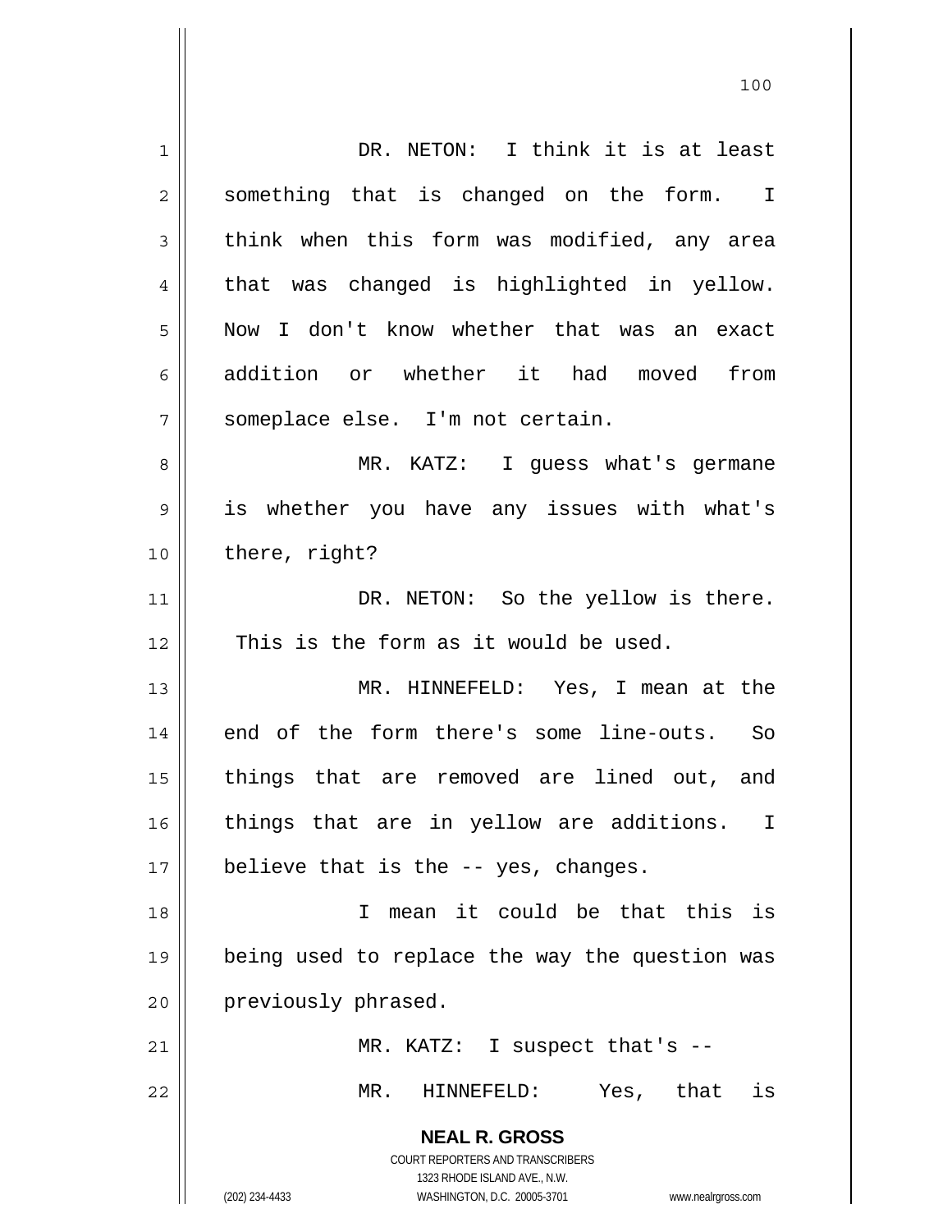DR. NETON: I think it is at least something that is changed on the form. I think when this form was modified, any area that was changed is highlighted in yellow. Now I don't know whether that was an exact addition or whether it had moved from someplace else. I'm not certain.

MR. KATZ: I guess what's germane is whether you have any issues with what's there, right?

DR. NETON: So the yellow is there. This is the form as it would be used.

MR. HINNEFELD: Yes, I mean at the end of the form there's some line-outs. So things that are removed are lined out, and things that are in yellow are additions. I believe that is the -- yes, changes.

I mean it could be that this is being used to replace the way the question was previously phrased.

MR. KATZ: I suspect that's --

MR. HINNEFELD: Yes, that is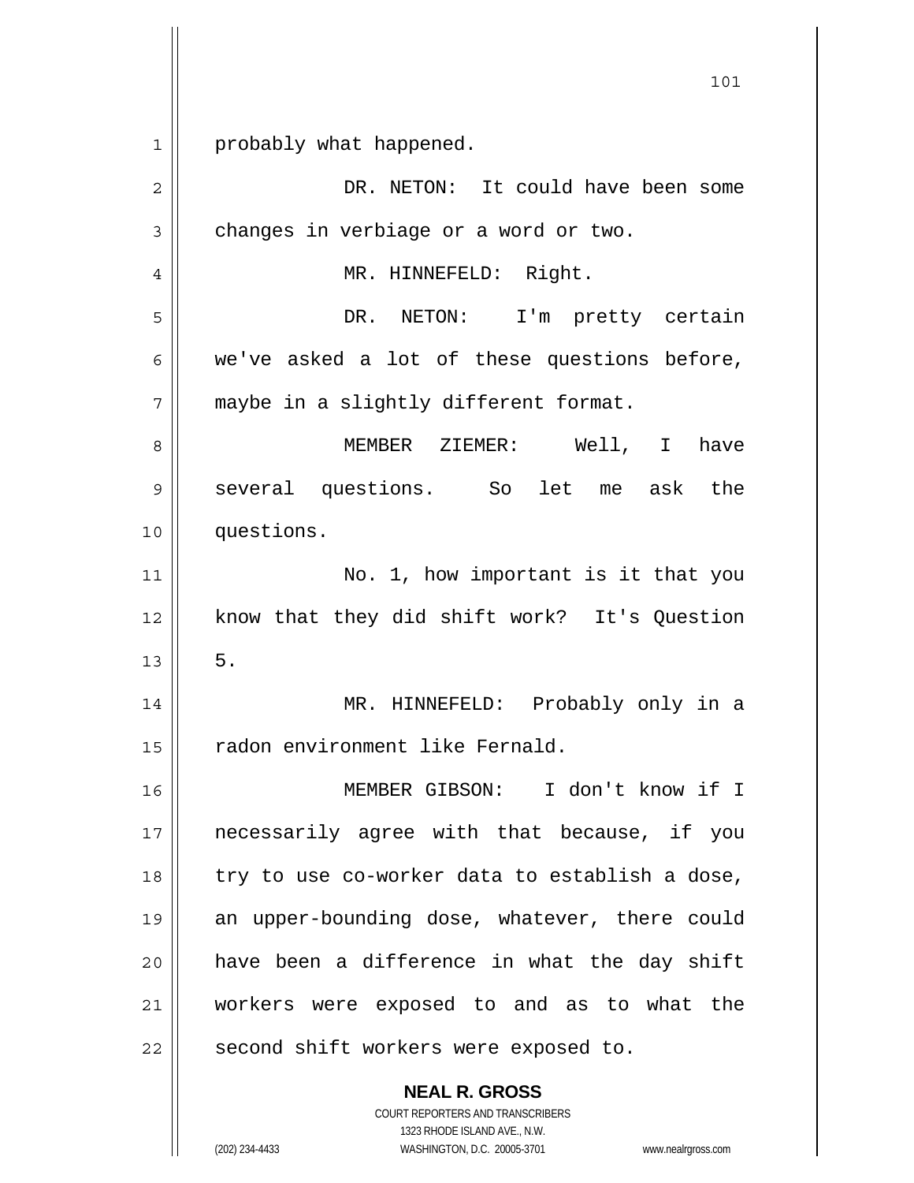probably what happened.

DR. NETON: It could have been some changes in verbiage or a word or two.

MR. HINNEFELD: Right.

DR. NETON: I'm pretty certain we've asked a lot of these questions before, maybe in a slightly different format.

MEMBER ZIEMER: Well, I have several questions. So let me ask the questions.

No. 1, how important is it that you know that they did shift work? It's Question 5.

MR. HINNEFELD: Probably only in a radon environment like Fernald.

MEMBER GIBSON: I don't know if I necessarily agree with that because, if you try to use co-worker data to establish a dose, an upper-bounding dose, whatever, there could have been a difference in what the day shift workers were exposed to and as to what the second shift workers were exposed to.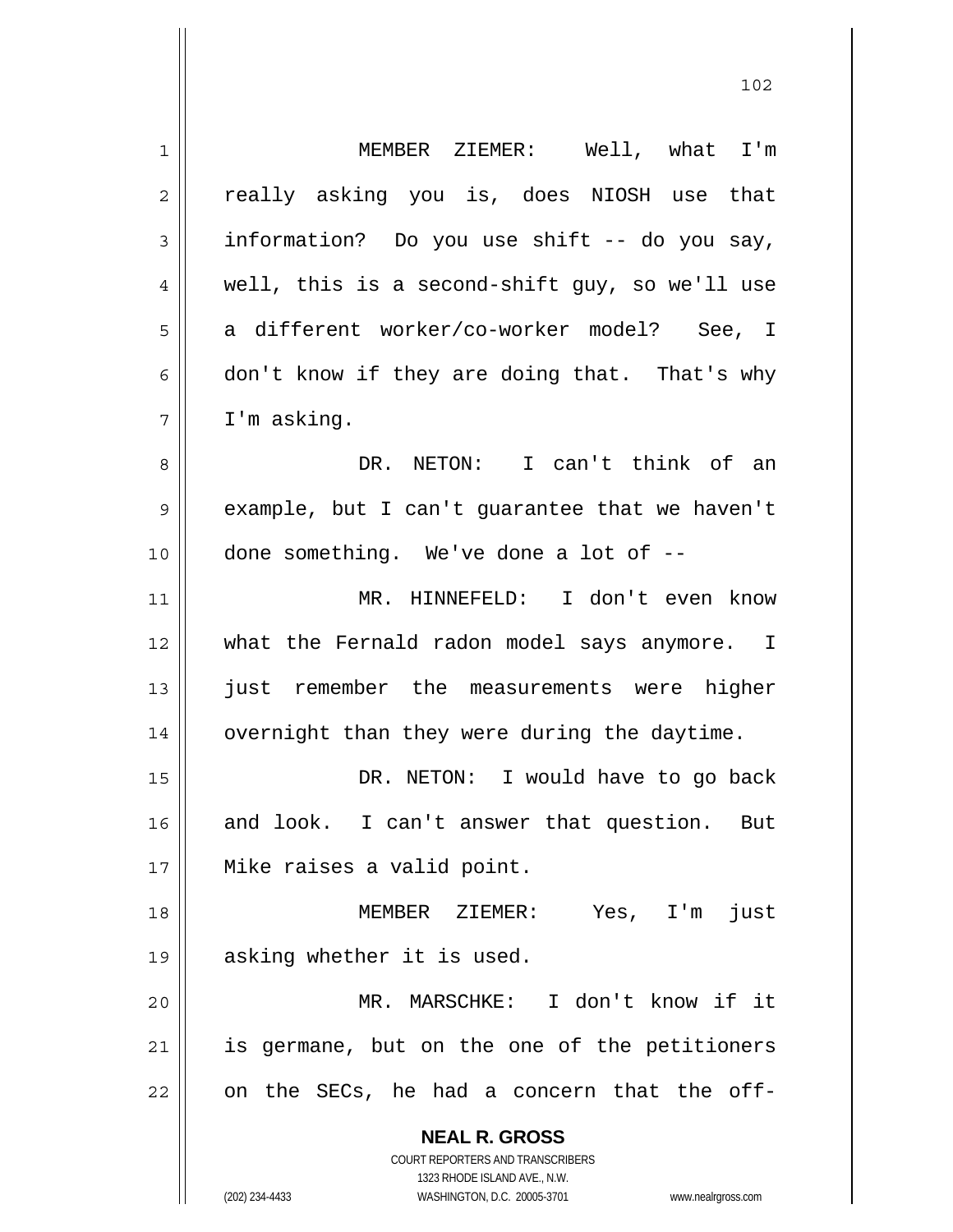MEMBER ZIEMER: Well, what I'm really asking you is, does NIOSH use that information? Do you use shift -- do you say, well, this is a second-shift guy, so we'll use a different worker/co-worker model? See, I don't know if they are doing that. That's why I'm asking.

DR. NETON: I can't think of an example, but I can't guarantee that we haven't done something. We've done a lot of --

MR. HINNEFELD: I don't even know what the Fernald radon model says anymore. I just remember the measurements were higher overnight than they were during the daytime.

DR. NETON: I would have to go back and look. I can't answer that question. But Mike raises a valid point.

MEMBER ZIEMER: Yes, I'm just asking whether it is used.

MR. MARSCHKE: I don't know if it is germane, but on the one of the petitioners on the SECs, he had a concern that the off-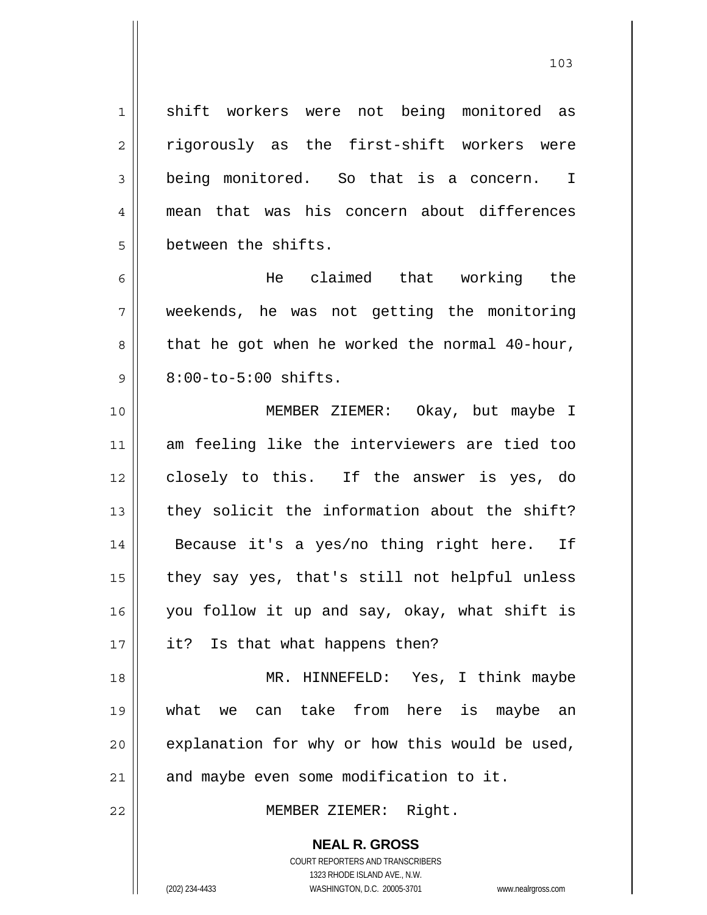shift workers were not being monitored as rigorously as the first-shift workers were being monitored. So that is a concern. I mean that was his concern about differences between the shifts.

He claimed that working the weekends, he was not getting the monitoring that he got when he worked the normal 40-hour, 8:00-to-5:00 shifts.

MEMBER ZIEMER: Okay, but maybe I am feeling like the interviewers are tied too closely to this. If the answer is yes, do they solicit the information about the shift? Because it's a yes/no thing right here. If they say yes, that's still not helpful unless you follow it up and say, okay, what shift is it? Is that what happens then?

MR. HINNEFELD: Yes, I think maybe what we can take from here is maybe an explanation for why or how this would be used, and maybe even some modification to it.

MEMBER ZIEMER: Right.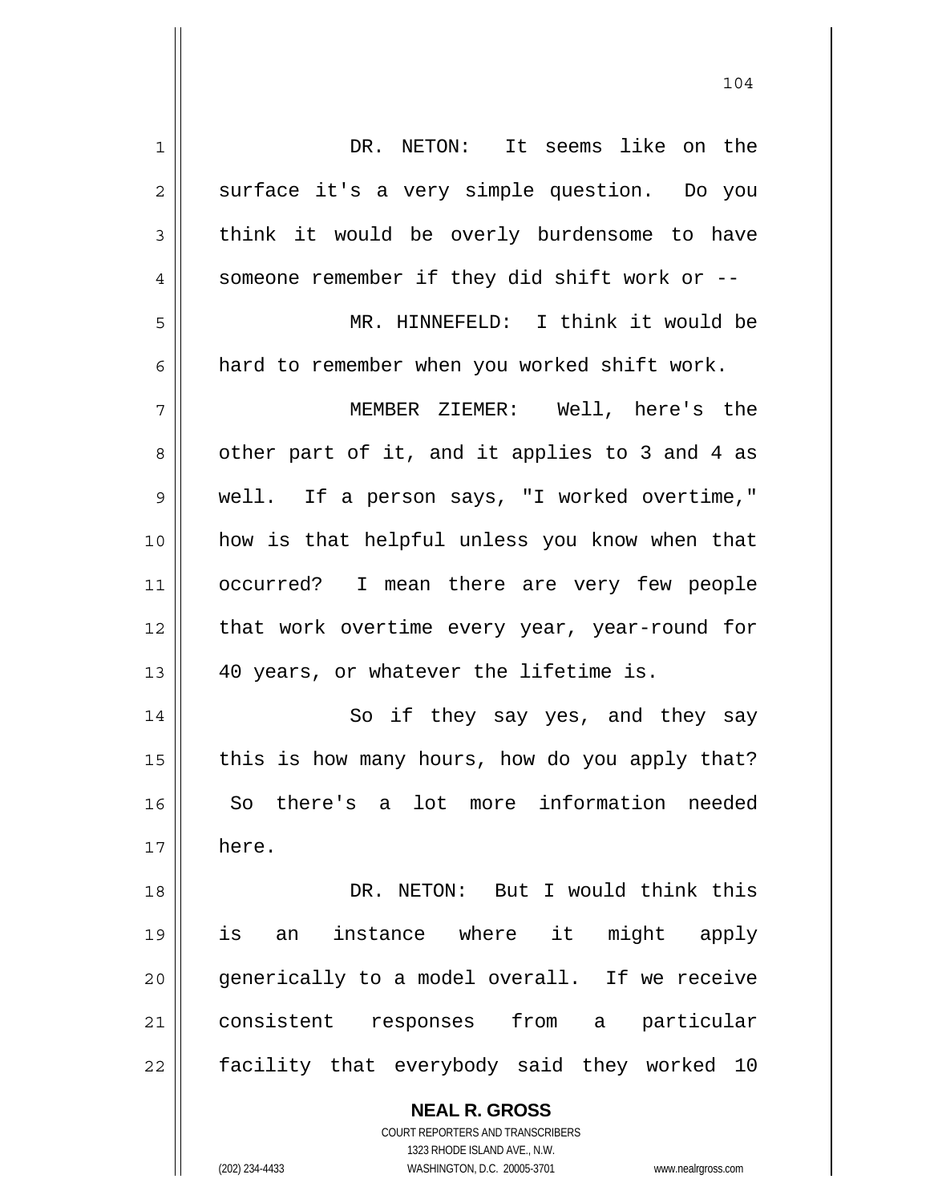DR. NETON: It seems like on the surface it's a very simple question. Do you think it would be overly burdensome to have someone remember if they did shift work or --

MR. HINNEFELD: I think it would be hard to remember when you worked shift work.

MEMBER ZIEMER: Well, here's the other part of it, and it applies to 3 and 4 as well. If a person says, "I worked overtime," how is that helpful unless you know when that occurred? I mean there are very few people that work overtime every year, year-round for 40 years, or whatever the lifetime is.

So if they say yes, and they say this is how many hours, how do you apply that? So there's a lot more information needed here.

DR. NETON: But I would think this is an instance where it might apply generically to a model overall. If we receive consistent responses from a particular facility that everybody said they worked 10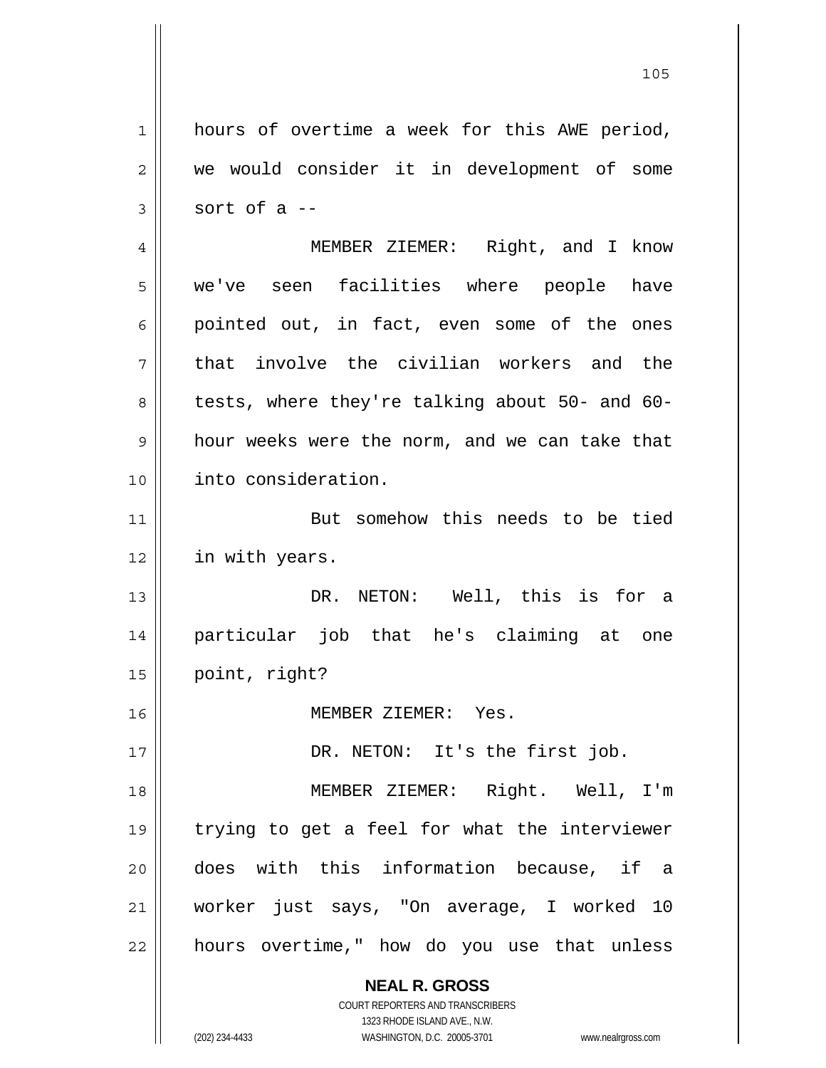hours of overtime a week for this AWE period, we would consider it in development of some sort of a --

MEMBER ZIEMER: Right, and I know we've seen facilities where people have pointed out, in fact, even some of the ones that involve the civilian workers and the tests, where they're talking about 50- and 60-hour weeks were the norm, and we can take that into consideration.

But somehow this needs to be tied in with years.

DR. NETON: Well, this is for a particular job that he's claiming at one point, right?

MEMBER ZIEMER: Yes.

DR. NETON: It's the first job.

MEMBER ZIEMER: Right. Well, I'm trying to get a feel for what the interviewer does with this information because, if a worker just says, "On average, I worked 10 hours overtime," how do you use that unless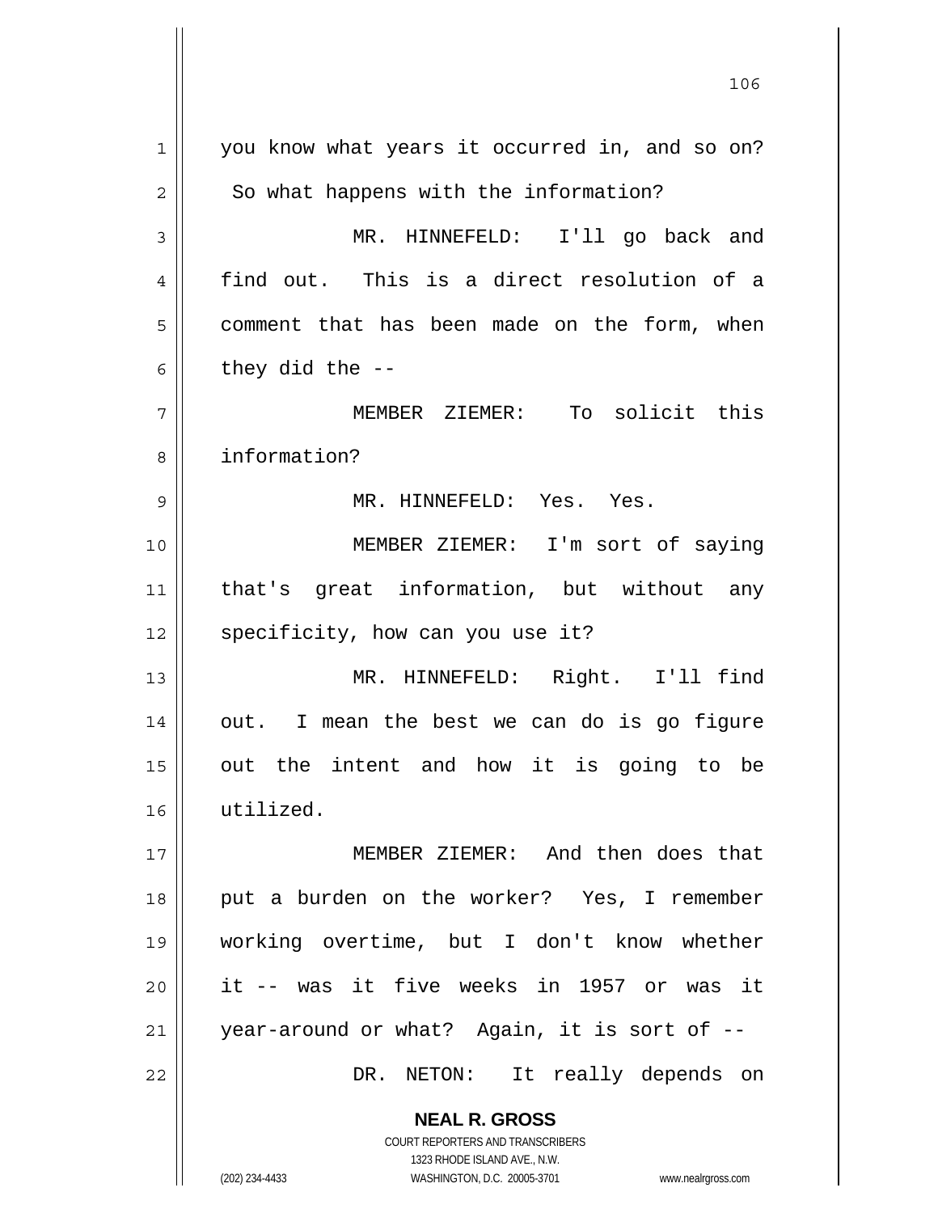you know what years it occurred in, and so on? So what happens with the information?

MR. HINNEFELD: I'll go back and find out. This is a direct resolution of a comment that has been made on the form, when they did the --

MEMBER ZIEMER: To solicit this information?

MR. HINNEFELD: Yes. Yes.

MEMBER ZIEMER: I'm sort of saying that's great information, but without any specificity, how can you use it?

MR. HINNEFELD: Right. I'll find out. I mean the best we can do is go figure out the intent and how it is going to be utilized.

MEMBER ZIEMER: And then does that put a burden on the worker? Yes, I remember working overtime, but I don't know whether it -- was it five weeks in 1957 or was it year-around or what? Again, it is sort of --

DR. NETON: It really depends on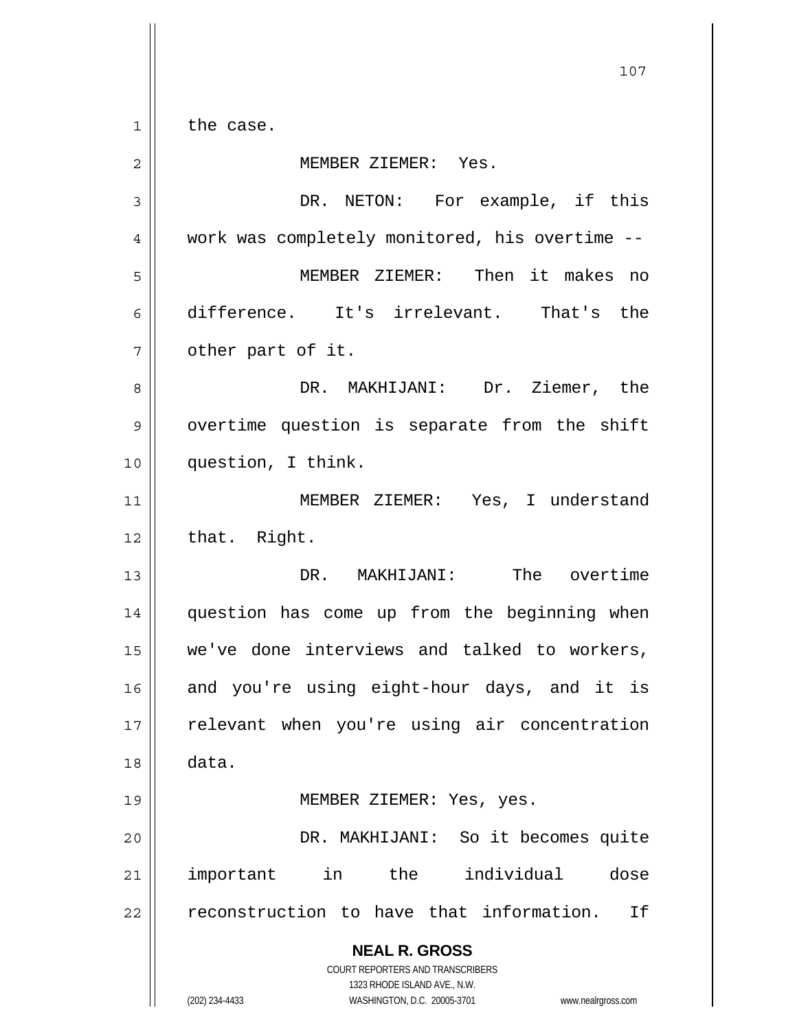the case.

MEMBER ZIEMER: Yes.

DR. NETON: For example, if this work was completely monitored, his overtime --

MEMBER ZIEMER: Then it makes no difference. It's irrelevant. That's the other part of it.

DR. MAKHIJANI: Dr. Ziemer, the overtime question is separate from the shift question, I think.

MEMBER ZIEMER: Yes, I understand that. Right.

DR. MAKHIJANI: The overtime question has come up from the beginning when we've done interviews and talked to workers, and you're using eight-hour days, and it is relevant when you're using air concentration data.

MEMBER ZIEMER: Yes, yes.

DR. MAKHIJANI: So it becomes quite important in the individual dose reconstruction to have that information. If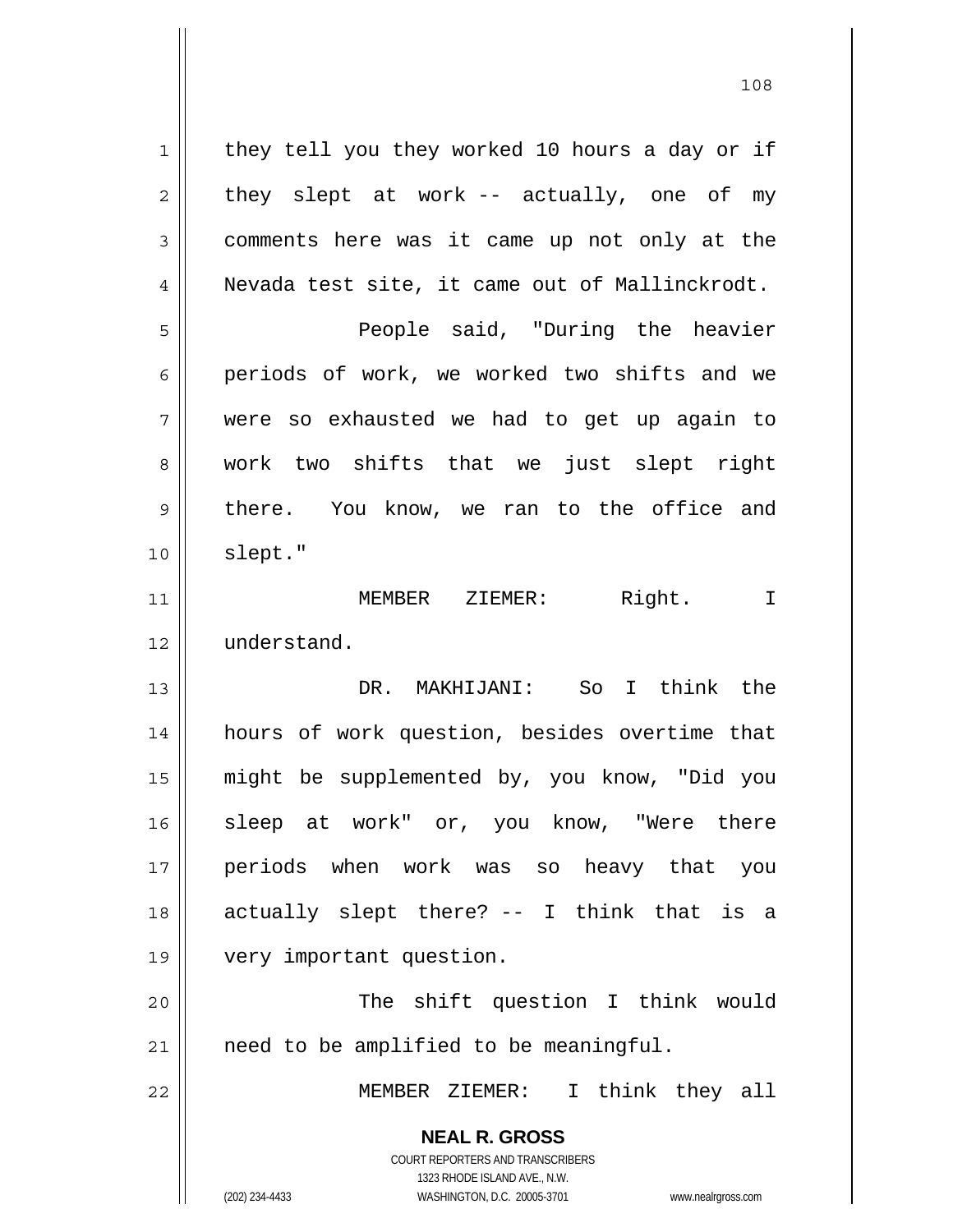they tell you they worked 10 hours a day or if they slept at work -- actually, one of my comments here was it came up not only at the Nevada test site, it came out of Mallinckrodt.

People said, "During the heavier periods of work, we worked two shifts and we were so exhausted we had to get up again to work two shifts that we just slept right there. You know, we ran to the office and slept."

MEMBER ZIEMER: Right. I understand.

DR. MAKHIJANI: So I think the hours of work question, besides overtime that might be supplemented by, you know, "Did you sleep at work" or, you know, "Were there periods when work was so heavy that you actually slept there? -- I think that is a very important question.

The shift question I think would need to be amplified to be meaningful.

MEMBER ZIEMER: I think they all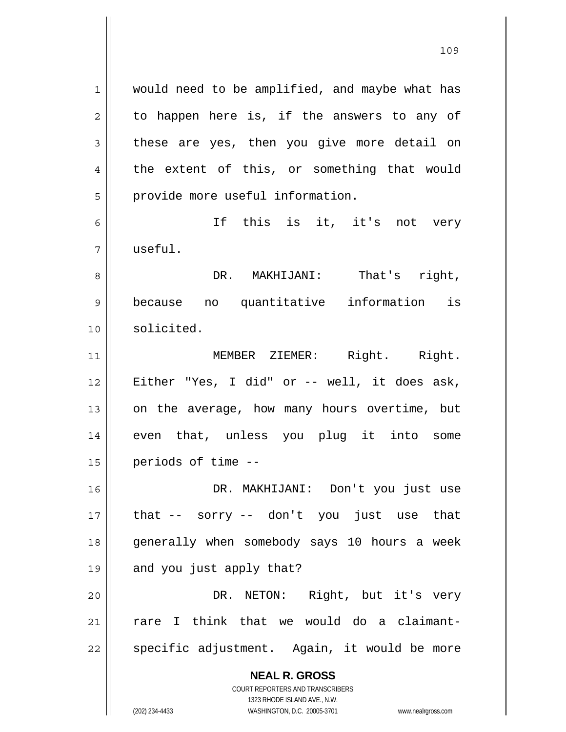would need to be amplified, and maybe what has to happen here is, if the answers to any of these are yes, then you give more detail on the extent of this, or something that would provide more useful information.

If this is it, it's not very useful.

DR. MAKHIJANI: That's right, because no quantitative information is solicited.

MEMBER ZIEMER: Right. Right. Either "Yes, I did" or -- well, it does ask, on the average, how many hours overtime, but even that, unless you plug it into some periods of time --

DR. MAKHIJANI: Don't you just use that -- sorry -- don't you just use that generally when somebody says 10 hours a week and you just apply that?

DR. NETON: Right, but it's very rare I think that we would do a claimant-specific adjustment. Again, it would be more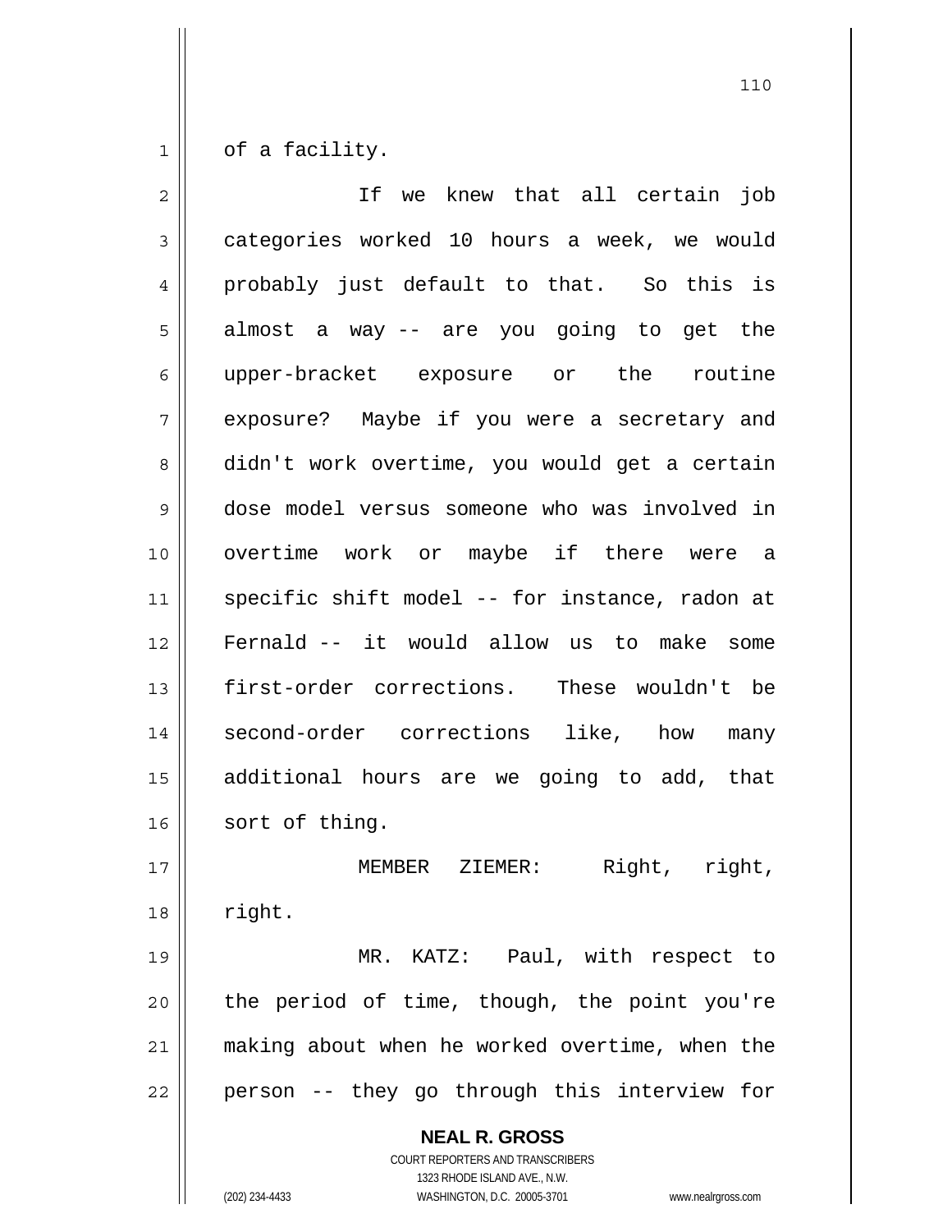of a facility.

If we knew that all certain job categories worked 10 hours a week, we would probably just default to that. So this is almost a way -- are you going to get the upper-bracket exposure or the routine exposure? Maybe if you were a secretary and didn't work overtime, you would get a certain dose model versus someone who was involved in overtime work or maybe if there were a specific shift model -- for instance, radon at Fernald -- it would allow us to make some first-order corrections. These wouldn't be second-order corrections like, how many additional hours are we going to add, that sort of thing.

MEMBER ZIEMER: Right, right, right.

MR. KATZ: Paul, with respect to the period of time, though, the point you're making about when he worked overtime, when the person -- they go through this interview for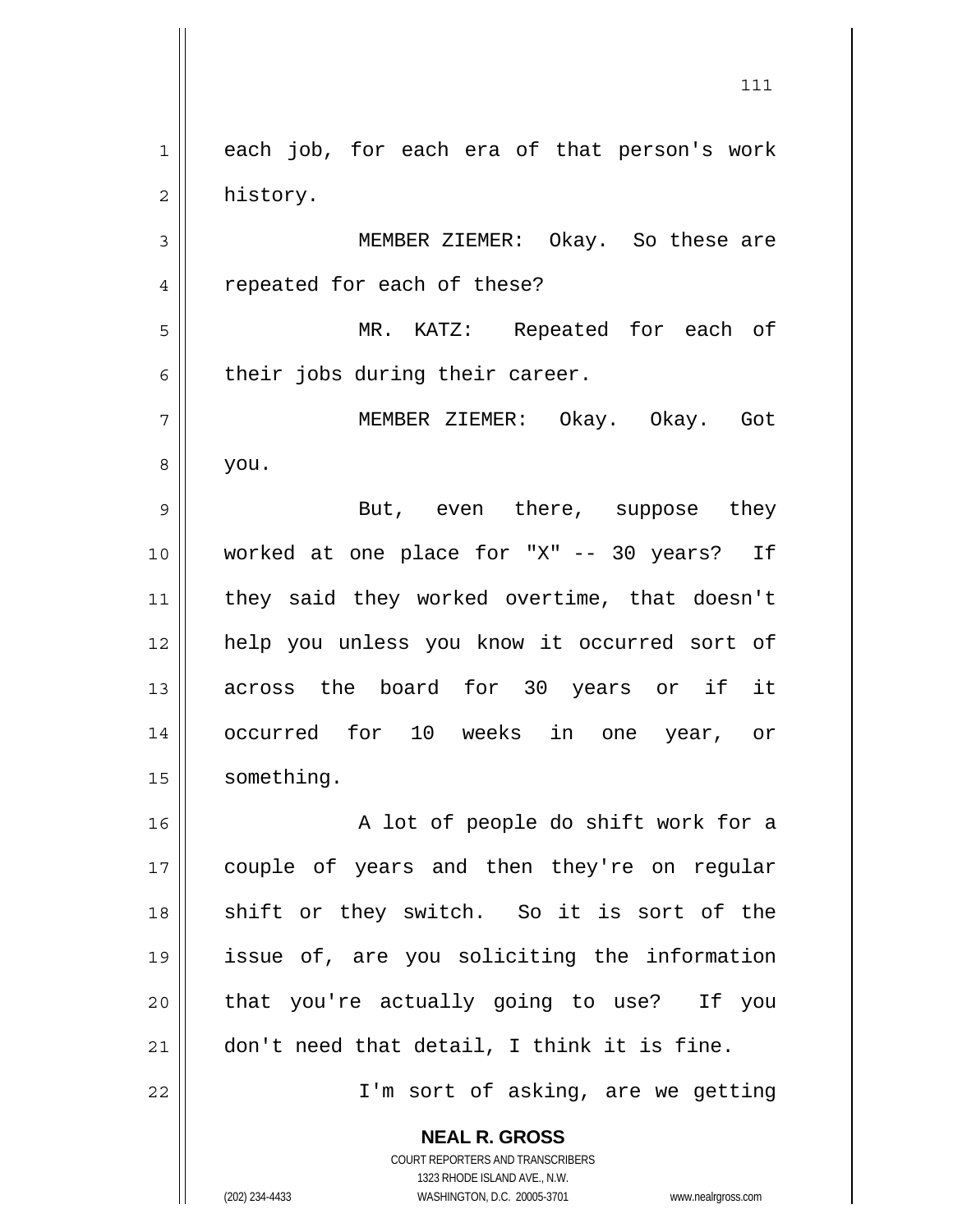each job, for each era of that person's work history.

MEMBER ZIEMER: Okay. So these are repeated for each of these?

MR. KATZ: Repeated for each of their jobs during their career.

MEMBER ZIEMER: Okay. Okay. Got you.

But, even there, suppose they worked at one place for "X" -- 30 years? If they said they worked overtime, that doesn't help you unless you know it occurred sort of across the board for 30 years or if it occurred for 10 weeks in one year, or something.

A lot of people do shift work for a couple of years and then they're on regular shift or they switch. So it is sort of the issue of, are you soliciting the information that you're actually going to use? If you don't need that detail, I think it is fine.

I'm sort of asking, are we getting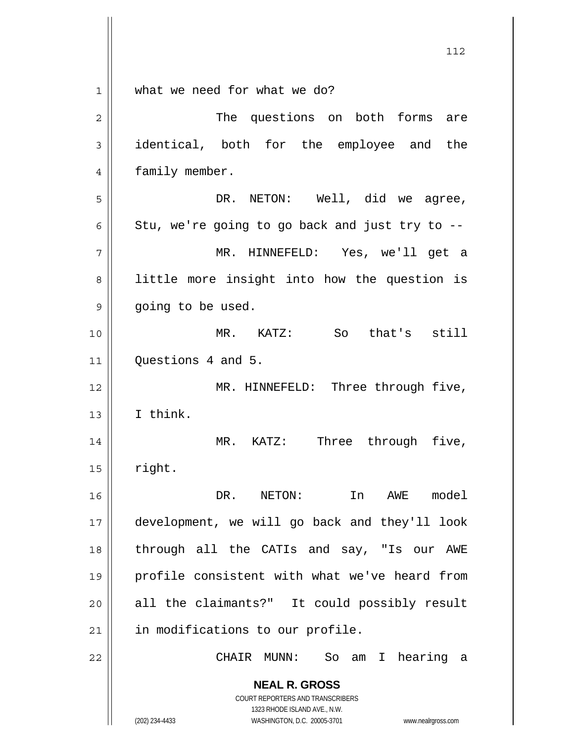what we need for what we do?

The questions on both forms are identical, both for the employee and the family member.

DR. NETON: Well, did we agree, Stu, we're going to go back and just try to --

MR. HINNEFELD: Yes, we'll get a little more insight into how the question is going to be used.

MR. KATZ: So that's still Questions 4 and 5.

MR. HINNEFELD: Three through five, I think.

MR. KATZ: Three through five, right.

DR. NETON: In AWE model development, we will go back and they'll look through all the CATIs and say, "Is our AWE profile consistent with what we've heard from all the claimants?" It could possibly result in modifications to our profile.

CHAIR MUNN: So am I hearing a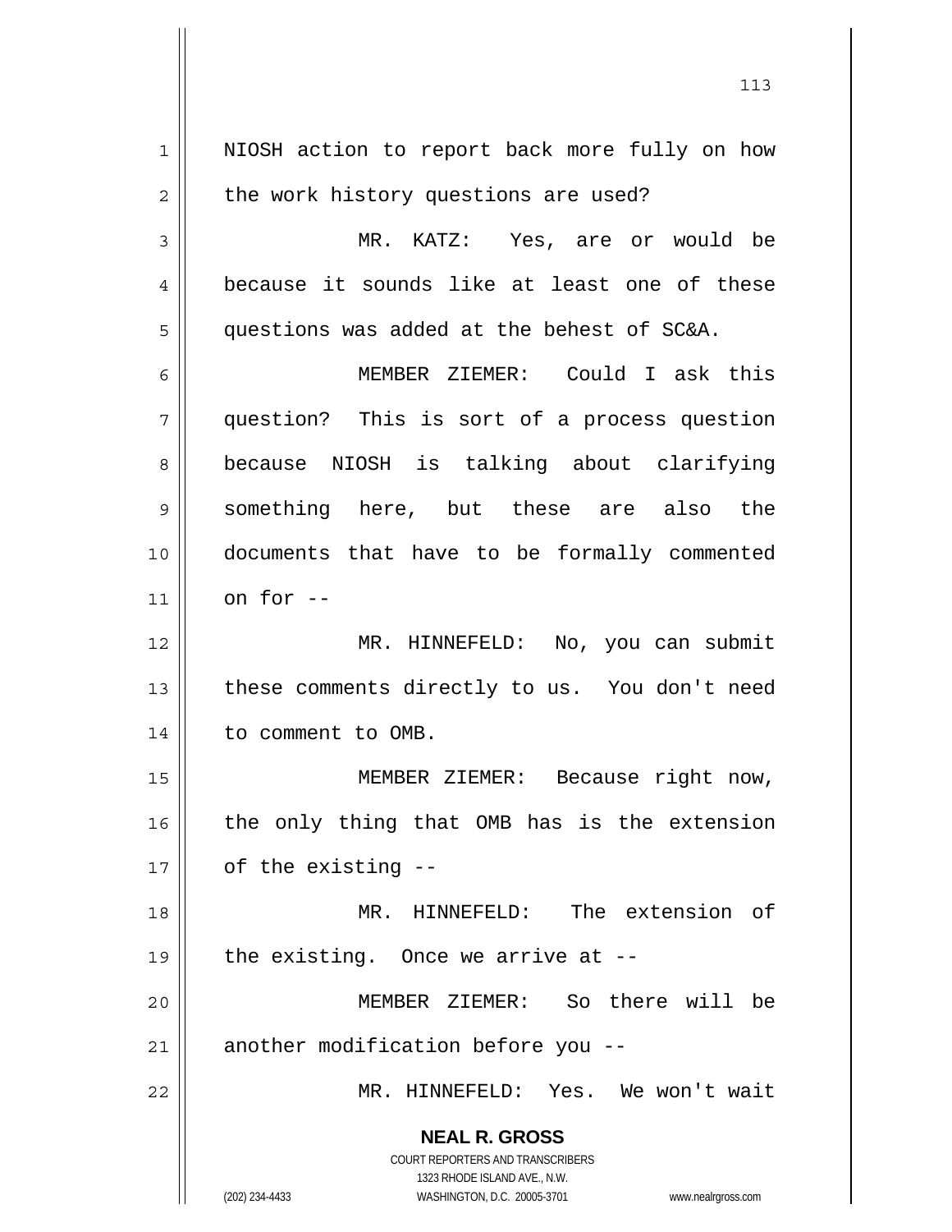NIOSH action to report back more fully on how the work history questions are used?

MR. KATZ: Yes, are or would be because it sounds like at least one of these questions was added at the behest of SC&A.

MEMBER ZIEMER: Could I ask this question? This is sort of a process question because NIOSH is talking about clarifying something here, but these are also the documents that have to be formally commented on for --

MR. HINNEFELD: No, you can submit these comments directly to us. You don't need to comment to OMB.

MEMBER ZIEMER: Because right now, the only thing that OMB has is the extension of the existing --

MR. HINNEFELD: The extension of the existing. Once we arrive at --

MEMBER ZIEMER: So there will be another modification before you --

MR. HINNEFELD: Yes. We won't wait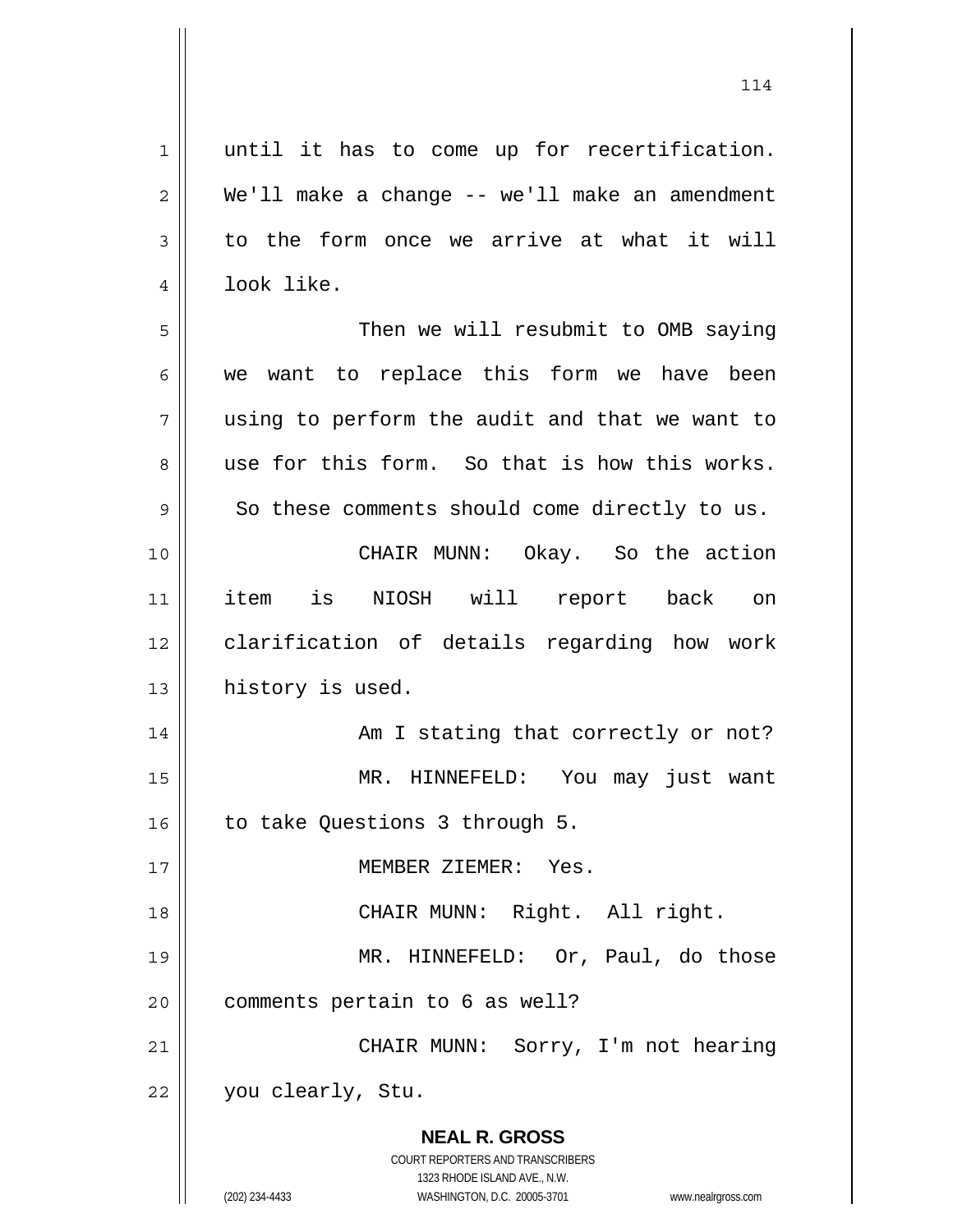until it has to come up for recertification. We'll make a change -- we'll make an amendment to the form once we arrive at what it will look like.

Then we will resubmit to OMB saying we want to replace this form we have been using to perform the audit and that we want to use for this form. So that is how this works. So these comments should come directly to us.

CHAIR MUNN: Okay. So the action item is NIOSH will report back on clarification of details regarding how work history is used.

Am I stating that correctly or not?

MR. HINNEFELD: You may just want to take Questions 3 through 5.

MEMBER ZIEMER: Yes.

CHAIR MUNN: Right. All right.

MR. HINNEFELD: Or, Paul, do those comments pertain to 6 as well?

CHAIR MUNN: Sorry, I'm not hearing you clearly, Stu.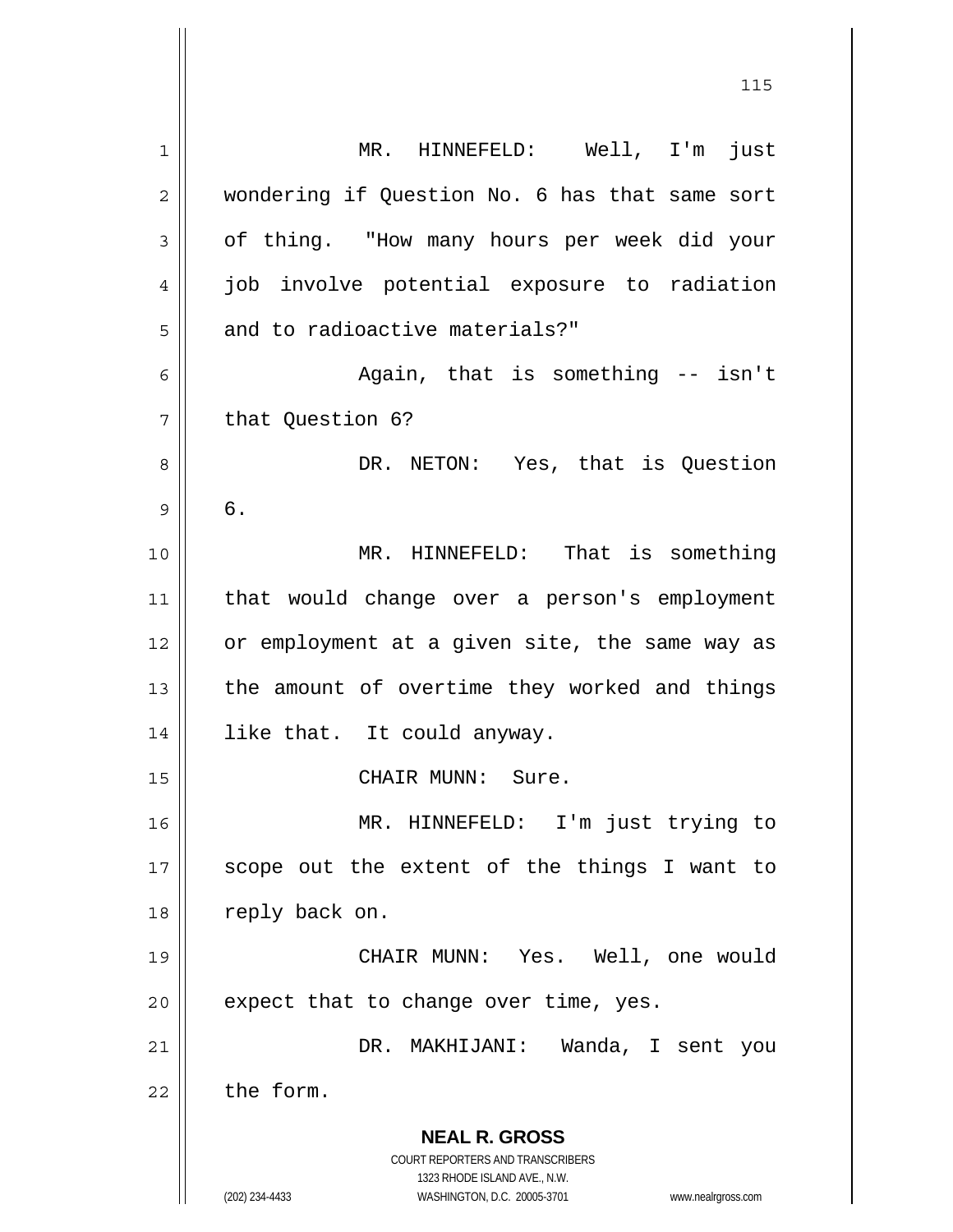MR. HINNEFELD: Well, I'm just wondering if Question No. 6 has that same sort of thing. "How many hours per week did your job involve potential exposure to radiation and to radioactive materials?"

Again, that is something -- isn't that Question 6?

DR. NETON: Yes, that is Question 6.

MR. HINNEFELD: That is something that would change over a person's employment or employment at a given site, the same way as the amount of overtime they worked and things like that. It could anyway.

CHAIR MUNN: Sure.

MR. HINNEFELD: I'm just trying to scope out the extent of the things I want to reply back on.

CHAIR MUNN: Yes. Well, one would expect that to change over time, yes.

DR. MAKHIJANI: Wanda, I sent you the form.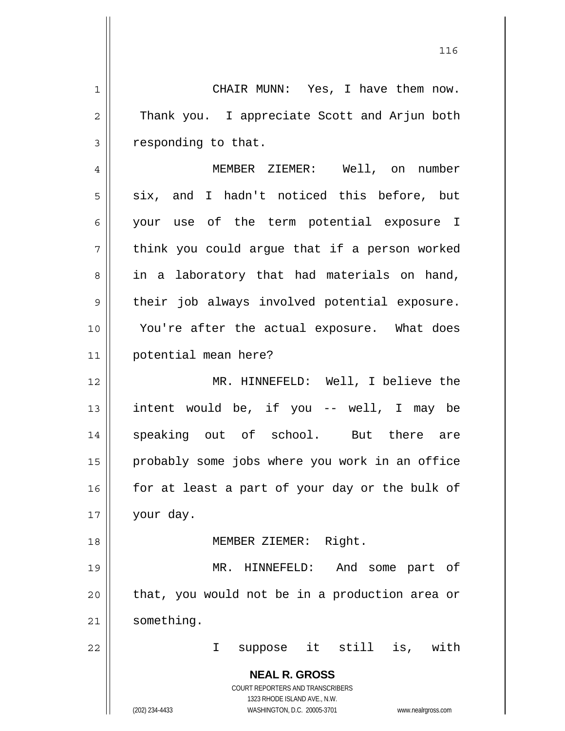CHAIR MUNN: Yes, I have them now. Thank you. I appreciate Scott and Arjun both responding to that.

MEMBER ZIEMER: Well, on number six, and I hadn't noticed this before, but your use of the term potential exposure I think you could argue that if a person worked in a laboratory that had materials on hand, their job always involved potential exposure. You're after the actual exposure. What does potential mean here?

MR. HINNEFELD: Well, I believe the intent would be, if you -- well, I may be speaking out of school. But there are probably some jobs where you work in an office for at least a part of your day or the bulk of your day.

MEMBER ZIEMER: Right.

MR. HINNEFELD: And some part of that, you would not be in a production area or something.

I suppose it still is, with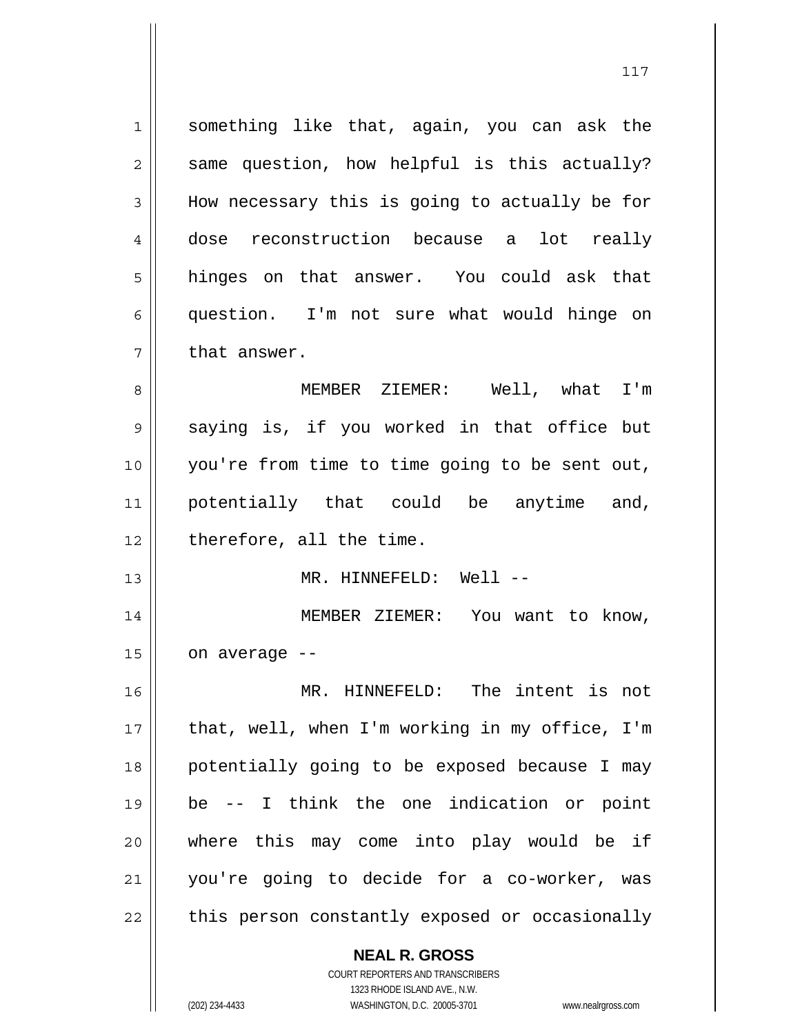something like that, again, you can ask the same question, how helpful is this actually? How necessary this is going to actually be for dose reconstruction because a lot really hinges on that answer. You could ask that question. I'm not sure what would hinge on that answer.

MEMBER ZIEMER: Well, what I'm saying is, if you worked in that office but you're from time to time going to be sent out, potentially that could be anytime and, therefore, all the time.

MR. HINNEFELD: Well --

MEMBER ZIEMER: You want to know, on average --

MR. HINNEFELD: The intent is not that, well, when I'm working in my office, I'm potentially going to be exposed because I may be -- I think the one indication or point where this may come into play would be if you're going to decide for a co-worker, was this person constantly exposed or occasionally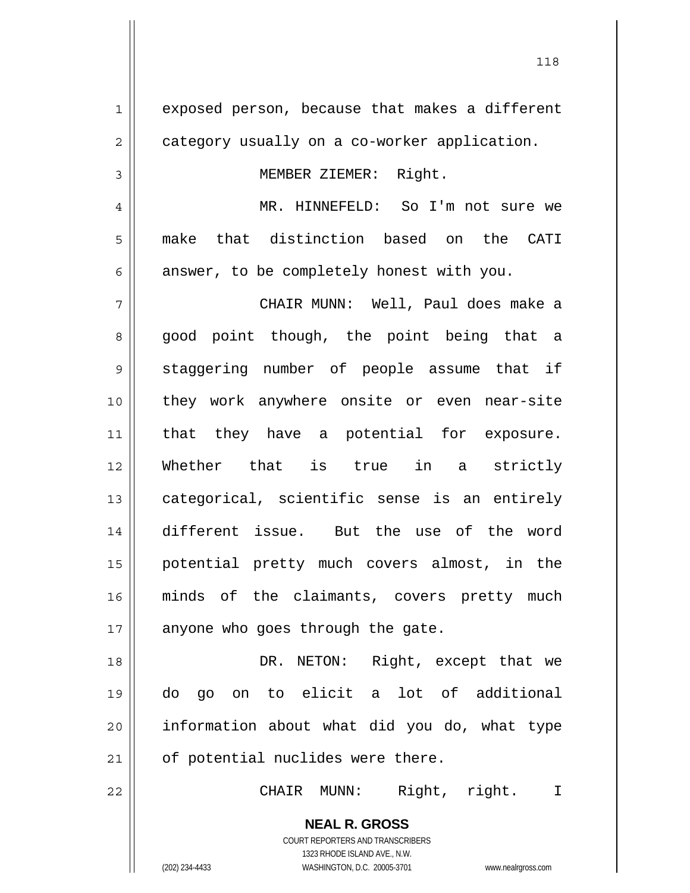exposed person, because that makes a different category usually on a co-worker application.

MEMBER ZIEMER: Right.

MR. HINNEFELD: So I'm not sure we make that distinction based on the CATI answer, to be completely honest with you.

CHAIR MUNN: Well, Paul does make a good point though, the point being that a staggering number of people assume that if they work anywhere onsite or even near-site that they have a potential for exposure. Whether that is true in a strictly categorical, scientific sense is an entirely different issue. But the use of the word potential pretty much covers almost, in the minds of the claimants, covers pretty much anyone who goes through the gate.

DR. NETON: Right, except that we do go on to elicit a lot of additional information about what did you do, what type of potential nuclides were there.

CHAIR MUNN: Right, right. I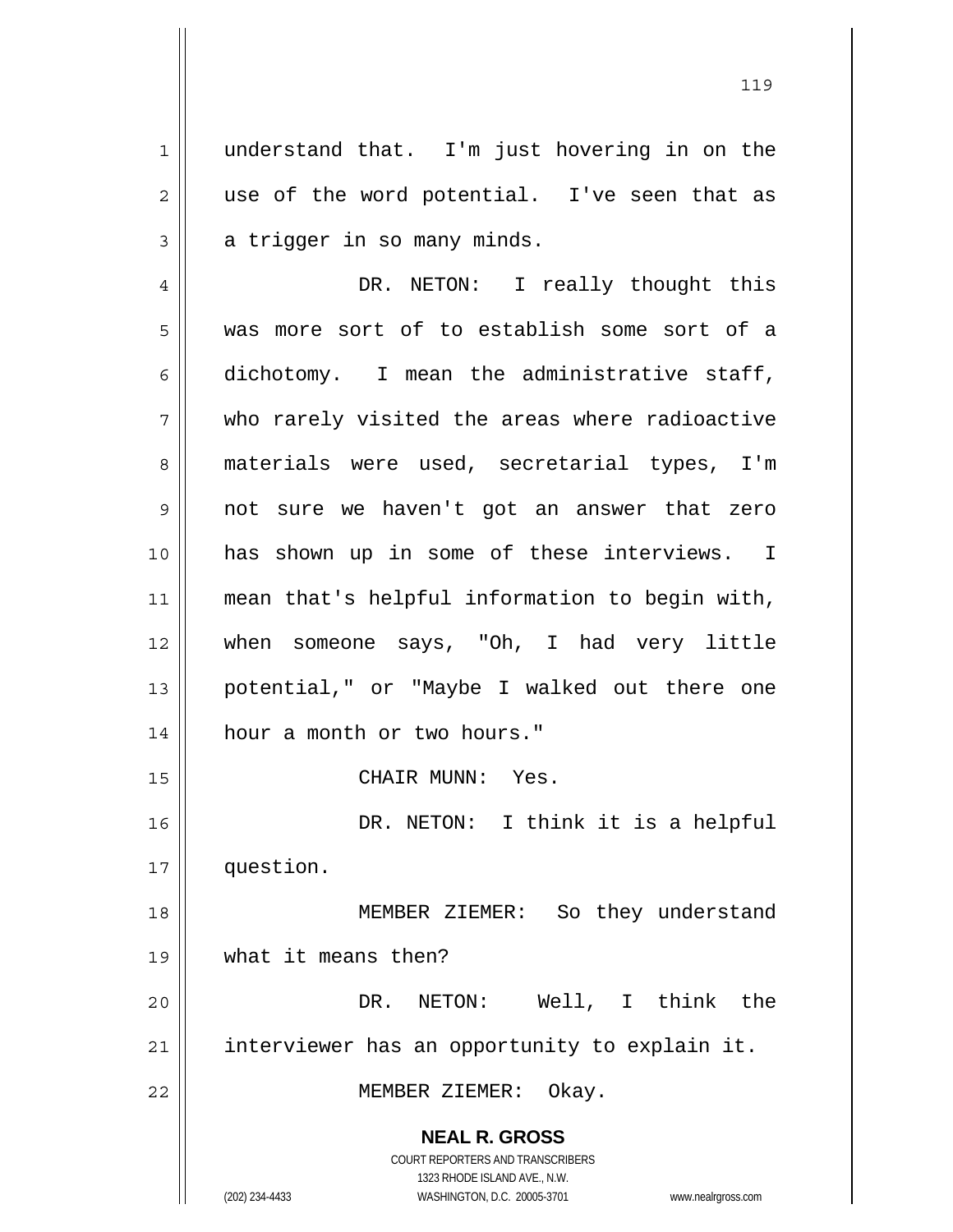understand that. I'm just hovering in on the use of the word potential. I've seen that as a trigger in so many minds.

DR. NETON: I really thought this was more sort of to establish some sort of a dichotomy. I mean the administrative staff, who rarely visited the areas where radioactive materials were used, secretarial types, I'm not sure we haven't got an answer that zero has shown up in some of these interviews. I mean that's helpful information to begin with, when someone says, "Oh, I had very little potential," or "Maybe I walked out there one hour a month or two hours."

CHAIR MUNN: Yes.

DR. NETON: I think it is a helpful question.

MEMBER ZIEMER: So they understand what it means then?

DR. NETON: Well, I think the interviewer has an opportunity to explain it.

MEMBER ZIEMER: Okay.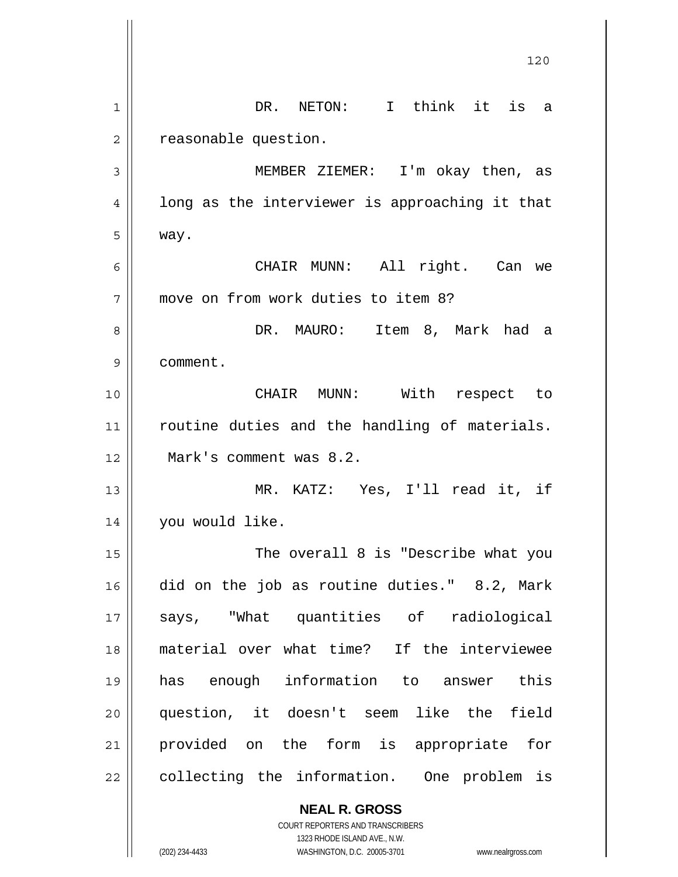DR. NETON: I think it is a reasonable question.

MEMBER ZIEMER: I'm okay then, as long as the interviewer is approaching it that way.

CHAIR MUNN: All right. Can we move on from work duties to item 8?

DR. MAURO: Item 8, Mark had a comment.

CHAIR MUNN: With respect to routine duties and the handling of materials. Mark's comment was 8.2.

MR. KATZ: Yes, I'll read it, if you would like.

The overall 8 is "Describe what you did on the job as routine duties." 8.2, Mark says, "What quantities of radiological material over what time? If the interviewee has enough information to answer this question, it doesn't seem like the field provided on the form is appropriate for collecting the information. One problem is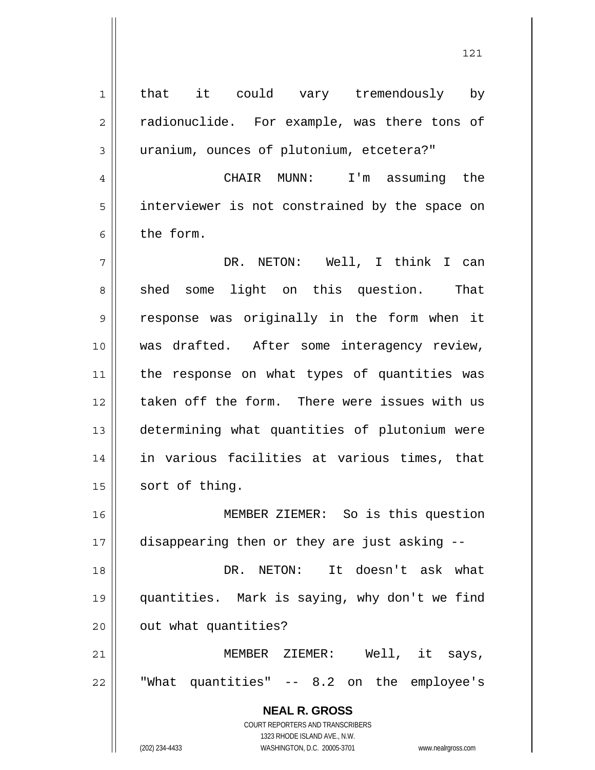that it could vary tremendously by radionuclide. For example, was there tons of uranium, ounces of plutonium, etcetera?"

CHAIR MUNN: I'm assuming the interviewer is not constrained by the space on the form.

DR. NETON: Well, I think I can shed some light on this question. That response was originally in the form when it was drafted. After some interagency review, the response on what types of quantities was taken off the form. There were issues with us determining what quantities of plutonium were in various facilities at various times, that sort of thing.

MEMBER ZIEMER: So is this question disappearing then or they are just asking --

DR. NETON: It doesn't ask what quantities. Mark is saying, why don't we find out what quantities?

MEMBER ZIEMER: Well, it says, "What quantities" -- 8.2 on the employee's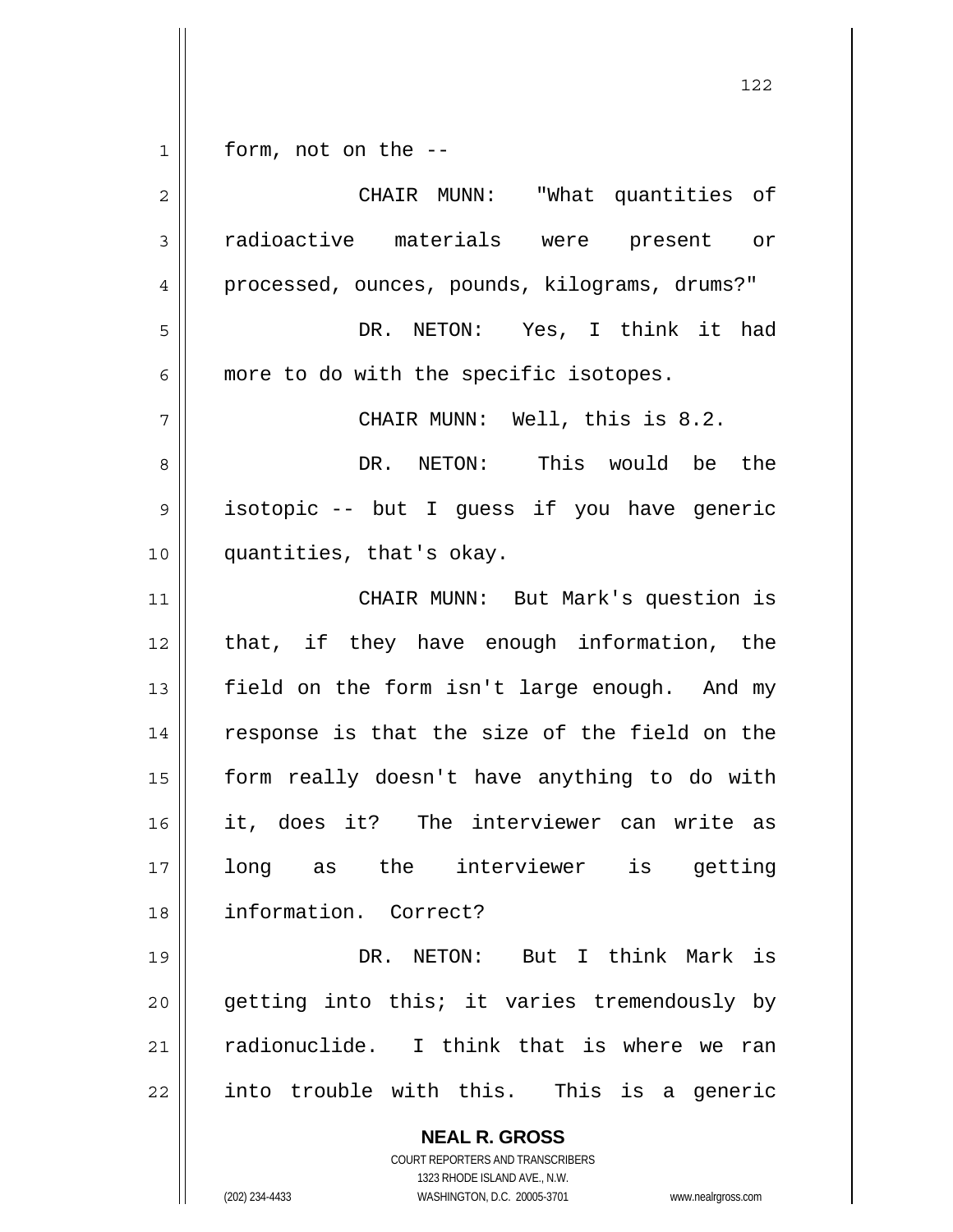form, not on the --

CHAIR MUNN: "What quantities of radioactive materials were present or processed, ounces, pounds, kilograms, drums?"

DR. NETON: Yes, I think it had more to do with the specific isotopes.

CHAIR MUNN: Well, this is 8.2.

DR. NETON: This would be the isotopic -- but I guess if you have generic quantities, that's okay.

CHAIR MUNN: But Mark's question is that, if they have enough information, the field on the form isn't large enough. And my response is that the size of the field on the form really doesn't have anything to do with it, does it? The interviewer can write as long as the interviewer is getting information. Correct?

DR. NETON: But I think Mark is getting into this; it varies tremendously by radionuclide. I think that is where we ran into trouble with this. This is a generic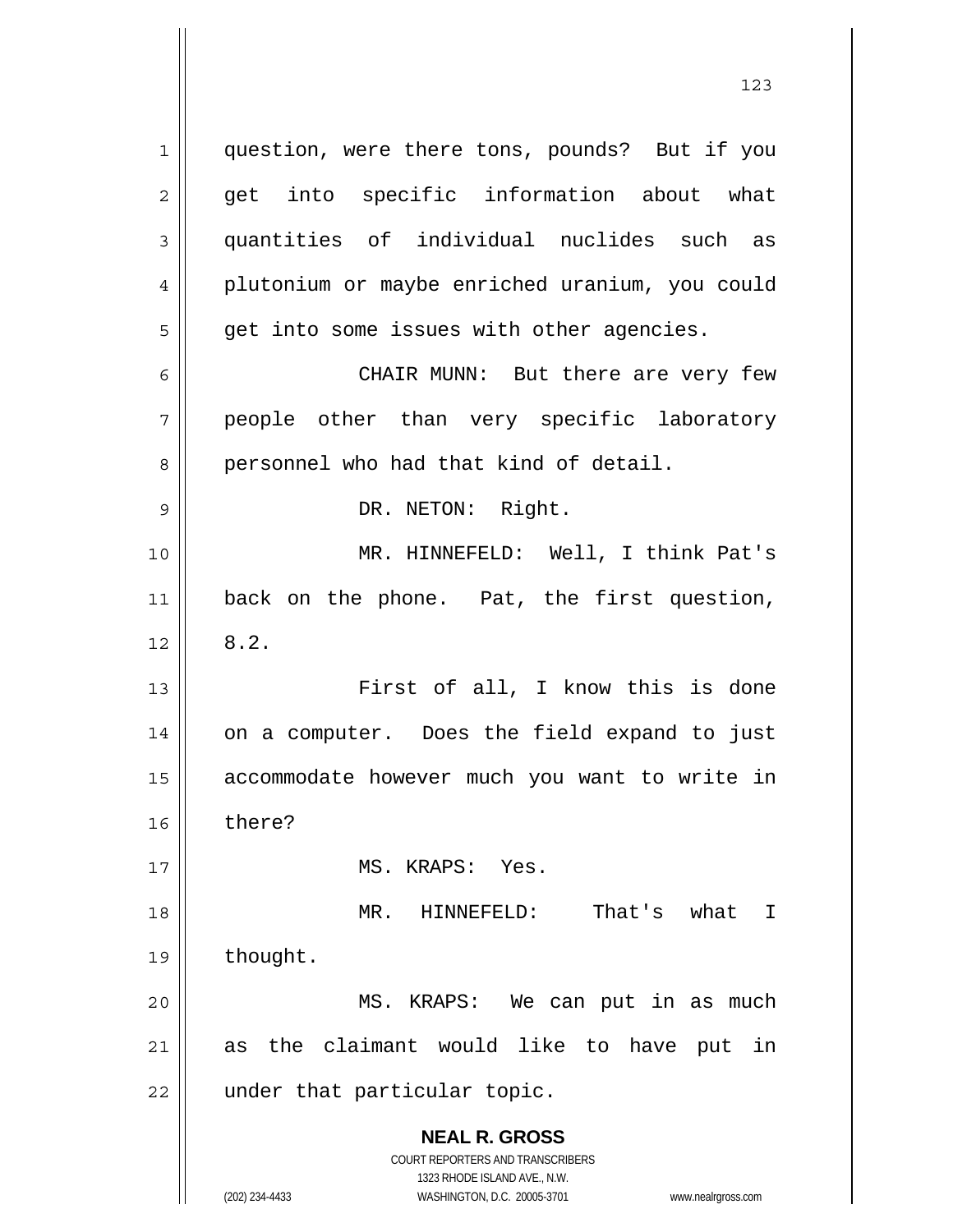question, were there tons, pounds? But if you get into specific information about what quantities of individual nuclides such as plutonium or maybe enriched uranium, you could get into some issues with other agencies.

CHAIR MUNN: But there are very few people other than very specific laboratory personnel who had that kind of detail.

DR. NETON: Right.

MR. HINNEFELD: Well, I think Pat's back on the phone. Pat, the first question, 8.2.

First of all, I know this is done on a computer. Does the field expand to just accommodate however much you want to write in there?

MS. KRAPS: Yes.

MR. HINNEFELD: That's what I thought.

MS. KRAPS: We can put in as much as the claimant would like to have put in under that particular topic.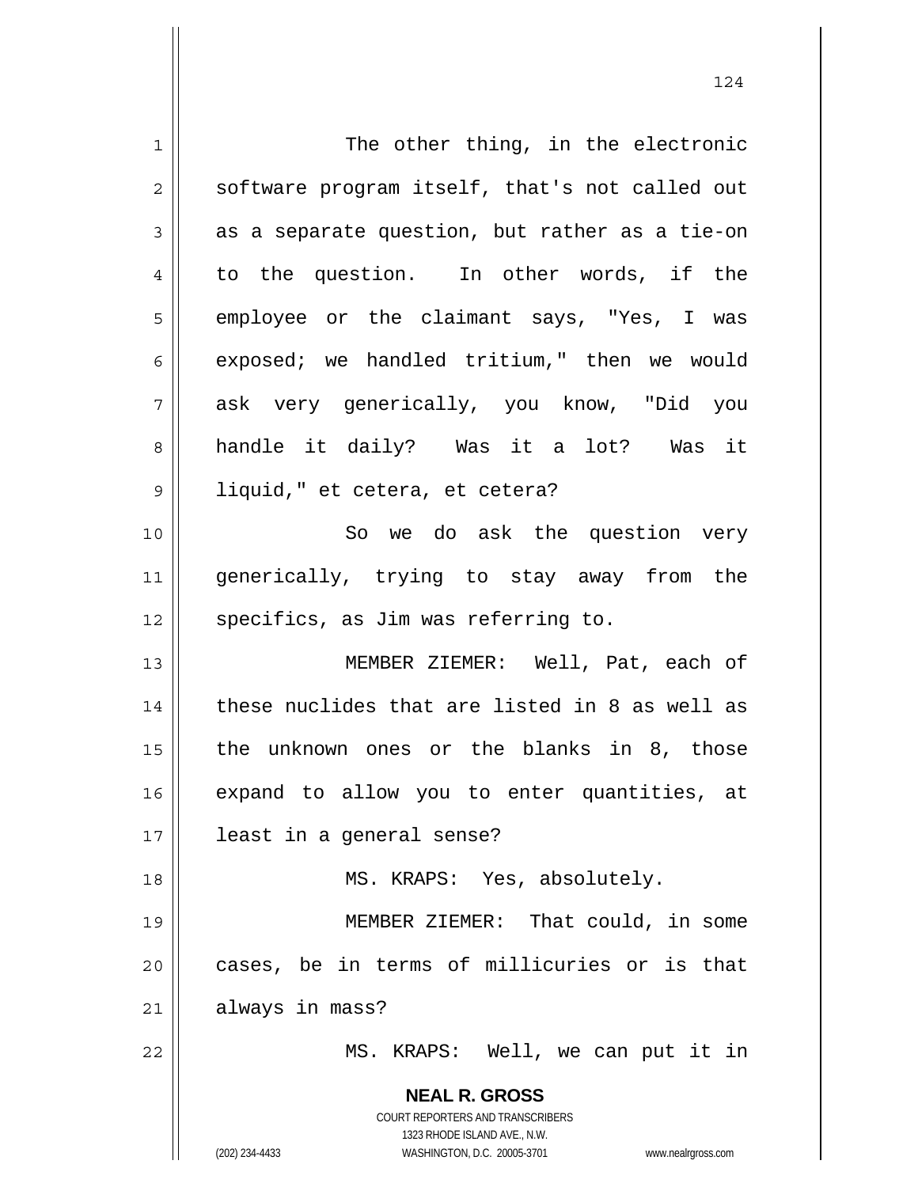The other thing, in the electronic software program itself, that's not called out as a separate question, but rather as a tie-on to the question. In other words, if the employee or the claimant says, "Yes, I was exposed; we handled tritium," then we would ask very generically, you know, "Did you handle it daily? Was it a lot? Was it liquid," et cetera, et cetera?

So we do ask the question very generically, trying to stay away from the specifics, as Jim was referring to.

MEMBER ZIEMER: Well, Pat, each of these nuclides that are listed in 8 as well as the unknown ones or the blanks in 8, those expand to allow you to enter quantities, at least in a general sense?

MS. KRAPS: Yes, absolutely.

MEMBER ZIEMER: That could, in some cases, be in terms of millicuries or is that always in mass?

MS. KRAPS: Well, we can put it in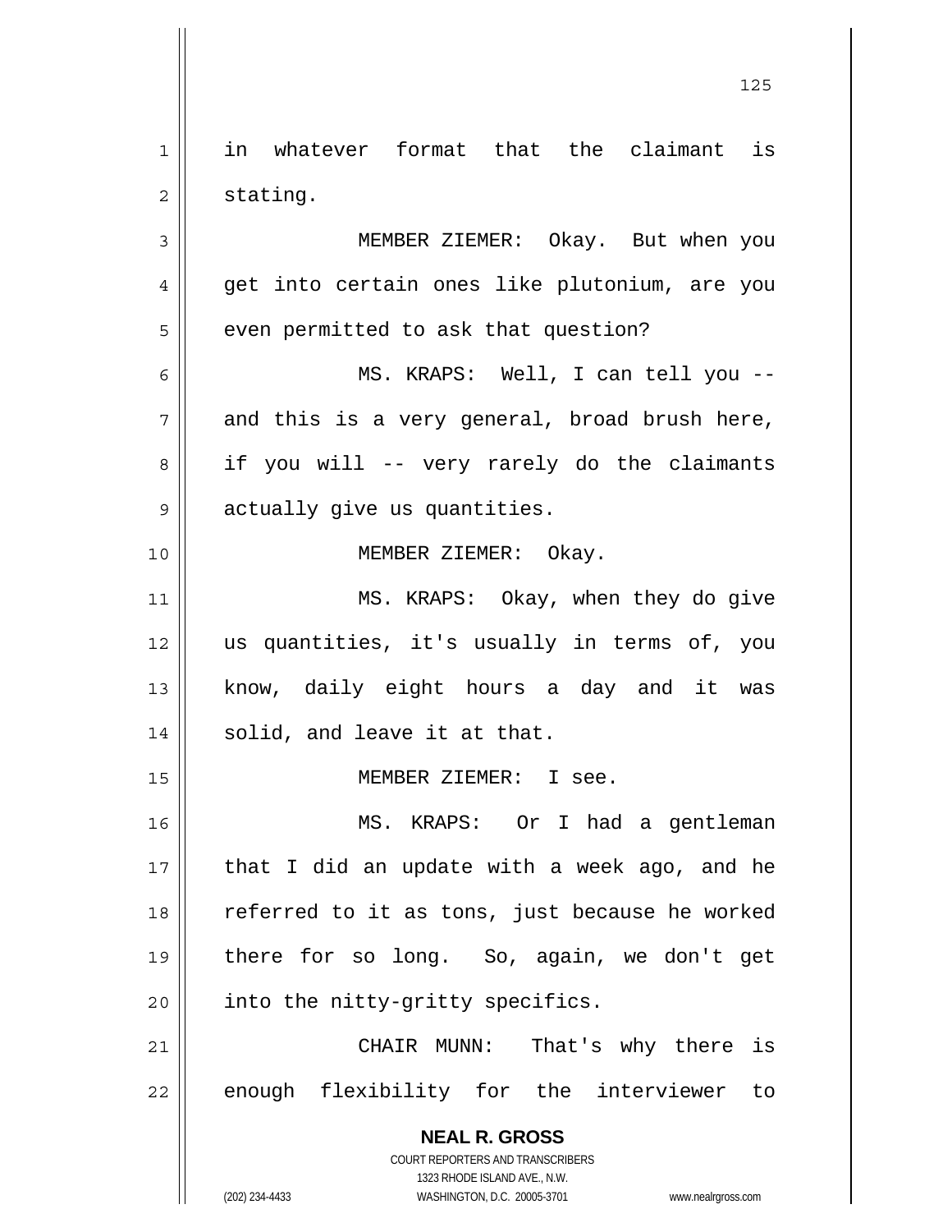in whatever format that the claimant is stating.

MEMBER ZIEMER: Okay. But when you get into certain ones like plutonium, are you even permitted to ask that question?

MS. KRAPS: Well, I can tell you -- and this is a very general, broad brush here, if you will -- very rarely do the claimants actually give us quantities.

MEMBER ZIEMER: Okay.

MS. KRAPS: Okay, when they do give us quantities, it's usually in terms of, you know, daily eight hours a day and it was solid, and leave it at that.

MEMBER ZIEMER: I see.

MS. KRAPS: Or I had a gentleman that I did an update with a week ago, and he referred to it as tons, just because he worked there for so long. So, again, we don't get into the nitty-gritty specifics.

CHAIR MUNN: That's why there is enough flexibility for the interviewer to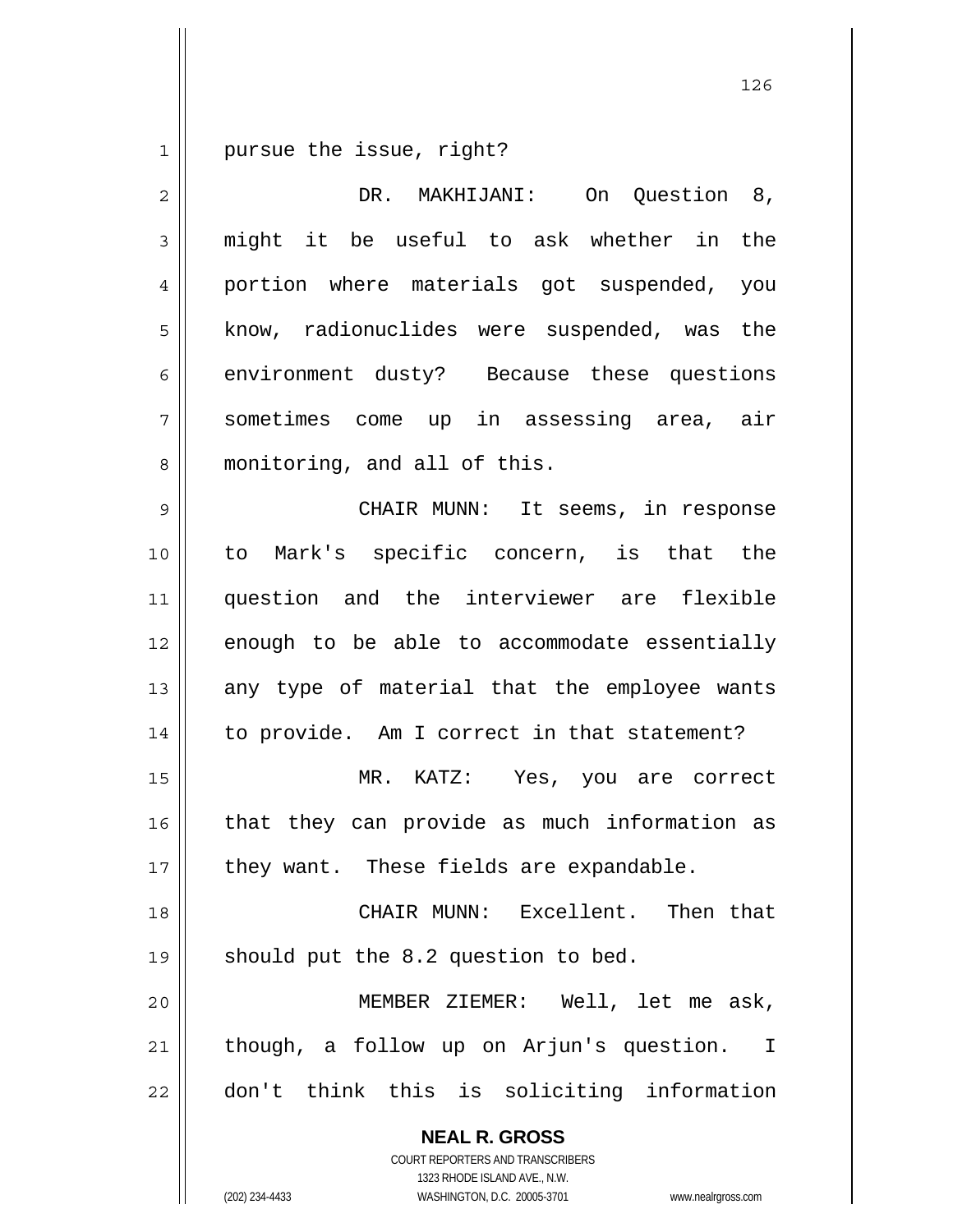pursue the issue, right?

DR. MAKHIJANI: On Question 8, might it be useful to ask whether in the portion where materials got suspended, you know, radionuclides were suspended, was the environment dusty? Because these questions sometimes come up in assessing area, air monitoring, and all of this.

CHAIR MUNN: It seems, in response to Mark's specific concern, is that the question and the interviewer are flexible enough to be able to accommodate essentially any type of material that the employee wants to provide. Am I correct in that statement?

MR. KATZ: Yes, you are correct that they can provide as much information as they want. These fields are expandable.

CHAIR MUNN: Excellent. Then that should put the 8.2 question to bed.

MEMBER ZIEMER: Well, let me ask, though, a follow up on Arjun's question. I don't think this is soliciting information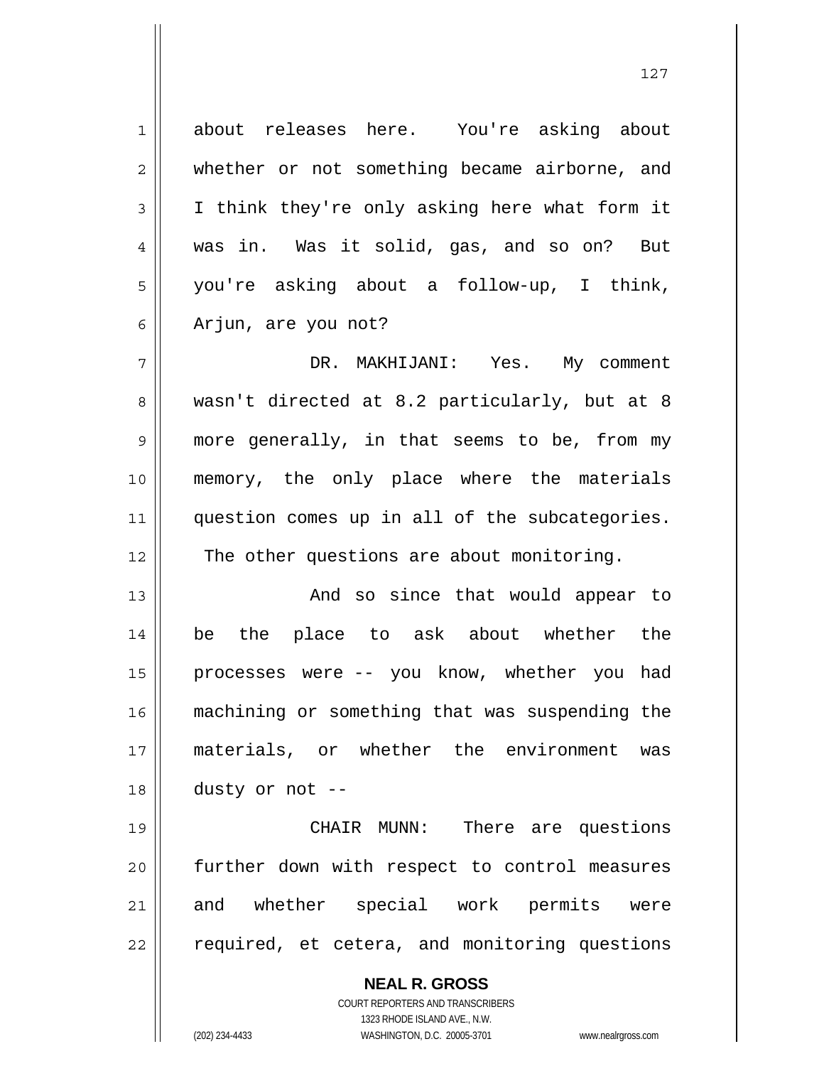about releases here. You're asking about whether or not something became airborne, and I think they're only asking here what form it was in. Was it solid, gas, and so on? But you're asking about a follow-up, I think, Arjun, are you not?

DR. MAKHIJANI: Yes. My comment wasn't directed at 8.2 particularly, but at 8 more generally, in that seems to be, from my memory, the only place where the materials question comes up in all of the subcategories. The other questions are about monitoring.

And so since that would appear to be the place to ask about whether the processes were -- you know, whether you had machining or something that was suspending the materials, or whether the environment was dusty or not --

CHAIR MUNN: There are questions further down with respect to control measures and whether special work permits were required, et cetera, and monitoring questions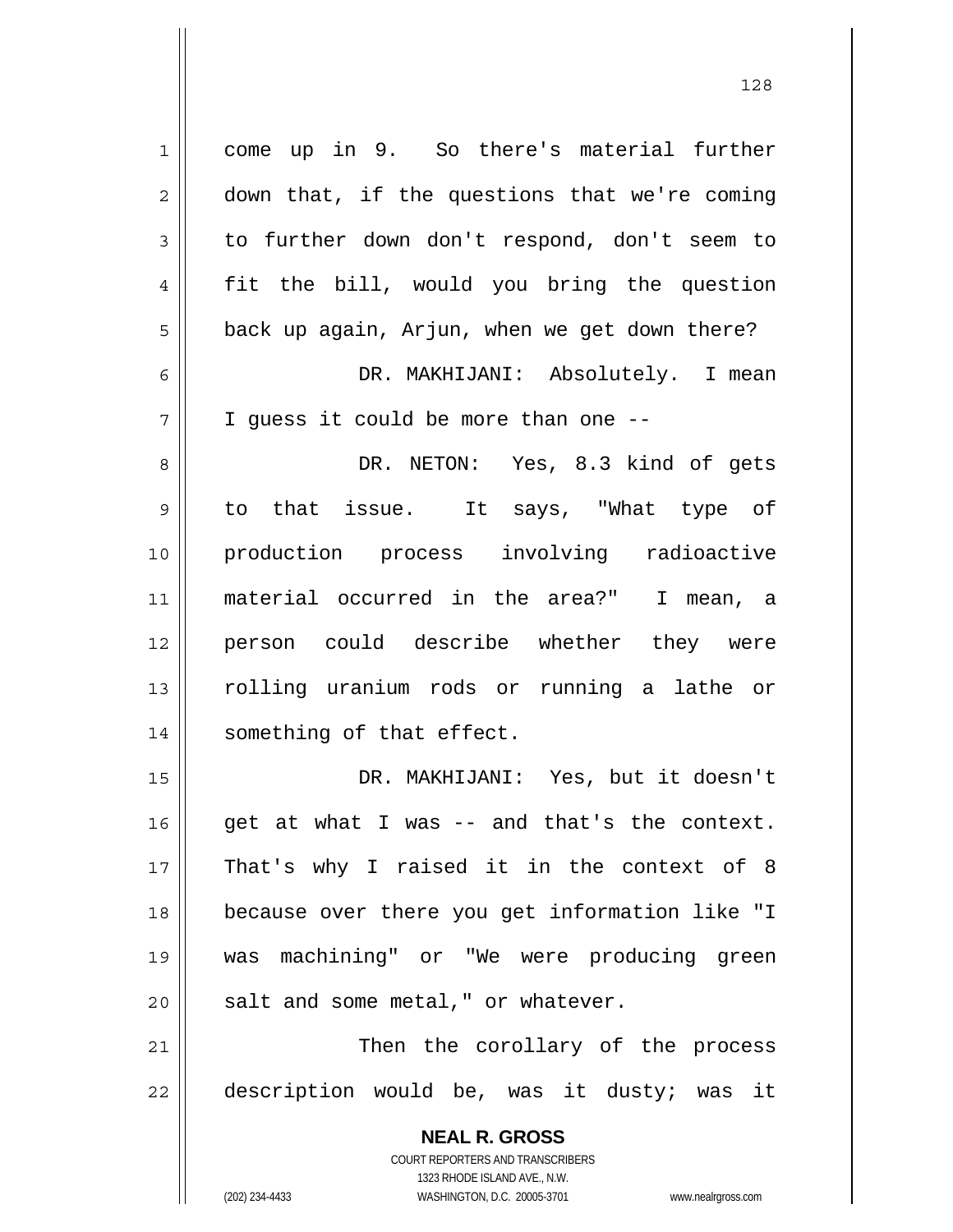come up in 9. So there's material further down that, if the questions that we're coming to further down don't respond, don't seem to fit the bill, would you bring the question back up again, Arjun, when we get down there?

DR. MAKHIJANI: Absolutely. I mean I guess it could be more than one --

DR. NETON: Yes, 8.3 kind of gets to that issue. It says, "What type of production process involving radioactive material occurred in the area?" I mean, a person could describe whether they were rolling uranium rods or running a lathe or something of that effect.

DR. MAKHIJANI: Yes, but it doesn't get at what I was -- and that's the context. That's why I raised it in the context of 8 because over there you get information like "I was machining" or "We were producing green salt and some metal," or whatever.

Then the corollary of the process description would be, was it dusty; was it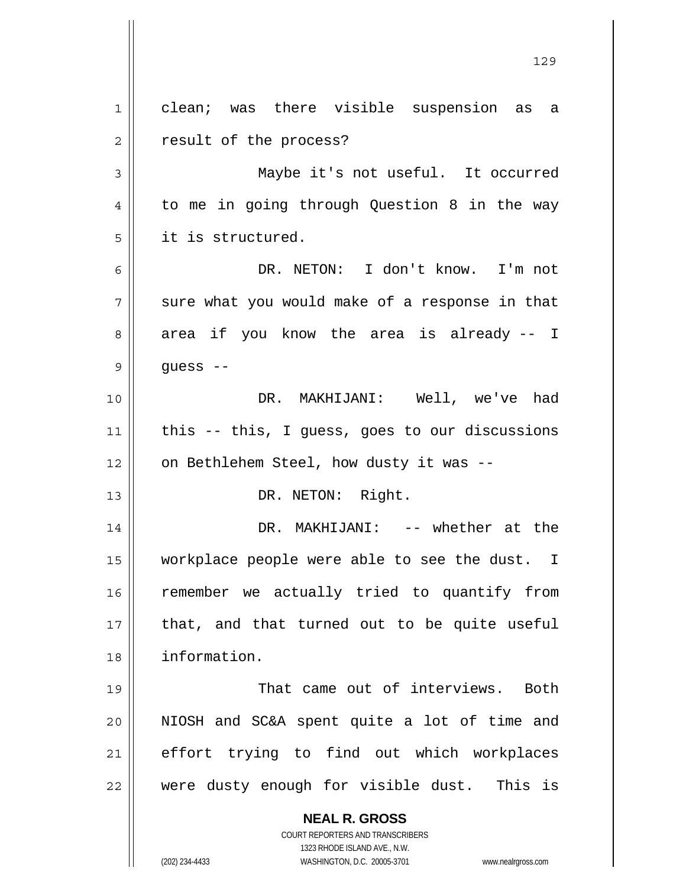clean; was there visible suspension as a result of the process?

Maybe it's not useful. It occurred to me in going through Question 8 in the way it is structured.

DR. NETON: I don't know. I'm not sure what you would make of a response in that area if you know the area is already -- I guess --

DR. MAKHIJANI: Well, we've had this -- this, I guess, goes to our discussions on Bethlehem Steel, how dusty it was --

DR. NETON: Right.

DR. MAKHIJANI: -- whether at the workplace people were able to see the dust. I remember we actually tried to quantify from that, and that turned out to be quite useful information.

That came out of interviews. Both NIOSH and SC&A spent quite a lot of time and effort trying to find out which workplaces were dusty enough for visible dust. This is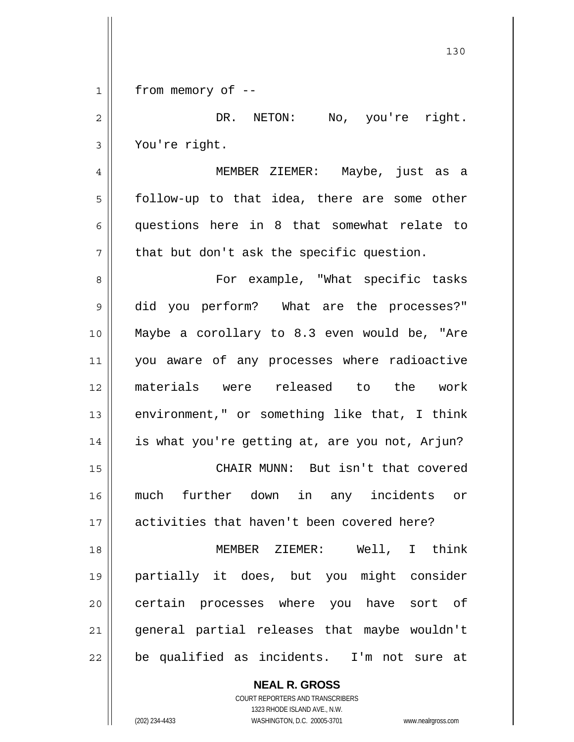from memory of --

DR. NETON: No, you're right. You're right.

MEMBER ZIEMER: Maybe, just as a follow-up to that idea, there are some other questions here in 8 that somewhat relate to that but don't ask the specific question.

For example, "What specific tasks did you perform? What are the processes?" Maybe a corollary to 8.3 even would be, "Are you aware of any processes where radioactive materials were released to the work environment," or something like that, I think is what you're getting at, are you not, Arjun?

CHAIR MUNN: But isn't that covered much further down in any incidents or activities that haven't been covered here?

MEMBER ZIEMER: Well, I think partially it does, but you might consider certain processes where you have sort of general partial releases that maybe wouldn't be qualified as incidents. I'm not sure at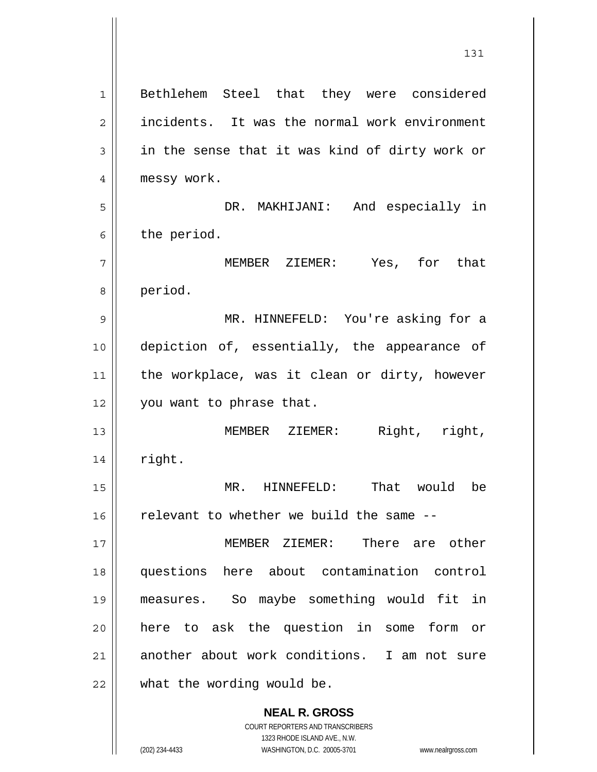Bethlehem Steel that they were considered incidents. It was the normal work environment in the sense that it was kind of dirty work or messy work.

DR. MAKHIJANI: And especially in the period.

MEMBER ZIEMER: Yes, for that period.

MR. HINNEFELD: You're asking for a depiction of, essentially, the appearance of the workplace, was it clean or dirty, however you want to phrase that.

MEMBER ZIEMER: Right, right, right.

MR. HINNEFELD: That would be relevant to whether we build the same --

MEMBER ZIEMER: There are other questions here about contamination control measures. So maybe something would fit in here to ask the question in some form or another about work conditions. I am not sure what the wording would be.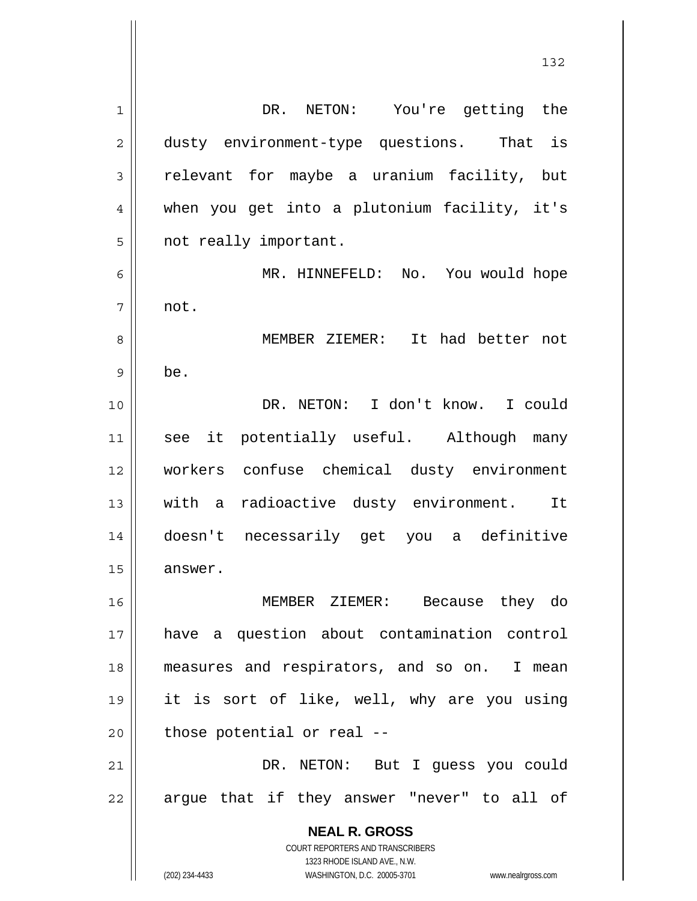DR. NETON: You're getting the dusty environment-type questions. That is relevant for maybe a uranium facility, but when you get into a plutonium facility, it's not really important.

MR. HINNEFELD: No. You would hope not.

MEMBER ZIEMER: It had better not be.

DR. NETON: I don't know. I could see it potentially useful. Although many workers confuse chemical dusty environment with a radioactive dusty environment. It doesn't necessarily get you a definitive answer.

MEMBER ZIEMER: Because they do have a question about contamination control measures and respirators, and so on. I mean it is sort of like, well, why are you using those potential or real --

DR. NETON: But I guess you could argue that if they answer "never" to all of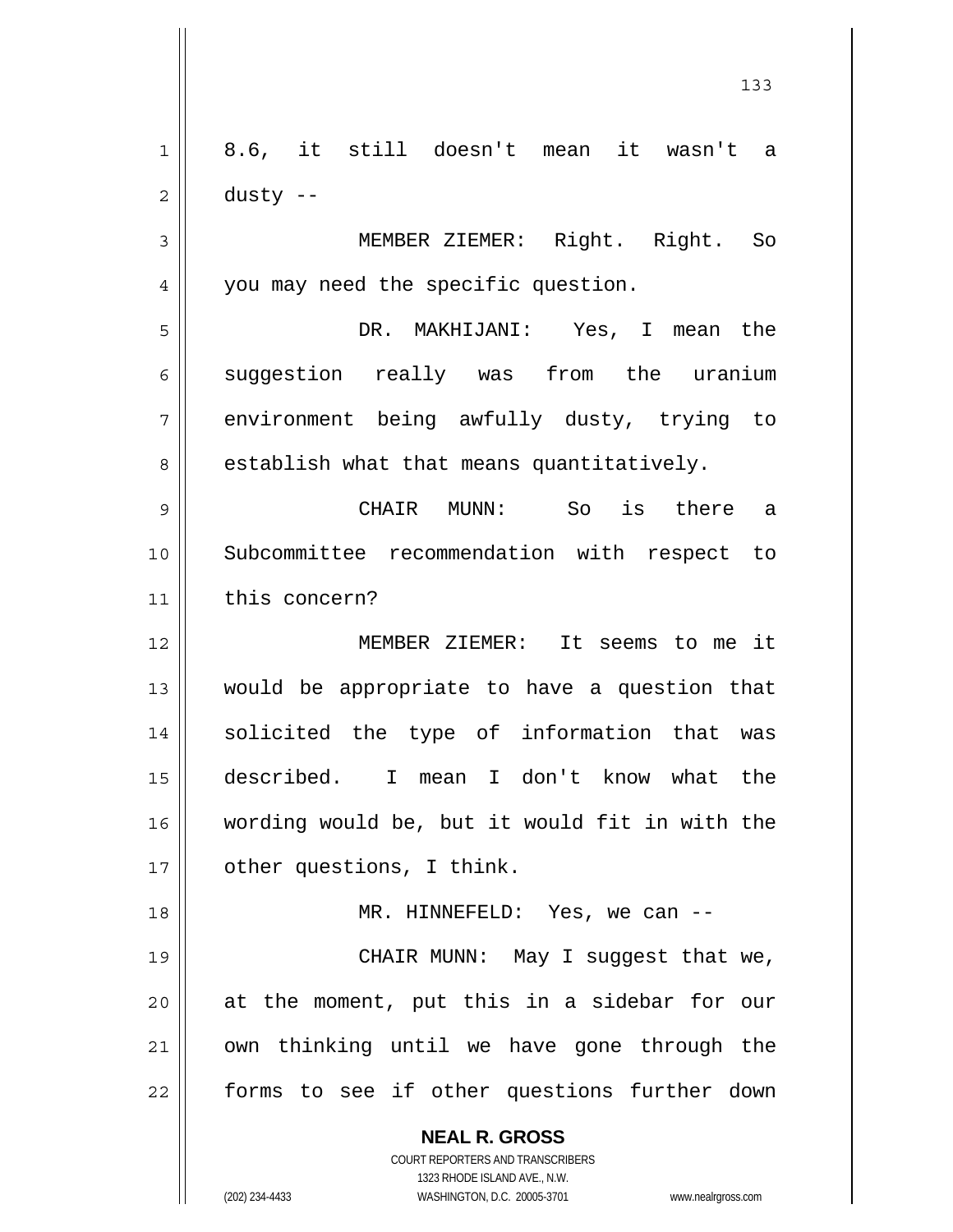8.6, it still doesn't mean it wasn't a dusty --

MEMBER ZIEMER: Right. Right. So you may need the specific question.

DR. MAKHIJANI: Yes, I mean the suggestion really was from the uranium environment being awfully dusty, trying to establish what that means quantitatively.

CHAIR MUNN: So is there a Subcommittee recommendation with respect to this concern?

MEMBER ZIEMER: It seems to me it would be appropriate to have a question that solicited the type of information that was described. I mean I don't know what the wording would be, but it would fit in with the other questions, I think.

MR. HINNEFELD: Yes, we can --

CHAIR MUNN: May I suggest that we, at the moment, put this in a sidebar for our own thinking until we have gone through the forms to see if other questions further down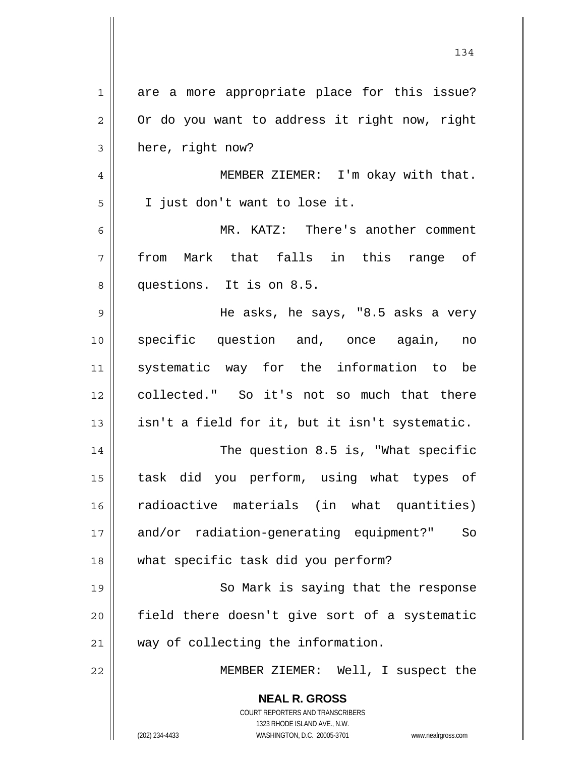are a more appropriate place for this issue? Or do you want to address it right now, right here, right now?

MEMBER ZIEMER: I'm okay with that. I just don't want to lose it.

MR. KATZ: There's another comment from Mark that falls in this range of questions. It is on 8.5.

He asks, he says, "8.5 asks a very specific question and, once again, no systematic way for the information to be collected." So it's not so much that there isn't a field for it, but it isn't systematic.

The question 8.5 is, "What specific task did you perform, using what types of radioactive materials (in what quantities) and/or radiation-generating equipment?" So what specific task did you perform?

So Mark is saying that the response field there doesn't give sort of a systematic way of collecting the information.

MEMBER ZIEMER: Well, I suspect the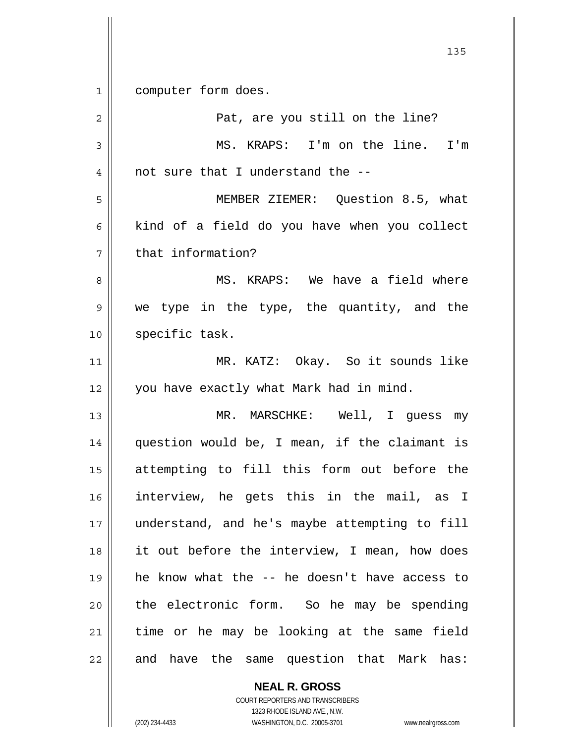computer form does.

Pat, are you still on the line?

MS. KRAPS: I'm on the line. I'm not sure that I understand the --

MEMBER ZIEMER: Question 8.5, what kind of a field do you have when you collect that information?

MS. KRAPS: We have a field where we type in the type, the quantity, and the specific task.

MR. KATZ: Okay. So it sounds like you have exactly what Mark had in mind.

MR. MARSCHKE: Well, I guess my question would be, I mean, if the claimant is attempting to fill this form out before the interview, he gets this in the mail, as I understand, and he's maybe attempting to fill it out before the interview, I mean, how does he know what the -- he doesn't have access to the electronic form. So he may be spending time or he may be looking at the same field and have the same question that Mark has: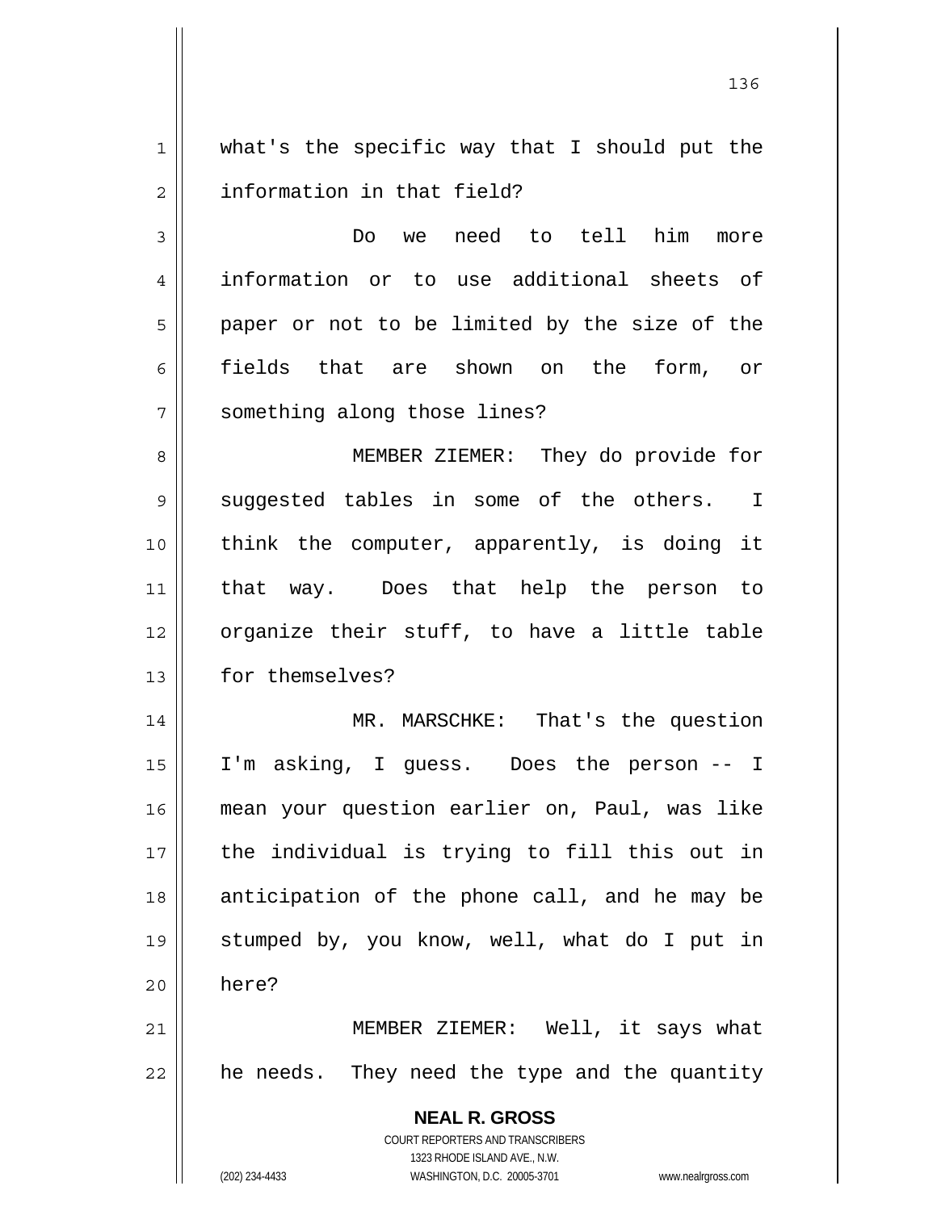what's the specific way that I should put the information in that field?

Do we need to tell him more information or to use additional sheets of paper or not to be limited by the size of the fields that are shown on the form, or something along those lines?

MEMBER ZIEMER: They do provide for suggested tables in some of the others. I think the computer, apparently, is doing it that way. Does that help the person to organize their stuff, to have a little table for themselves?

MR. MARSCHKE: That's the question I'm asking, I guess. Does the person -- I mean your question earlier on, Paul, was like the individual is trying to fill this out in anticipation of the phone call, and he may be stumped by, you know, well, what do I put in here?

MEMBER ZIEMER: Well, it says what he needs. They need the type and the quantity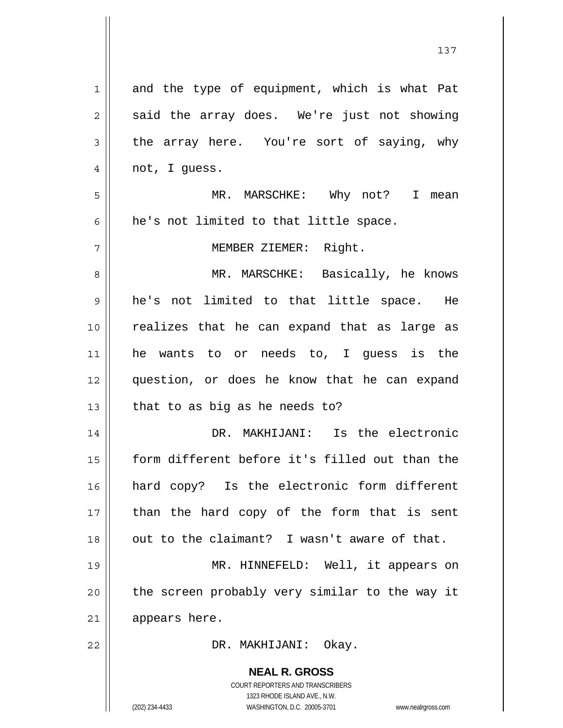and the type of equipment, which is what Pat said the array does. We're just not showing the array here. You're sort of saying, why not, I guess.

MR. MARSCHKE: Why not? I mean he's not limited to that little space.

MEMBER ZIEMER: Right.

MR. MARSCHKE: Basically, he knows he's not limited to that little space. He realizes that he can expand that as large as he wants to or needs to, I guess is the question, or does he know that he can expand that to as big as he needs to?

DR. MAKHIJANI: Is the electronic form different before it's filled out than the hard copy? Is the electronic form different than the hard copy of the form that is sent out to the claimant? I wasn't aware of that.

MR. HINNEFELD: Well, it appears on the screen probably very similar to the way it appears here.

DR. MAKHIJANI: Okay.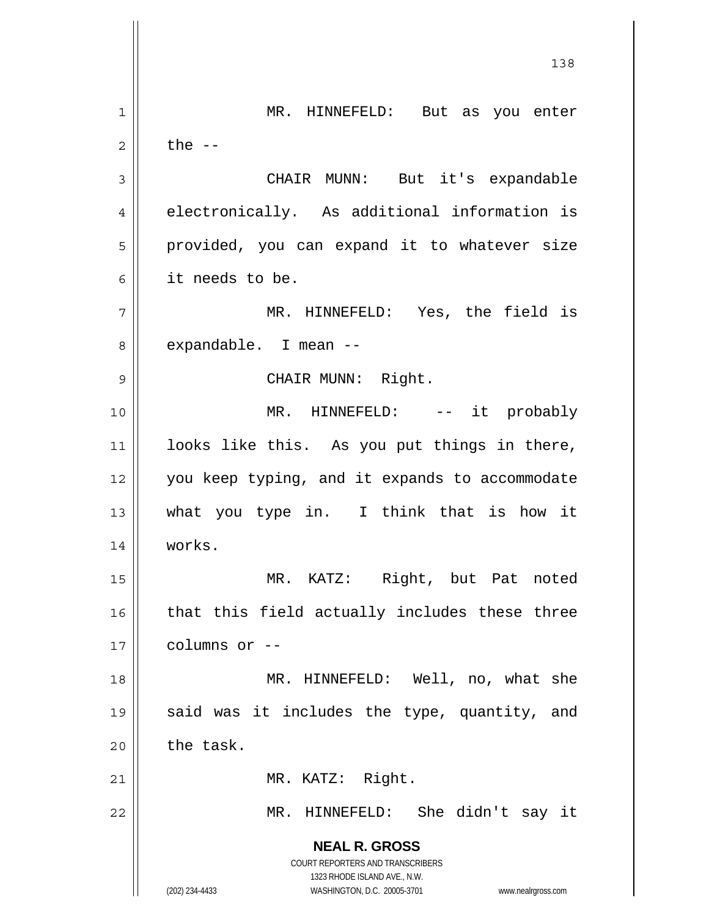MR. HINNEFELD: But as you enter the --

CHAIR MUNN: But it's expandable electronically. As additional information is provided, you can expand it to whatever size it needs to be.

MR. HINNEFELD: Yes, the field is expandable. I mean --

CHAIR MUNN: Right.

MR. HINNEFELD: -- it probably looks like this. As you put things in there, you keep typing, and it expands to accommodate what you type in. I think that is how it works.

MR. KATZ: Right, but Pat noted that this field actually includes these three columns or --

MR. HINNEFELD: Well, no, what she said was it includes the type, quantity, and the task.

MR. KATZ: Right.

MR. HINNEFELD: She didn't say it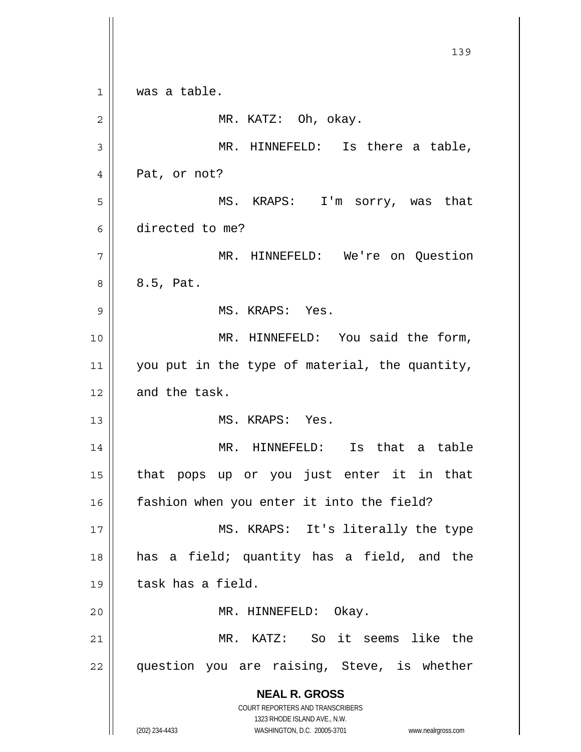was a table.

MR. KATZ: Oh, okay.

MR. HINNEFELD: Is there a table, Pat, or not?

MS. KRAPS: I'm sorry, was that directed to me?

MR. HINNEFELD: We're on Question 8.5, Pat.

MS. KRAPS: Yes.

MR. HINNEFELD: You said the form, you put in the type of material, the quantity, and the task.

MS. KRAPS: Yes.

MR. HINNEFELD: Is that a table that pops up or you just enter it in that fashion when you enter it into the field?

MS. KRAPS: It's literally the type has a field; quantity has a field, and the task has a field.

MR. HINNEFELD: Okay.

MR. KATZ: So it seems like the question you are raising, Steve, is whether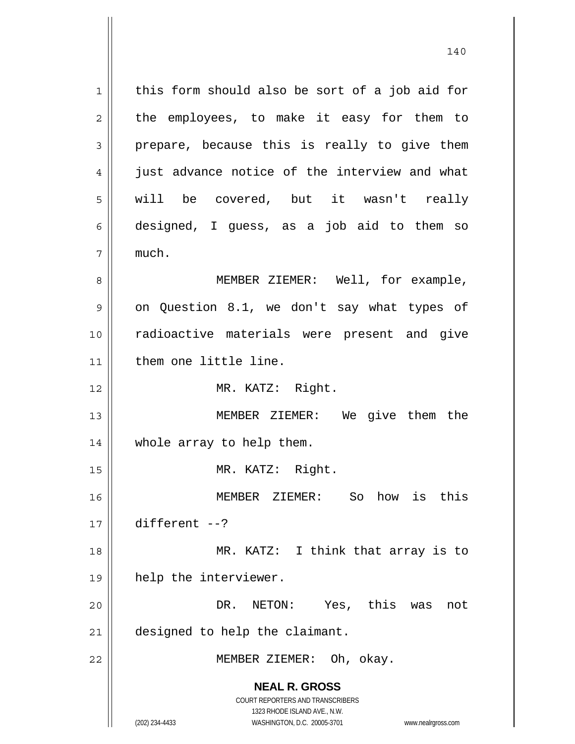this form should also be sort of a job aid for the employees, to make it easy for them to prepare, because this is really to give them just advance notice of the interview and what will be covered, but it wasn't really designed, I guess, as a job aid to them so much.

MEMBER ZIEMER: Well, for example, on Question 8.1, we don't say what types of radioactive materials were present and give them one little line.

MR. KATZ: Right.

MEMBER ZIEMER: We give them the whole array to help them.

MR. KATZ: Right.

MEMBER ZIEMER: So how is this different --?

MR. KATZ: I think that array is to help the interviewer.

DR. NETON: Yes, this was not designed to help the claimant.

MEMBER ZIEMER: Oh, okay.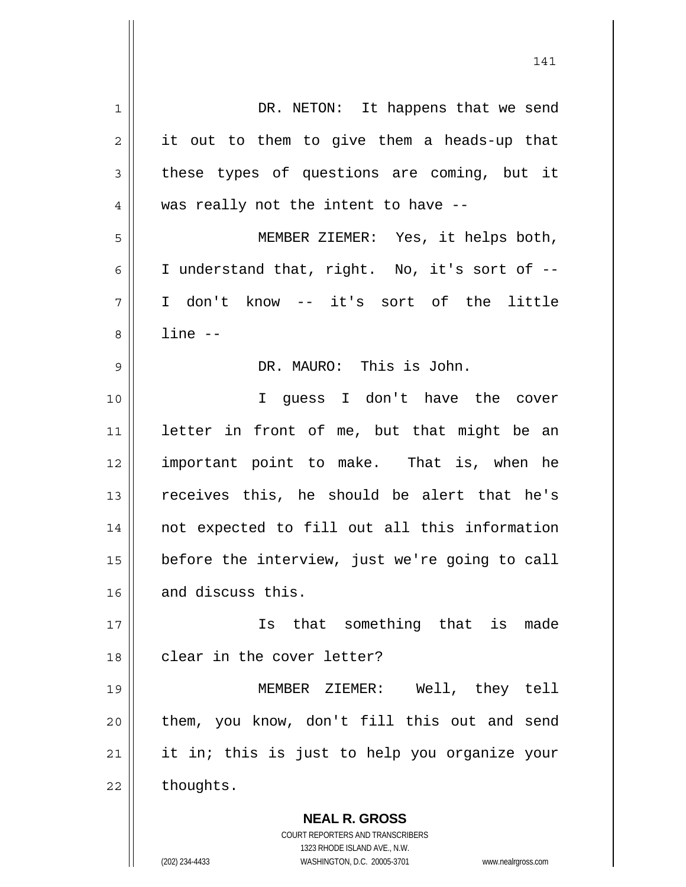DR. NETON: It happens that we send it out to them to give them a heads-up that these types of questions are coming, but it was really not the intent to have --

MEMBER ZIEMER: Yes, it helps both, I understand that, right. No, it's sort of -- I don't know -- it's sort of the little line --

DR. MAURO: This is John.

I guess I don't have the cover letter in front of me, but that might be an important point to make. That is, when he receives this, he should be alert that he's not expected to fill out all this information before the interview, just we're going to call and discuss this.

Is that something that is made clear in the cover letter?

MEMBER ZIEMER: Well, they tell them, you know, don't fill this out and send it in; this is just to help you organize your thoughts.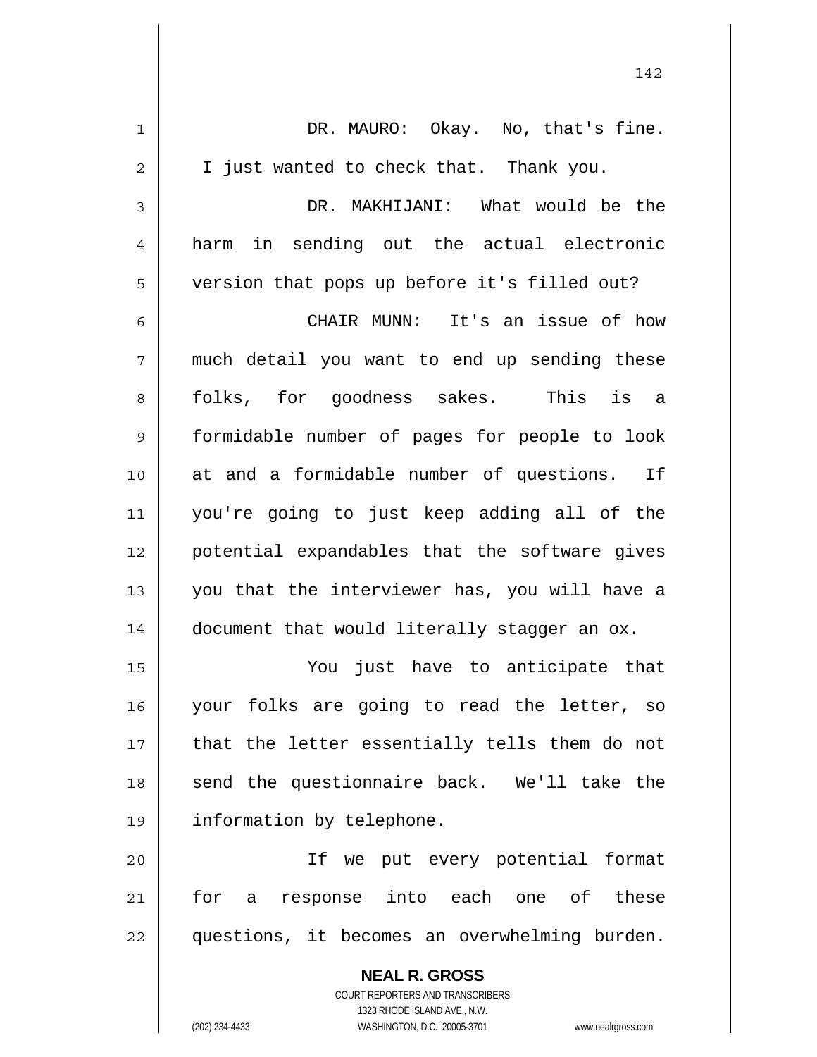DR. MAURO: Okay. No, that's fine. I just wanted to check that. Thank you.

DR. MAKHIJANI: What would be the harm in sending out the actual electronic version that pops up before it's filled out?

CHAIR MUNN: It's an issue of how much detail you want to end up sending these folks, for goodness sakes. This is a formidable number of pages for people to look at and a formidable number of questions. If you're going to just keep adding all of the potential expandables that the software gives you that the interviewer has, you will have a document that would literally stagger an ox.

You just have to anticipate that your folks are going to read the letter, so that the letter essentially tells them do not send the questionnaire back. We'll take the information by telephone.

If we put every potential format for a response into each one of these questions, it becomes an overwhelming burden.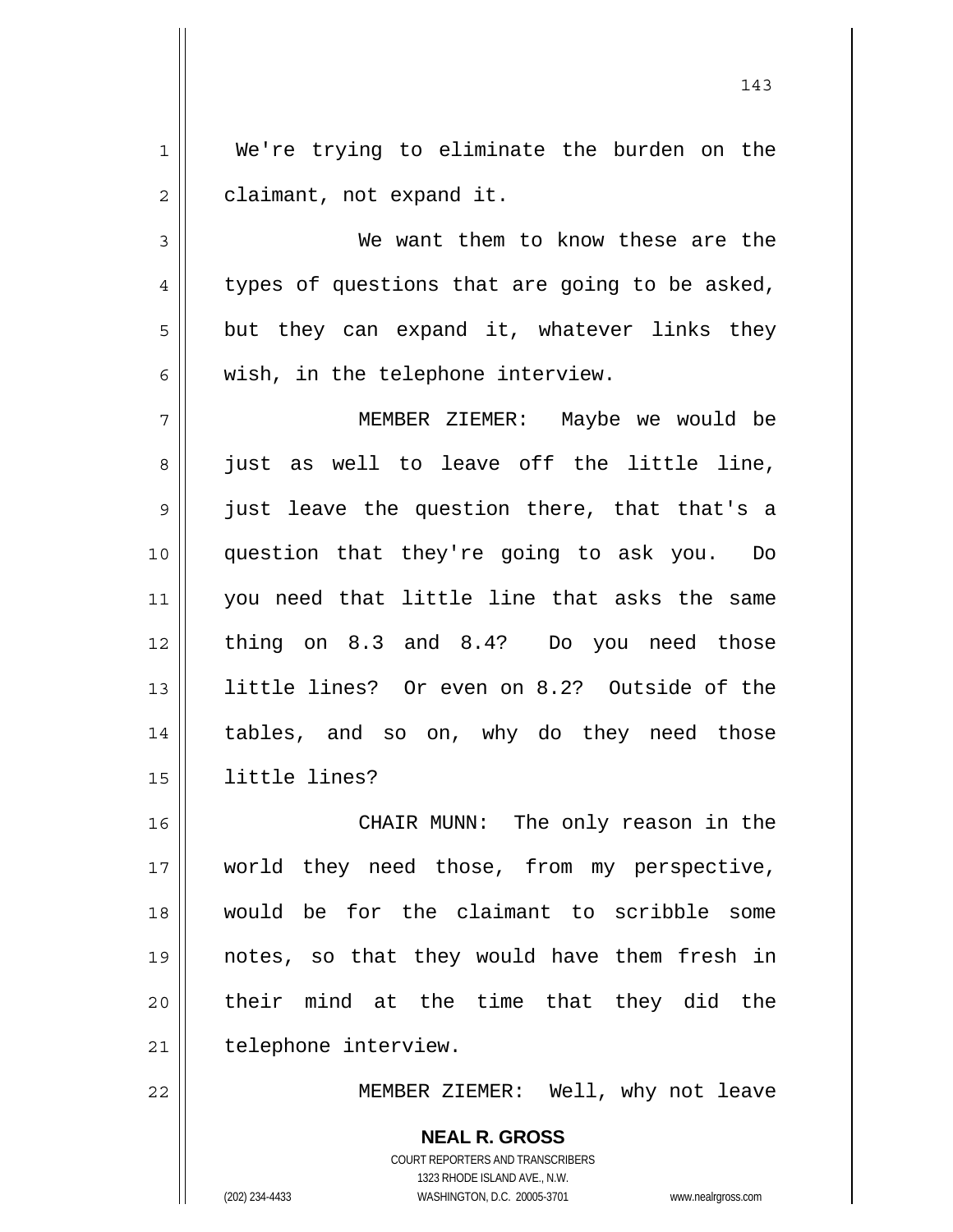We're trying to eliminate the burden on the claimant, not expand it.

We want them to know these are the types of questions that are going to be asked, but they can expand it, whatever links they wish, in the telephone interview.

MEMBER ZIEMER: Maybe we would be just as well to leave off the little line, just leave the question there, that that's a question that they're going to ask you. Do you need that little line that asks the same thing on 8.3 and 8.4? Do you need those little lines? Or even on 8.2? Outside of the tables, and so on, why do they need those little lines?

CHAIR MUNN: The only reason in the world they need those, from my perspective, would be for the claimant to scribble some notes, so that they would have them fresh in their mind at the time that they did the telephone interview.

MEMBER ZIEMER: Well, why not leave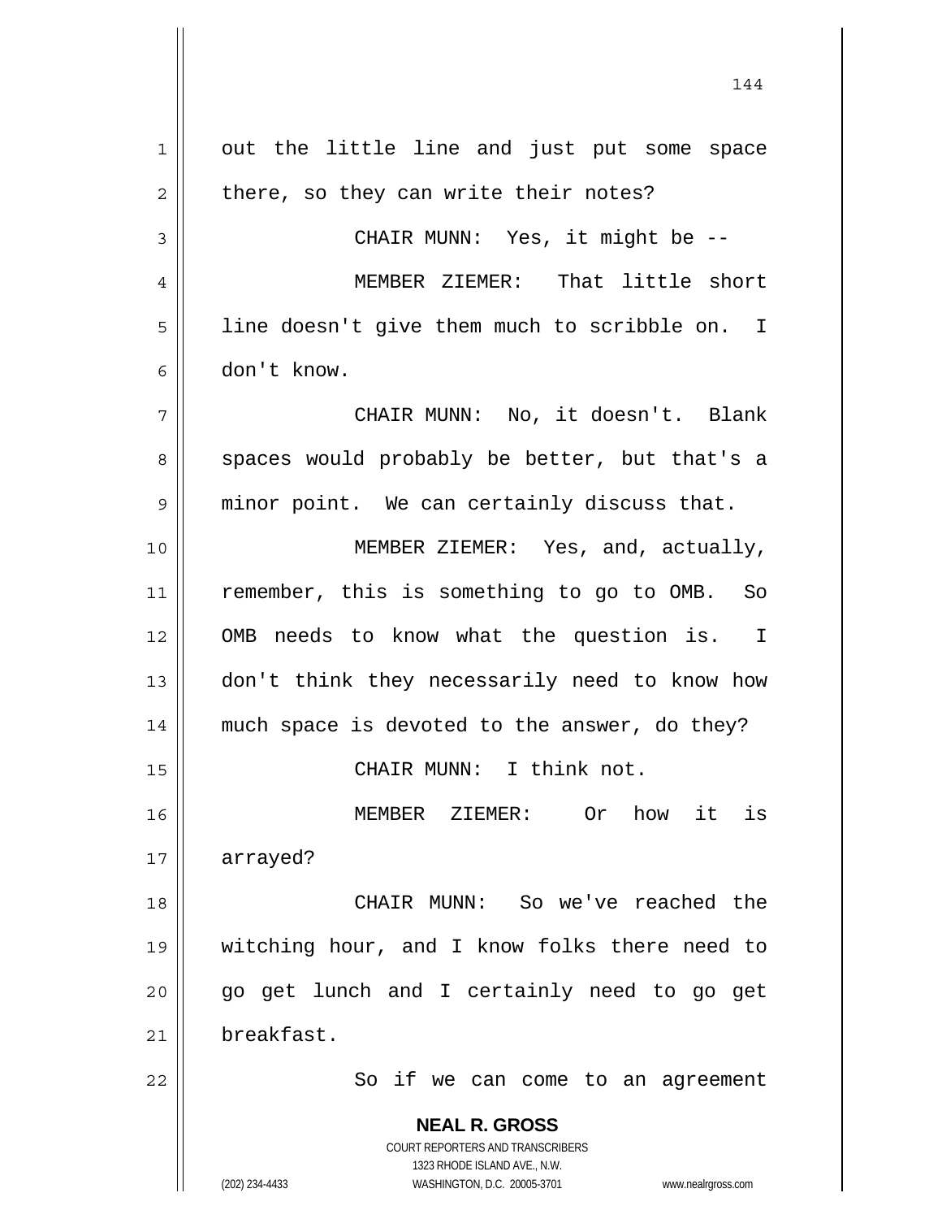out the little line and just put some space there, so they can write their notes?

CHAIR MUNN: Yes, it might be --

MEMBER ZIEMER: That little short line doesn't give them much to scribble on. I don't know.

CHAIR MUNN: No, it doesn't. Blank spaces would probably be better, but that's a minor point. We can certainly discuss that.

MEMBER ZIEMER: Yes, and, actually, remember, this is something to go to OMB. So OMB needs to know what the question is. I don't think they necessarily need to know how much space is devoted to the answer, do they?

CHAIR MUNN: I think not.

MEMBER ZIEMER: Or how it is arrayed?

CHAIR MUNN: So we've reached the witching hour, and I know folks there need to go get lunch and I certainly need to go get breakfast.

So if we can come to an agreement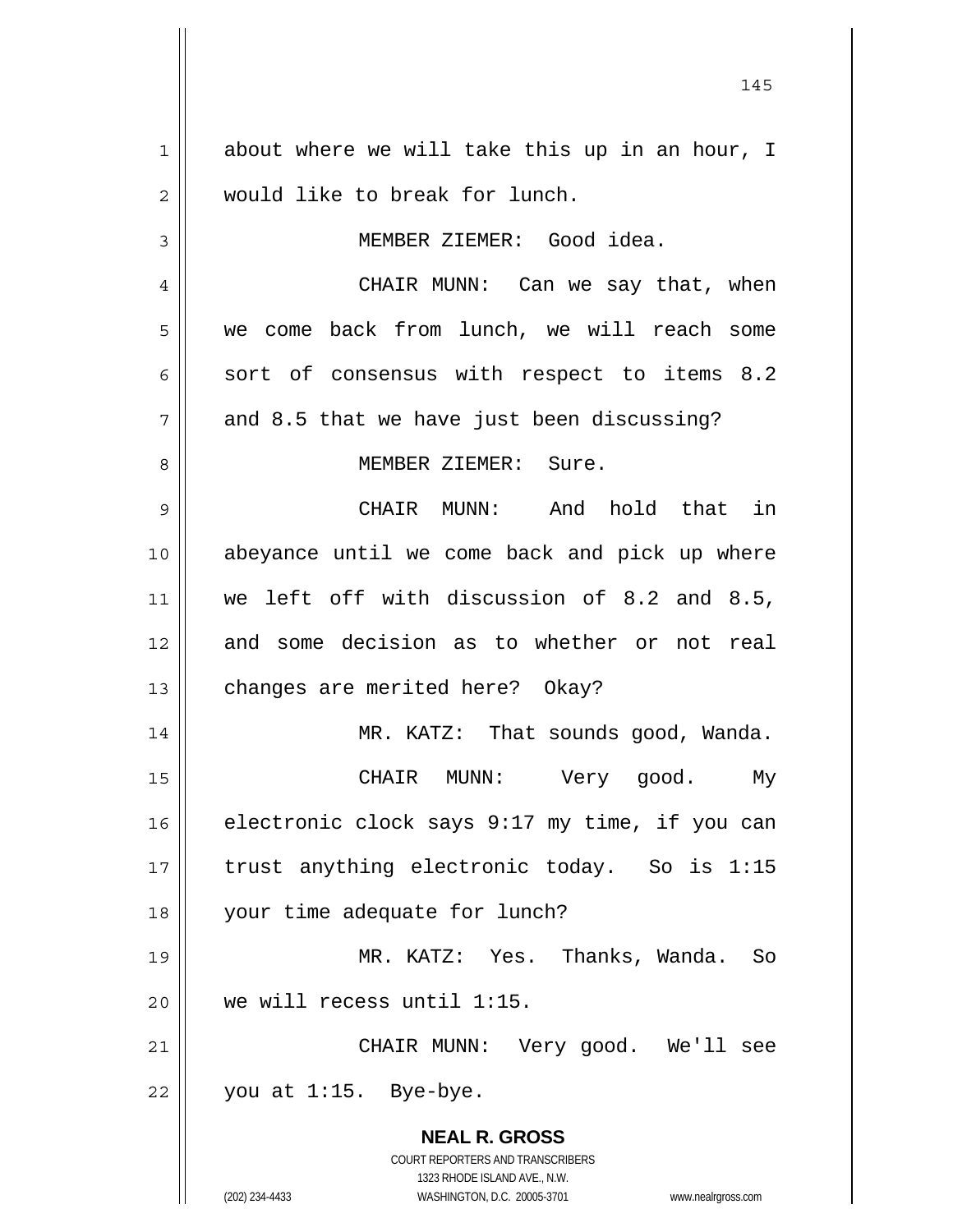about where we will take this up in an hour, I would like to break for lunch.

MEMBER ZIEMER: Good idea.

CHAIR MUNN: Can we say that, when we come back from lunch, we will reach some sort of consensus with respect to items 8.2 and 8.5 that we have just been discussing?

MEMBER ZIEMER: Sure.

CHAIR MUNN: And hold that in abeyance until we come back and pick up where we left off with discussion of 8.2 and 8.5, and some decision as to whether or not real changes are merited here? Okay?

MR. KATZ: That sounds good, Wanda.

CHAIR MUNN: Very good. My electronic clock says 9:17 my time, if you can trust anything electronic today. So is 1:15 your time adequate for lunch?

MR. KATZ: Yes. Thanks, Wanda. So we will recess until 1:15.

CHAIR MUNN: Very good. We'll see you at 1:15. Bye-bye.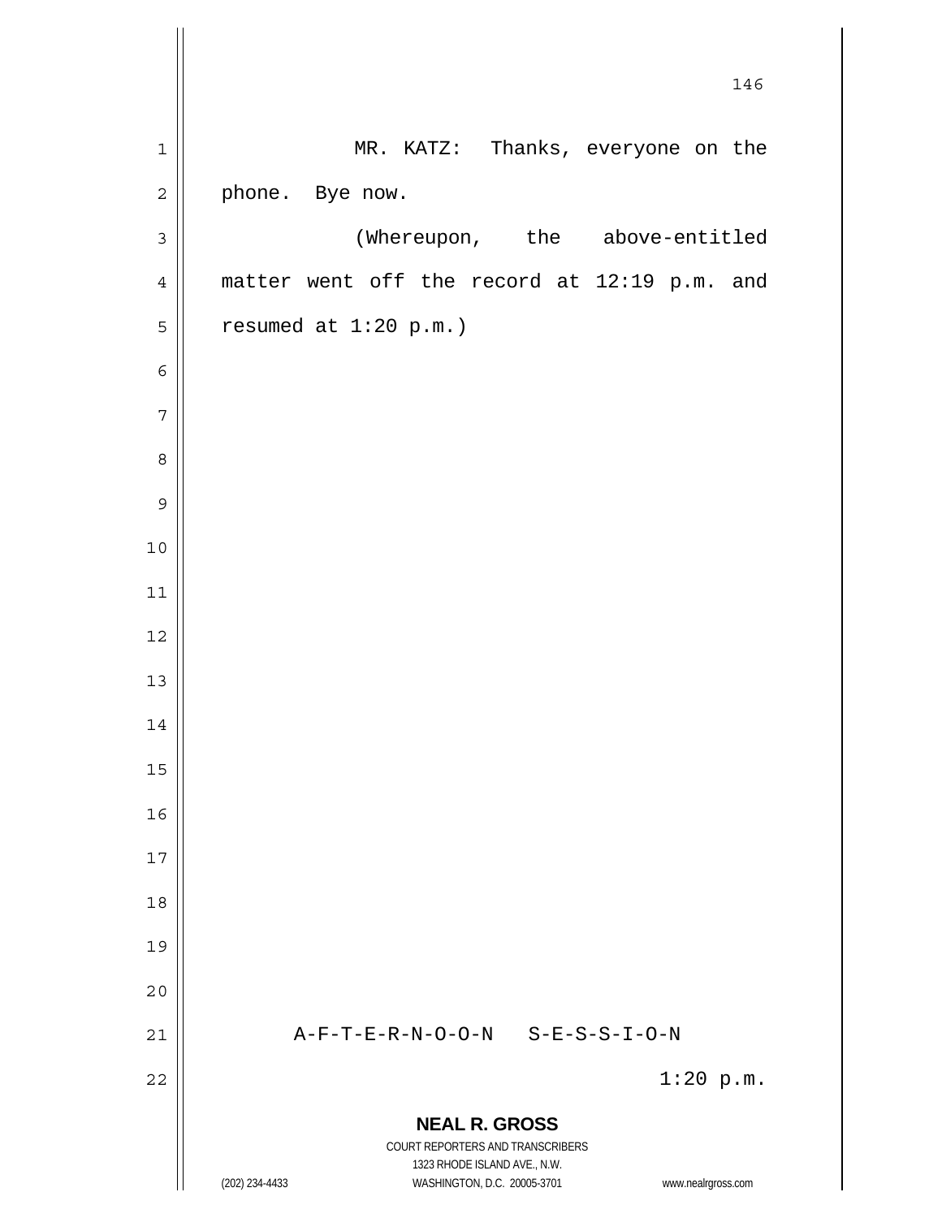MR. KATZ: Thanks, everyone on the phone. Bye now.

(Whereupon, the above-entitled matter went off the record at 12:19 p.m. and resumed at 1:20 p.m.)

A-F-T-E-R-N-O-O-N S-E-S-S-I-O-N

1:20 p.m.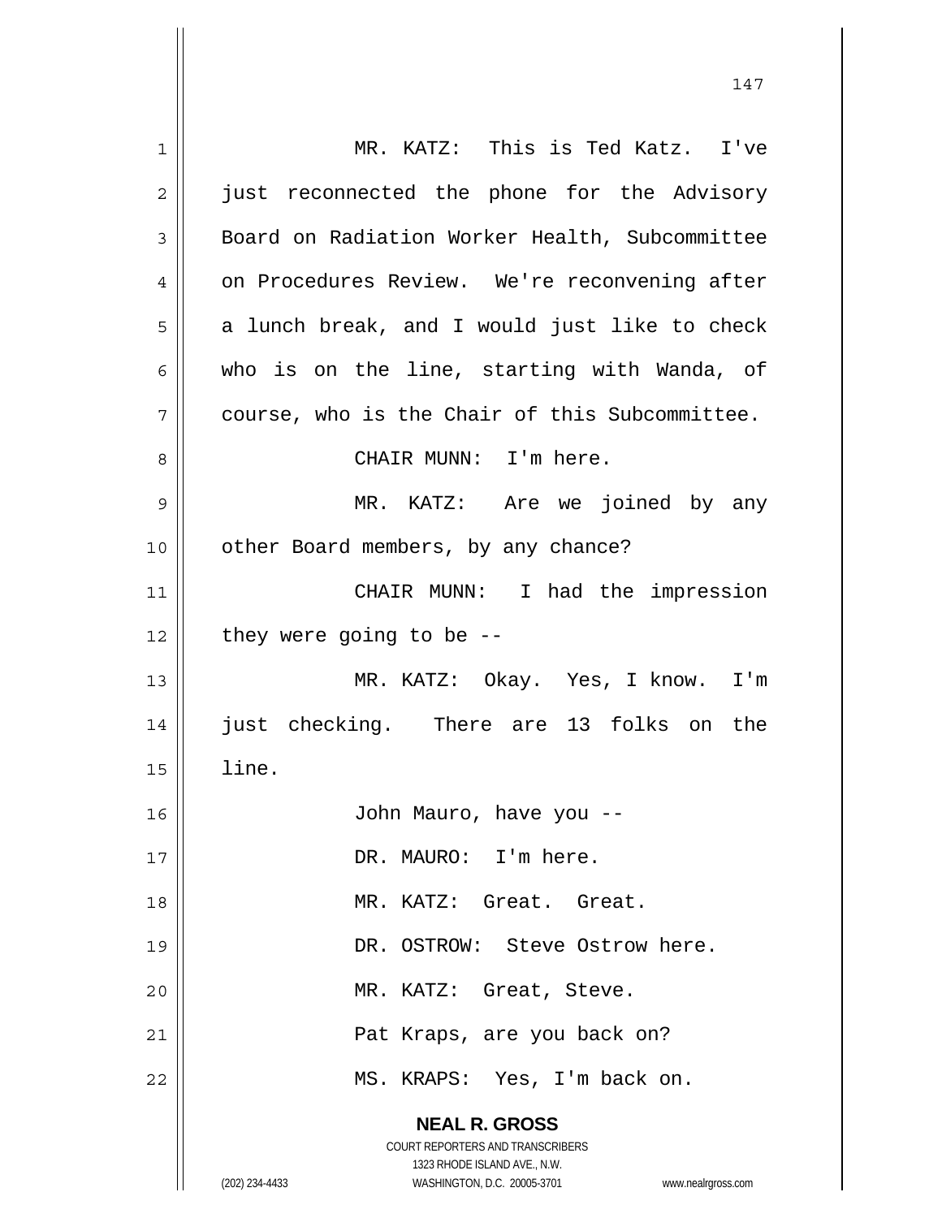MR. KATZ: This is Ted Katz. I've just reconnected the phone for the Advisory Board on Radiation Worker Health, Subcommittee on Procedures Review. We're reconvening after a lunch break, and I would just like to check who is on the line, starting with Wanda, of course, who is the Chair of this Subcommittee.

CHAIR MUNN: I'm here.

MR. KATZ: Are we joined by any other Board members, by any chance?

CHAIR MUNN: I had the impression they were going to be --

MR. KATZ: Okay. Yes, I know. I'm just checking. There are 13 folks on the line.

John Mauro, have you --

DR. MAURO: I'm here.

MR. KATZ: Great. Great.

DR. OSTROW: Steve Ostrow here.

MR. KATZ: Great, Steve.

Pat Kraps, are you back on?

MS. KRAPS: Yes, I'm back on.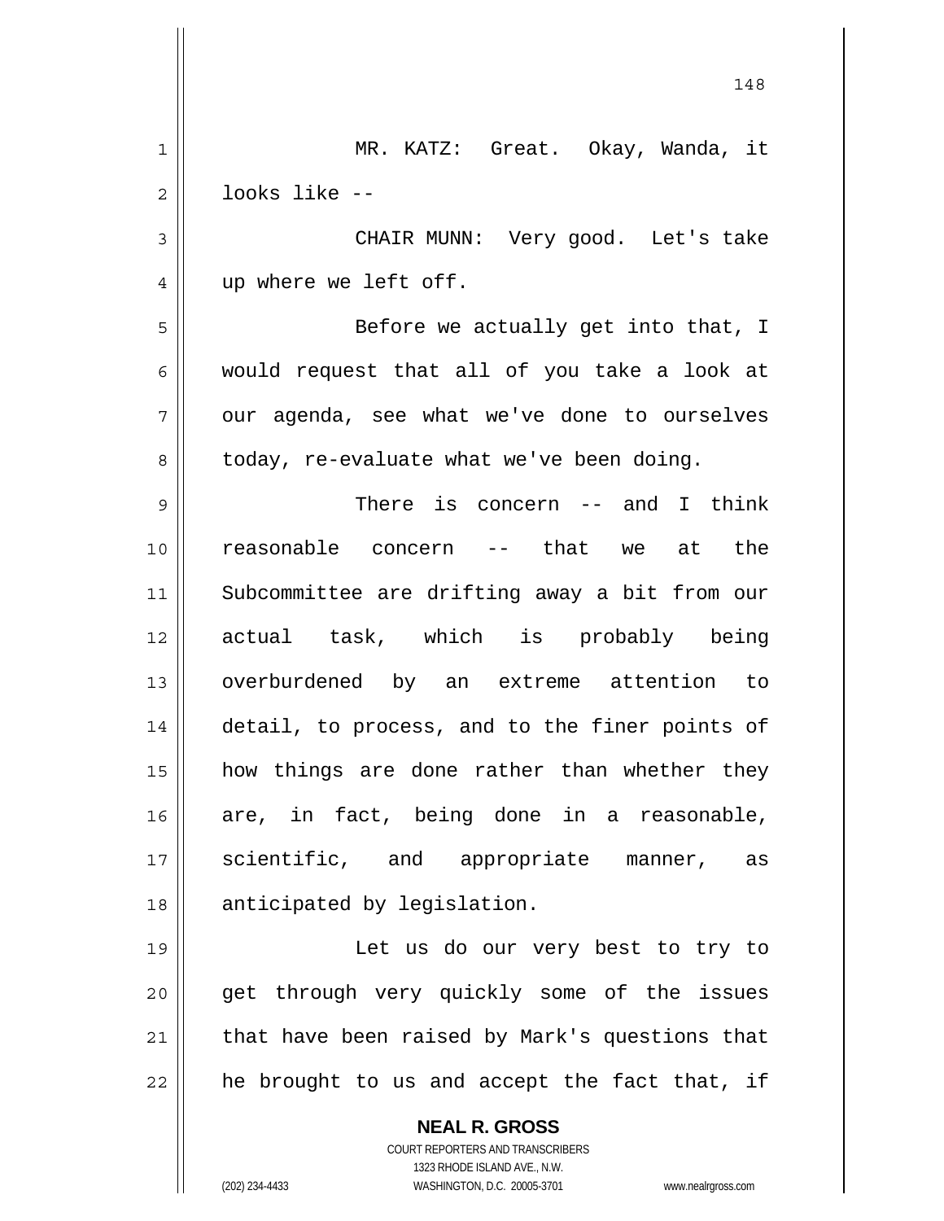MR. KATZ: Great. Okay, Wanda, it looks like --

CHAIR MUNN: Very good. Let's take up where we left off.

Before we actually get into that, I would request that all of you take a look at our agenda, see what we've done to ourselves today, re-evaluate what we've been doing.

There is concern -- and I think reasonable concern -- that we at the Subcommittee are drifting away a bit from our actual task, which is probably being overburdened by an extreme attention to detail, to process, and to the finer points of how things are done rather than whether they are, in fact, being done in a reasonable, scientific, and appropriate manner, as anticipated by legislation.

Let us do our very best to try to get through very quickly some of the issues that have been raised by Mark's questions that he brought to us and accept the fact that, if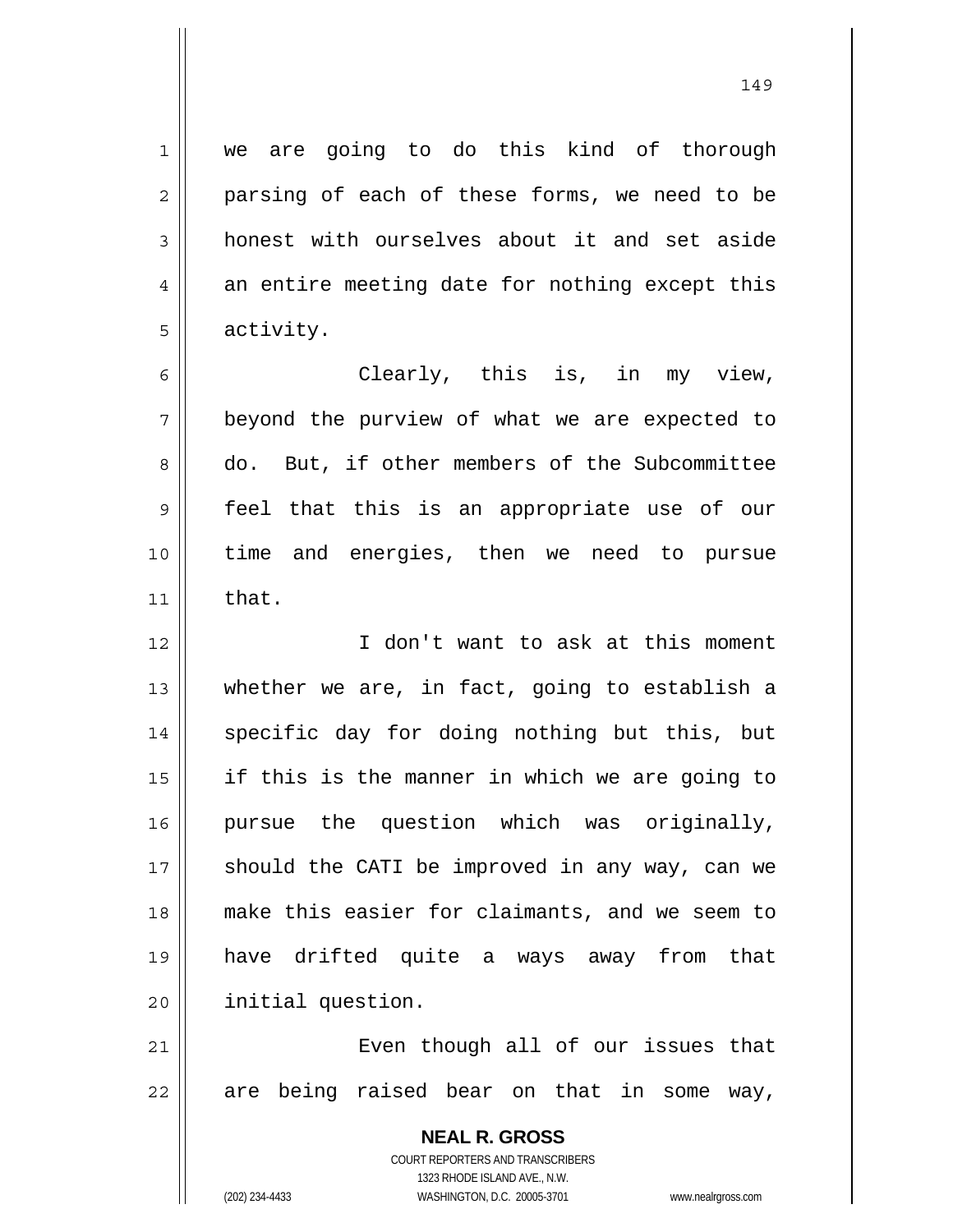we are going to do this kind of thorough parsing of each of these forms, we need to be honest with ourselves about it and set aside an entire meeting date for nothing except this activity.

Clearly, this is, in my view, beyond the purview of what we are expected to do. But, if other members of the Subcommittee feel that this is an appropriate use of our time and energies, then we need to pursue that.

I don't want to ask at this moment whether we are, in fact, going to establish a specific day for doing nothing but this, but if this is the manner in which we are going to pursue the question which was originally, should the CATI be improved in any way, can we make this easier for claimants, and we seem to have drifted quite a ways away from that initial question.

Even though all of our issues that are being raised bear on that in some way,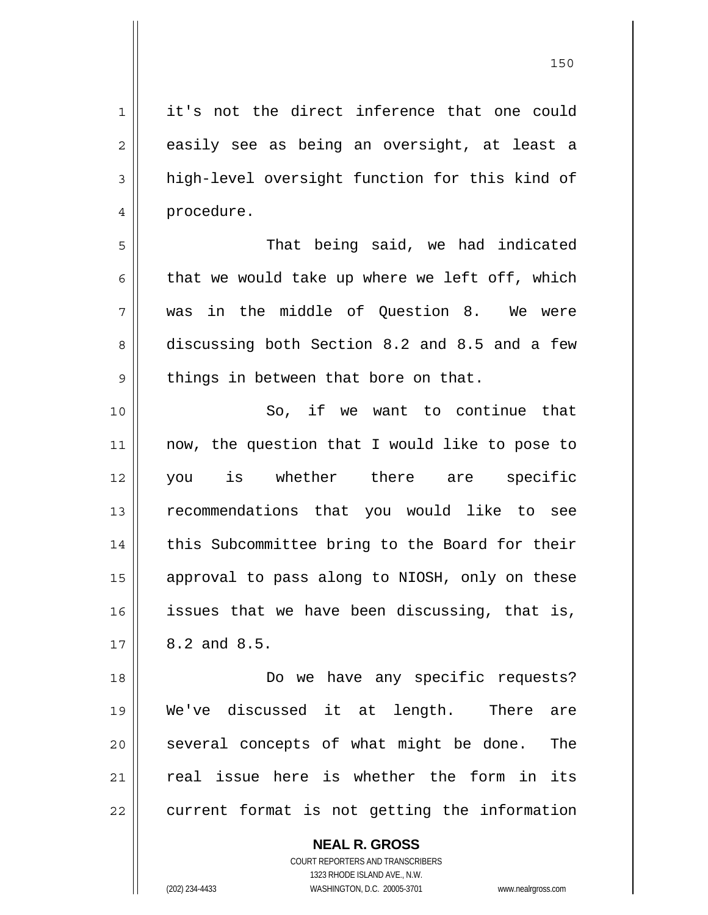it's not the direct inference that one could easily see as being an oversight, at least a high-level oversight function for this kind of procedure.

That being said, we had indicated that we would take up where we left off, which was in the middle of Question 8. We were discussing both Section 8.2 and 8.5 and a few things in between that bore on that.

So, if we want to continue that now, the question that I would like to pose to you is whether there are specific recommendations that you would like to see this Subcommittee bring to the Board for their approval to pass along to NIOSH, only on these issues that we have been discussing, that is, 8.2 and 8.5.

Do we have any specific requests? We've discussed it at length. There are several concepts of what might be done. The real issue here is whether the form in its current format is not getting the information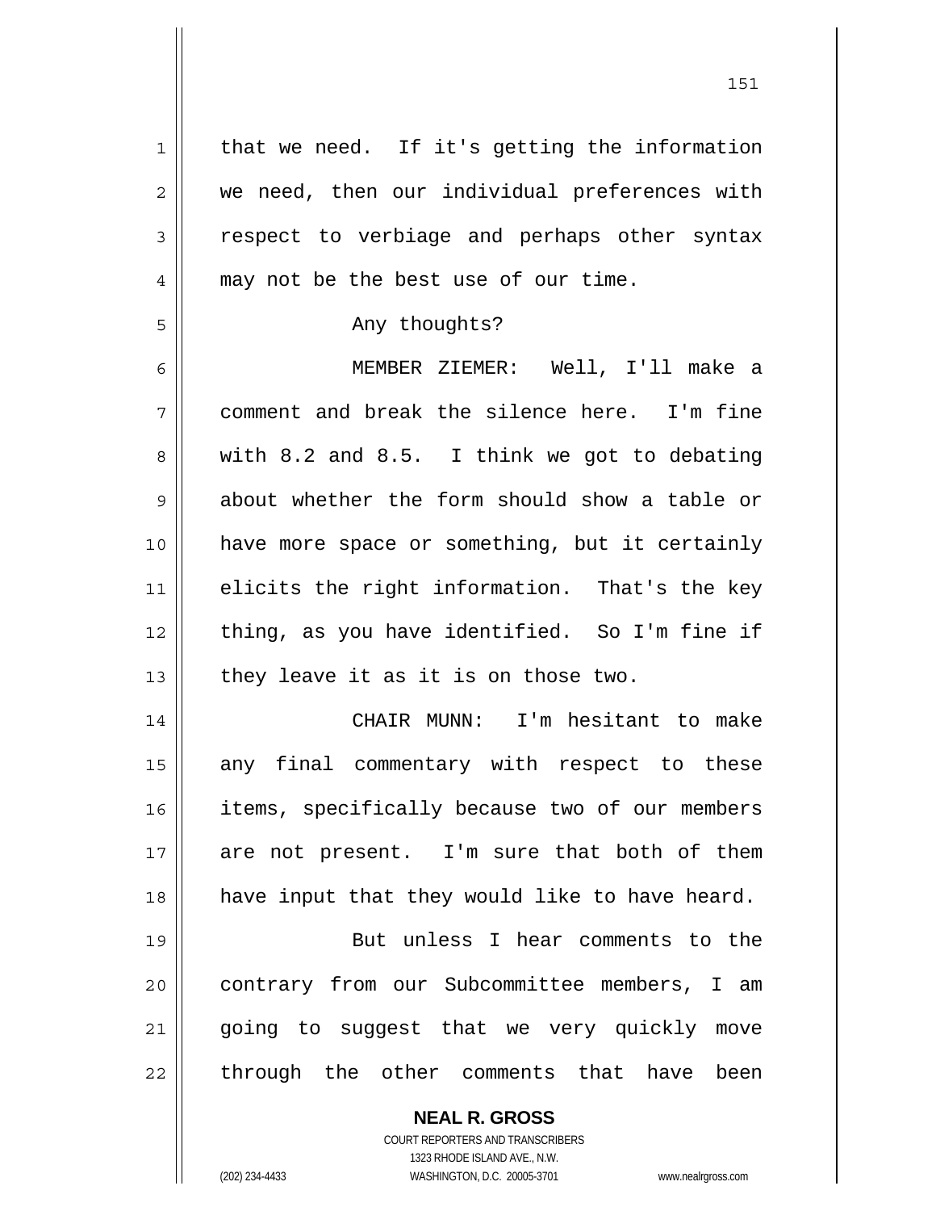that we need. If it's getting the information we need, then our individual preferences with respect to verbiage and perhaps other syntax may not be the best use of our time.

Any thoughts?

MEMBER ZIEMER: Well, I'll make a comment and break the silence here. I'm fine with 8.2 and 8.5. I think we got to debating about whether the form should show a table or have more space or something, but it certainly elicits the right information. That's the key thing, as you have identified. So I'm fine if they leave it as it is on those two.

CHAIR MUNN: I'm hesitant to make any final commentary with respect to these items, specifically because two of our members are not present. I'm sure that both of them have input that they would like to have heard.

But unless I hear comments to the contrary from our Subcommittee members, I am going to suggest that we very quickly move through the other comments that have been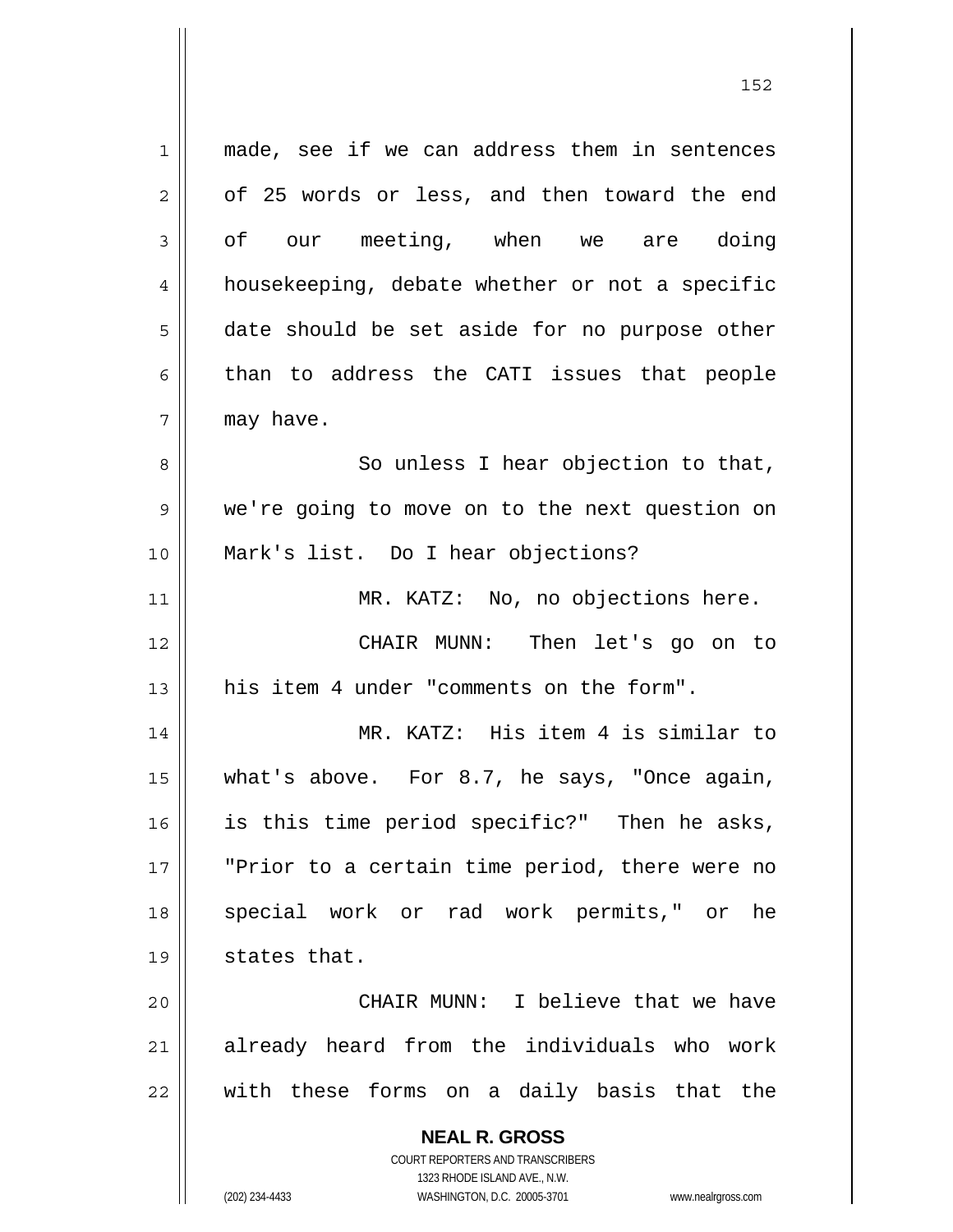made, see if we can address them in sentences of 25 words or less, and then toward the end of our meeting, when we are doing housekeeping, debate whether or not a specific date should be set aside for no purpose other than to address the CATI issues that people may have.

So unless I hear objection to that, we're going to move on to the next question on Mark's list. Do I hear objections?

MR. KATZ: No, no objections here.

CHAIR MUNN: Then let's go on to his item 4 under "comments on the form".

MR. KATZ: His item 4 is similar to what's above. For 8.7, he says, "Once again, is this time period specific?" Then he asks, "Prior to a certain time period, there were no special work or rad work permits," or he states that.

CHAIR MUNN: I believe that we have already heard from the individuals who work with these forms on a daily basis that the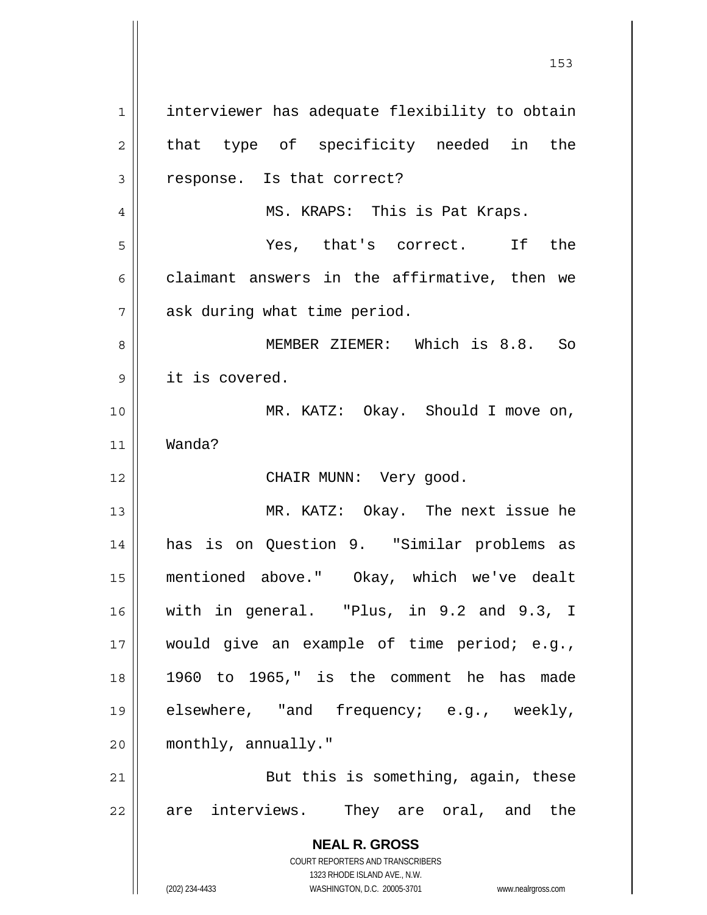interviewer has adequate flexibility to obtain that type of specificity needed in the response. Is that correct?

MS. KRAPS: This is Pat Kraps.

Yes, that's correct. If the claimant answers in the affirmative, then we ask during what time period.

MEMBER ZIEMER: Which is 8.8. So it is covered.

MR. KATZ: Okay. Should I move on, Wanda?

CHAIR MUNN: Very good.

MR. KATZ: Okay. The next issue he has is on Question 9. "Similar problems as mentioned above." Okay, which we've dealt with in general. "Plus, in 9.2 and 9.3, I would give an example of time period; e.g., 1960 to 1965," is the comment he has made elsewhere, "and frequency; e.g., weekly, monthly, annually."

But this is something, again, these are interviews. They are oral, and the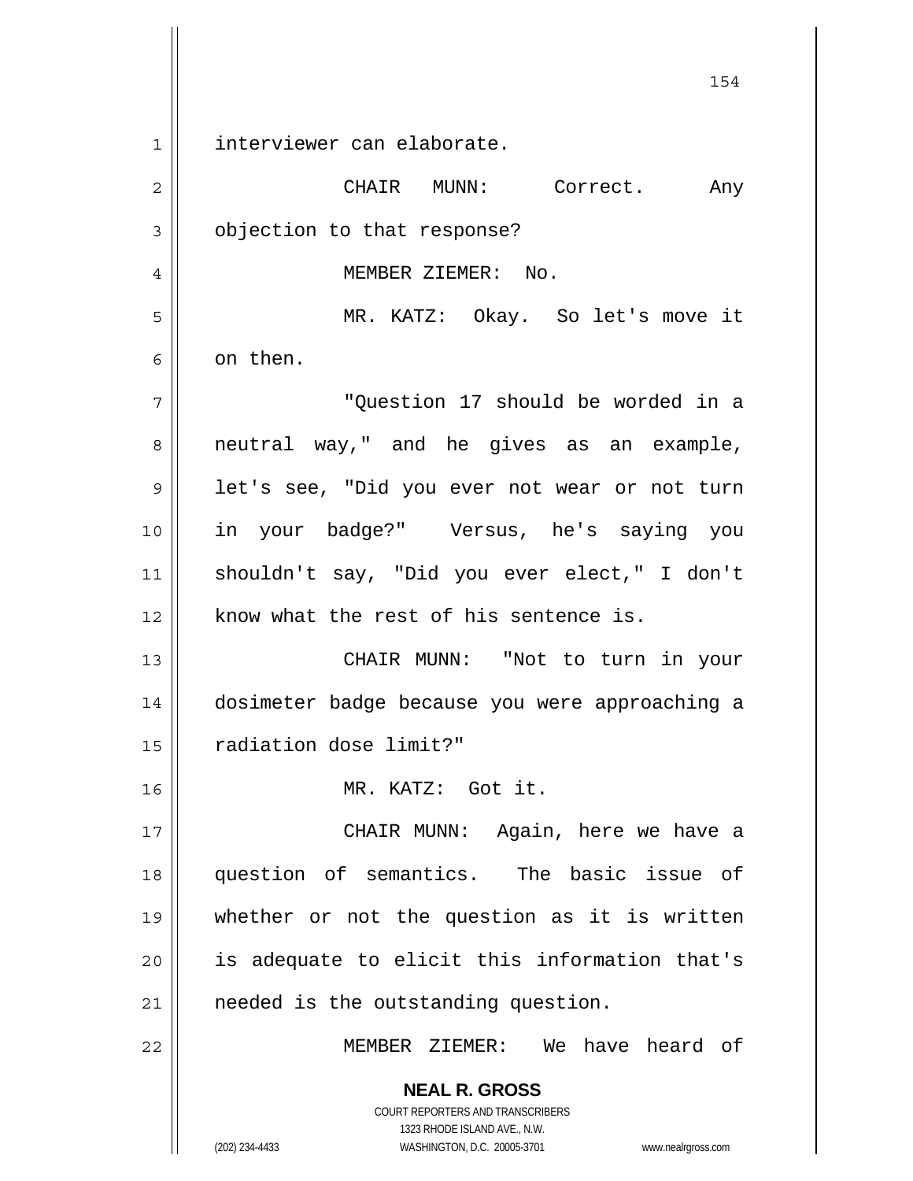interviewer can elaborate.

CHAIR MUNN: Correct. Any objection to that response?

MEMBER ZIEMER: No.

MR. KATZ: Okay. So let's move it on then.

"Question 17 should be worded in a neutral way," and he gives as an example, let's see, "Did you ever not wear or not turn in your badge?" Versus, he's saying you shouldn't say, "Did you ever elect," I don't know what the rest of his sentence is.

CHAIR MUNN: "Not to turn in your dosimeter badge because you were approaching a radiation dose limit?"

MR. KATZ: Got it.

CHAIR MUNN: Again, here we have a question of semantics. The basic issue of whether or not the question as it is written is adequate to elicit this information that's needed is the outstanding question.

MEMBER ZIEMER: We have heard of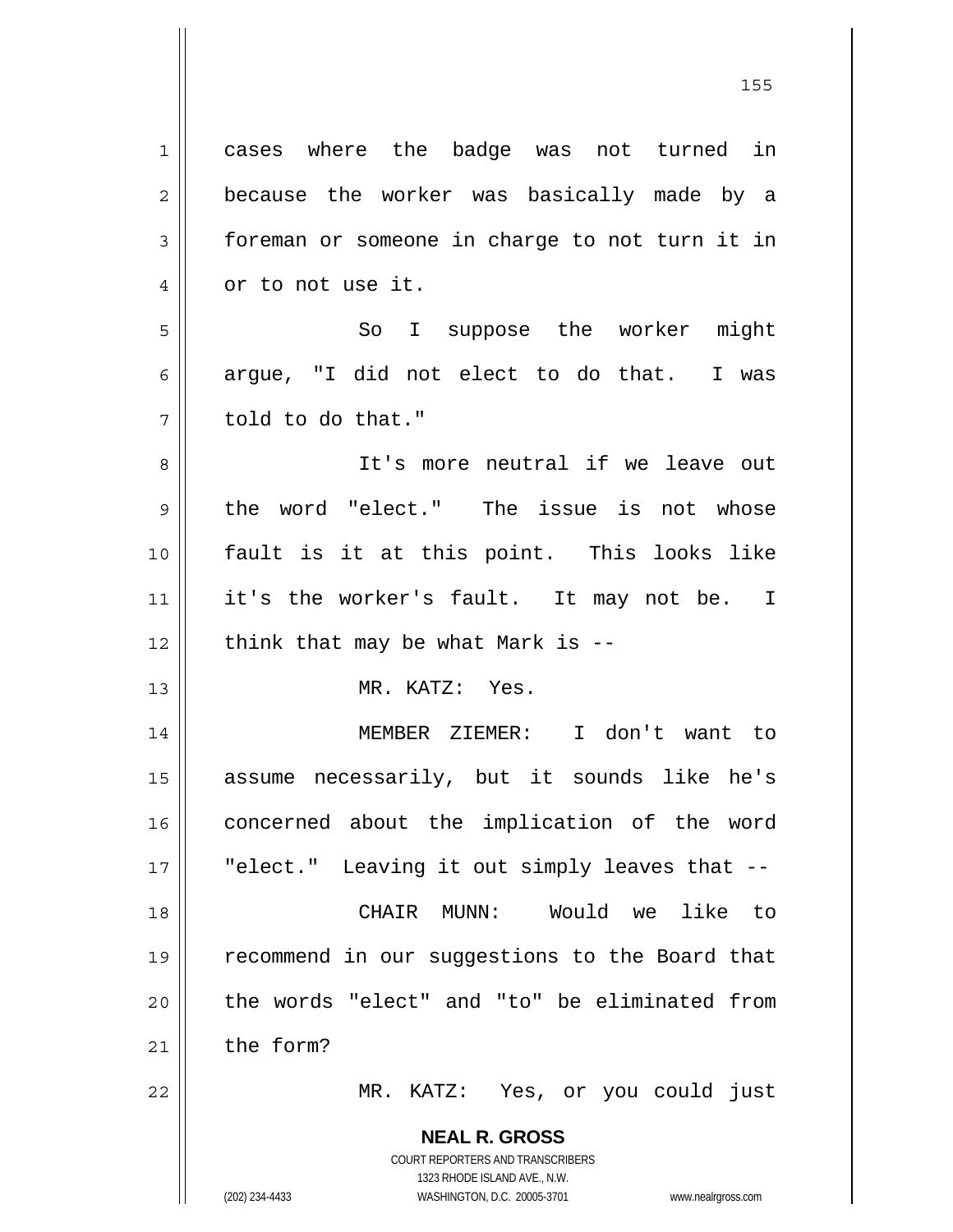cases where the badge was not turned in because the worker was basically made by a foreman or someone in charge to not turn it in or to not use it.

So I suppose the worker might argue, "I did not elect to do that. I was told to do that."

It's more neutral if we leave out the word "elect." The issue is not whose fault is it at this point. This looks like it's the worker's fault. It may not be. I think that may be what Mark is --

MR. KATZ: Yes.

MEMBER ZIEMER: I don't want to assume necessarily, but it sounds like he's concerned about the implication of the word "elect." Leaving it out simply leaves that --

CHAIR MUNN: Would we like to recommend in our suggestions to the Board that the words "elect" and "to" be eliminated from the form?

MR. KATZ: Yes, or you could just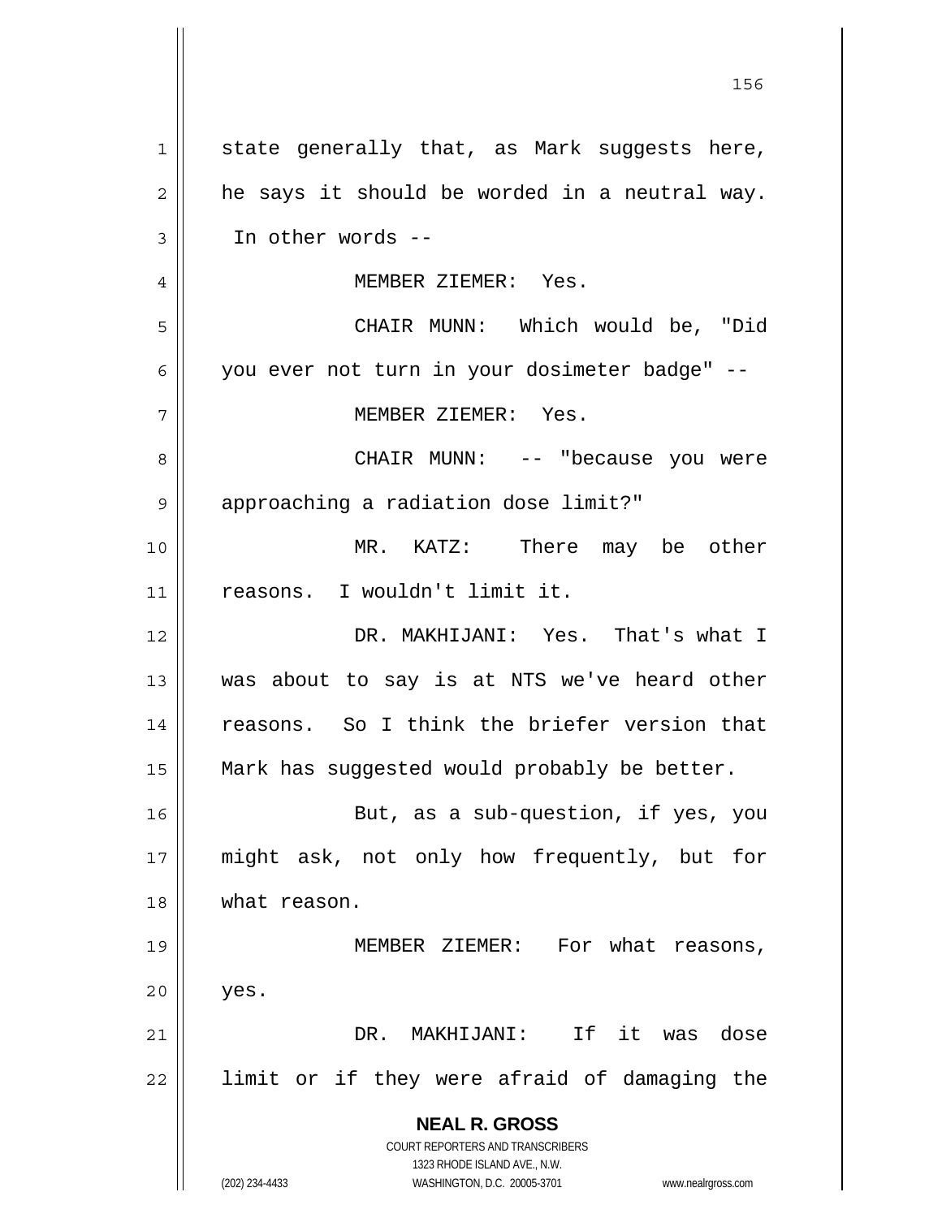state generally that, as Mark suggests here, he says it should be worded in a neutral way. In other words --

MEMBER ZIEMER: Yes.

CHAIR MUNN: Which would be, "Did you ever not turn in your dosimeter badge" --

MEMBER ZIEMER: Yes.

CHAIR MUNN: -- "because you were approaching a radiation dose limit?"

MR. KATZ: There may be other reasons. I wouldn't limit it.

DR. MAKHIJANI: Yes. That's what I was about to say is at NTS we've heard other reasons. So I think the briefer version that Mark has suggested would probably be better.

But, as a sub-question, if yes, you might ask, not only how frequently, but for what reason.

MEMBER ZIEMER: For what reasons, yes.

DR. MAKHIJANI: If it was dose limit or if they were afraid of damaging the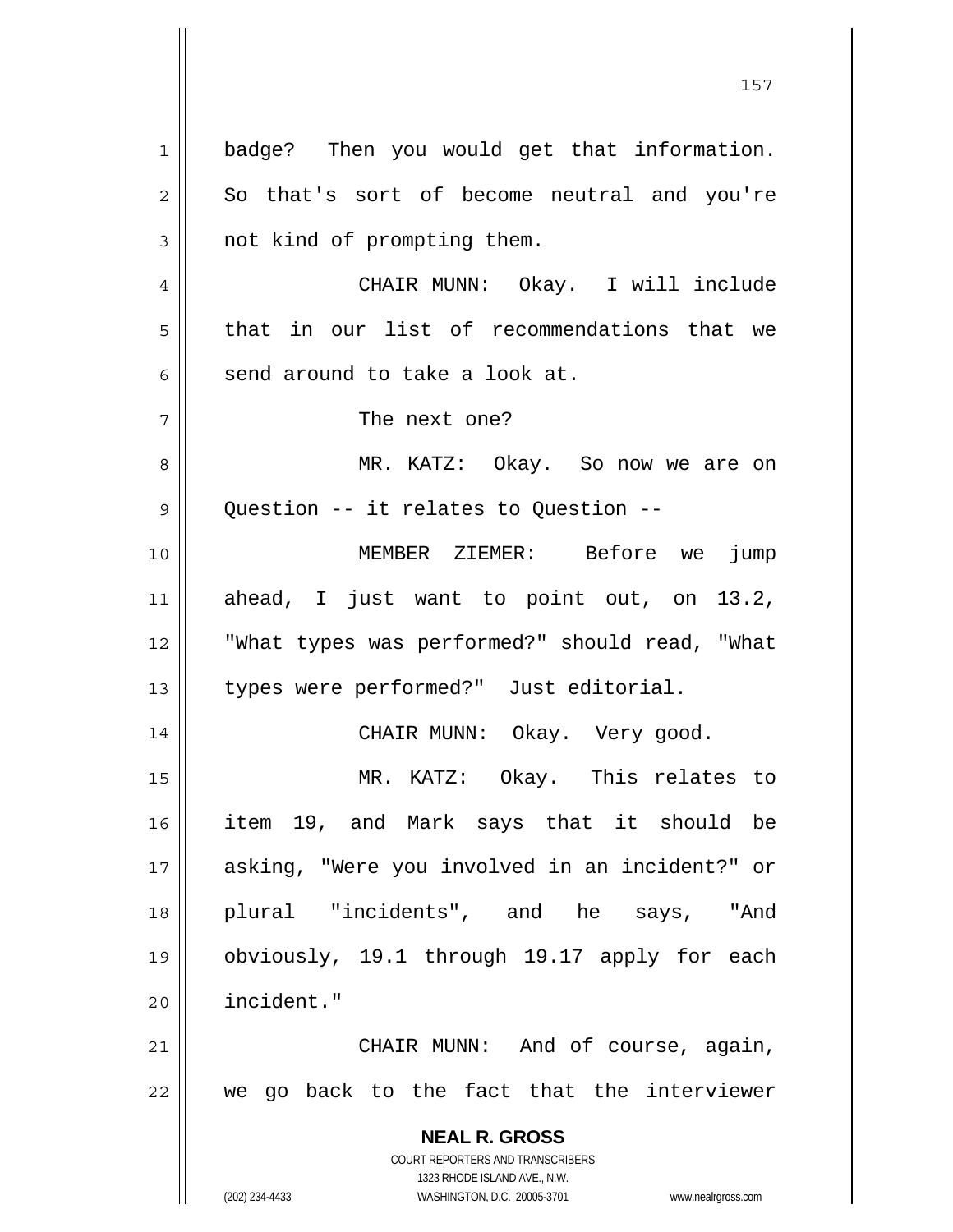badge? Then you would get that information. So that's sort of become neutral and you're not kind of prompting them.

CHAIR MUNN: Okay. I will include that in our list of recommendations that we send around to take a look at.

The next one?

MR. KATZ: Okay. So now we are on Question -- it relates to Question --

MEMBER ZIEMER: Before we jump ahead, I just want to point out, on 13.2, "What types was performed?" should read, "What types were performed?" Just editorial.

CHAIR MUNN: Okay. Very good.

MR. KATZ: Okay. This relates to item 19, and Mark says that it should be asking, "Were you involved in an incident?" or plural "incidents", and he says, "And obviously, 19.1 through 19.17 apply for each incident."

CHAIR MUNN: And of course, again, we go back to the fact that the interviewer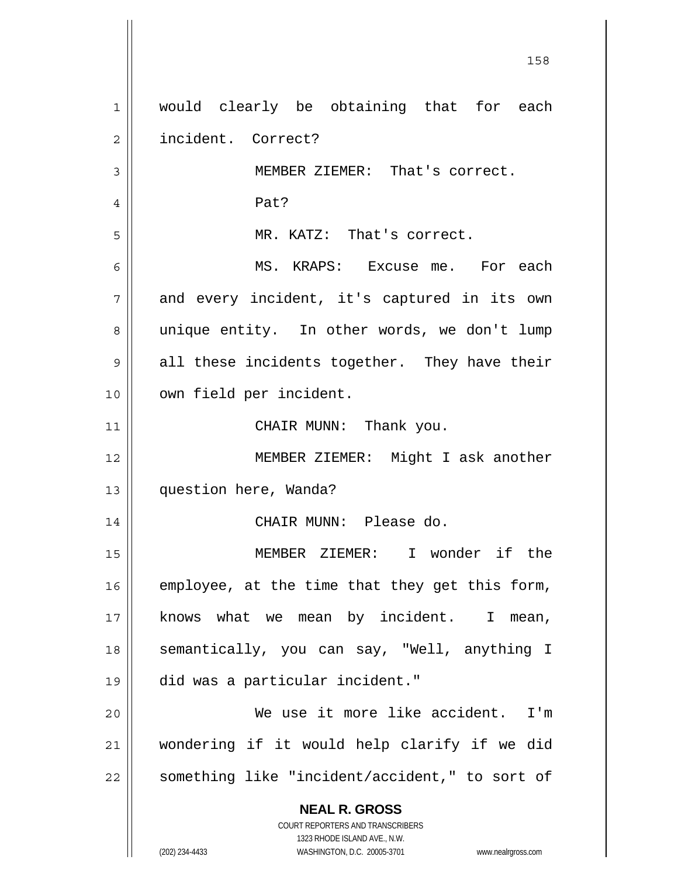would clearly be obtaining that for each incident. Correct?

MEMBER ZIEMER: That's correct.

Pat?

MR. KATZ: That's correct.

MS. KRAPS: Excuse me. For each and every incident, it's captured in its own unique entity. In other words, we don't lump all these incidents together. They have their own field per incident.

CHAIR MUNN: Thank you.

MEMBER ZIEMER: Might I ask another question here, Wanda?

CHAIR MUNN: Please do.

MEMBER ZIEMER: I wonder if the employee, at the time that they get this form, knows what we mean by incident. I mean, semantically, you can say, "Well, anything I did was a particular incident."

We use it more like accident. I'm wondering if it would help clarify if we did something like "incident/accident," to sort of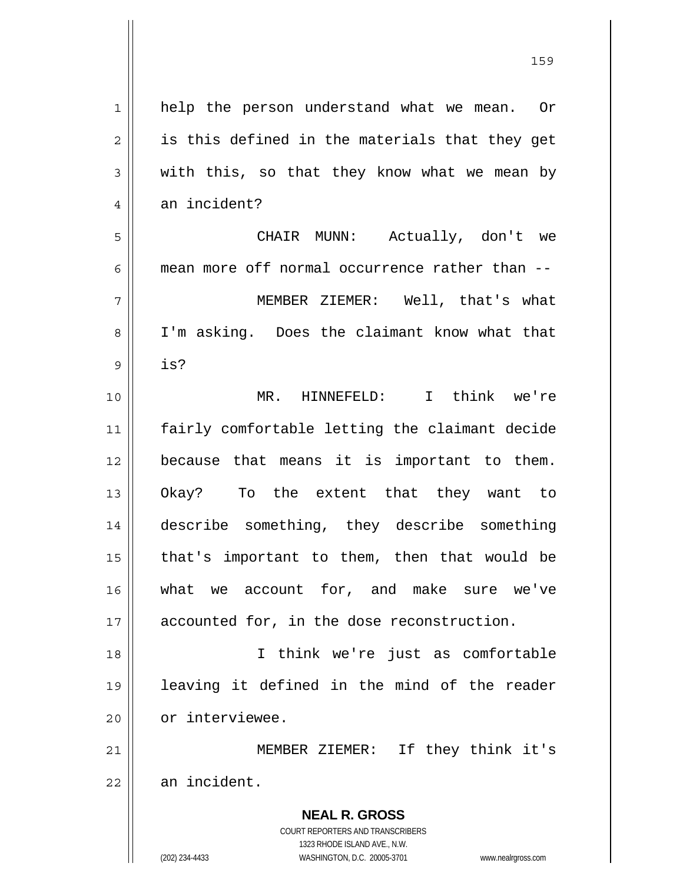help the person understand what we mean. Or is this defined in the materials that they get with this, so that they know what we mean by an incident?

CHAIR MUNN: Actually, don't we mean more off normal occurrence rather than --

MEMBER ZIEMER: Well, that's what I'm asking. Does the claimant know what that is?

MR. HINNEFELD: I think we're fairly comfortable letting the claimant decide because that means it is important to them. Okay? To the extent that they want to describe something, they describe something that's important to them, then that would be what we account for, and make sure we've accounted for, in the dose reconstruction.

I think we're just as comfortable leaving it defined in the mind of the reader or interviewee.

MEMBER ZIEMER: If they think it's an incident.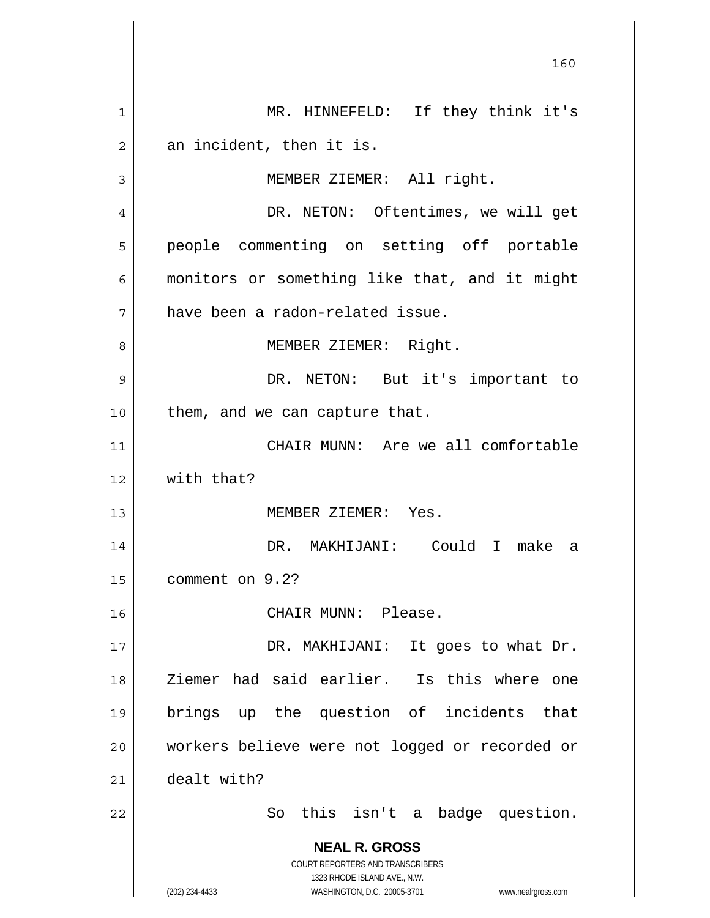MR. HINNEFELD: If they think it's an incident, then it is.

MEMBER ZIEMER: All right.

DR. NETON: Oftentimes, we will get people commenting on setting off portable monitors or something like that, and it might have been a radon-related issue.

MEMBER ZIEMER: Right.

DR. NETON: But it's important to them, and we can capture that.

CHAIR MUNN: Are we all comfortable with that?

MEMBER ZIEMER: Yes.

DR. MAKHIJANI: Could I make a comment on 9.2?

CHAIR MUNN: Please.

DR. MAKHIJANI: It goes to what Dr. Ziemer had said earlier. Is this where one brings up the question of incidents that workers believe were not logged or recorded or dealt with?

So this isn't a badge question.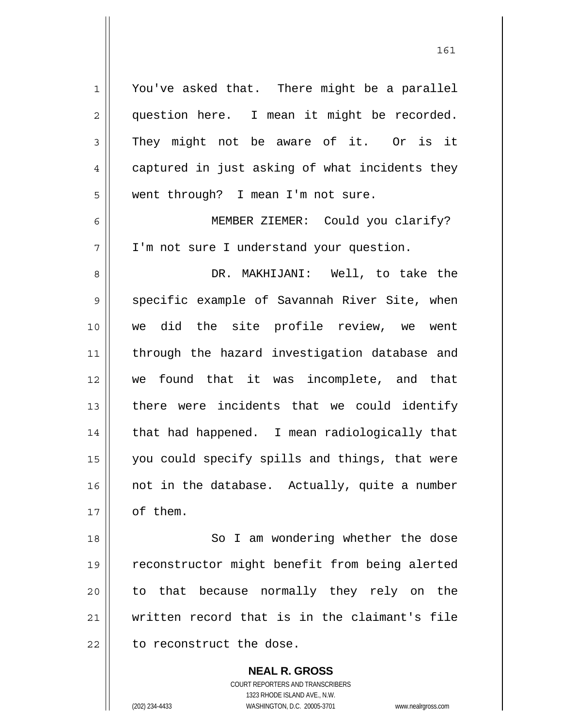You've asked that. There might be a parallel question here. I mean it might be recorded. They might not be aware of it. Or is it captured in just asking of what incidents they went through? I mean I'm not sure.

MEMBER ZIEMER: Could you clarify? I'm not sure I understand your question.

DR. MAKHIJANI: Well, to take the specific example of Savannah River Site, when we did the site profile review, we went through the hazard investigation database and we found that it was incomplete, and that there were incidents that we could identify that had happened. I mean radiologically that you could specify spills and things, that were not in the database. Actually, quite a number of them.

So I am wondering whether the dose reconstructor might benefit from being alerted to that because normally they rely on the written record that is in the claimant's file to reconstruct the dose.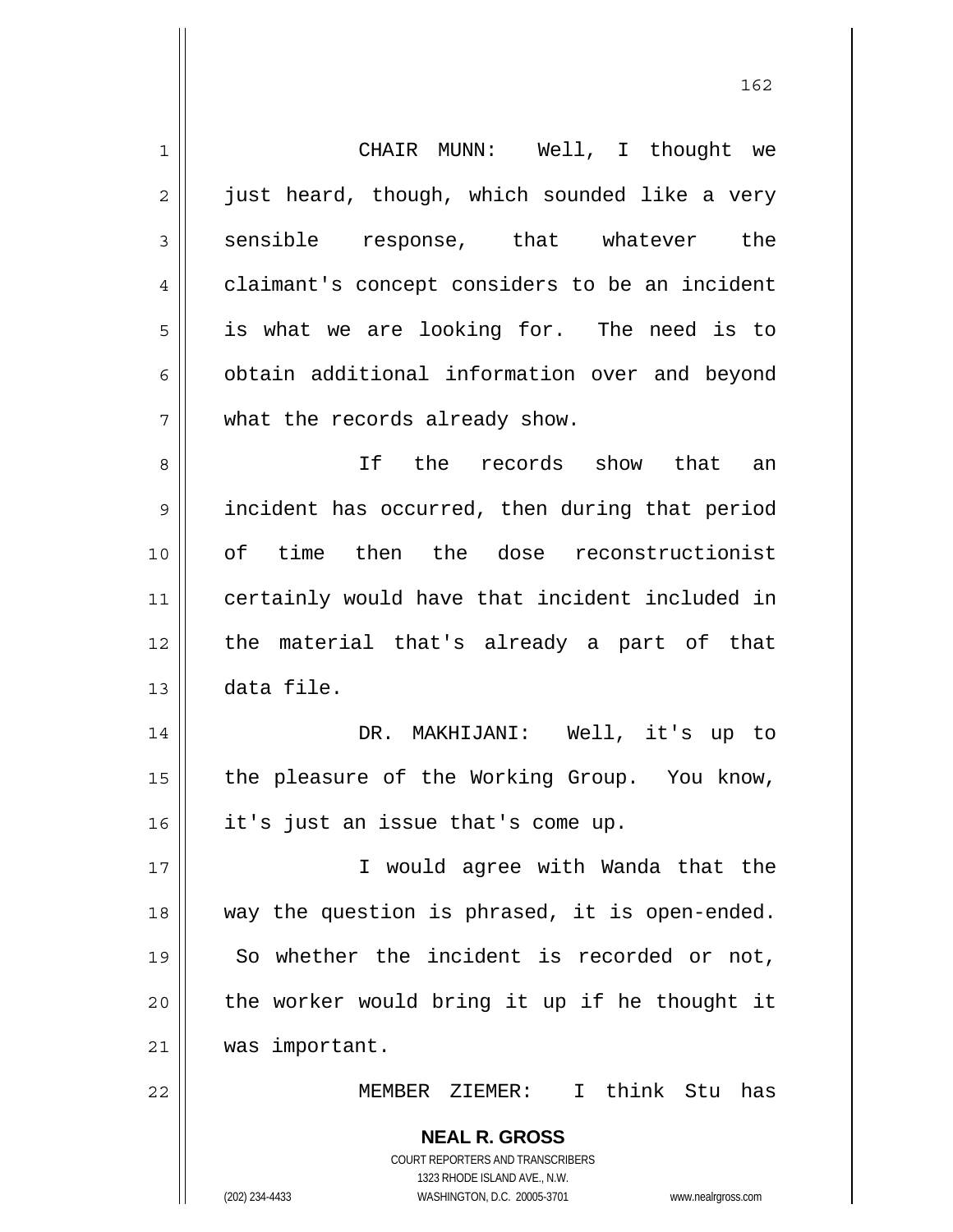CHAIR MUNN: Well, I thought we just heard, though, which sounded like a very sensible response, that whatever the claimant's concept considers to be an incident is what we are looking for. The need is to obtain additional information over and beyond what the records already show.

If the records show that an incident has occurred, then during that period of time then the dose reconstructionist certainly would have that incident included in the material that's already a part of that data file.

DR. MAKHIJANI: Well, it's up to the pleasure of the Working Group. You know, it's just an issue that's come up.

I would agree with Wanda that the way the question is phrased, it is open-ended. So whether the incident is recorded or not, the worker would bring it up if he thought it was important.

MEMBER ZIEMER: I think Stu has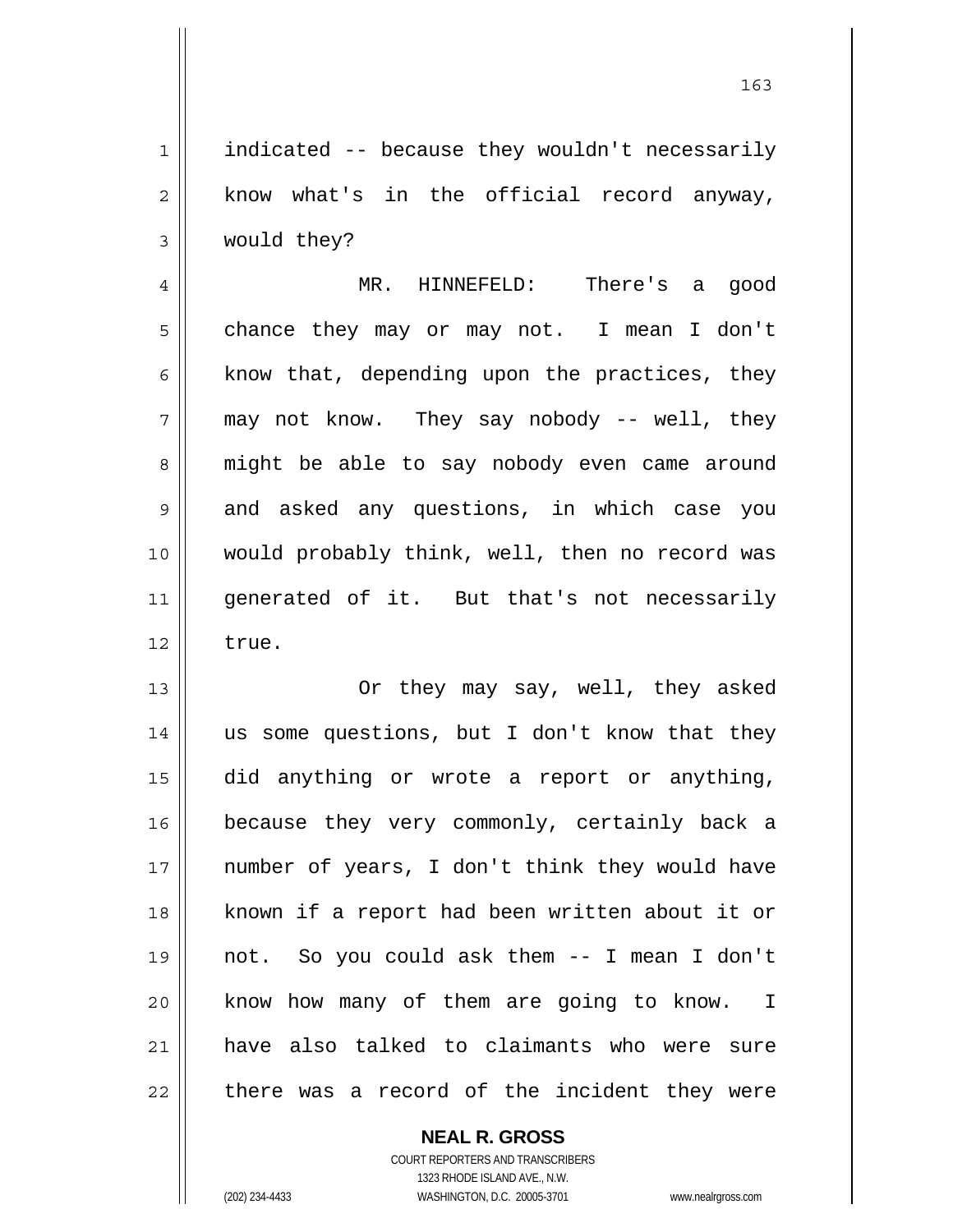indicated -- because they wouldn't necessarily know what's in the official record anyway, would they?

MR. HINNEFELD: There's a good chance they may or may not. I mean I don't know that, depending upon the practices, they may not know. They say nobody -- well, they might be able to say nobody even came around and asked any questions, in which case you would probably think, well, then no record was generated of it. But that's not necessarily true.

Or they may say, well, they asked us some questions, but I don't know that they did anything or wrote a report or anything, because they very commonly, certainly back a number of years, I don't think they would have known if a report had been written about it or not. So you could ask them -- I mean I don't know how many of them are going to know. I have also talked to claimants who were sure there was a record of the incident they were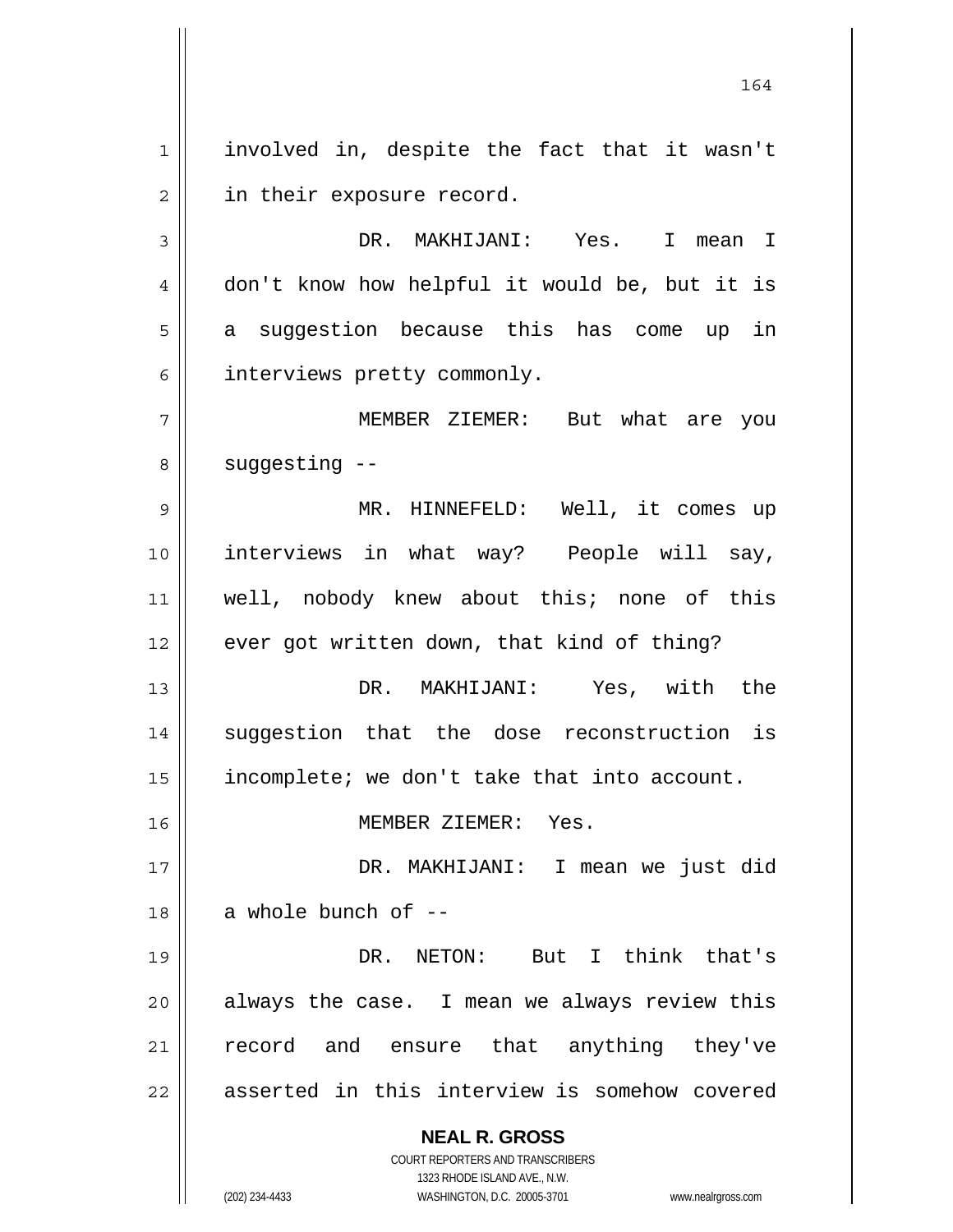involved in, despite the fact that it wasn't in their exposure record.

DR. MAKHIJANI: Yes. I mean I don't know how helpful it would be, but it is a suggestion because this has come up in interviews pretty commonly.

MEMBER ZIEMER: But what are you suggesting --

MR. HINNEFELD: Well, it comes up interviews in what way? People will say, well, nobody knew about this; none of this ever got written down, that kind of thing?

DR. MAKHIJANI: Yes, with the suggestion that the dose reconstruction is incomplete; we don't take that into account.

MEMBER ZIEMER: Yes.

DR. MAKHIJANI: I mean we just did a whole bunch of --

DR. NETON: But I think that's always the case. I mean we always review this record and ensure that anything they've asserted in this interview is somehow covered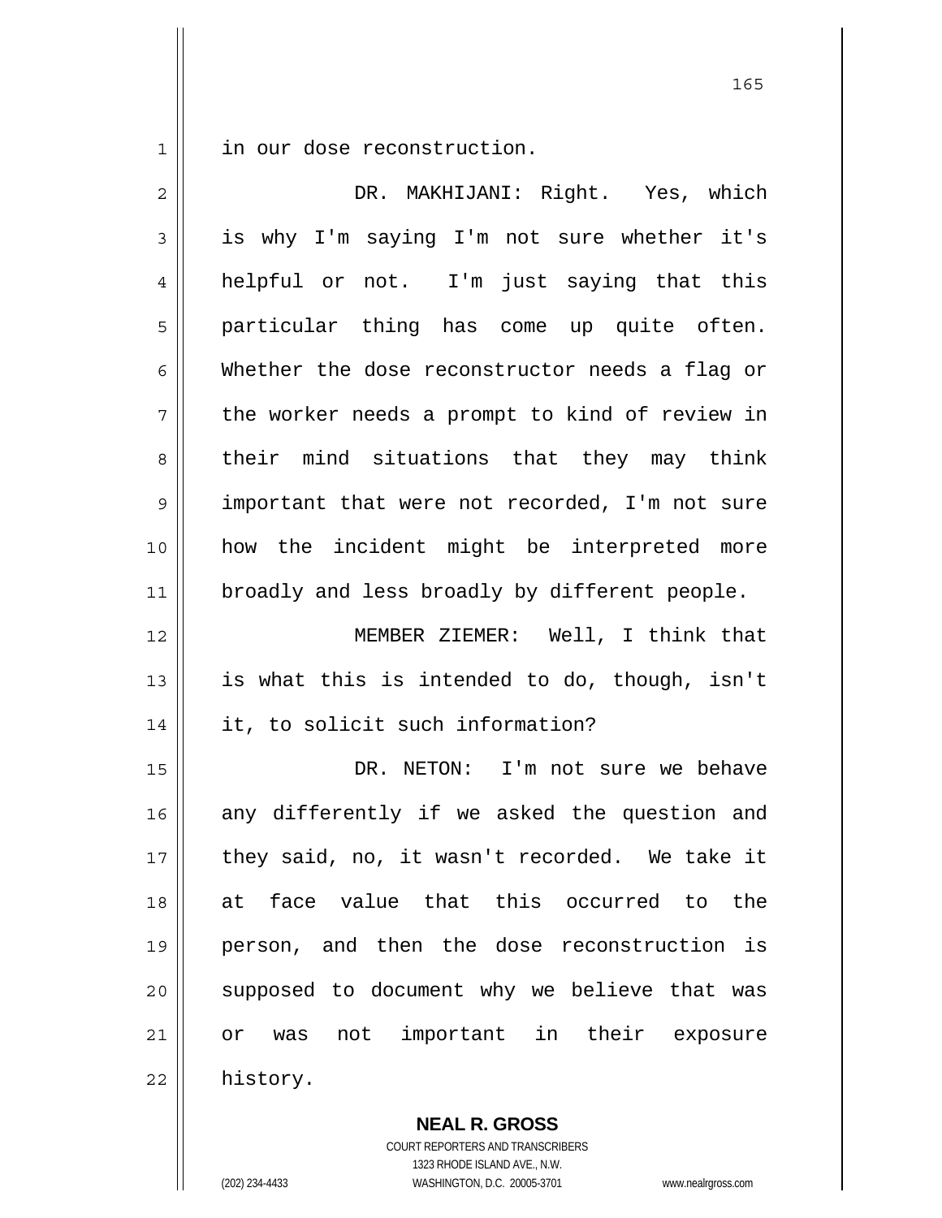in our dose reconstruction.

DR. MAKHIJANI: Right. Yes, which is why I'm saying I'm not sure whether it's helpful or not. I'm just saying that this particular thing has come up quite often. Whether the dose reconstructor needs a flag or the worker needs a prompt to kind of review in their mind situations that they may think important that were not recorded, I'm not sure how the incident might be interpreted more broadly and less broadly by different people.

MEMBER ZIEMER: Well, I think that is what this is intended to do, though, isn't it, to solicit such information?

DR. NETON: I'm not sure we behave any differently if we asked the question and they said, no, it wasn't recorded. We take it at face value that this occurred to the person, and then the dose reconstruction is supposed to document why we believe that was or was not important in their exposure history.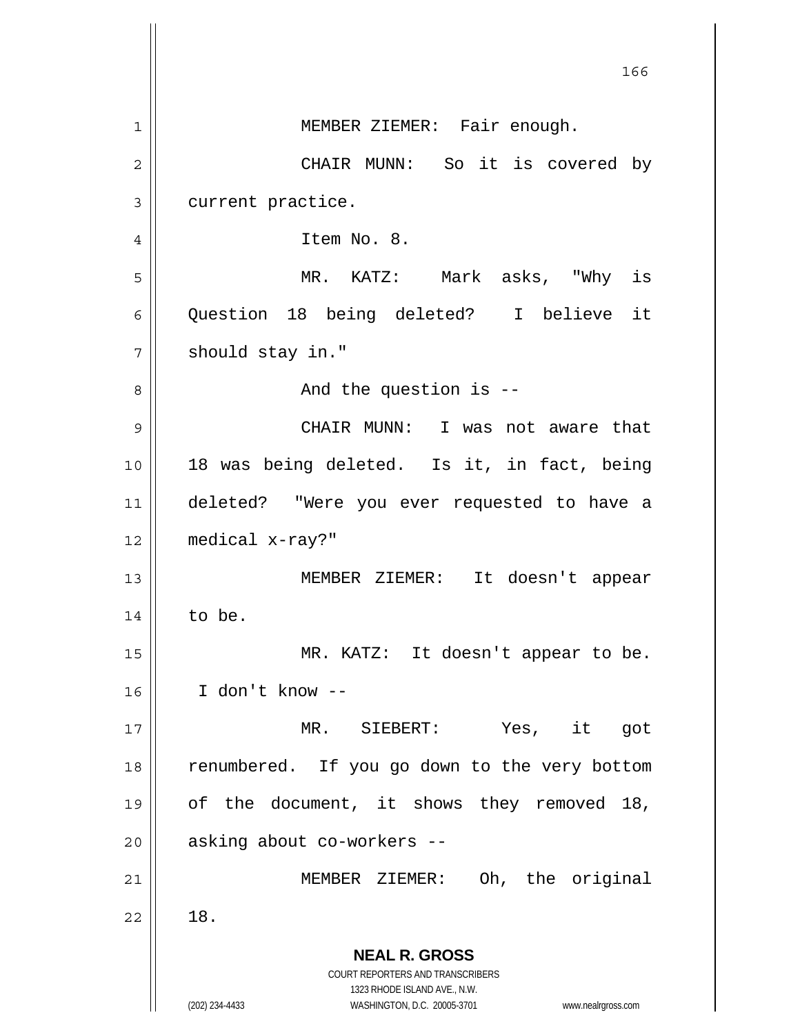MEMBER ZIEMER: Fair enough.

CHAIR MUNN: So it is covered by current practice.

Item No. 8.

MR. KATZ: Mark asks, "Why is Question 18 being deleted? I believe it should stay in."

And the question is --

CHAIR MUNN: I was not aware that 18 was being deleted. Is it, in fact, being deleted? "Were you ever requested to have a medical x-ray?"

MEMBER ZIEMER: It doesn't appear to be.

MR. KATZ: It doesn't appear to be. I don't know --

MR. SIEBERT: Yes, it got renumbered. If you go down to the very bottom of the document, it shows they removed 18, asking about co-workers --

MEMBER ZIEMER: Oh, the original 18.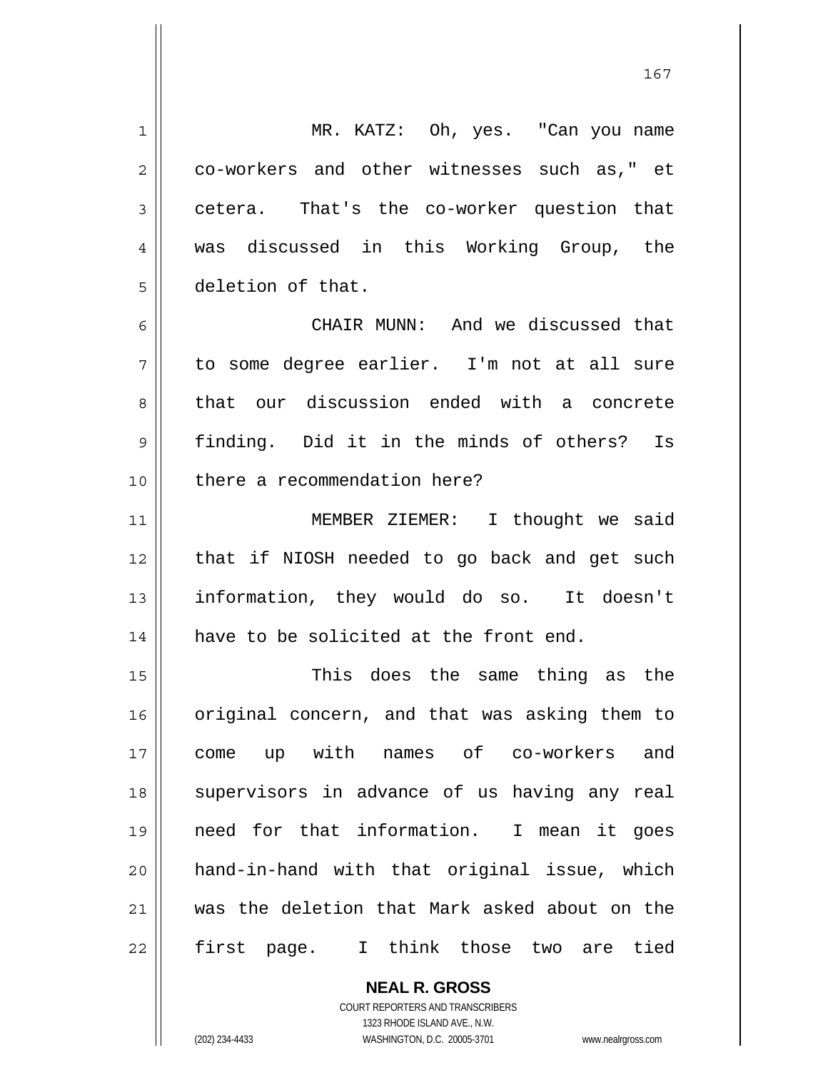MR. KATZ: Oh, yes. "Can you name co-workers and other witnesses such as," et cetera. That's the co-worker question that was discussed in this Working Group, the deletion of that.

CHAIR MUNN: And we discussed that to some degree earlier. I'm not at all sure that our discussion ended with a concrete finding. Did it in the minds of others? Is there a recommendation here?

MEMBER ZIEMER: I thought we said that if NIOSH needed to go back and get such information, they would do so. It doesn't have to be solicited at the front end.

This does the same thing as the original concern, and that was asking them to come up with names of co-workers and supervisors in advance of us having any real need for that information. I mean it goes hand-in-hand with that original issue, which was the deletion that Mark asked about on the first page. I think those two are tied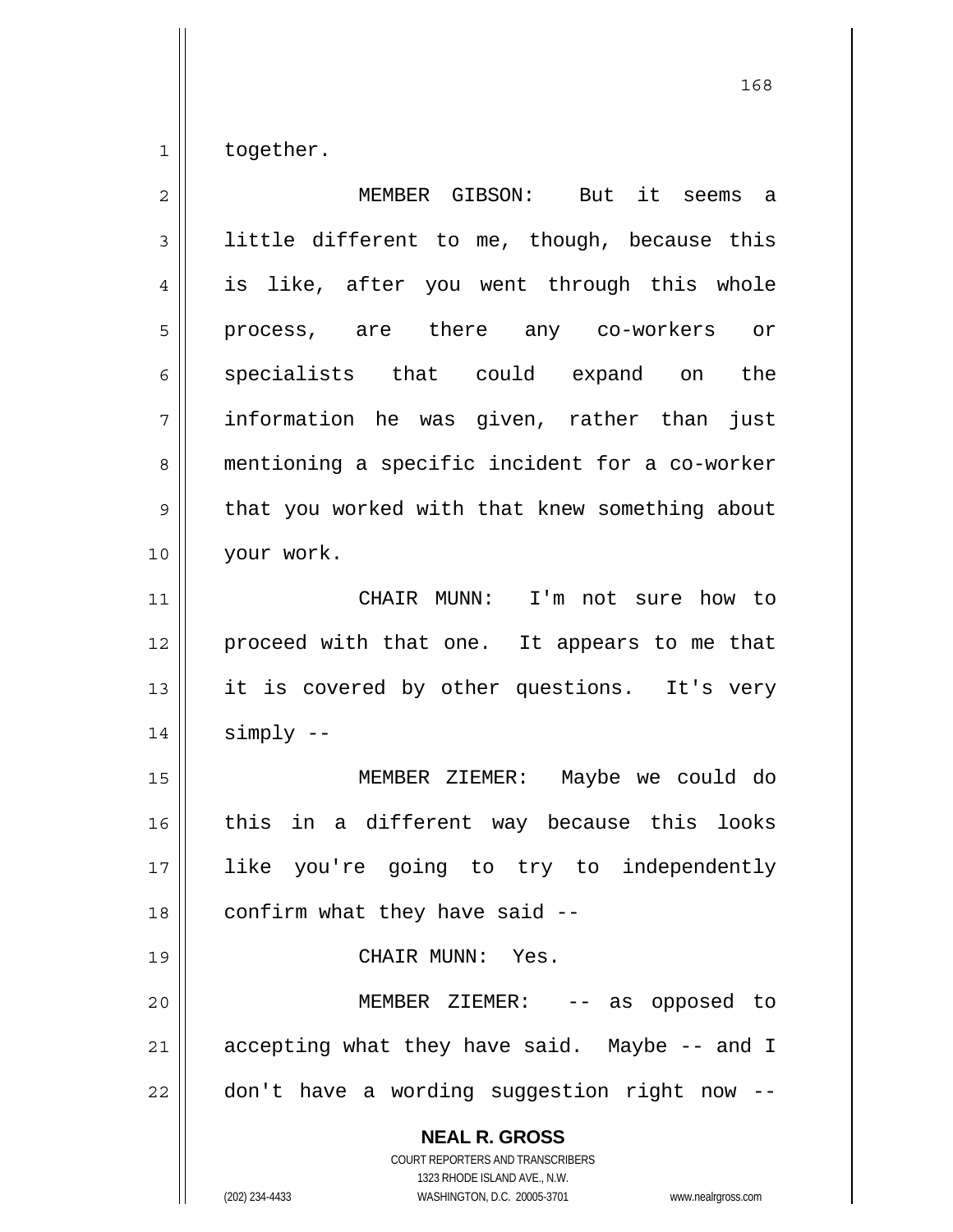together.

MEMBER GIBSON: But it seems a little different to me, though, because this is like, after you went through this whole process, are there any co-workers or specialists that could expand on the information he was given, rather than just mentioning a specific incident for a co-worker that you worked with that knew something about your work.

CHAIR MUNN: I'm not sure how to proceed with that one. It appears to me that it is covered by other questions. It's very simply --

MEMBER ZIEMER: Maybe we could do this in a different way because this looks like you're going to try to independently confirm what they have said --

CHAIR MUNN: Yes.

MEMBER ZIEMER: -- as opposed to accepting what they have said. Maybe -- and I don't have a wording suggestion right now --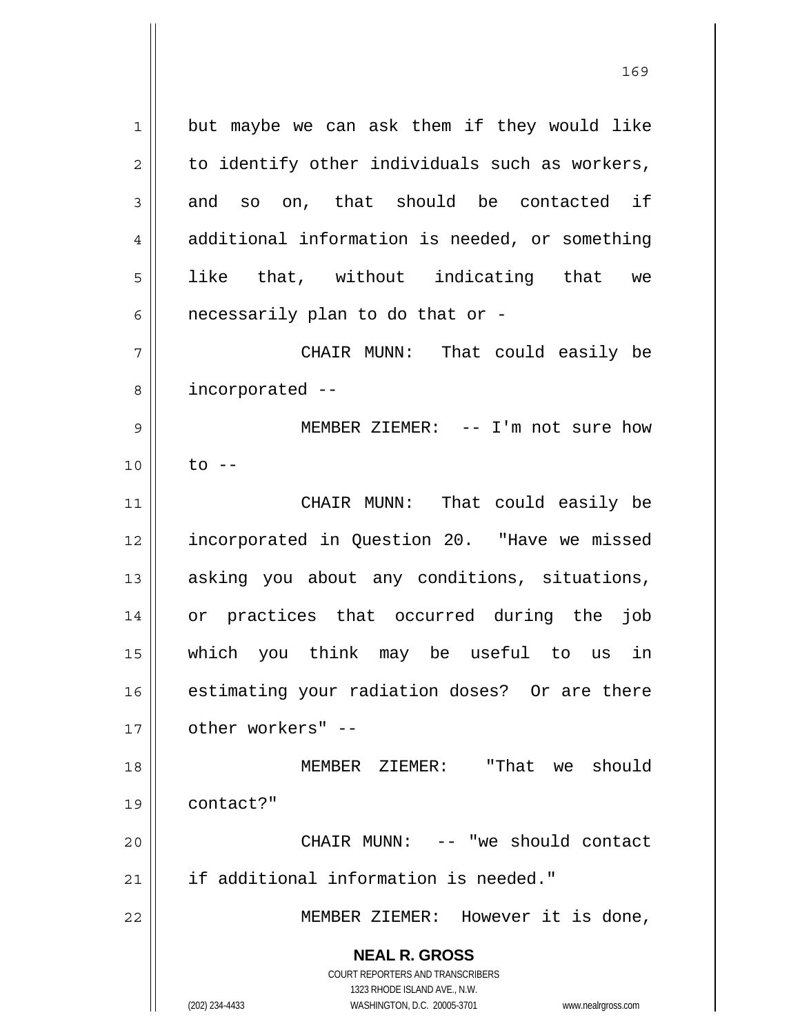but maybe we can ask them if they would like to identify other individuals such as workers, and so on, that should be contacted if additional information is needed, or something like that, without indicating that we necessarily plan to do that or -

CHAIR MUNN: That could easily be incorporated --

MEMBER ZIEMER: -- I'm not sure how to --

CHAIR MUNN: That could easily be incorporated in Question 20. "Have we missed asking you about any conditions, situations, or practices that occurred during the job which you think may be useful to us in estimating your radiation doses? Or are there other workers" --

MEMBER ZIEMER: "That we should contact?"

CHAIR MUNN: -- "we should contact if additional information is needed."

MEMBER ZIEMER: However it is done,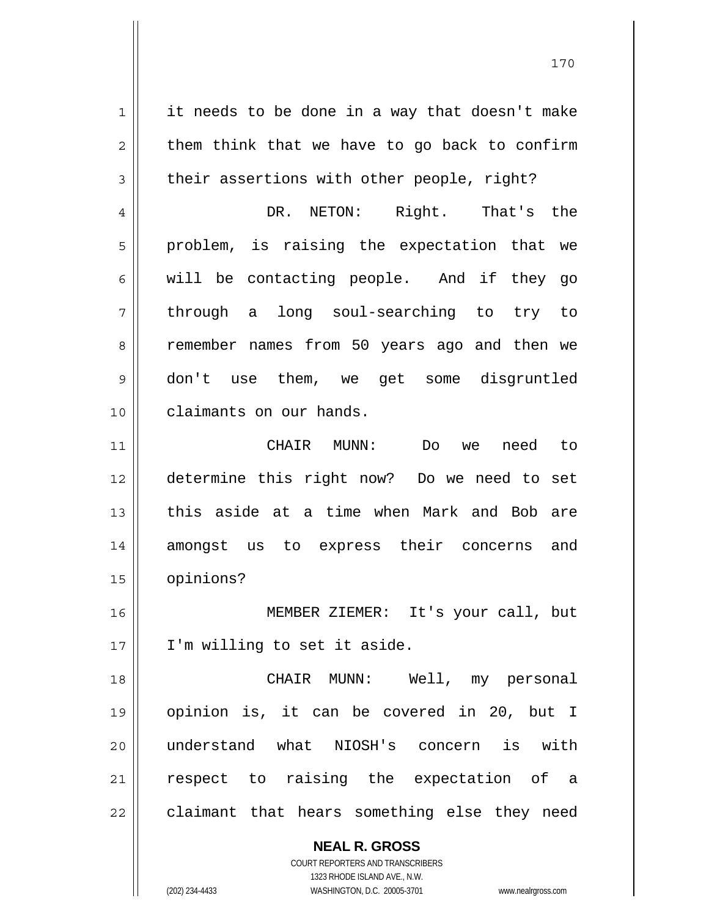it needs to be done in a way that doesn't make them think that we have to go back to confirm their assertions with other people, right?

DR. NETON: Right. That's the problem, is raising the expectation that we will be contacting people. And if they go through a long soul-searching to try to remember names from 50 years ago and then we don't use them, we get some disgruntled claimants on our hands.

CHAIR MUNN: Do we need to determine this right now? Do we need to set this aside at a time when Mark and Bob are amongst us to express their concerns and opinions?

MEMBER ZIEMER: It's your call, but I'm willing to set it aside.

CHAIR MUNN: Well, my personal opinion is, it can be covered in 20, but I understand what NIOSH's concern is with respect to raising the expectation of a claimant that hears something else they need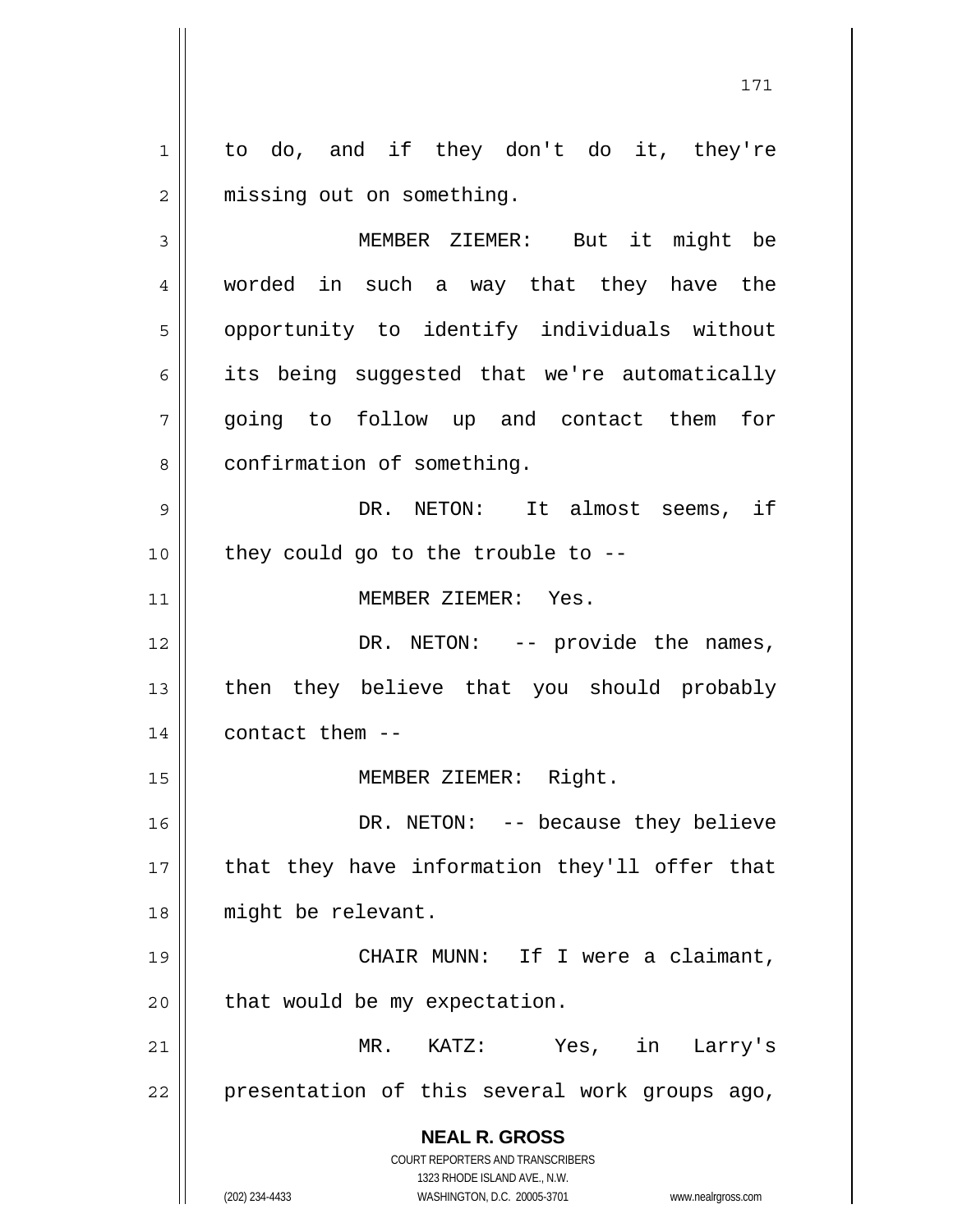to do, and if they don't do it, they're missing out on something.

MEMBER ZIEMER: But it might be worded in such a way that they have the opportunity to identify individuals without its being suggested that we're automatically going to follow up and contact them for confirmation of something.

DR. NETON: It almost seems, if they could go to the trouble to --

MEMBER ZIEMER: Yes.

DR. NETON: -- provide the names, then they believe that you should probably contact them --

MEMBER ZIEMER: Right.

DR. NETON: -- because they believe that they have information they'll offer that might be relevant.

CHAIR MUNN: If I were a claimant, that would be my expectation.

MR. KATZ: Yes, in Larry's presentation of this several work groups ago,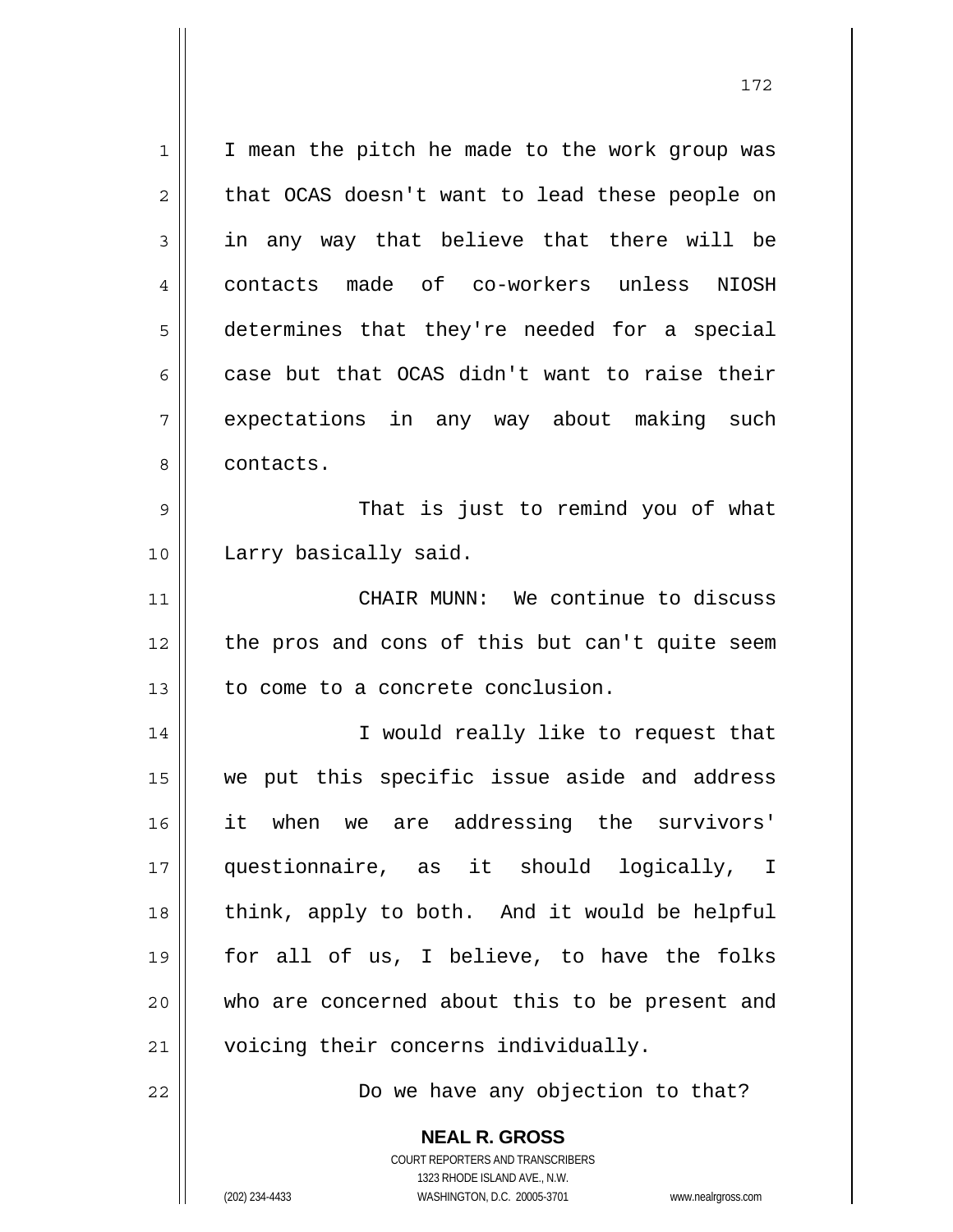I mean the pitch he made to the work group was that OCAS doesn't want to lead these people on in any way that believe that there will be contacts made of co-workers unless NIOSH determines that they're needed for a special case but that OCAS didn't want to raise their expectations in any way about making such contacts.

That is just to remind you of what Larry basically said.

CHAIR MUNN: We continue to discuss the pros and cons of this but can't quite seem to come to a concrete conclusion.

I would really like to request that we put this specific issue aside and address it when we are addressing the survivors' questionnaire, as it should logically, I think, apply to both. And it would be helpful for all of us, I believe, to have the folks who are concerned about this to be present and voicing their concerns individually.

Do we have any objection to that?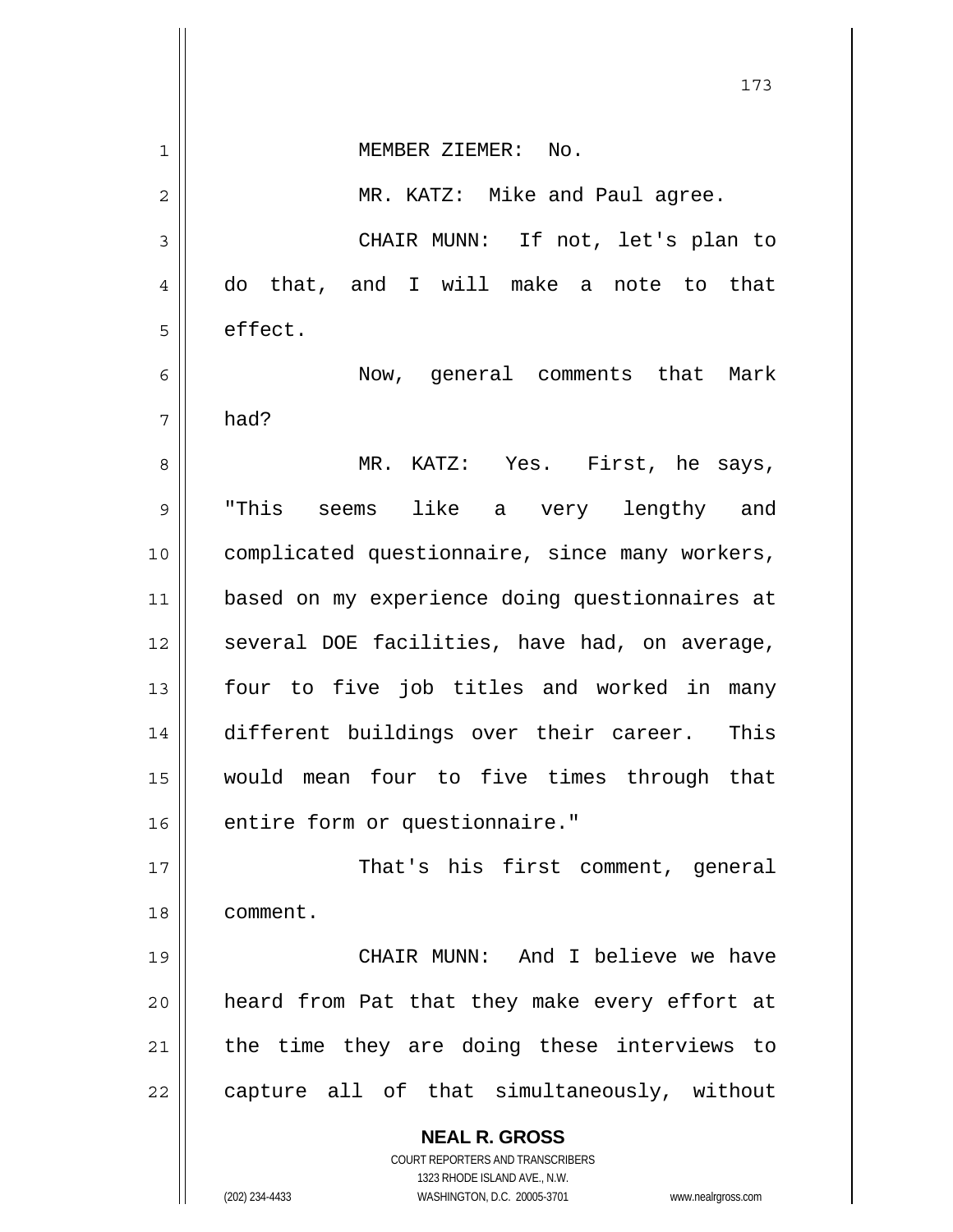MEMBER ZIEMER: No.

MR. KATZ: Mike and Paul agree.

CHAIR MUNN: If not, let's plan to do that, and I will make a note to that effect.

Now, general comments that Mark had?

MR. KATZ: Yes. First, he says, "This seems like a very lengthy and complicated questionnaire, since many workers, based on my experience doing questionnaires at several DOE facilities, have had, on average, four to five job titles and worked in many different buildings over their career. This would mean four to five times through that entire form or questionnaire."

That's his first comment, general comment.

CHAIR MUNN: And I believe we have heard from Pat that they make every effort at the time they are doing these interviews to capture all of that simultaneously, without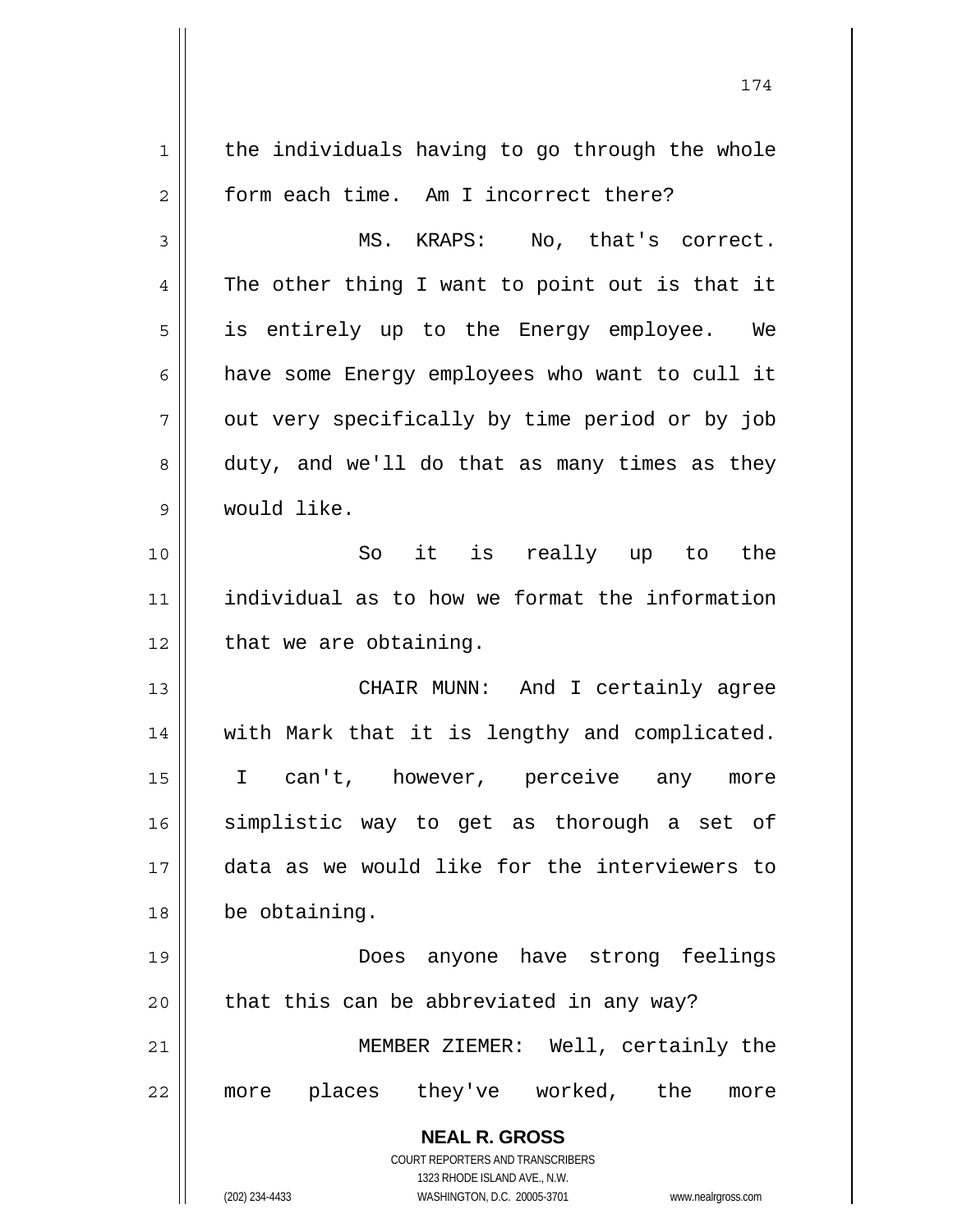the individuals having to go through the whole form each time. Am I incorrect there?

MS. KRAPS: No, that's correct. The other thing I want to point out is that it is entirely up to the Energy employee. We have some Energy employees who want to cull it out very specifically by time period or by job duty, and we'll do that as many times as they would like.

So it is really up to the individual as to how we format the information that we are obtaining.

CHAIR MUNN: And I certainly agree with Mark that it is lengthy and complicated. I can't, however, perceive any more simplistic way to get as thorough a set of data as we would like for the interviewers to be obtaining.

Does anyone have strong feelings that this can be abbreviated in any way?

MEMBER ZIEMER: Well, certainly the more places they've worked, the more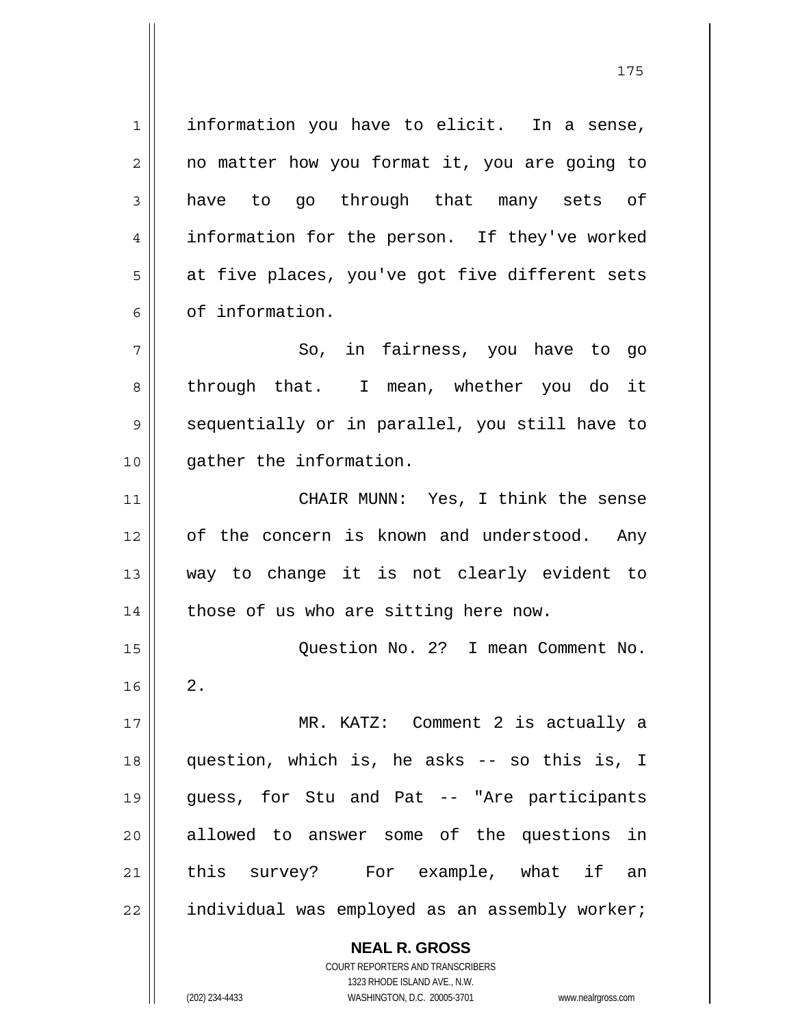information you have to elicit. In a sense, no matter how you format it, you are going to have to go through that many sets of information for the person. If they've worked at five places, you've got five different sets of information.

So, in fairness, you have to go through that. I mean, whether you do it sequentially or in parallel, you still have to gather the information.

CHAIR MUNN: Yes, I think the sense of the concern is known and understood. Any way to change it is not clearly evident to those of us who are sitting here now.

Question No. 2? I mean Comment No. 2.

MR. KATZ: Comment 2 is actually a question, which is, he asks -- so this is, I guess, for Stu and Pat -- "Are participants allowed to answer some of the questions in this survey? For example, what if an individual was employed as an assembly worker;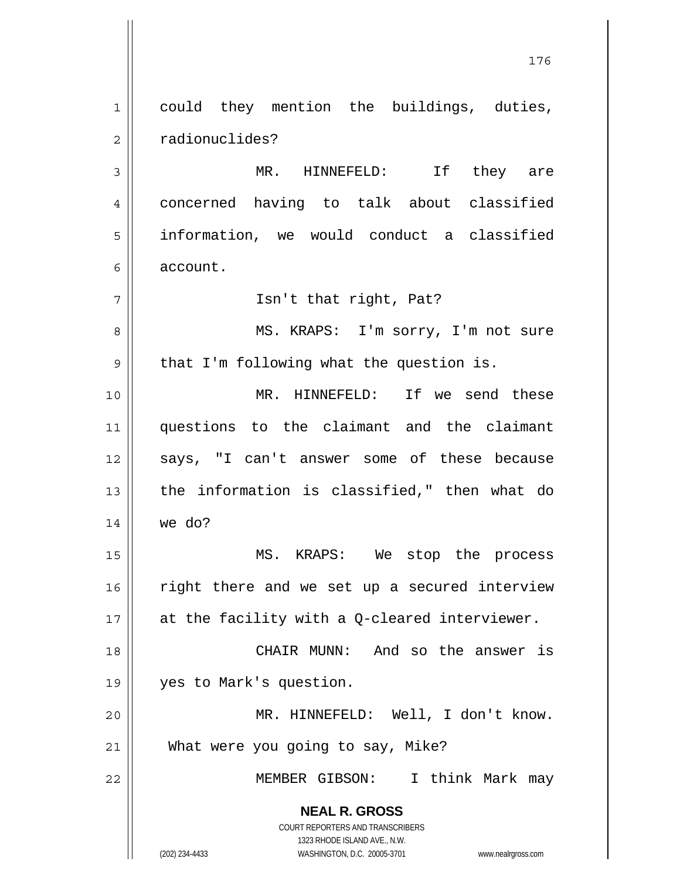could they mention the buildings, duties, radionuclides?

MR. HINNEFELD: If they are concerned having to talk about classified information, we would conduct a classified account.

Isn't that right, Pat?

MS. KRAPS: I'm sorry, I'm not sure that I'm following what the question is.

MR. HINNEFELD: If we send these questions to the claimant and the claimant says, "I can't answer some of these because the information is classified," then what do we do?

MS. KRAPS: We stop the process right there and we set up a secured interview at the facility with a Q-cleared interviewer.

CHAIR MUNN: And so the answer is yes to Mark's question.

MR. HINNEFELD: Well, I don't know. What were you going to say, Mike?

MEMBER GIBSON: I think Mark may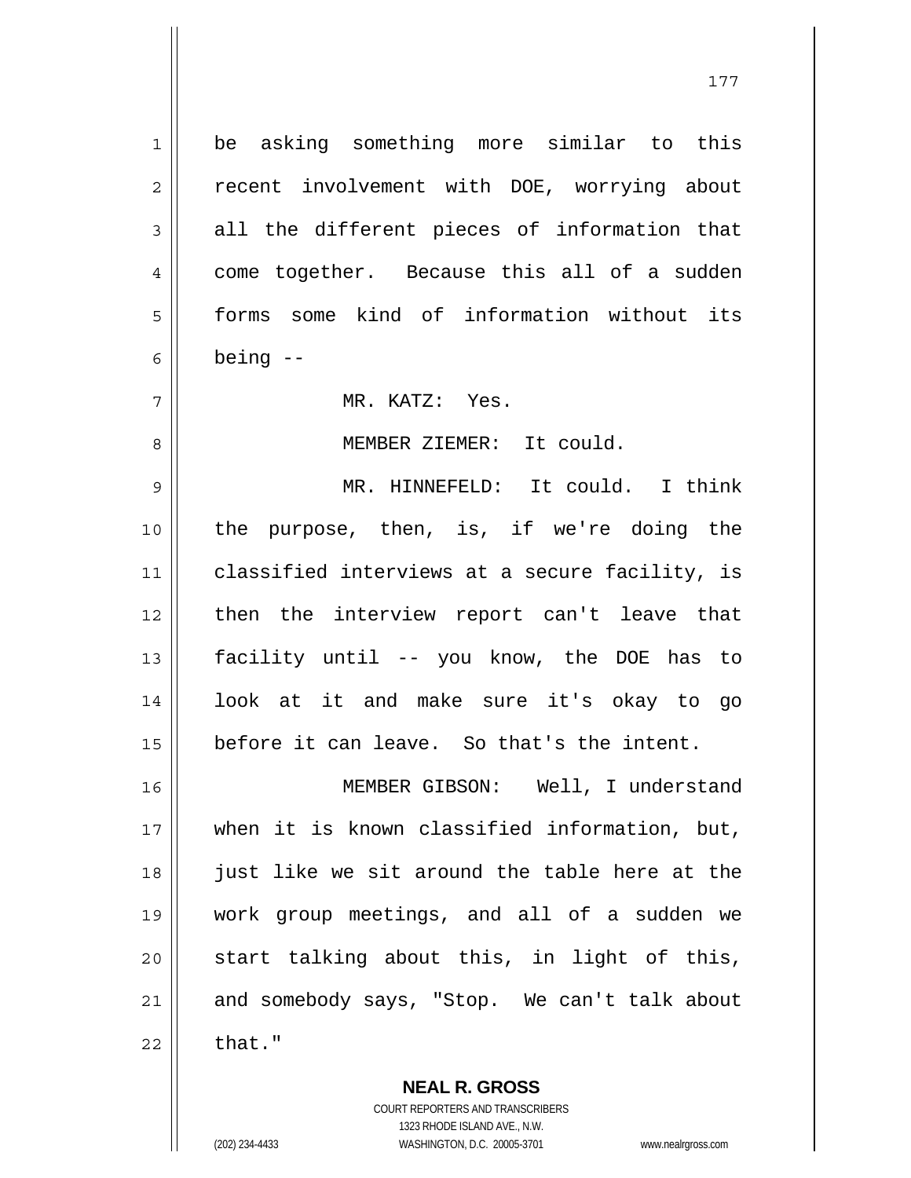be asking something more similar to this recent involvement with DOE, worrying about all the different pieces of information that come together. Because this all of a sudden forms some kind of information without its being --

MR. KATZ: Yes.

MEMBER ZIEMER: It could.

MR. HINNEFELD: It could. I think the purpose, then, is, if we're doing the classified interviews at a secure facility, is then the interview report can't leave that facility until -- you know, the DOE has to look at it and make sure it's okay to go before it can leave. So that's the intent.

MEMBER GIBSON: Well, I understand when it is known classified information, but, just like we sit around the table here at the work group meetings, and all of a sudden we start talking about this, in light of this, and somebody says, "Stop. We can't talk about that."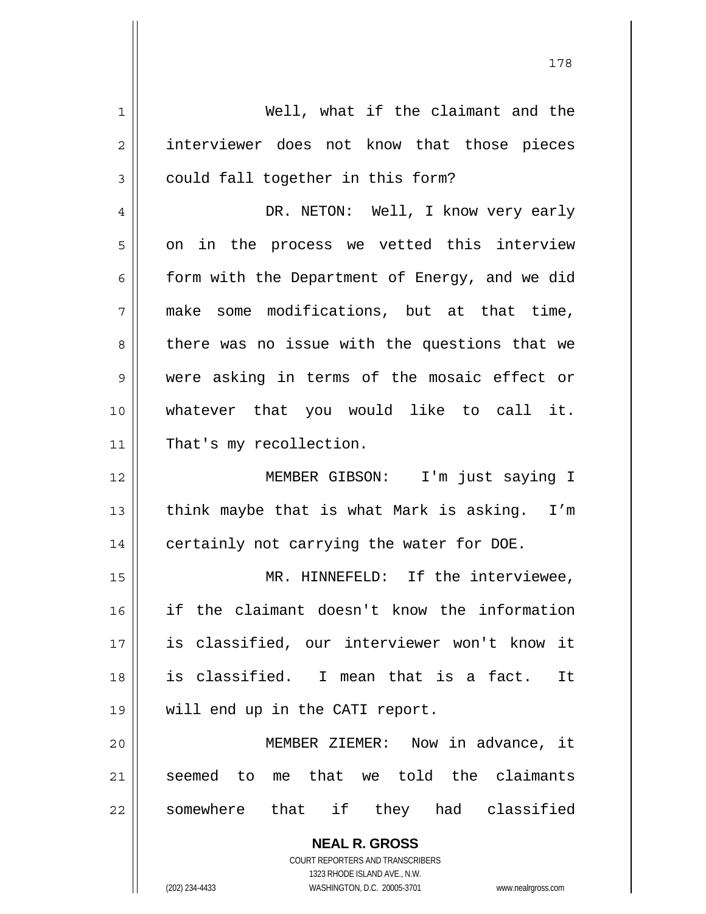Well, what if the claimant and the interviewer does not know that those pieces could fall together in this form?

DR. NETON: Well, I know very early on in the process we vetted this interview form with the Department of Energy, and we did make some modifications, but at that time, there was no issue with the questions that we were asking in terms of the mosaic effect or whatever that you would like to call it. That's my recollection.

MEMBER GIBSON: I'm just saying I think maybe that is what Mark is asking. I'm certainly not carrying the water for DOE.

MR. HINNEFELD: If the interviewee, if the claimant doesn't know the information is classified, our interviewer won't know it is classified. I mean that is a fact. It will end up in the CATI report.

MEMBER ZIEMER: Now in advance, it seemed to me that we told the claimants somewhere that if they had classified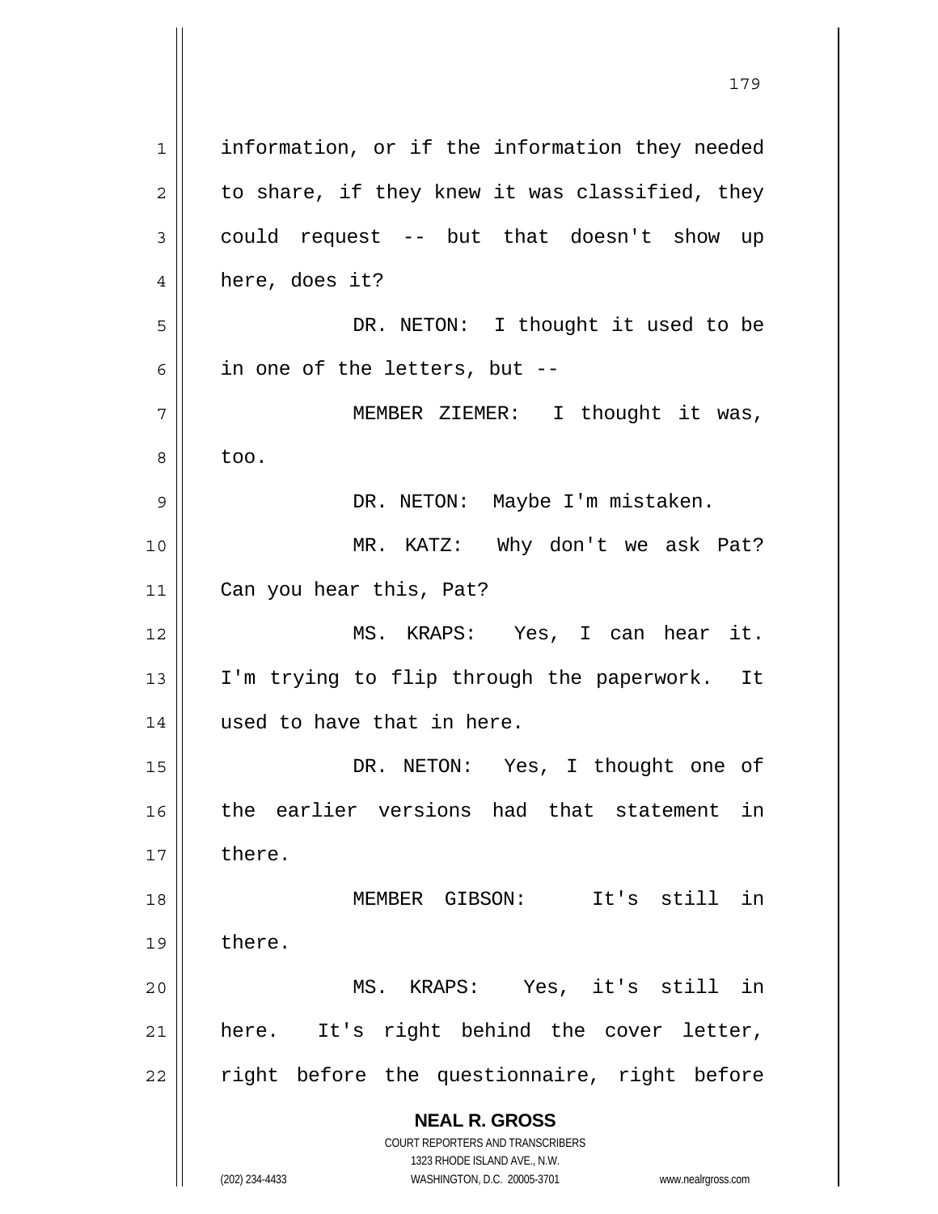information, or if the information they needed to share, if they knew it was classified, they could request -- but that doesn't show up here, does it?

DR. NETON: I thought it used to be in one of the letters, but --

MEMBER ZIEMER: I thought it was, too.

DR. NETON: Maybe I'm mistaken.

MR. KATZ: Why don't we ask Pat? Can you hear this, Pat?

MS. KRAPS: Yes, I can hear it. I'm trying to flip through the paperwork. It used to have that in here.

DR. NETON: Yes, I thought one of the earlier versions had that statement in there.

MEMBER GIBSON: It's still in there.

MS. KRAPS: Yes, it's still in here. It's right behind the cover letter, right before the questionnaire, right before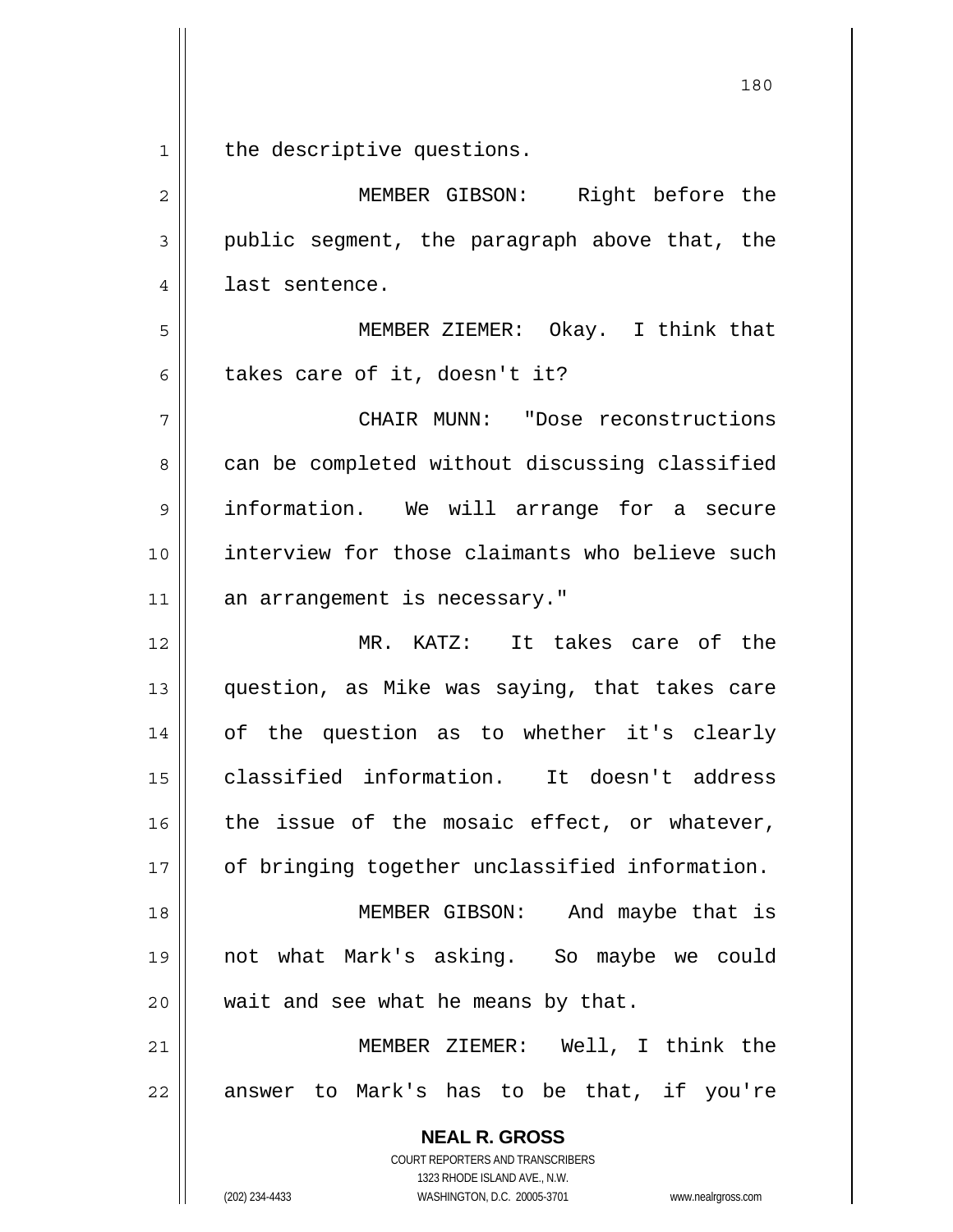the descriptive questions.

MEMBER GIBSON: Right before the public segment, the paragraph above that, the last sentence.

MEMBER ZIEMER: Okay. I think that takes care of it, doesn't it?

CHAIR MUNN: "Dose reconstructions can be completed without discussing classified information. We will arrange for a secure interview for those claimants who believe such an arrangement is necessary."

MR. KATZ: It takes care of the question, as Mike was saying, that takes care of the question as to whether it's clearly classified information. It doesn't address the issue of the mosaic effect, or whatever, of bringing together unclassified information.

MEMBER GIBSON: And maybe that is not what Mark's asking. So maybe we could wait and see what he means by that.

MEMBER ZIEMER: Well, I think the answer to Mark's has to be that, if you're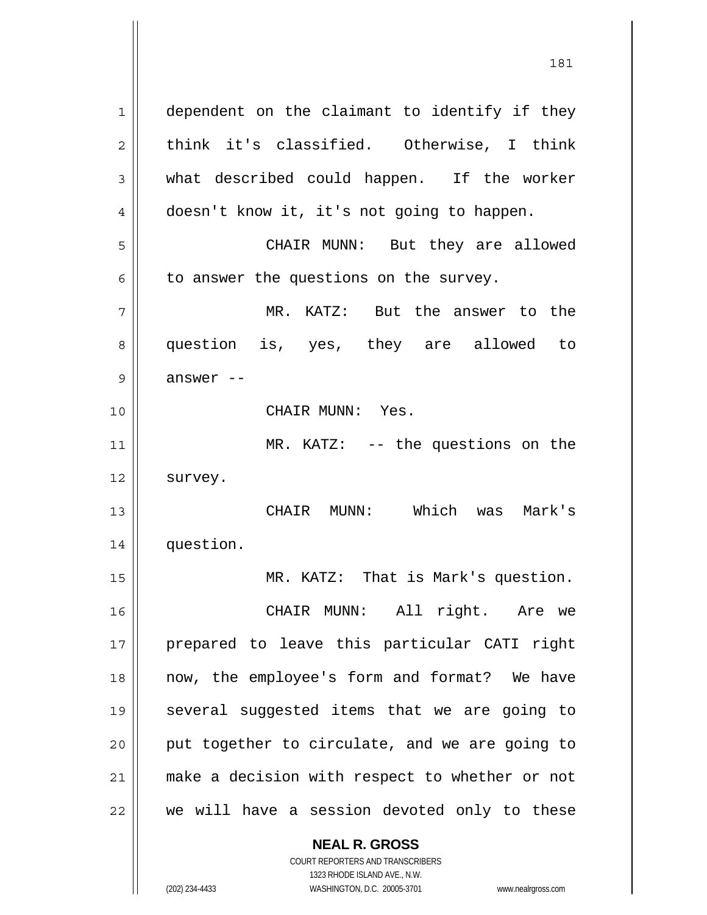dependent on the claimant to identify if they think it's classified. Otherwise, I think what described could happen. If the worker doesn't know it, it's not going to happen.

CHAIR MUNN: But they are allowed to answer the questions on the survey.

MR. KATZ: But the answer to the question is, yes, they are allowed to answer --

CHAIR MUNN: Yes.

MR. KATZ: -- the questions on the survey.

CHAIR MUNN: Which was Mark's question.

MR. KATZ: That is Mark's question.

CHAIR MUNN: All right. Are we prepared to leave this particular CATI right now, the employee's form and format? We have several suggested items that we are going to put together to circulate, and we are going to make a decision with respect to whether or not we will have a session devoted only to these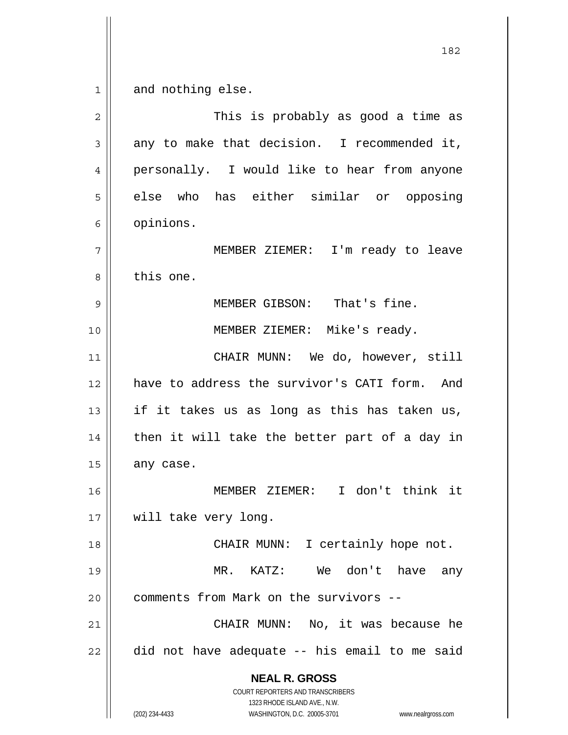and nothing else.

This is probably as good a time as any to make that decision. I recommended it, personally. I would like to hear from anyone else who has either similar or opposing opinions.

MEMBER ZIEMER: I'm ready to leave this one.

MEMBER GIBSON: That's fine.

MEMBER ZIEMER: Mike's ready.

CHAIR MUNN: We do, however, still have to address the survivor's CATI form. And if it takes us as long as this has taken us, then it will take the better part of a day in any case.

MEMBER ZIEMER: I don't think it will take very long.

CHAIR MUNN: I certainly hope not.

MR. KATZ: We don't have any comments from Mark on the survivors --

CHAIR MUNN: No, it was because he did not have adequate -- his email to me said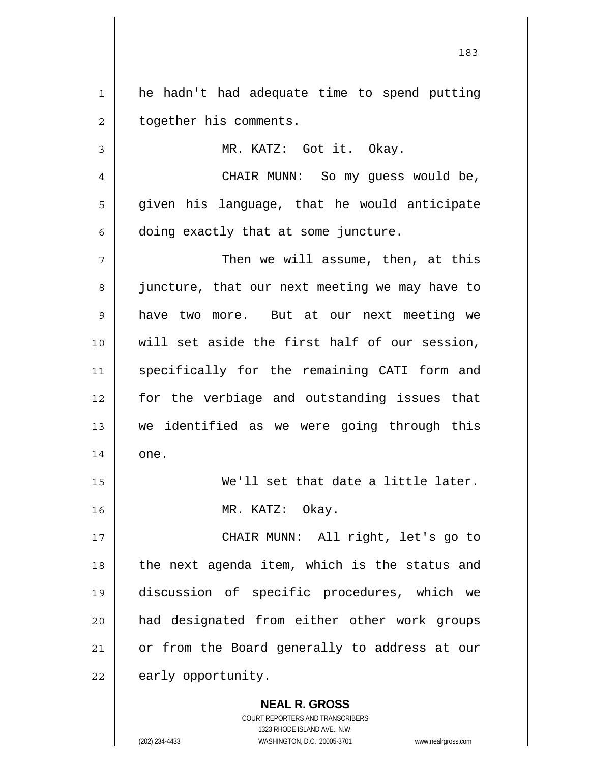he hadn't had adequate time to spend putting together his comments.

MR. KATZ: Got it. Okay.

CHAIR MUNN: So my guess would be, given his language, that he would anticipate doing exactly that at some juncture.

Then we will assume, then, at this juncture, that our next meeting we may have to have two more. But at our next meeting we will set aside the first half of our session, specifically for the remaining CATI form and for the verbiage and outstanding issues that we identified as we were going through this one.

We'll set that date a little later.

MR. KATZ: Okay.

CHAIR MUNN: All right, let's go to the next agenda item, which is the status and discussion of specific procedures, which we had designated from either other work groups or from the Board generally to address at our early opportunity.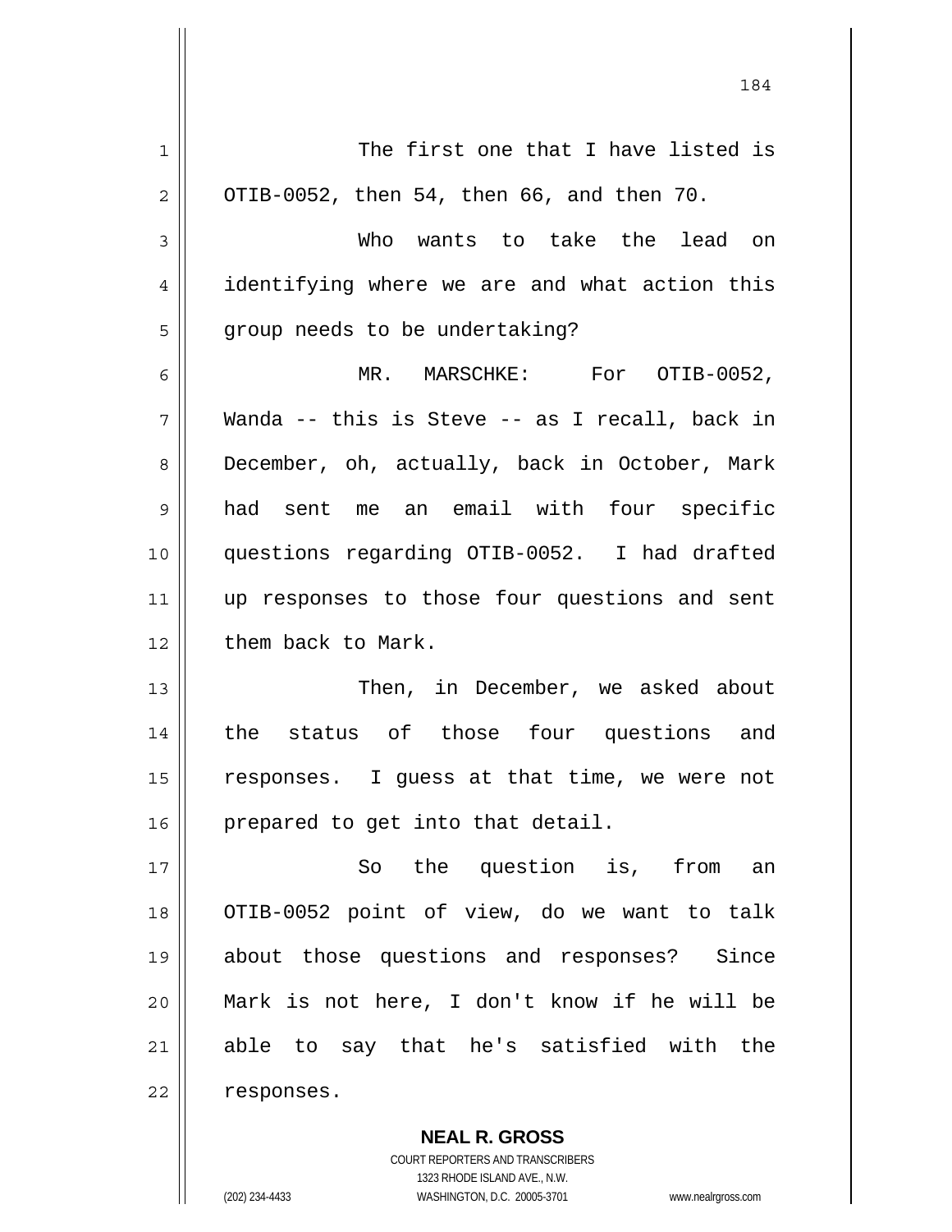The first one that I have listed is OTIB-0052, then 54, then 66, and then 70.

Who wants to take the lead on identifying where we are and what action this group needs to be undertaking?

MR. MARSCHKE: For OTIB-0052, Wanda -- this is Steve -- as I recall, back in December, oh, actually, back in October, Mark had sent me an email with four specific questions regarding OTIB-0052. I had drafted up responses to those four questions and sent them back to Mark.

Then, in December, we asked about the status of those four questions and responses. I guess at that time, we were not prepared to get into that detail.

So the question is, from an OTIB-0052 point of view, do we want to talk about those questions and responses? Since Mark is not here, I don't know if he will be able to say that he's satisfied with the responses.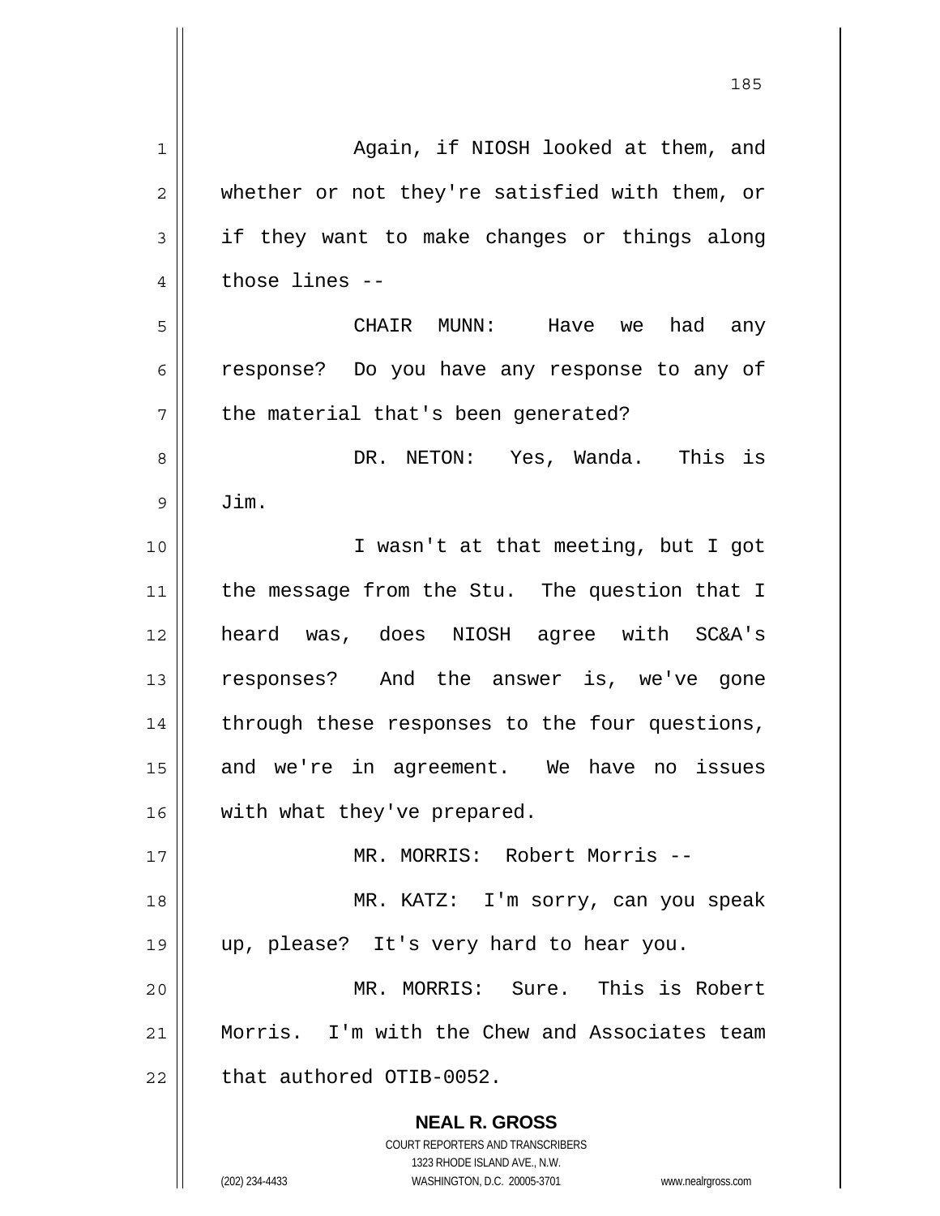Again, if NIOSH looked at them, and whether or not they're satisfied with them, or if they want to make changes or things along those lines --

CHAIR MUNN: Have we had any response? Do you have any response to any of the material that's been generated?

DR. NETON: Yes, Wanda. This is Jim.

I wasn't at that meeting, but I got the message from the Stu. The question that I heard was, does NIOSH agree with SC&A's responses? And the answer is, we've gone through these responses to the four questions, and we're in agreement. We have no issues with what they've prepared.

MR. MORRIS: Robert Morris --

MR. KATZ: I'm sorry, can you speak up, please? It's very hard to hear you.

MR. MORRIS: Sure. This is Robert Morris. I'm with the Chew and Associates team that authored OTIB-0052.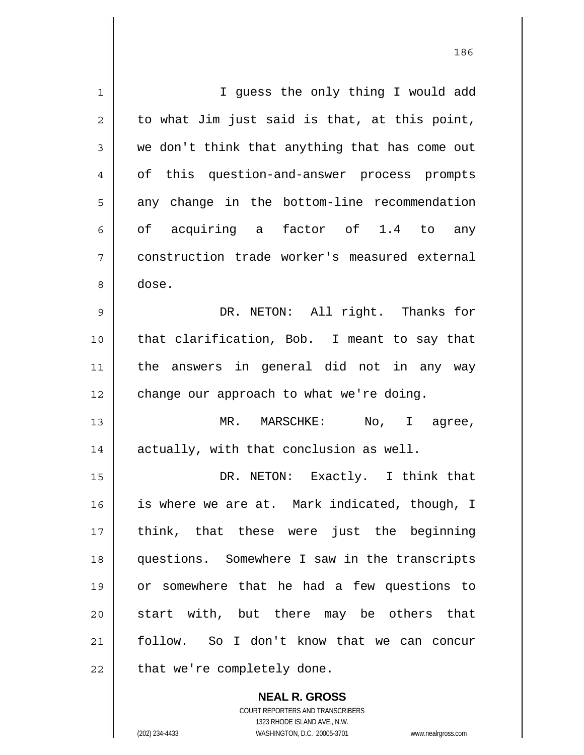I guess the only thing I would add to what Jim just said is that, at this point, we don't think that anything that has come out of this question-and-answer process prompts any change in the bottom-line recommendation of acquiring a factor of 1.4 to any construction trade worker's measured external dose.

DR. NETON: All right. Thanks for that clarification, Bob. I meant to say that the answers in general did not in any way change our approach to what we're doing.

MR. MARSCHKE: No, I agree, actually, with that conclusion as well.

DR. NETON: Exactly. I think that is where we are at. Mark indicated, though, I think, that these were just the beginning questions. Somewhere I saw in the transcripts or somewhere that he had a few questions to start with, but there may be others that follow. So I don't know that we can concur that we're completely done.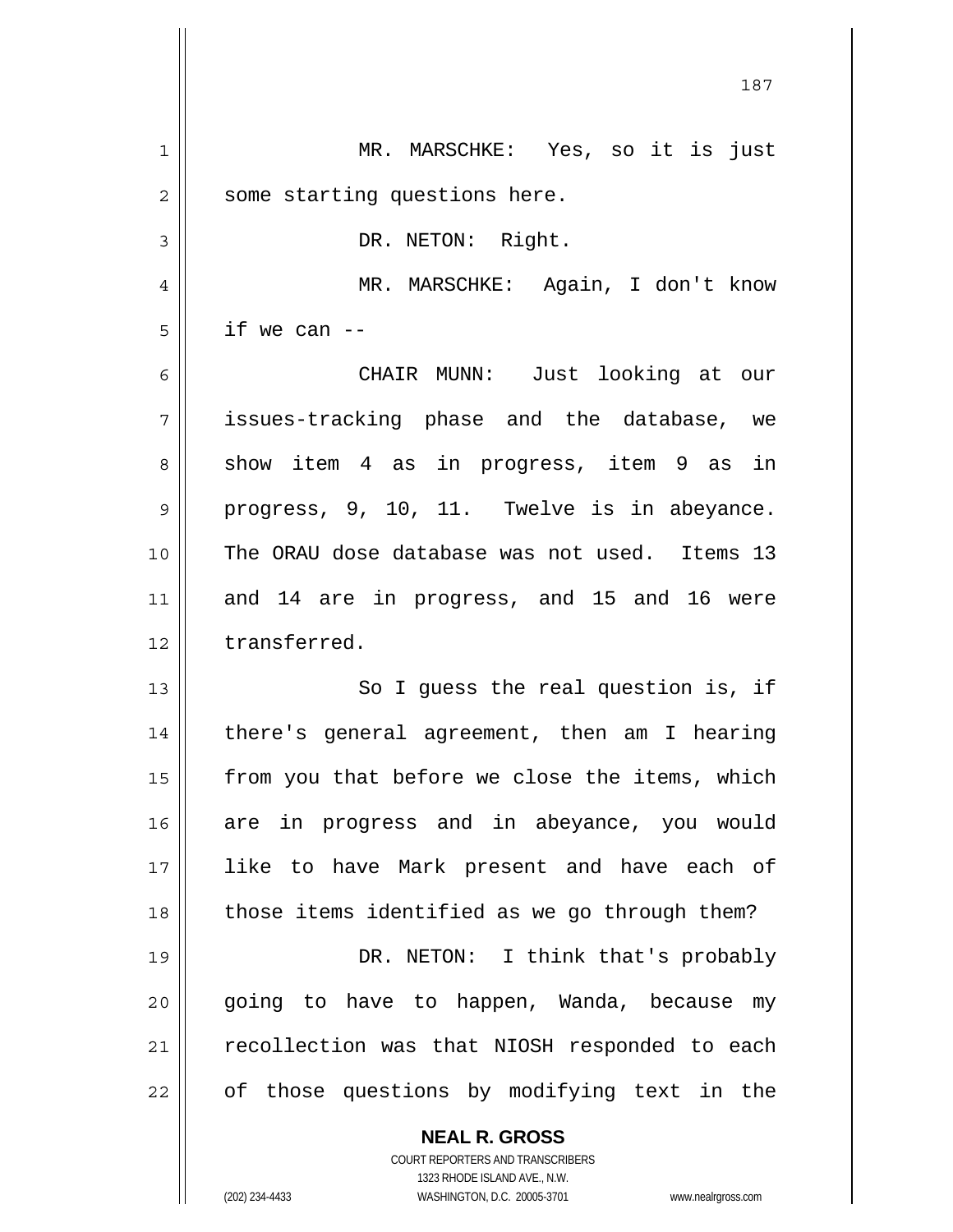MR. MARSCHKE: Yes, so it is just some starting questions here.

DR. NETON: Right.

MR. MARSCHKE: Again, I don't know if we can --

CHAIR MUNN: Just looking at our issues-tracking phase and the database, we show item 4 as in progress, item 9 as in progress, 9, 10, 11. Twelve is in abeyance. The ORAU dose database was not used. Items 13 and 14 are in progress, and 15 and 16 were transferred.

So I guess the real question is, if there's general agreement, then am I hearing from you that before we close the items, which are in progress and in abeyance, you would like to have Mark present and have each of those items identified as we go through them?

DR. NETON: I think that's probably going to have to happen, Wanda, because my recollection was that NIOSH responded to each of those questions by modifying text in the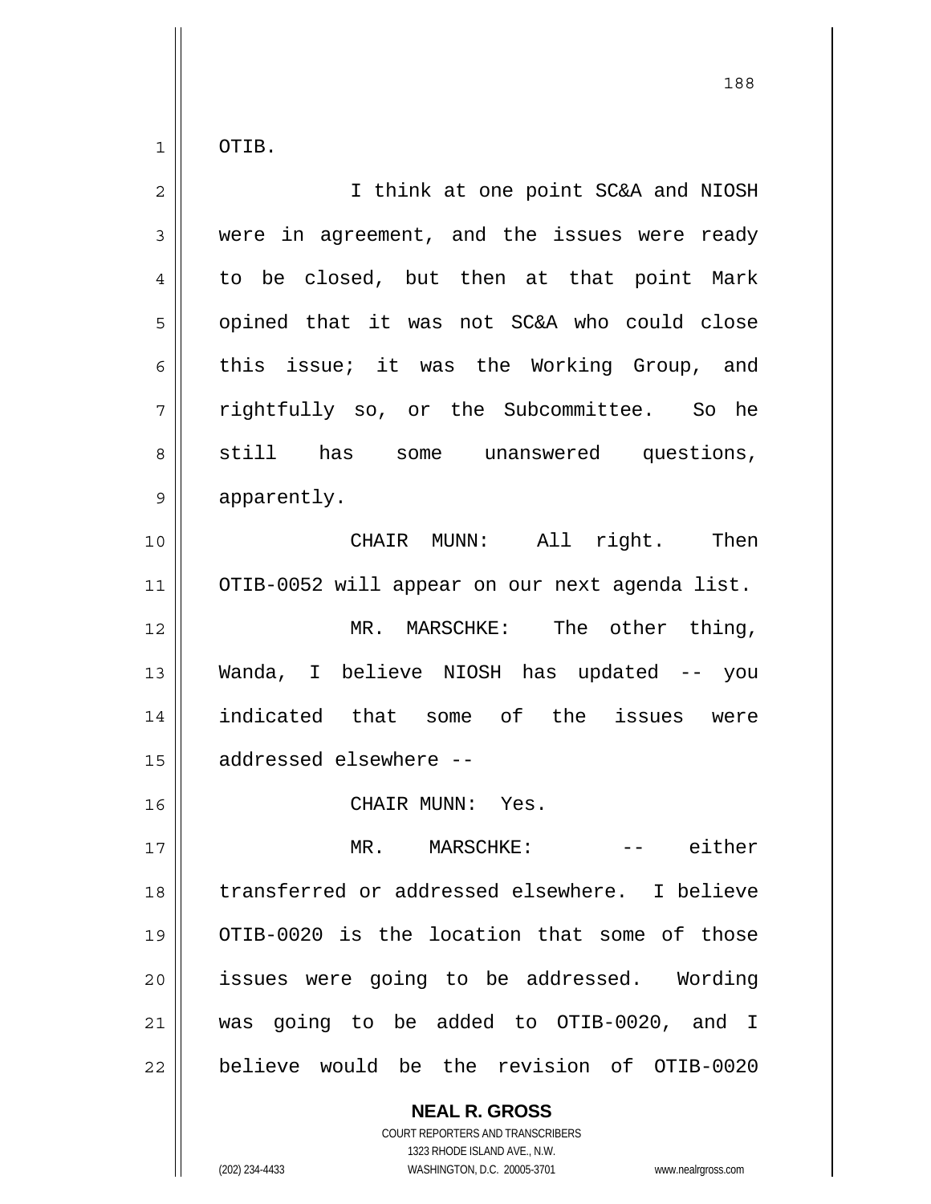OTIB.

I think at one point SC&A and NIOSH were in agreement, and the issues were ready to be closed, but then at that point Mark opined that it was not SC&A who could close this issue; it was the Working Group, and rightfully so, or the Subcommittee. So he still has some unanswered questions, apparently.

CHAIR MUNN: All right. Then OTIB-0052 will appear on our next agenda list.

MR. MARSCHKE: The other thing, Wanda, I believe NIOSH has updated -- you indicated that some of the issues were addressed elsewhere --

CHAIR MUNN: Yes.

MR. MARSCHKE: -- either transferred or addressed elsewhere. I believe OTIB-0020 is the location that some of those issues were going to be addressed. Wording was going to be added to OTIB-0020, and I believe would be the revision of OTIB-0020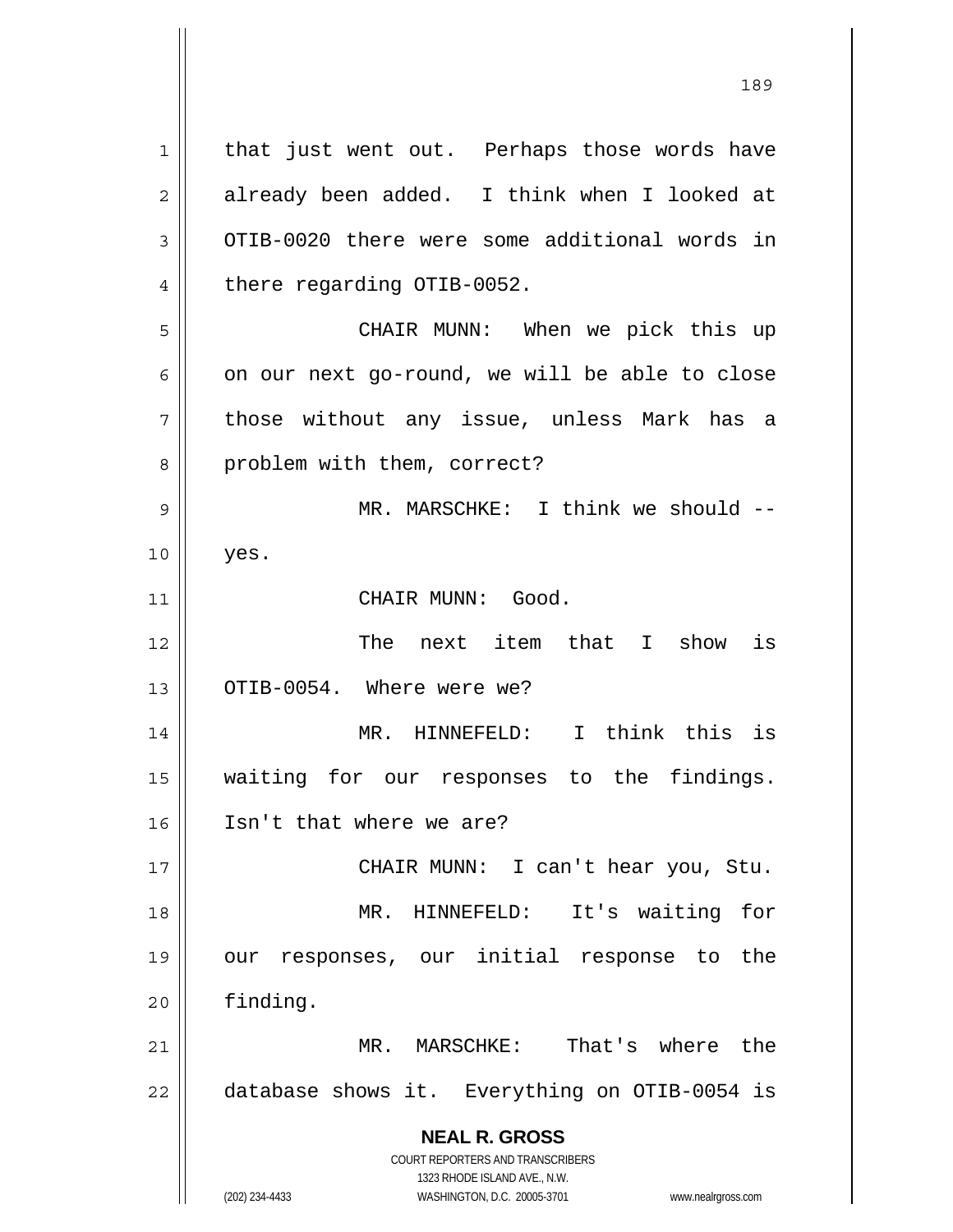that just went out. Perhaps those words have already been added. I think when I looked at OTIB-0020 there were some additional words in there regarding OTIB-0052.

CHAIR MUNN: When we pick this up on our next go-round, we will be able to close those without any issue, unless Mark has a problem with them, correct?

MR. MARSCHKE: I think we should -- yes.

CHAIR MUNN: Good.

The next item that I show is OTIB-0054. Where were we?

MR. HINNEFELD: I think this is waiting for our responses to the findings. Isn't that where we are?

CHAIR MUNN: I can't hear you, Stu.

MR. HINNEFELD: It's waiting for our responses, our initial response to the finding.

MR. MARSCHKE: That's where the database shows it. Everything on OTIB-0054 is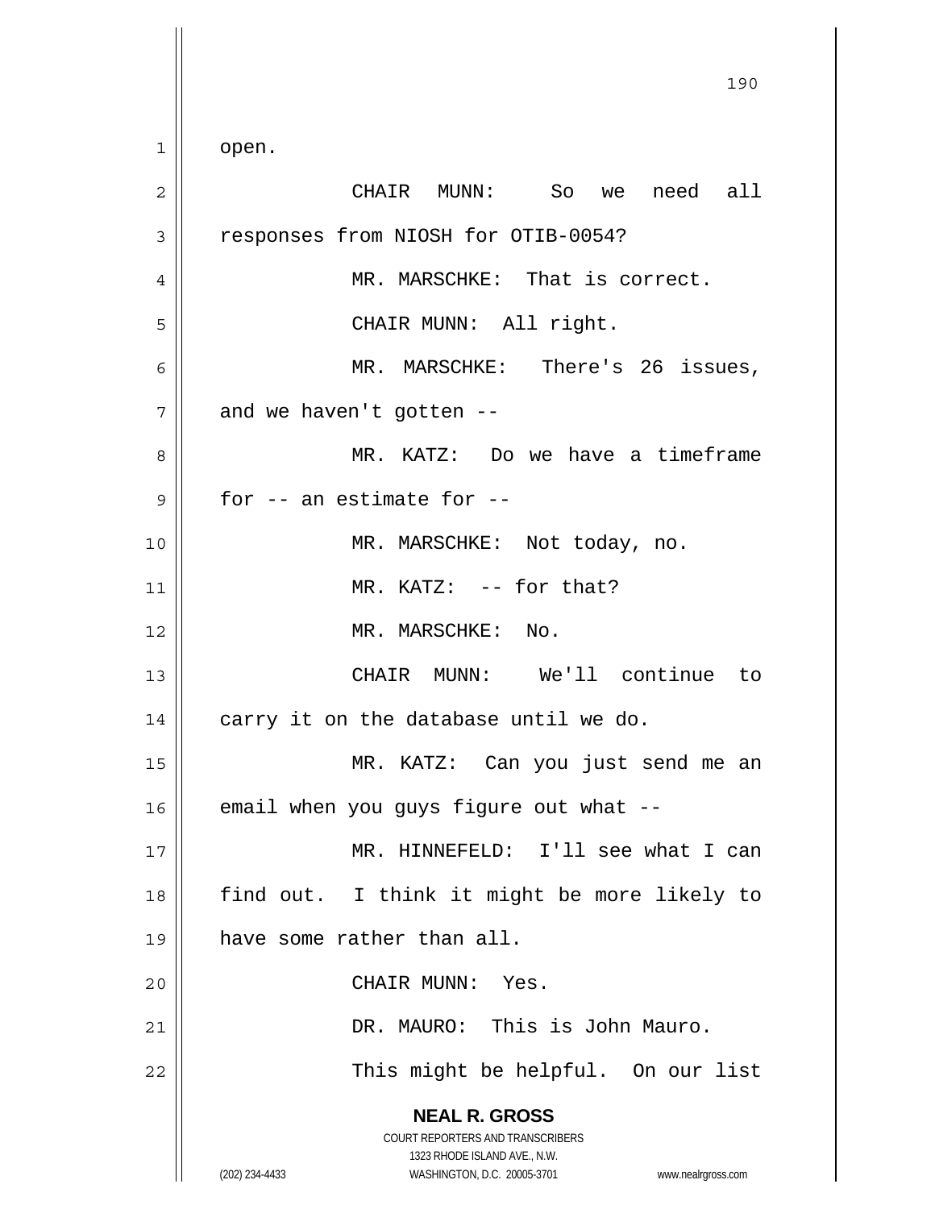open.

CHAIR MUNN: So we need all responses from NIOSH for OTIB-0054?

MR. MARSCHKE: That is correct.

CHAIR MUNN: All right.

MR. MARSCHKE: There's 26 issues, and we haven't gotten --

MR. KATZ: Do we have a timeframe for -- an estimate for --

MR. MARSCHKE: Not today, no.

MR. KATZ: -- for that?

MR. MARSCHKE: No.

CHAIR MUNN: We'll continue to carry it on the database until we do.

MR. KATZ: Can you just send me an email when you guys figure out what --

MR. HINNEFELD: I'll see what I can find out. I think it might be more likely to have some rather than all.

CHAIR MUNN: Yes.

DR. MAURO: This is John Mauro.

This might be helpful. On our list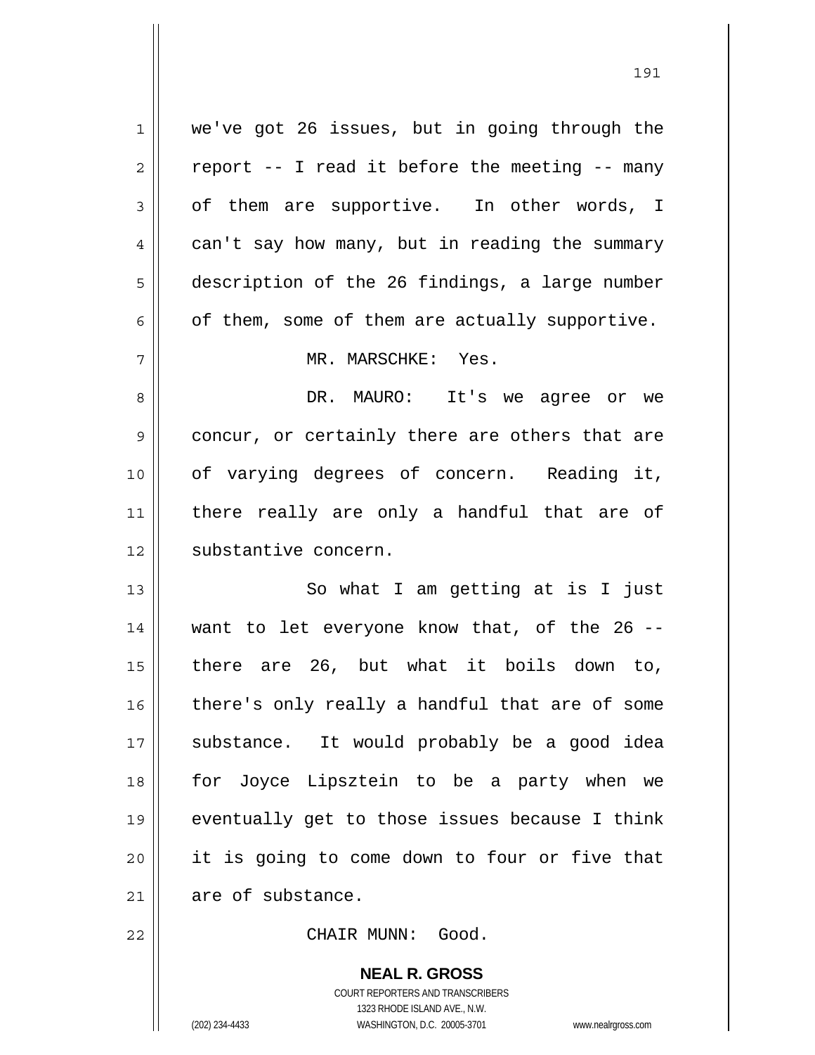we've got 26 issues, but in going through the report -- I read it before the meeting -- many of them are supportive. In other words, I can't say how many, but in reading the summary description of the 26 findings, a large number of them, some of them are actually supportive.

MR. MARSCHKE: Yes.

DR. MAURO: It's we agree or we concur, or certainly there are others that are of varying degrees of concern. Reading it, there really are only a handful that are of substantive concern.

So what I am getting at is I just want to let everyone know that, of the 26 -- there are 26, but what it boils down to, there's only really a handful that are of some substance. It would probably be a good idea for Joyce Lipsztein to be a party when we eventually get to those issues because I think it is going to come down to four or five that are of substance.

CHAIR MUNN: Good.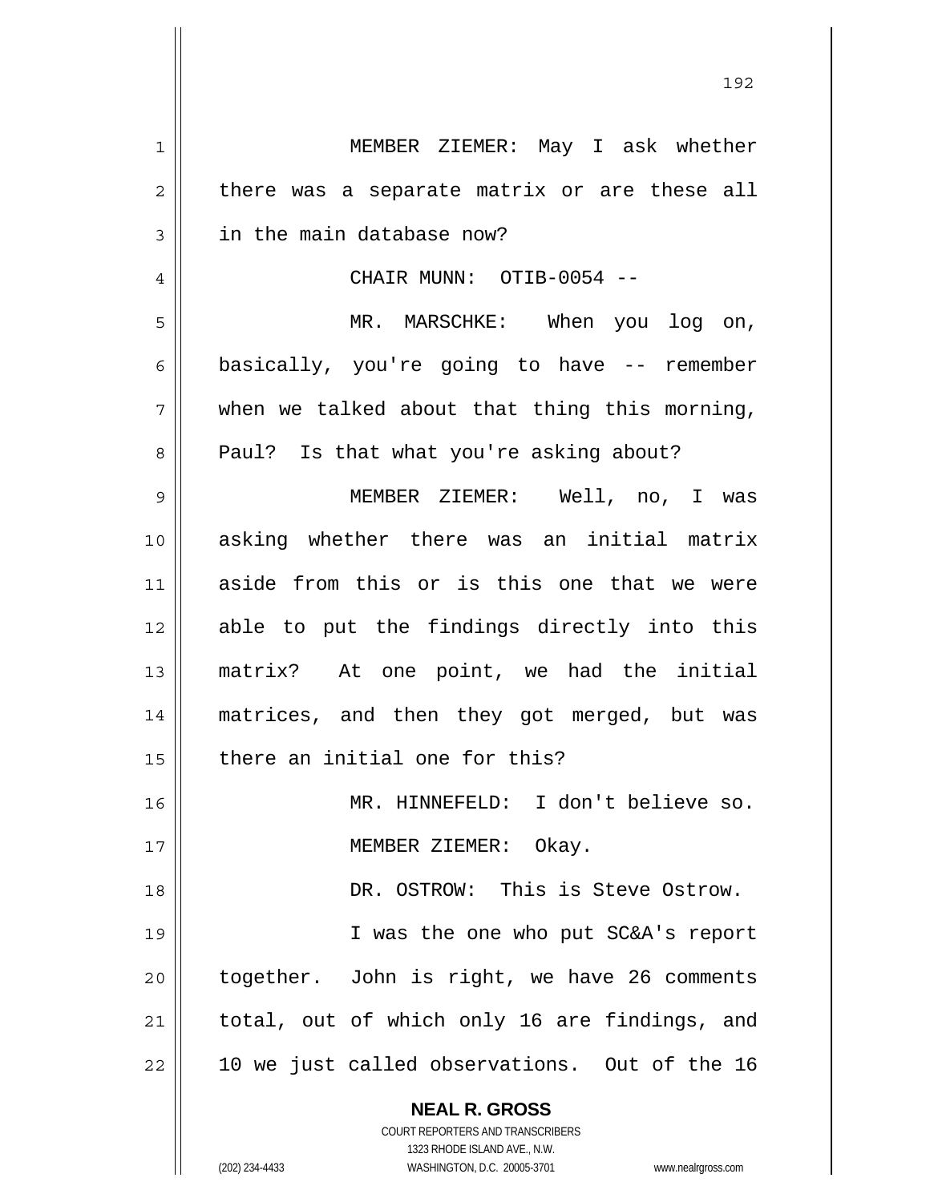MEMBER ZIEMER: May I ask whether there was a separate matrix or are these all in the main database now?

CHAIR MUNN: OTIB-0054 --

MR. MARSCHKE: When you log on, basically, you're going to have -- remember when we talked about that thing this morning, Paul? Is that what you're asking about?

MEMBER ZIEMER: Well, no, I was asking whether there was an initial matrix aside from this or is this one that we were able to put the findings directly into this matrix? At one point, we had the initial matrices, and then they got merged, but was there an initial one for this?

MR. HINNEFELD: I don't believe so.

MEMBER ZIEMER: Okay.

DR. OSTROW: This is Steve Ostrow.

I was the one who put SC&A's report together. John is right, we have 26 comments total, out of which only 16 are findings, and 10 we just called observations. Out of the 16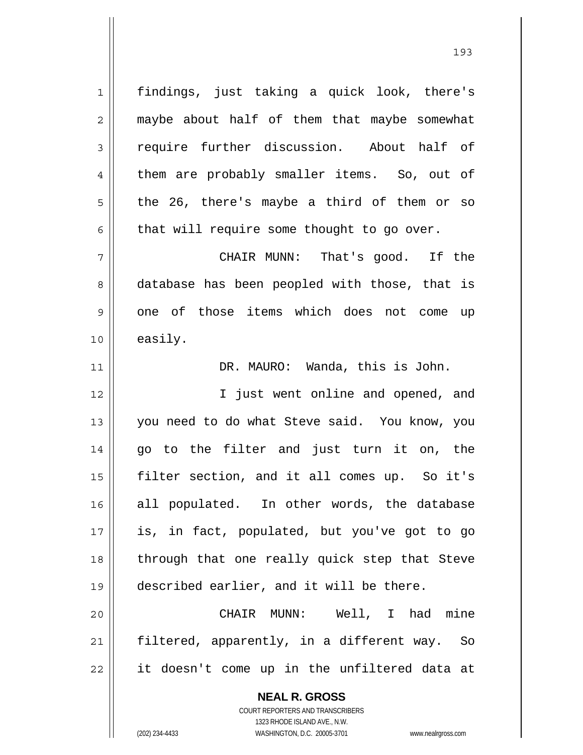findings, just taking a quick look, there's maybe about half of them that maybe somewhat require further discussion. About half of them are probably smaller items. So, out of the 26, there's maybe a third of them or so that will require some thought to go over.

CHAIR MUNN: That's good. If the database has been peopled with those, that is one of those items which does not come up easily.

DR. MAURO: Wanda, this is John.

I just went online and opened, and you need to do what Steve said. You know, you go to the filter and just turn it on, the filter section, and it all comes up. So it's all populated. In other words, the database is, in fact, populated, but you've got to go through that one really quick step that Steve described earlier, and it will be there.

CHAIR MUNN: Well, I had mine filtered, apparently, in a different way. So it doesn't come up in the unfiltered data at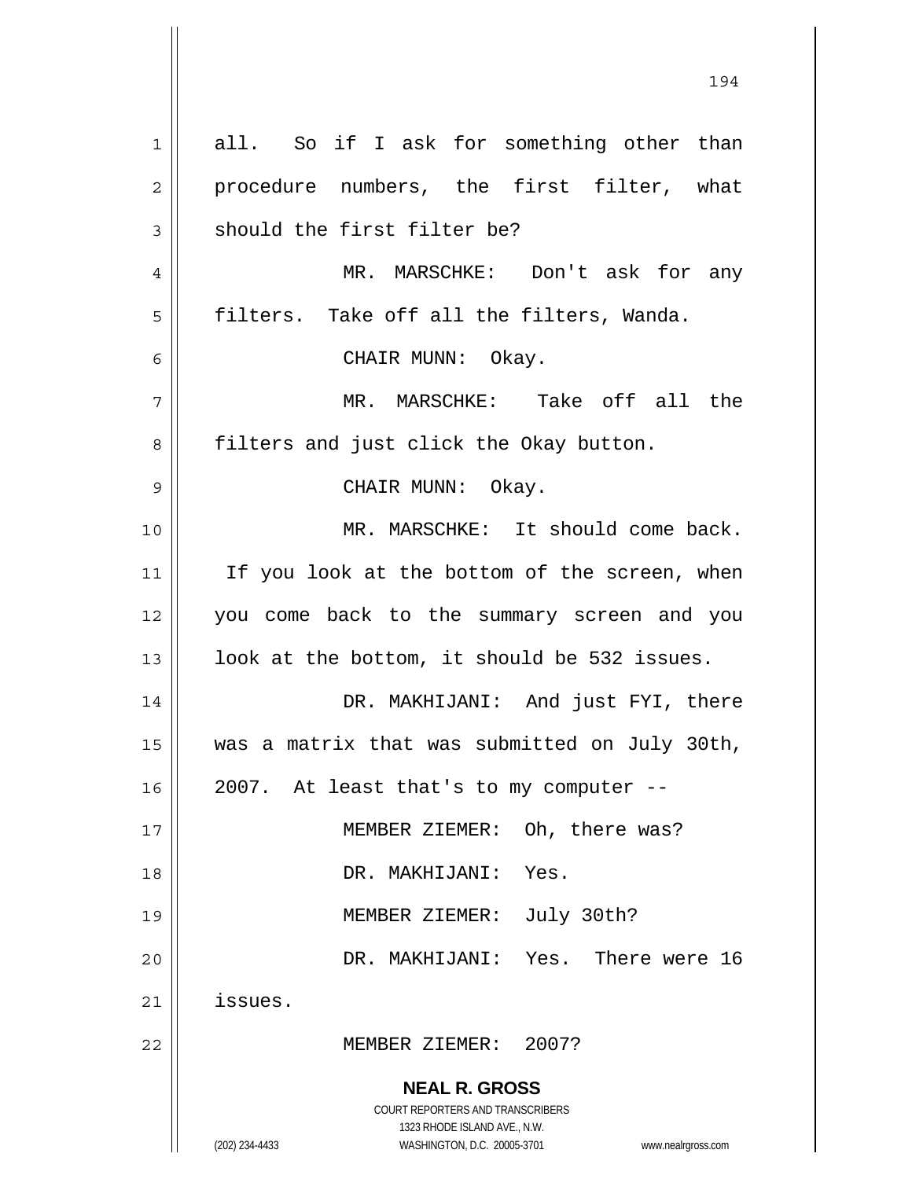all. So if I ask for something other than procedure numbers, the first filter, what should the first filter be?

MR. MARSCHKE: Don't ask for any filters. Take off all the filters, Wanda.

CHAIR MUNN: Okay.

MR. MARSCHKE: Take off all the filters and just click the Okay button.

CHAIR MUNN: Okay.

MR. MARSCHKE: It should come back. If you look at the bottom of the screen, when you come back to the summary screen and you look at the bottom, it should be 532 issues.

DR. MAKHIJANI: And just FYI, there was a matrix that was submitted on July 30th, 2007. At least that's to my computer --

MEMBER ZIEMER: Oh, there was?

DR. MAKHIJANI: Yes.

MEMBER ZIEMER: July 30th?

DR. MAKHIJANI: Yes. There were 16 issues.

MEMBER ZIEMER: 2007?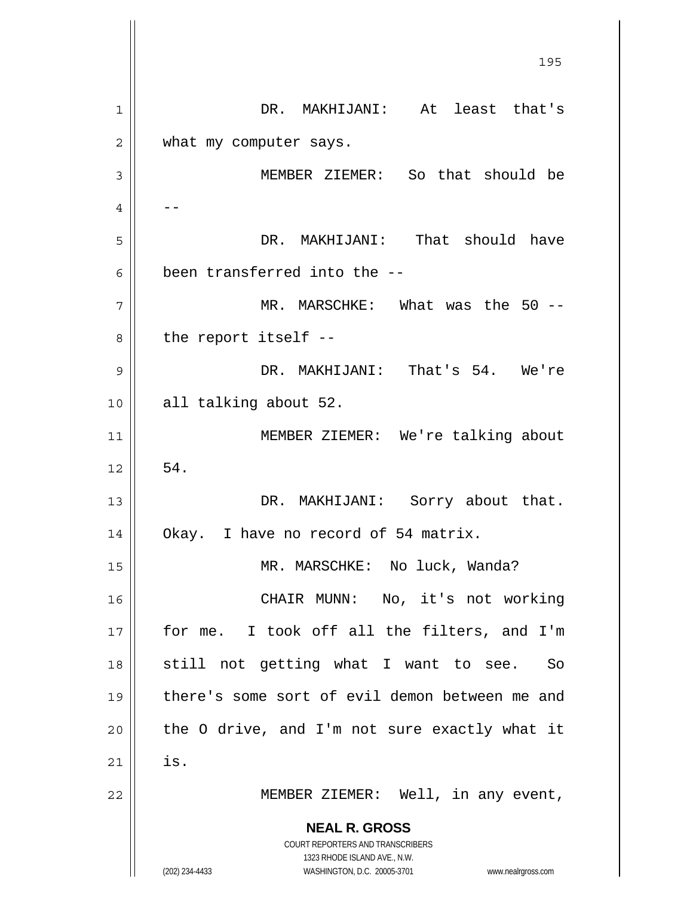DR. MAKHIJANI: At least that's what my computer says.

MEMBER ZIEMER: So that should be --

DR. MAKHIJANI: That should have been transferred into the --

MR. MARSCHKE: What was the 50 -- the report itself --

DR. MAKHIJANI: That's 54. We're all talking about 52.

MEMBER ZIEMER: We're talking about 54.

DR. MAKHIJANI: Sorry about that. Okay. I have no record of 54 matrix.

MR. MARSCHKE: No luck, Wanda?

CHAIR MUNN: No, it's not working for me. I took off all the filters, and I'm still not getting what I want to see. So there's some sort of evil demon between me and the O drive, and I'm not sure exactly what it is.

MEMBER ZIEMER: Well, in any event,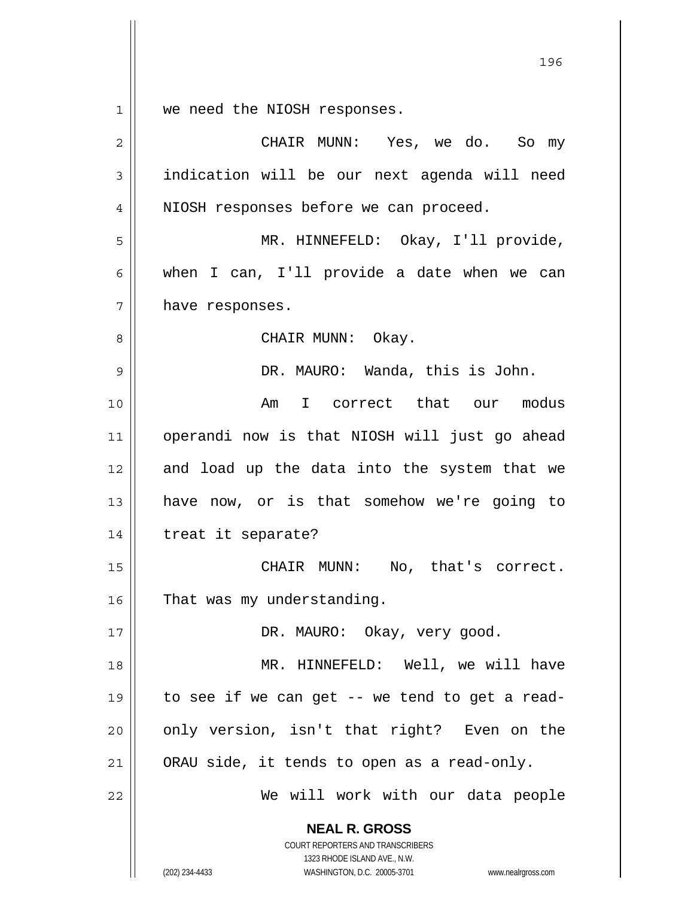we need the NIOSH responses.

CHAIR MUNN: Yes, we do. So my indication will be our next agenda will need NIOSH responses before we can proceed.

MR. HINNEFELD: Okay, I'll provide, when I can, I'll provide a date when we can have responses.

CHAIR MUNN: Okay.

DR. MAURO: Wanda, this is John.

Am I correct that our modus operandi now is that NIOSH will just go ahead and load up the data into the system that we have now, or is that somehow we're going to treat it separate?

CHAIR MUNN: No, that's correct. That was my understanding.

DR. MAURO: Okay, very good.

MR. HINNEFELD: Well, we will have to see if we can get -- we tend to get a read-only version, isn't that right? Even on the ORAU side, it tends to open as a read-only.

We will work with our data people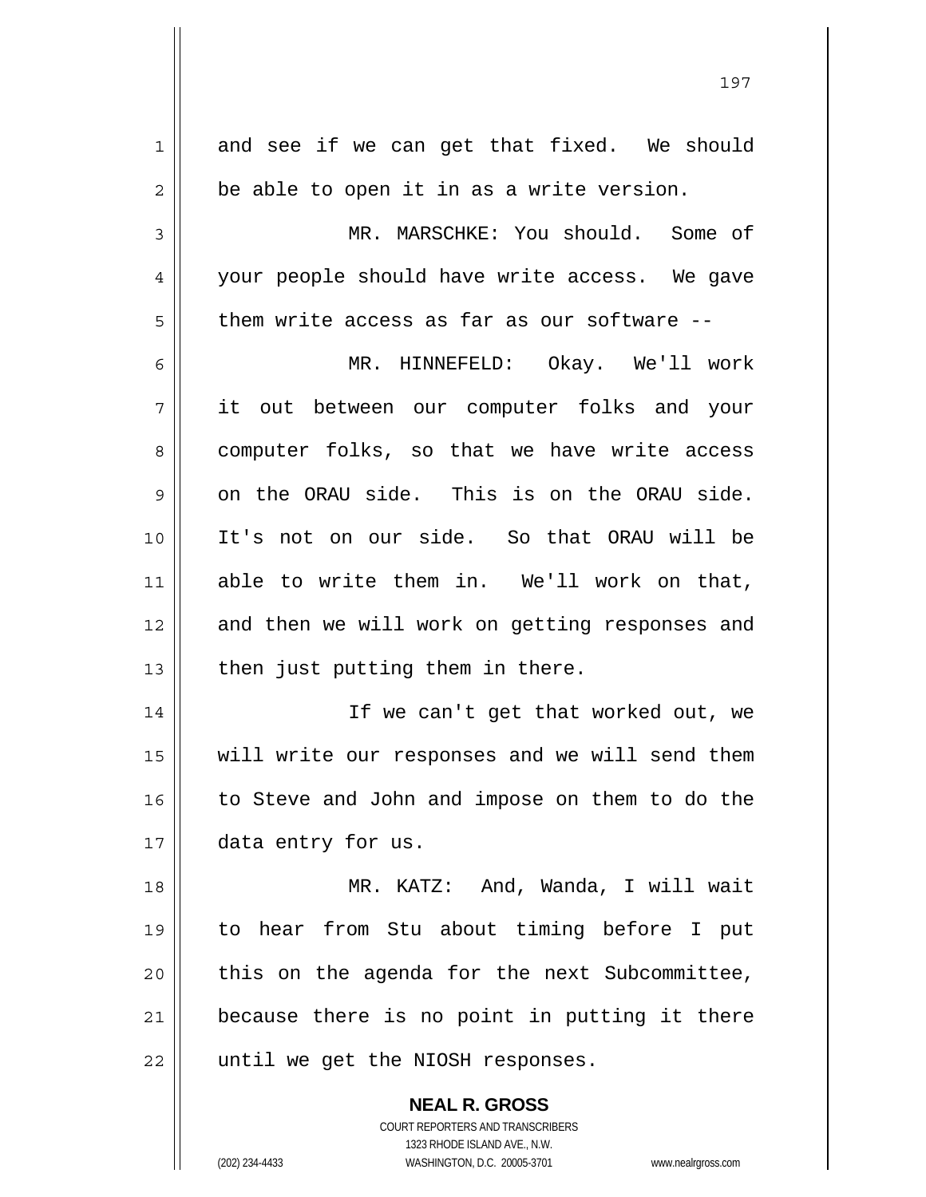and see if we can get that fixed. We should be able to open it in as a write version.

MR. MARSCHKE: You should. Some of your people should have write access. We gave them write access as far as our software --

MR. HINNEFELD: Okay. We'll work it out between our computer folks and your computer folks, so that we have write access on the ORAU side. This is on the ORAU side. It's not on our side. So that ORAU will be able to write them in. We'll work on that, and then we will work on getting responses and then just putting them in there.

If we can't get that worked out, we will write our responses and we will send them to Steve and John and impose on them to do the data entry for us.

MR. KATZ: And, Wanda, I will wait to hear from Stu about timing before I put this on the agenda for the next Subcommittee, because there is no point in putting it there until we get the NIOSH responses.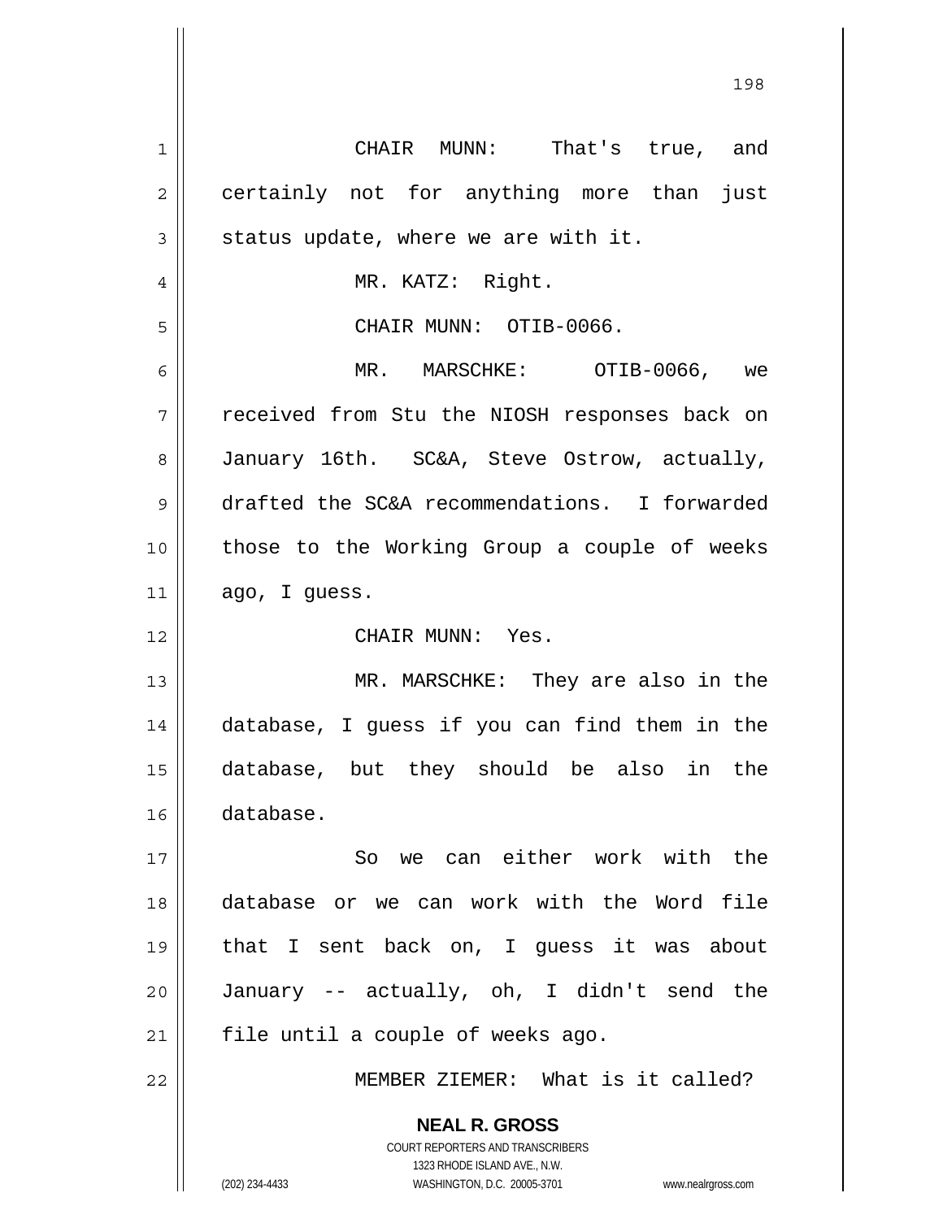CHAIR MUNN: That's true, and certainly not for anything more than just status update, where we are with it.

MR. KATZ: Right.

CHAIR MUNN: OTIB-0066.

MR. MARSCHKE: OTIB-0066, we received from Stu the NIOSH responses back on January 16th. SC&A, Steve Ostrow, actually, drafted the SC&A recommendations. I forwarded those to the Working Group a couple of weeks ago, I guess.

CHAIR MUNN: Yes.

MR. MARSCHKE: They are also in the database, I guess if you can find them in the database, but they should be also in the database.

So we can either work with the database or we can work with the Word file that I sent back on, I guess it was about January -- actually, oh, I didn't send the file until a couple of weeks ago.

MEMBER ZIEMER: What is it called?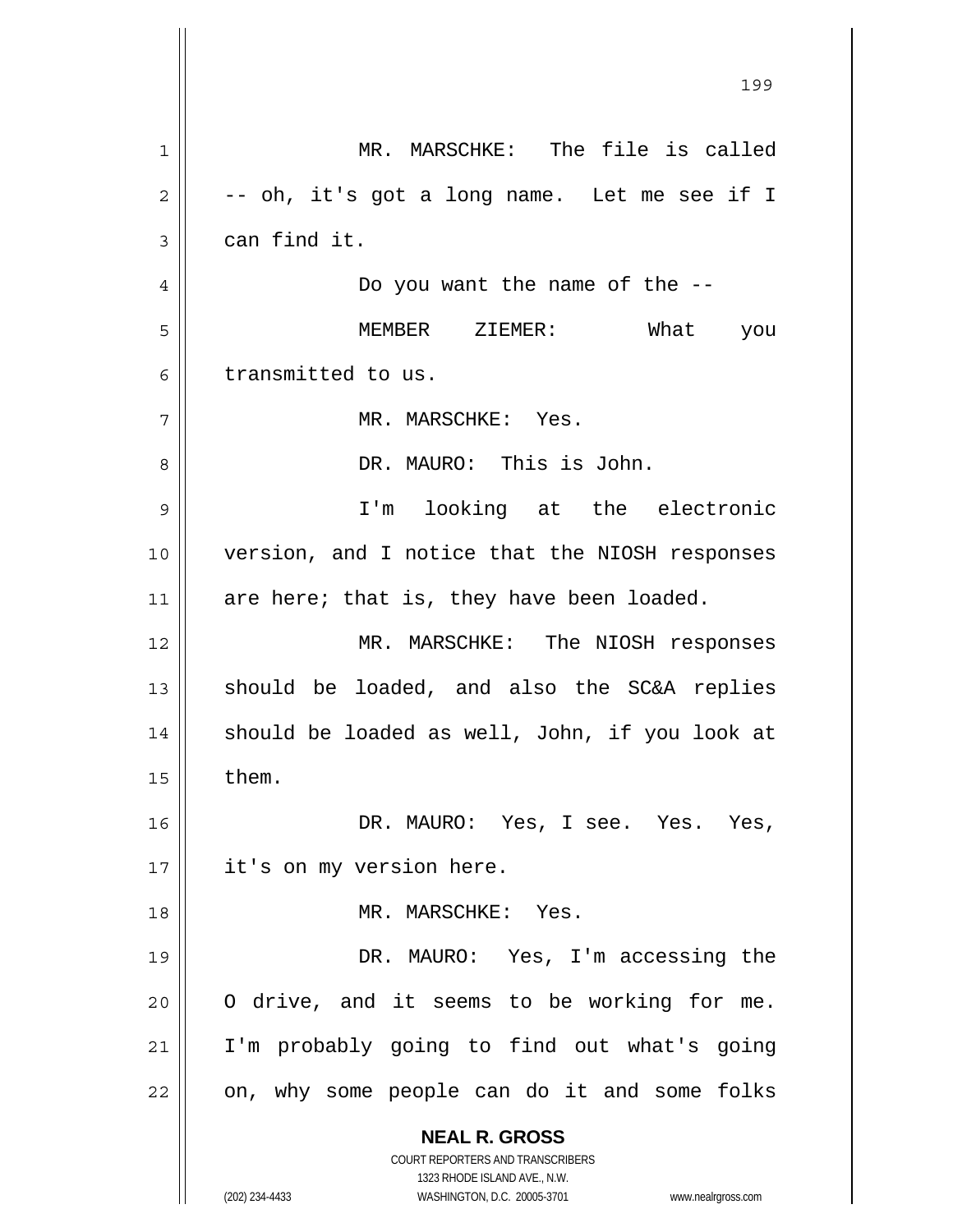MR. MARSCHKE: The file is called -- oh, it's got a long name. Let me see if I can find it.

Do you want the name of the --

MEMBER ZIEMER: What you transmitted to us.

MR. MARSCHKE: Yes.

DR. MAURO: This is John.

I'm looking at the electronic version, and I notice that the NIOSH responses are here; that is, they have been loaded.

MR. MARSCHKE: The NIOSH responses should be loaded, and also the SC&A replies should be loaded as well, John, if you look at them.

DR. MAURO: Yes, I see. Yes. Yes, it's on my version here.

MR. MARSCHKE: Yes.

DR. MAURO: Yes, I'm accessing the O drive, and it seems to be working for me. I'm probably going to find out what's going on, why some people can do it and some folks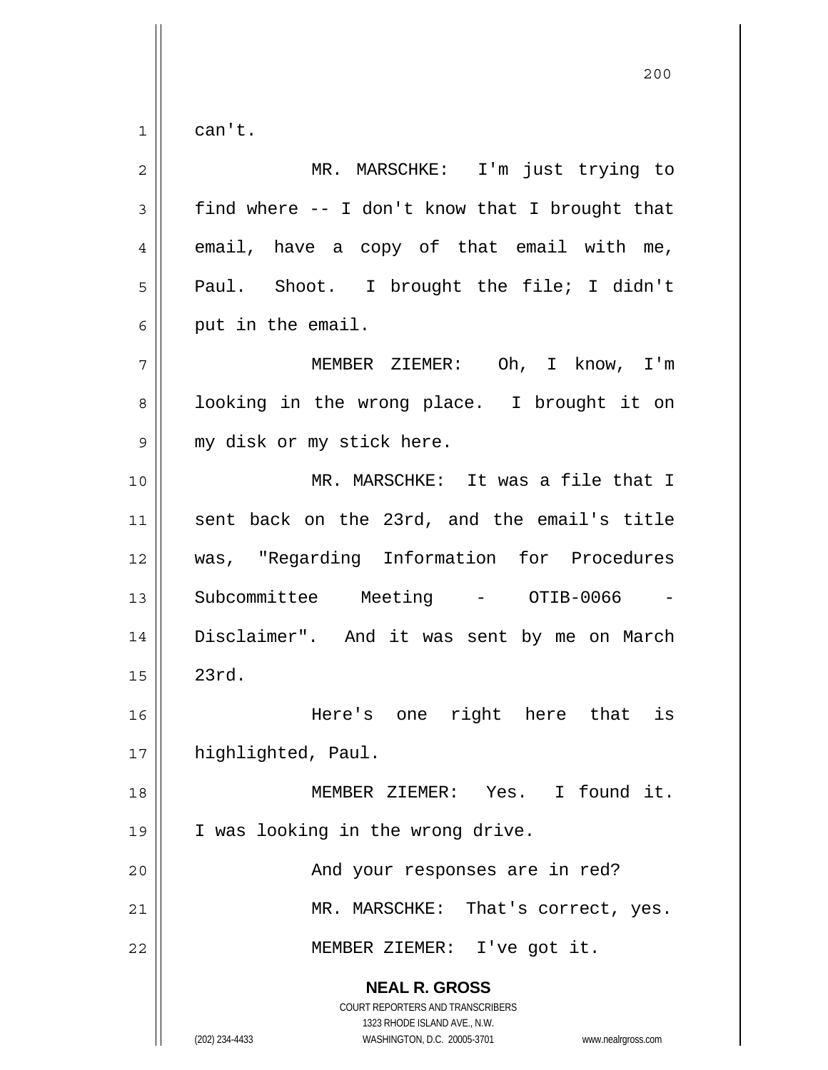can't.

MR. MARSCHKE: I'm just trying to find where -- I don't know that I brought that email, have a copy of that email with me, Paul. Shoot. I brought the file; I didn't put in the email.

MEMBER ZIEMER: Oh, I know, I'm looking in the wrong place. I brought it on my disk or my stick here.

MR. MARSCHKE: It was a file that I sent back on the 23rd, and the email's title was, "Regarding Information for Procedures Subcommittee Meeting - OTIB-0066 - Disclaimer". And it was sent by me on March 23rd.

Here's one right here that is highlighted, Paul.

MEMBER ZIEMER: Yes. I found it. I was looking in the wrong drive.

And your responses are in red?

MR. MARSCHKE: That's correct, yes.

MEMBER ZIEMER: I've got it.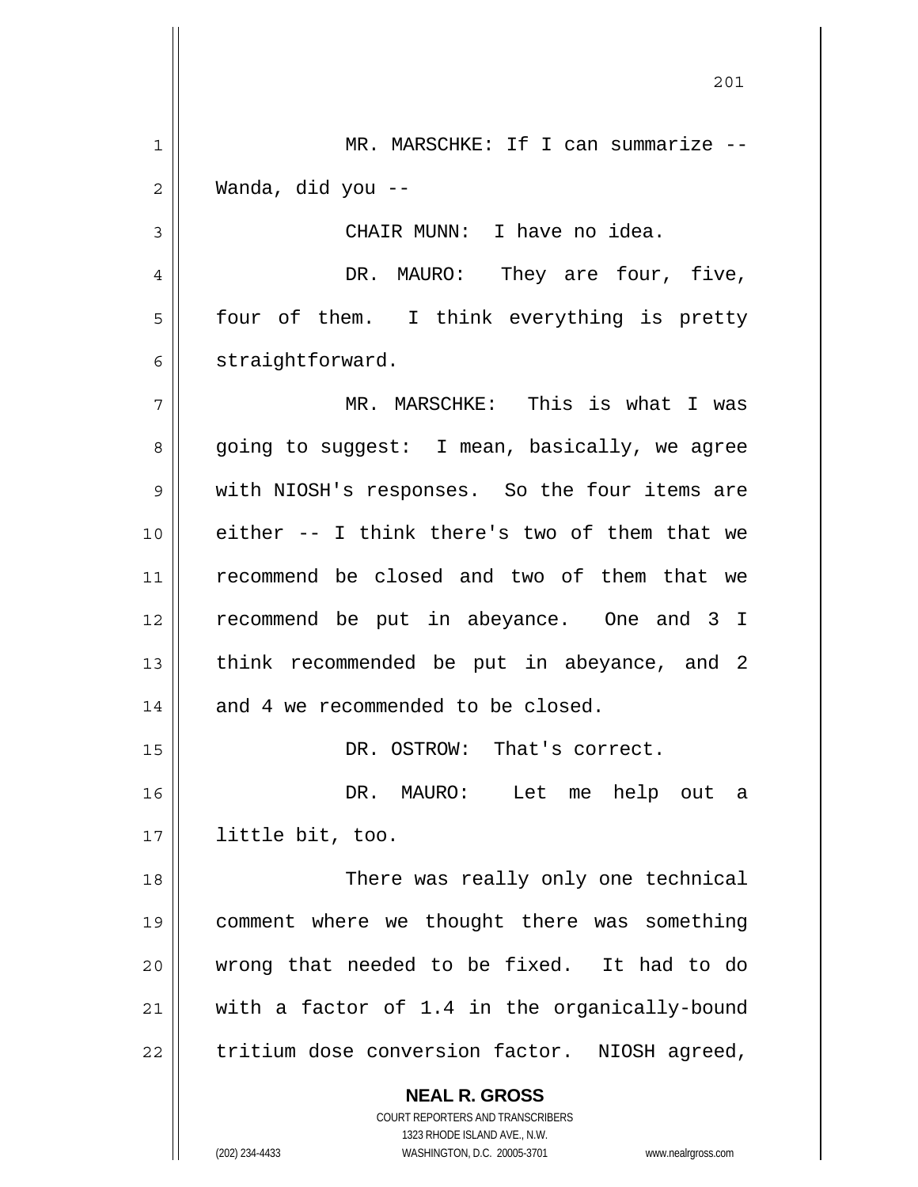MR. MARSCHKE: If I can summarize -- Wanda, did you --

CHAIR MUNN: I have no idea.

DR. MAURO: They are four, five, four of them. I think everything is pretty straightforward.

MR. MARSCHKE: This is what I was going to suggest: I mean, basically, we agree with NIOSH's responses. So the four items are either -- I think there's two of them that we recommend be closed and two of them that we recommend be put in abeyance. One and 3 I think recommended be put in abeyance, and 2 and 4 we recommended to be closed.

DR. OSTROW: That's correct.

DR. MAURO: Let me help out a little bit, too.

There was really only one technical comment where we thought there was something wrong that needed to be fixed. It had to do with a factor of 1.4 in the organically-bound tritium dose conversion factor. NIOSH agreed,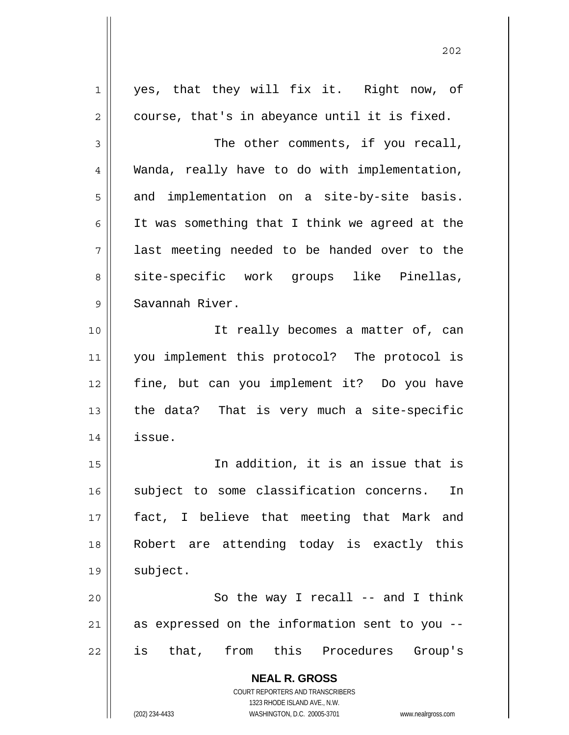yes, that they will fix it. Right now, of course, that's in abeyance until it is fixed.

The other comments, if you recall, Wanda, really have to do with implementation, and implementation on a site-by-site basis. It was something that I think we agreed at the last meeting needed to be handed over to the site-specific work groups like Pinellas, Savannah River.

It really becomes a matter of, can you implement this protocol? The protocol is fine, but can you implement it? Do you have the data? That is very much a site-specific issue.

In addition, it is an issue that is subject to some classification concerns. In fact, I believe that meeting that Mark and Robert are attending today is exactly this subject.

So the way I recall -- and I think as expressed on the information sent to you -- is that, from this Procedures Group's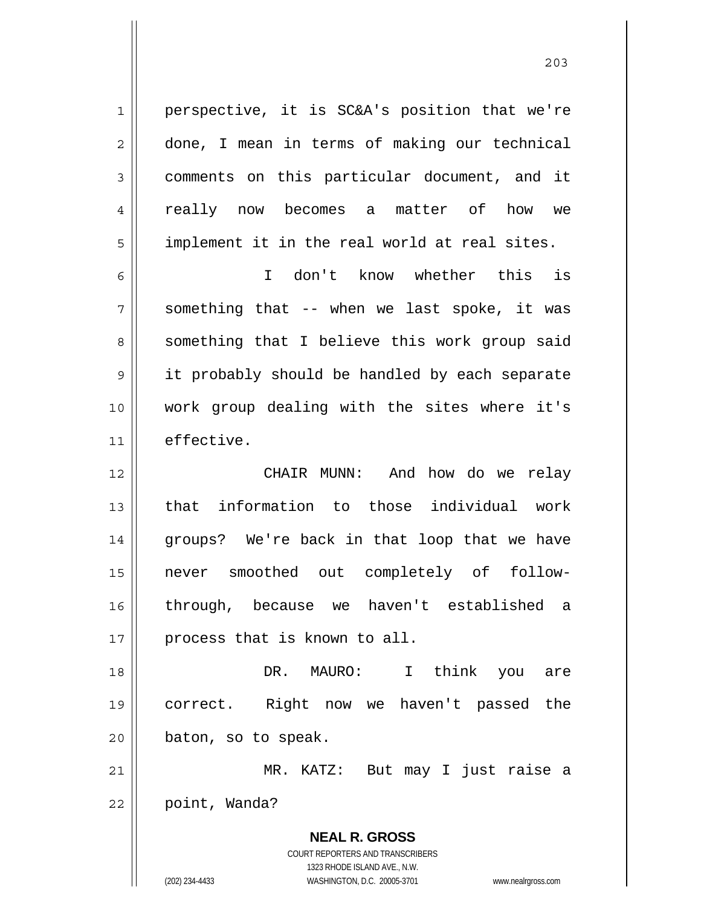perspective, it is SC&A's position that we're done, I mean in terms of making our technical comments on this particular document, and it really now becomes a matter of how we implement it in the real world at real sites.

I don't know whether this is something that -- when we last spoke, it was something that I believe this work group said it probably should be handled by each separate work group dealing with the sites where it's effective.

CHAIR MUNN: And how do we relay that information to those individual work groups? We're back in that loop that we have never smoothed out completely of follow-through, because we haven't established a process that is known to all.

DR. MAURO: I think you are correct. Right now we haven't passed the baton, so to speak.

MR. KATZ: But may I just raise a point, Wanda?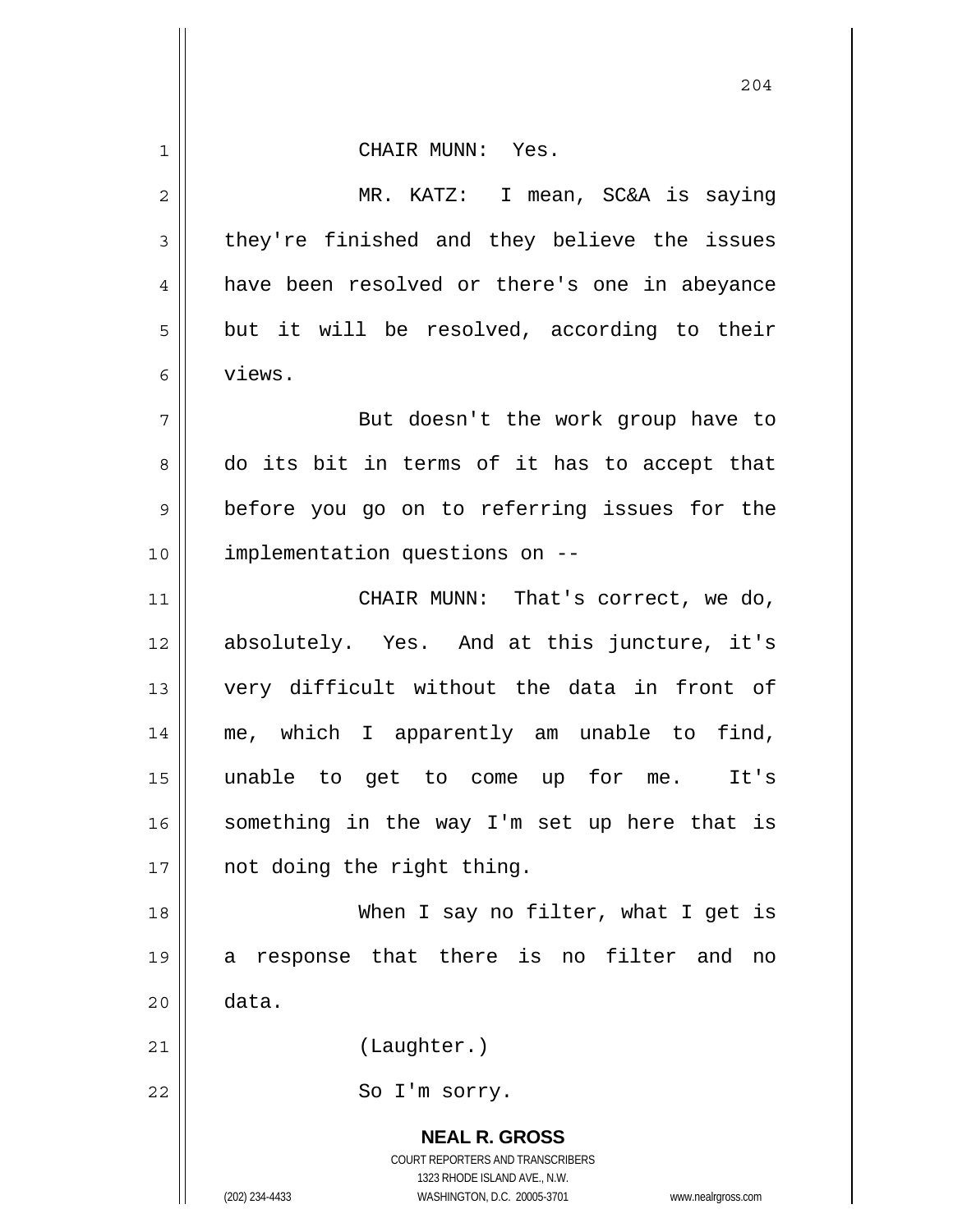CHAIR MUNN: Yes.

MR. KATZ: I mean, SC&A is saying they're finished and they believe the issues have been resolved or there's one in abeyance but it will be resolved, according to their views.

But doesn't the work group have to do its bit in terms of it has to accept that before you go on to referring issues for the implementation questions on --

CHAIR MUNN: That's correct, we do, absolutely. Yes. And at this juncture, it's very difficult without the data in front of me, which I apparently am unable to find, unable to get to come up for me. It's something in the way I'm set up here that is not doing the right thing.

When I say no filter, what I get is a response that there is no filter and no data.

(Laughter.)

So I'm sorry.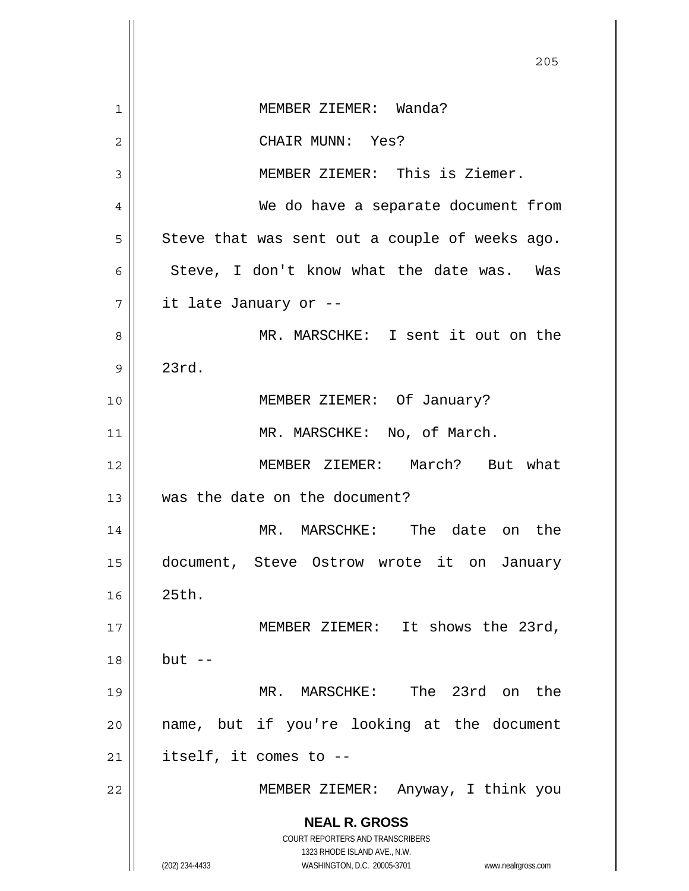MEMBER ZIEMER: Wanda?

CHAIR MUNN: Yes?

MEMBER ZIEMER: This is Ziemer.

We do have a separate document from Steve that was sent out a couple of weeks ago. Steve, I don't know what the date was. Was it late January or --

MR. MARSCHKE: I sent it out on the 23rd.

MEMBER ZIEMER: Of January?

MR. MARSCHKE: No, of March.

MEMBER ZIEMER: March? But what was the date on the document?

MR. MARSCHKE: The date on the document, Steve Ostrow wrote it on January 25th.

MEMBER ZIEMER: It shows the 23rd, but --

MR. MARSCHKE: The 23rd on the name, but if you're looking at the document itself, it comes to --

MEMBER ZIEMER: Anyway, I think you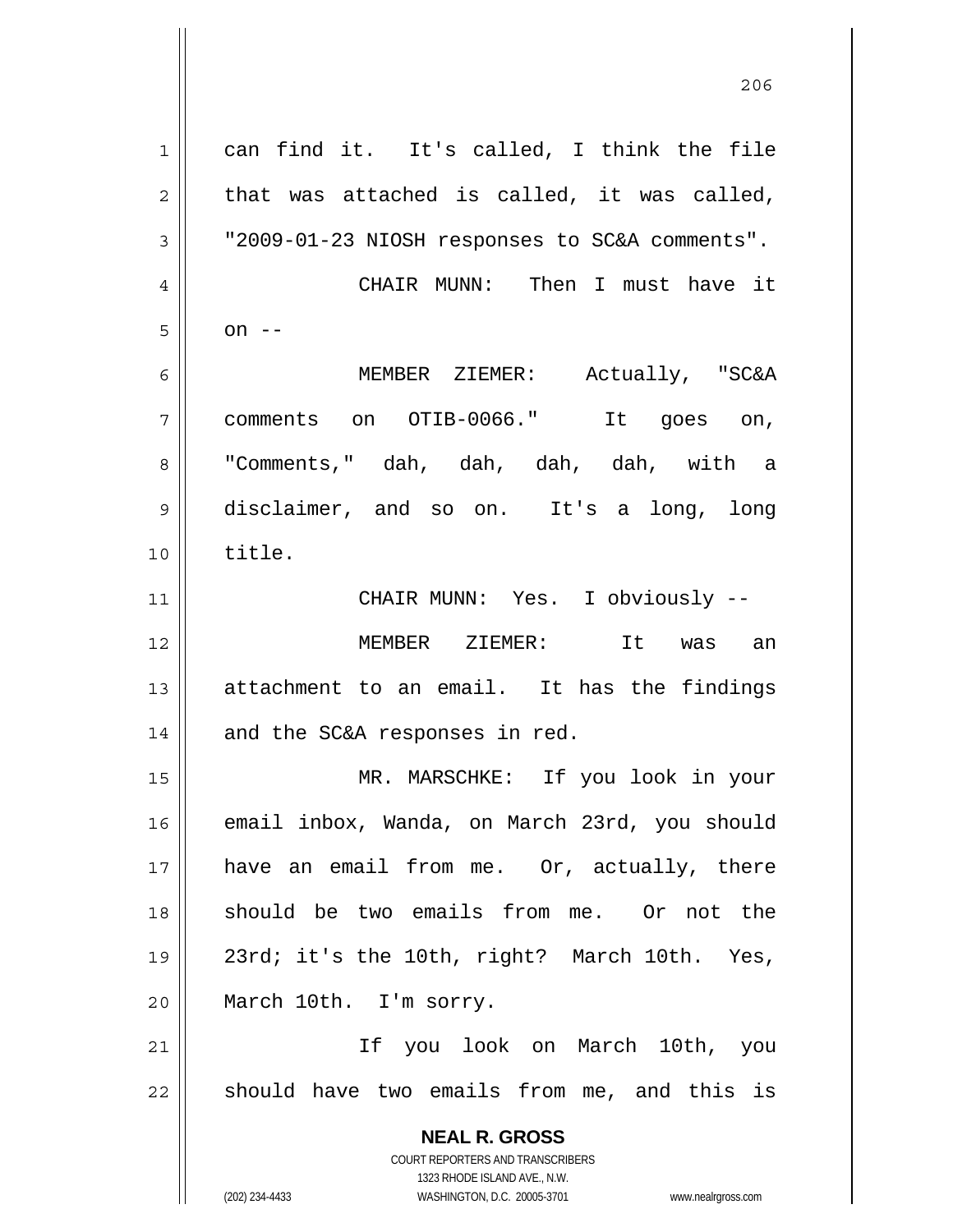can find it. It's called, I think the file that was attached is called, it was called, "2009-01-23 NIOSH responses to SC&A comments".

CHAIR MUNN: Then I must have it on --

MEMBER ZIEMER: Actually, "SC&A comments on OTIB-0066." It goes on, "Comments," dah, dah, dah, dah, with a disclaimer, and so on. It's a long, long title.

CHAIR MUNN: Yes. I obviously --

MEMBER ZIEMER: It was an attachment to an email. It has the findings and the SC&A responses in red.

MR. MARSCHKE: If you look in your email inbox, Wanda, on March 23rd, you should have an email from me. Or, actually, there should be two emails from me. Or not the 23rd; it's the 10th, right? March 10th. Yes, March 10th. I'm sorry.

If you look on March 10th, you should have two emails from me, and this is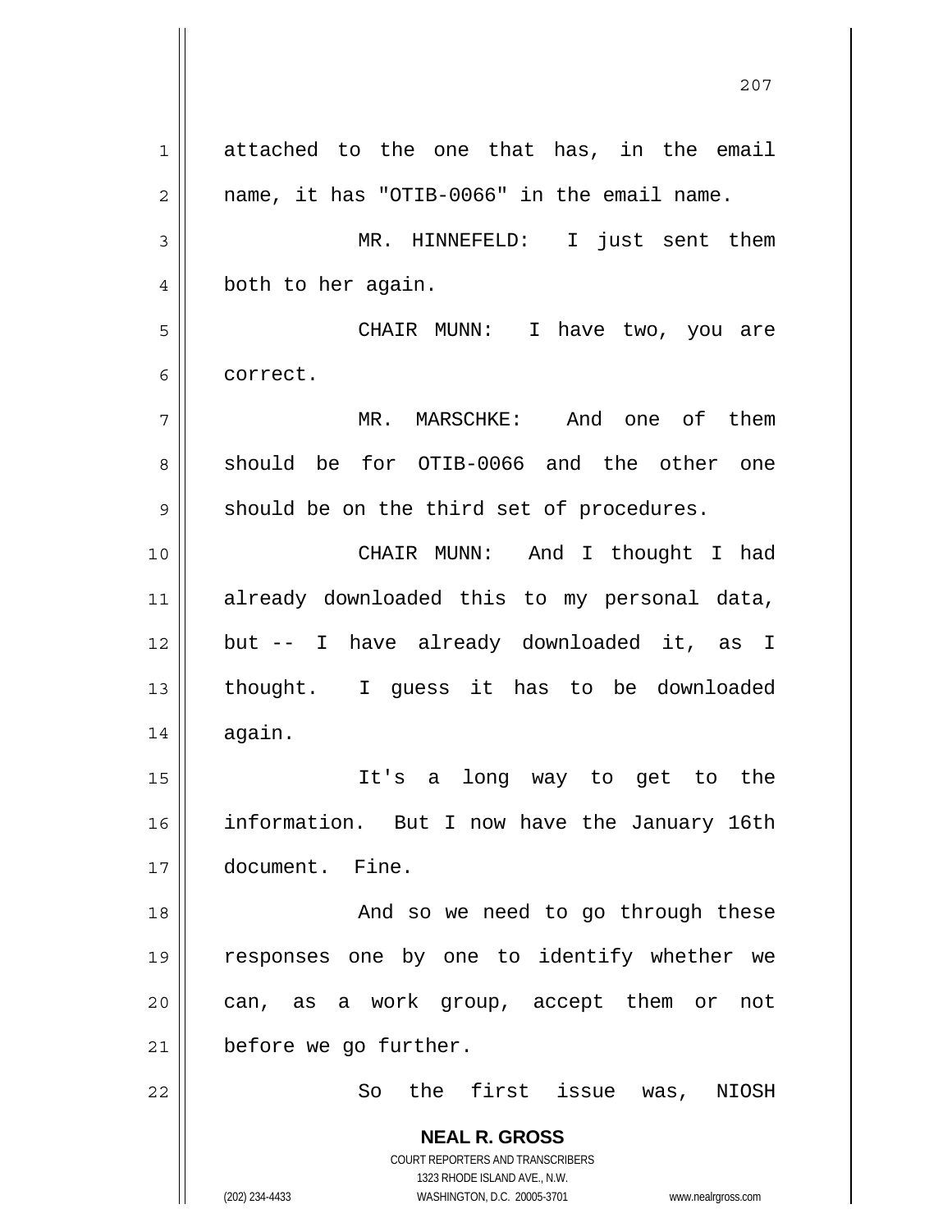attached to the one that has, in the email name, it has "OTIB-0066" in the email name.

MR. HINNEFELD: I just sent them both to her again.

CHAIR MUNN: I have two, you are correct.

MR. MARSCHKE: And one of them should be for OTIB-0066 and the other one should be on the third set of procedures.

CHAIR MUNN: And I thought I had already downloaded this to my personal data, but -- I have already downloaded it, as I thought. I guess it has to be downloaded again.

It's a long way to get to the information. But I now have the January 16th document. Fine.

And so we need to go through these responses one by one to identify whether we can, as a work group, accept them or not before we go further.

So the first issue was, NIOSH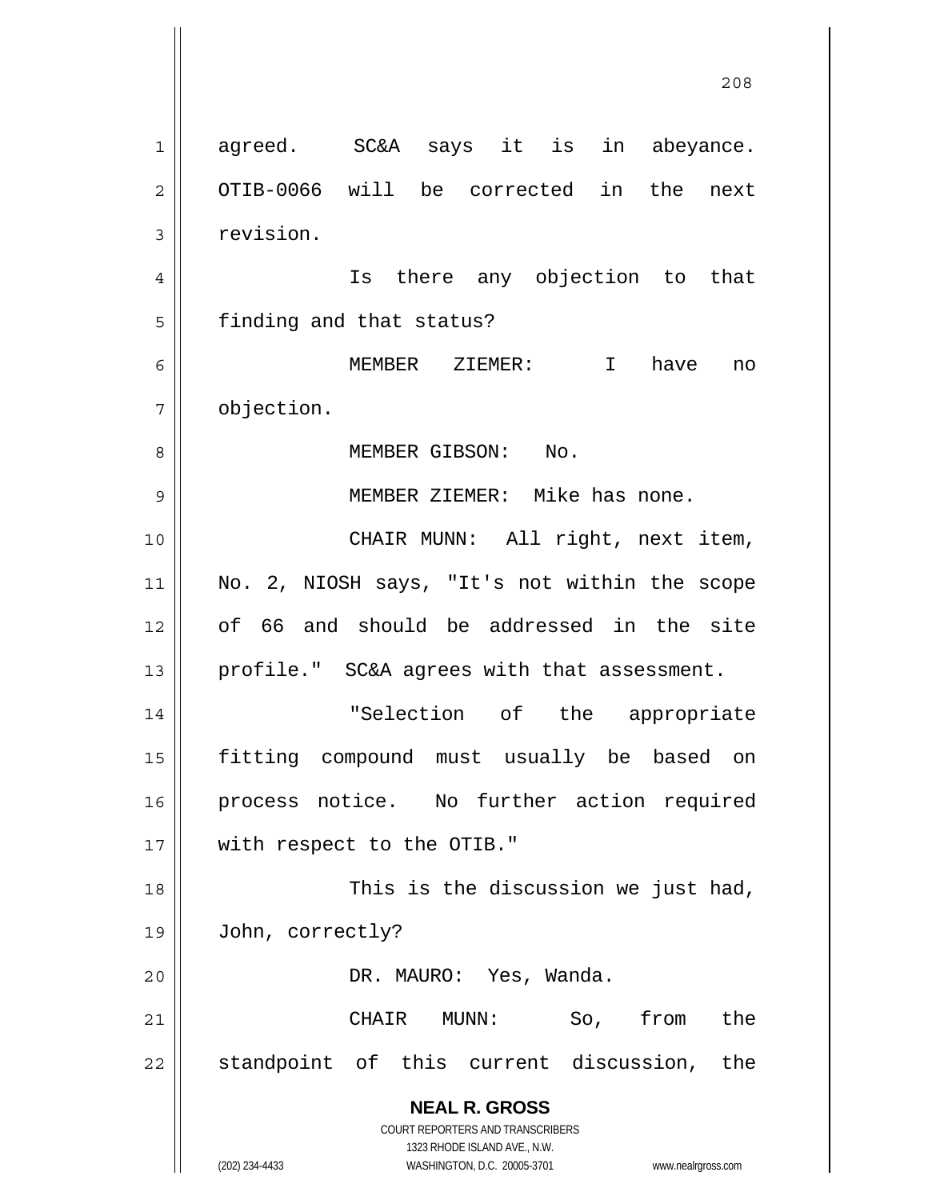agreed. SC&A says it is in abeyance. OTIB-0066 will be corrected in the next revision.

Is there any objection to that finding and that status?

MEMBER ZIEMER: I have no objection.

MEMBER GIBSON: No.

MEMBER ZIEMER: Mike has none.

CHAIR MUNN: All right, next item, No. 2, NIOSH says, "It's not within the scope of 66 and should be addressed in the site profile." SC&A agrees with that assessment.

"Selection of the appropriate fitting compound must usually be based on process notice. No further action required with respect to the OTIB."

This is the discussion we just had, John, correctly?

DR. MAURO: Yes, Wanda.

CHAIR MUNN: So, from the standpoint of this current discussion, the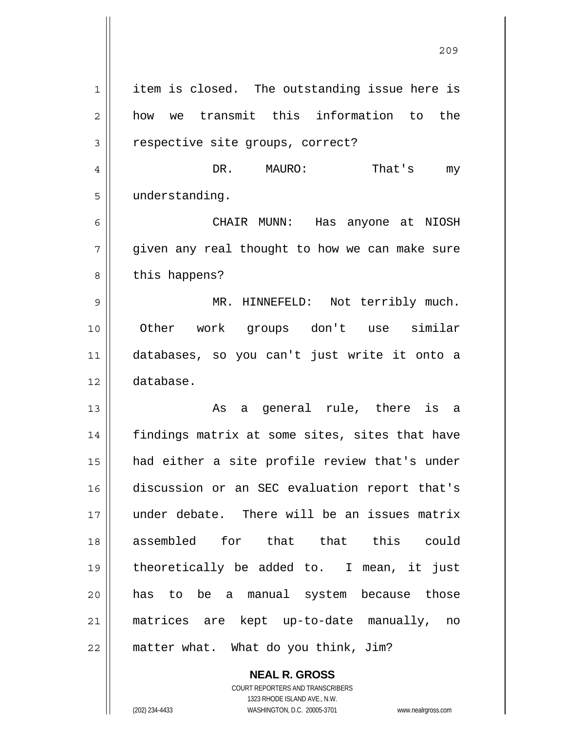item is closed. The outstanding issue here is how we transmit this information to the respective site groups, correct?

DR. MAURO: That's my understanding.

CHAIR MUNN: Has anyone at NIOSH given any real thought to how we can make sure this happens?

MR. HINNEFELD: Not terribly much. Other work groups don't use similar databases, so you can't just write it onto a database.

As a general rule, there is a findings matrix at some sites, sites that have had either a site profile review that's under discussion or an SEC evaluation report that's under debate. There will be an issues matrix assembled for that that this could theoretically be added to. I mean, it just has to be a manual system because those matrices are kept up-to-date manually, no matter what. What do you think, Jim?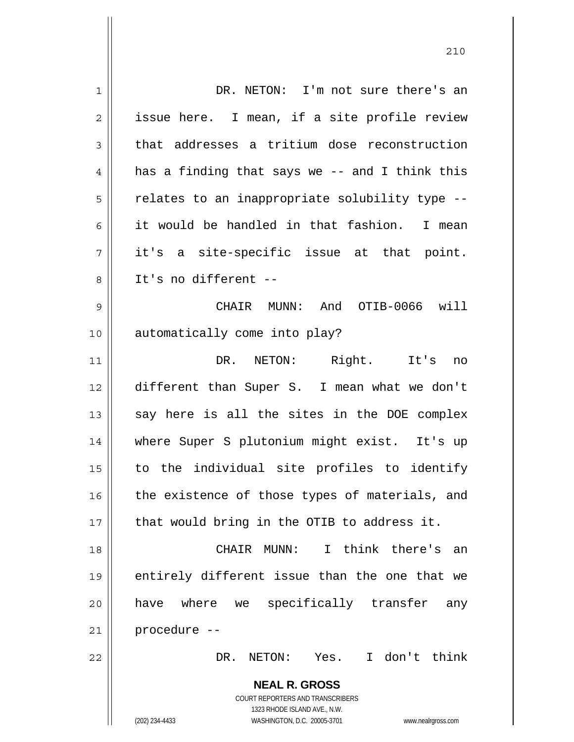DR. NETON: I'm not sure there's an issue here. I mean, if a site profile review that addresses a tritium dose reconstruction has a finding that says we -- and I think this relates to an inappropriate solubility type -- it would be handled in that fashion. I mean it's a site-specific issue at that point. It's no different --

CHAIR MUNN: And OTIB-0066 will automatically come into play?

DR. NETON: Right. It's no different than Super S. I mean what we don't say here is all the sites in the DOE complex where Super S plutonium might exist. It's up to the individual site profiles to identify the existence of those types of materials, and that would bring in the OTIB to address it.

CHAIR MUNN: I think there's an entirely different issue than the one that we have where we specifically transfer any procedure --

DR. NETON: Yes. I don't think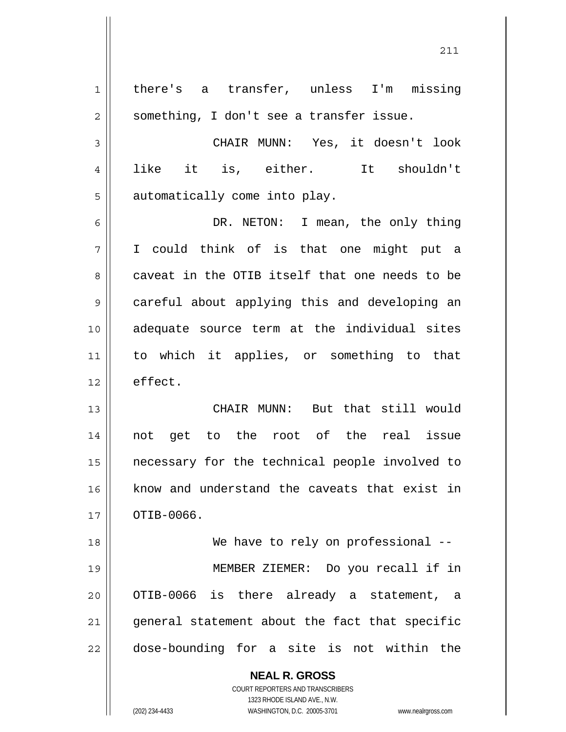there's a transfer, unless I'm missing something, I don't see a transfer issue.

CHAIR MUNN: Yes, it doesn't look like it is, either. It shouldn't automatically come into play.

DR. NETON: I mean, the only thing I could think of is that one might put a caveat in the OTIB itself that one needs to be careful about applying this and developing an adequate source term at the individual sites to which it applies, or something to that effect.

CHAIR MUNN: But that still would not get to the root of the real issue necessary for the technical people involved to know and understand the caveats that exist in OTIB-0066.

We have to rely on professional --

MEMBER ZIEMER: Do you recall if in OTIB-0066 is there already a statement, a general statement about the fact that specific dose-bounding for a site is not within the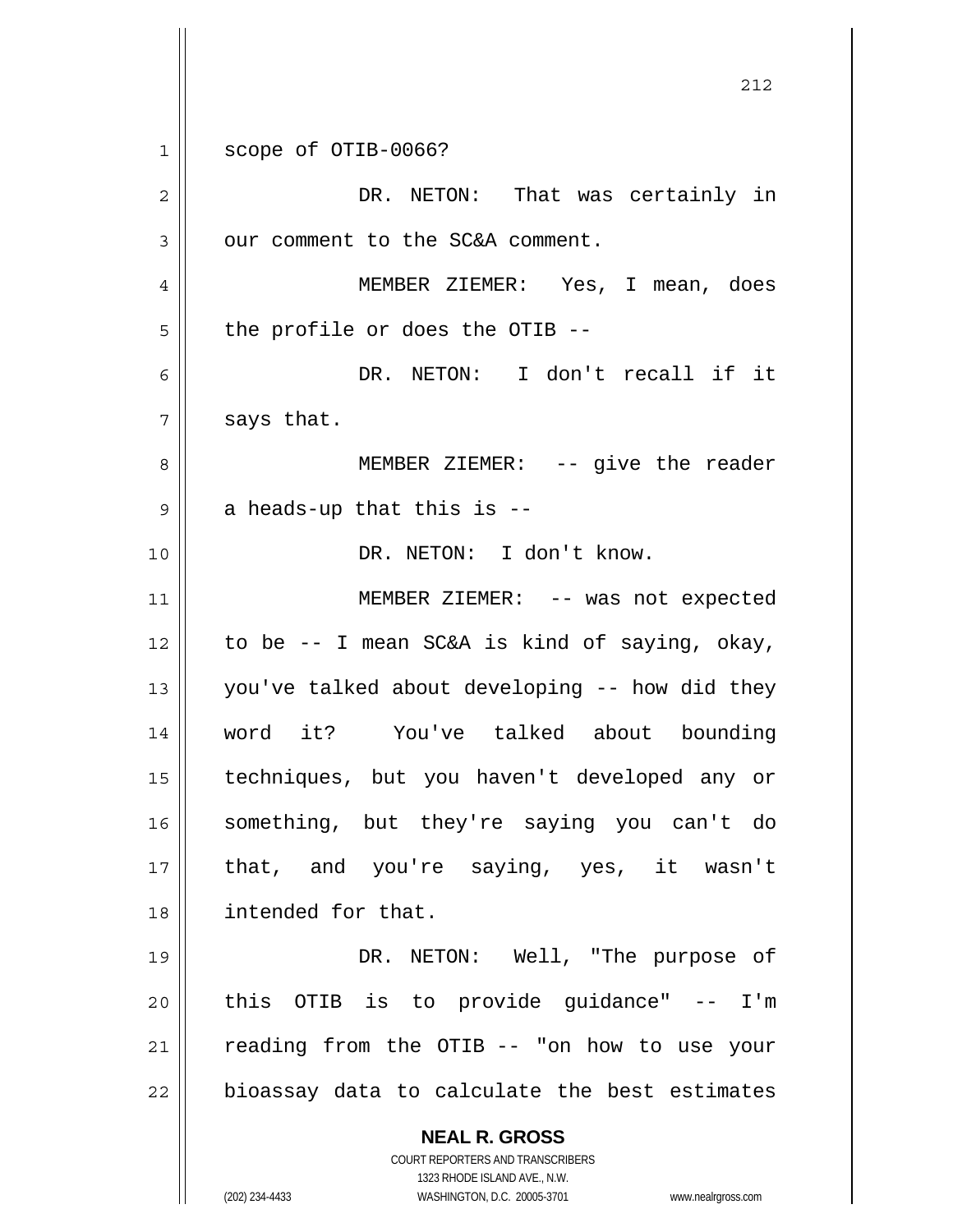scope of OTIB-0066?

DR. NETON: That was certainly in our comment to the SC&A comment.

MEMBER ZIEMER: Yes, I mean, does the profile or does the OTIB --

DR. NETON: I don't recall if it says that.

MEMBER ZIEMER: -- give the reader a heads-up that this is --

DR. NETON: I don't know.

MEMBER ZIEMER: -- was not expected to be -- I mean SC&A is kind of saying, okay, you've talked about developing -- how did they word it? You've talked about bounding techniques, but you haven't developed any or something, but they're saying you can't do that, and you're saying, yes, it wasn't intended for that.

DR. NETON: Well, "The purpose of this OTIB is to provide guidance" -- I'm reading from the OTIB -- "on how to use your bioassay data to calculate the best estimates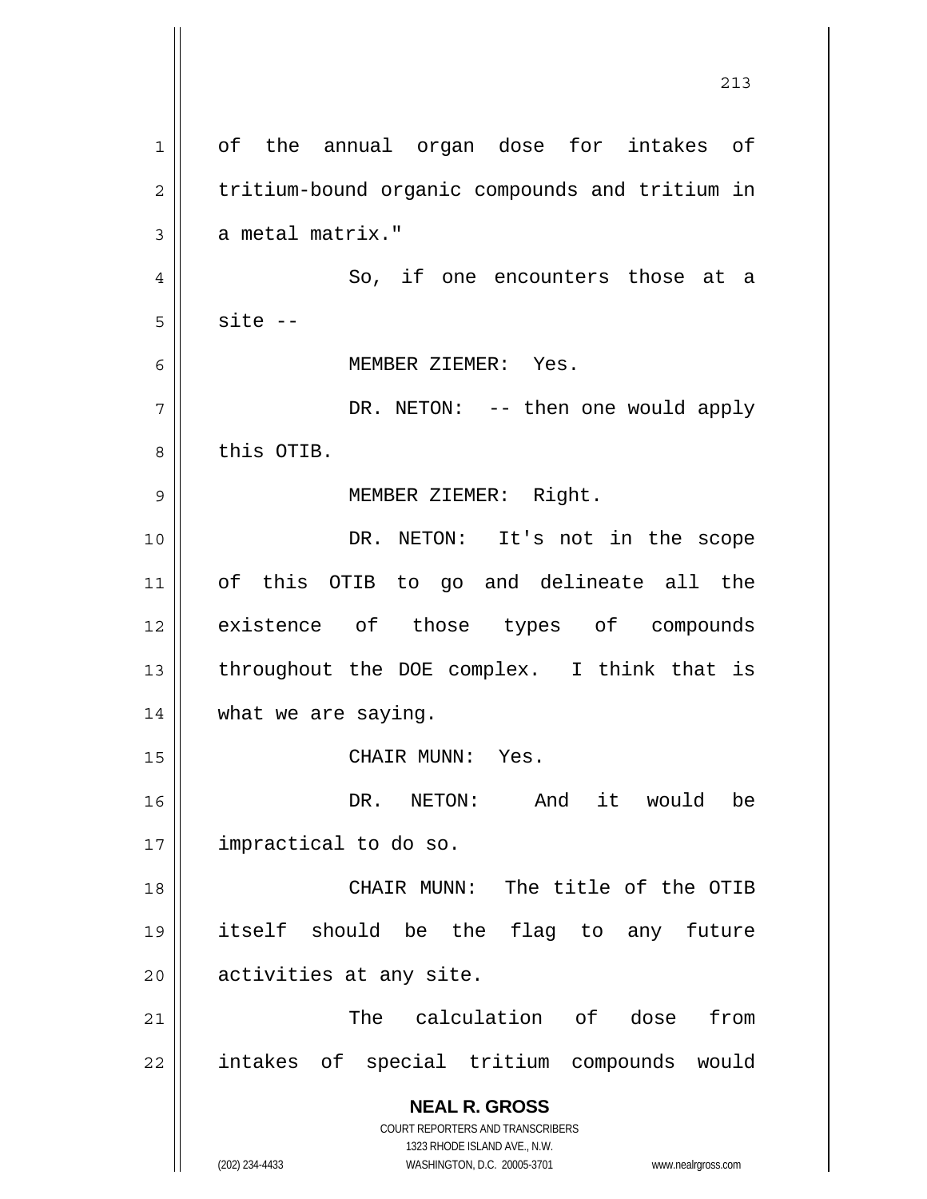of the annual organ dose for intakes of tritium-bound organic compounds and tritium in a metal matrix."

So, if one encounters those at a site --

MEMBER ZIEMER: Yes.

DR. NETON: -- then one would apply this OTIB.

MEMBER ZIEMER: Right.

DR. NETON: It's not in the scope of this OTIB to go and delineate all the existence of those types of compounds throughout the DOE complex. I think that is what we are saying.

CHAIR MUNN: Yes.

DR. NETON: And it would be impractical to do so.

CHAIR MUNN: The title of the OTIB itself should be the flag to any future activities at any site.

The calculation of dose from intakes of special tritium compounds would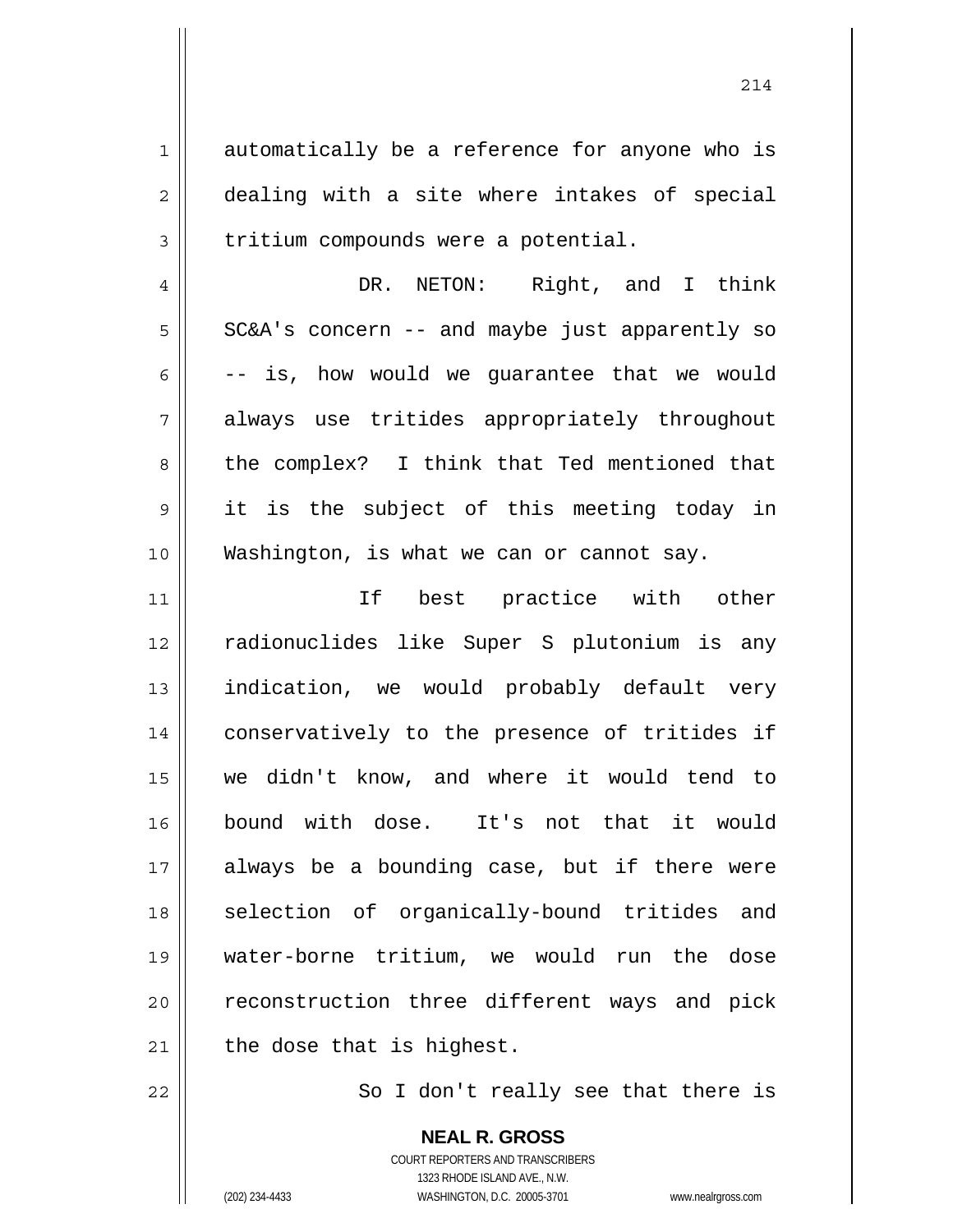automatically be a reference for anyone who is dealing with a site where intakes of special tritium compounds were a potential.

DR. NETON: Right, and I think SC&A's concern -- and maybe just apparently so -- is, how would we guarantee that we would always use tritides appropriately throughout the complex? I think that Ted mentioned that it is the subject of this meeting today in Washington, is what we can or cannot say.

If best practice with other radionuclides like Super S plutonium is any indication, we would probably default very conservatively to the presence of tritides if we didn't know, and where it would tend to bound with dose. It's not that it would always be a bounding case, but if there were selection of organically-bound tritides and water-borne tritium, we would run the dose reconstruction three different ways and pick the dose that is highest.

So I don't really see that there is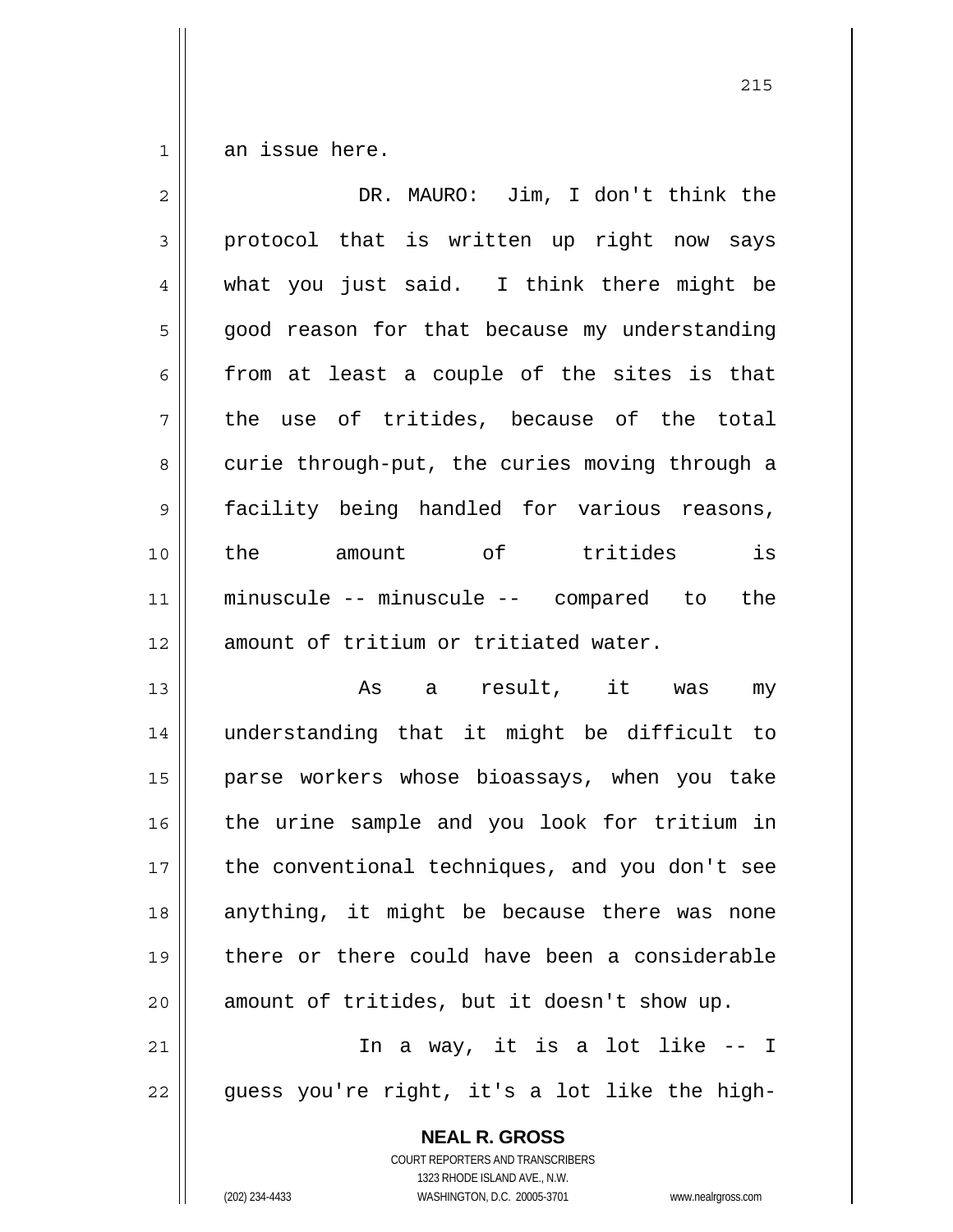an issue here.

DR. MAURO: Jim, I don't think the protocol that is written up right now says what you just said. I think there might be good reason for that because my understanding from at least a couple of the sites is that the use of tritides, because of the total curie through-put, the curies moving through a facility being handled for various reasons, the amount of tritides is minuscule -- minuscule -- compared to the amount of tritium or tritiated water.

As a result, it was my understanding that it might be difficult to parse workers whose bioassays, when you take the urine sample and you look for tritium in the conventional techniques, and you don't see anything, it might be because there was none there or there could have been a considerable amount of tritides, but it doesn't show up.

In a way, it is a lot like -- I guess you're right, it's a lot like the high-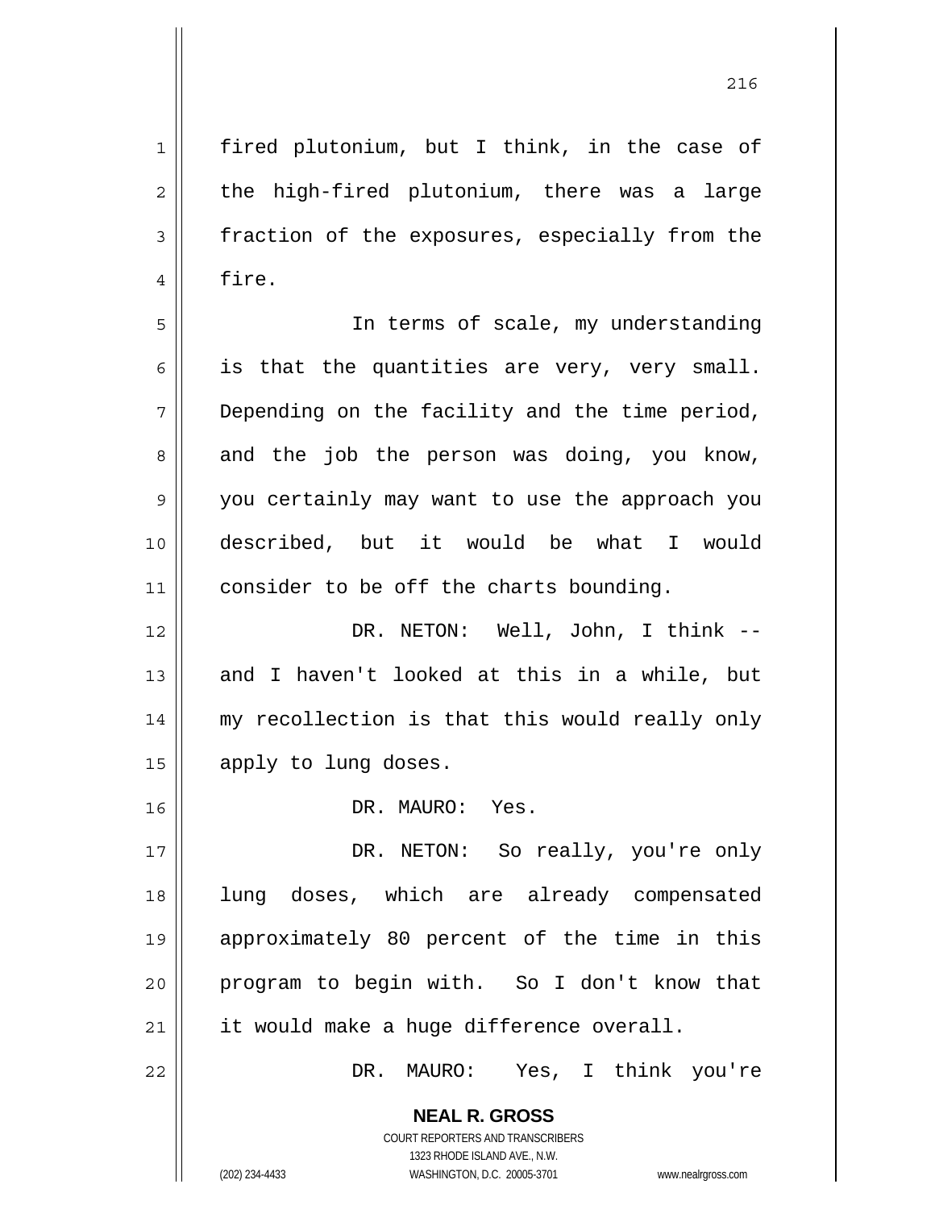fired plutonium, but I think, in the case of the high-fired plutonium, there was a large fraction of the exposures, especially from the fire.

In terms of scale, my understanding is that the quantities are very, very small. Depending on the facility and the time period, and the job the person was doing, you know, you certainly may want to use the approach you described, but it would be what I would consider to be off the charts bounding.

DR. NETON: Well, John, I think -- and I haven't looked at this in a while, but my recollection is that this would really only apply to lung doses.

DR. MAURO: Yes.

DR. NETON: So really, you're only lung doses, which are already compensated approximately 80 percent of the time in this program to begin with. So I don't know that it would make a huge difference overall.

DR. MAURO: Yes, I think you're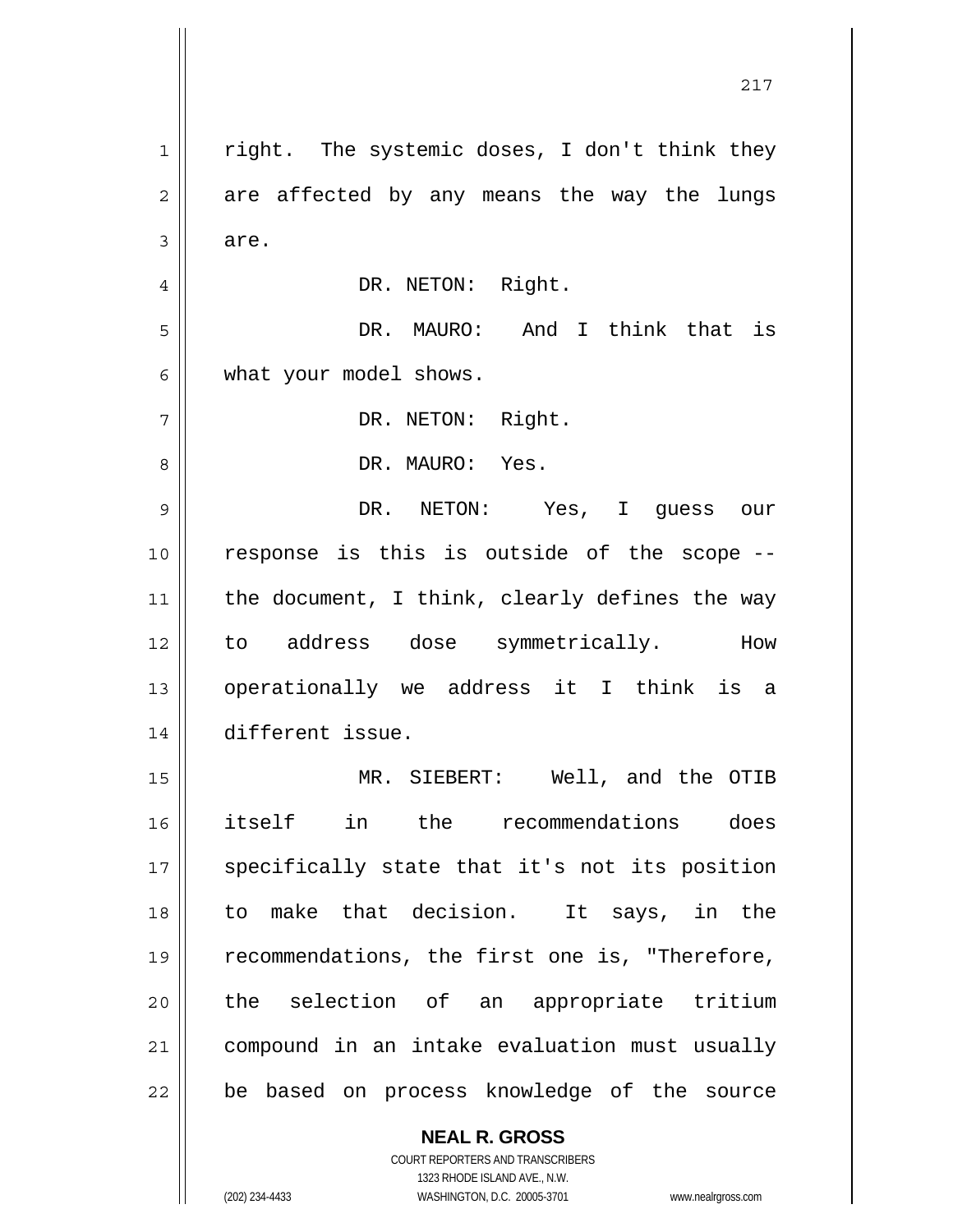right. The systemic doses, I don't think they are affected by any means the way the lungs are.

DR. NETON: Right.

DR. MAURO: And I think that is what your model shows.

DR. NETON: Right.

DR. MAURO: Yes.

DR. NETON: Yes, I guess our response is this is outside of the scope -- the document, I think, clearly defines the way to address dose symmetrically. How operationally we address it I think is a different issue.

MR. SIEBERT: Well, and the OTIB itself in the recommendations does specifically state that it's not its position to make that decision. It says, in the recommendations, the first one is, "Therefore, the selection of an appropriate tritium compound in an intake evaluation must usually be based on process knowledge of the source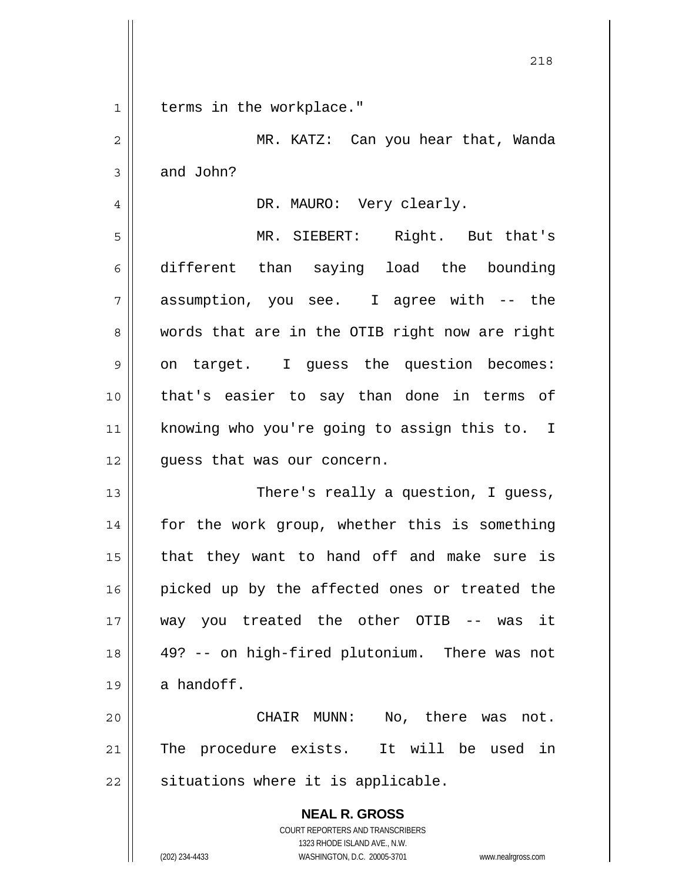terms in the workplace."

MR. KATZ: Can you hear that, Wanda and John?

DR. MAURO: Very clearly.

MR. SIEBERT: Right. But that's different than saying load the bounding assumption, you see. I agree with -- the words that are in the OTIB right now are right on target. I guess the question becomes: that's easier to say than done in terms of knowing who you're going to assign this to. I guess that was our concern.

There's really a question, I guess, for the work group, whether this is something that they want to hand off and make sure is picked up by the affected ones or treated the way you treated the other OTIB -- was it 49? -- on high-fired plutonium. There was not a handoff.

CHAIR MUNN: No, there was not. The procedure exists. It will be used in situations where it is applicable.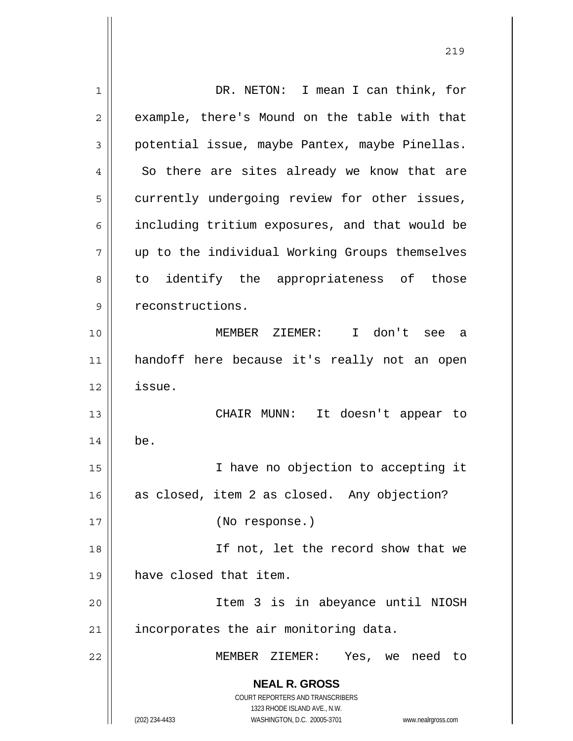DR. NETON: I mean I can think, for example, there's Mound on the table with that potential issue, maybe Pantex, maybe Pinellas. So there are sites already we know that are currently undergoing review for other issues, including tritium exposures, and that would be up to the individual Working Groups themselves to identify the appropriateness of those reconstructions.

MEMBER ZIEMER: I don't see a handoff here because it's really not an open issue.

CHAIR MUNN: It doesn't appear to be.

I have no objection to accepting it as closed, item 2 as closed. Any objection?

(No response.)

If not, let the record show that we have closed that item.

Item 3 is in abeyance until NIOSH incorporates the air monitoring data.

MEMBER ZIEMER: Yes, we need to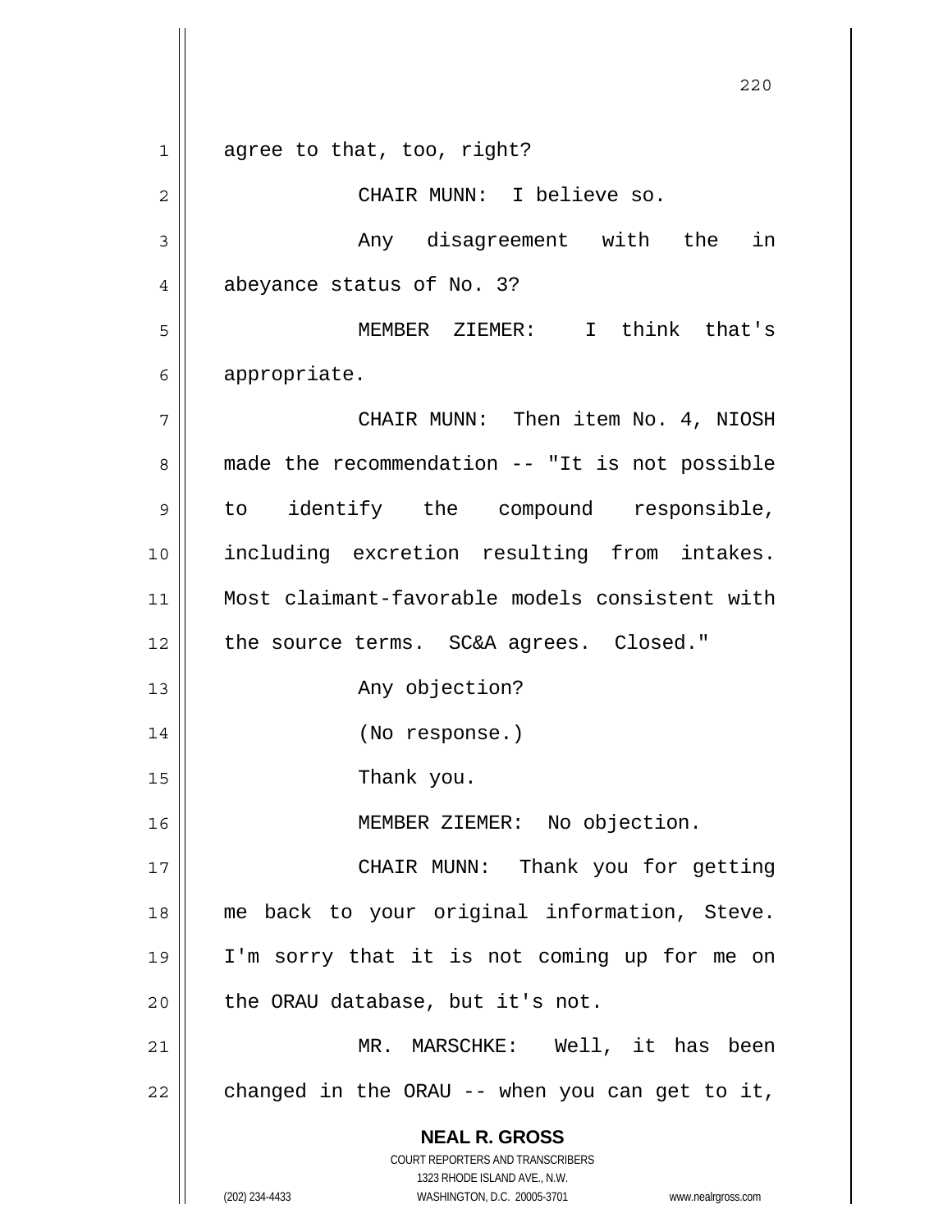agree to that, too, right?

CHAIR MUNN: I believe so.

Any disagreement with the in abeyance status of No. 3?

MEMBER ZIEMER: I think that's appropriate.

CHAIR MUNN: Then item No. 4, NIOSH made the recommendation -- "It is not possible to identify the compound responsible, including excretion resulting from intakes. Most claimant-favorable models consistent with the source terms. SC&A agrees. Closed."

Any objection?

(No response.)

Thank you.

MEMBER ZIEMER: No objection.

CHAIR MUNN: Thank you for getting me back to your original information, Steve. I'm sorry that it is not coming up for me on the ORAU database, but it's not.

MR. MARSCHKE: Well, it has been changed in the ORAU -- when you can get to it,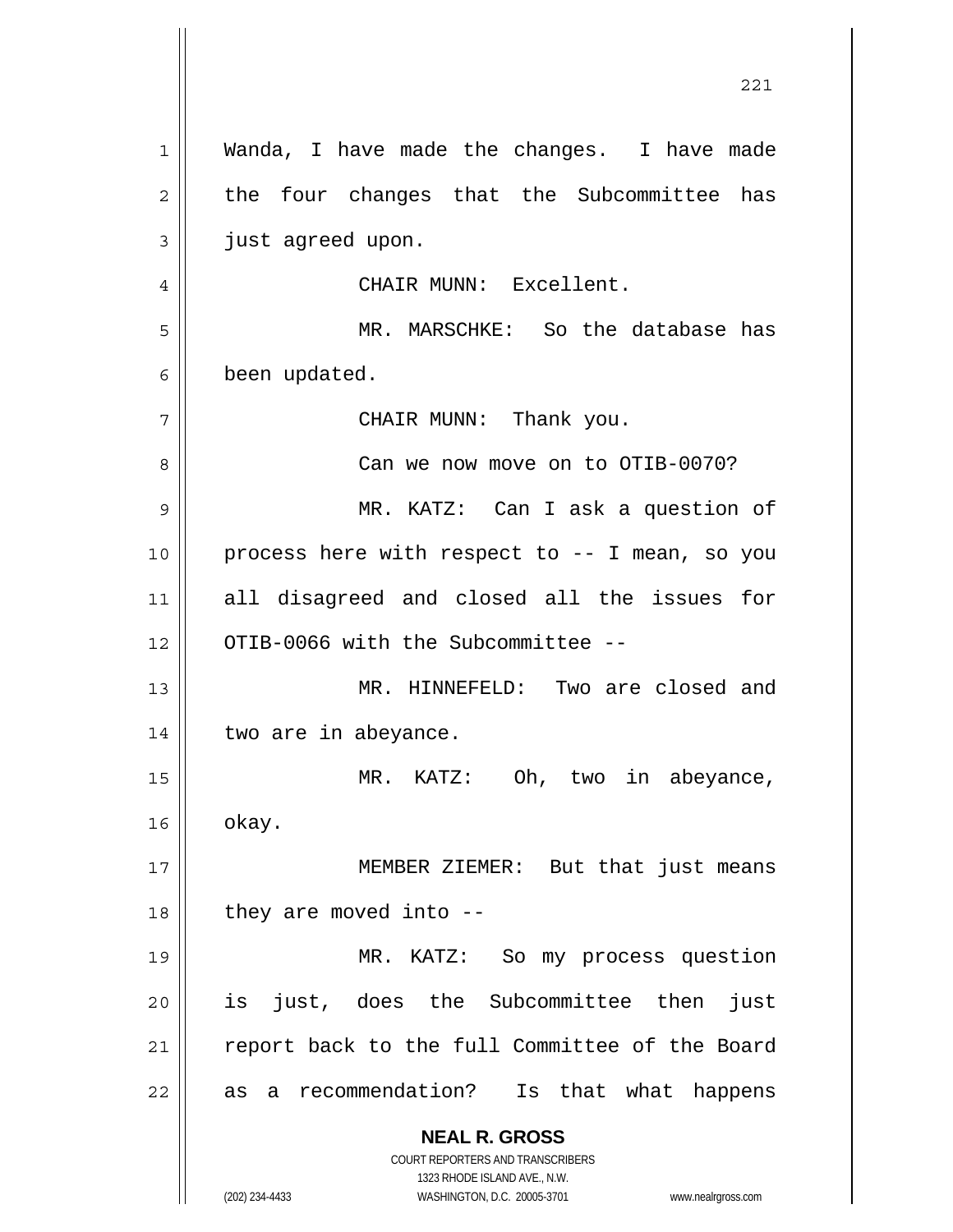Wanda, I have made the changes. I have made the four changes that the Subcommittee has just agreed upon.

CHAIR MUNN: Excellent.

MR. MARSCHKE: So the database has been updated.

CHAIR MUNN: Thank you.

Can we now move on to OTIB-0070?

MR. KATZ: Can I ask a question of process here with respect to -- I mean, so you all disagreed and closed all the issues for OTIB-0066 with the Subcommittee --

MR. HINNEFELD: Two are closed and two are in abeyance.

MR. KATZ: Oh, two in abeyance, okay.

MEMBER ZIEMER: But that just means they are moved into --

MR. KATZ: So my process question is just, does the Subcommittee then just report back to the full Committee of the Board as a recommendation? Is that what happens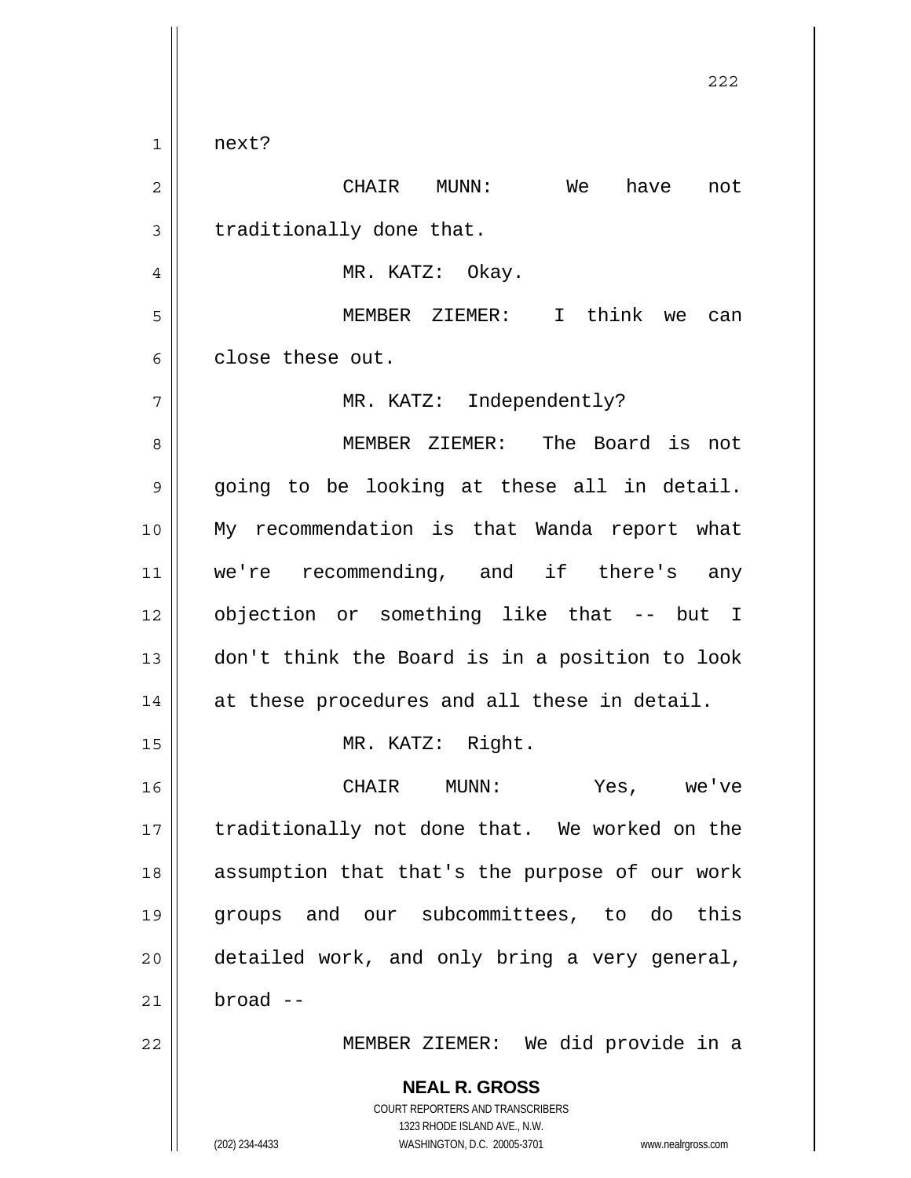next?

CHAIR MUNN: We have not traditionally done that.

MR. KATZ: Okay.

MEMBER ZIEMER: I think we can close these out.

MR. KATZ: Independently?

MEMBER ZIEMER: The Board is not going to be looking at these all in detail. My recommendation is that Wanda report what we're recommending, and if there's any objection or something like that -- but I don't think the Board is in a position to look at these procedures and all these in detail.

MR. KATZ: Right.

CHAIR MUNN: Yes, we've traditionally not done that. We worked on the assumption that that's the purpose of our work groups and our subcommittees, to do this detailed work, and only bring a very general, broad --

MEMBER ZIEMER: We did provide in a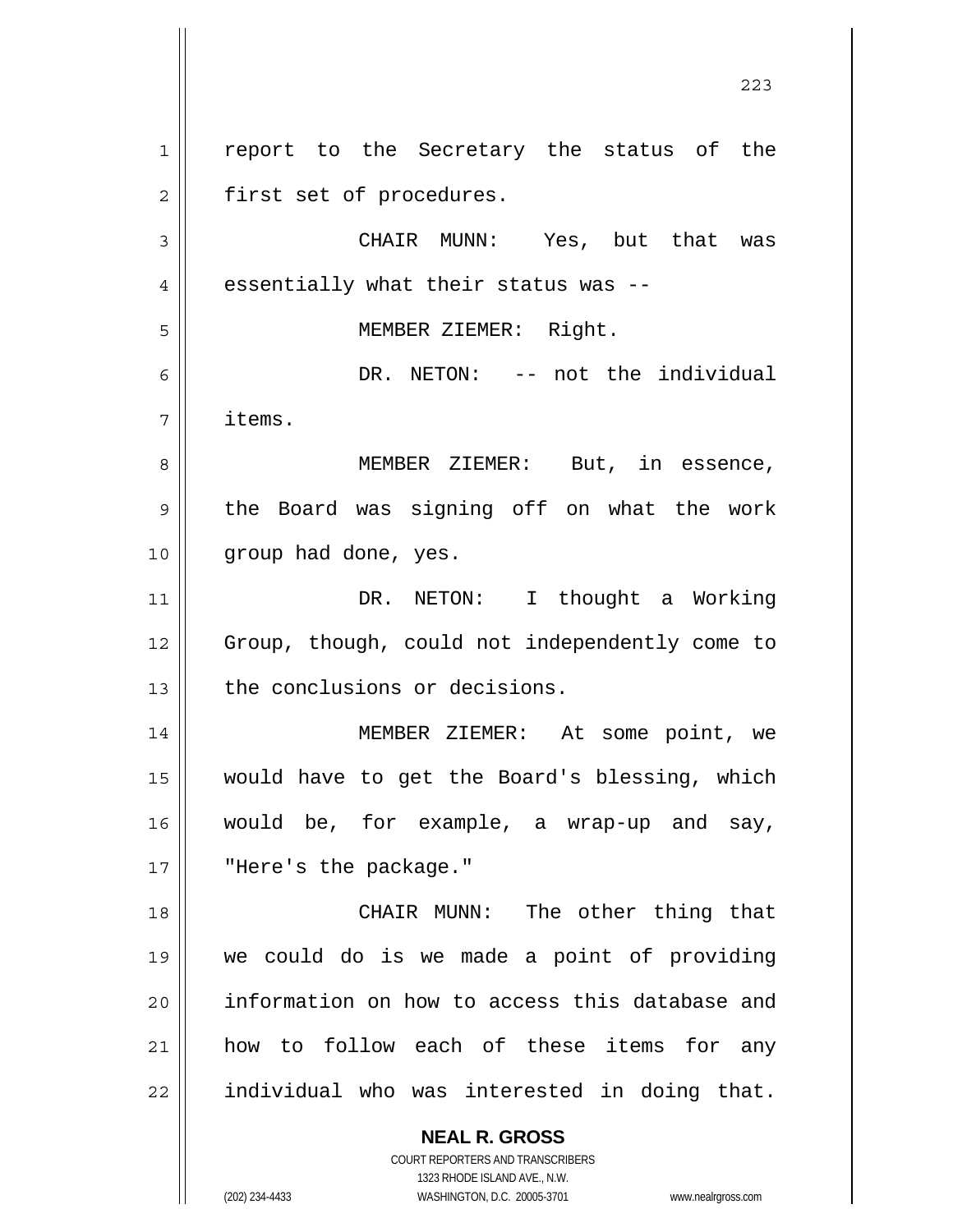report to the Secretary the status of the first set of procedures.

CHAIR MUNN: Yes, but that was essentially what their status was --

MEMBER ZIEMER: Right.

DR. NETON: -- not the individual items.

MEMBER ZIEMER: But, in essence, the Board was signing off on what the work group had done, yes.

DR. NETON: I thought a Working Group, though, could not independently come to the conclusions or decisions.

MEMBER ZIEMER: At some point, we would have to get the Board's blessing, which would be, for example, a wrap-up and say, "Here's the package."

CHAIR MUNN: The other thing that we could do is we made a point of providing information on how to access this database and how to follow each of these items for any individual who was interested in doing that.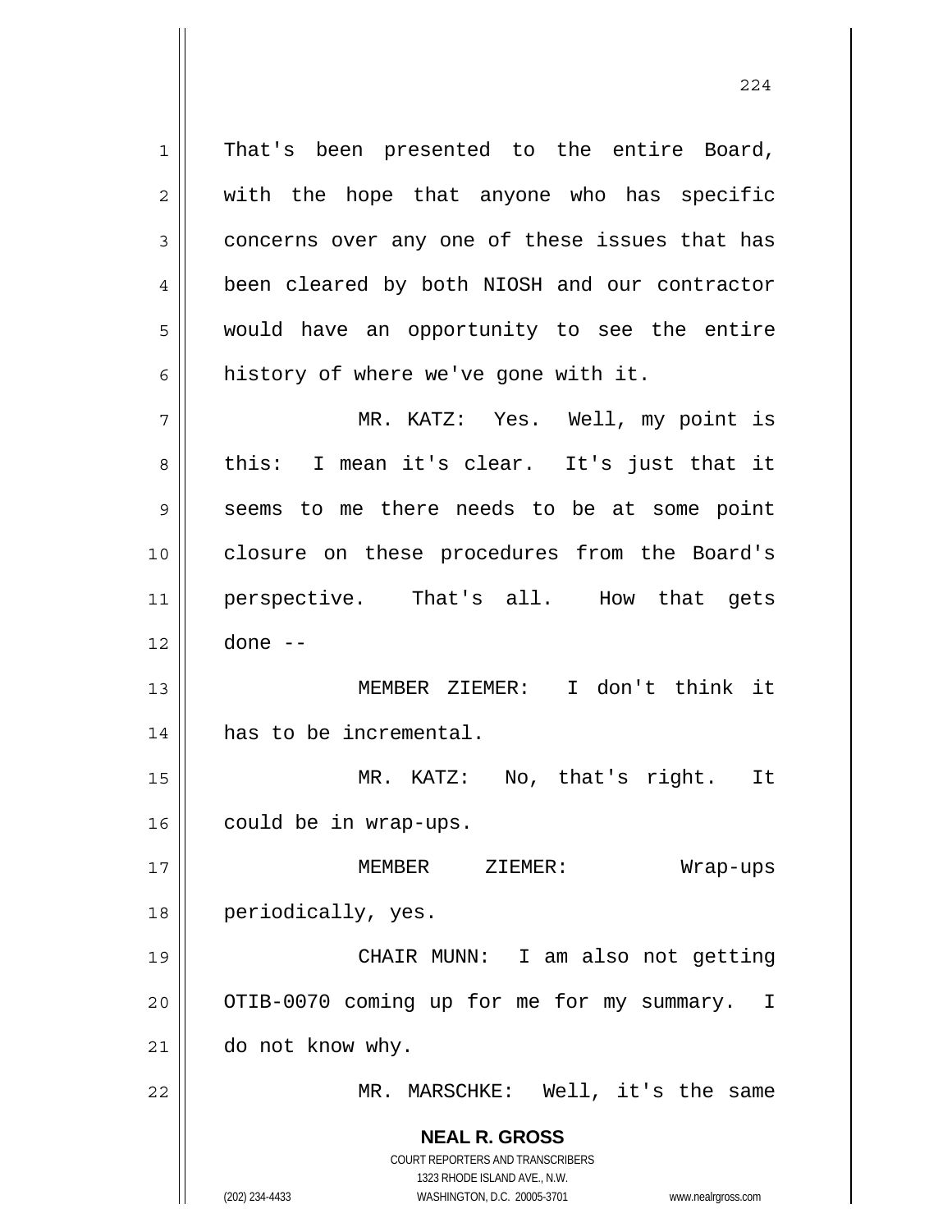That's been presented to the entire Board, with the hope that anyone who has specific concerns over any one of these issues that has been cleared by both NIOSH and our contractor would have an opportunity to see the entire history of where we've gone with it.

MR. KATZ: Yes. Well, my point is this: I mean it's clear. It's just that it seems to me there needs to be at some point closure on these procedures from the Board's perspective. That's all. How that gets done --

MEMBER ZIEMER: I don't think it has to be incremental.

MR. KATZ: No, that's right. It could be in wrap-ups.

MEMBER ZIEMER: Wrap-ups periodically, yes.

CHAIR MUNN: I am also not getting OTIB-0070 coming up for me for my summary. I do not know why.

MR. MARSCHKE: Well, it's the same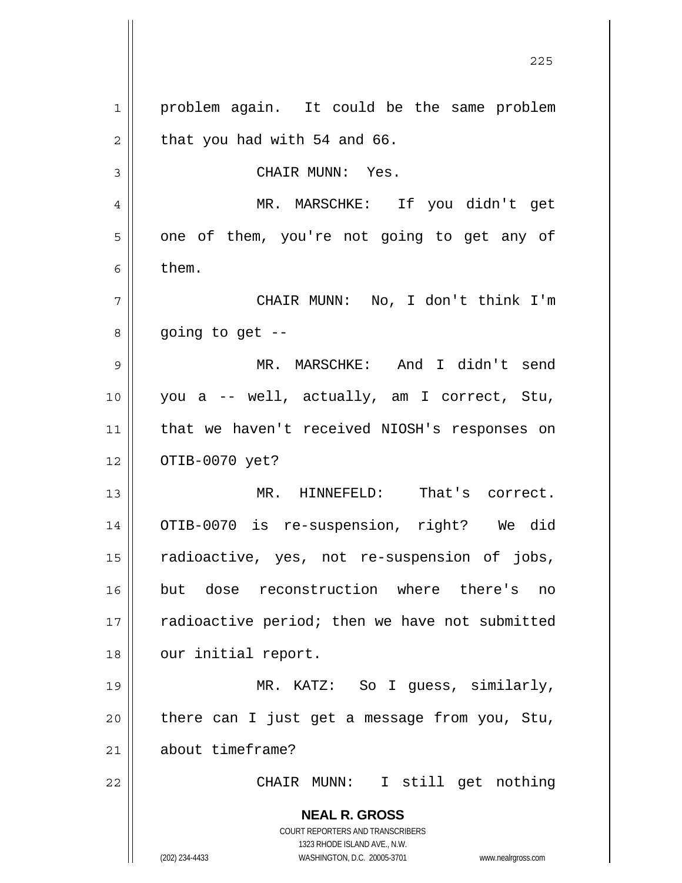problem again. It could be the same problem that you had with 54 and 66.

CHAIR MUNN: Yes.

MR. MARSCHKE: If you didn't get one of them, you're not going to get any of them.

CHAIR MUNN: No, I don't think I'm going to get --

MR. MARSCHKE: And I didn't send you a -- well, actually, am I correct, Stu, that we haven't received NIOSH's responses on OTIB-0070 yet?

MR. HINNEFELD: That's correct. OTIB-0070 is re-suspension, right? We did radioactive, yes, not re-suspension of jobs, but dose reconstruction where there's no radioactive period; then we have not submitted our initial report.

MR. KATZ: So I guess, similarly, there can I just get a message from you, Stu, about timeframe?

CHAIR MUNN: I still get nothing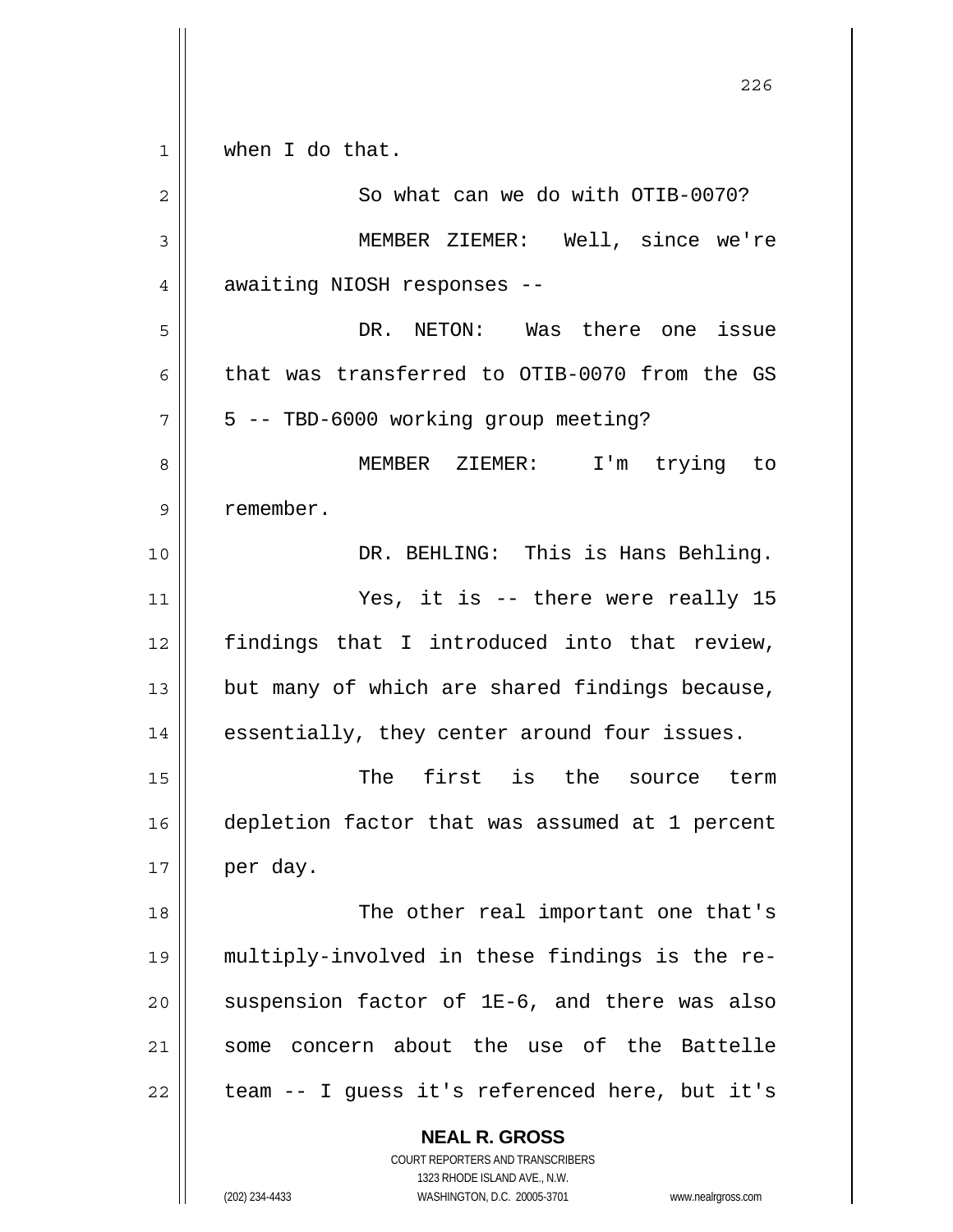when I do that.

So what can we do with OTIB-0070?

MEMBER ZIEMER: Well, since we're awaiting NIOSH responses --

DR. NETON: Was there one issue that was transferred to OTIB-0070 from the GS 5 -- TBD-6000 working group meeting?

MEMBER ZIEMER: I'm trying to remember.

DR. BEHLING: This is Hans Behling.

Yes, it is -- there were really 15 findings that I introduced into that review, but many of which are shared findings because, essentially, they center around four issues.

The first is the source term depletion factor that was assumed at 1 percent per day.

The other real important one that's multiply-involved in these findings is the re-suspension factor of 1E-6, and there was also some concern about the use of the Battelle team -- I guess it's referenced here, but it's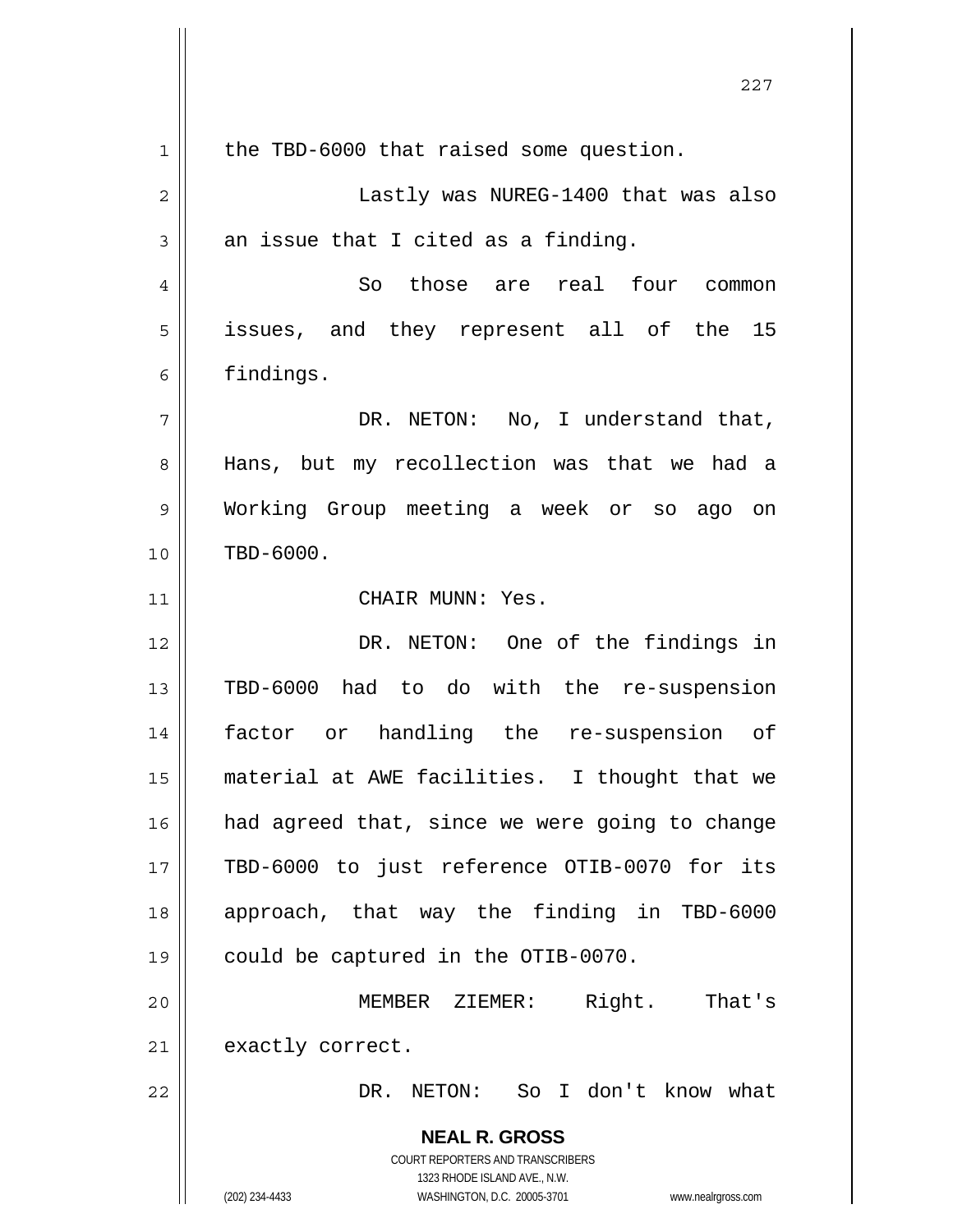the TBD-6000 that raised some question.

Lastly was NUREG-1400 that was also an issue that I cited as a finding.

So those are real four common issues, and they represent all of the 15 findings.

DR. NETON: No, I understand that, Hans, but my recollection was that we had a Working Group meeting a week or so ago on TBD-6000.

CHAIR MUNN: Yes.

DR. NETON: One of the findings in TBD-6000 had to do with the re-suspension factor or handling the re-suspension of material at AWE facilities. I thought that we had agreed that, since we were going to change TBD-6000 to just reference OTIB-0070 for its approach, that way the finding in TBD-6000 could be captured in the OTIB-0070.

MEMBER ZIEMER: Right. That's exactly correct.

DR. NETON: So I don't know what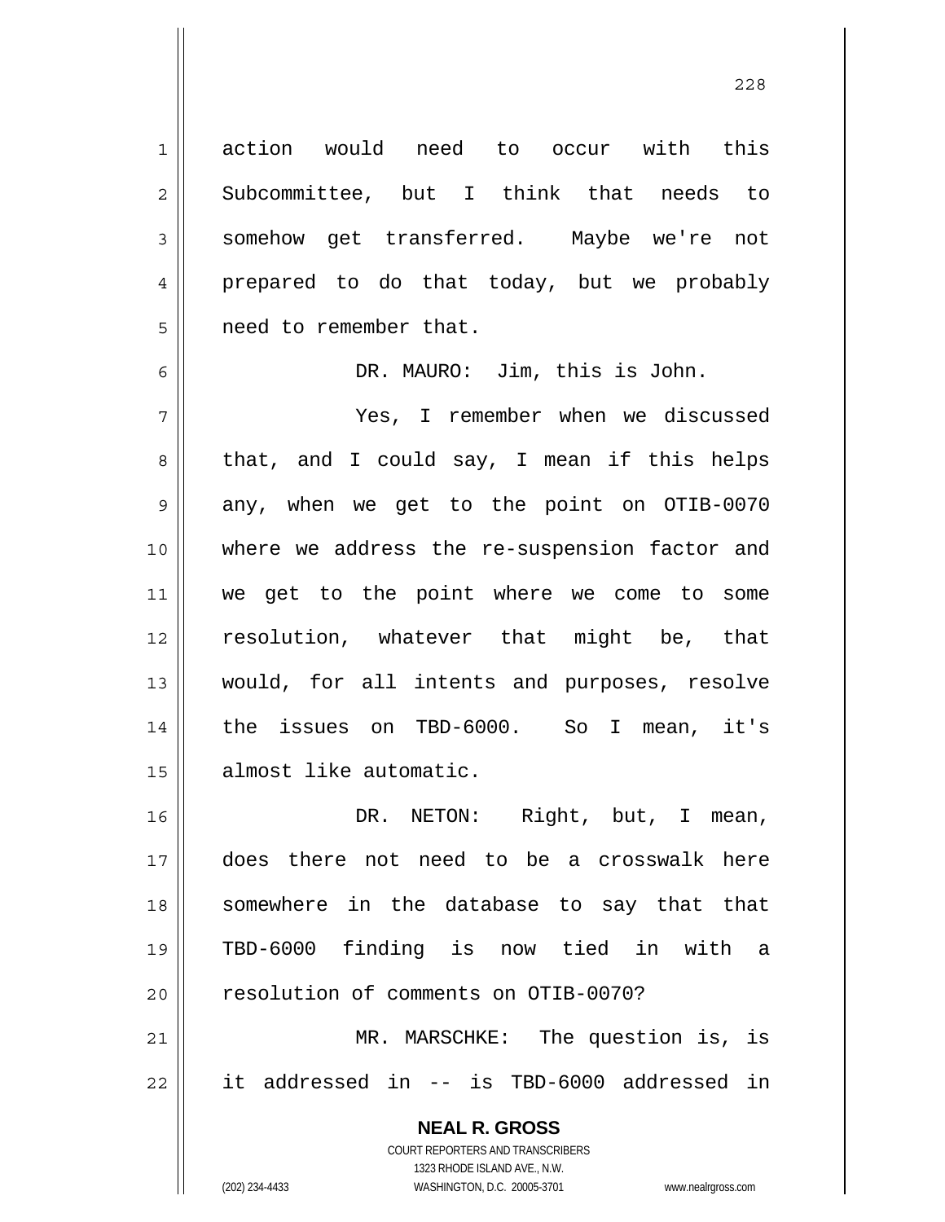action would need to occur with this Subcommittee, but I think that needs to somehow get transferred. Maybe we're not prepared to do that today, but we probably need to remember that.

DR. MAURO: Jim, this is John.

Yes, I remember when we discussed that, and I could say, I mean if this helps any, when we get to the point on OTIB-0070 where we address the re-suspension factor and we get to the point where we come to some resolution, whatever that might be, that would, for all intents and purposes, resolve the issues on TBD-6000. So I mean, it's almost like automatic.

DR. NETON: Right, but, I mean, does there not need to be a crosswalk here somewhere in the database to say that that TBD-6000 finding is now tied in with a resolution of comments on OTIB-0070?

MR. MARSCHKE: The question is, is it addressed in -- is TBD-6000 addressed in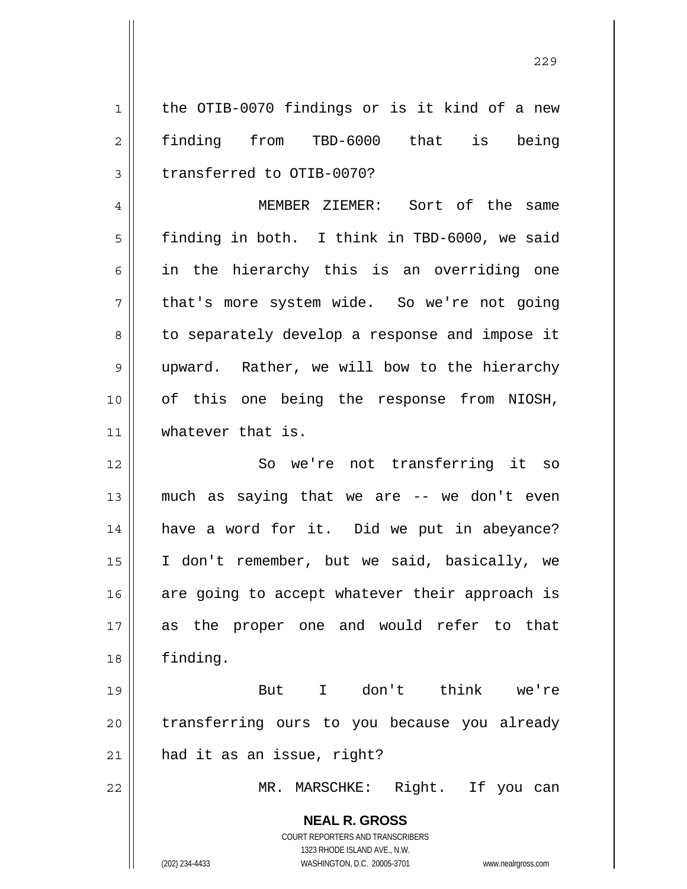the OTIB-0070 findings or is it kind of a new finding from TBD-6000 that is being transferred to OTIB-0070?

MEMBER ZIEMER: Sort of the same finding in both. I think in TBD-6000, we said in the hierarchy this is an overriding one that's more system wide. So we're not going to separately develop a response and impose it upward. Rather, we will bow to the hierarchy of this one being the response from NIOSH, whatever that is.

So we're not transferring it so much as saying that we are -- we don't even have a word for it. Did we put in abeyance? I don't remember, but we said, basically, we are going to accept whatever their approach is as the proper one and would refer to that finding.

But I don't think we're transferring ours to you because you already had it as an issue, right?

MR. MARSCHKE: Right. If you can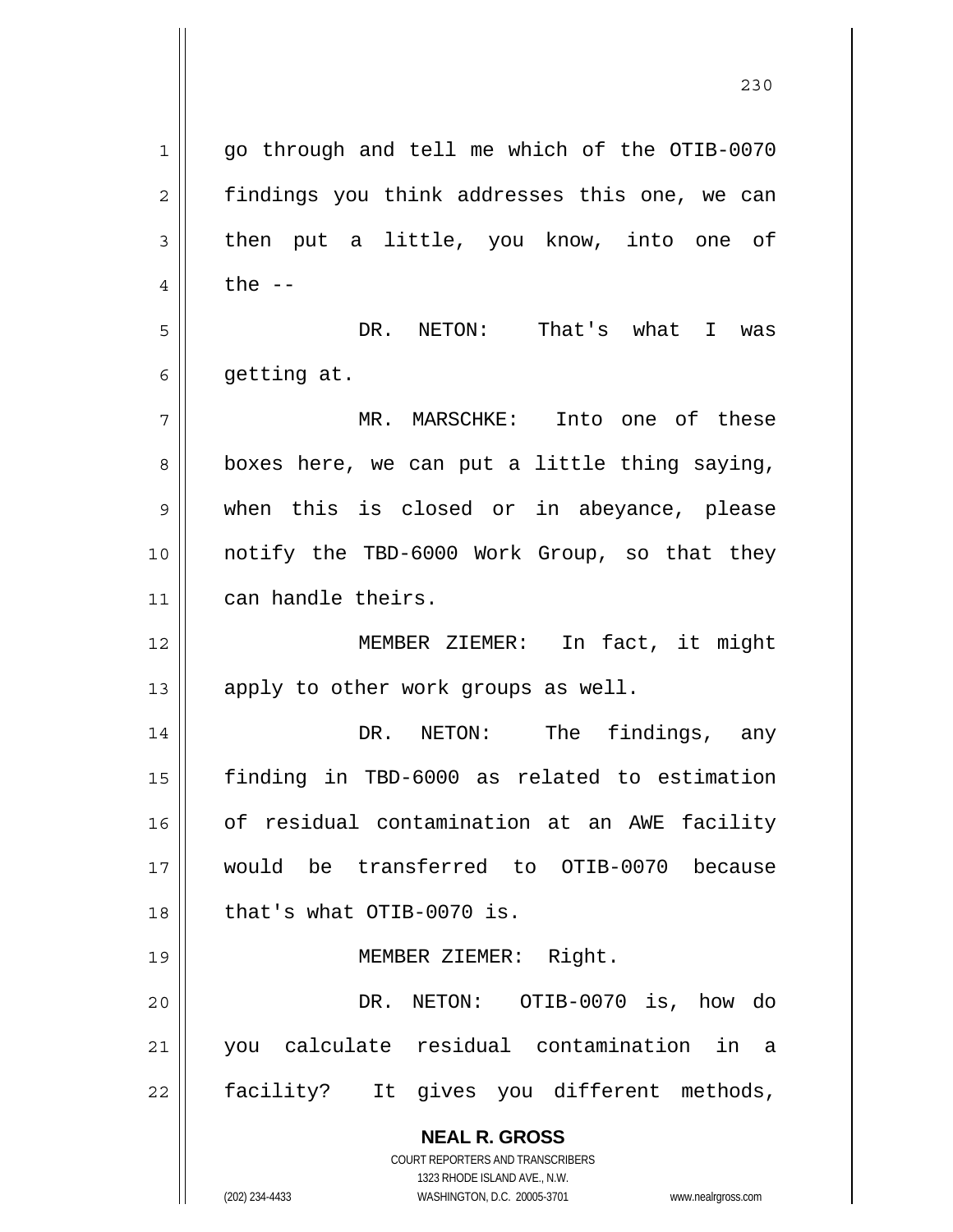go through and tell me which of the OTIB-0070 findings you think addresses this one, we can then put a little, you know, into one of the --

DR. NETON: That's what I was getting at.

MR. MARSCHKE: Into one of these boxes here, we can put a little thing saying, when this is closed or in abeyance, please notify the TBD-6000 Work Group, so that they can handle theirs.

MEMBER ZIEMER: In fact, it might apply to other work groups as well.

DR. NETON: The findings, any finding in TBD-6000 as related to estimation of residual contamination at an AWE facility would be transferred to OTIB-0070 because that's what OTIB-0070 is.

MEMBER ZIEMER: Right.

DR. NETON: OTIB-0070 is, how do you calculate residual contamination in a facility? It gives you different methods,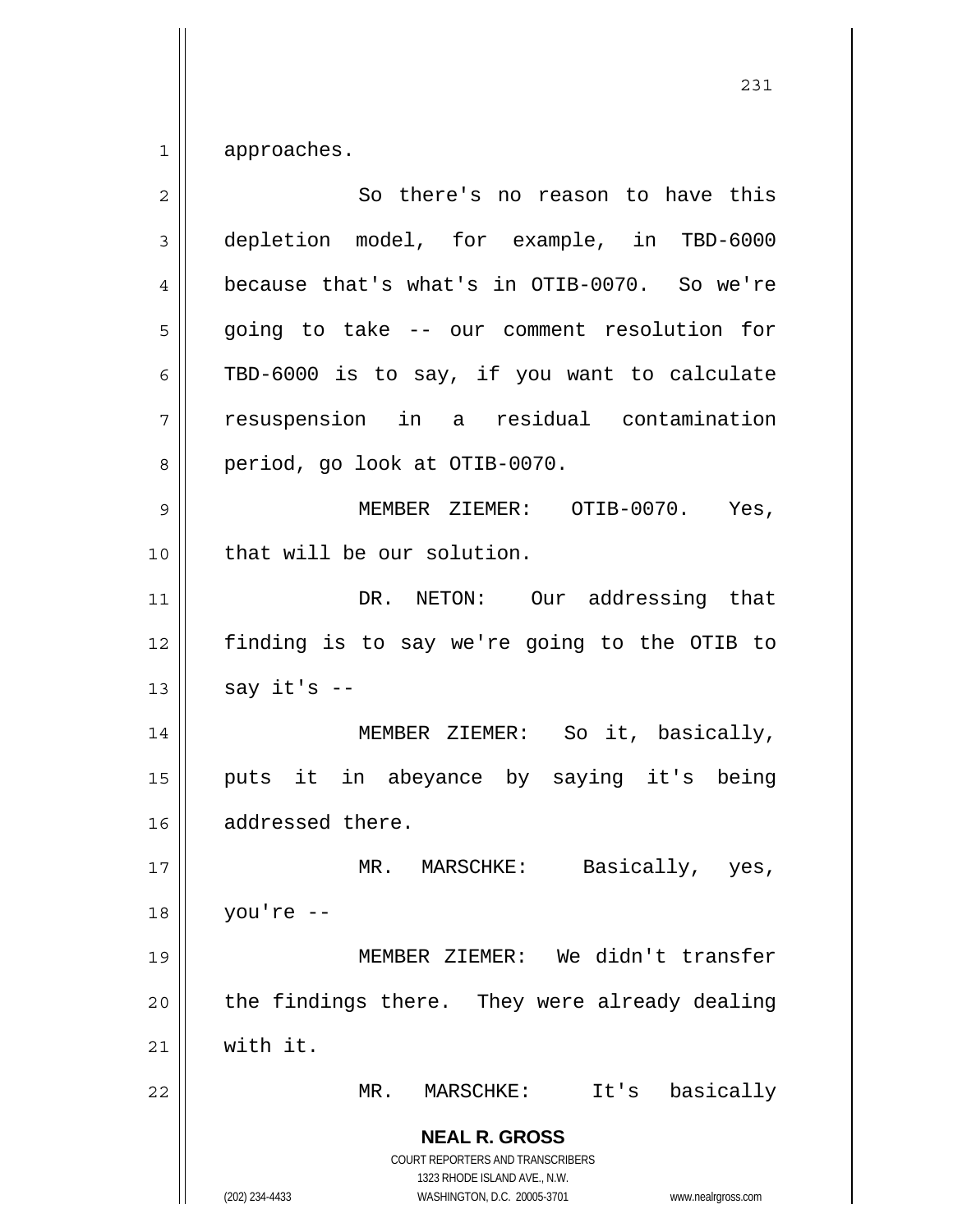approaches.

So there's no reason to have this depletion model, for example, in TBD-6000 because that's what's in OTIB-0070. So we're going to take -- our comment resolution for TBD-6000 is to say, if you want to calculate resuspension in a residual contamination period, go look at OTIB-0070.

MEMBER ZIEMER: OTIB-0070. Yes, that will be our solution.

DR. NETON: Our addressing that finding is to say we're going to the OTIB to say it's --

MEMBER ZIEMER: So it, basically, puts it in abeyance by saying it's being addressed there.

MR. MARSCHKE: Basically, yes, you're --

MEMBER ZIEMER: We didn't transfer the findings there. They were already dealing with it.

MR. MARSCHKE: It's basically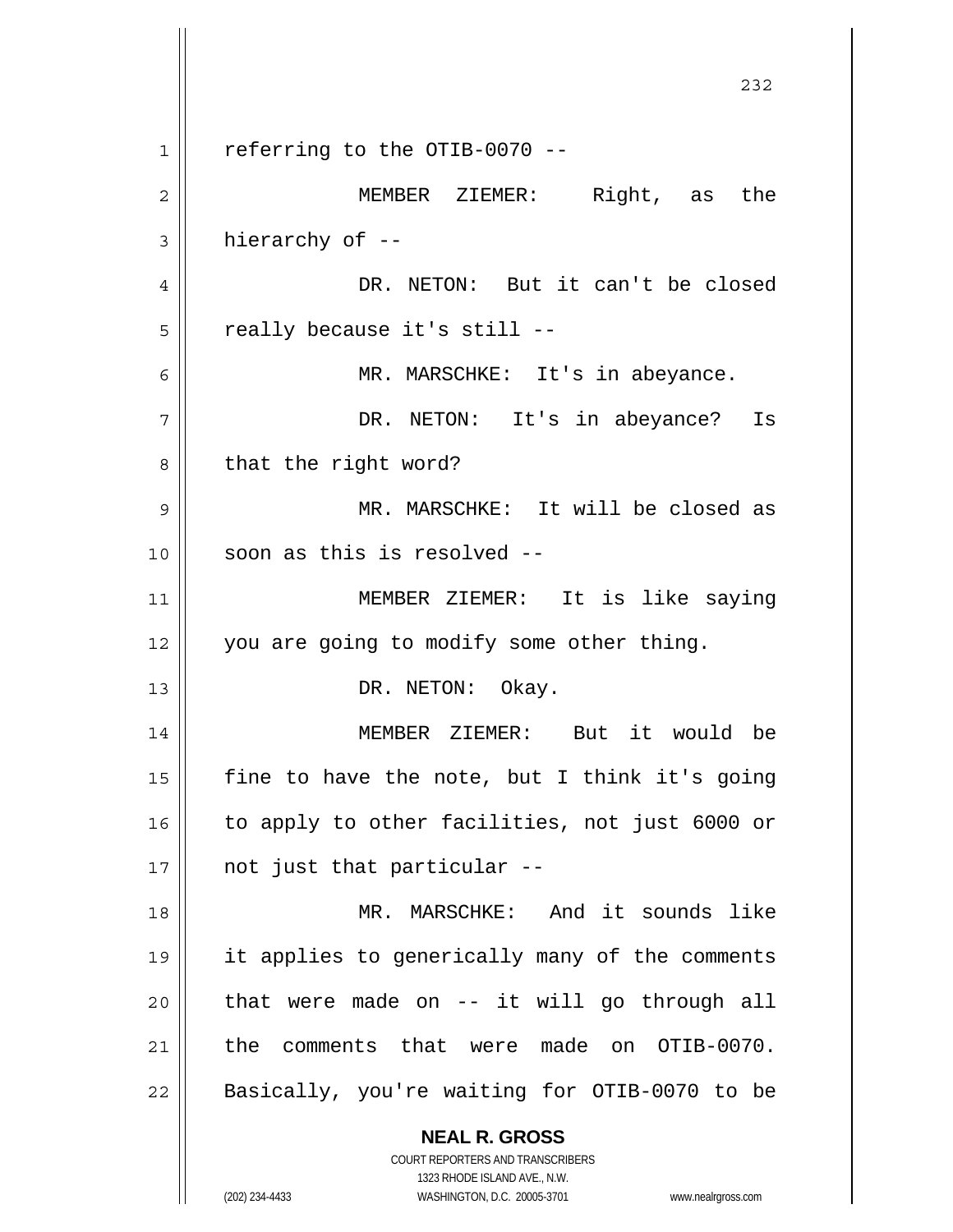referring to the OTIB-0070 --

MEMBER ZIEMER: Right, as the hierarchy of --

DR. NETON: But it can't be closed really because it's still --

MR. MARSCHKE: It's in abeyance.

DR. NETON: It's in abeyance? Is that the right word?

MR. MARSCHKE: It will be closed as soon as this is resolved --

MEMBER ZIEMER: It is like saying you are going to modify some other thing.

DR. NETON: Okay.

MEMBER ZIEMER: But it would be fine to have the note, but I think it's going to apply to other facilities, not just 6000 or not just that particular --

MR. MARSCHKE: And it sounds like it applies to generically many of the comments that were made on -- it will go through all the comments that were made on OTIB-0070. Basically, you're waiting for OTIB-0070 to be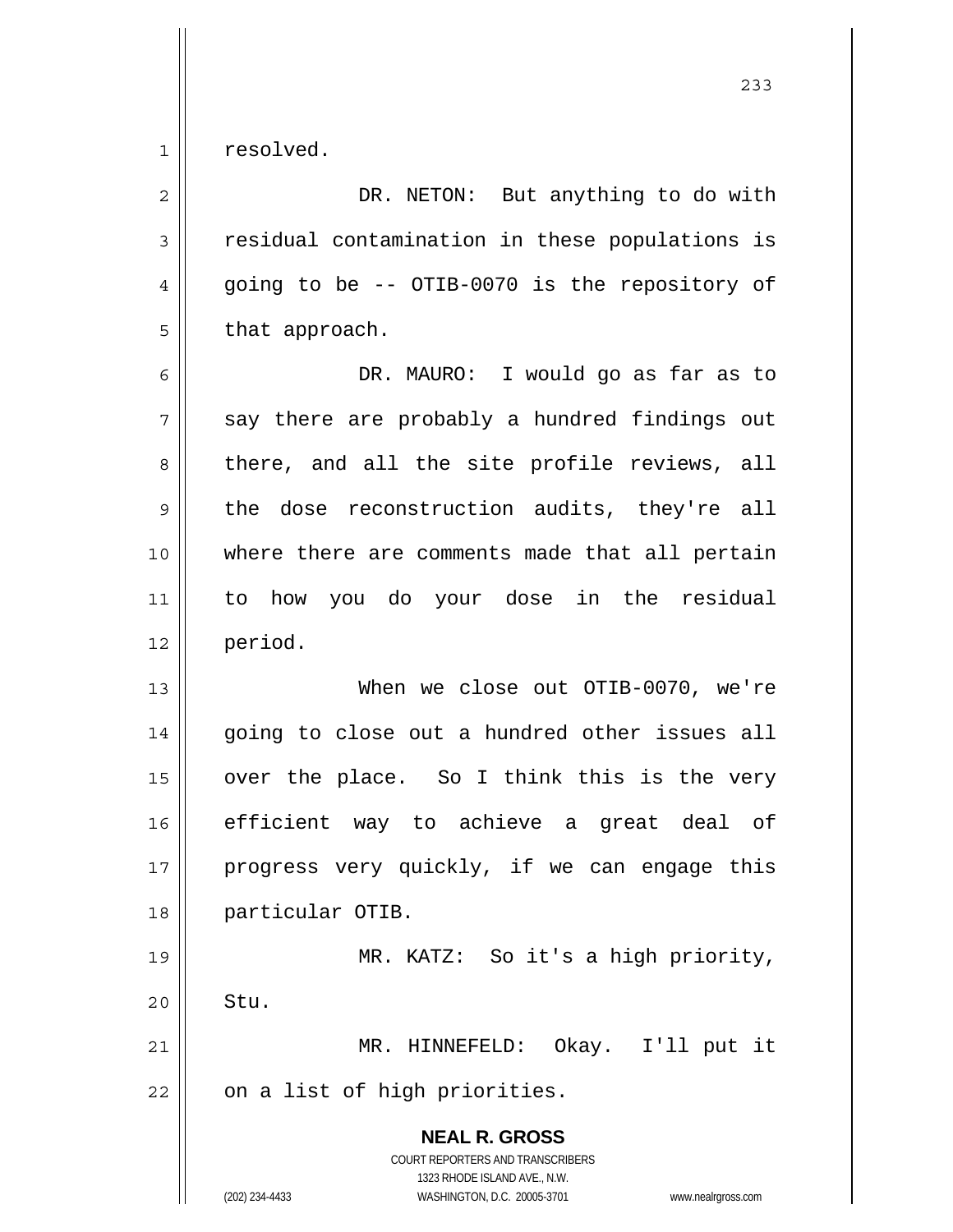resolved.

DR. NETON: But anything to do with residual contamination in these populations is going to be -- OTIB-0070 is the repository of that approach.

DR. MAURO: I would go as far as to say there are probably a hundred findings out there, and all the site profile reviews, all the dose reconstruction audits, they're all where there are comments made that all pertain to how you do your dose in the residual period.

When we close out OTIB-0070, we're going to close out a hundred other issues all over the place. So I think this is the very efficient way to achieve a great deal of progress very quickly, if we can engage this particular OTIB.

MR. KATZ: So it's a high priority, Stu.

MR. HINNEFELD: Okay. I'll put it on a list of high priorities.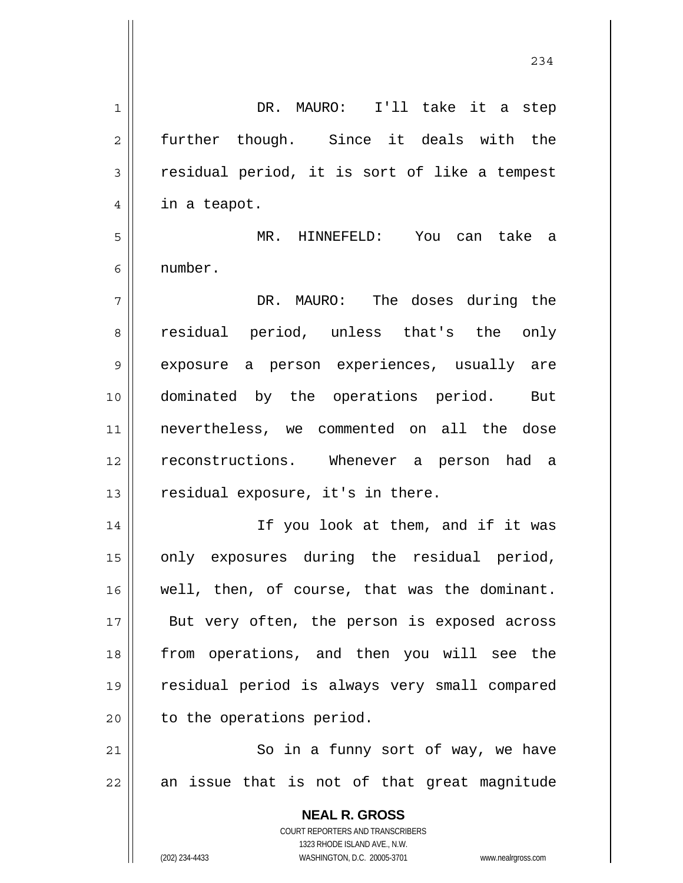DR. MAURO: I'll take it a step further though. Since it deals with the residual period, it is sort of like a tempest in a teapot.

MR. HINNEFELD: You can take a number.

DR. MAURO: The doses during the residual period, unless that's the only exposure a person experiences, usually are dominated by the operations period. But nevertheless, we commented on all the dose reconstructions. Whenever a person had a residual exposure, it's in there.

If you look at them, and if it was only exposures during the residual period, well, then, of course, that was the dominant. But very often, the person is exposed across from operations, and then you will see the residual period is always very small compared to the operations period.

So in a funny sort of way, we have an issue that is not of that great magnitude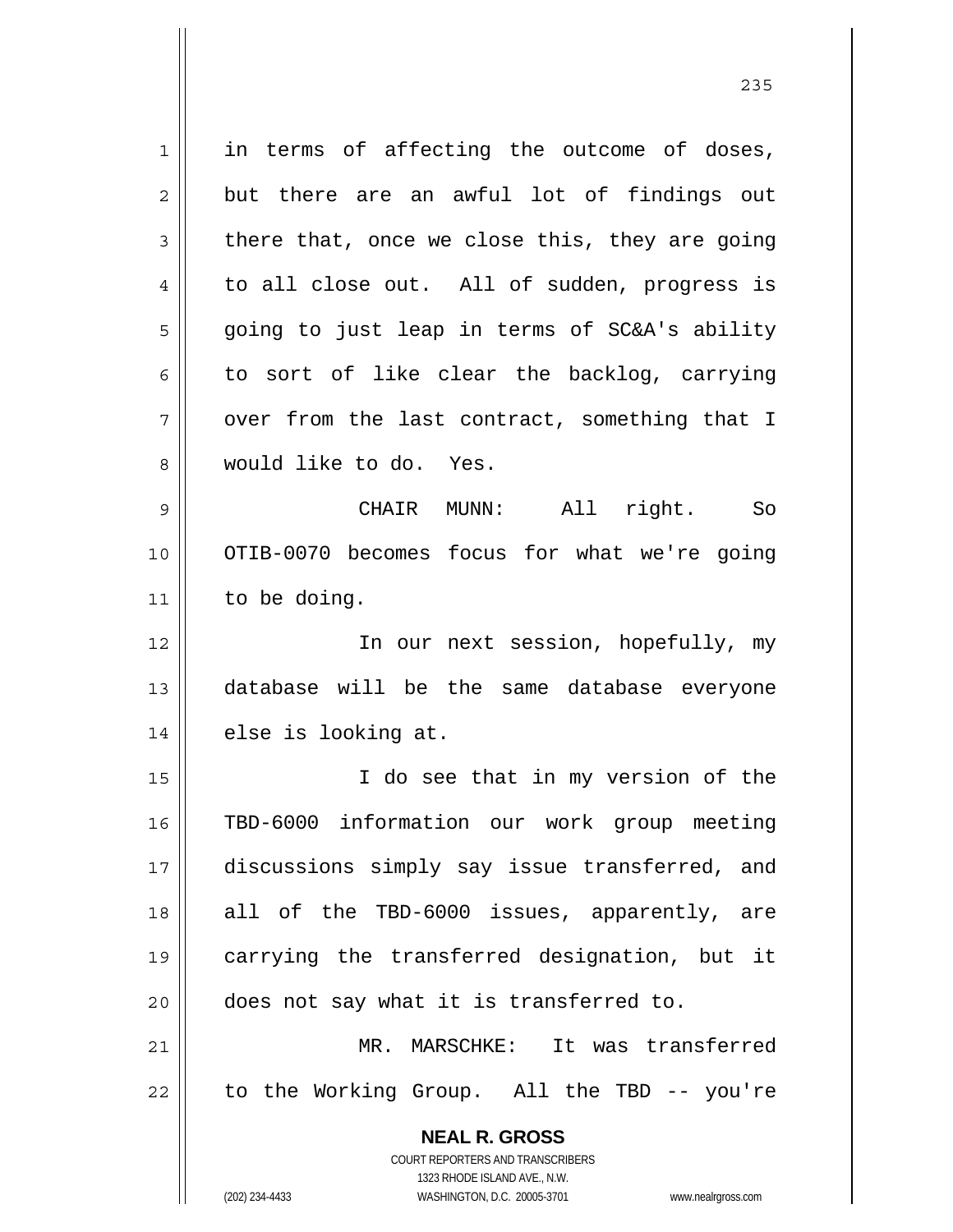in terms of affecting the outcome of doses, but there are an awful lot of findings out there that, once we close this, they are going to all close out. All of sudden, progress is going to just leap in terms of SC&A's ability to sort of like clear the backlog, carrying over from the last contract, something that I would like to do. Yes.

CHAIR MUNN: All right. So OTIB-0070 becomes focus for what we're going to be doing.

In our next session, hopefully, my database will be the same database everyone else is looking at.

I do see that in my version of the TBD-6000 information our work group meeting discussions simply say issue transferred, and all of the TBD-6000 issues, apparently, are carrying the transferred designation, but it does not say what it is transferred to.

MR. MARSCHKE: It was transferred to the Working Group. All the TBD -- you're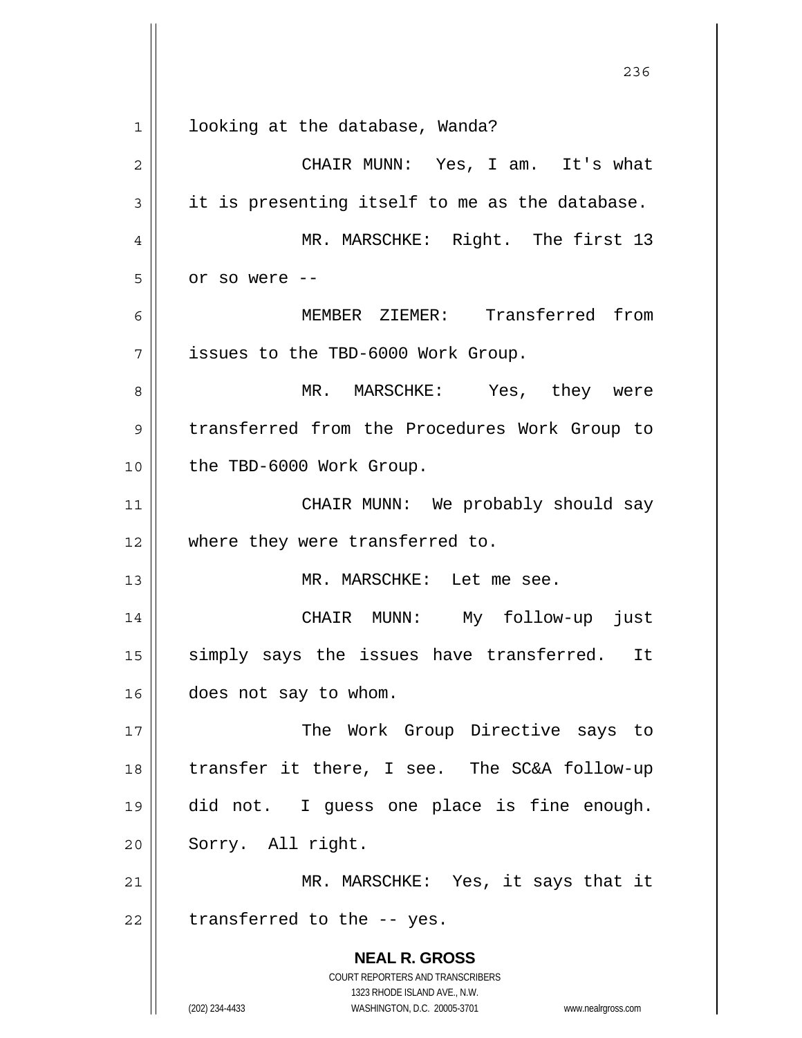looking at the database, Wanda?

CHAIR MUNN: Yes, I am. It's what it is presenting itself to me as the database.

MR. MARSCHKE: Right. The first 13 or so were --

MEMBER ZIEMER: Transferred from issues to the TBD-6000 Work Group.

MR. MARSCHKE: Yes, they were transferred from the Procedures Work Group to the TBD-6000 Work Group.

CHAIR MUNN: We probably should say where they were transferred to.

MR. MARSCHKE: Let me see.

CHAIR MUNN: My follow-up just simply says the issues have transferred. It does not say to whom.

The Work Group Directive says to transfer it there, I see. The SC&A follow-up did not. I guess one place is fine enough. Sorry. All right.

MR. MARSCHKE: Yes, it says that it transferred to the -- yes.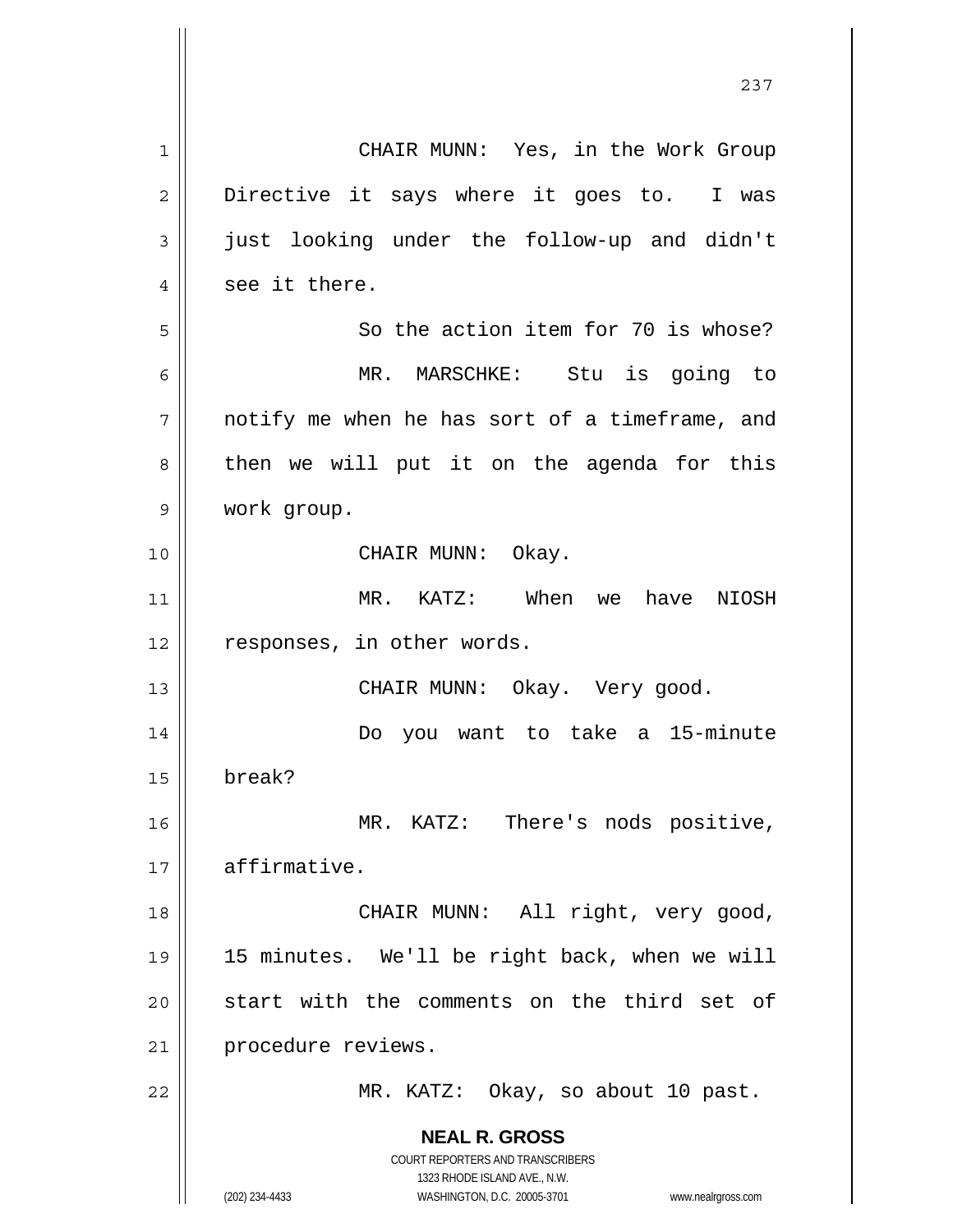CHAIR MUNN: Yes, in the Work Group Directive it says where it goes to. I was just looking under the follow-up and didn't see it there.

So the action item for 70 is whose?

MR. MARSCHKE: Stu is going to notify me when he has sort of a timeframe, and then we will put it on the agenda for this work group.

CHAIR MUNN: Okay.

MR. KATZ: When we have NIOSH responses, in other words.

CHAIR MUNN: Okay. Very good.

Do you want to take a 15-minute break?

MR. KATZ: There's nods positive, affirmative.

CHAIR MUNN: All right, very good, 15 minutes. We'll be right back, when we will start with the comments on the third set of procedure reviews.

MR. KATZ: Okay, so about 10 past.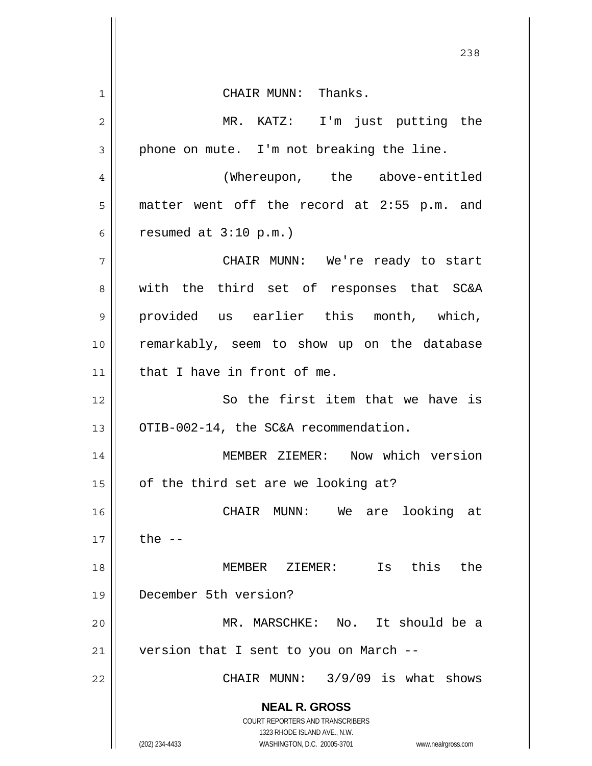CHAIR MUNN: Thanks.

MR. KATZ: I'm just putting the phone on mute. I'm not breaking the line.

(Whereupon, the above-entitled matter went off the record at 2:55 p.m. and resumed at 3:10 p.m.)

CHAIR MUNN: We're ready to start with the third set of responses that SC&A provided us earlier this month, which, remarkably, seem to show up on the database that I have in front of me.

So the first item that we have is OTIB-002-14, the SC&A recommendation.

MEMBER ZIEMER: Now which version of the third set are we looking at?

CHAIR MUNN: We are looking at the --

MEMBER ZIEMER: Is this the December 5th version?

MR. MARSCHKE: No. It should be a version that I sent to you on March --

CHAIR MUNN: 3/9/09 is what shows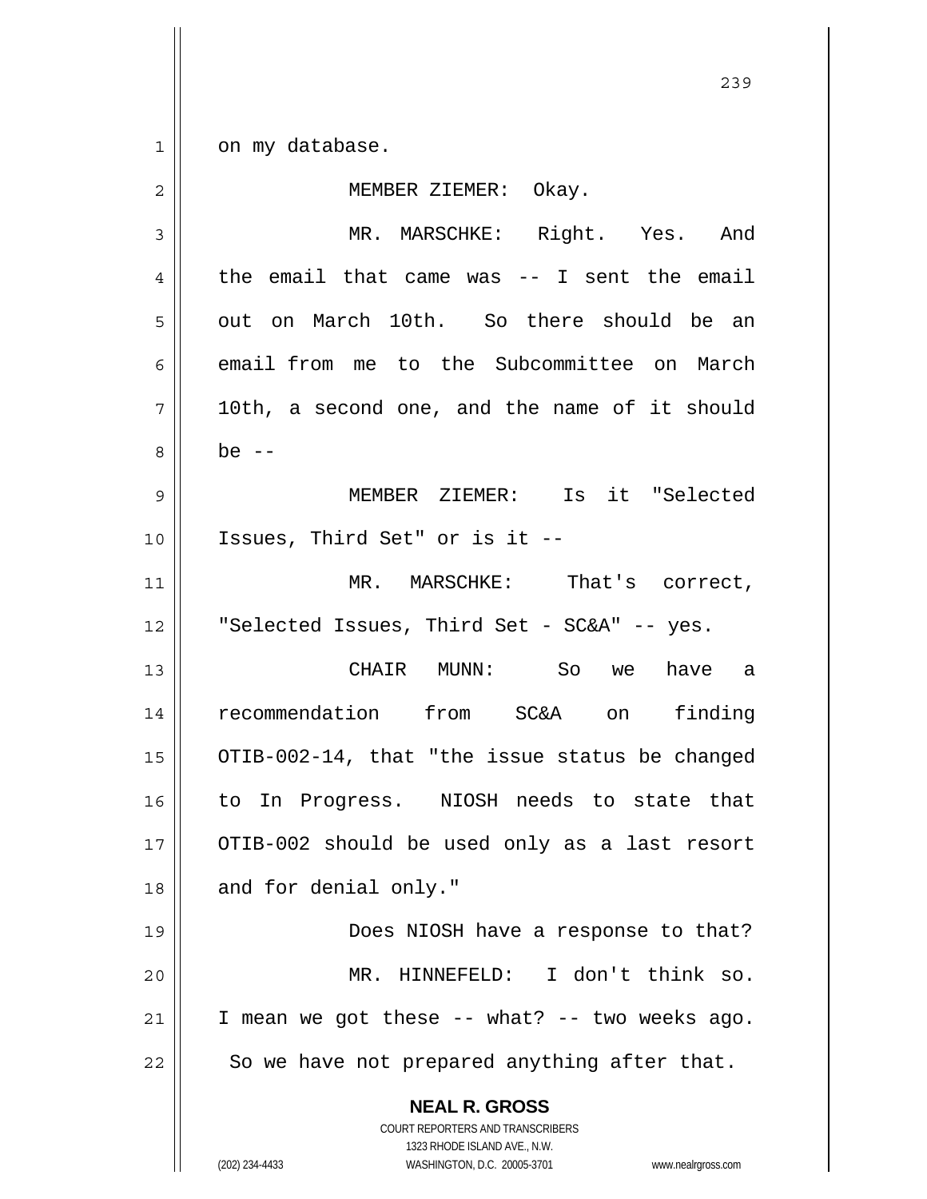on my database.

MEMBER ZIEMER: Okay.

MR. MARSCHKE: Right. Yes. And the email that came was -- I sent the email out on March 10th. So there should be an email from me to the Subcommittee on March 10th, a second one, and the name of it should be --

MEMBER ZIEMER: Is it "Selected Issues, Third Set" or is it --

MR. MARSCHKE: That's correct, "Selected Issues, Third Set - SC&A" -- yes.

CHAIR MUNN: So we have a recommendation from SC&A on finding OTIB-002-14, that "the issue status be changed to In Progress. NIOSH needs to state that OTIB-002 should be used only as a last resort and for denial only."

Does NIOSH have a response to that?

MR. HINNEFELD: I don't think so. I mean we got these -- what? -- two weeks ago. So we have not prepared anything after that.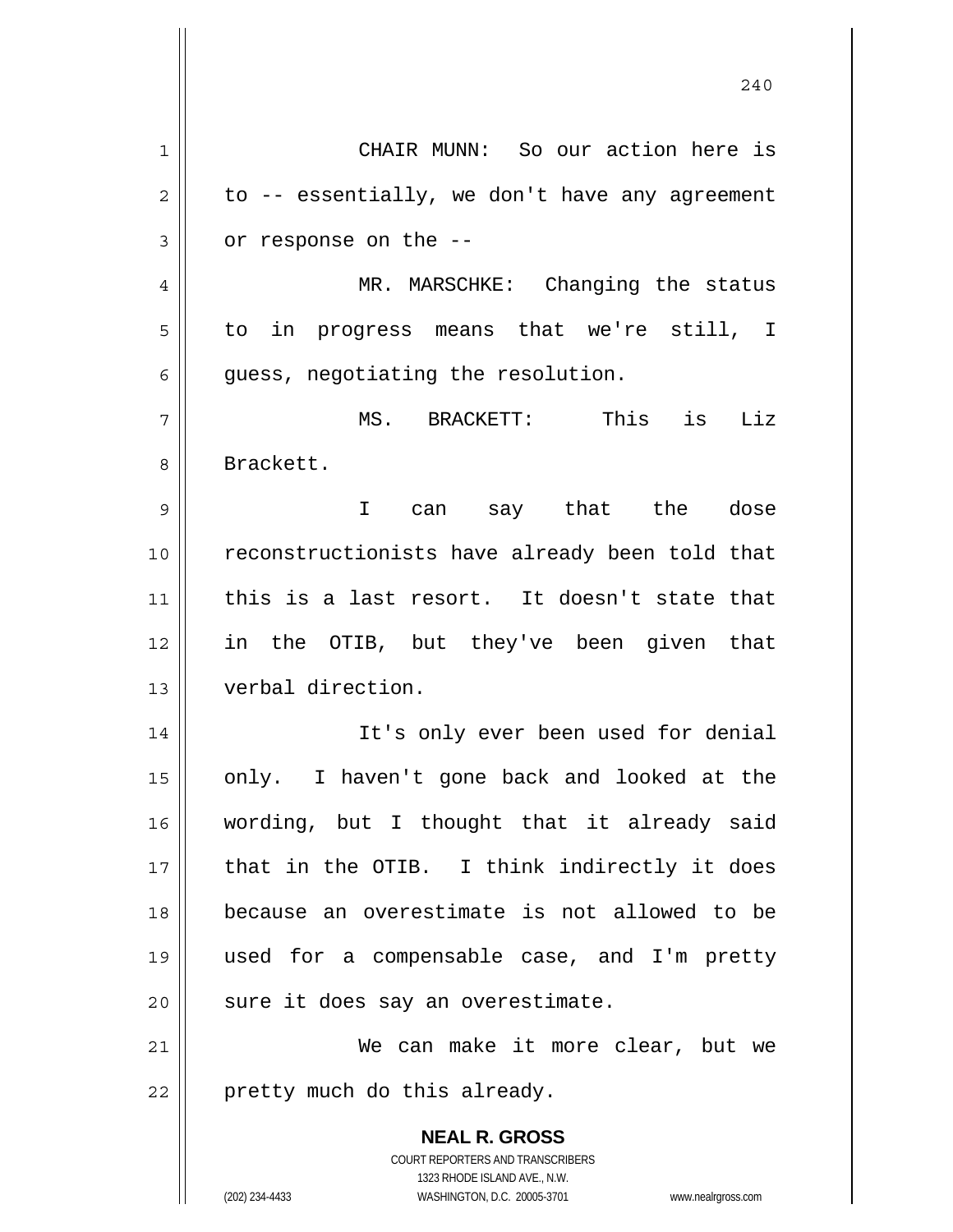CHAIR MUNN: So our action here is to -- essentially, we don't have any agreement or response on the --

MR. MARSCHKE: Changing the status to in progress means that we're still, I guess, negotiating the resolution.

MS. BRACKETT: This is Liz Brackett.

I can say that the dose reconstructionists have already been told that this is a last resort. It doesn't state that in the OTIB, but they've been given that verbal direction.

It's only ever been used for denial only. I haven't gone back and looked at the wording, but I thought that it already said that in the OTIB. I think indirectly it does because an overestimate is not allowed to be used for a compensable case, and I'm pretty sure it does say an overestimate.

We can make it more clear, but we pretty much do this already.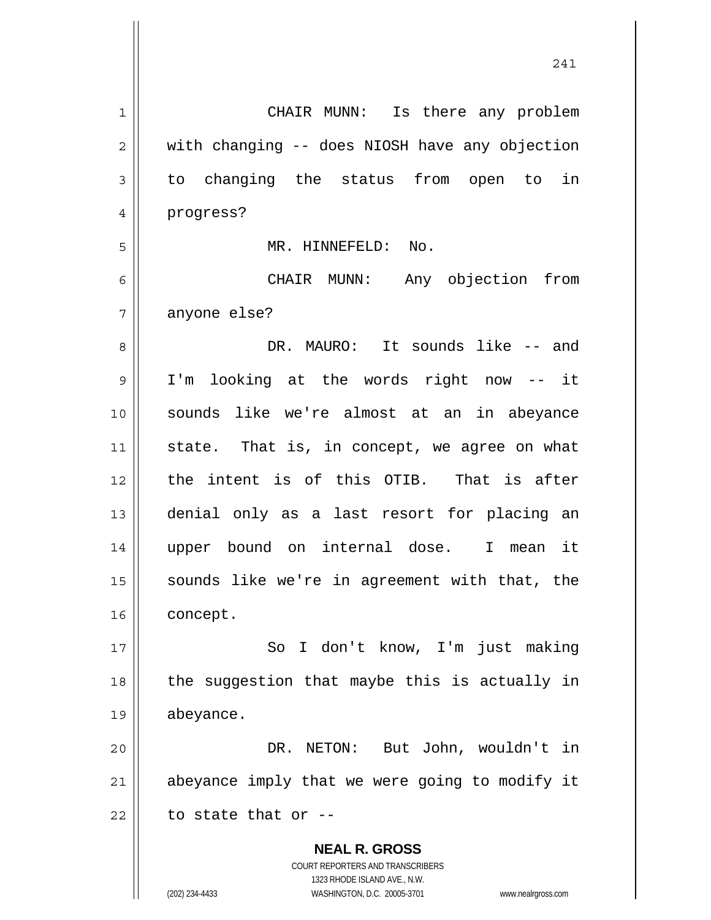CHAIR MUNN: Is there any problem with changing -- does NIOSH have any objection to changing the status from open to in progress?

MR. HINNEFELD: No.

CHAIR MUNN: Any objection from anyone else?

DR. MAURO: It sounds like -- and I'm looking at the words right now -- it sounds like we're almost at an in abeyance state. That is, in concept, we agree on what the intent is of this OTIB. That is after denial only as a last resort for placing an upper bound on internal dose. I mean it sounds like we're in agreement with that, the concept.

So I don't know, I'm just making the suggestion that maybe this is actually in abeyance.

DR. NETON: But John, wouldn't in abeyance imply that we were going to modify it to state that or --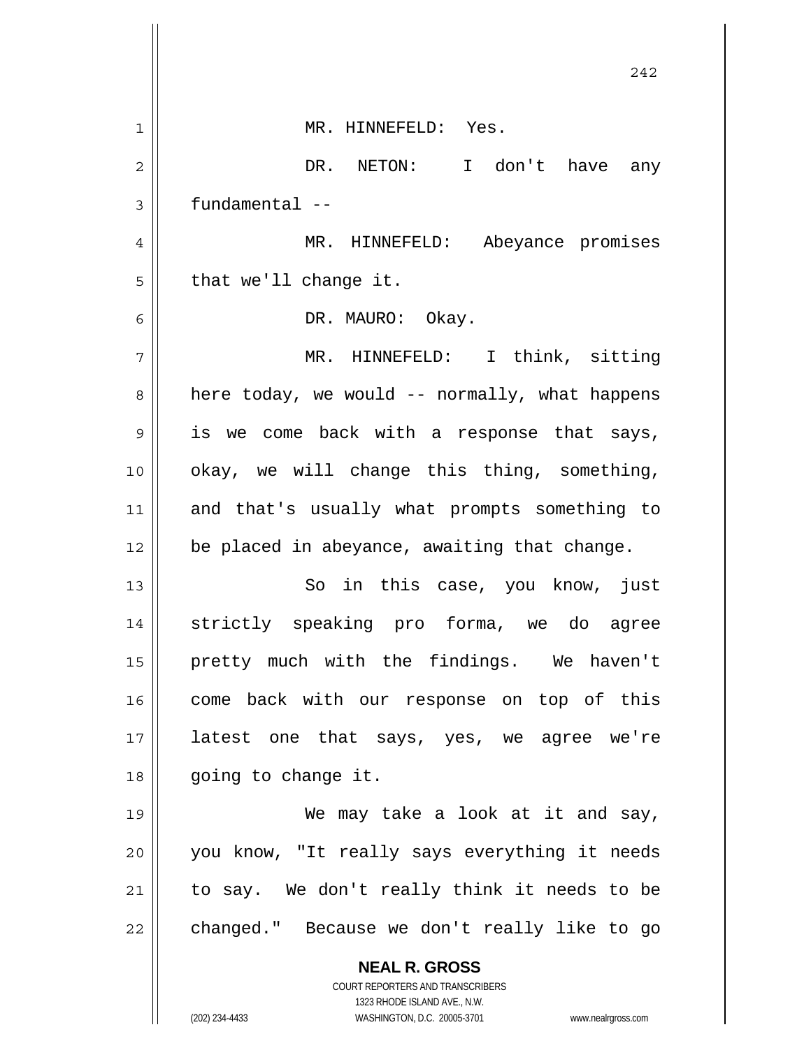MR. HINNEFELD: Yes.

DR. NETON: I don't have any fundamental --

MR. HINNEFELD: Abeyance promises that we'll change it.

DR. MAURO: Okay.

MR. HINNEFELD: I think, sitting here today, we would -- normally, what happens is we come back with a response that says, okay, we will change this thing, something, and that's usually what prompts something to be placed in abeyance, awaiting that change.

So in this case, you know, just strictly speaking pro forma, we do agree pretty much with the findings. We haven't come back with our response on top of this latest one that says, yes, we agree we're going to change it.

We may take a look at it and say, you know, "It really says everything it needs to say. We don't really think it needs to be changed." Because we don't really like to go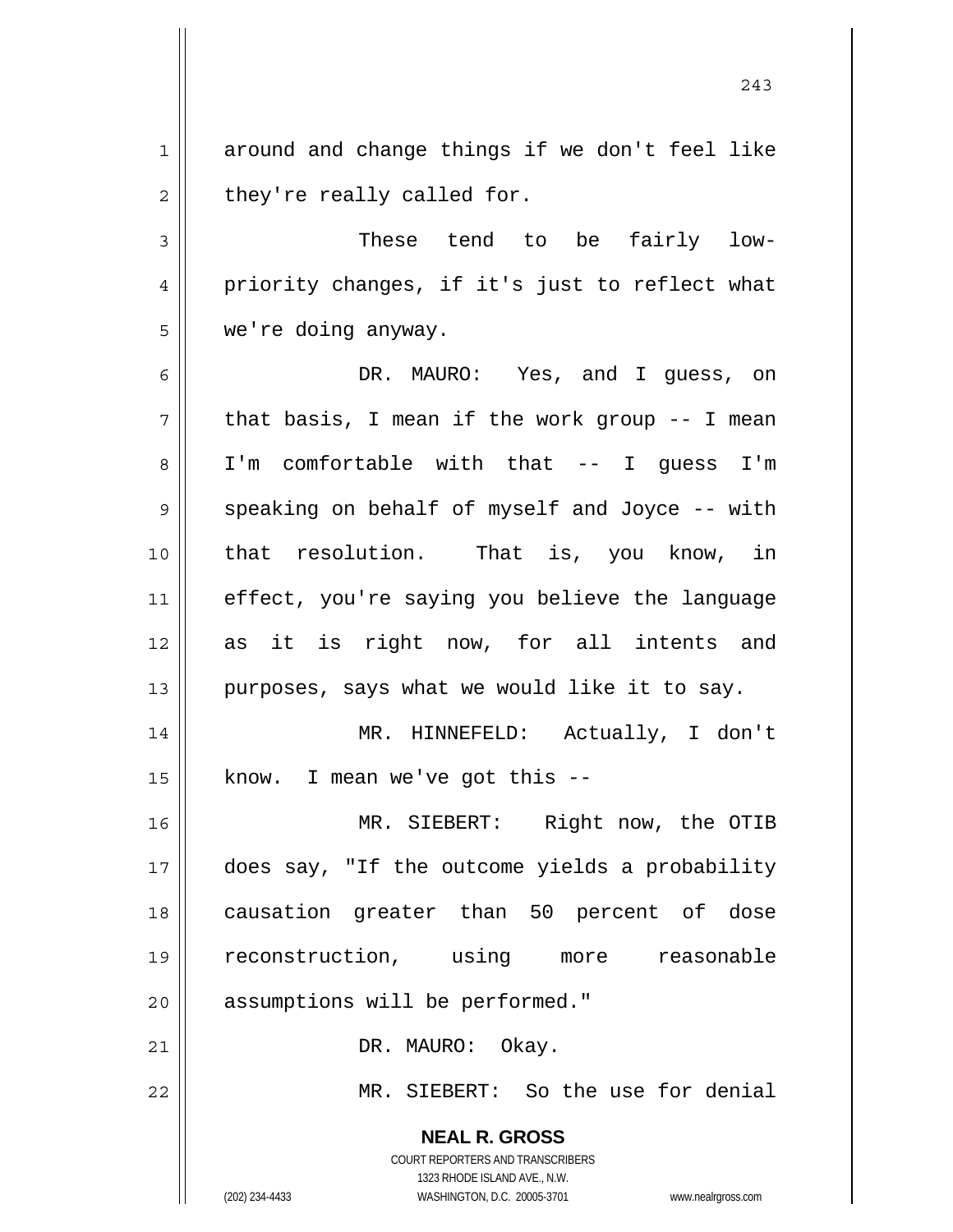around and change things if we don't feel like they're really called for.

These tend to be fairly low-priority changes, if it's just to reflect what we're doing anyway.

DR. MAURO: Yes, and I guess, on that basis, I mean if the work group -- I mean I'm comfortable with that -- I guess I'm speaking on behalf of myself and Joyce -- with that resolution. That is, you know, in effect, you're saying you believe the language as it is right now, for all intents and purposes, says what we would like it to say.

MR. HINNEFELD: Actually, I don't know. I mean we've got this --

MR. SIEBERT: Right now, the OTIB does say, "If the outcome yields a probability causation greater than 50 percent of dose reconstruction, using more reasonable assumptions will be performed."

DR. MAURO: Okay.

MR. SIEBERT: So the use for denial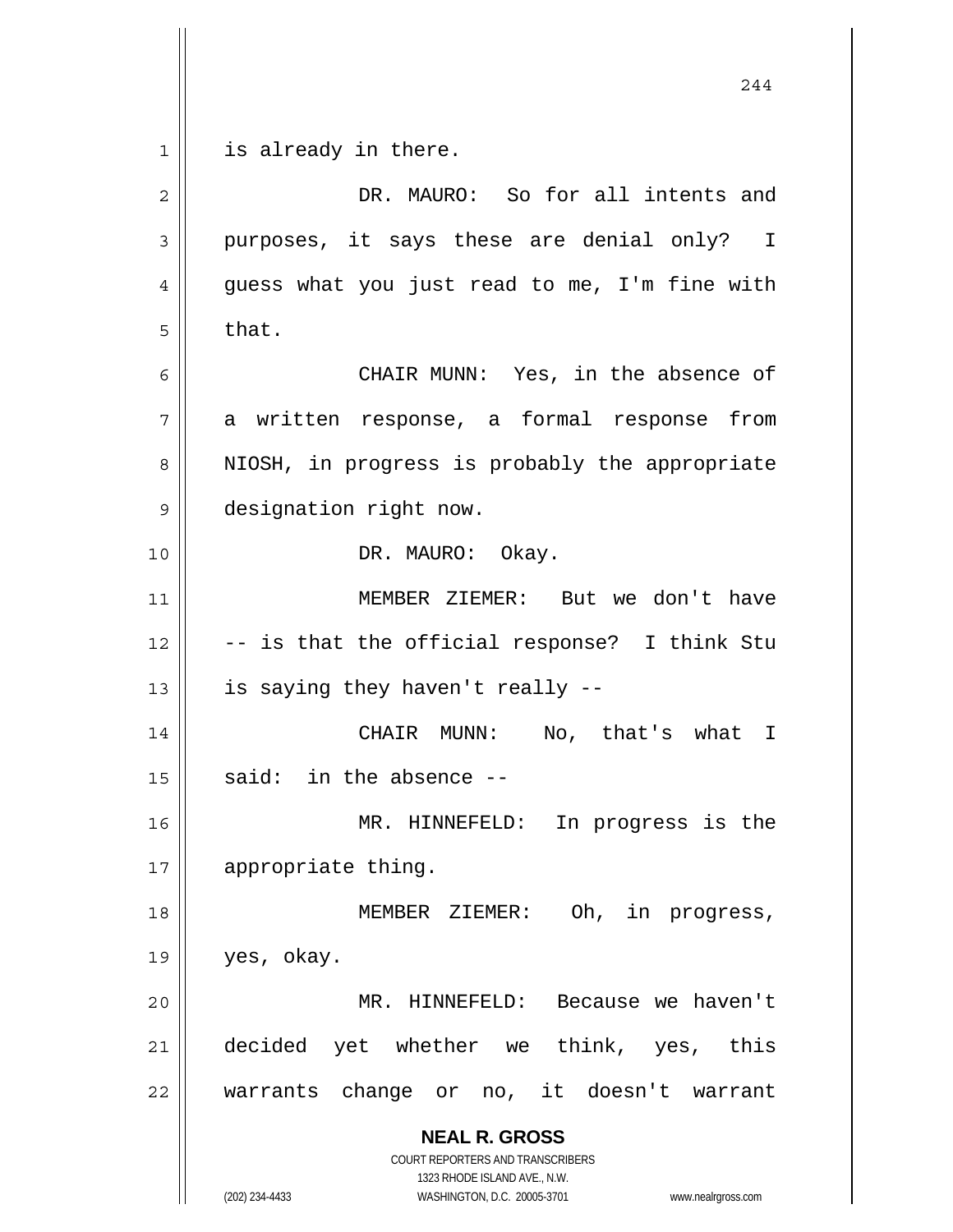is already in there.

DR. MAURO: So for all intents and purposes, it says these are denial only? I guess what you just read to me, I'm fine with that.

CHAIR MUNN: Yes, in the absence of a written response, a formal response from NIOSH, in progress is probably the appropriate designation right now.

DR. MAURO: Okay.

MEMBER ZIEMER: But we don't have -- is that the official response? I think Stu is saying they haven't really --

CHAIR MUNN: No, that's what I said: in the absence --

MR. HINNEFELD: In progress is the appropriate thing.

MEMBER ZIEMER: Oh, in progress, yes, okay.

MR. HINNEFELD: Because we haven't decided yet whether we think, yes, this warrants change or no, it doesn't warrant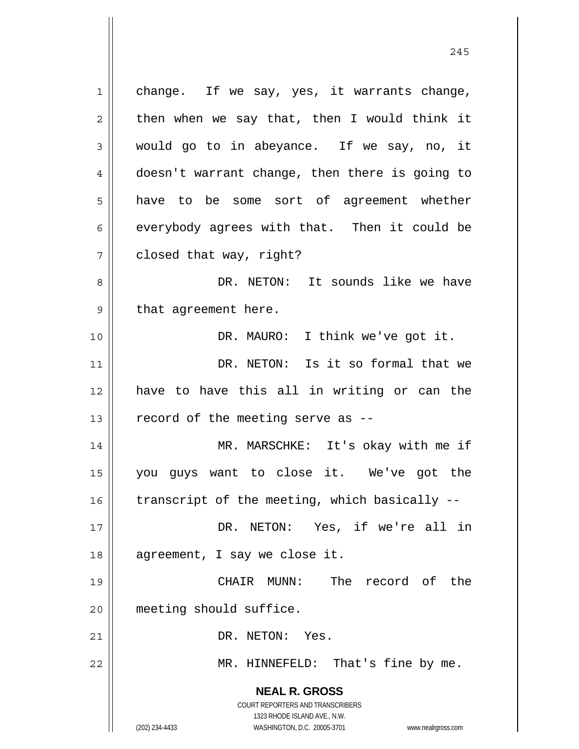change. If we say, yes, it warrants change, then when we say that, then I would think it would go to in abeyance. If we say, no, it doesn't warrant change, then there is going to have to be some sort of agreement whether everybody agrees with that. Then it could be closed that way, right?

DR. NETON: It sounds like we have that agreement here.

DR. MAURO: I think we've got it.

DR. NETON: Is it so formal that we have to have this all in writing or can the record of the meeting serve as --

MR. MARSCHKE: It's okay with me if you guys want to close it. We've got the transcript of the meeting, which basically --

DR. NETON: Yes, if we're all in agreement, I say we close it.

CHAIR MUNN: The record of the meeting should suffice.

DR. NETON: Yes.

MR. HINNEFELD: That's fine by me.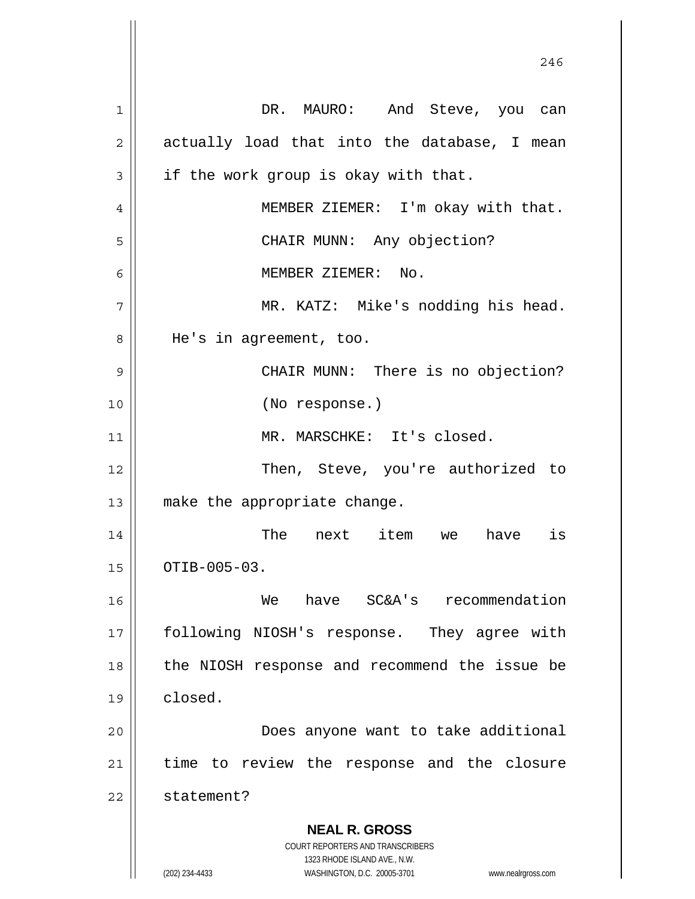DR. MAURO: And Steve, you can actually load that into the database, I mean if the work group is okay with that.

MEMBER ZIEMER: I'm okay with that.

CHAIR MUNN: Any objection?

MEMBER ZIEMER: No.

MR. KATZ: Mike's nodding his head. He's in agreement, too.

CHAIR MUNN: There is no objection?

(No response.)

MR. MARSCHKE: It's closed.

Then, Steve, you're authorized to make the appropriate change.

The next item we have is OTIB-005-03.

We have SC&A's recommendation following NIOSH's response. They agree with the NIOSH response and recommend the issue be closed.

Does anyone want to take additional time to review the response and the closure statement?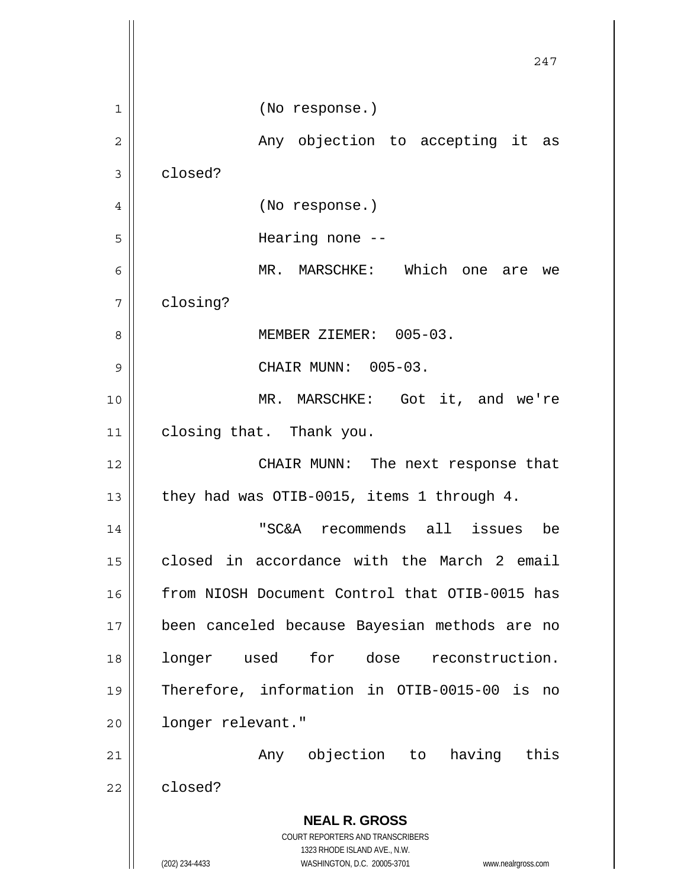(No response.)

Any objection to accepting it as closed?

(No response.)

Hearing none --

MR. MARSCHKE: Which one are we closing?

MEMBER ZIEMER: 005-03.

CHAIR MUNN: 005-03.

MR. MARSCHKE: Got it, and we're closing that. Thank you.

CHAIR MUNN: The next response that they had was OTIB-0015, items 1 through 4.

"SC&A recommends all issues be closed in accordance with the March 2 email from NIOSH Document Control that OTIB-0015 has been canceled because Bayesian methods are no longer used for dose reconstruction. Therefore, information in OTIB-0015-00 is no longer relevant."

Any objection to having this closed?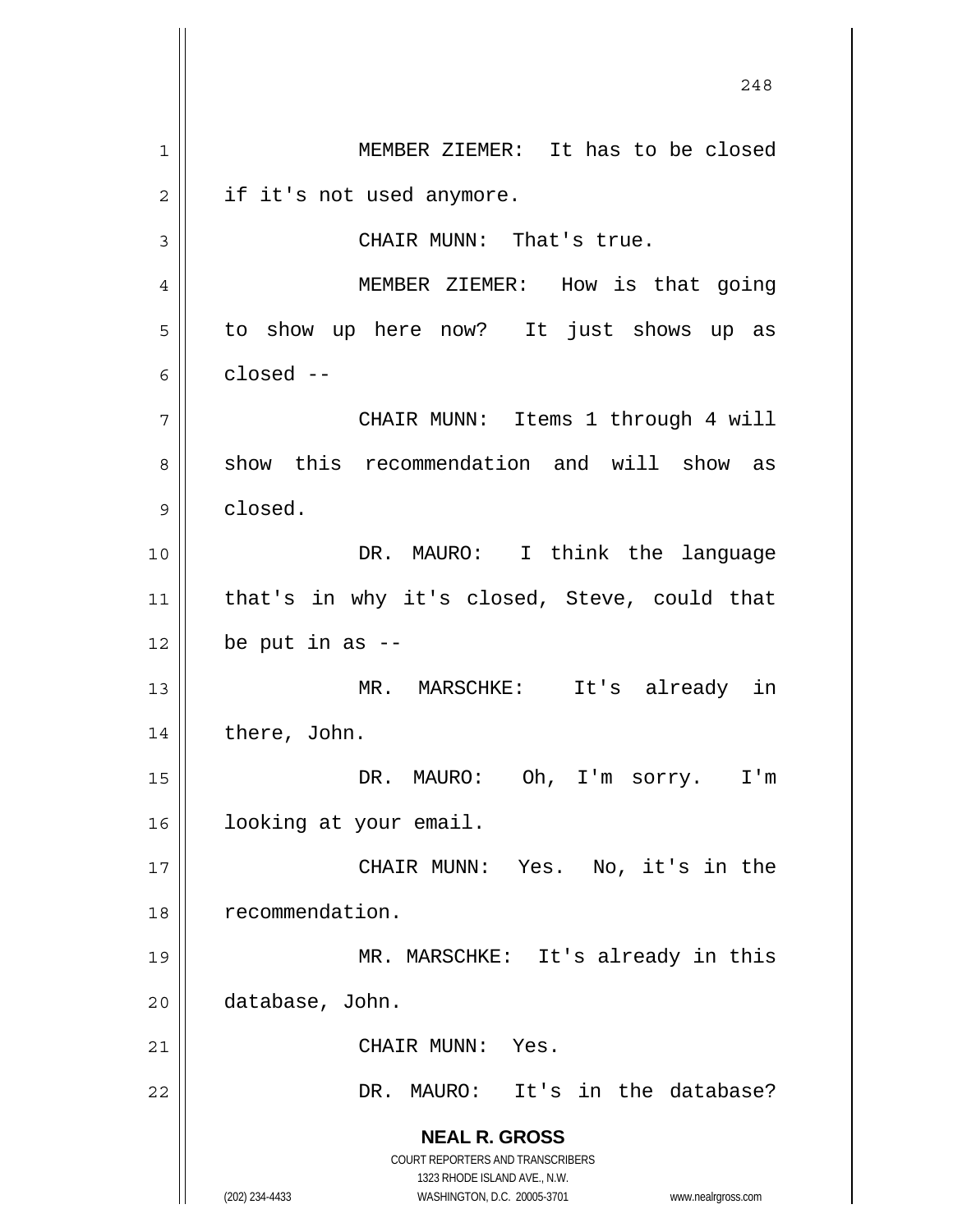MEMBER ZIEMER: It has to be closed if it's not used anymore.

CHAIR MUNN: That's true.

MEMBER ZIEMER: How is that going to show up here now? It just shows up as closed --

CHAIR MUNN: Items 1 through 4 will show this recommendation and will show as closed.

DR. MAURO: I think the language that's in why it's closed, Steve, could that be put in as --

MR. MARSCHKE: It's already in there, John.

DR. MAURO: Oh, I'm sorry. I'm looking at your email.

CHAIR MUNN: Yes. No, it's in the recommendation.

MR. MARSCHKE: It's already in this database, John.

CHAIR MUNN: Yes.

DR. MAURO: It's in the database?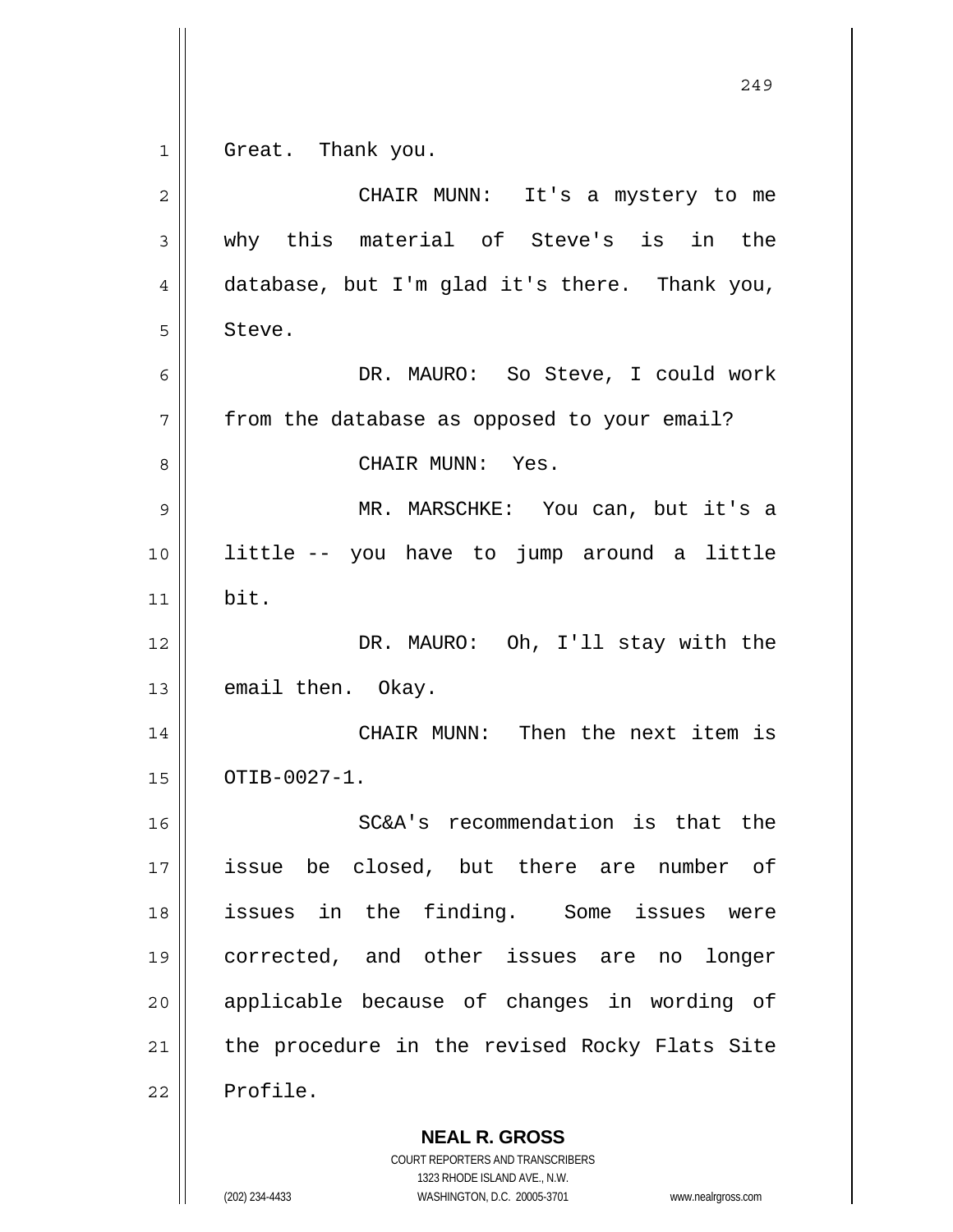Great. Thank you.

CHAIR MUNN: It's a mystery to me why this material of Steve's is in the database, but I'm glad it's there. Thank you, Steve.

DR. MAURO: So Steve, I could work from the database as opposed to your email?

CHAIR MUNN: Yes.

MR. MARSCHKE: You can, but it's a little -- you have to jump around a little bit.

DR. MAURO: Oh, I'll stay with the email then. Okay.

CHAIR MUNN: Then the next item is OTIB-0027-1.

SC&A's recommendation is that the issue be closed, but there are number of issues in the finding. Some issues were corrected, and other issues are no longer applicable because of changes in wording of the procedure in the revised Rocky Flats Site Profile.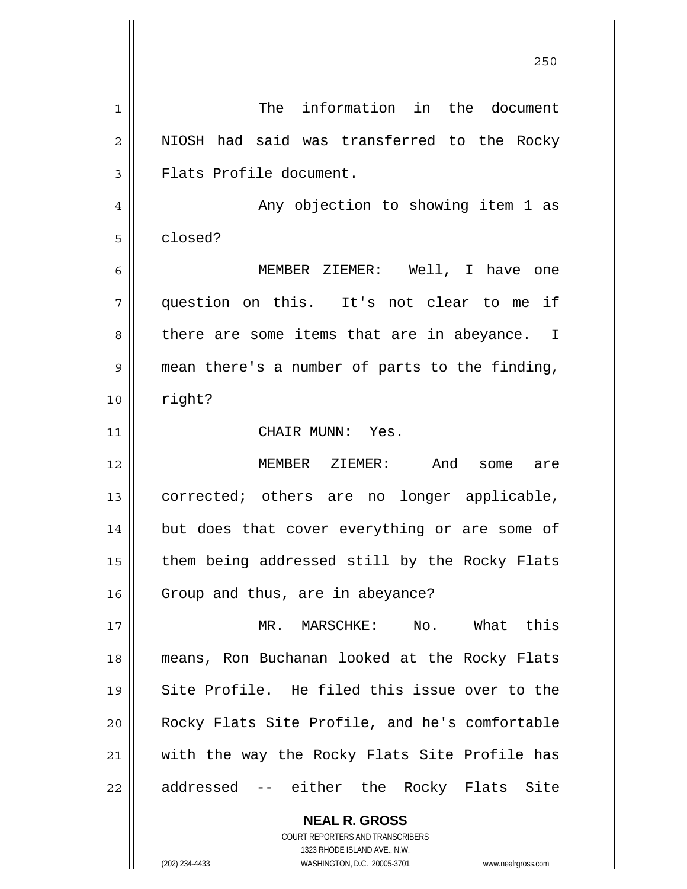The information in the document NIOSH had said was transferred to the Rocky Flats Profile document.

Any objection to showing item 1 as closed?

MEMBER ZIEMER: Well, I have one question on this. It's not clear to me if there are some items that are in abeyance. I mean there's a number of parts to the finding, right?

CHAIR MUNN: Yes.

MEMBER ZIEMER: And some are corrected; others are no longer applicable, but does that cover everything or are some of them being addressed still by the Rocky Flats Group and thus, are in abeyance?

MR. MARSCHKE: No. What this means, Ron Buchanan looked at the Rocky Flats Site Profile. He filed this issue over to the Rocky Flats Site Profile, and he's comfortable with the way the Rocky Flats Site Profile has addressed -- either the Rocky Flats Site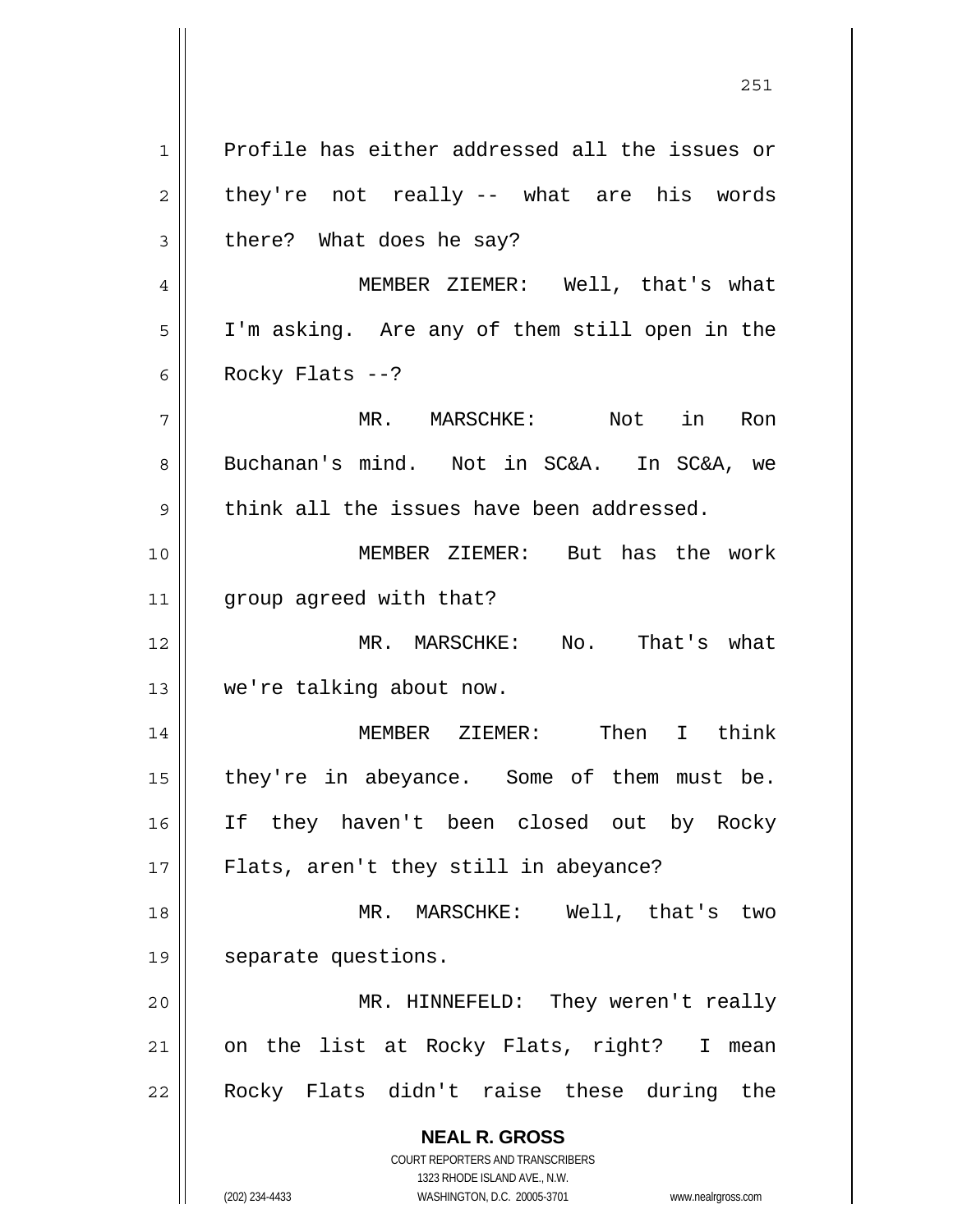Profile has either addressed all the issues or they're not really -- what are his words there? What does he say?

MEMBER ZIEMER: Well, that's what I'm asking. Are any of them still open in the Rocky Flats --?

MR. MARSCHKE: Not in Ron Buchanan's mind. Not in SC&A. In SC&A, we think all the issues have been addressed.

MEMBER ZIEMER: But has the work group agreed with that?

MR. MARSCHKE: No. That's what we're talking about now.

MEMBER ZIEMER: Then I think they're in abeyance. Some of them must be. If they haven't been closed out by Rocky Flats, aren't they still in abeyance?

MR. MARSCHKE: Well, that's two separate questions.

MR. HINNEFELD: They weren't really on the list at Rocky Flats, right? I mean Rocky Flats didn't raise these during the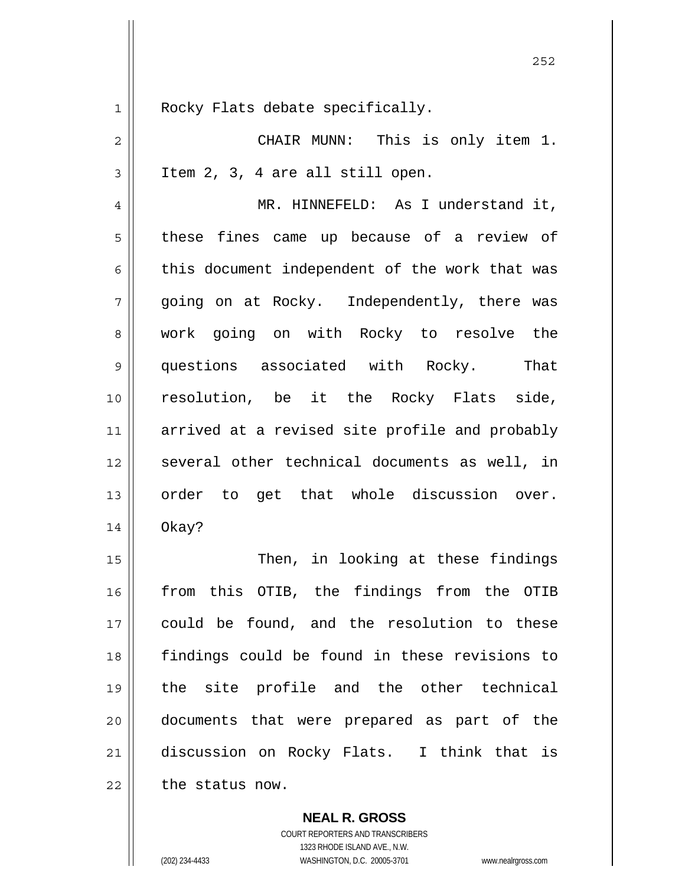Rocky Flats debate specifically.

CHAIR MUNN: This is only item 1. Item 2, 3, 4 are all still open.

MR. HINNEFELD: As I understand it, these fines came up because of a review of this document independent of the work that was going on at Rocky. Independently, there was work going on with Rocky to resolve the questions associated with Rocky. That resolution, be it the Rocky Flats side, arrived at a revised site profile and probably several other technical documents as well, in order to get that whole discussion over. Okay?

Then, in looking at these findings from this OTIB, the findings from the OTIB could be found, and the resolution to these findings could be found in these revisions to the site profile and the other technical documents that were prepared as part of the discussion on Rocky Flats. I think that is the status now.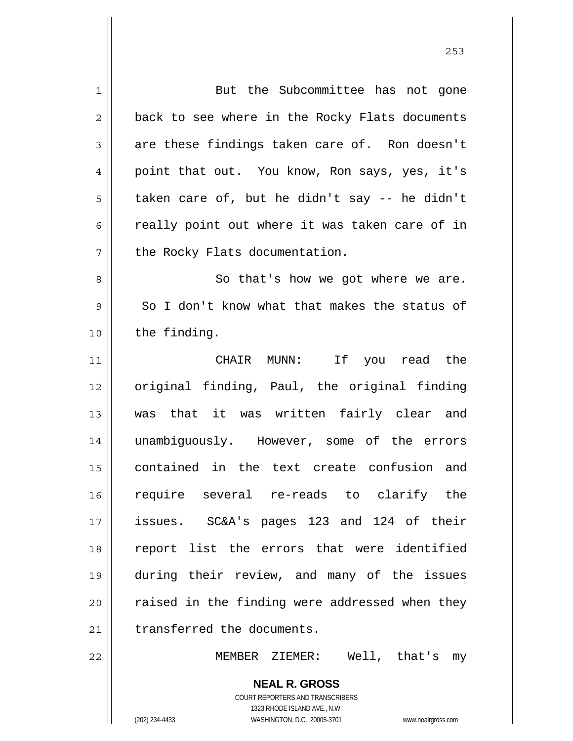But the Subcommittee has not gone back to see where in the Rocky Flats documents are these findings taken care of. Ron doesn't point that out. You know, Ron says, yes, it's taken care of, but he didn't say -- he didn't really point out where it was taken care of in the Rocky Flats documentation.

So that's how we got where we are. So I don't know what that makes the status of the finding.

CHAIR MUNN: If you read the original finding, Paul, the original finding was that it was written fairly clear and unambiguously. However, some of the errors contained in the text create confusion and require several re-reads to clarify the issues. SC&A's pages 123 and 124 of their report list the errors that were identified during their review, and many of the issues raised in the finding were addressed when they transferred the documents.

MEMBER ZIEMER: Well, that's my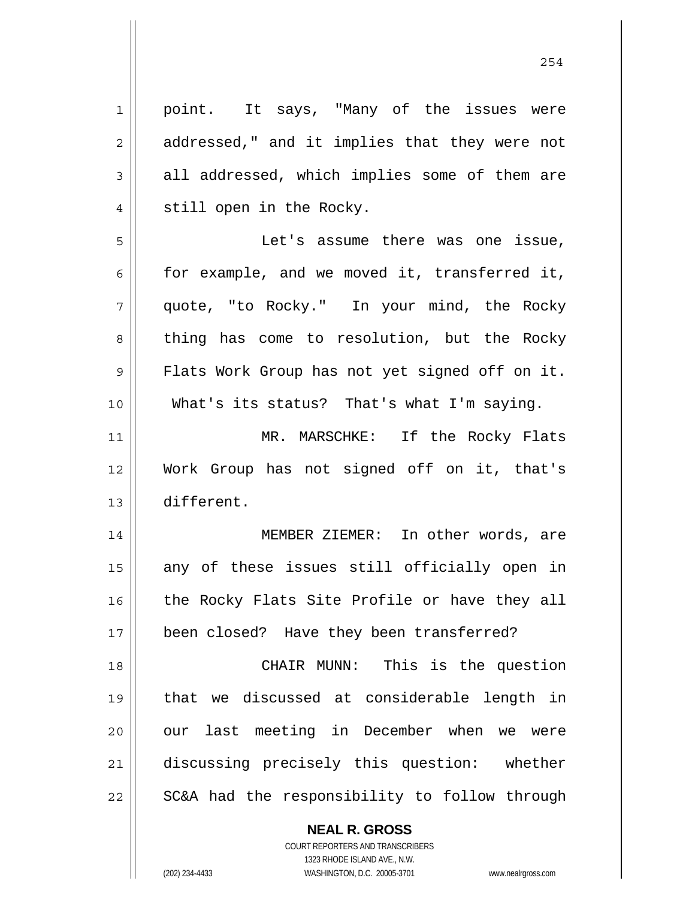point. It says, "Many of the issues were addressed," and it implies that they were not all addressed, which implies some of them are still open in the Rocky.

Let's assume there was one issue, for example, and we moved it, transferred it, quote, "to Rocky." In your mind, the Rocky thing has come to resolution, but the Rocky Flats Work Group has not yet signed off on it. What's its status? That's what I'm saying.

MR. MARSCHKE: If the Rocky Flats Work Group has not signed off on it, that's different.

MEMBER ZIEMER: In other words, are any of these issues still officially open in the Rocky Flats Site Profile or have they all been closed? Have they been transferred?

CHAIR MUNN: This is the question that we discussed at considerable length in our last meeting in December when we were discussing precisely this question: whether SC&A had the responsibility to follow through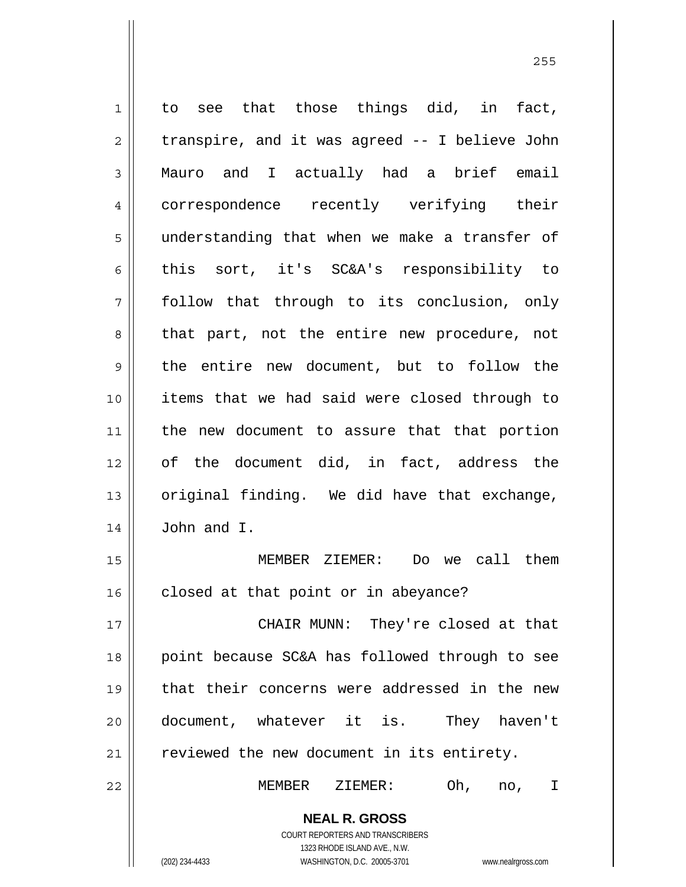to see that those things did, in fact, transpire, and it was agreed -- I believe John Mauro and I actually had a brief email correspondence recently verifying their understanding that when we make a transfer of this sort, it's SC&A's responsibility to follow that through to its conclusion, only that part, not the entire new procedure, not the entire new document, but to follow the items that we had said were closed through to the new document to assure that that portion of the document did, in fact, address the original finding. We did have that exchange, John and I.

MEMBER ZIEMER: Do we call them closed at that point or in abeyance?

CHAIR MUNN: They're closed at that point because SC&A has followed through to see that their concerns were addressed in the new document, whatever it is. They haven't reviewed the new document in its entirety.

MEMBER ZIEMER: Oh, no, I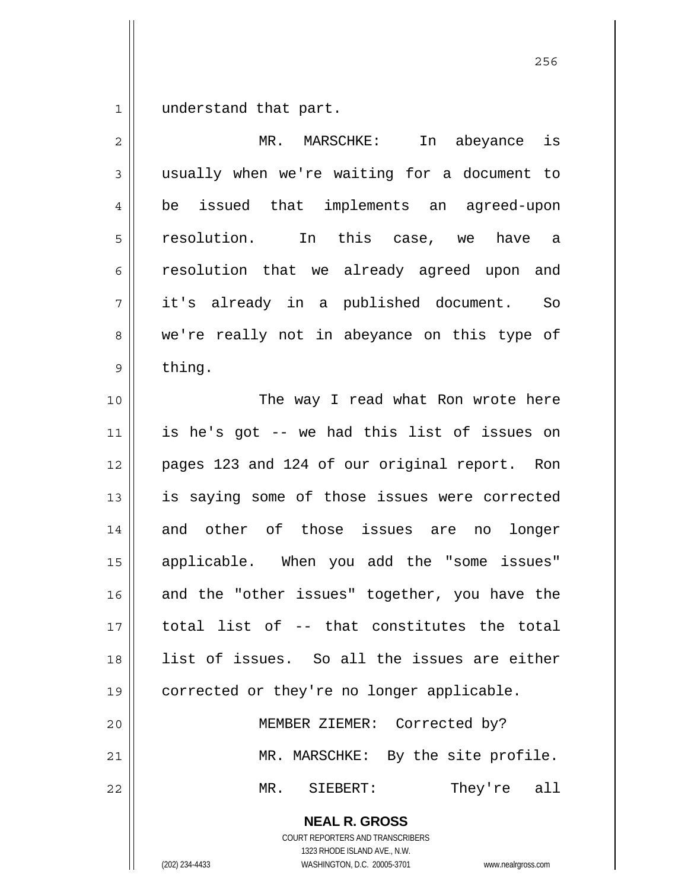understand that part.

MR. MARSCHKE: In abeyance is usually when we're waiting for a document to be issued that implements an agreed-upon resolution. In this case, we have a resolution that we already agreed upon and it's already in a published document. So we're really not in abeyance on this type of thing.

The way I read what Ron wrote here is he's got -- we had this list of issues on pages 123 and 124 of our original report. Ron is saying some of those issues were corrected and other of those issues are no longer applicable. When you add the "some issues" and the "other issues" together, you have the total list of -- that constitutes the total list of issues. So all the issues are either corrected or they're no longer applicable.

MEMBER ZIEMER: Corrected by?

MR. MARSCHKE: By the site profile.

MR. SIEBERT: They're all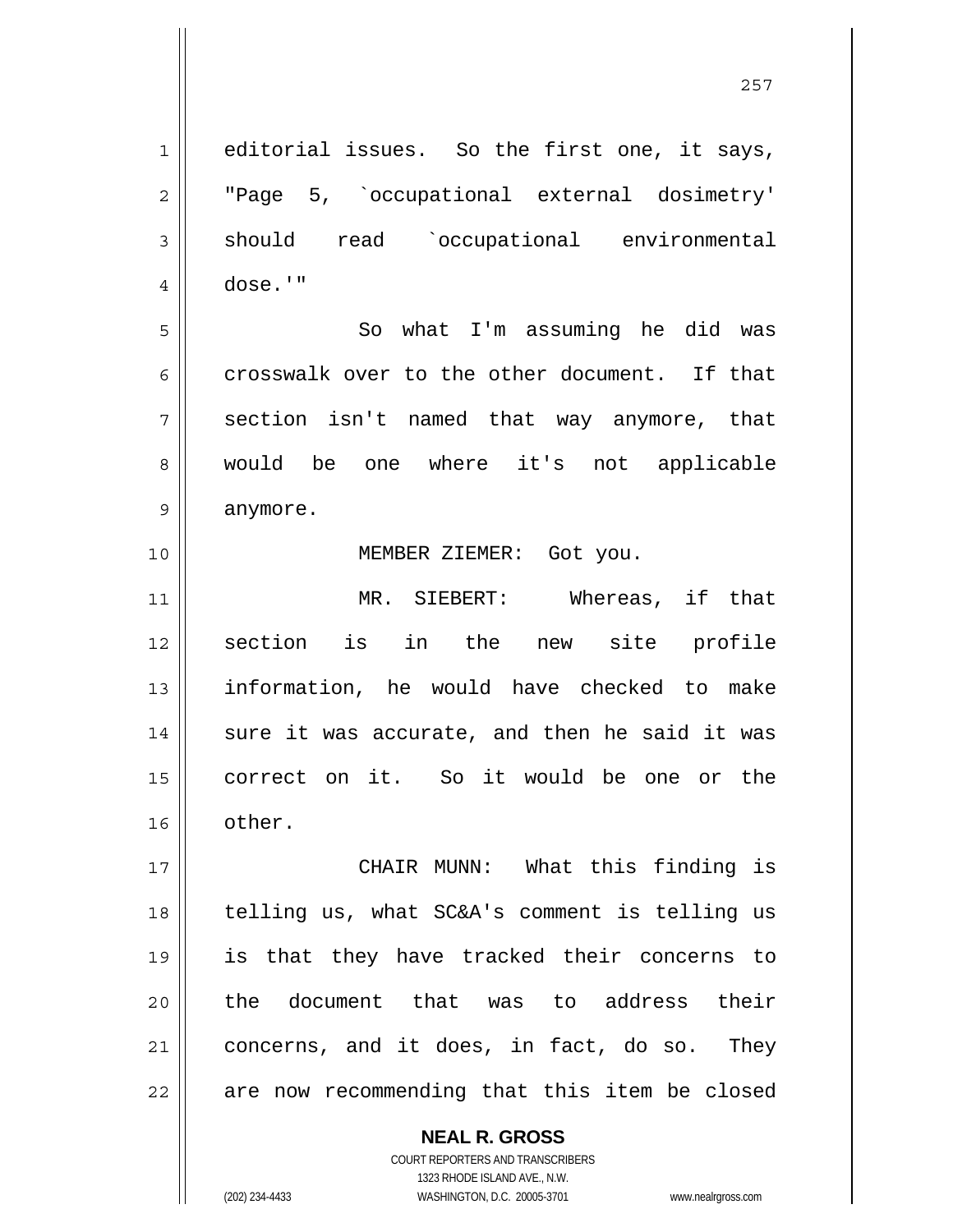editorial issues. So the first one, it says, "Page 5, `occupational external dosimetry' should read `occupational environmental dose.'"

So what I'm assuming he did was crosswalk over to the other document. If that section isn't named that way anymore, that would be one where it's not applicable anymore.

MEMBER ZIEMER: Got you.

MR. SIEBERT: Whereas, if that section is in the new site profile information, he would have checked to make sure it was accurate, and then he said it was correct on it. So it would be one or the other.

CHAIR MUNN: What this finding is telling us, what SC&A's comment is telling us is that they have tracked their concerns to the document that was to address their concerns, and it does, in fact, do so. They are now recommending that this item be closed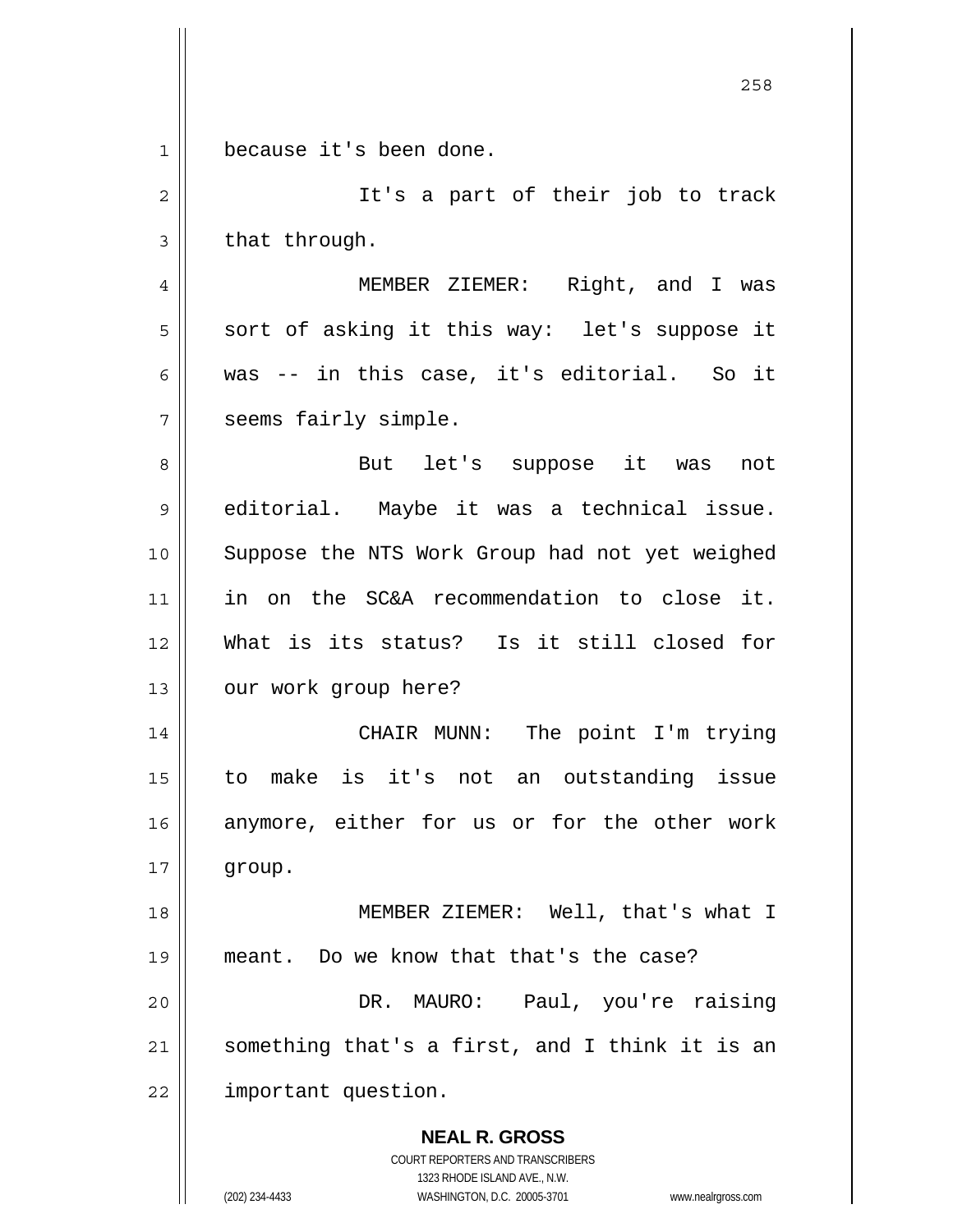because it's been done.

It's a part of their job to track that through.

MEMBER ZIEMER: Right, and I was sort of asking it this way: let's suppose it was -- in this case, it's editorial. So it seems fairly simple.

But let's suppose it was not editorial. Maybe it was a technical issue. Suppose the NTS Work Group had not yet weighed in on the SC&A recommendation to close it. What is its status? Is it still closed for our work group here?

CHAIR MUNN: The point I'm trying to make is it's not an outstanding issue anymore, either for us or for the other work group.

MEMBER ZIEMER: Well, that's what I meant. Do we know that that's the case?

DR. MAURO: Paul, you're raising something that's a first, and I think it is an important question.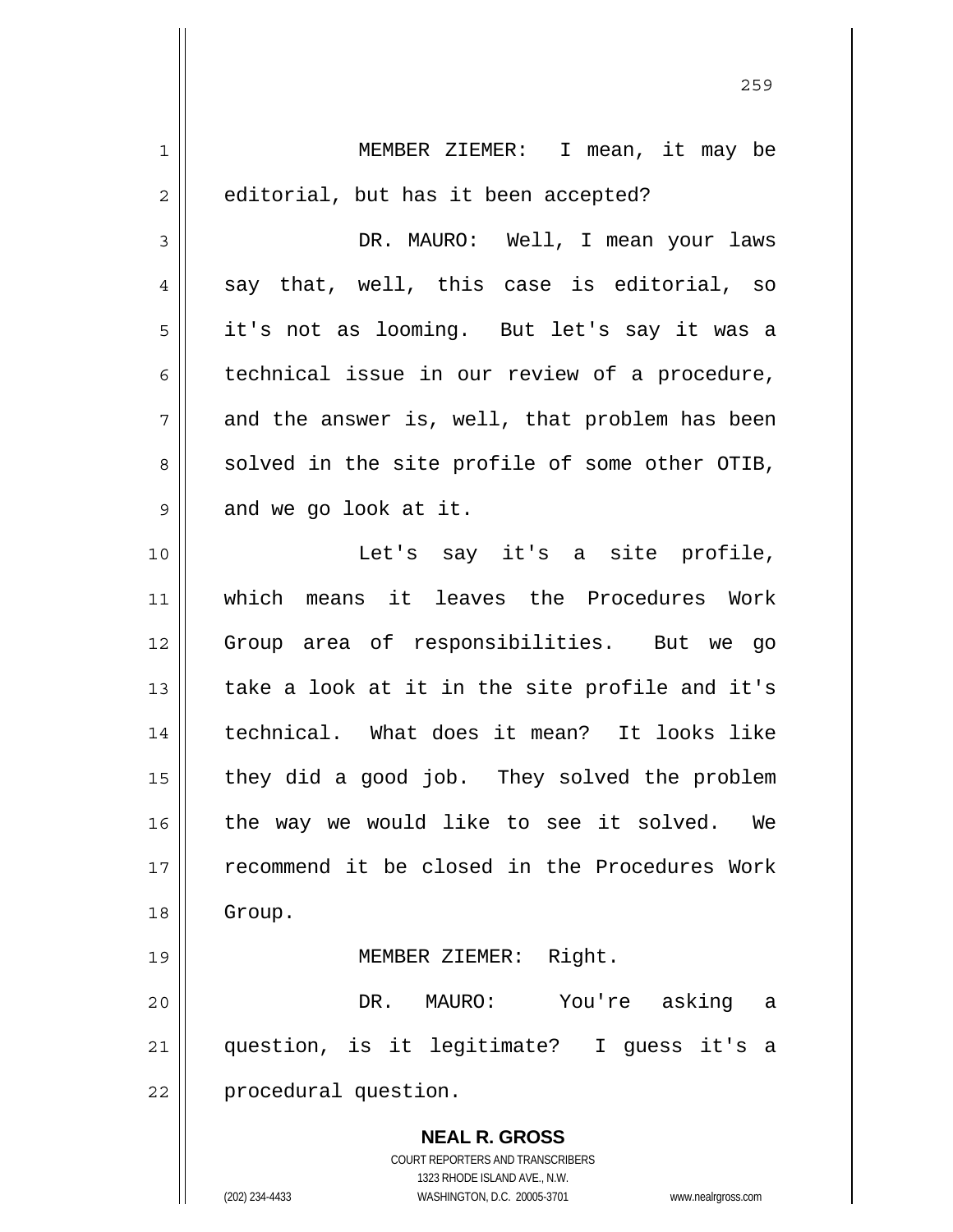MEMBER ZIEMER: I mean, it may be editorial, but has it been accepted?

DR. MAURO: Well, I mean your laws say that, well, this case is editorial, so it's not as looming. But let's say it was a technical issue in our review of a procedure, and the answer is, well, that problem has been solved in the site profile of some other OTIB, and we go look at it.

Let's say it's a site profile, which means it leaves the Procedures Work Group area of responsibilities. But we go take a look at it in the site profile and it's technical. What does it mean? It looks like they did a good job. They solved the problem the way we would like to see it solved. We recommend it be closed in the Procedures Work Group.

MEMBER ZIEMER: Right.

DR. MAURO: You're asking a question, is it legitimate? I guess it's a procedural question.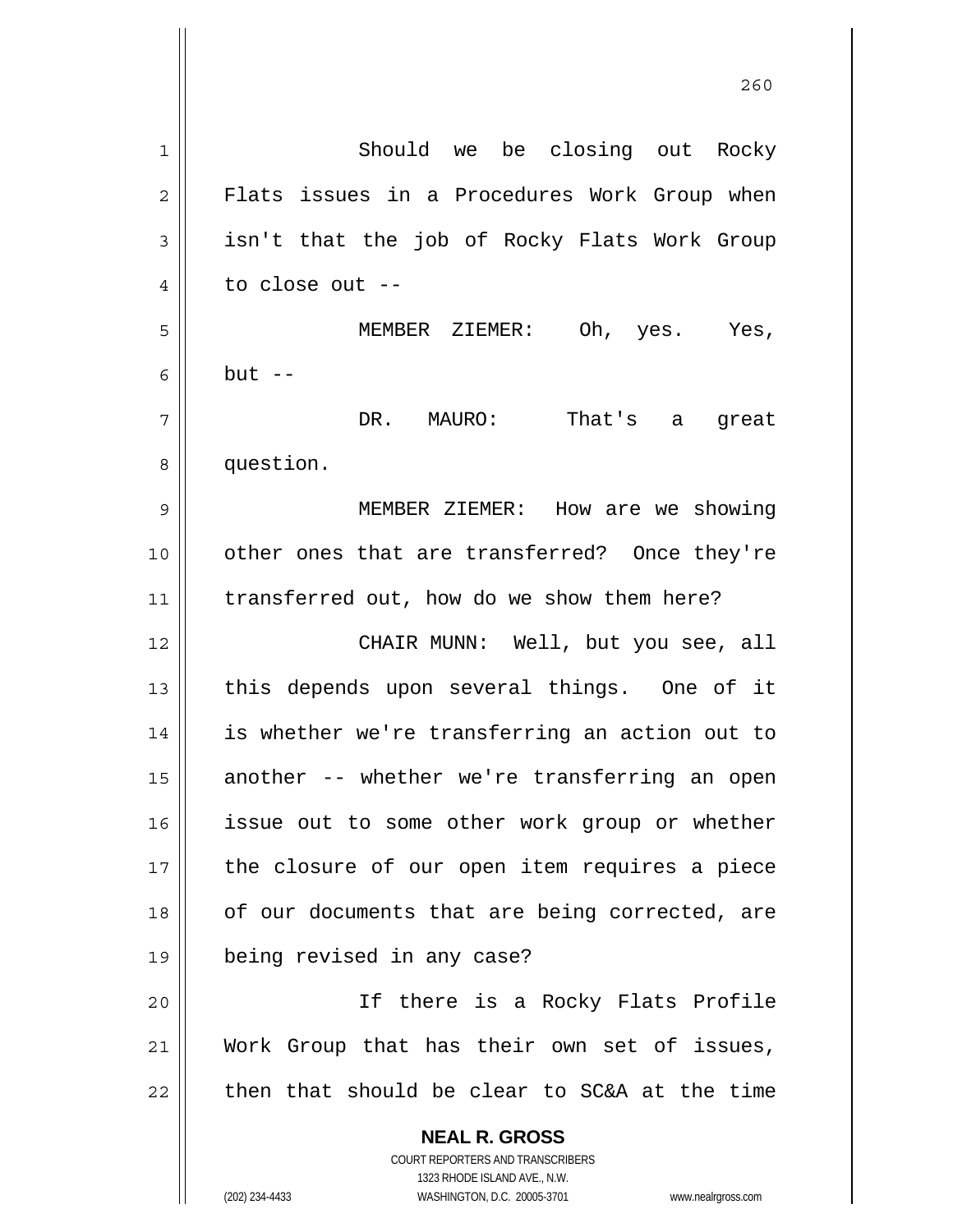Should we be closing out Rocky Flats issues in a Procedures Work Group when isn't that the job of Rocky Flats Work Group to close out --

MEMBER ZIEMER: Oh, yes. Yes, but --

DR. MAURO: That's a great question.

MEMBER ZIEMER: How are we showing other ones that are transferred? Once they're transferred out, how do we show them here?

CHAIR MUNN: Well, but you see, all this depends upon several things. One of it is whether we're transferring an action out to another -- whether we're transferring an open issue out to some other work group or whether the closure of our open item requires a piece of our documents that are being corrected, are being revised in any case?

If there is a Rocky Flats Profile Work Group that has their own set of issues, then that should be clear to SC&A at the time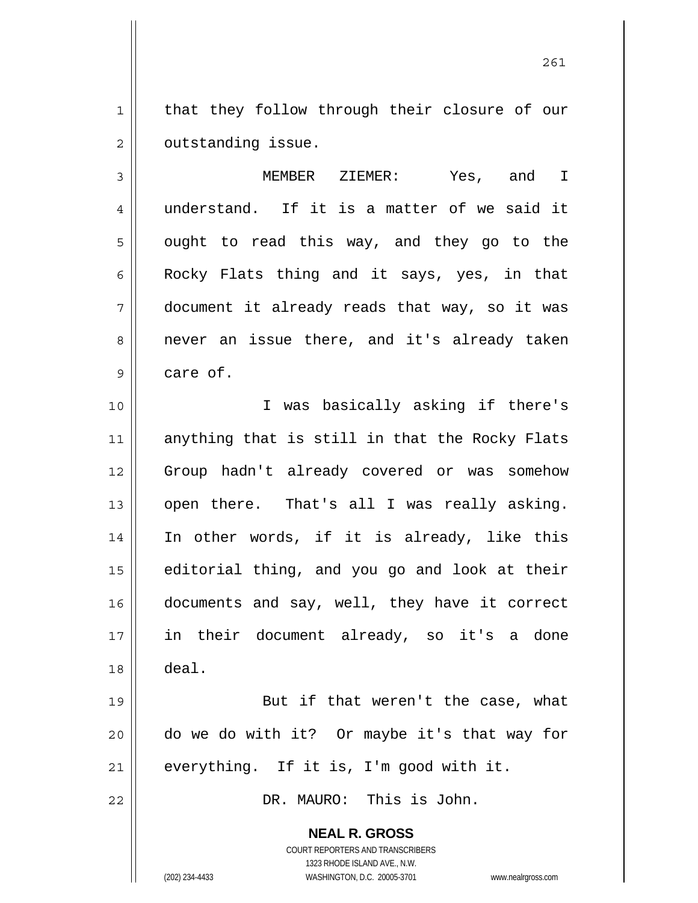that they follow through their closure of our outstanding issue.

MEMBER ZIEMER: Yes, and I understand. If it is a matter of we said it ought to read this way, and they go to the Rocky Flats thing and it says, yes, in that document it already reads that way, so it was never an issue there, and it's already taken care of.

I was basically asking if there's anything that is still in that the Rocky Flats Group hadn't already covered or was somehow open there. That's all I was really asking. In other words, if it is already, like this editorial thing, and you go and look at their documents and say, well, they have it correct in their document already, so it's a done deal.

But if that weren't the case, what do we do with it? Or maybe it's that way for everything. If it is, I'm good with it.

DR. MAURO: This is John.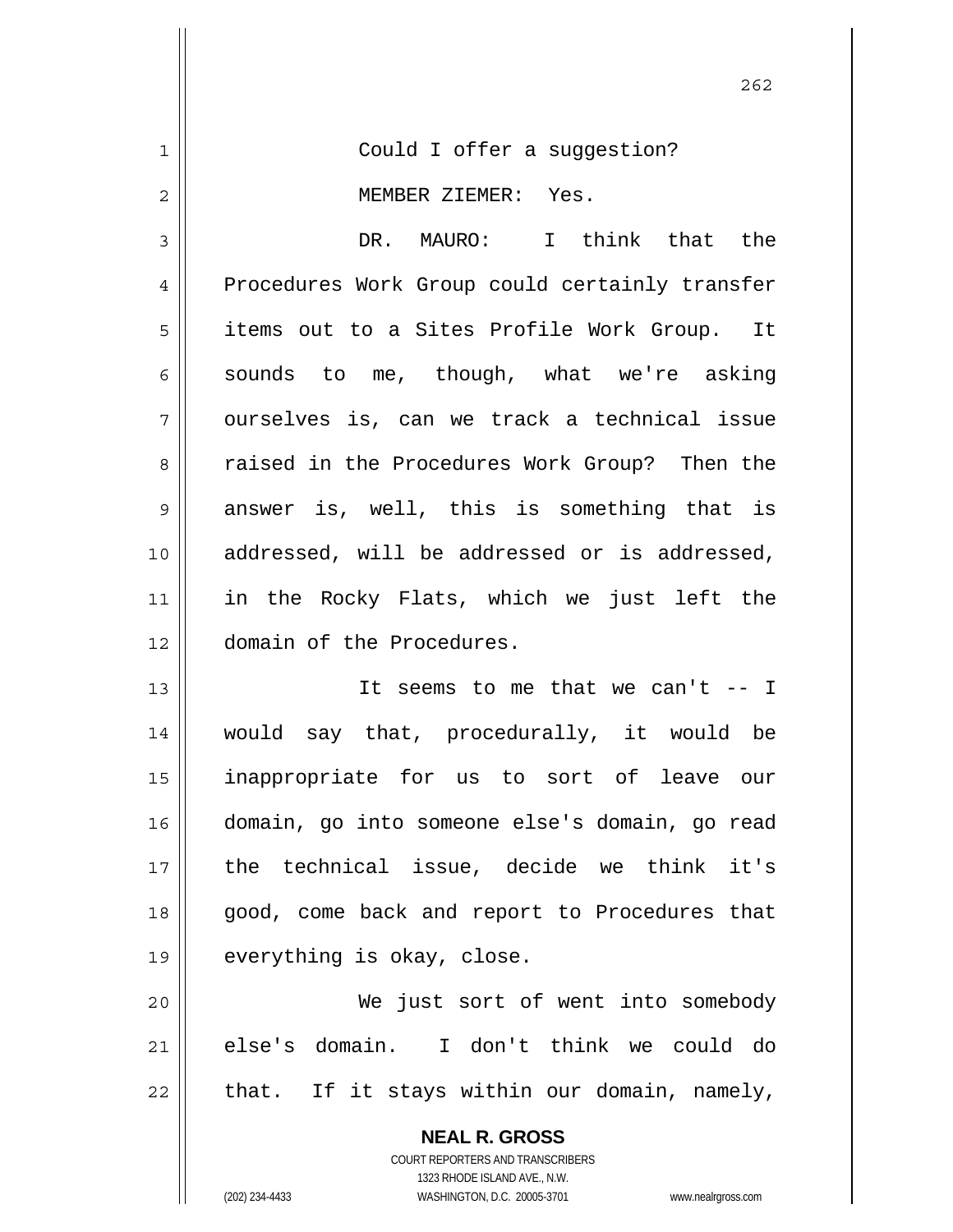Could I offer a suggestion?

MEMBER ZIEMER: Yes.

DR. MAURO: I think that the Procedures Work Group could certainly transfer items out to a Sites Profile Work Group. It sounds to me, though, what we're asking ourselves is, can we track a technical issue raised in the Procedures Work Group? Then the answer is, well, this is something that is addressed, will be addressed or is addressed, in the Rocky Flats, which we just left the domain of the Procedures.

It seems to me that we can't -- I would say that, procedurally, it would be inappropriate for us to sort of leave our domain, go into someone else's domain, go read the technical issue, decide we think it's good, come back and report to Procedures that everything is okay, close.

We just sort of went into somebody else's domain. I don't think we could do that. If it stays within our domain, namely,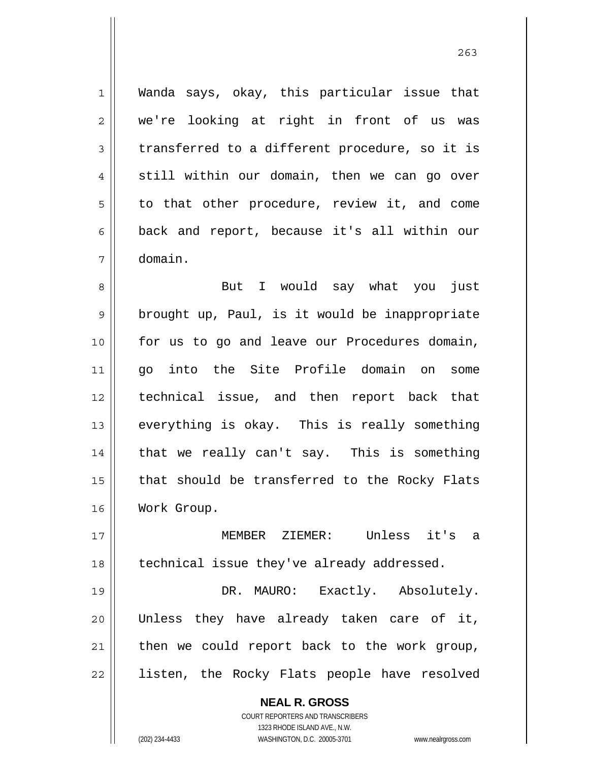Wanda says, okay, this particular issue that we're looking at right in front of us was transferred to a different procedure, so it is still within our domain, then we can go over to that other procedure, review it, and come back and report, because it's all within our domain.

But I would say what you just brought up, Paul, is it would be inappropriate for us to go and leave our Procedures domain, go into the Site Profile domain on some technical issue, and then report back that everything is okay. This is really something that we really can't say. This is something that should be transferred to the Rocky Flats Work Group.

MEMBER ZIEMER: Unless it's a technical issue they've already addressed.

DR. MAURO: Exactly. Absolutely. Unless they have already taken care of it, then we could report back to the work group, listen, the Rocky Flats people have resolved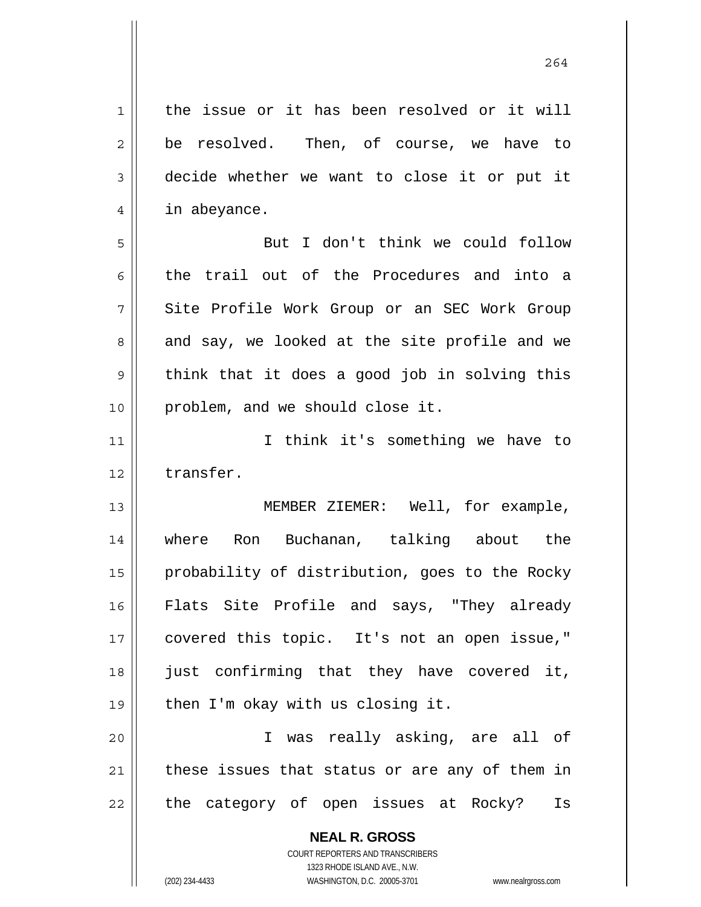the issue or it has been resolved or it will be resolved. Then, of course, we have to decide whether we want to close it or put it in abeyance.

But I don't think we could follow the trail out of the Procedures and into a Site Profile Work Group or an SEC Work Group and say, we looked at the site profile and we think that it does a good job in solving this problem, and we should close it.

I think it's something we have to transfer.

MEMBER ZIEMER: Well, for example, where Ron Buchanan, talking about the probability of distribution, goes to the Rocky Flats Site Profile and says, "They already covered this topic. It's not an open issue," just confirming that they have covered it, then I'm okay with us closing it.

I was really asking, are all of these issues that status or are any of them in the category of open issues at Rocky? Is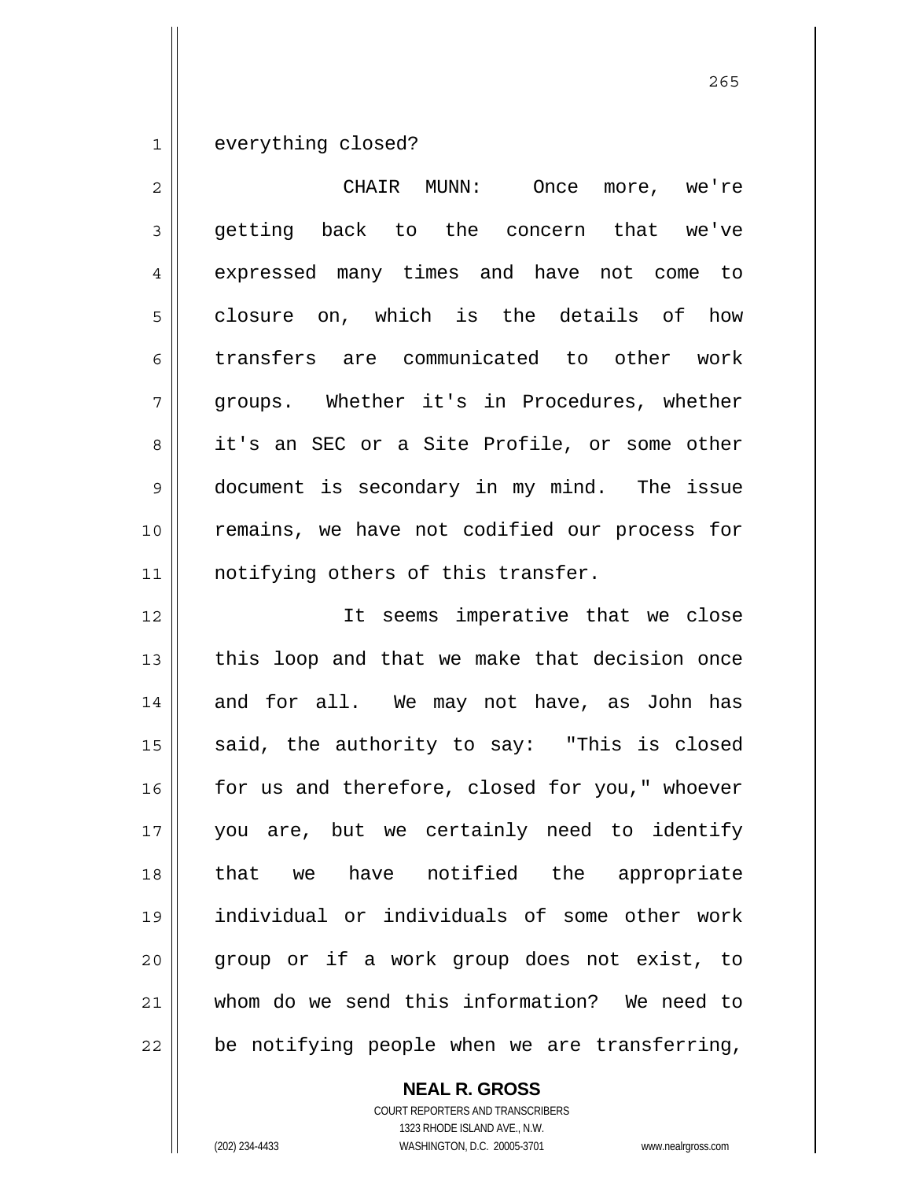everything closed?

CHAIR MUNN: Once more, we're getting back to the concern that we've expressed many times and have not come to closure on, which is the details of how transfers are communicated to other work groups. Whether it's in Procedures, whether it's an SEC or a Site Profile, or some other document is secondary in my mind. The issue remains, we have not codified our process for notifying others of this transfer.

It seems imperative that we close this loop and that we make that decision once and for all. We may not have, as John has said, the authority to say: "This is closed for us and therefore, closed for you," whoever you are, but we certainly need to identify that we have notified the appropriate individual or individuals of some other work group or if a work group does not exist, to whom do we send this information? We need to be notifying people when we are transferring,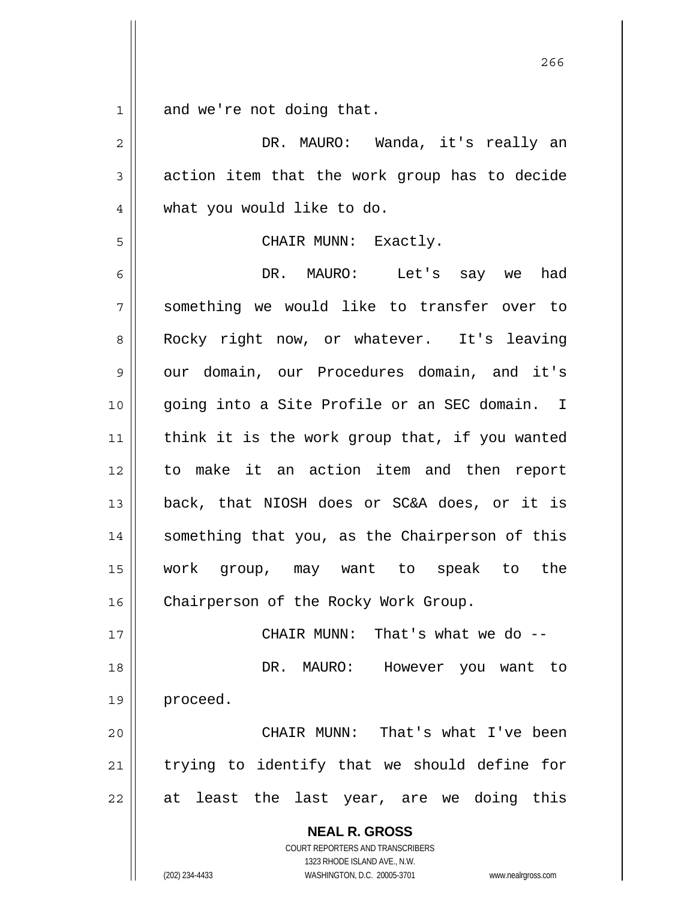and we're not doing that.

DR. MAURO: Wanda, it's really an action item that the work group has to decide what you would like to do.

CHAIR MUNN: Exactly.

DR. MAURO: Let's say we had something we would like to transfer over to Rocky right now, or whatever. It's leaving our domain, our Procedures domain, and it's going into a Site Profile or an SEC domain. I think it is the work group that, if you wanted to make it an action item and then report back, that NIOSH does or SC&A does, or it is something that you, as the Chairperson of this work group, may want to speak to the Chairperson of the Rocky Work Group.

CHAIR MUNN: That's what we do --

DR. MAURO: However you want to proceed.

CHAIR MUNN: That's what I've been trying to identify that we should define for at least the last year, are we doing this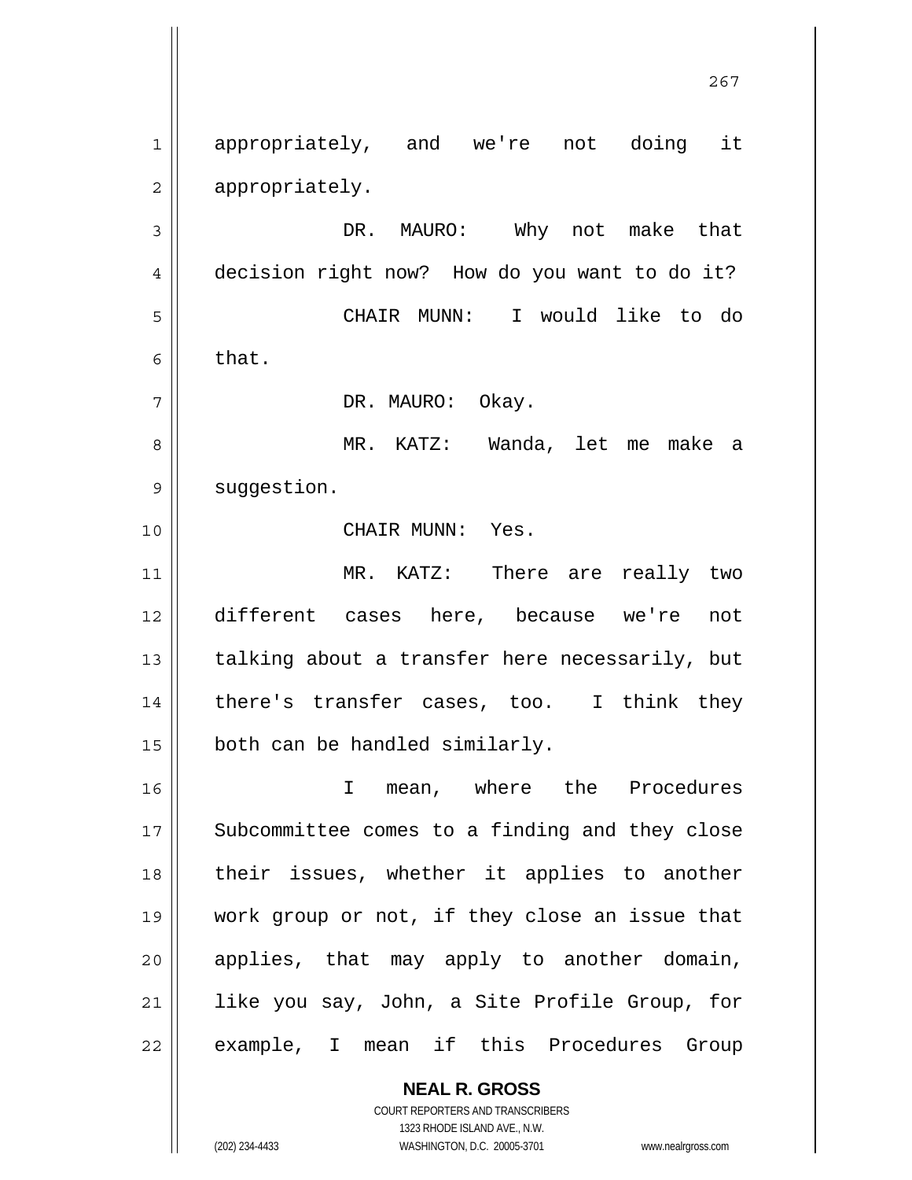appropriately, and we're not doing it appropriately.

DR. MAURO: Why not make that decision right now? How do you want to do it?

CHAIR MUNN: I would like to do that.

DR. MAURO: Okay.

MR. KATZ: Wanda, let me make a suggestion.

CHAIR MUNN: Yes.

MR. KATZ: There are really two different cases here, because we're not talking about a transfer here necessarily, but there's transfer cases, too. I think they both can be handled similarly.

I mean, where the Procedures Subcommittee comes to a finding and they close their issues, whether it applies to another work group or not, if they close an issue that applies, that may apply to another domain, like you say, John, a Site Profile Group, for example, I mean if this Procedures Group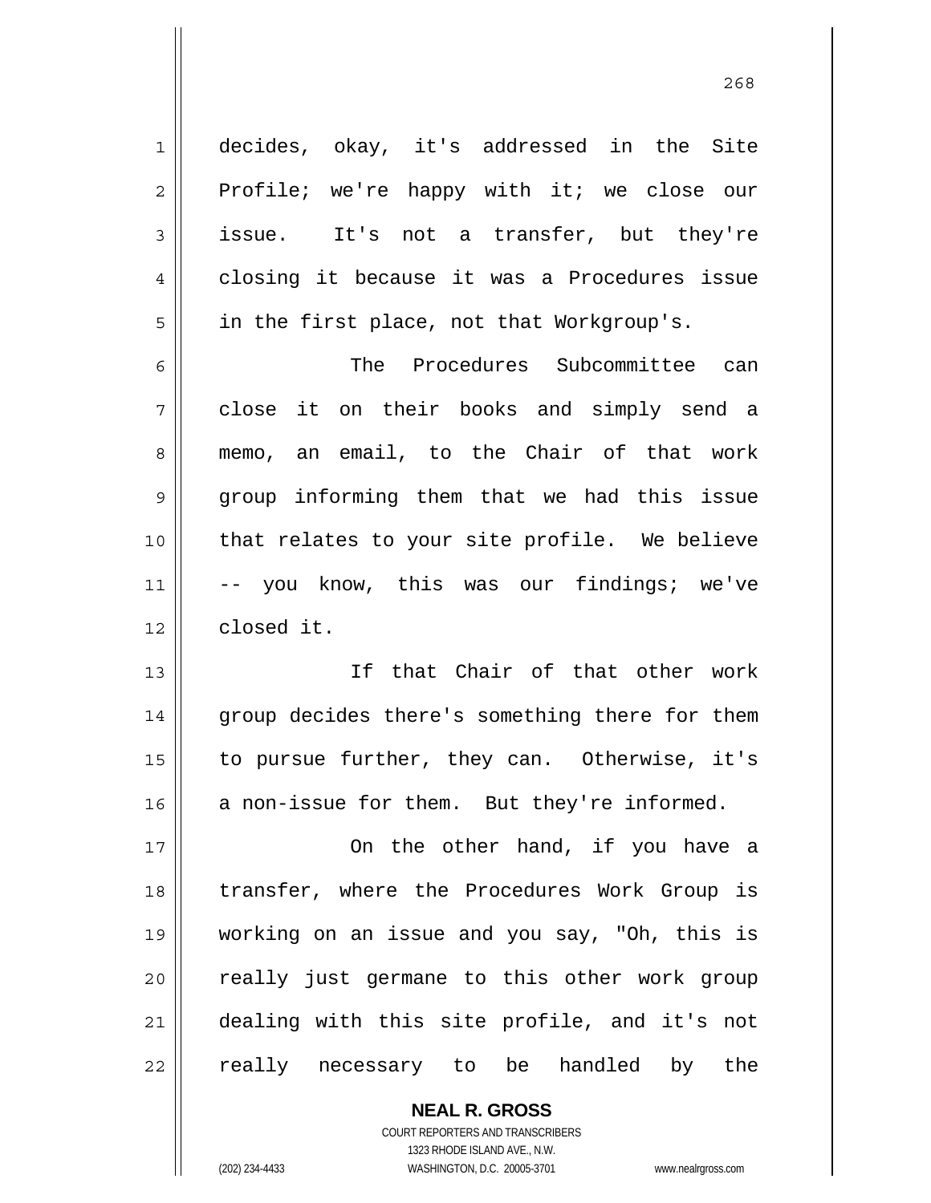decides, okay, it's addressed in the Site Profile; we're happy with it; we close our issue. It's not a transfer, but they're closing it because it was a Procedures issue in the first place, not that Workgroup's.

The Procedures Subcommittee can close it on their books and simply send a memo, an email, to the Chair of that work group informing them that we had this issue that relates to your site profile. We believe -- you know, this was our findings; we've closed it.

If that Chair of that other work group decides there's something there for them to pursue further, they can. Otherwise, it's a non-issue for them. But they're informed.

On the other hand, if you have a transfer, where the Procedures Work Group is working on an issue and you say, "Oh, this is really just germane to this other work group dealing with this site profile, and it's not really necessary to be handled by the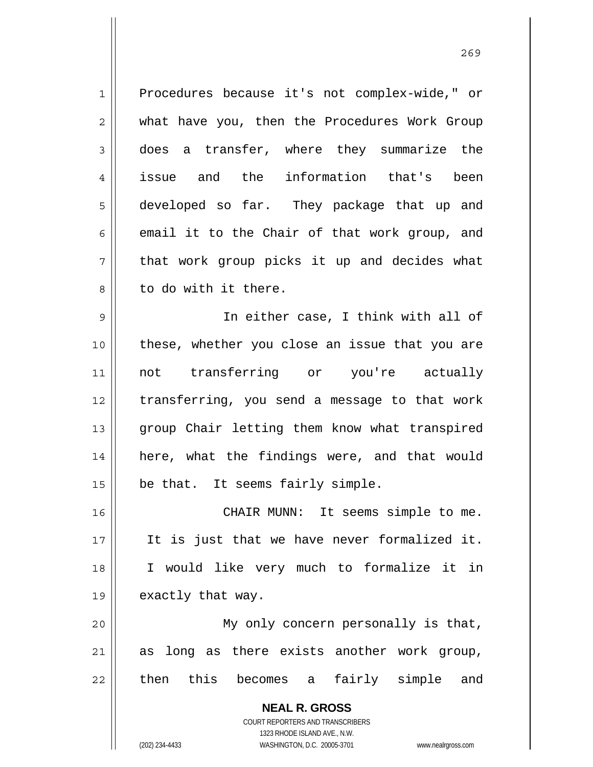Procedures because it's not complex-wide," or what have you, then the Procedures Work Group does a transfer, where they summarize the issue and the information that's been developed so far. They package that up and email it to the Chair of that work group, and that work group picks it up and decides what to do with it there.

In either case, I think with all of these, whether you close an issue that you are not transferring or you're actually transferring, you send a message to that work group Chair letting them know what transpired here, what the findings were, and that would be that. It seems fairly simple.

CHAIR MUNN: It seems simple to me. It is just that we have never formalized it. I would like very much to formalize it in exactly that way.

My only concern personally is that, as long as there exists another work group, then this becomes a fairly simple and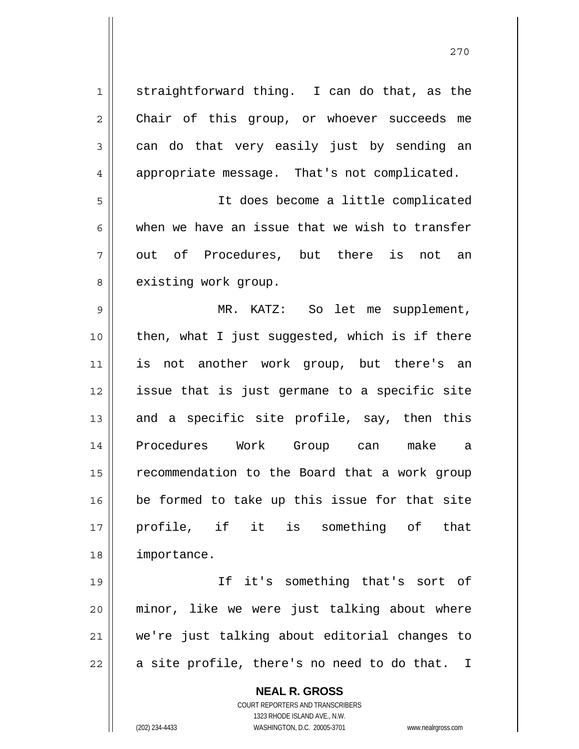straightforward thing. I can do that, as the Chair of this group, or whoever succeeds me can do that very easily just by sending an appropriate message. That's not complicated.

It does become a little complicated when we have an issue that we wish to transfer out of Procedures, but there is not an existing work group.

MR. KATZ: So let me supplement, then, what I just suggested, which is if there is not another work group, but there's an issue that is just germane to a specific site and a specific site profile, say, then this Procedures Work Group can make a recommendation to the Board that a work group be formed to take up this issue for that site profile, if it is something of that importance.

If it's something that's sort of minor, like we were just talking about where we're just talking about editorial changes to a site profile, there's no need to do that. I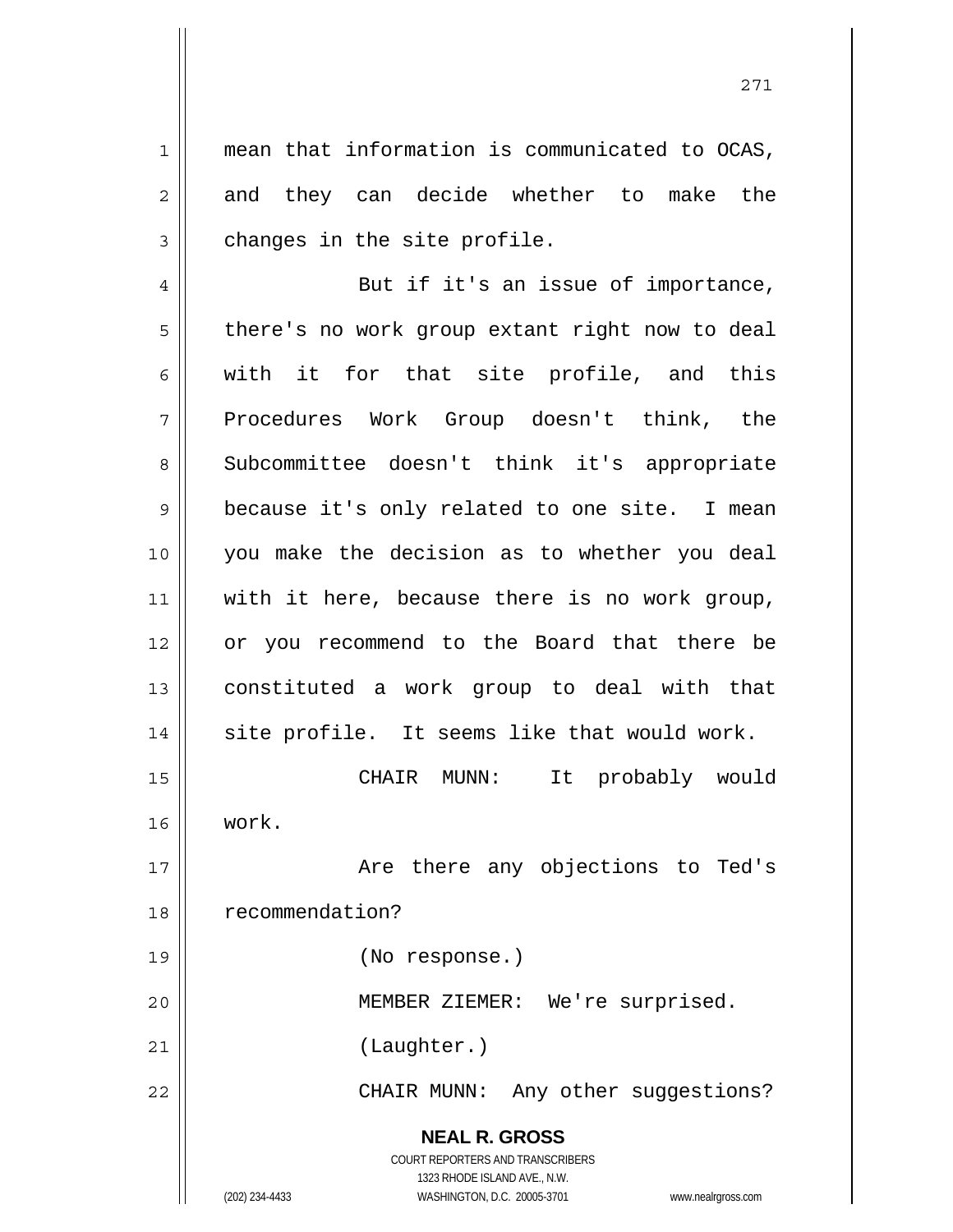mean that information is communicated to OCAS, and they can decide whether to make the changes in the site profile.

But if it's an issue of importance, there's no work group extant right now to deal with it for that site profile, and this Procedures Work Group doesn't think, the Subcommittee doesn't think it's appropriate because it's only related to one site. I mean you make the decision as to whether you deal with it here, because there is no work group, or you recommend to the Board that there be constituted a work group to deal with that site profile. It seems like that would work.

CHAIR MUNN: It probably would work.

Are there any objections to Ted's recommendation?

(No response.)

MEMBER ZIEMER: We're surprised.

(Laughter.)

CHAIR MUNN: Any other suggestions?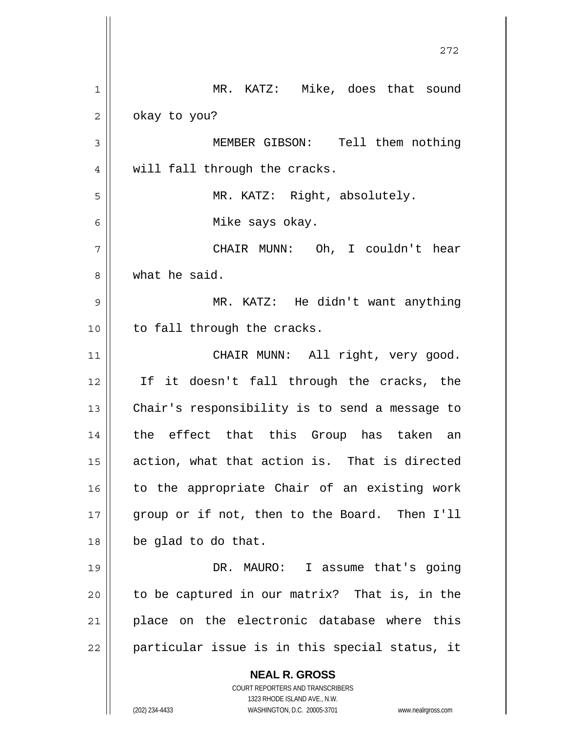MR. KATZ: Mike, does that sound okay to you?

MEMBER GIBSON: Tell them nothing will fall through the cracks.

MR. KATZ: Right, absolutely.

Mike says okay.

CHAIR MUNN: Oh, I couldn't hear what he said.

MR. KATZ: He didn't want anything to fall through the cracks.

CHAIR MUNN: All right, very good. If it doesn't fall through the cracks, the Chair's responsibility is to send a message to the effect that this Group has taken an action, what that action is. That is directed to the appropriate Chair of an existing work group or if not, then to the Board. Then I'll be glad to do that.

DR. MAURO: I assume that's going to be captured in our matrix? That is, in the place on the electronic database where this particular issue is in this special status, it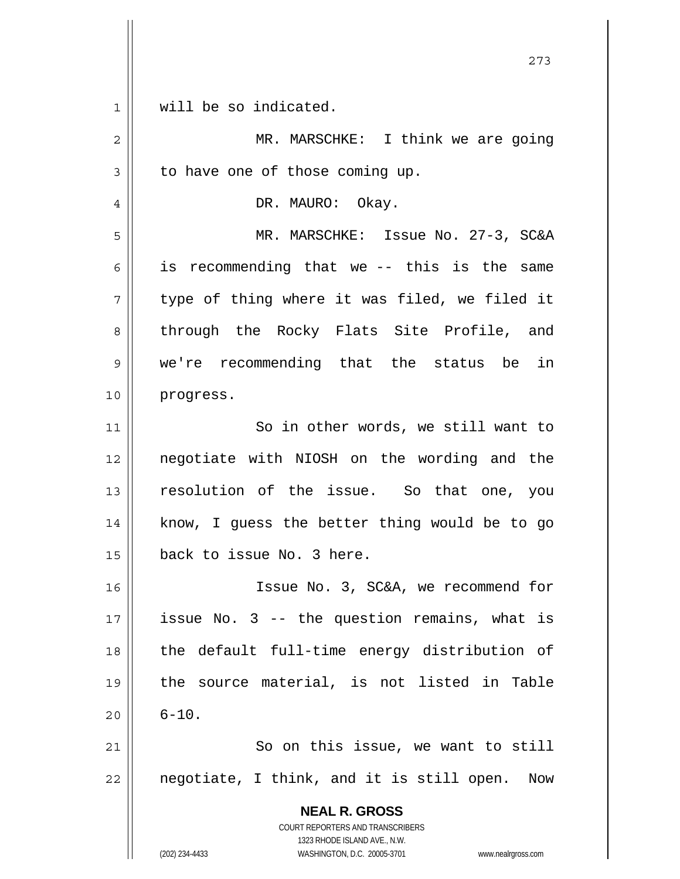will be so indicated.

MR. MARSCHKE: I think we are going to have one of those coming up.

DR. MAURO: Okay.

MR. MARSCHKE: Issue No. 27-3, SC&A is recommending that we -- this is the same type of thing where it was filed, we filed it through the Rocky Flats Site Profile, and we're recommending that the status be in progress.

So in other words, we still want to negotiate with NIOSH on the wording and the resolution of the issue. So that one, you know, I guess the better thing would be to go back to issue No. 3 here.

Issue No. 3, SC&A, we recommend for issue No. 3 -- the question remains, what is the default full-time energy distribution of the source material, is not listed in Table 6-10.

So on this issue, we want to still negotiate, I think, and it is still open. Now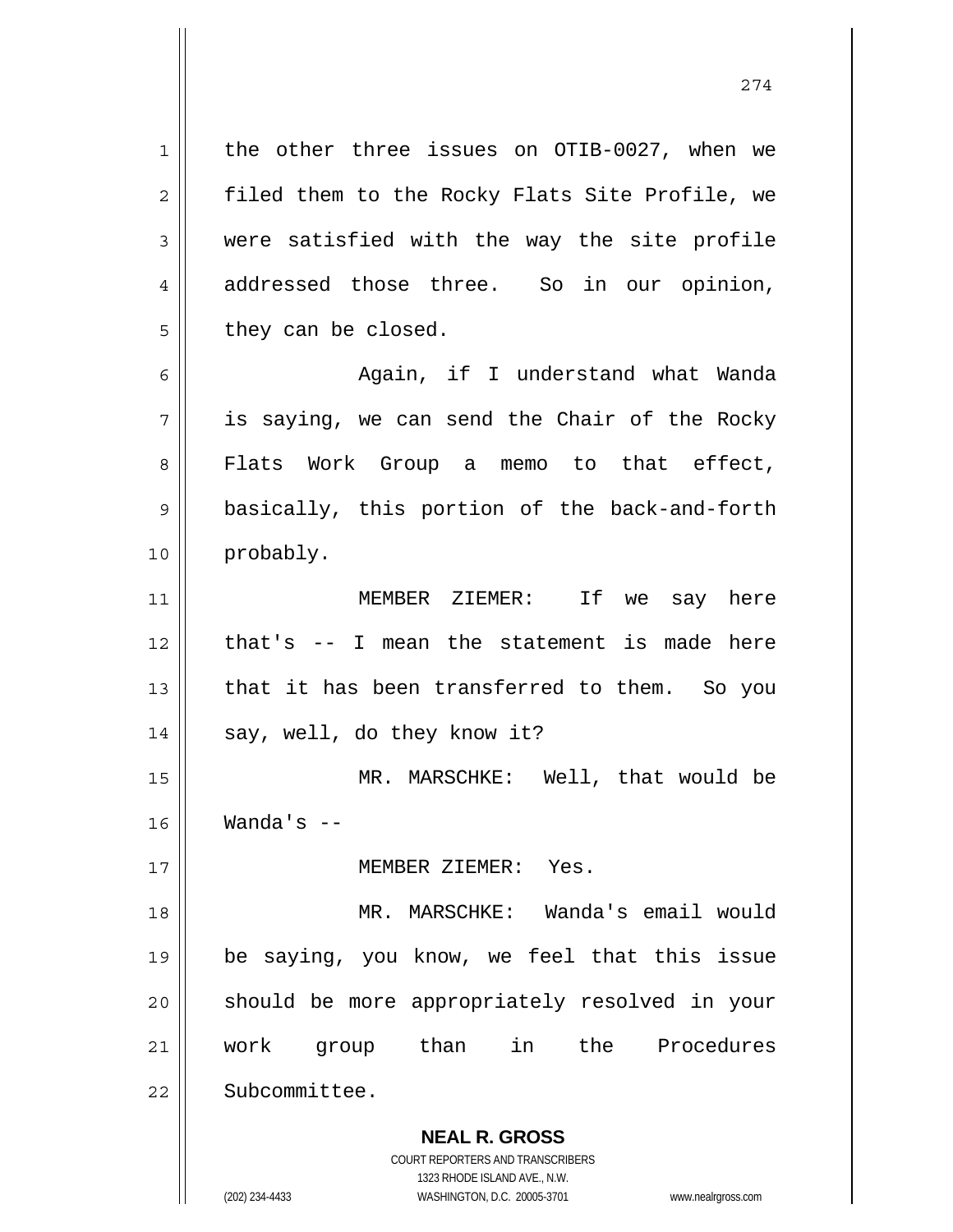the other three issues on OTIB-0027, when we filed them to the Rocky Flats Site Profile, we were satisfied with the way the site profile addressed those three. So in our opinion, they can be closed.

Again, if I understand what Wanda is saying, we can send the Chair of the Rocky Flats Work Group a memo to that effect, basically, this portion of the back-and-forth probably.

MEMBER ZIEMER: If we say here that's -- I mean the statement is made here that it has been transferred to them. So you say, well, do they know it?

MR. MARSCHKE: Well, that would be Wanda's --

MEMBER ZIEMER: Yes.

MR. MARSCHKE: Wanda's email would be saying, you know, we feel that this issue should be more appropriately resolved in your work group than in the Procedures Subcommittee.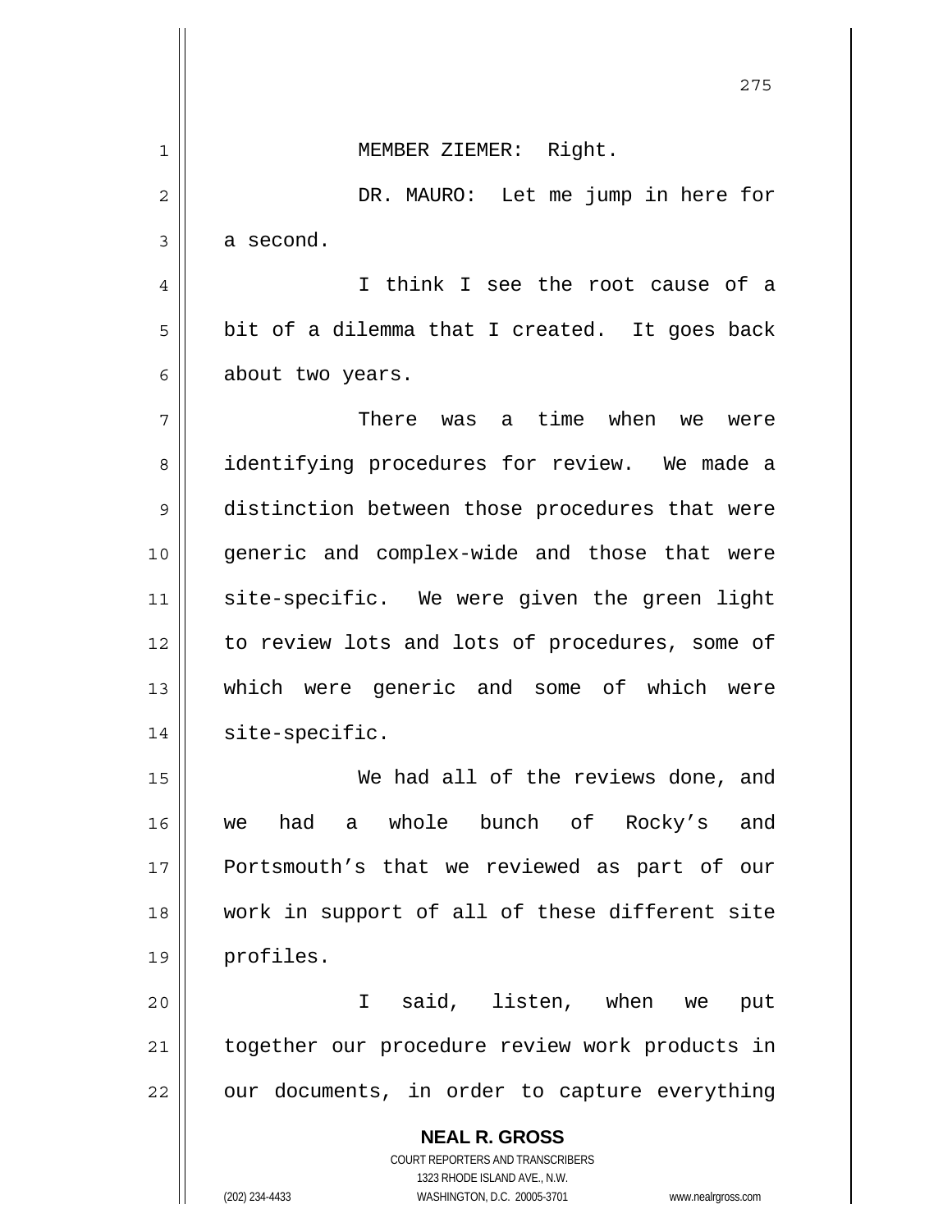MEMBER ZIEMER: Right.

DR. MAURO: Let me jump in here for a second.

I think I see the root cause of a bit of a dilemma that I created. It goes back about two years.

There was a time when we were identifying procedures for review. We made a distinction between those procedures that were generic and complex-wide and those that were site-specific. We were given the green light to review lots and lots of procedures, some of which were generic and some of which were site-specific.

We had all of the reviews done, and we had a whole bunch of Rocky's and Portsmouth's that we reviewed as part of our work in support of all of these different site profiles.

I said, listen, when we put together our procedure review work products in our documents, in order to capture everything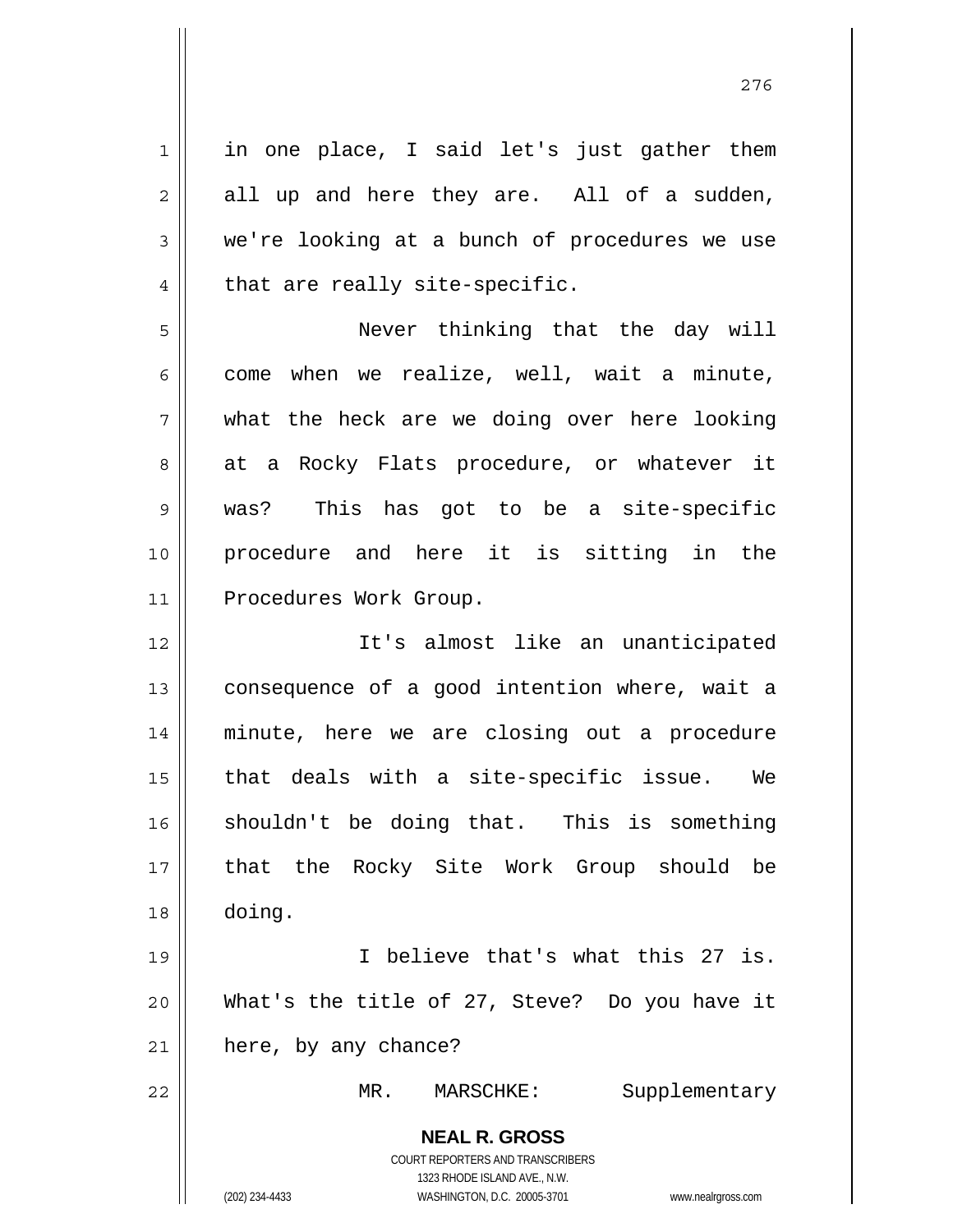in one place, I said let's just gather them all up and here they are. All of a sudden, we're looking at a bunch of procedures we use that are really site-specific.

Never thinking that the day will come when we realize, well, wait a minute, what the heck are we doing over here looking at a Rocky Flats procedure, or whatever it was? This has got to be a site-specific procedure and here it is sitting in the Procedures Work Group.

It's almost like an unanticipated consequence of a good intention where, wait a minute, here we are closing out a procedure that deals with a site-specific issue. We shouldn't be doing that. This is something that the Rocky Site Work Group should be doing.

I believe that's what this 27 is. What's the title of 27, Steve? Do you have it here, by any chance?

MR. MARSCHKE: Supplementary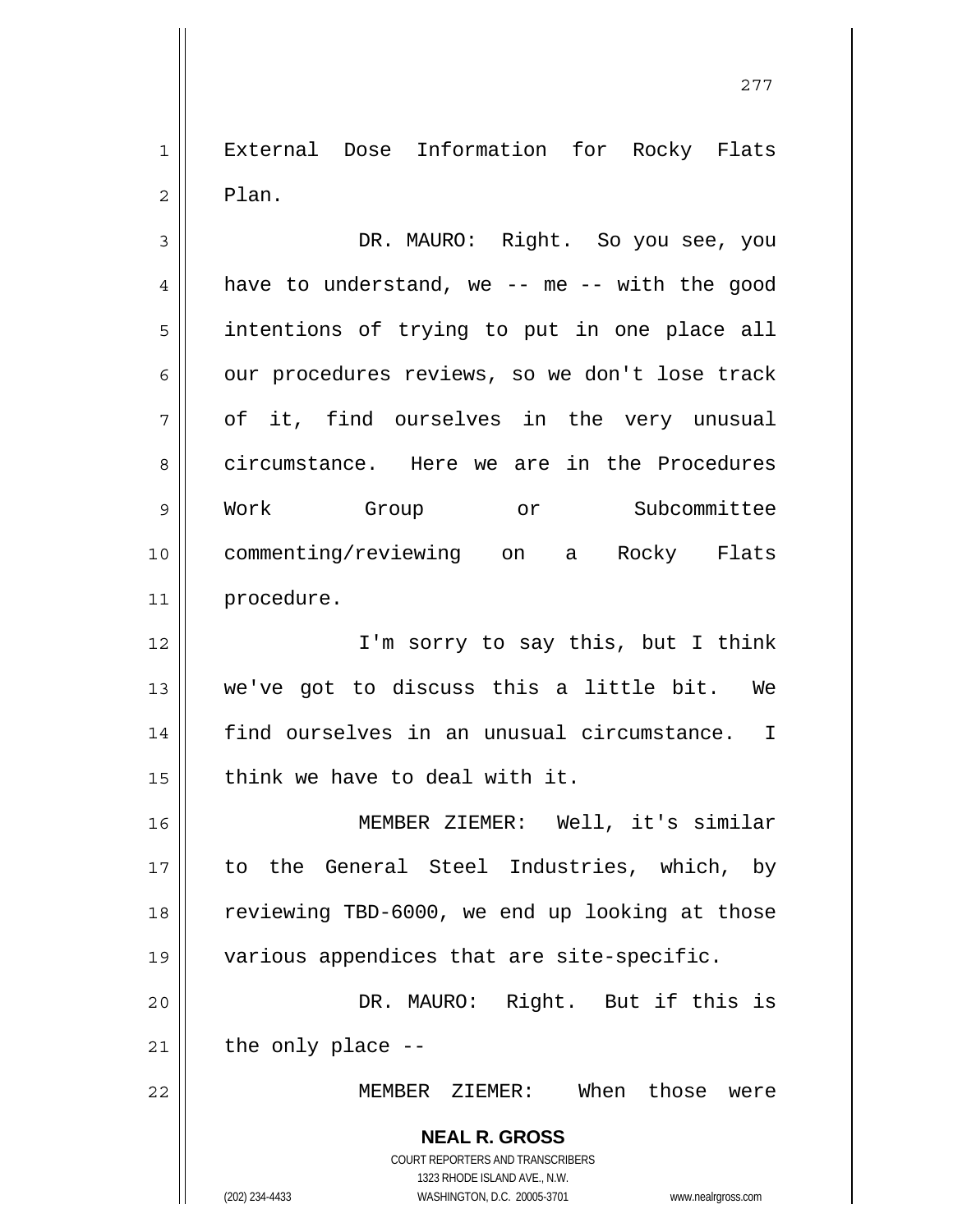External Dose Information for Rocky Flats Plan.

DR. MAURO: Right. So you see, you have to understand, we -- me -- with the good intentions of trying to put in one place all our procedures reviews, so we don't lose track of it, find ourselves in the very unusual circumstance. Here we are in the Procedures Work Group or Subcommittee commenting/reviewing on a Rocky Flats procedure.

I'm sorry to say this, but I think we've got to discuss this a little bit. We find ourselves in an unusual circumstance. I think we have to deal with it.

MEMBER ZIEMER: Well, it's similar to the General Steel Industries, which, by reviewing TBD-6000, we end up looking at those various appendices that are site-specific.

DR. MAURO: Right. But if this is the only place --

MEMBER ZIEMER: When those were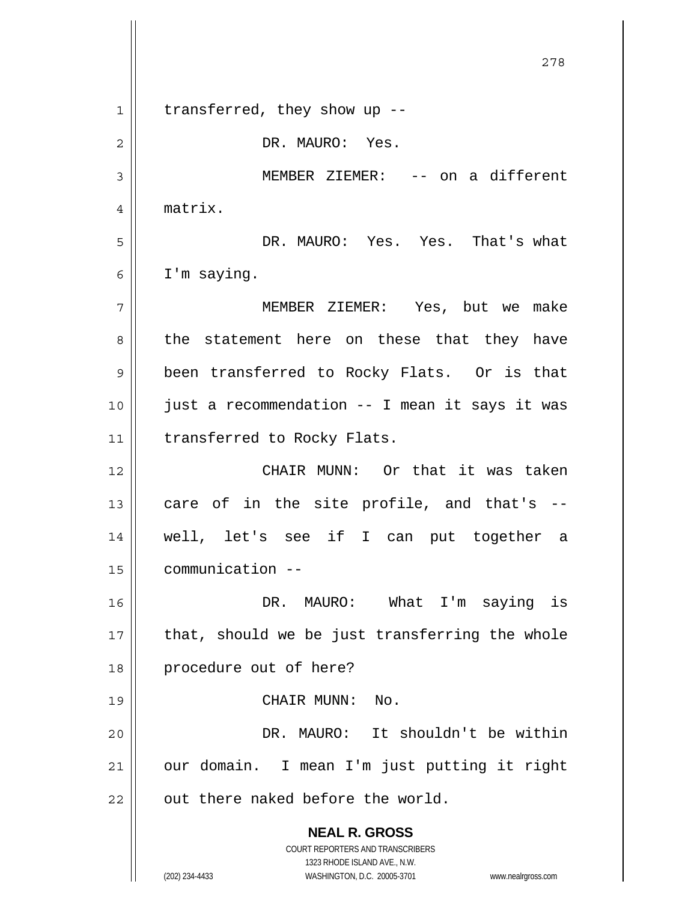transferred, they show up --

DR. MAURO: Yes.

MEMBER ZIEMER: -- on a different matrix.

DR. MAURO: Yes. Yes. That's what I'm saying.

MEMBER ZIEMER: Yes, but we make the statement here on these that they have been transferred to Rocky Flats. Or is that just a recommendation -- I mean it says it was transferred to Rocky Flats.

CHAIR MUNN: Or that it was taken care of in the site profile, and that's -- well, let's see if I can put together a communication --

DR. MAURO: What I'm saying is that, should we be just transferring the whole procedure out of here?

CHAIR MUNN: No.

DR. MAURO: It shouldn't be within our domain. I mean I'm just putting it right out there naked before the world.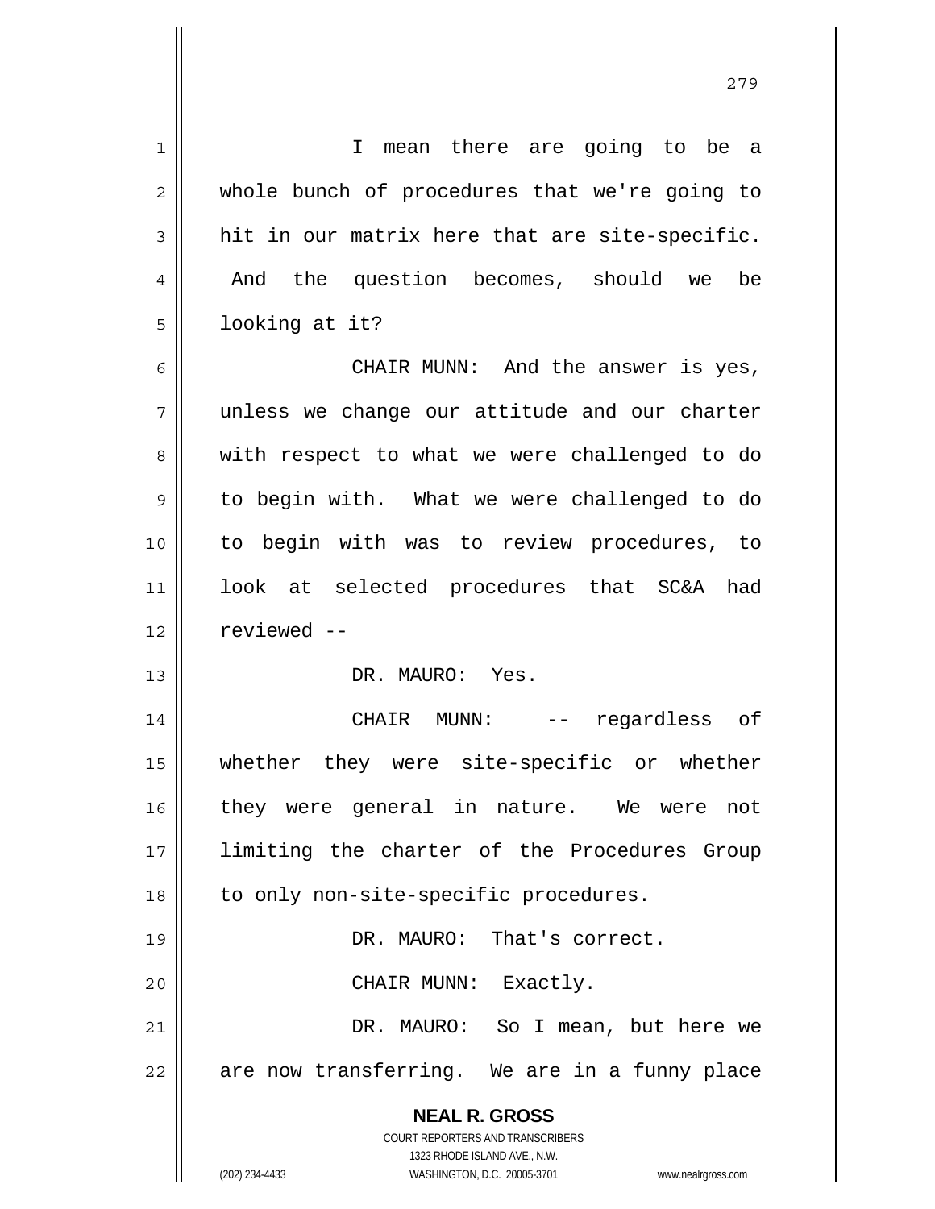I mean there are going to be a whole bunch of procedures that we're going to hit in our matrix here that are site-specific. And the question becomes, should we be looking at it?

CHAIR MUNN: And the answer is yes, unless we change our attitude and our charter with respect to what we were challenged to do to begin with. What we were challenged to do to begin with was to review procedures, to look at selected procedures that SC&A had reviewed --

DR. MAURO: Yes.

CHAIR MUNN: -- regardless of whether they were site-specific or whether they were general in nature. We were not limiting the charter of the Procedures Group to only non-site-specific procedures.

DR. MAURO: That's correct.

CHAIR MUNN: Exactly.

DR. MAURO: So I mean, but here we are now transferring. We are in a funny place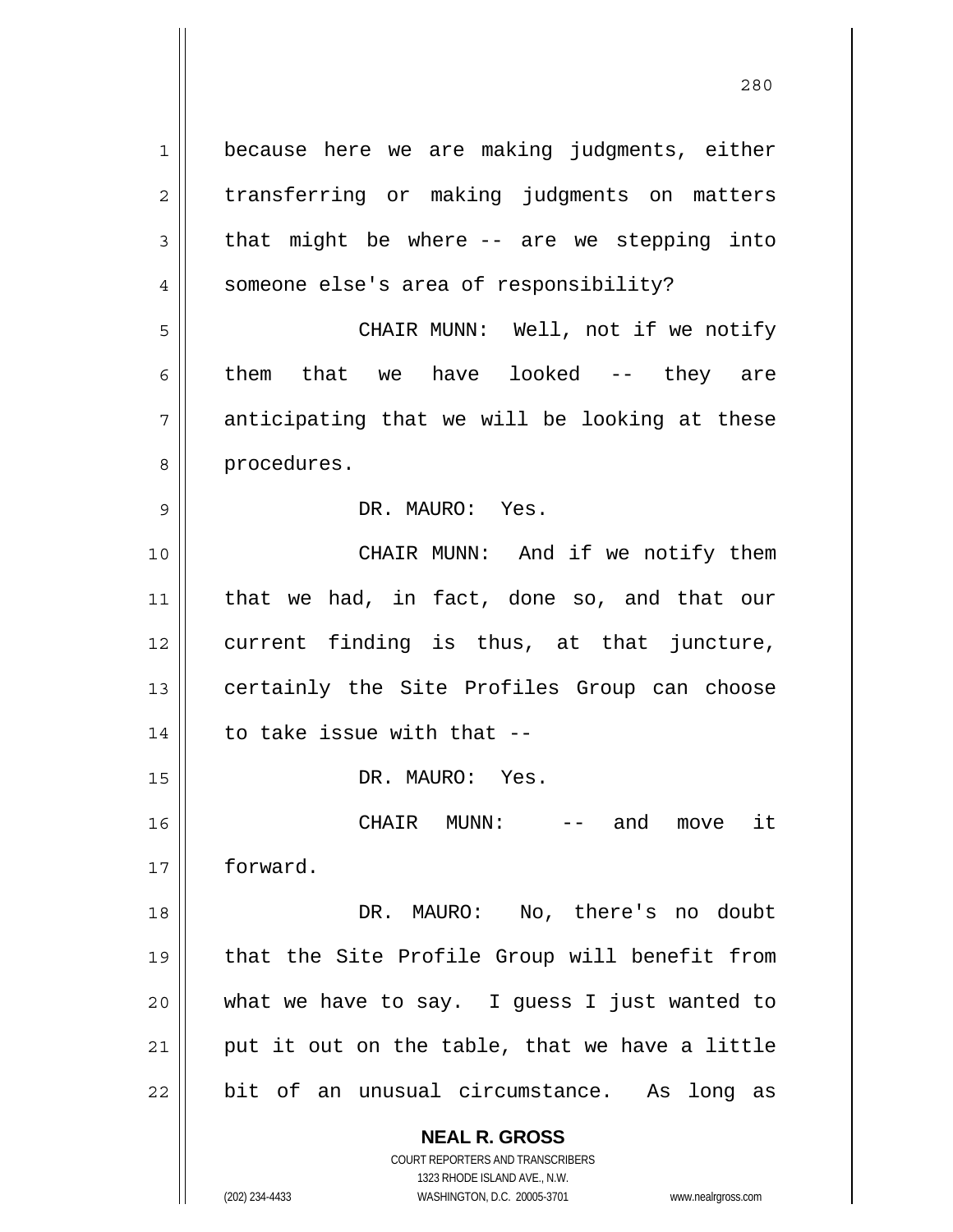because here we are making judgments, either transferring or making judgments on matters that might be where -- are we stepping into someone else's area of responsibility?

CHAIR MUNN: Well, not if we notify them that we have looked -- they are anticipating that we will be looking at these procedures.

DR. MAURO: Yes.

CHAIR MUNN: And if we notify them that we had, in fact, done so, and that our current finding is thus, at that juncture, certainly the Site Profiles Group can choose to take issue with that --

DR. MAURO: Yes.

CHAIR MUNN: -- and move it forward.

DR. MAURO: No, there's no doubt that the Site Profile Group will benefit from what we have to say. I guess I just wanted to put it out on the table, that we have a little bit of an unusual circumstance. As long as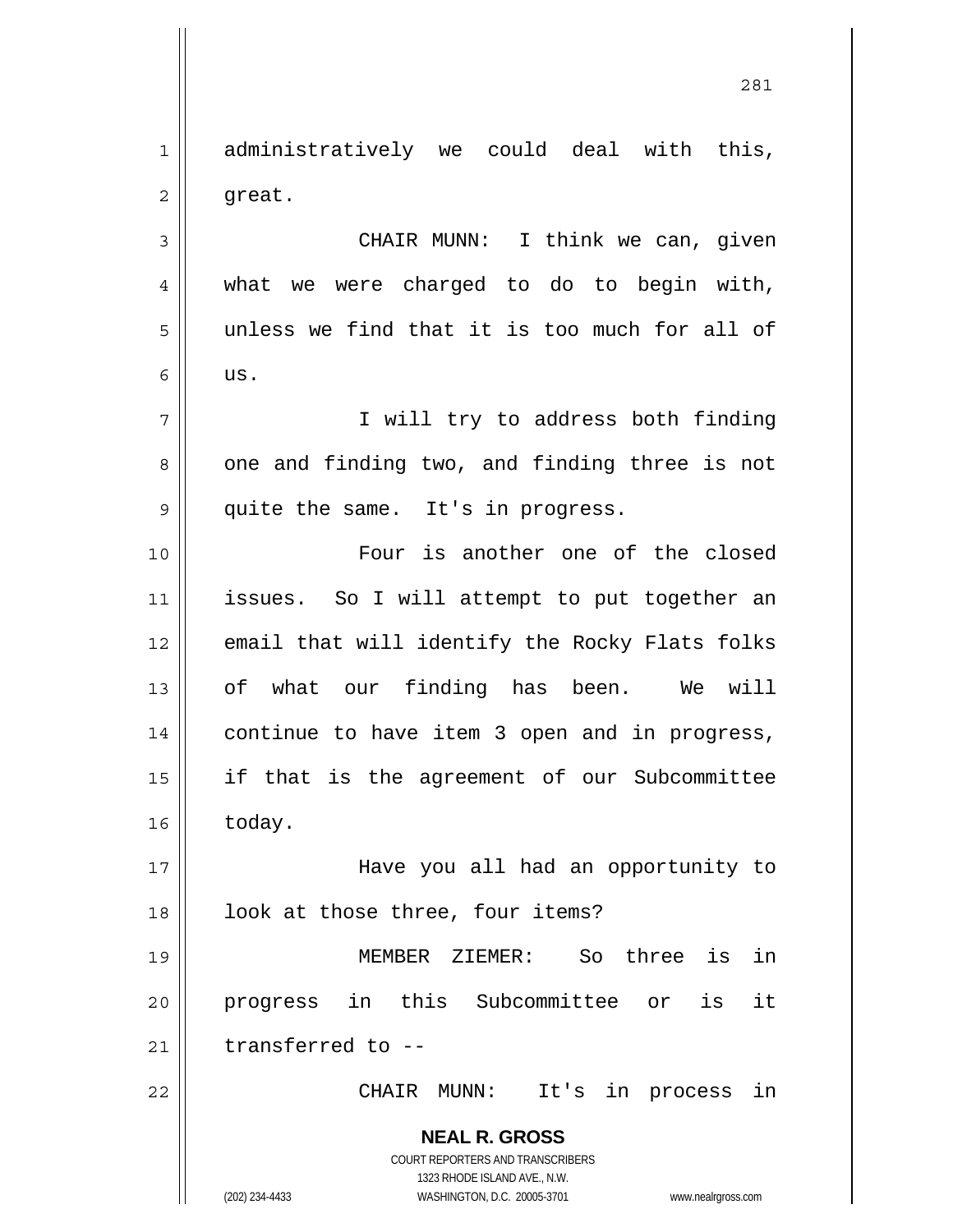administratively we could deal with this, great.

CHAIR MUNN: I think we can, given what we were charged to do to begin with, unless we find that it is too much for all of us.

I will try to address both finding one and finding two, and finding three is not quite the same. It's in progress.

Four is another one of the closed issues. So I will attempt to put together an email that will identify the Rocky Flats folks of what our finding has been. We will continue to have item 3 open and in progress, if that is the agreement of our Subcommittee today.

Have you all had an opportunity to look at those three, four items?

MEMBER ZIEMER: So three is in progress in this Subcommittee or is it transferred to --

CHAIR MUNN: It's in process in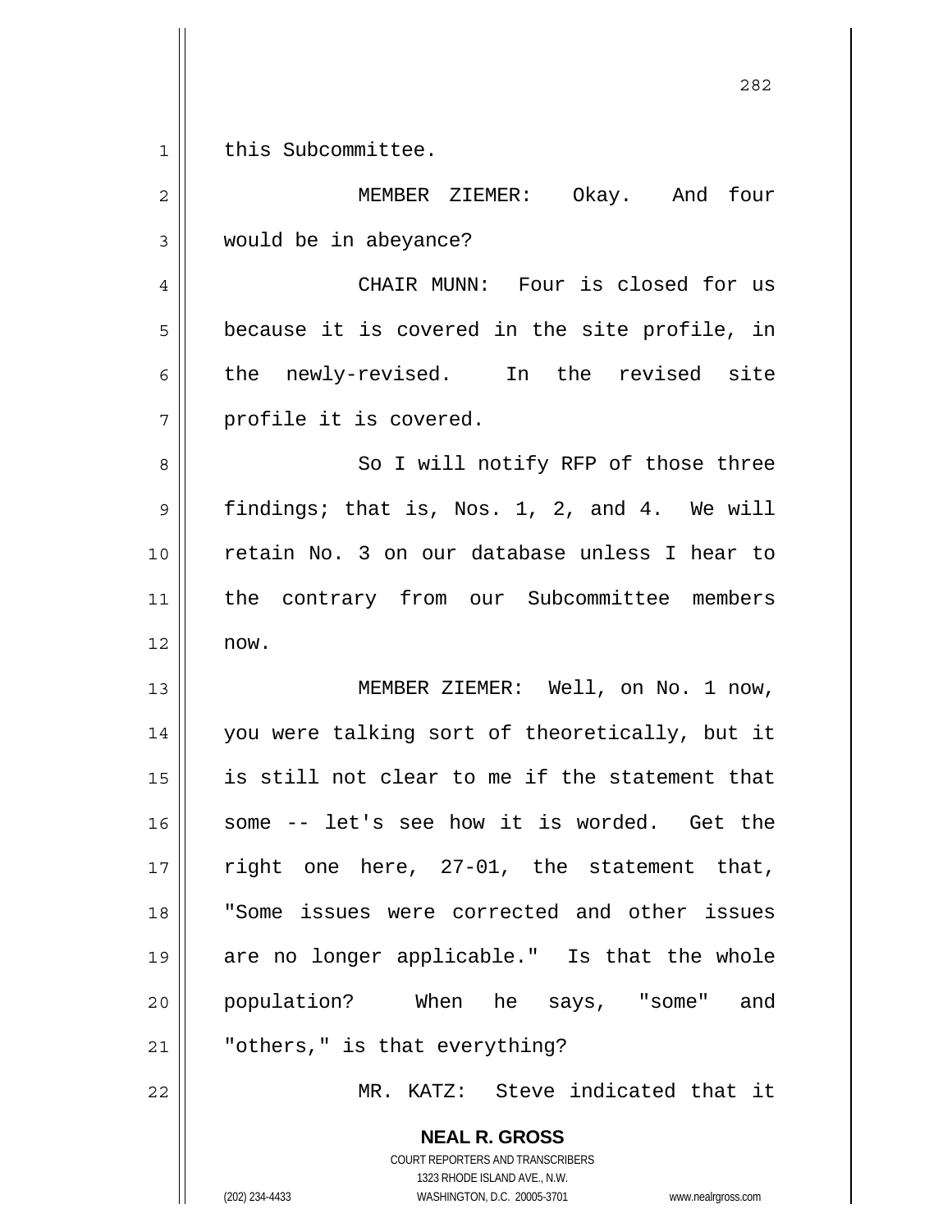this Subcommittee.

MEMBER ZIEMER: Okay. And four would be in abeyance?

CHAIR MUNN: Four is closed for us because it is covered in the site profile, in the newly-revised. In the revised site profile it is covered.

So I will notify RFP of those three findings; that is, Nos. 1, 2, and 4. We will retain No. 3 on our database unless I hear to the contrary from our Subcommittee members now.

MEMBER ZIEMER: Well, on No. 1 now, you were talking sort of theoretically, but it is still not clear to me if the statement that some -- let's see how it is worded. Get the right one here, 27-01, the statement that, "Some issues were corrected and other issues are no longer applicable." Is that the whole population? When he says, "some" and "others," is that everything?

MR. KATZ: Steve indicated that it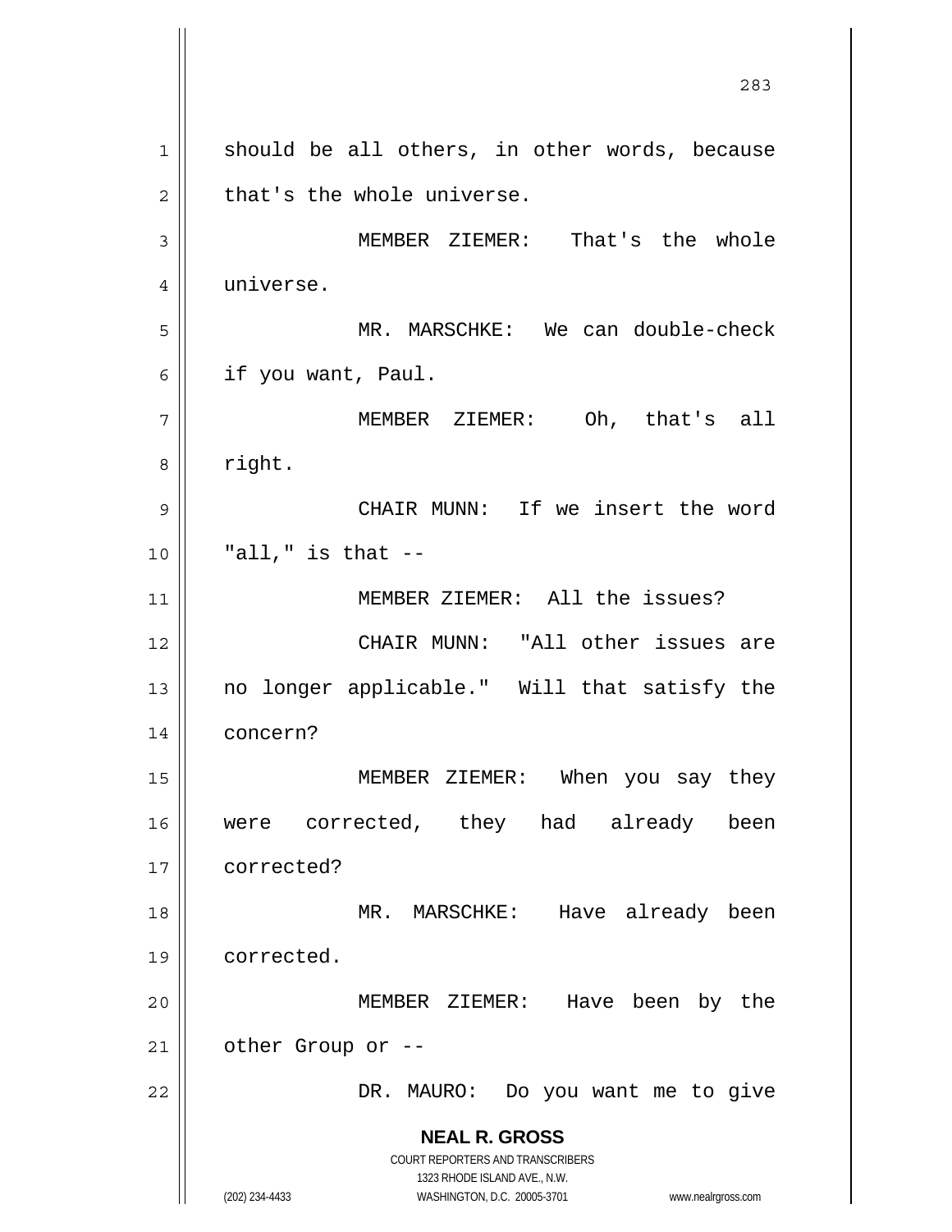should be all others, in other words, because that's the whole universe.

MEMBER ZIEMER: That's the whole universe.

MR. MARSCHKE: We can double-check if you want, Paul.

MEMBER ZIEMER: Oh, that's all right.

CHAIR MUNN: If we insert the word "all," is that --

MEMBER ZIEMER: All the issues?

CHAIR MUNN: "All other issues are no longer applicable." Will that satisfy the concern?

MEMBER ZIEMER: When you say they were corrected, they had already been corrected?

MR. MARSCHKE: Have already been corrected.

MEMBER ZIEMER: Have been by the other Group or --

DR. MAURO: Do you want me to give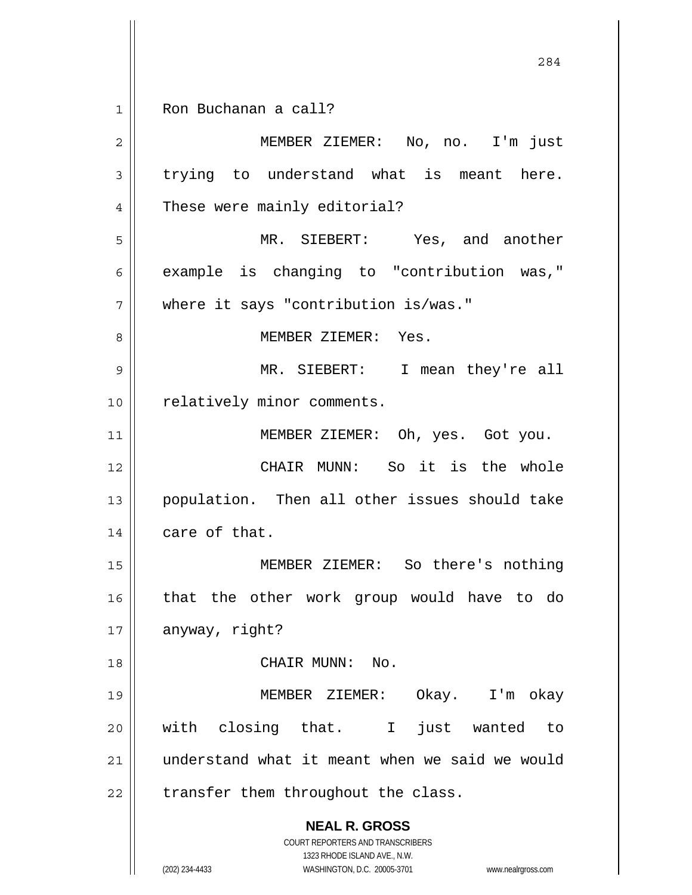Ron Buchanan a call?

MEMBER ZIEMER: No, no. I'm just trying to understand what is meant here. These were mainly editorial?

MR. SIEBERT: Yes, and another example is changing to "contribution was," where it says "contribution is/was."

MEMBER ZIEMER: Yes.

MR. SIEBERT: I mean they're all relatively minor comments.

MEMBER ZIEMER: Oh, yes. Got you.

CHAIR MUNN: So it is the whole population. Then all other issues should take care of that.

MEMBER ZIEMER: So there's nothing that the other work group would have to do anyway, right?

CHAIR MUNN: No.

MEMBER ZIEMER: Okay. I'm okay with closing that. I just wanted to understand what it meant when we said we would transfer them throughout the class.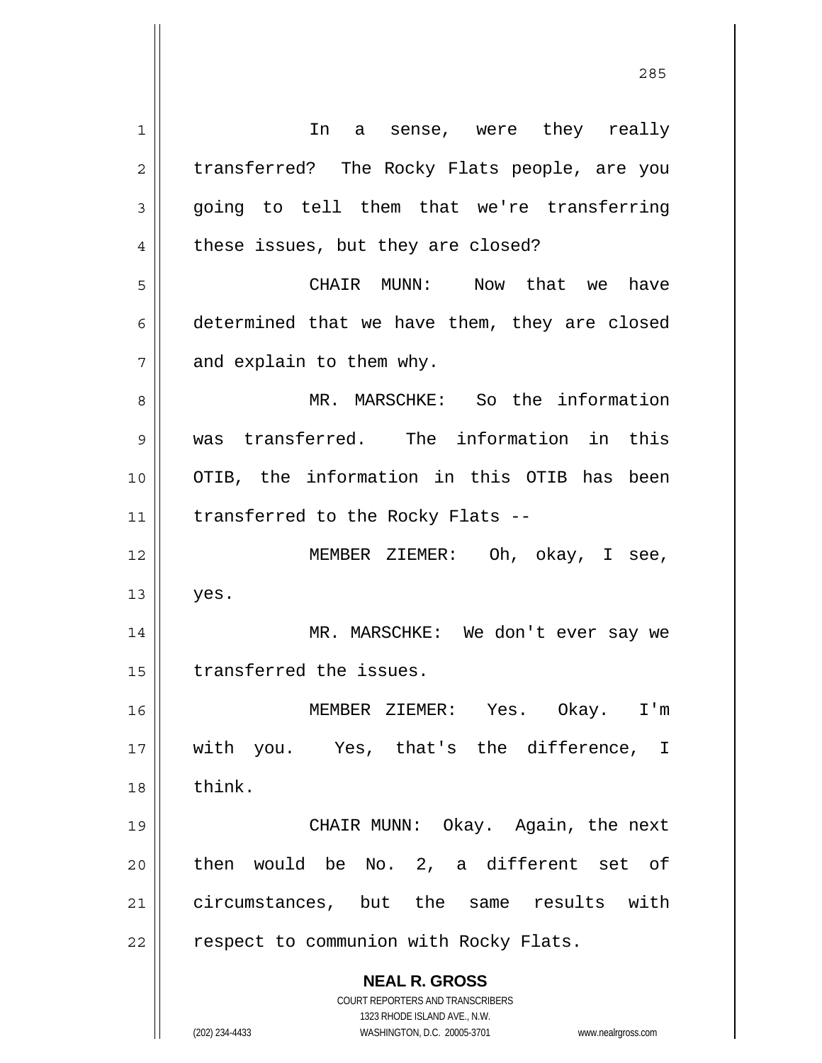In a sense, were they really transferred? The Rocky Flats people, are you going to tell them that we're transferring these issues, but they are closed?

CHAIR MUNN: Now that we have determined that we have them, they are closed and explain to them why.

MR. MARSCHKE: So the information was transferred. The information in this OTIB, the information in this OTIB has been transferred to the Rocky Flats --

MEMBER ZIEMER: Oh, okay, I see, yes.

MR. MARSCHKE: We don't ever say we transferred the issues.

MEMBER ZIEMER: Yes. Okay. I'm with you. Yes, that's the difference, I think.

CHAIR MUNN: Okay. Again, the next then would be No. 2, a different set of circumstances, but the same results with respect to communion with Rocky Flats.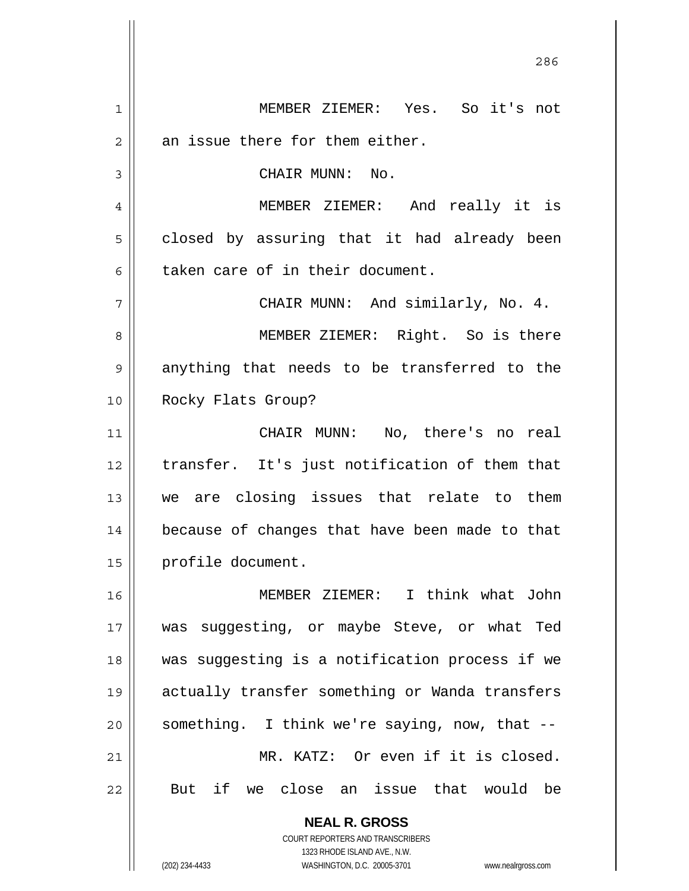MEMBER ZIEMER: Yes. So it's not an issue there for them either.

CHAIR MUNN: No.

MEMBER ZIEMER: And really it is closed by assuring that it had already been taken care of in their document.

CHAIR MUNN: And similarly, No. 4.

MEMBER ZIEMER: Right. So is there anything that needs to be transferred to the Rocky Flats Group?

CHAIR MUNN: No, there's no real transfer. It's just notification of them that we are closing issues that relate to them because of changes that have been made to that profile document.

MEMBER ZIEMER: I think what John was suggesting, or maybe Steve, or what Ted was suggesting is a notification process if we actually transfer something or Wanda transfers something. I think we're saying, now, that --

MR. KATZ: Or even if it is closed. But if we close an issue that would be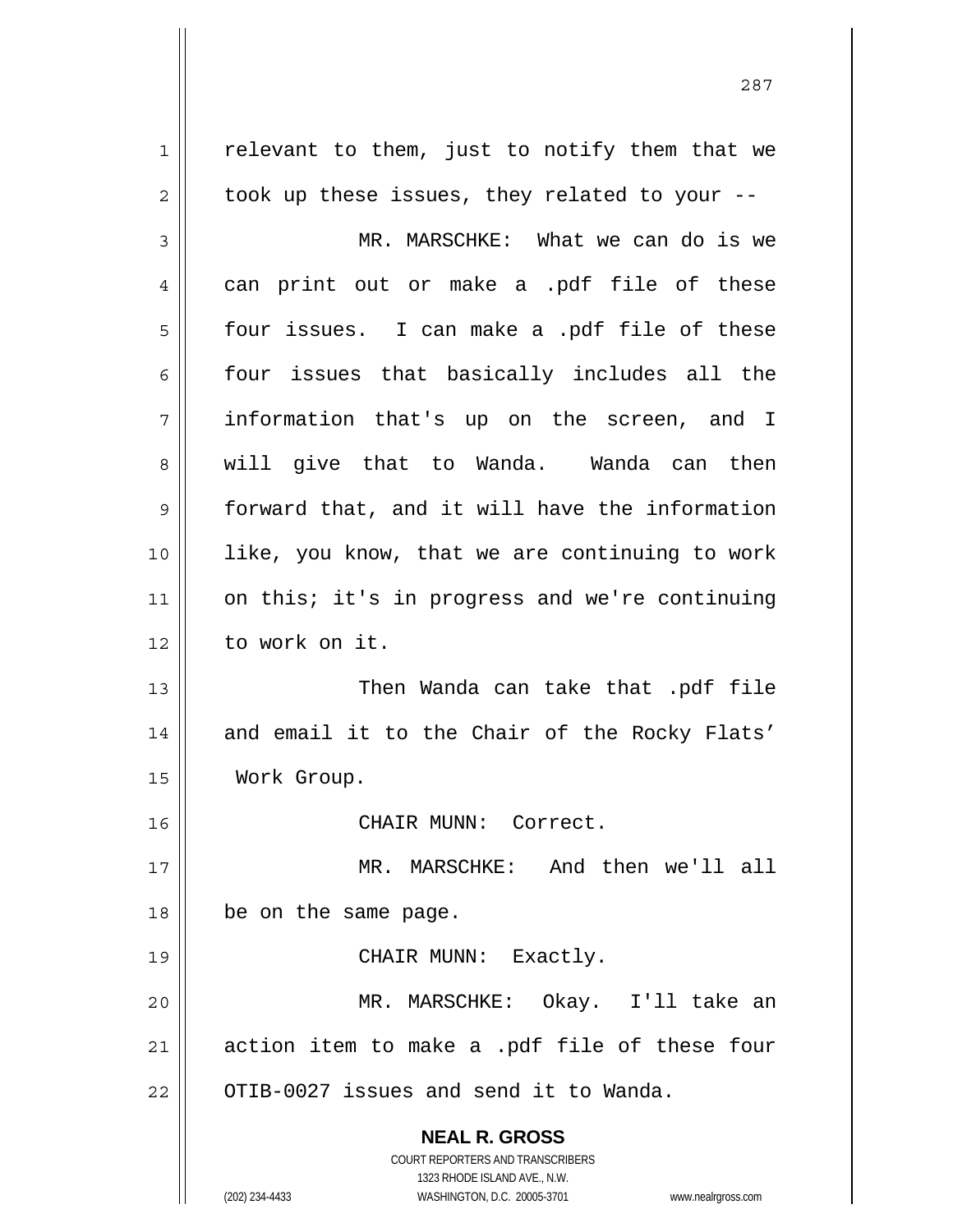relevant to them, just to notify them that we took up these issues, they related to your --

MR. MARSCHKE: What we can do is we can print out or make a .pdf file of these four issues. I can make a .pdf file of these four issues that basically includes all the information that's up on the screen, and I will give that to Wanda. Wanda can then forward that, and it will have the information like, you know, that we are continuing to work on this; it's in progress and we're continuing to work on it.

Then Wanda can take that .pdf file and email it to the Chair of the Rocky Flats' Work Group.

CHAIR MUNN: Correct.

MR. MARSCHKE: And then we'll all be on the same page.

CHAIR MUNN: Exactly.

MR. MARSCHKE: Okay. I'll take an action item to make a .pdf file of these four OTIB-0027 issues and send it to Wanda.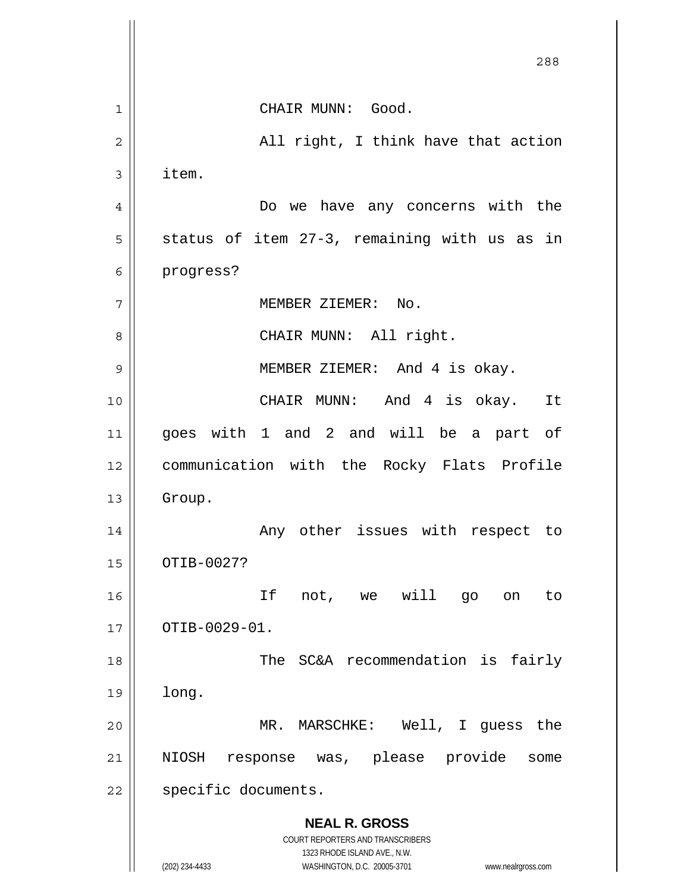CHAIR MUNN: Good.

All right, I think have that action item.

Do we have any concerns with the status of item 27-3, remaining with us as in progress?

MEMBER ZIEMER: No.

CHAIR MUNN: All right.

MEMBER ZIEMER: And 4 is okay.

CHAIR MUNN: And 4 is okay. It goes with 1 and 2 and will be a part of communication with the Rocky Flats Profile Group.

Any other issues with respect to OTIB-0027?

If not, we will go on to OTIB-0029-01.

The SC&A recommendation is fairly long.

MR. MARSCHKE: Well, I guess the NIOSH response was, please provide some specific documents.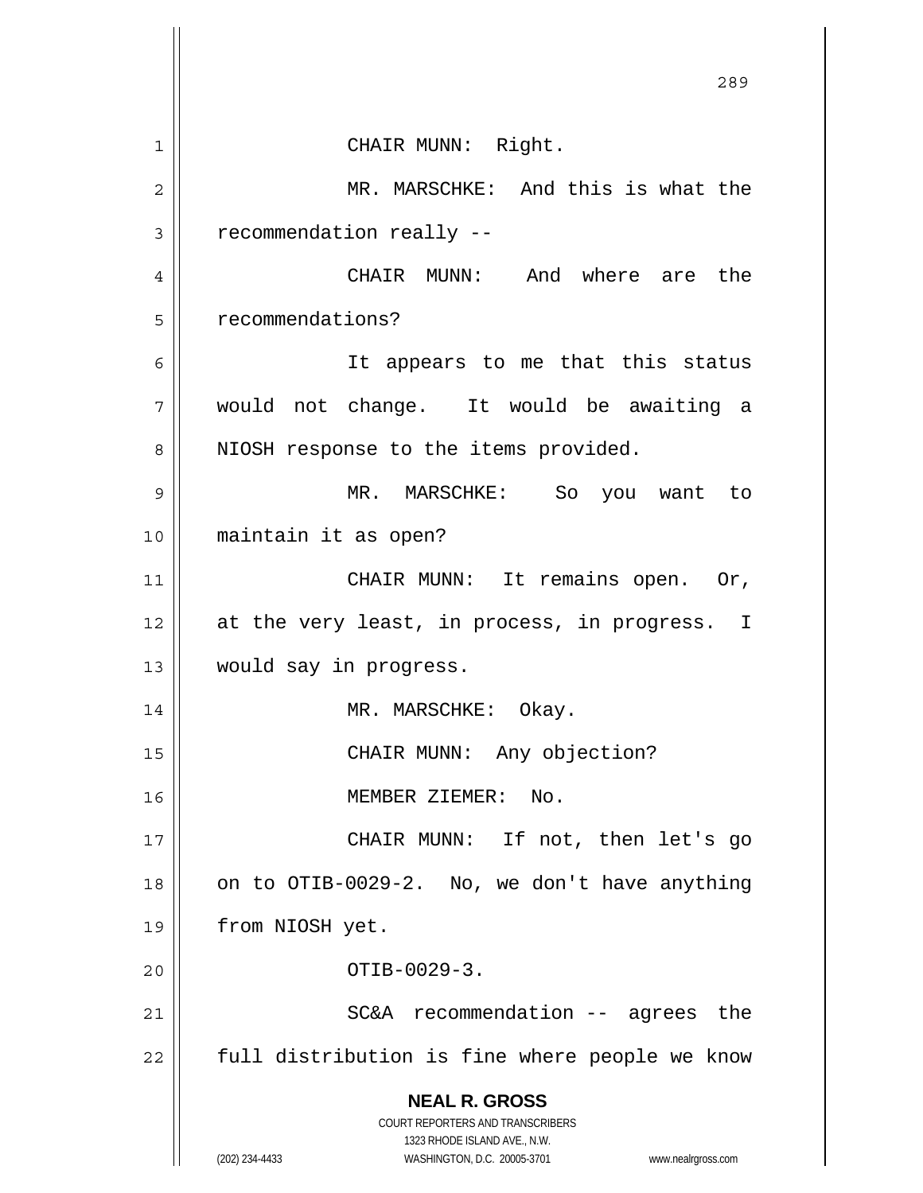CHAIR MUNN: Right.

MR. MARSCHKE: And this is what the recommendation really --

CHAIR MUNN: And where are the recommendations?

It appears to me that this status would not change. It would be awaiting a NIOSH response to the items provided.

MR. MARSCHKE: So you want to maintain it as open?

CHAIR MUNN: It remains open. Or, at the very least, in process, in progress. I would say in progress.

MR. MARSCHKE: Okay.

CHAIR MUNN: Any objection?

MEMBER ZIEMER: No.

CHAIR MUNN: If not, then let's go on to OTIB-0029-2. No, we don't have anything from NIOSH yet.

OTIB-0029-3.

SC&A recommendation -- agrees the full distribution is fine where people we know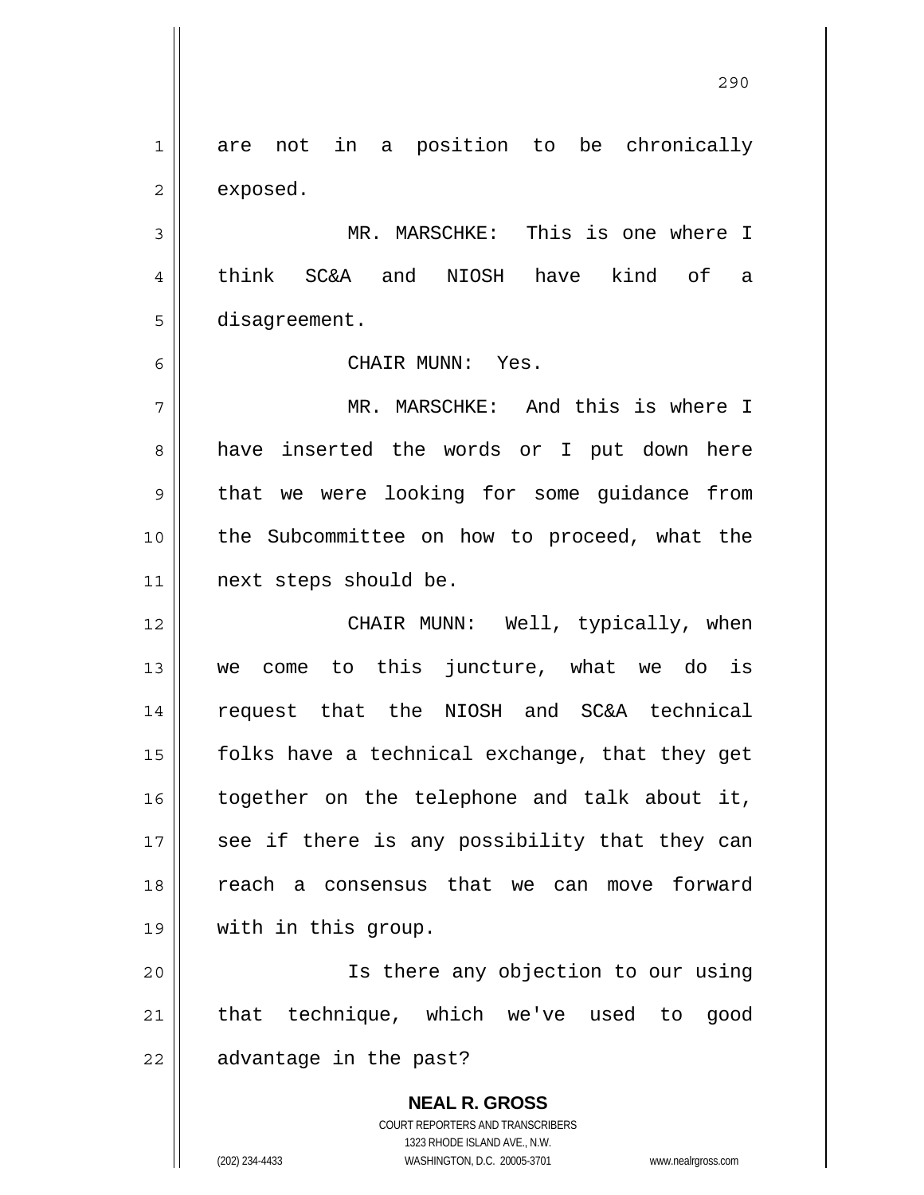are not in a position to be chronically exposed.

MR. MARSCHKE: This is one where I think SC&A and NIOSH have kind of a disagreement.

CHAIR MUNN: Yes.

MR. MARSCHKE: And this is where I have inserted the words or I put down here that we were looking for some guidance from the Subcommittee on how to proceed, what the next steps should be.

CHAIR MUNN: Well, typically, when we come to this juncture, what we do is request that the NIOSH and SC&A technical folks have a technical exchange, that they get together on the telephone and talk about it, see if there is any possibility that they can reach a consensus that we can move forward with in this group.

Is there any objection to our using that technique, which we've used to good advantage in the past?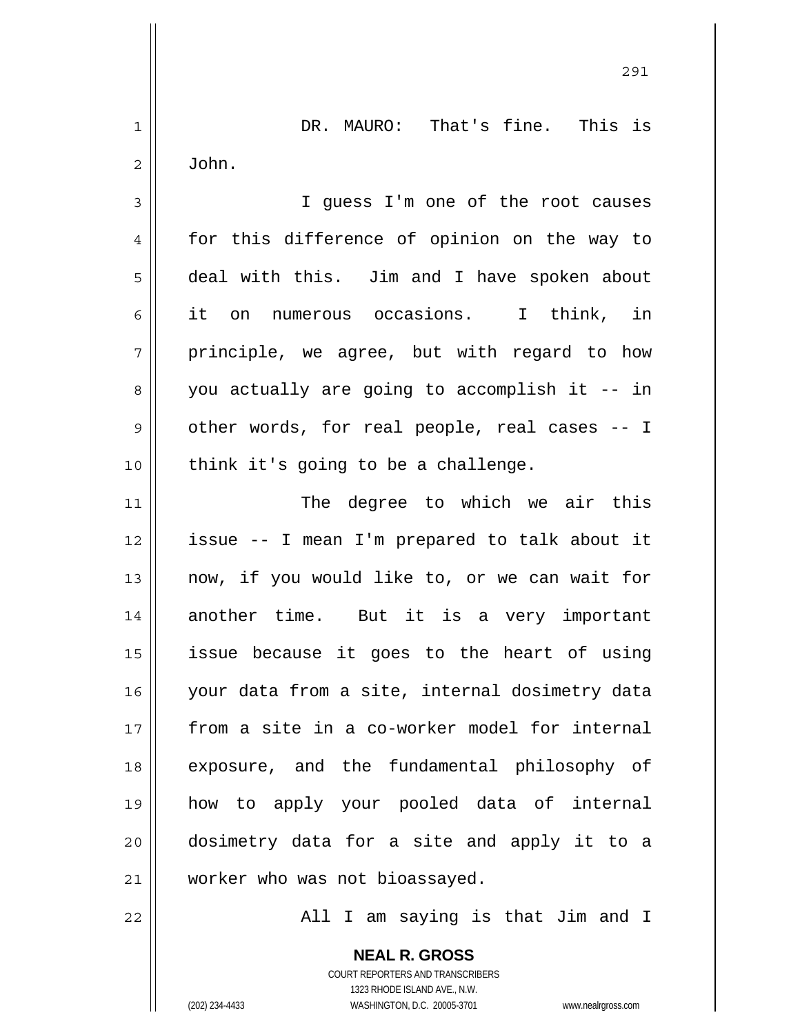DR. MAURO: That's fine. This is John.

I guess I'm one of the root causes for this difference of opinion on the way to deal with this. Jim and I have spoken about it on numerous occasions. I think, in principle, we agree, but with regard to how you actually are going to accomplish it -- in other words, for real people, real cases -- I think it's going to be a challenge.

The degree to which we air this issue -- I mean I'm prepared to talk about it now, if you would like to, or we can wait for another time. But it is a very important issue because it goes to the heart of using your data from a site, internal dosimetry data from a site in a co-worker model for internal exposure, and the fundamental philosophy of how to apply your pooled data of internal dosimetry data for a site and apply it to a worker who was not bioassayed.

All I am saying is that Jim and I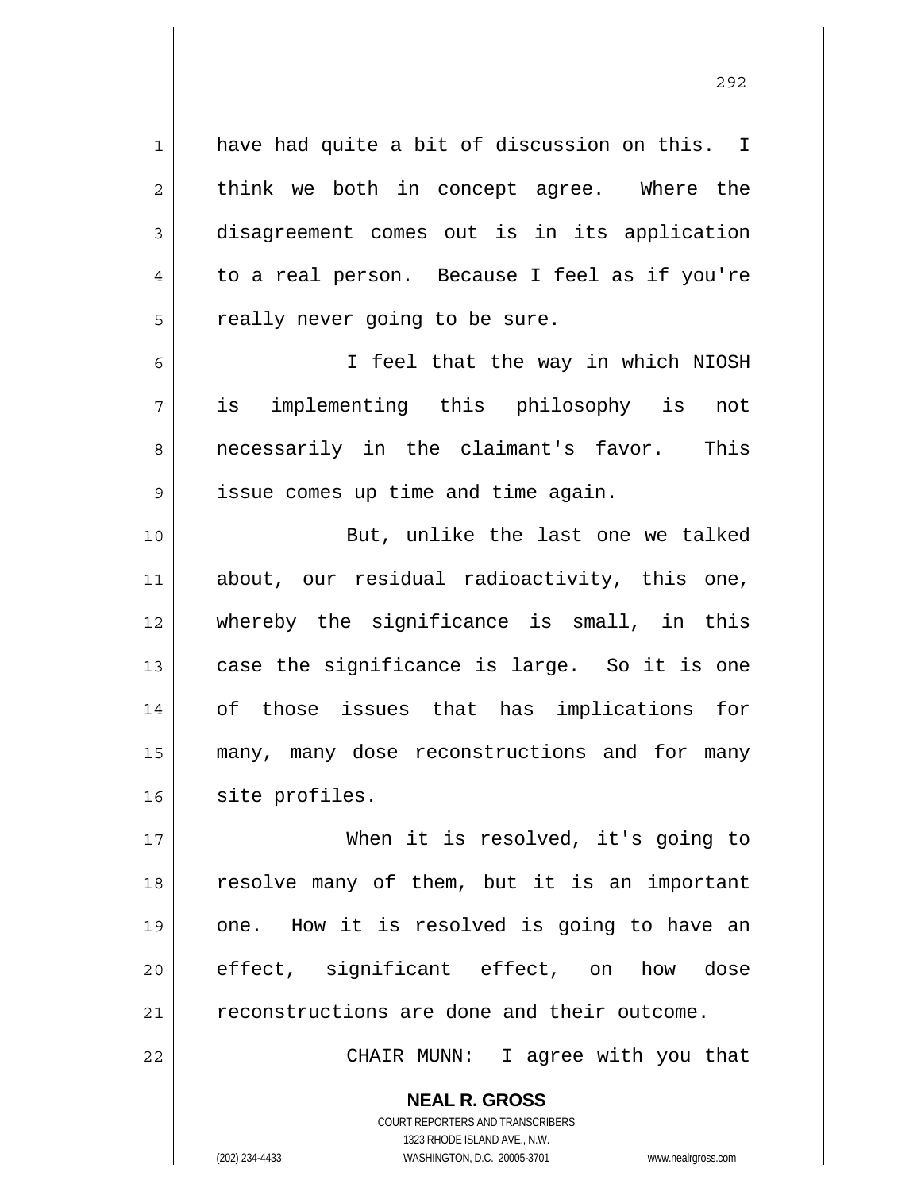have had quite a bit of discussion on this. I think we both in concept agree. Where the disagreement comes out is in its application to a real person. Because I feel as if you're really never going to be sure.

I feel that the way in which NIOSH is implementing this philosophy is not necessarily in the claimant's favor. This issue comes up time and time again.

But, unlike the last one we talked about, our residual radioactivity, this one, whereby the significance is small, in this case the significance is large. So it is one of those issues that has implications for many, many dose reconstructions and for many site profiles.

When it is resolved, it's going to resolve many of them, but it is an important one. How it is resolved is going to have an effect, significant effect, on how dose reconstructions are done and their outcome.

CHAIR MUNN: I agree with you that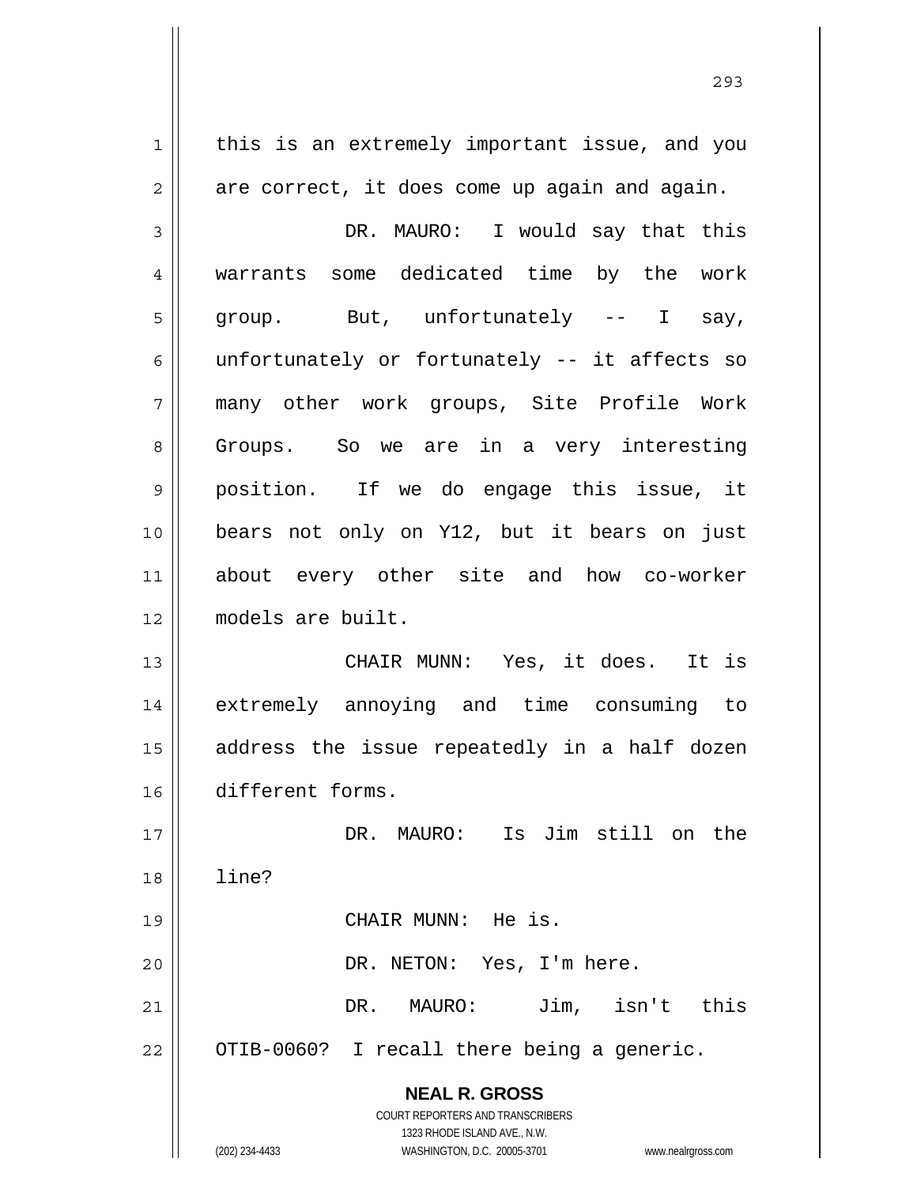this is an extremely important issue, and you are correct, it does come up again and again.

DR. MAURO: I would say that this warrants some dedicated time by the work group. But, unfortunately -- I say, unfortunately or fortunately -- it affects so many other work groups, Site Profile Work Groups. So we are in a very interesting position. If we do engage this issue, it bears not only on Y12, but it bears on just about every other site and how co-worker models are built.

CHAIR MUNN: Yes, it does. It is extremely annoying and time consuming to address the issue repeatedly in a half dozen different forms.

DR. MAURO: Is Jim still on the line?

CHAIR MUNN: He is.

DR. NETON: Yes, I'm here.

DR. MAURO: Jim, isn't this OTIB-0060? I recall there being a generic.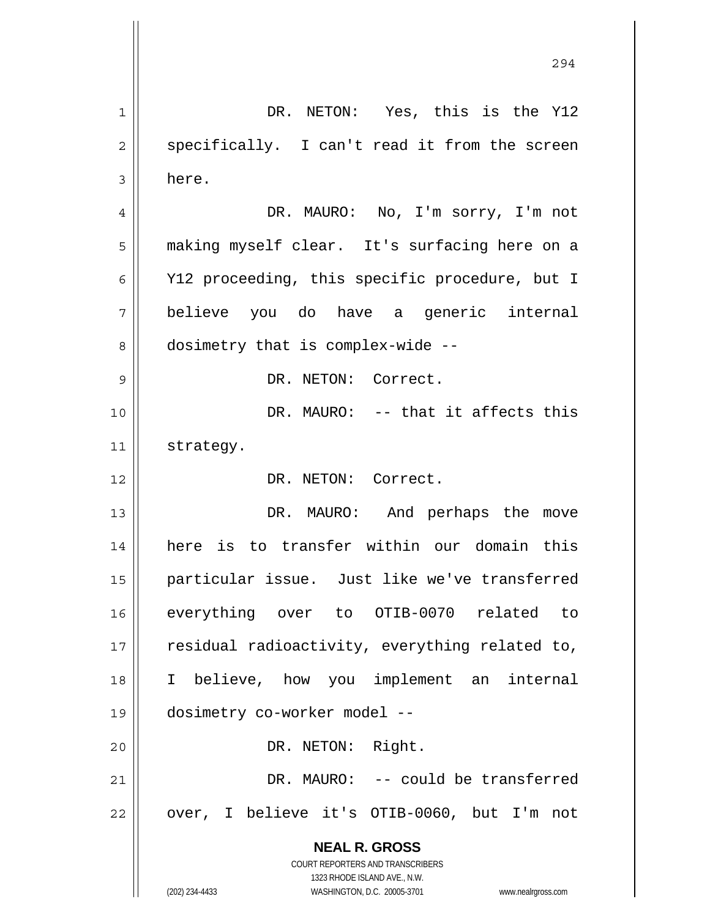DR. NETON: Yes, this is the Y12 specifically. I can't read it from the screen here.

DR. MAURO: No, I'm sorry, I'm not making myself clear. It's surfacing here on a Y12 proceeding, this specific procedure, but I believe you do have a generic internal dosimetry that is complex-wide --

DR. NETON: Correct.

DR. MAURO: -- that it affects this strategy.

DR. NETON: Correct.

DR. MAURO: And perhaps the move here is to transfer within our domain this particular issue. Just like we've transferred everything over to OTIB-0070 related to residual radioactivity, everything related to, I believe, how you implement an internal dosimetry co-worker model --

DR. NETON: Right.

DR. MAURO: -- could be transferred over, I believe it's OTIB-0060, but I'm not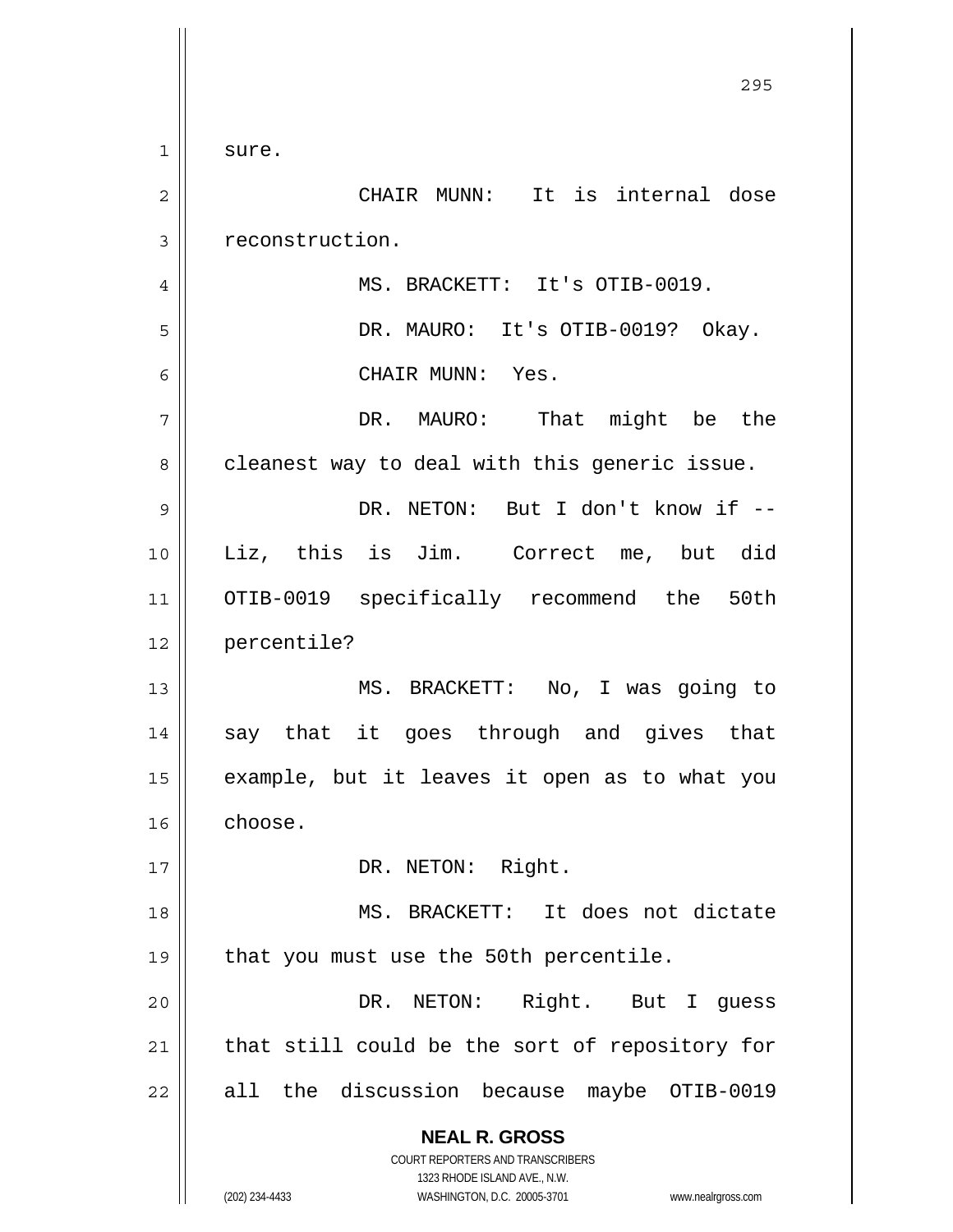sure.

CHAIR MUNN: It is internal dose reconstruction.

MS. BRACKETT: It's OTIB-0019.

DR. MAURO: It's OTIB-0019? Okay.

CHAIR MUNN: Yes.

DR. MAURO: That might be the cleanest way to deal with this generic issue.

DR. NETON: But I don't know if -- Liz, this is Jim. Correct me, but did OTIB-0019 specifically recommend the 50th percentile?

MS. BRACKETT: No, I was going to say that it goes through and gives that example, but it leaves it open as to what you choose.

DR. NETON: Right.

MS. BRACKETT: It does not dictate that you must use the 50th percentile.

DR. NETON: Right. But I guess that still could be the sort of repository for all the discussion because maybe OTIB-0019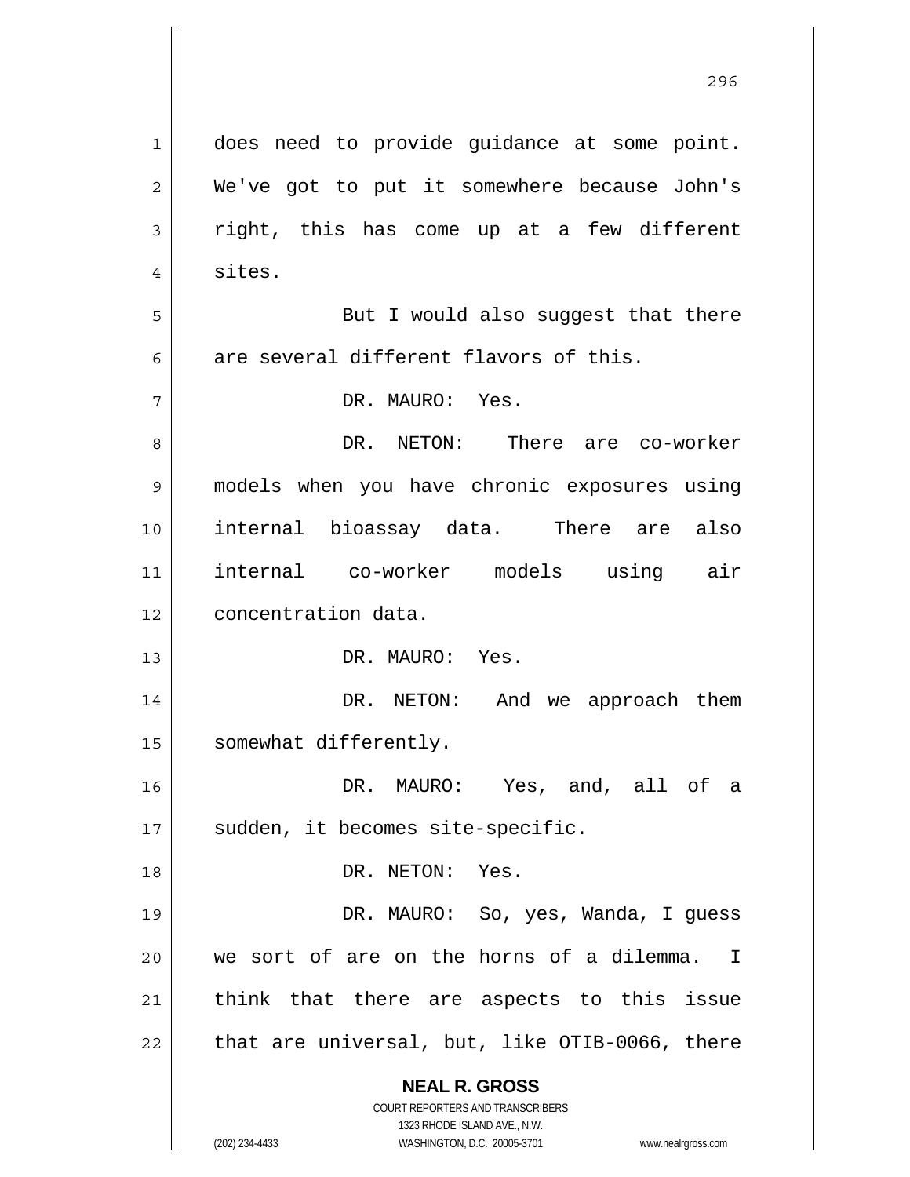does need to provide guidance at some point. We've got to put it somewhere because John's right, this has come up at a few different sites.

But I would also suggest that there are several different flavors of this.

DR. MAURO: Yes.

DR. NETON: There are co-worker models when you have chronic exposures using internal bioassay data. There are also internal co-worker models using air concentration data.

DR. MAURO: Yes.

DR. NETON: And we approach them somewhat differently.

DR. MAURO: Yes, and, all of a sudden, it becomes site-specific.

DR. NETON: Yes.

DR. MAURO: So, yes, Wanda, I guess we sort of are on the horns of a dilemma. I think that there are aspects to this issue that are universal, but, like OTIB-0066, there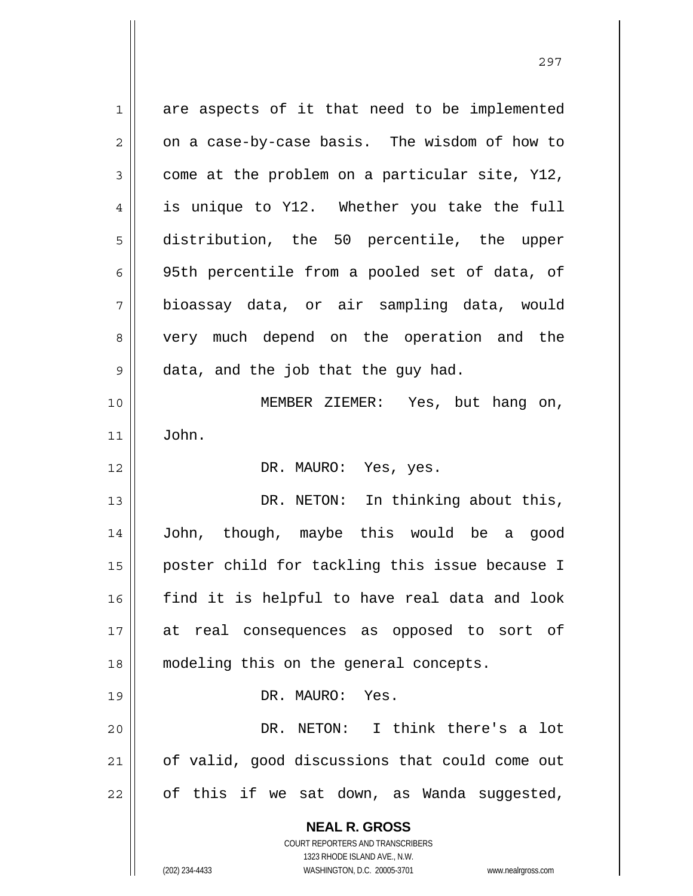are aspects of it that need to be implemented on a case-by-case basis. The wisdom of how to come at the problem on a particular site, Y12, is unique to Y12. Whether you take the full distribution, the 50 percentile, the upper 95th percentile from a pooled set of data, of bioassay data, or air sampling data, would very much depend on the operation and the data, and the job that the guy had.

MEMBER ZIEMER: Yes, but hang on, John.

DR. MAURO: Yes, yes.

DR. NETON: In thinking about this, John, though, maybe this would be a good poster child for tackling this issue because I find it is helpful to have real data and look at real consequences as opposed to sort of modeling this on the general concepts.

DR. MAURO: Yes.

DR. NETON: I think there's a lot of valid, good discussions that could come out of this if we sat down, as Wanda suggested,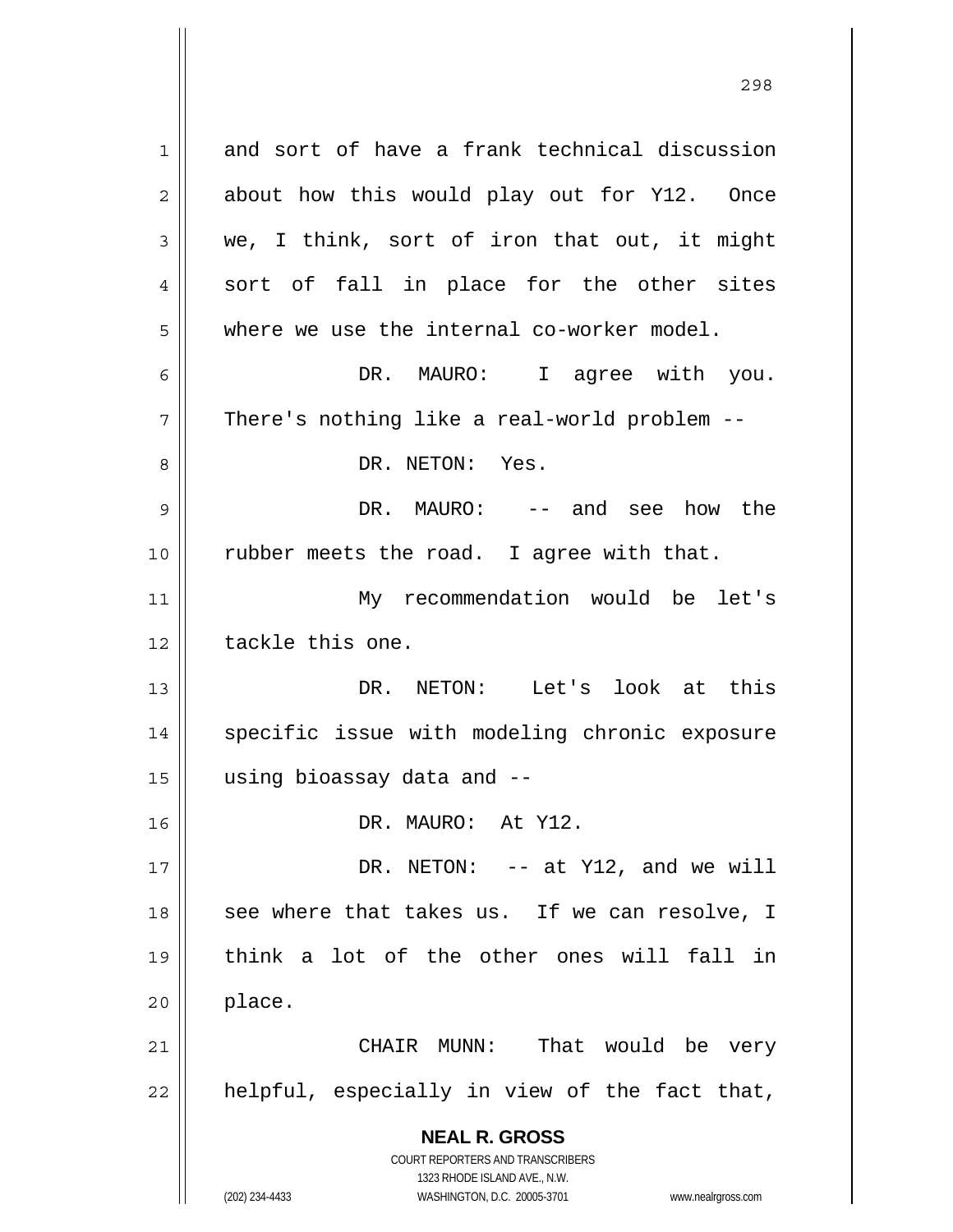and sort of have a frank technical discussion about how this would play out for Y12. Once we, I think, sort of iron that out, it might sort of fall in place for the other sites where we use the internal co-worker model.

DR. MAURO: I agree with you. There's nothing like a real-world problem --

DR. NETON: Yes.

DR. MAURO: -- and see how the rubber meets the road. I agree with that.

My recommendation would be let's tackle this one.

DR. NETON: Let's look at this specific issue with modeling chronic exposure using bioassay data and --

DR. MAURO: At Y12.

DR. NETON: -- at Y12, and we will see where that takes us. If we can resolve, I think a lot of the other ones will fall in place.

CHAIR MUNN: That would be very helpful, especially in view of the fact that,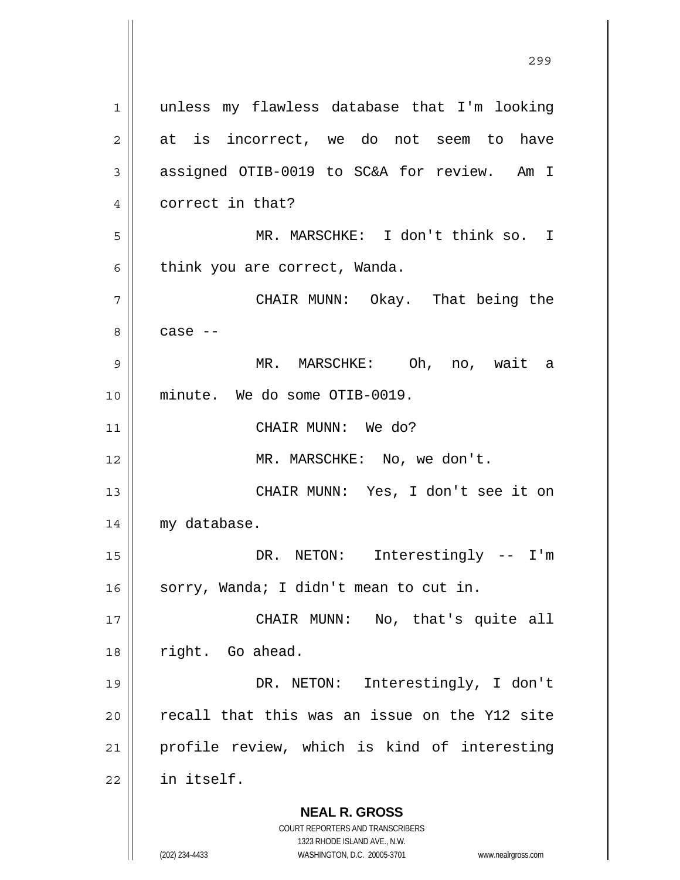unless my flawless database that I'm looking at is incorrect, we do not seem to have assigned OTIB-0019 to SC&A for review. Am I correct in that?

MR. MARSCHKE: I don't think so. I think you are correct, Wanda.

CHAIR MUNN: Okay. That being the case --

MR. MARSCHKE: Oh, no, wait a minute. We do some OTIB-0019.

CHAIR MUNN: We do?

MR. MARSCHKE: No, we don't.

CHAIR MUNN: Yes, I don't see it on my database.

DR. NETON: Interestingly -- I'm sorry, Wanda; I didn't mean to cut in.

CHAIR MUNN: No, that's quite all right. Go ahead.

DR. NETON: Interestingly, I don't recall that this was an issue on the Y12 site profile review, which is kind of interesting in itself.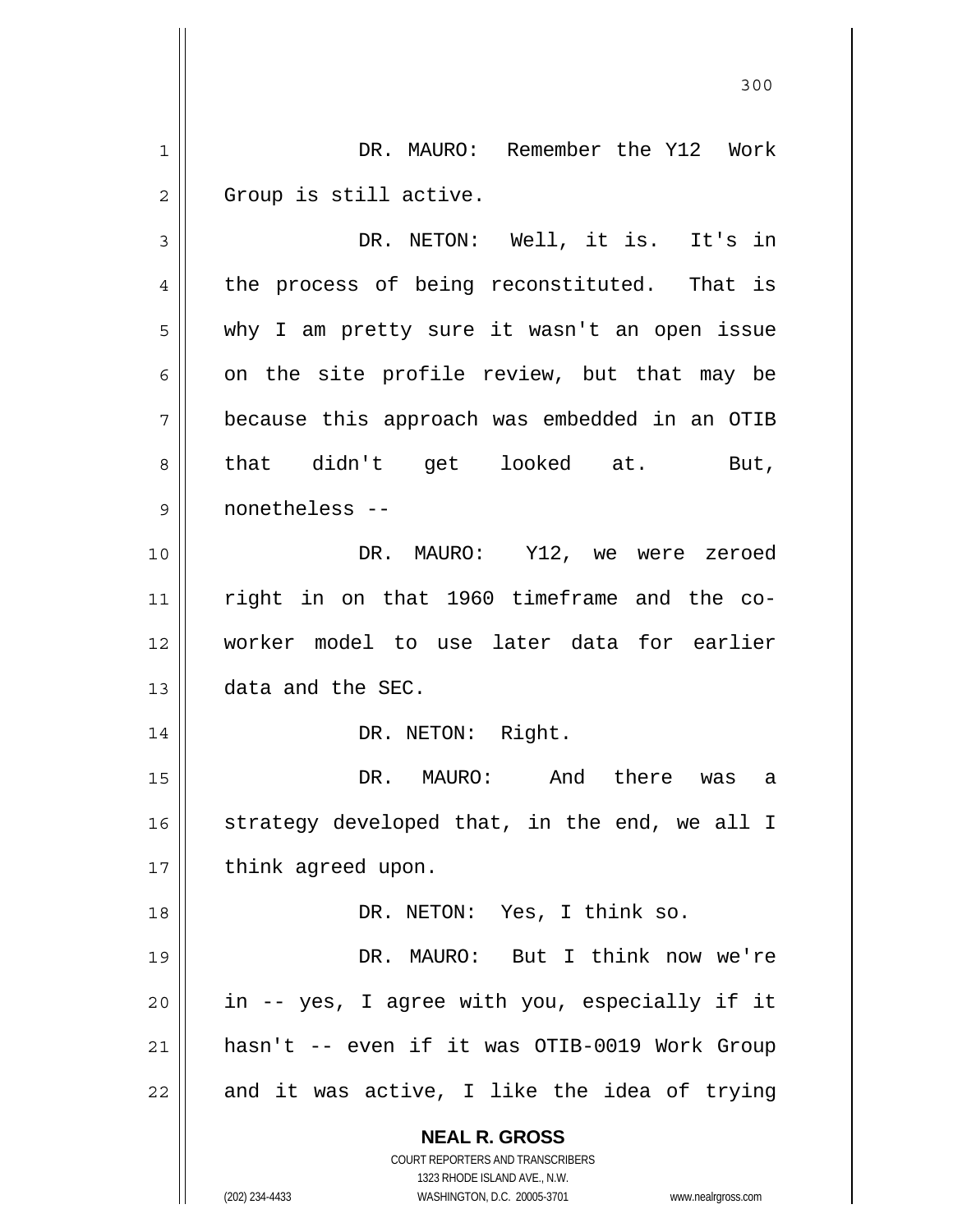DR. MAURO: Remember the Y12 Work Group is still active.

DR. NETON: Well, it is. It's in the process of being reconstituted. That is why I am pretty sure it wasn't an open issue on the site profile review, but that may be because this approach was embedded in an OTIB that didn't get looked at. But, nonetheless --

DR. MAURO: Y12, we were zeroed right in on that 1960 timeframe and the co-worker model to use later data for earlier data and the SEC.

DR. NETON: Right.

DR. MAURO: And there was a strategy developed that, in the end, we all I think agreed upon.

DR. NETON: Yes, I think so.

DR. MAURO: But I think now we're in -- yes, I agree with you, especially if it hasn't -- even if it was OTIB-0019 Work Group and it was active, I like the idea of trying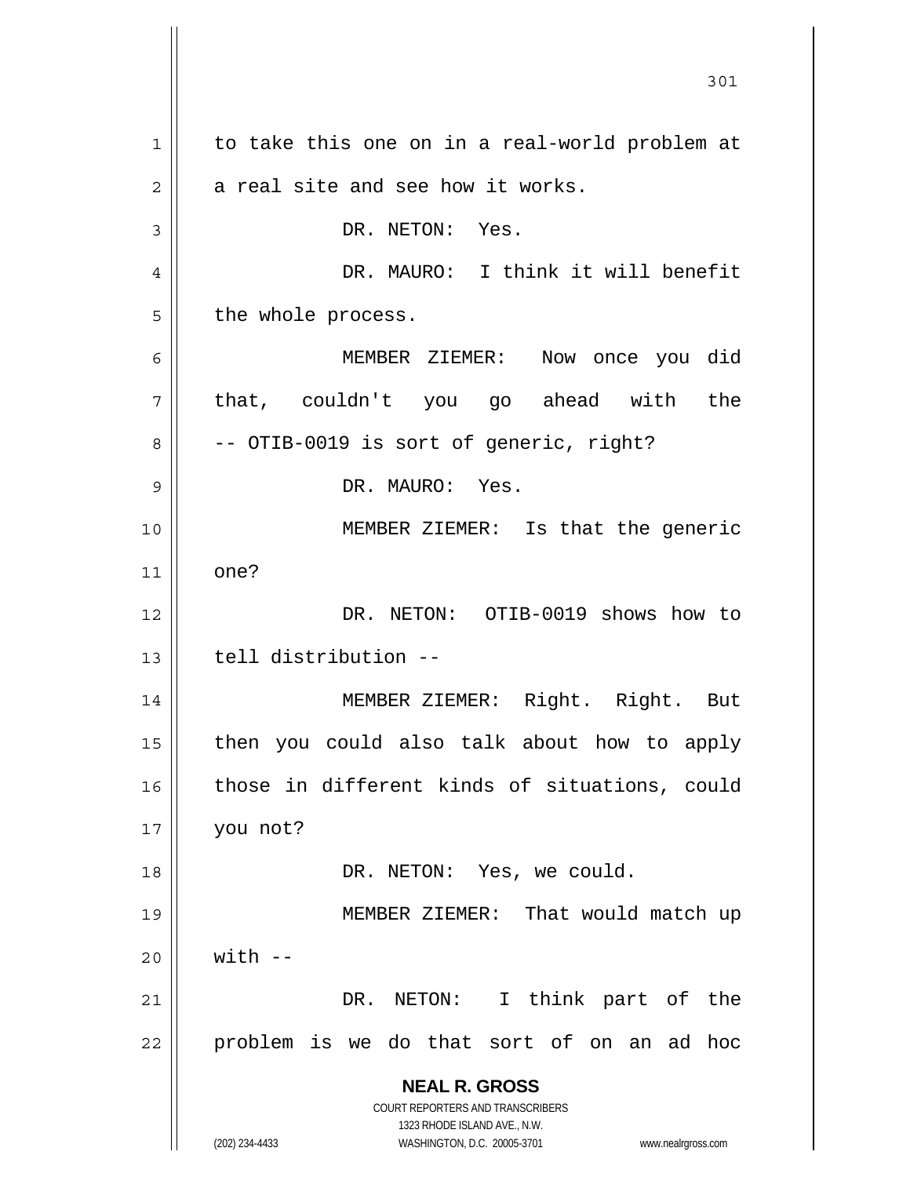to take this one on in a real-world problem at a real site and see how it works.

DR. NETON: Yes.

DR. MAURO: I think it will benefit the whole process.

MEMBER ZIEMER: Now once you did that, couldn't you go ahead with the -- OTIB-0019 is sort of generic, right?

DR. MAURO: Yes.

MEMBER ZIEMER: Is that the generic one?

DR. NETON: OTIB-0019 shows how to tell distribution --

MEMBER ZIEMER: Right. Right. But then you could also talk about how to apply those in different kinds of situations, could you not?

DR. NETON: Yes, we could.

MEMBER ZIEMER: That would match up with --

DR. NETON: I think part of the problem is we do that sort of on an ad hoc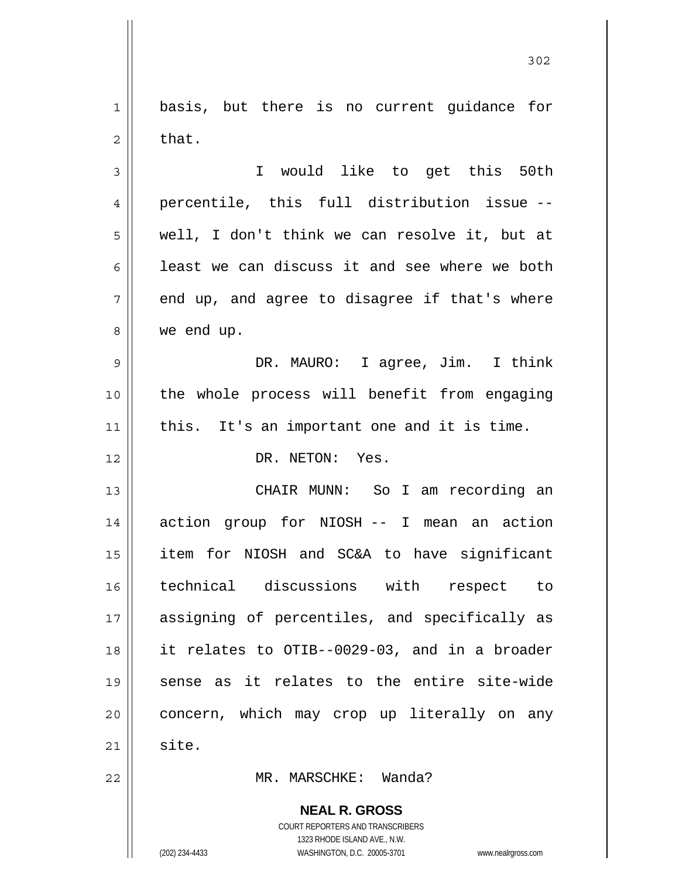basis, but there is no current guidance for that.

I would like to get this 50th percentile, this full distribution issue -- well, I don't think we can resolve it, but at least we can discuss it and see where we both end up, and agree to disagree if that's where we end up.

DR. MAURO: I agree, Jim. I think the whole process will benefit from engaging this. It's an important one and it is time.

DR. NETON: Yes.

CHAIR MUNN: So I am recording an action group for NIOSH -- I mean an action item for NIOSH and SC&A to have significant technical discussions with respect to assigning of percentiles, and specifically as it relates to OTIB--0029-03, and in a broader sense as it relates to the entire site-wide concern, which may crop up literally on any site.

MR. MARSCHKE: Wanda?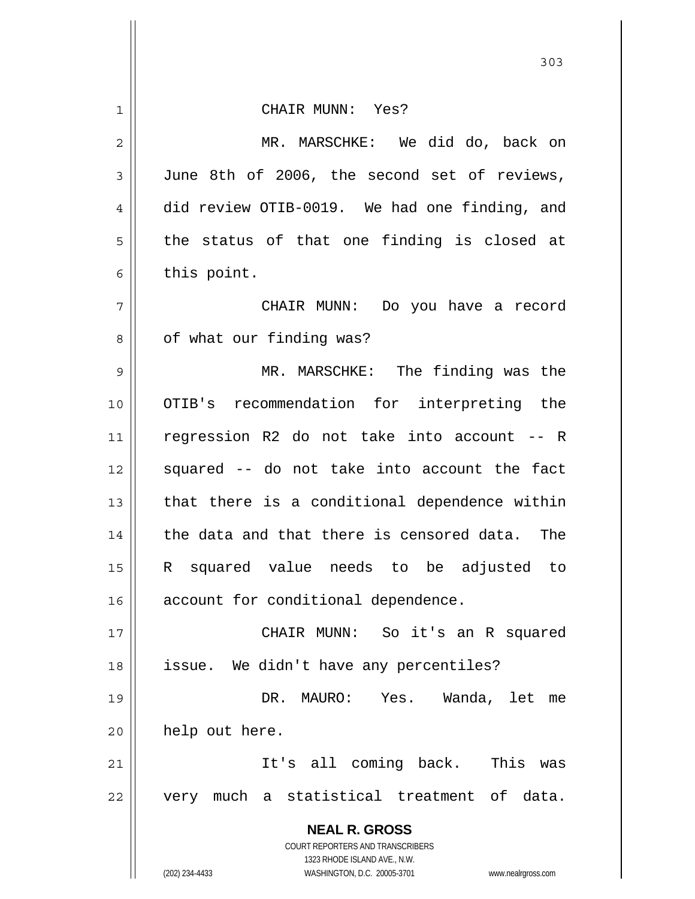CHAIR MUNN: Yes?

MR. MARSCHKE: We did do, back on June 8th of 2006, the second set of reviews, did review OTIB-0019. We had one finding, and the status of that one finding is closed at this point.

CHAIR MUNN: Do you have a record of what our finding was?

MR. MARSCHKE: The finding was the OTIB's recommendation for interpreting the regression R2 do not take into account -- R squared -- do not take into account the fact that there is a conditional dependence within the data and that there is censored data. The R squared value needs to be adjusted to account for conditional dependence.

CHAIR MUNN: So it's an R squared issue. We didn't have any percentiles?

DR. MAURO: Yes. Wanda, let me help out here.

It's all coming back. This was very much a statistical treatment of data.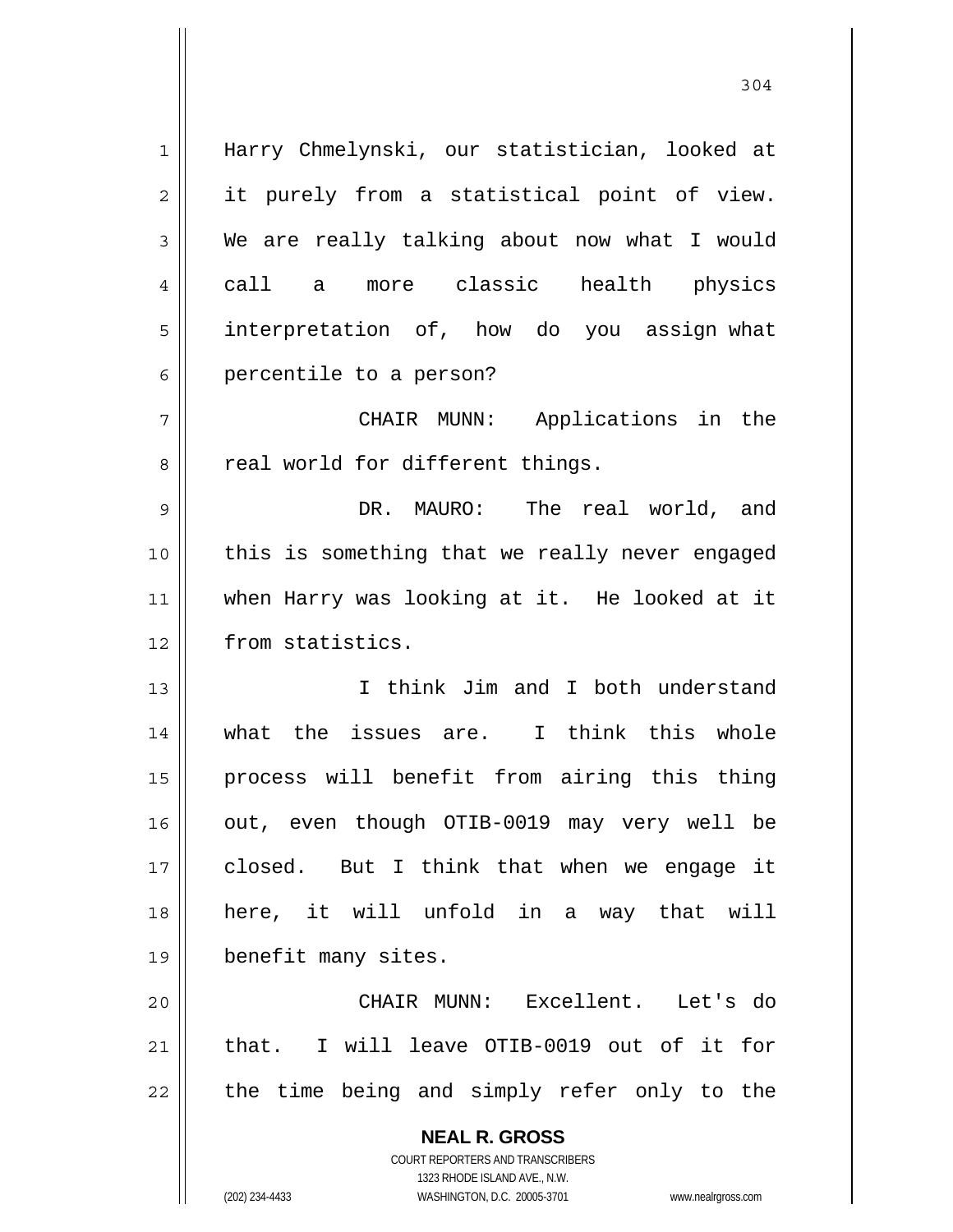Harry Chmelynski, our statistician, looked at it purely from a statistical point of view. We are really talking about now what I would call a more classic health physics interpretation of, how do you assign what percentile to a person?

CHAIR MUNN: Applications in the real world for different things.

DR. MAURO: The real world, and this is something that we really never engaged when Harry was looking at it. He looked at it from statistics.

I think Jim and I both understand what the issues are. I think this whole process will benefit from airing this thing out, even though OTIB-0019 may very well be closed. But I think that when we engage it here, it will unfold in a way that will benefit many sites.

CHAIR MUNN: Excellent. Let's do that. I will leave OTIB-0019 out of it for the time being and simply refer only to the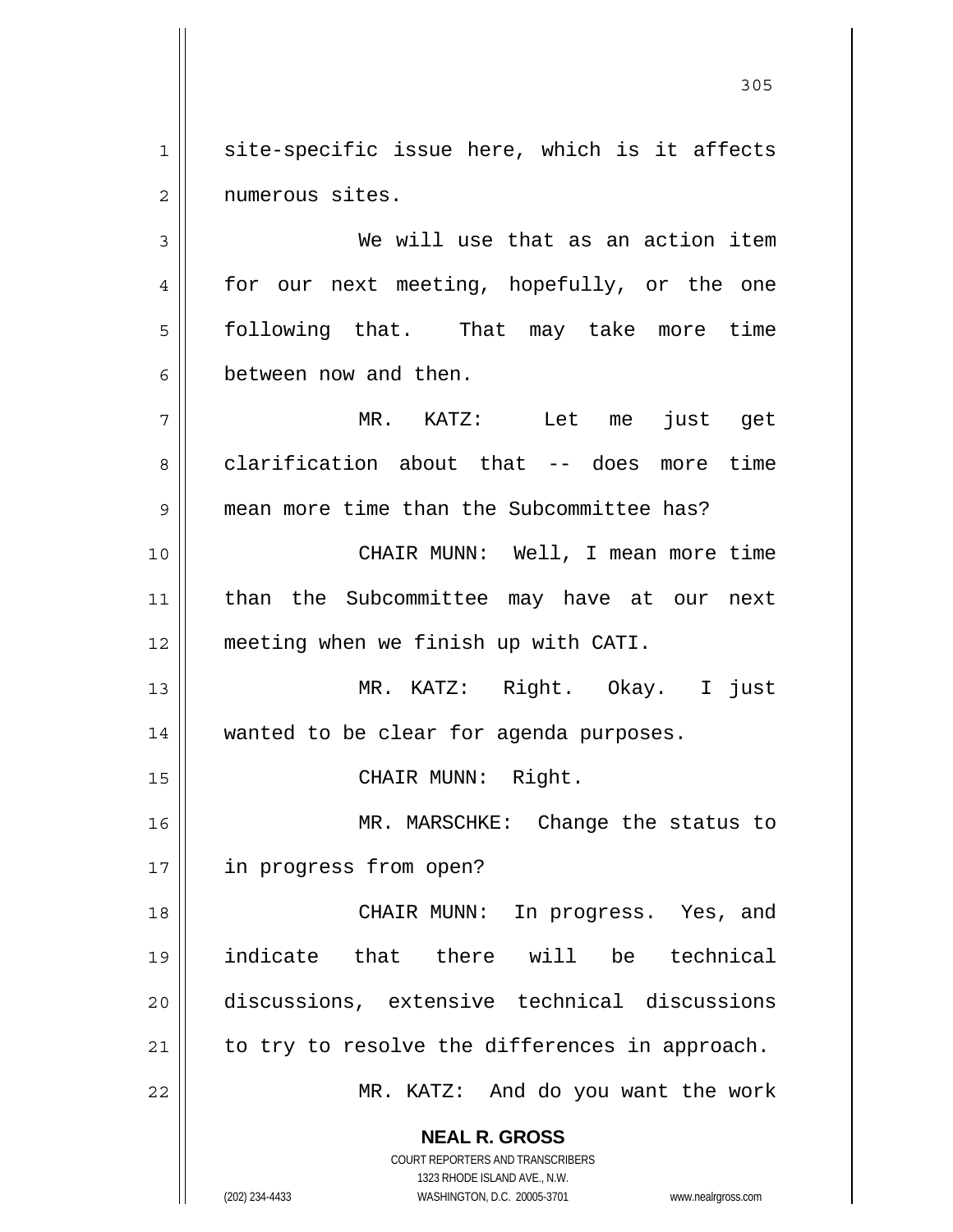site-specific issue here, which is it affects numerous sites.

We will use that as an action item for our next meeting, hopefully, or the one following that. That may take more time between now and then.

MR. KATZ: Let me just get clarification about that -- does more time mean more time than the Subcommittee has?

CHAIR MUNN: Well, I mean more time than the Subcommittee may have at our next meeting when we finish up with CATI.

MR. KATZ: Right. Okay. I just wanted to be clear for agenda purposes.

CHAIR MUNN: Right.

MR. MARSCHKE: Change the status to in progress from open?

CHAIR MUNN: In progress. Yes, and indicate that there will be technical discussions, extensive technical discussions to try to resolve the differences in approach.

MR. KATZ: And do you want the work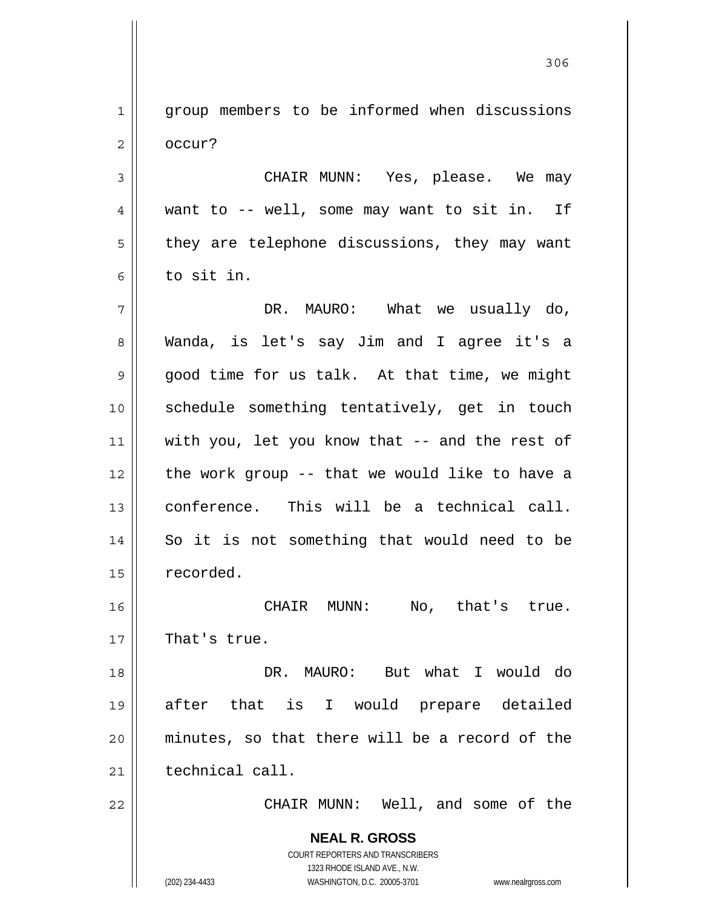group members to be informed when discussions occur?

CHAIR MUNN: Yes, please. We may want to -- well, some may want to sit in. If they are telephone discussions, they may want to sit in.

DR. MAURO: What we usually do, Wanda, is let's say Jim and I agree it's a good time for us talk. At that time, we might schedule something tentatively, get in touch with you, let you know that -- and the rest of the work group -- that we would like to have a conference. This will be a technical call. So it is not something that would need to be recorded.

CHAIR MUNN: No, that's true. That's true.

DR. MAURO: But what I would do after that is I would prepare detailed minutes, so that there will be a record of the technical call.

CHAIR MUNN: Well, and some of the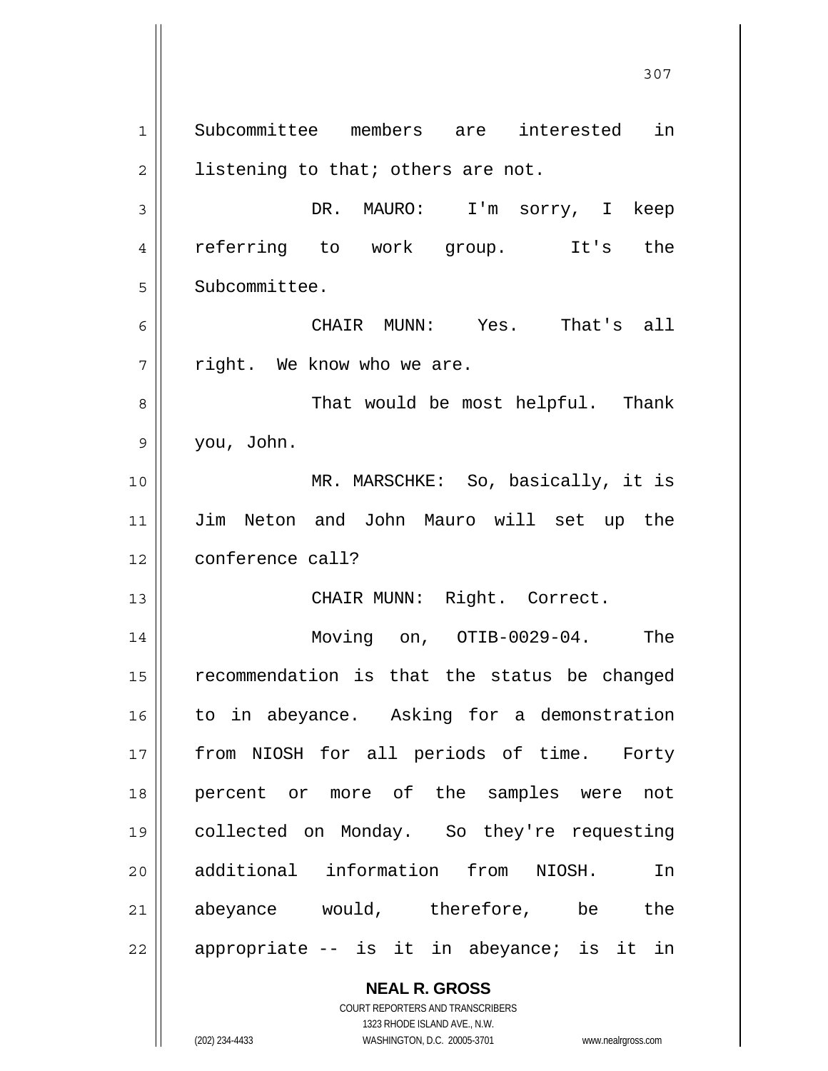Subcommittee members are interested in listening to that; others are not.

DR. MAURO: I'm sorry, I keep referring to work group. It's the Subcommittee.

CHAIR MUNN: Yes. That's all right. We know who we are.

That would be most helpful. Thank you, John.

MR. MARSCHKE: So, basically, it is Jim Neton and John Mauro will set up the conference call?

CHAIR MUNN: Right. Correct.

Moving on, OTIB-0029-04. The recommendation is that the status be changed to in abeyance. Asking for a demonstration from NIOSH for all periods of time. Forty percent or more of the samples were not collected on Monday. So they're requesting additional information from NIOSH. In abeyance would, therefore, be the appropriate -- is it in abeyance; is it in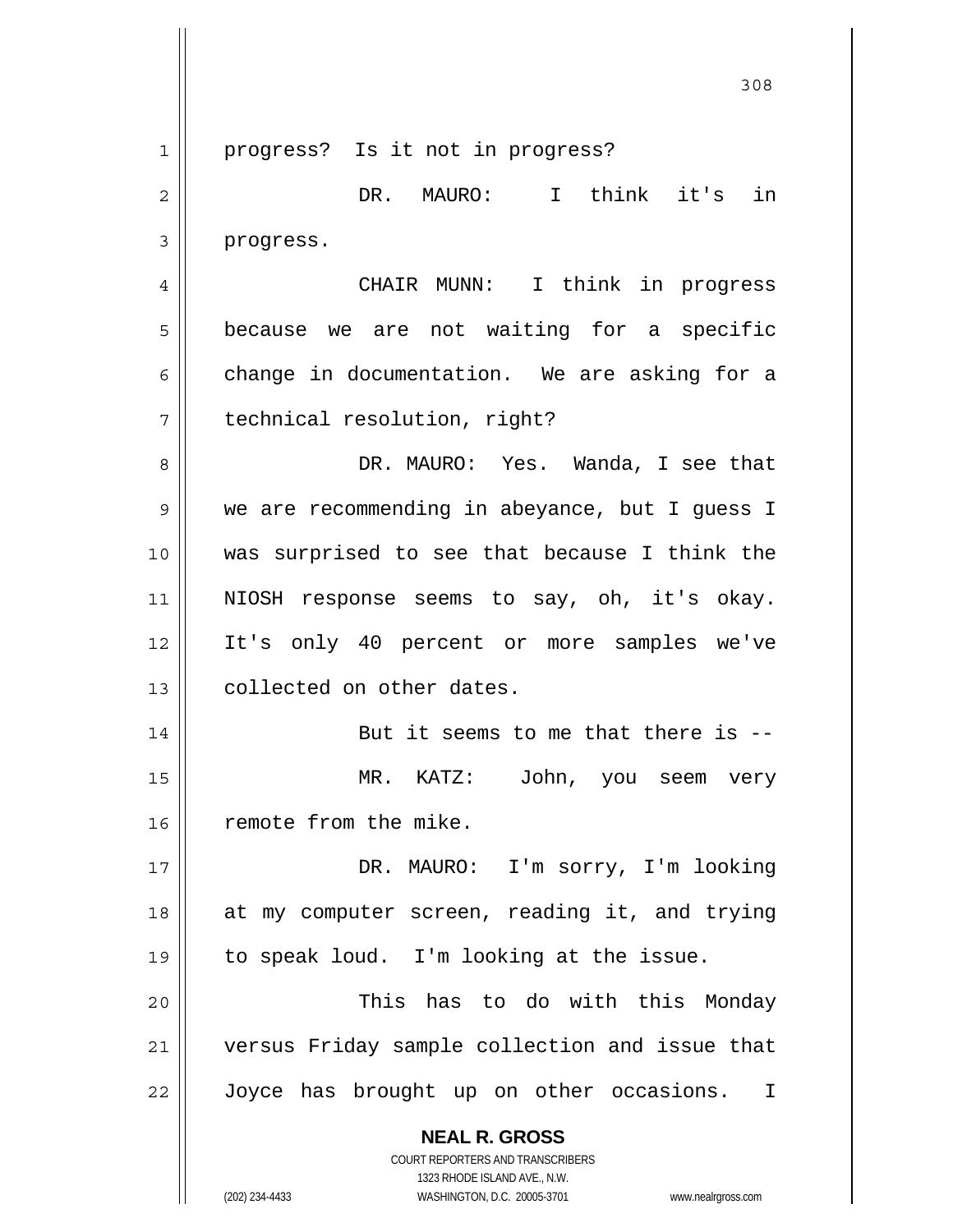progress? Is it not in progress?

DR. MAURO: I think it's in progress.

CHAIR MUNN: I think in progress because we are not waiting for a specific change in documentation. We are asking for a technical resolution, right?

DR. MAURO: Yes. Wanda, I see that we are recommending in abeyance, but I guess I was surprised to see that because I think the NIOSH response seems to say, oh, it's okay. It's only 40 percent or more samples we've collected on other dates.

But it seems to me that there is --

MR. KATZ: John, you seem very remote from the mike.

DR. MAURO: I'm sorry, I'm looking at my computer screen, reading it, and trying to speak loud. I'm looking at the issue.

This has to do with this Monday versus Friday sample collection and issue that Joyce has brought up on other occasions. I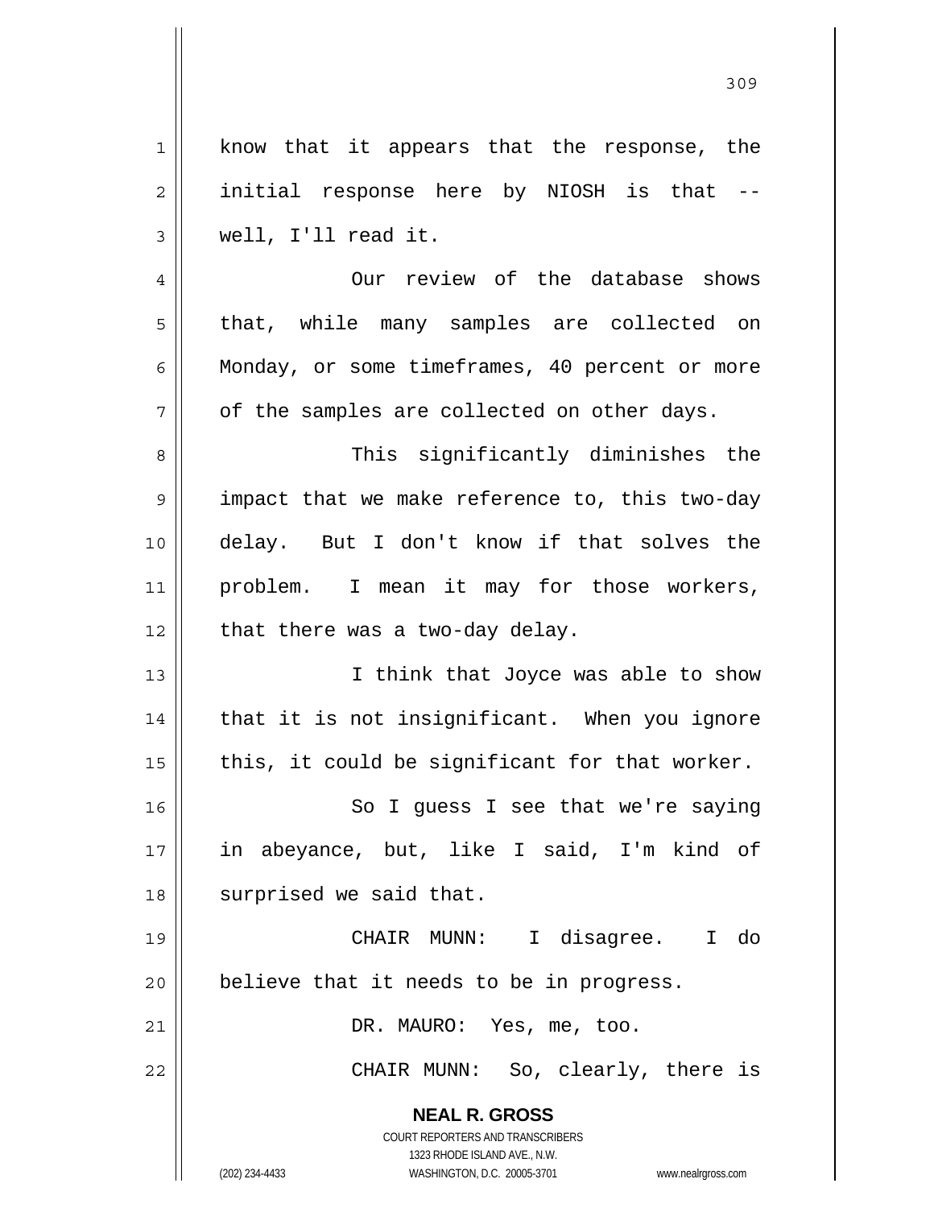know that it appears that the response, the initial response here by NIOSH is that -- well, I'll read it.

Our review of the database shows that, while many samples are collected on Monday, or some timeframes, 40 percent or more of the samples are collected on other days.

This significantly diminishes the impact that we make reference to, this two-day delay. But I don't know if that solves the problem. I mean it may for those workers, that there was a two-day delay.

I think that Joyce was able to show that it is not insignificant. When you ignore this, it could be significant for that worker.

So I guess I see that we're saying in abeyance, but, like I said, I'm kind of surprised we said that.

CHAIR MUNN: I disagree. I do believe that it needs to be in progress.

DR. MAURO: Yes, me, too.

CHAIR MUNN: So, clearly, there is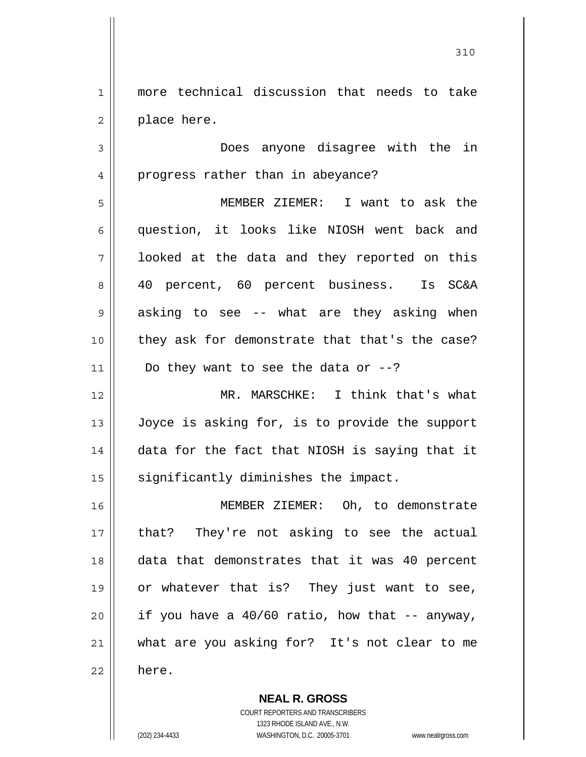more technical discussion that needs to take place here.

Does anyone disagree with the in progress rather than in abeyance?

MEMBER ZIEMER: I want to ask the question, it looks like NIOSH went back and looked at the data and they reported on this 40 percent, 60 percent business. Is SC&A asking to see -- what are they asking when they ask for demonstrate that that's the case? Do they want to see the data or --?

MR. MARSCHKE: I think that's what Joyce is asking for, is to provide the support data for the fact that NIOSH is saying that it significantly diminishes the impact.

MEMBER ZIEMER: Oh, to demonstrate that? They're not asking to see the actual data that demonstrates that it was 40 percent or whatever that is? They just want to see, if you have a 40/60 ratio, how that -- anyway, what are you asking for? It's not clear to me here.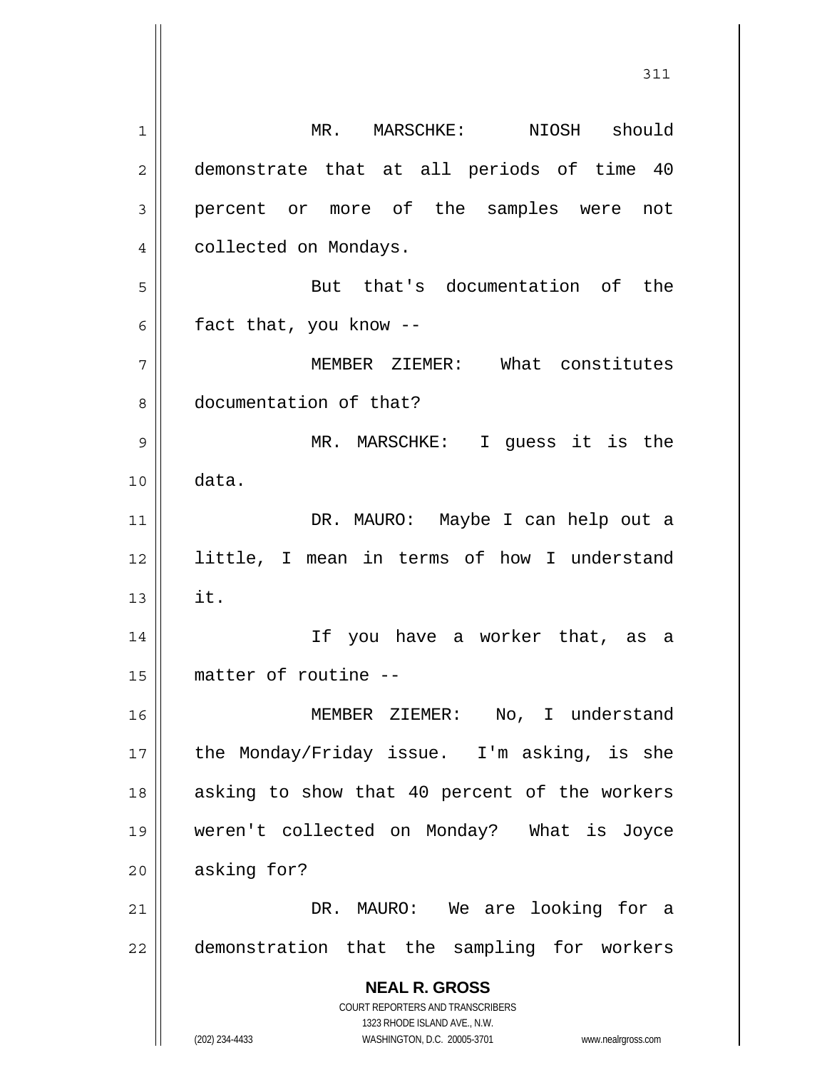MR. MARSCHKE: NIOSH should demonstrate that at all periods of time 40 percent or more of the samples were not collected on Mondays.

But that's documentation of the fact that, you know --

MEMBER ZIEMER: What constitutes documentation of that?

MR. MARSCHKE: I guess it is the data.

DR. MAURO: Maybe I can help out a little, I mean in terms of how I understand it.

If you have a worker that, as a matter of routine --

MEMBER ZIEMER: No, I understand the Monday/Friday issue. I'm asking, is she asking to show that 40 percent of the workers weren't collected on Monday? What is Joyce asking for?

DR. MAURO: We are looking for a demonstration that the sampling for workers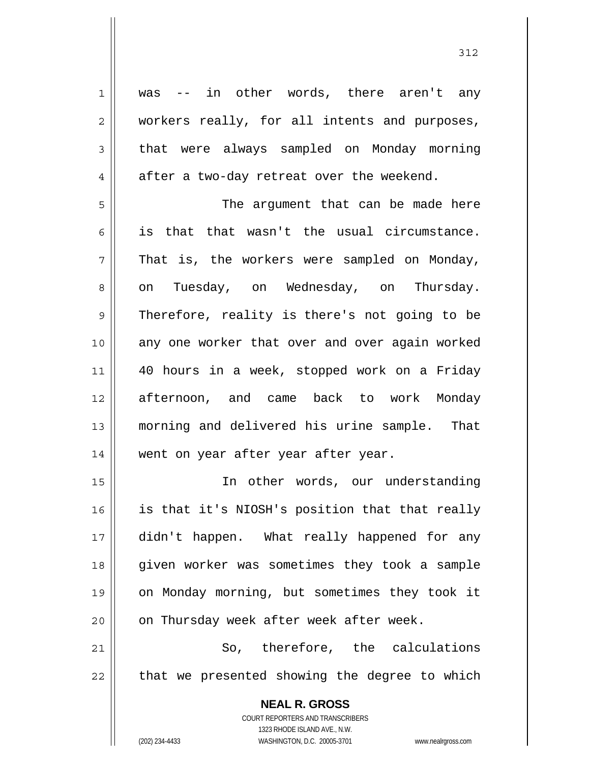was -- in other words, there aren't any workers really, for all intents and purposes, that were always sampled on Monday morning after a two-day retreat over the weekend.

The argument that can be made here is that that wasn't the usual circumstance. That is, the workers were sampled on Monday, on Tuesday, on Wednesday, on Thursday. Therefore, reality is there's not going to be any one worker that over and over again worked 40 hours in a week, stopped work on a Friday afternoon, and came back to work Monday morning and delivered his urine sample. That went on year after year after year.

In other words, our understanding is that it's NIOSH's position that that really didn't happen. What really happened for any given worker was sometimes they took a sample on Monday morning, but sometimes they took it on Thursday week after week after week.

So, therefore, the calculations that we presented showing the degree to which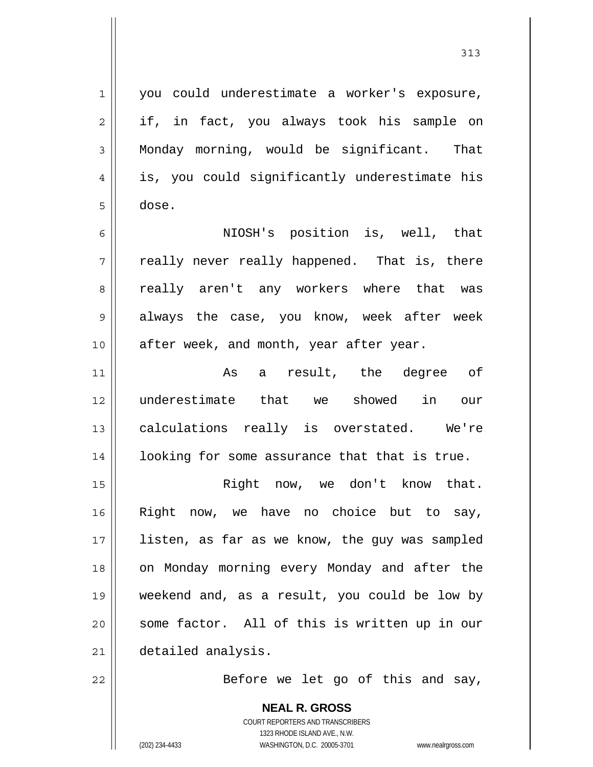you could underestimate a worker's exposure, if, in fact, you always took his sample on Monday morning, would be significant. That is, you could significantly underestimate his dose.

NIOSH's position is, well, that really never really happened. That is, there really aren't any workers where that was always the case, you know, week after week after week, and month, year after year.

As a result, the degree of underestimate that we showed in our calculations really is overstated. We're looking for some assurance that that is true.

Right now, we don't know that. Right now, we have no choice but to say, listen, as far as we know, the guy was sampled on Monday morning every Monday and after the weekend and, as a result, you could be low by some factor. All of this is written up in our detailed analysis.

Before we let go of this and say,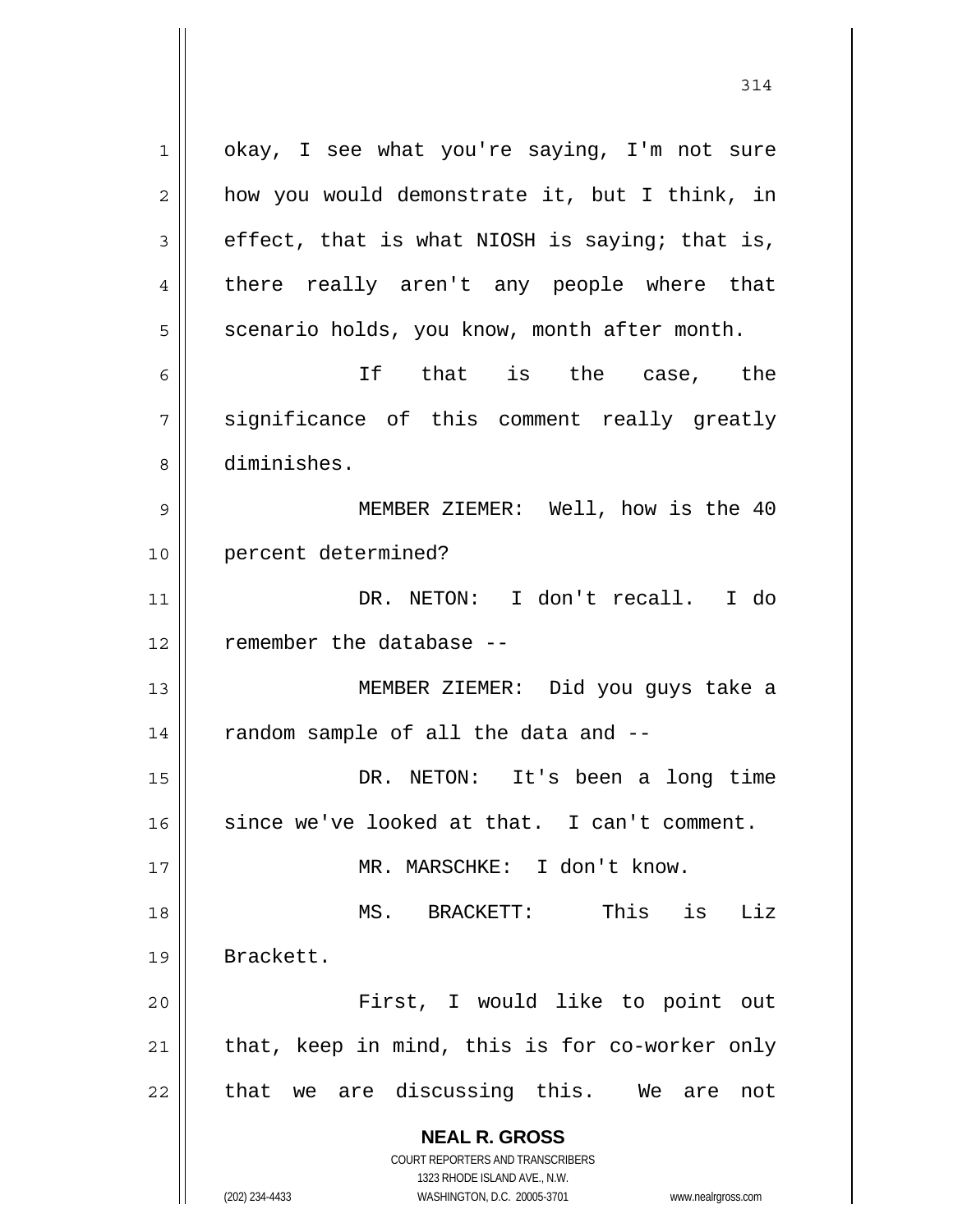okay, I see what you're saying, I'm not sure how you would demonstrate it, but I think, in effect, that is what NIOSH is saying; that is, there really aren't any people where that scenario holds, you know, month after month.

If that is the case, the significance of this comment really greatly diminishes.

MEMBER ZIEMER: Well, how is the 40 percent determined?

DR. NETON: I don't recall. I do remember the database --

MEMBER ZIEMER: Did you guys take a random sample of all the data and --

DR. NETON: It's been a long time since we've looked at that. I can't comment.

MR. MARSCHKE: I don't know.

MS. BRACKETT: This is Liz Brackett.

First, I would like to point out that, keep in mind, this is for co-worker only that we are discussing this. We are not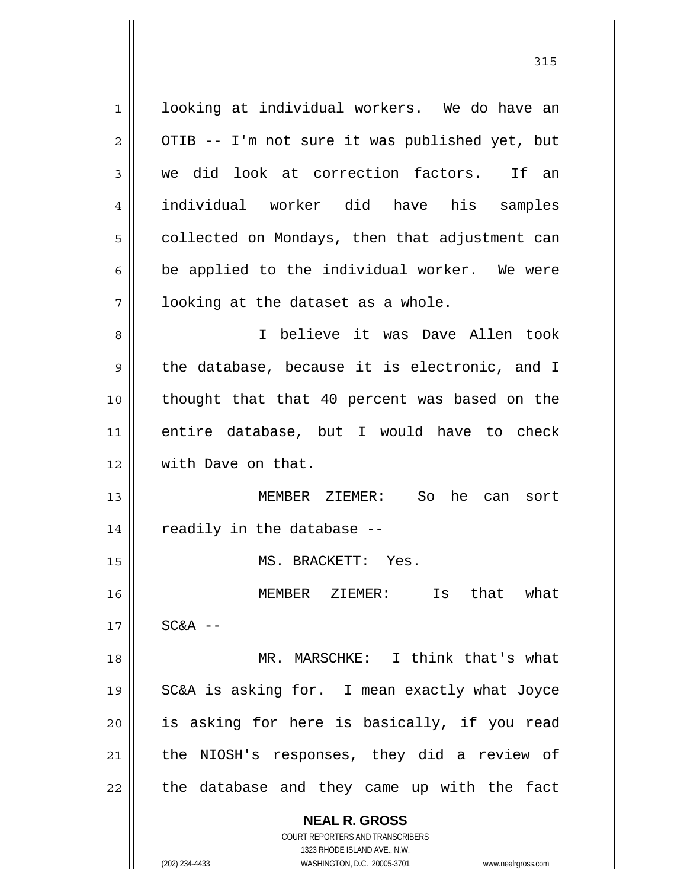looking at individual workers. We do have an OTIB -- I'm not sure it was published yet, but we did look at correction factors. If an individual worker did have his samples collected on Mondays, then that adjustment can be applied to the individual worker. We were looking at the dataset as a whole.

I believe it was Dave Allen took the database, because it is electronic, and I thought that that 40 percent was based on the entire database, but I would have to check with Dave on that.

MEMBER ZIEMER: So he can sort readily in the database --

MS. BRACKETT: Yes.

MEMBER ZIEMER: Is that what SC&A --

MR. MARSCHKE: I think that's what SC&A is asking for. I mean exactly what Joyce is asking for here is basically, if you read the NIOSH's responses, they did a review of the database and they came up with the fact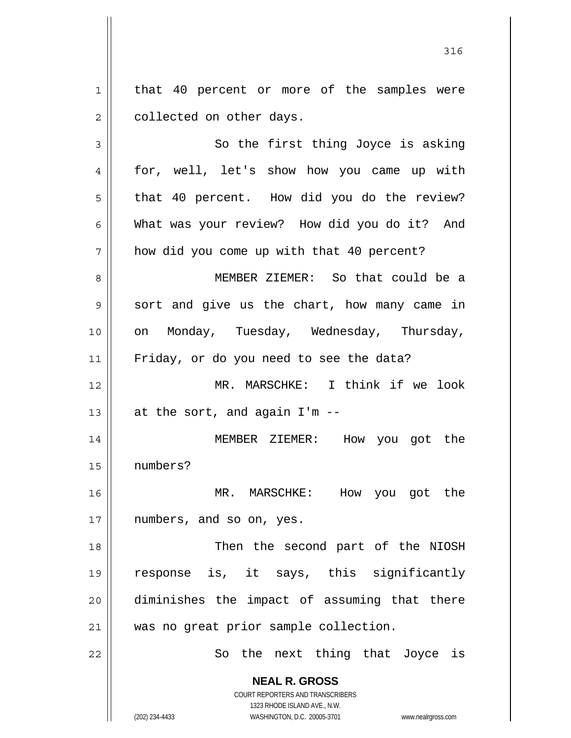that 40 percent or more of the samples were collected on other days.

So the first thing Joyce is asking for, well, let's show how you came up with that 40 percent. How did you do the review? What was your review? How did you do it? And how did you come up with that 40 percent?

MEMBER ZIEMER: So that could be a sort and give us the chart, how many came in on Monday, Tuesday, Wednesday, Thursday, Friday, or do you need to see the data?

MR. MARSCHKE: I think if we look at the sort, and again I'm --

MEMBER ZIEMER: How you got the numbers?

MR. MARSCHKE: How you got the numbers, and so on, yes.

Then the second part of the NIOSH response is, it says, this significantly diminishes the impact of assuming that there was no great prior sample collection.

So the next thing that Joyce is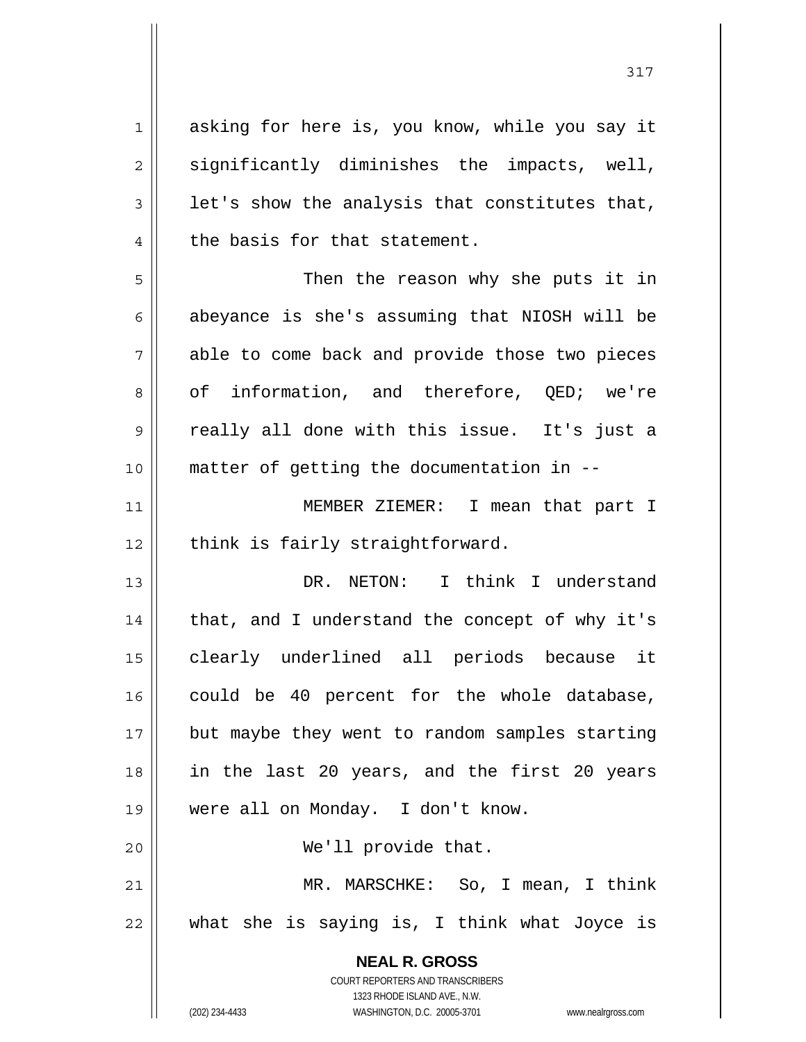asking for here is, you know, while you say it significantly diminishes the impacts, well, let's show the analysis that constitutes that, the basis for that statement.

Then the reason why she puts it in abeyance is she's assuming that NIOSH will be able to come back and provide those two pieces of information, and therefore, QED; we're really all done with this issue. It's just a matter of getting the documentation in --

MEMBER ZIEMER: I mean that part I think is fairly straightforward.

DR. NETON: I think I understand that, and I understand the concept of why it's clearly underlined all periods because it could be 40 percent for the whole database, but maybe they went to random samples starting in the last 20 years, and the first 20 years were all on Monday. I don't know.

We'll provide that.

MR. MARSCHKE: So, I mean, I think what she is saying is, I think what Joyce is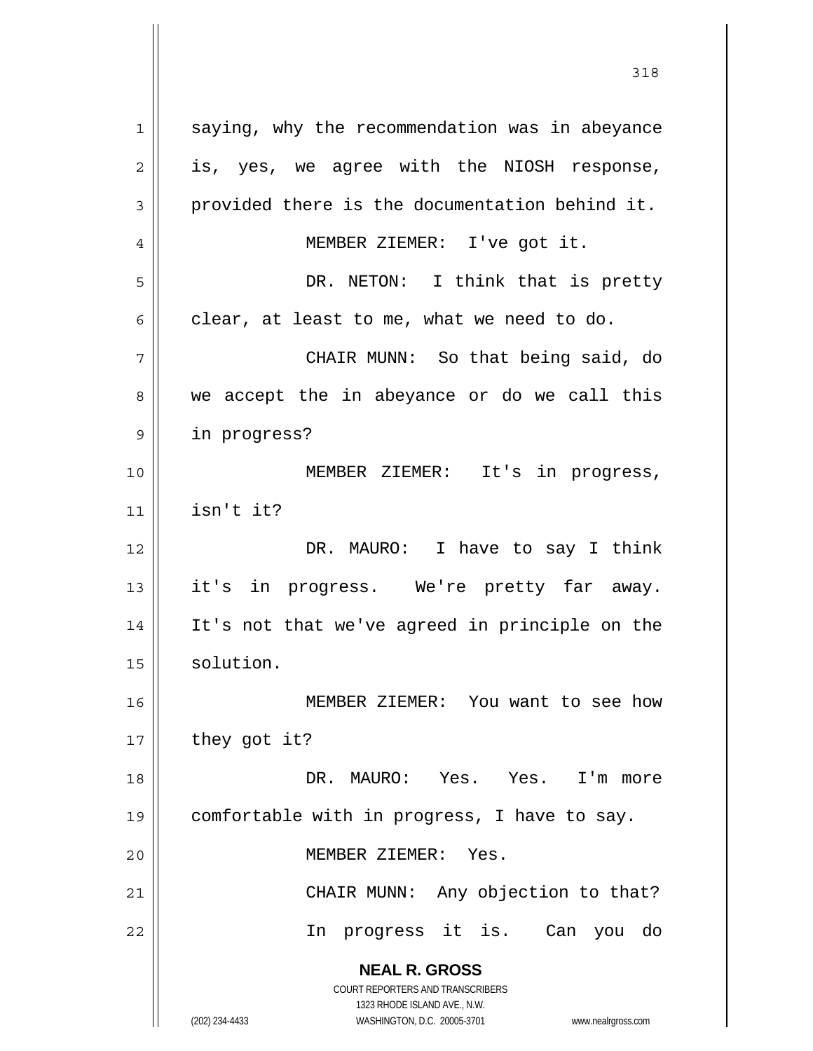saying, why the recommendation was in abeyance is, yes, we agree with the NIOSH response, provided there is the documentation behind it.

MEMBER ZIEMER: I've got it.

DR. NETON: I think that is pretty clear, at least to me, what we need to do.

CHAIR MUNN: So that being said, do we accept the in abeyance or do we call this in progress?

MEMBER ZIEMER: It's in progress, isn't it?

DR. MAURO: I have to say I think it's in progress. We're pretty far away. It's not that we've agreed in principle on the solution.

MEMBER ZIEMER: You want to see how they got it?

DR. MAURO: Yes. Yes. I'm more comfortable with in progress, I have to say.

MEMBER ZIEMER: Yes.

CHAIR MUNN: Any objection to that? In progress it is. Can you do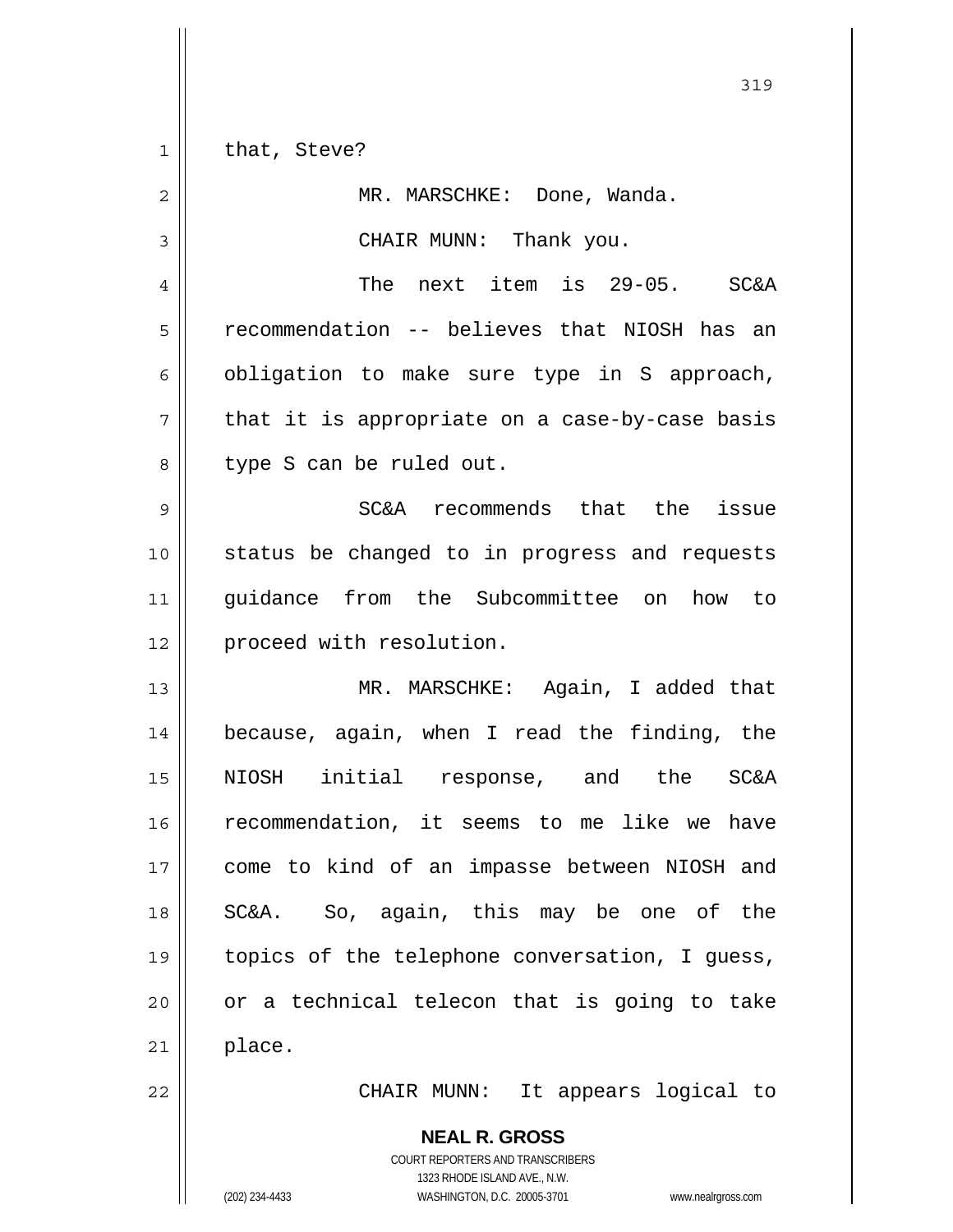that, Steve?

MR. MARSCHKE: Done, Wanda.

CHAIR MUNN: Thank you.

The next item is 29-05. SC&A recommendation -- believes that NIOSH has an obligation to make sure type in S approach, that it is appropriate on a case-by-case basis type S can be ruled out.

SC&A recommends that the issue status be changed to in progress and requests guidance from the Subcommittee on how to proceed with resolution.

MR. MARSCHKE: Again, I added that because, again, when I read the finding, the NIOSH initial response, and the SC&A recommendation, it seems to me like we have come to kind of an impasse between NIOSH and SC&A. So, again, this may be one of the topics of the telephone conversation, I guess, or a technical telecon that is going to take place.

CHAIR MUNN: It appears logical to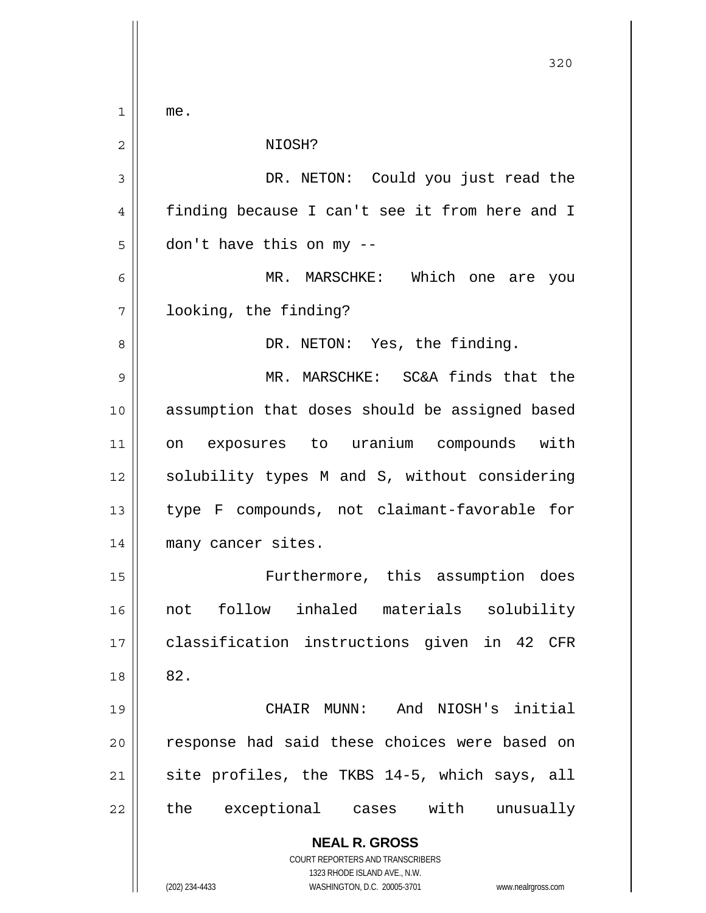me.

NIOSH?

DR. NETON: Could you just read the finding because I can't see it from here and I don't have this on my --

MR. MARSCHKE: Which one are you looking, the finding?

DR. NETON: Yes, the finding.

MR. MARSCHKE: SC&A finds that the assumption that doses should be assigned based on exposures to uranium compounds with solubility types M and S, without considering type F compounds, not claimant-favorable for many cancer sites.

Furthermore, this assumption does not follow inhaled materials solubility classification instructions given in 42 CFR 82.

CHAIR MUNN: And NIOSH's initial response had said these choices were based on site profiles, the TKBS 14-5, which says, all the exceptional cases with unusually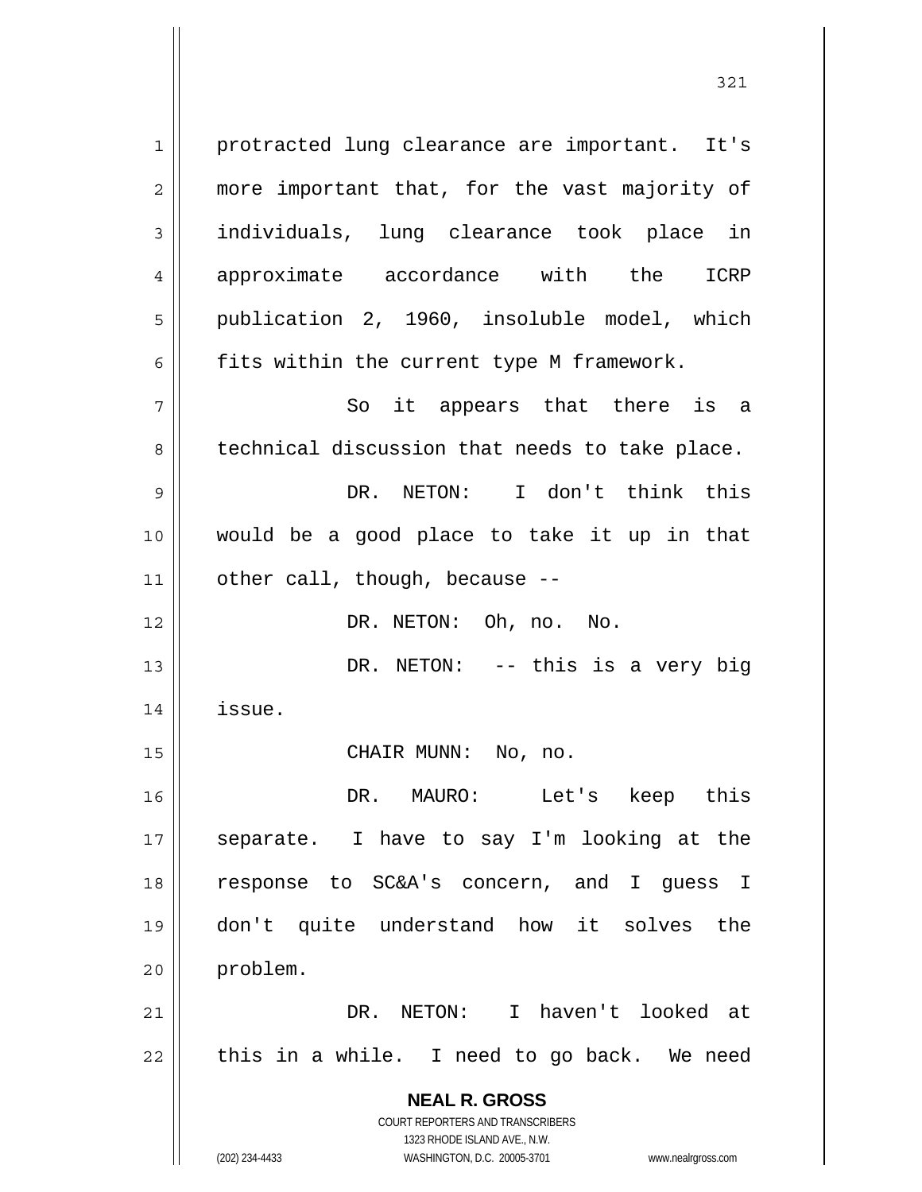protracted lung clearance are important. It's more important that, for the vast majority of individuals, lung clearance took place in approximate accordance with the ICRP publication 2, 1960, insoluble model, which fits within the current type M framework.

So it appears that there is a technical discussion that needs to take place.

DR. NETON: I don't think this would be a good place to take it up in that other call, though, because --

DR. NETON: Oh, no. No.

DR. NETON: -- this is a very big issue.

CHAIR MUNN: No, no.

DR. MAURO: Let's keep this separate. I have to say I'm looking at the response to SC&A's concern, and I guess I don't quite understand how it solves the problem.

DR. NETON: I haven't looked at this in a while. I need to go back. We need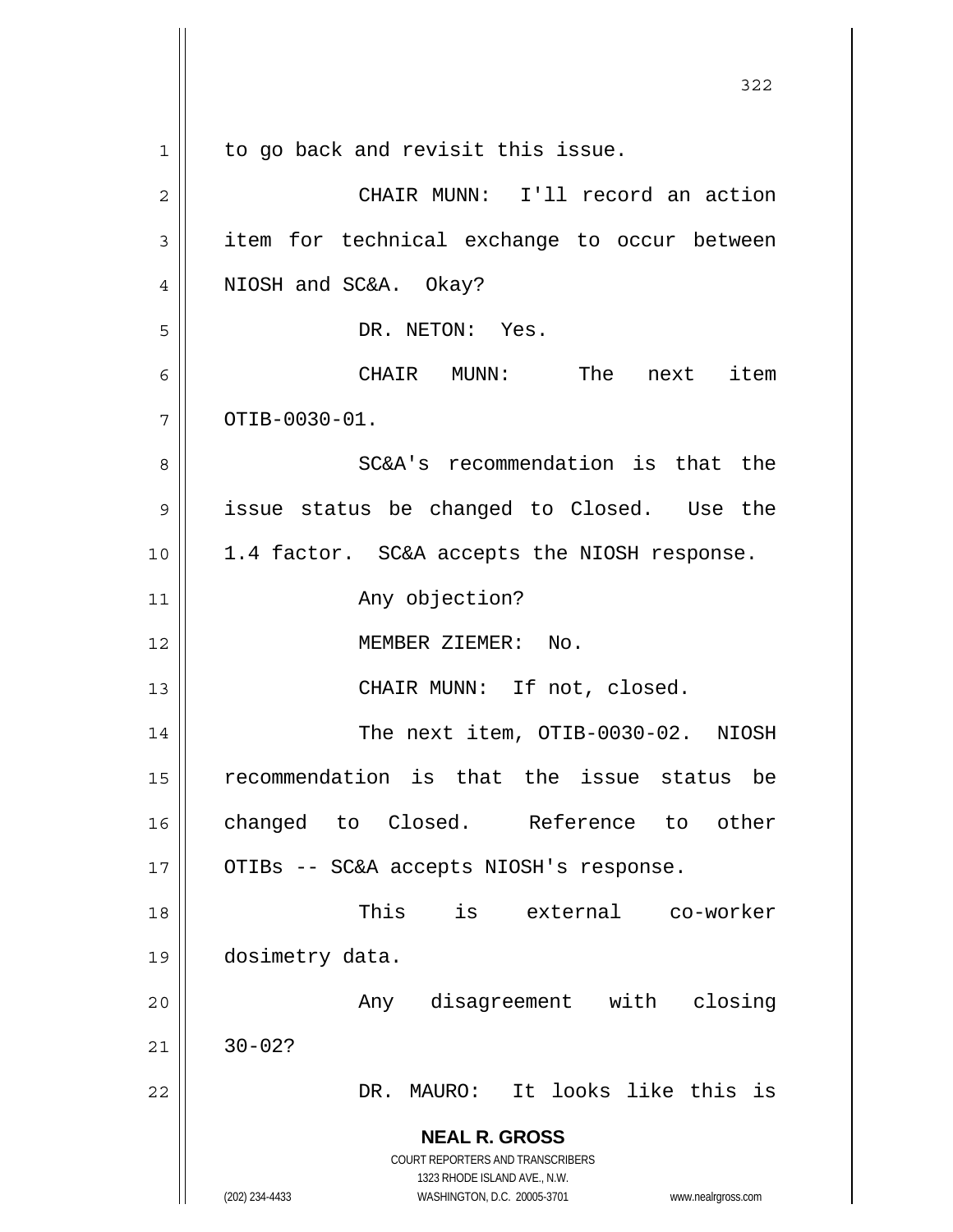to go back and revisit this issue.

CHAIR MUNN: I'll record an action item for technical exchange to occur between NIOSH and SC&A. Okay?

DR. NETON: Yes.

CHAIR MUNN: The next item OTIB-0030-01.

SC&A's recommendation is that the issue status be changed to Closed. Use the 1.4 factor. SC&A accepts the NIOSH response.

Any objection?

MEMBER ZIEMER: No.

CHAIR MUNN: If not, closed.

The next item, OTIB-0030-02. NIOSH recommendation is that the issue status be changed to Closed. Reference to other OTIBs -- SC&A accepts NIOSH's response.

This is external co-worker dosimetry data.

Any disagreement with closing 30-02?

DR. MAURO: It looks like this is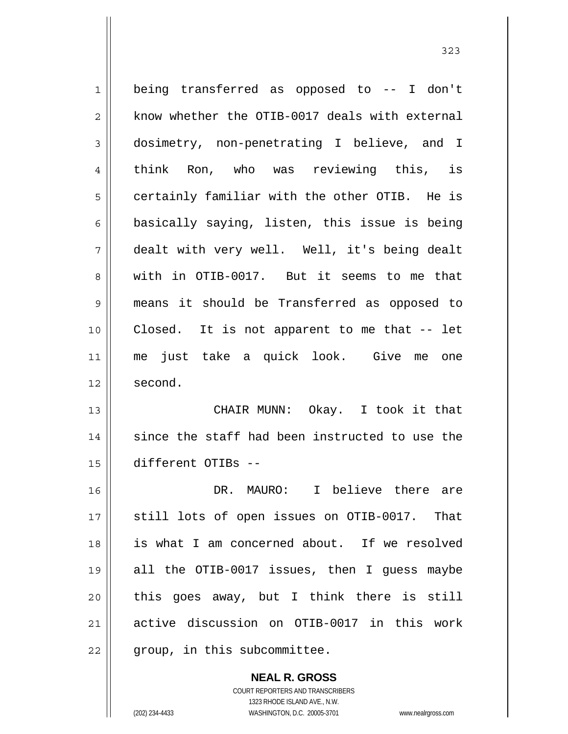being transferred as opposed to -- I don't know whether the OTIB-0017 deals with external dosimetry, non-penetrating I believe, and I think Ron, who was reviewing this, is certainly familiar with the other OTIB. He is basically saying, listen, this issue is being dealt with very well. Well, it's being dealt with in OTIB-0017. But it seems to me that means it should be Transferred as opposed to Closed. It is not apparent to me that -- let me just take a quick look. Give me one second.

CHAIR MUNN: Okay. I took it that since the staff had been instructed to use the different OTIBs --

DR. MAURO: I believe there are still lots of open issues on OTIB-0017. That is what I am concerned about. If we resolved all the OTIB-0017 issues, then I guess maybe this goes away, but I think there is still active discussion on OTIB-0017 in this work group, in this subcommittee.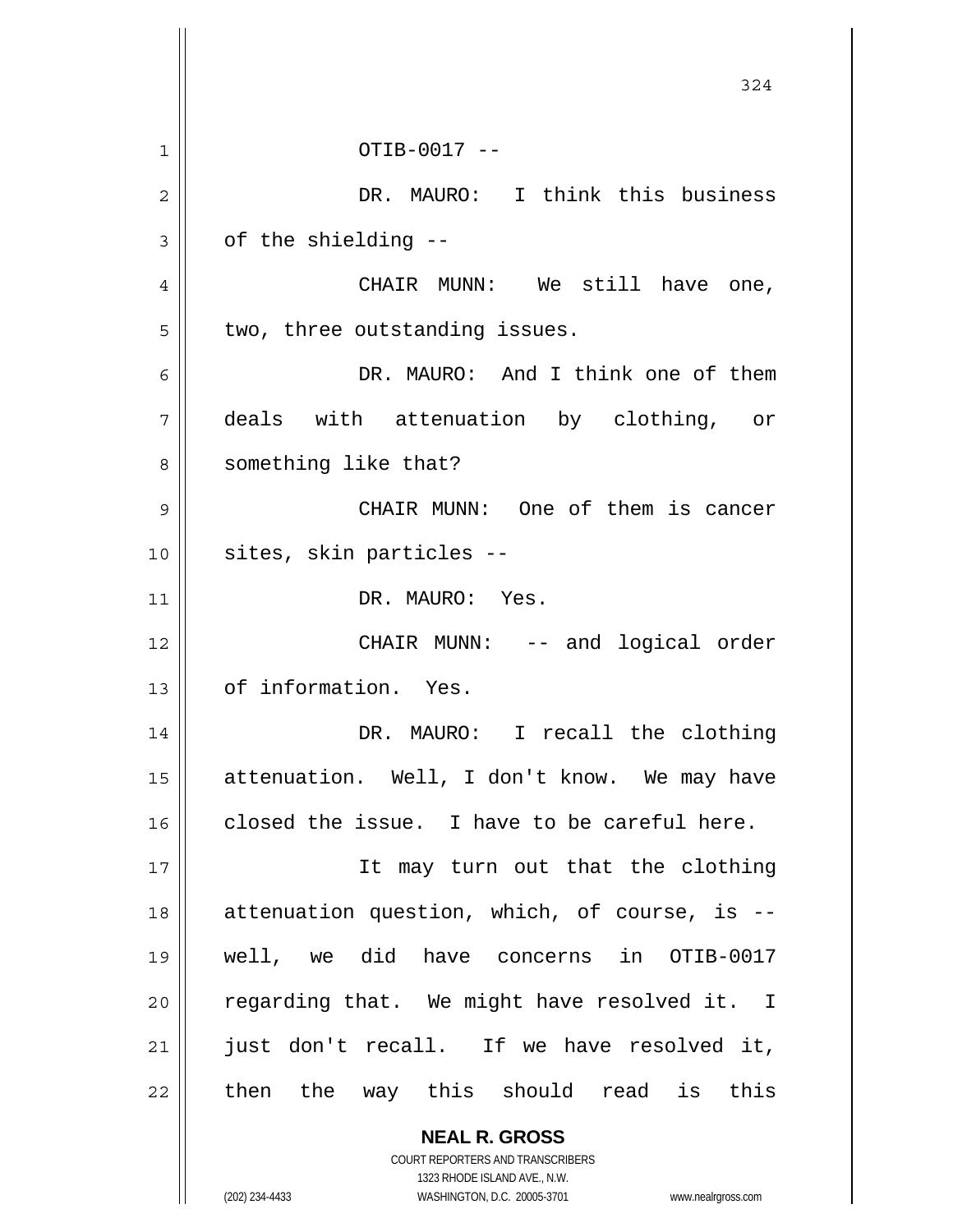OTIB-0017 --

DR. MAURO: I think this business of the shielding --

CHAIR MUNN: We still have one, two, three outstanding issues.

DR. MAURO: And I think one of them deals with attenuation by clothing, or something like that?

CHAIR MUNN: One of them is cancer sites, skin particles --

DR. MAURO: Yes.

CHAIR MUNN: -- and logical order of information. Yes.

DR. MAURO: I recall the clothing attenuation. Well, I don't know. We may have closed the issue. I have to be careful here.

It may turn out that the clothing attenuation question, which, of course, is -- well, we did have concerns in OTIB-0017 regarding that. We might have resolved it. I just don't recall. If we have resolved it, then the way this should read is this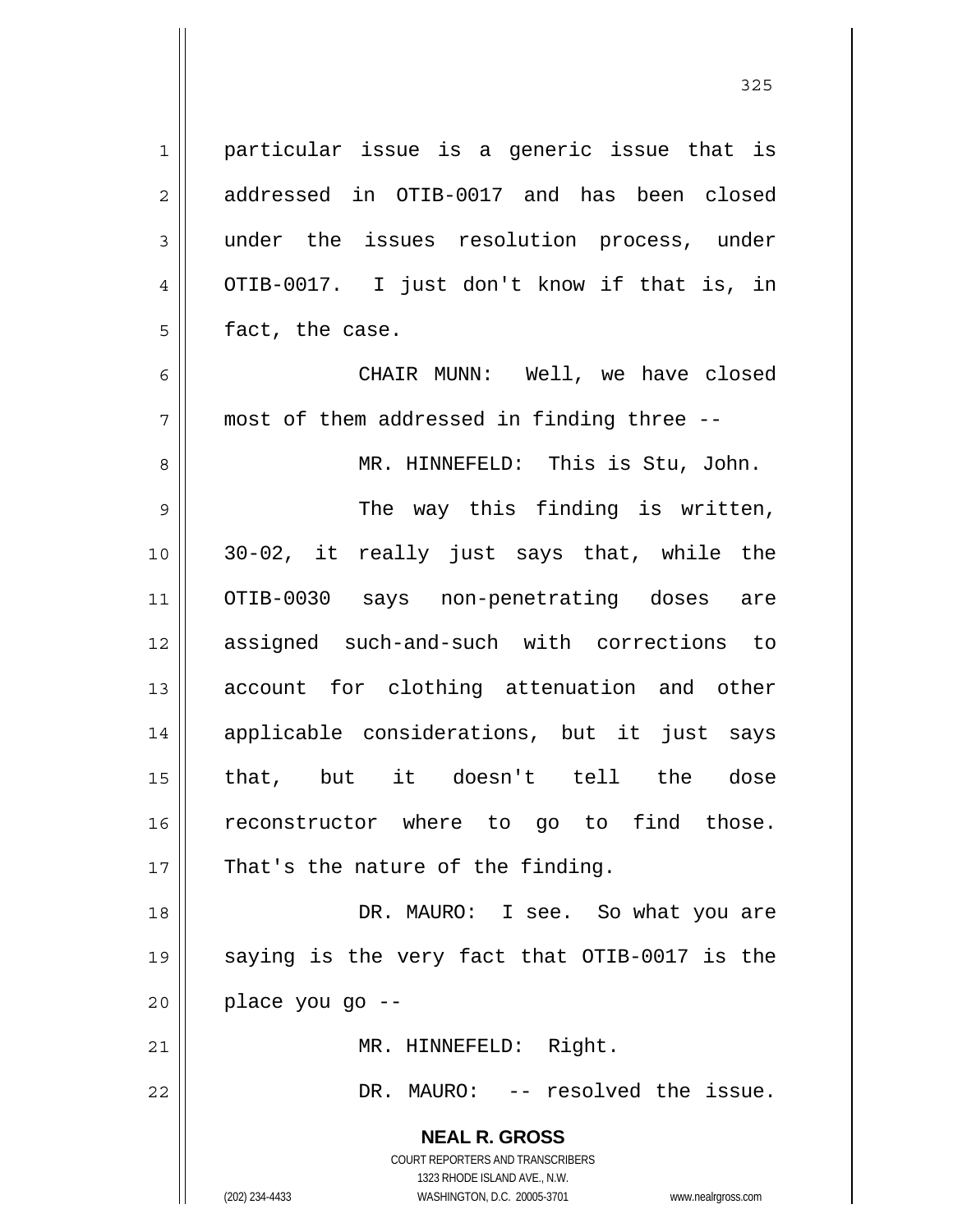particular issue is a generic issue that is addressed in OTIB-0017 and has been closed under the issues resolution process, under OTIB-0017. I just don't know if that is, in fact, the case.

CHAIR MUNN: Well, we have closed most of them addressed in finding three --

MR. HINNEFELD: This is Stu, John.

The way this finding is written, 30-02, it really just says that, while the OTIB-0030 says non-penetrating doses are assigned such-and-such with corrections to account for clothing attenuation and other applicable considerations, but it just says that, but it doesn't tell the dose reconstructor where to go to find those. That's the nature of the finding.

DR. MAURO: I see. So what you are saying is the very fact that OTIB-0017 is the place you go --

MR. HINNEFELD: Right.

DR. MAURO: -- resolved the issue.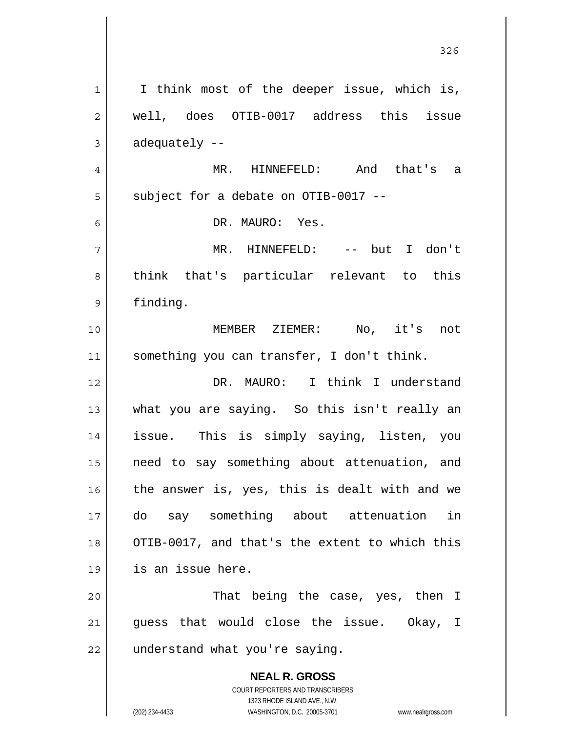I think most of the deeper issue, which is, well, does OTIB-0017 address this issue adequately --

MR. HINNEFELD: And that's a subject for a debate on OTIB-0017 --

DR. MAURO: Yes.

MR. HINNEFELD: -- but I don't think that's particular relevant to this finding.

MEMBER ZIEMER: No, it's not something you can transfer, I don't think.

DR. MAURO: I think I understand what you are saying. So this isn't really an issue. This is simply saying, listen, you need to say something about attenuation, and the answer is, yes, this is dealt with and we do say something about attenuation in OTIB-0017, and that's the extent to which this is an issue here.

That being the case, yes, then I guess that would close the issue. Okay, I understand what you're saying.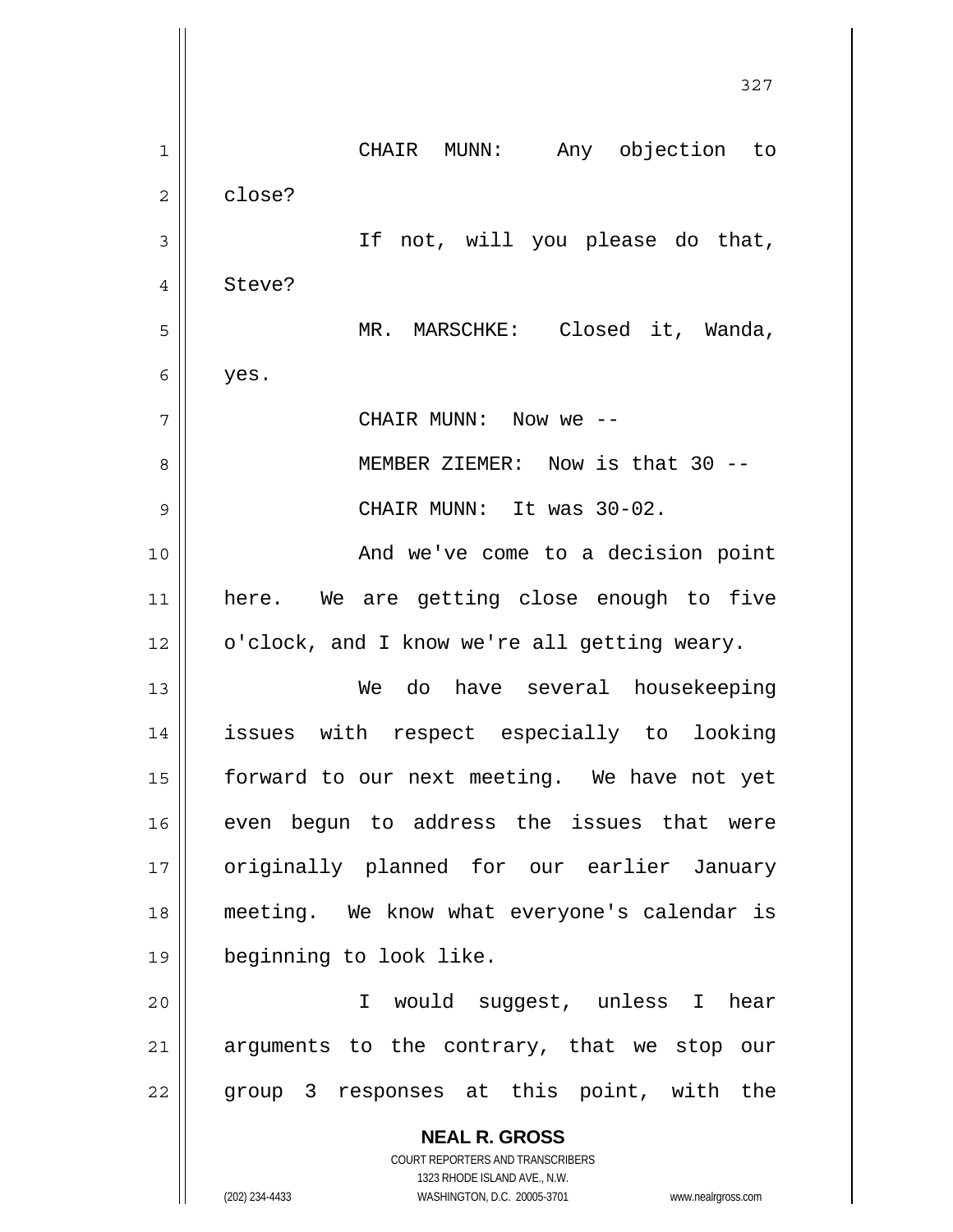CHAIR MUNN: Any objection to close?

If not, will you please do that, Steve?

MR. MARSCHKE: Closed it, Wanda, yes.

CHAIR MUNN: Now we --

MEMBER ZIEMER: Now is that 30 --

CHAIR MUNN: It was 30-02.

And we've come to a decision point here. We are getting close enough to five o'clock, and I know we're all getting weary.

We do have several housekeeping issues with respect especially to looking forward to our next meeting. We have not yet even begun to address the issues that were originally planned for our earlier January meeting. We know what everyone's calendar is beginning to look like.

I would suggest, unless I hear arguments to the contrary, that we stop our group 3 responses at this point, with the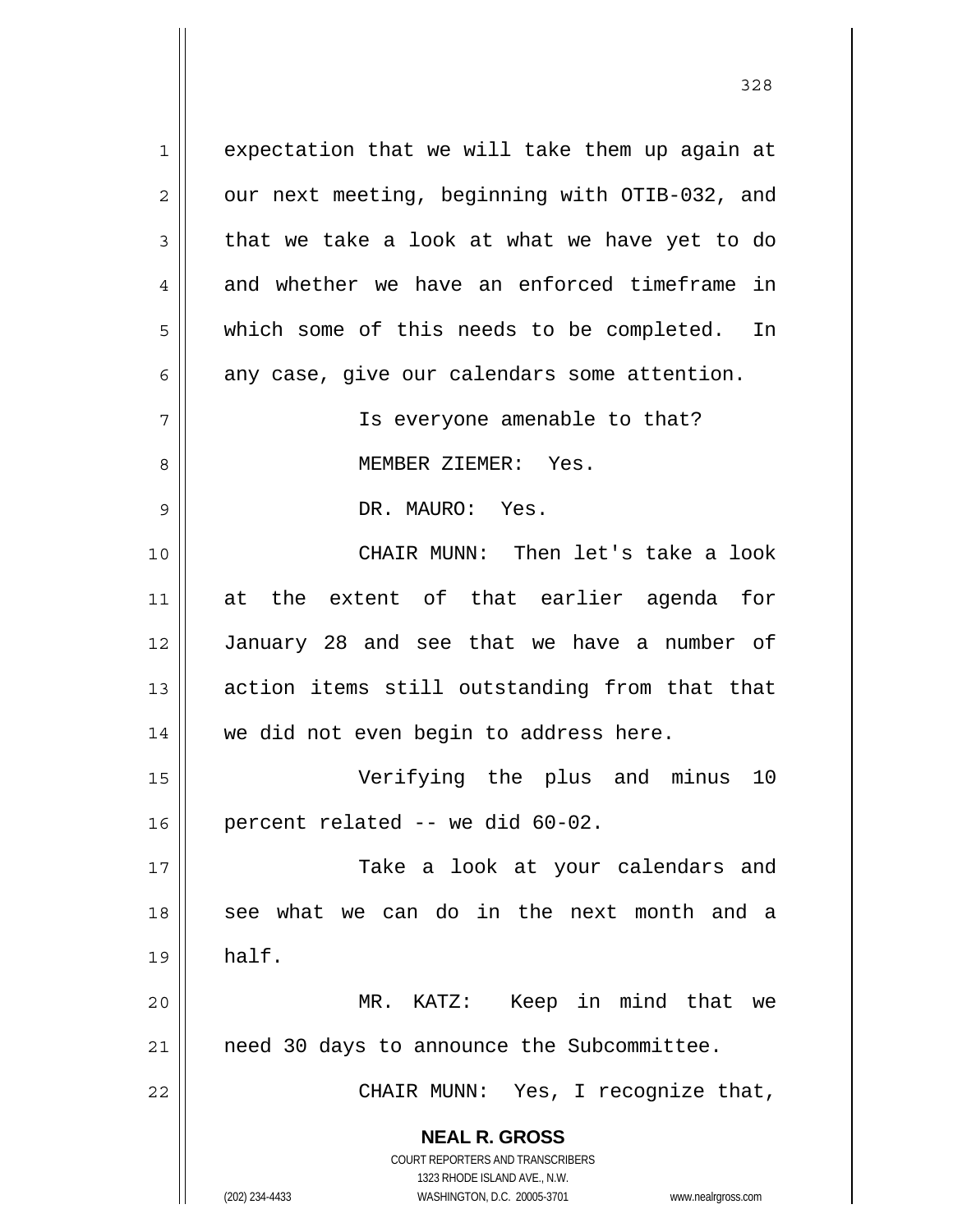expectation that we will take them up again at our next meeting, beginning with OTIB-032, and that we take a look at what we have yet to do and whether we have an enforced timeframe in which some of this needs to be completed. In any case, give our calendars some attention.

Is everyone amenable to that?

MEMBER ZIEMER: Yes.

DR. MAURO: Yes.

CHAIR MUNN: Then let's take a look at the extent of that earlier agenda for January 28 and see that we have a number of action items still outstanding from that that we did not even begin to address here.

Verifying the plus and minus 10 percent related -- we did 60-02.

Take a look at your calendars and see what we can do in the next month and a half.

MR. KATZ: Keep in mind that we need 30 days to announce the Subcommittee.

CHAIR MUNN: Yes, I recognize that,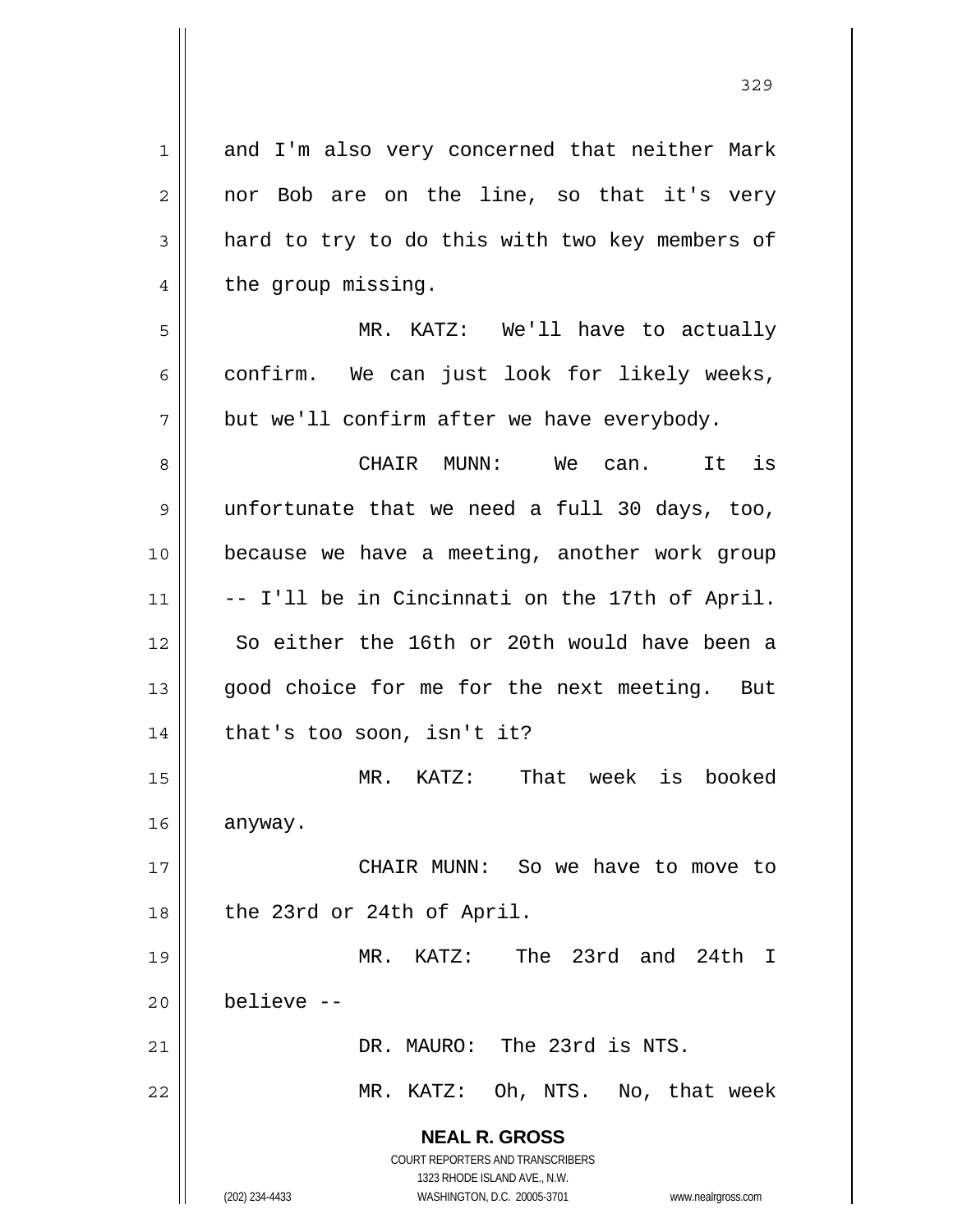and I'm also very concerned that neither Mark nor Bob are on the line, so that it's very hard to try to do this with two key members of the group missing.

MR. KATZ: We'll have to actually confirm. We can just look for likely weeks, but we'll confirm after we have everybody.

CHAIR MUNN: We can. It is unfortunate that we need a full 30 days, too, because we have a meeting, another work group -- I'll be in Cincinnati on the 17th of April. So either the 16th or 20th would have been a good choice for me for the next meeting. But that's too soon, isn't it?

MR. KATZ: That week is booked anyway.

CHAIR MUNN: So we have to move to the 23rd or 24th of April.

MR. KATZ: The 23rd and 24th I believe --

DR. MAURO: The 23rd is NTS.

MR. KATZ: Oh, NTS. No, that week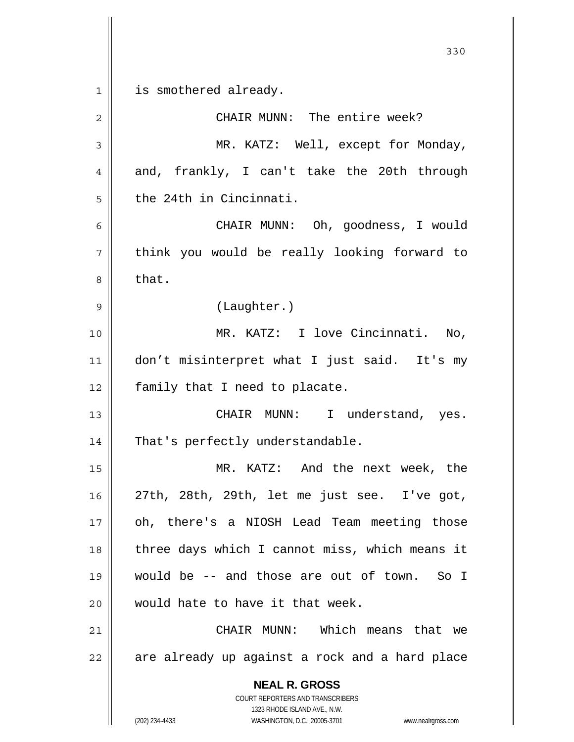is smothered already.

CHAIR MUNN: The entire week?

MR. KATZ: Well, except for Monday, and, frankly, I can't take the 20th through the 24th in Cincinnati.

CHAIR MUNN: Oh, goodness, I would think you would be really looking forward to that.

(Laughter.)

MR. KATZ: I love Cincinnati. No, don't misinterpret what I just said. It's my family that I need to placate.

CHAIR MUNN: I understand, yes. That's perfectly understandable.

MR. KATZ: And the next week, the 27th, 28th, 29th, let me just see. I've got, oh, there's a NIOSH Lead Team meeting those three days which I cannot miss, which means it would be -- and those are out of town. So I would hate to have it that week.

CHAIR MUNN: Which means that we are already up against a rock and a hard place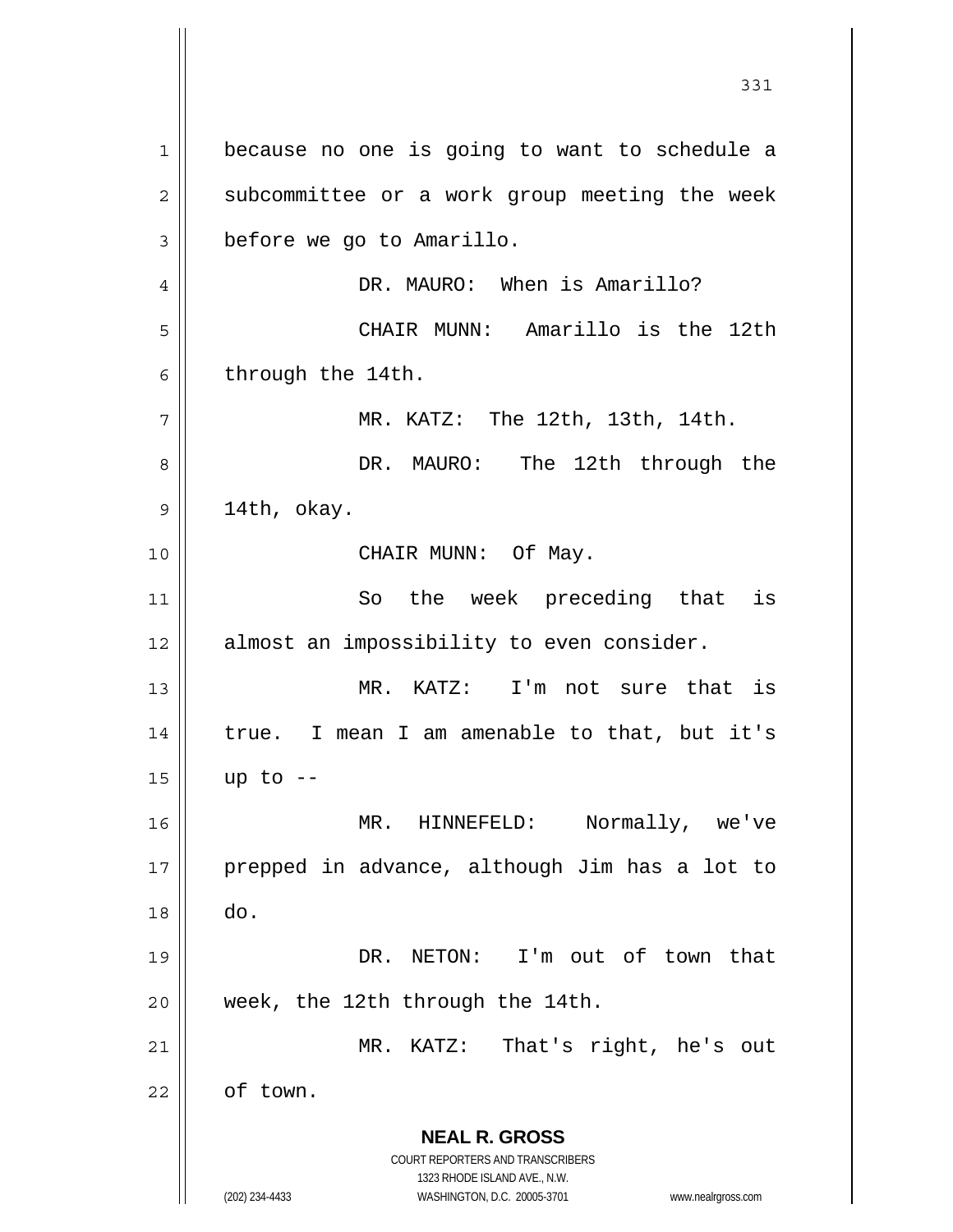because no one is going to want to schedule a subcommittee or a work group meeting the week before we go to Amarillo.

DR. MAURO: When is Amarillo?

CHAIR MUNN: Amarillo is the 12th through the 14th.

MR. KATZ: The 12th, 13th, 14th.

DR. MAURO: The 12th through the 14th, okay.

CHAIR MUNN: Of May.

So the week preceding that is almost an impossibility to even consider.

MR. KATZ: I'm not sure that is true. I mean I am amenable to that, but it's up to --

MR. HINNEFELD: Normally, we've prepped in advance, although Jim has a lot to do.

DR. NETON: I'm out of town that week, the 12th through the 14th.

MR. KATZ: That's right, he's out of town.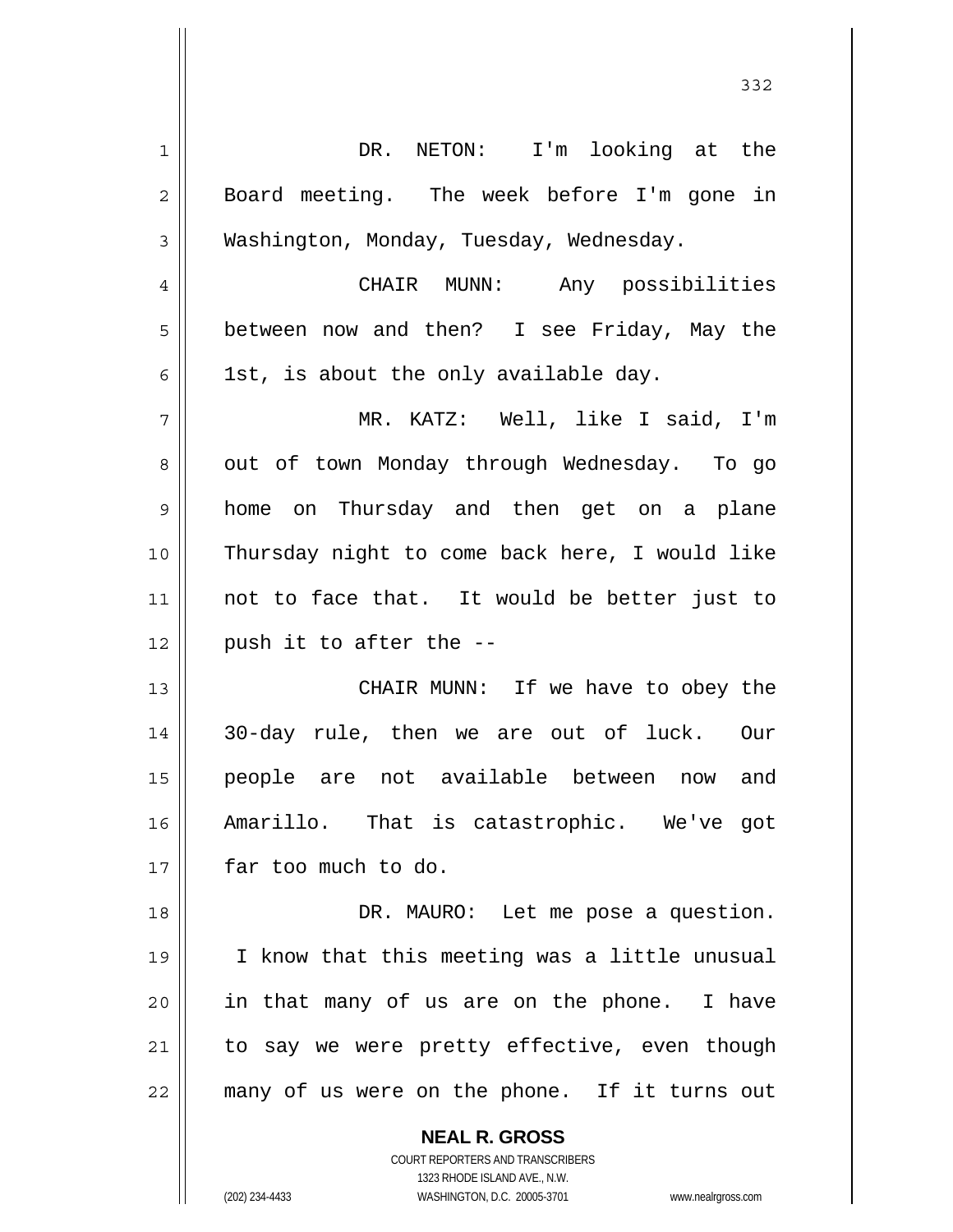DR. NETON: I'm looking at the Board meeting. The week before I'm gone in Washington, Monday, Tuesday, Wednesday.

CHAIR MUNN: Any possibilities between now and then? I see Friday, May the 1st, is about the only available day.

MR. KATZ: Well, like I said, I'm out of town Monday through Wednesday. To go home on Thursday and then get on a plane Thursday night to come back here, I would like not to face that. It would be better just to push it to after the --

CHAIR MUNN: If we have to obey the 30-day rule, then we are out of luck. Our people are not available between now and Amarillo. That is catastrophic. We've got far too much to do.

DR. MAURO: Let me pose a question. I know that this meeting was a little unusual in that many of us are on the phone. I have to say we were pretty effective, even though many of us were on the phone. If it turns out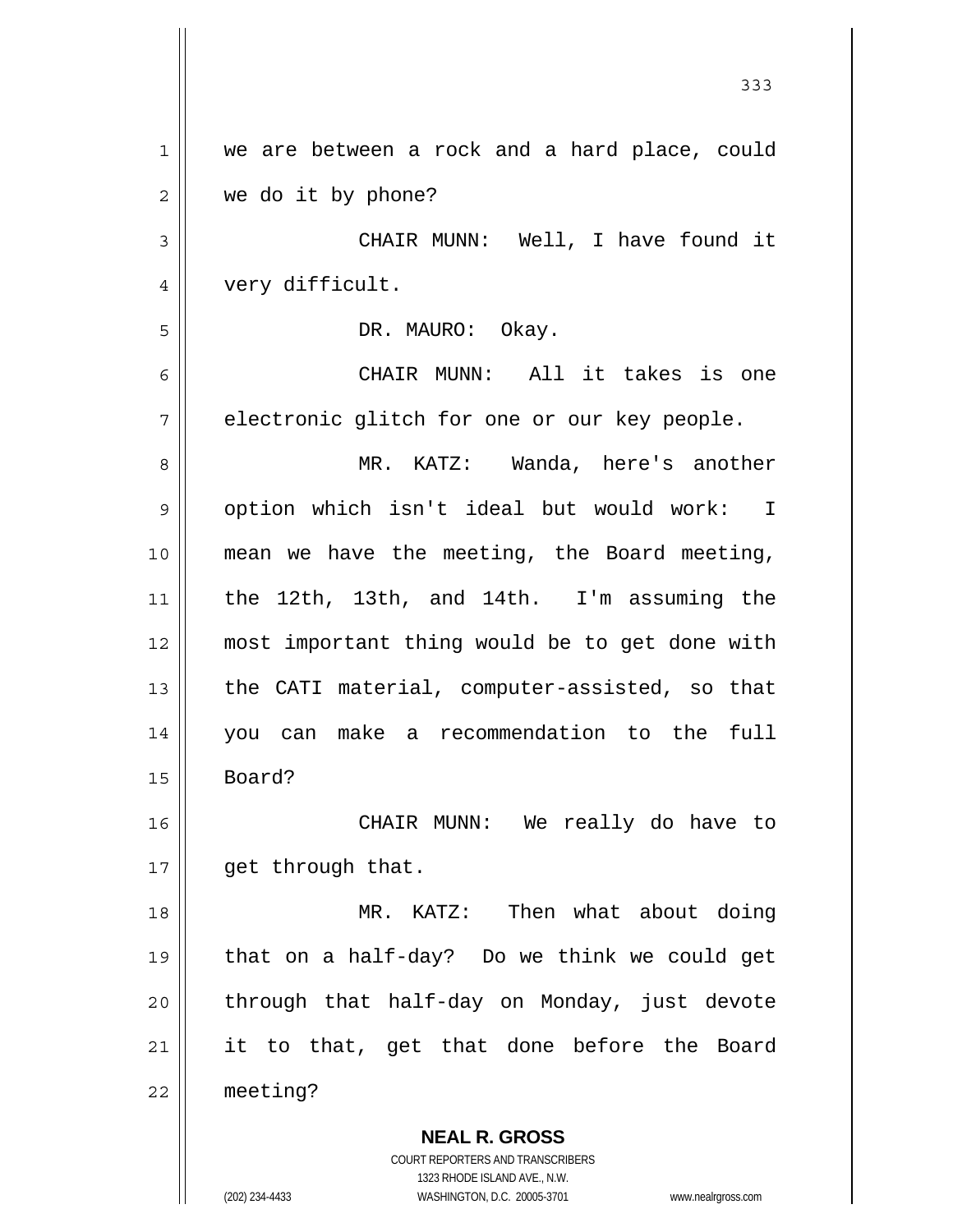we are between a rock and a hard place, could we do it by phone?

CHAIR MUNN: Well, I have found it very difficult.

DR. MAURO: Okay.

CHAIR MUNN: All it takes is one electronic glitch for one or our key people.

MR. KATZ: Wanda, here's another option which isn't ideal but would work: I mean we have the meeting, the Board meeting, the 12th, 13th, and 14th. I'm assuming the most important thing would be to get done with the CATI material, computer-assisted, so that you can make a recommendation to the full Board?

CHAIR MUNN: We really do have to get through that.

MR. KATZ: Then what about doing that on a half-day? Do we think we could get through that half-day on Monday, just devote it to that, get that done before the Board meeting?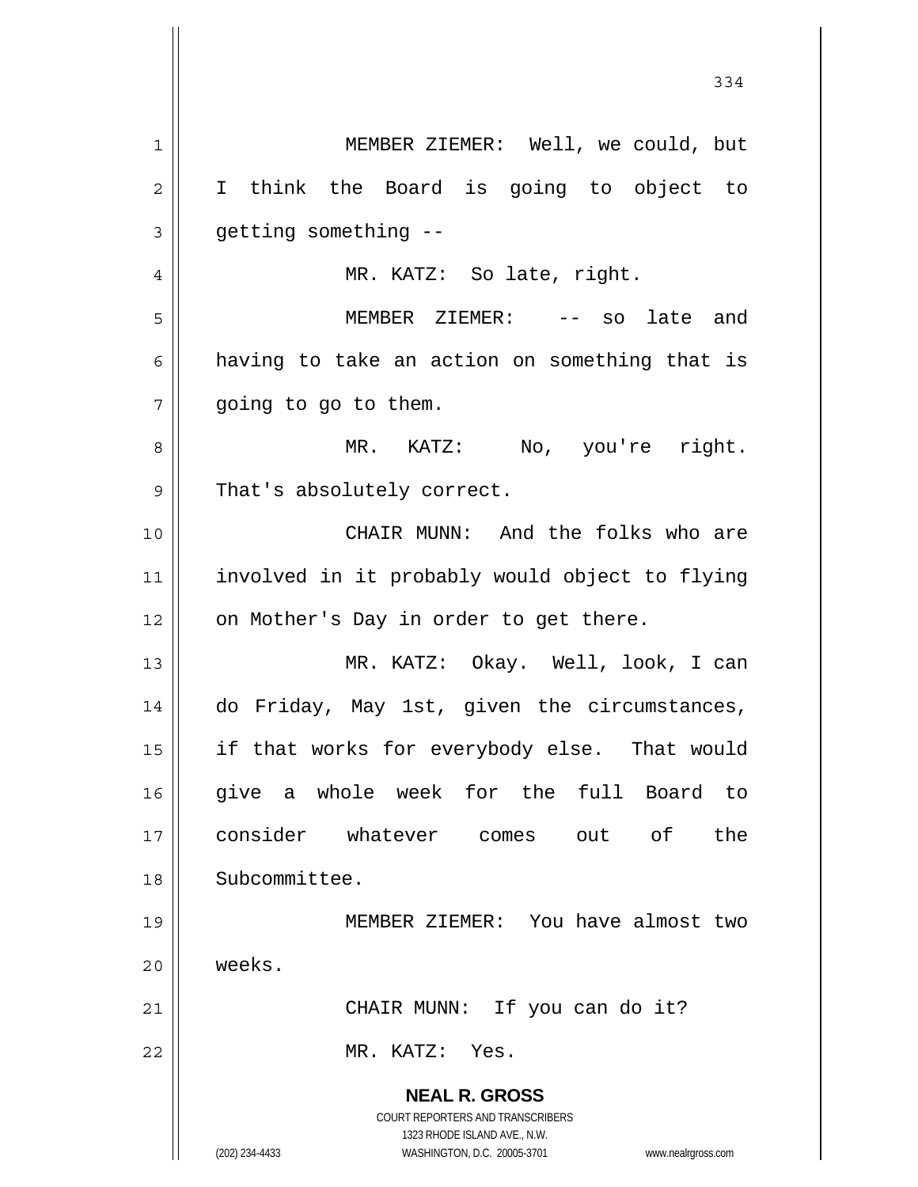MEMBER ZIEMER: Well, we could, but I think the Board is going to object to getting something --

MR. KATZ: So late, right.

MEMBER ZIEMER: -- so late and having to take an action on something that is going to go to them.

MR. KATZ: No, you're right. That's absolutely correct.

CHAIR MUNN: And the folks who are involved in it probably would object to flying on Mother's Day in order to get there.

MR. KATZ: Okay. Well, look, I can do Friday, May 1st, given the circumstances, if that works for everybody else. That would give a whole week for the full Board to consider whatever comes out of the Subcommittee.

MEMBER ZIEMER: You have almost two weeks.

CHAIR MUNN: If you can do it?

MR. KATZ: Yes.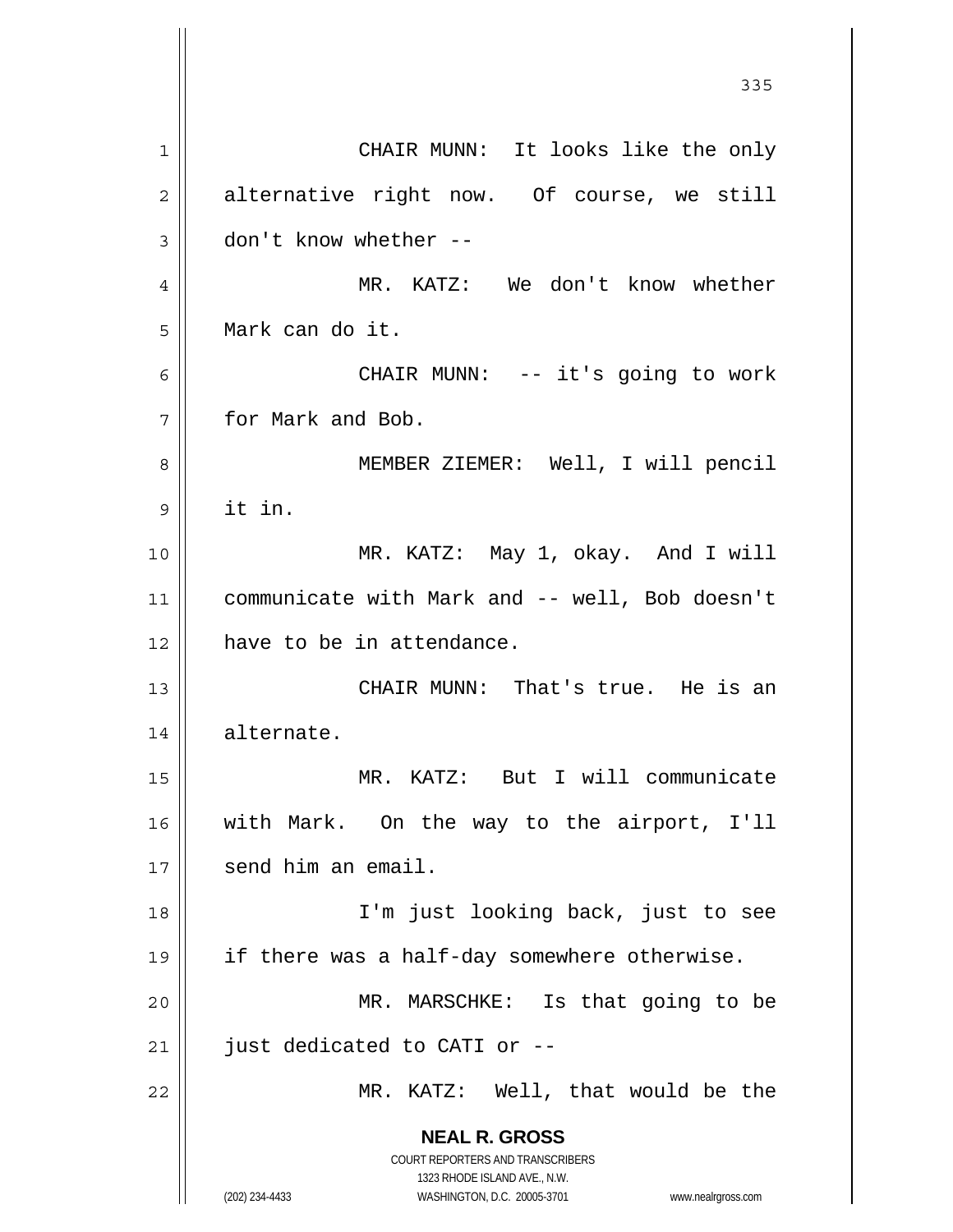CHAIR MUNN: It looks like the only alternative right now. Of course, we still don't know whether --

MR. KATZ: We don't know whether Mark can do it.

CHAIR MUNN: -- it's going to work for Mark and Bob.

MEMBER ZIEMER: Well, I will pencil it in.

MR. KATZ: May 1, okay. And I will communicate with Mark and -- well, Bob doesn't have to be in attendance.

CHAIR MUNN: That's true. He is an alternate.

MR. KATZ: But I will communicate with Mark. On the way to the airport, I'll send him an email.

I'm just looking back, just to see if there was a half-day somewhere otherwise.

MR. MARSCHKE: Is that going to be just dedicated to CATI or --

MR. KATZ: Well, that would be the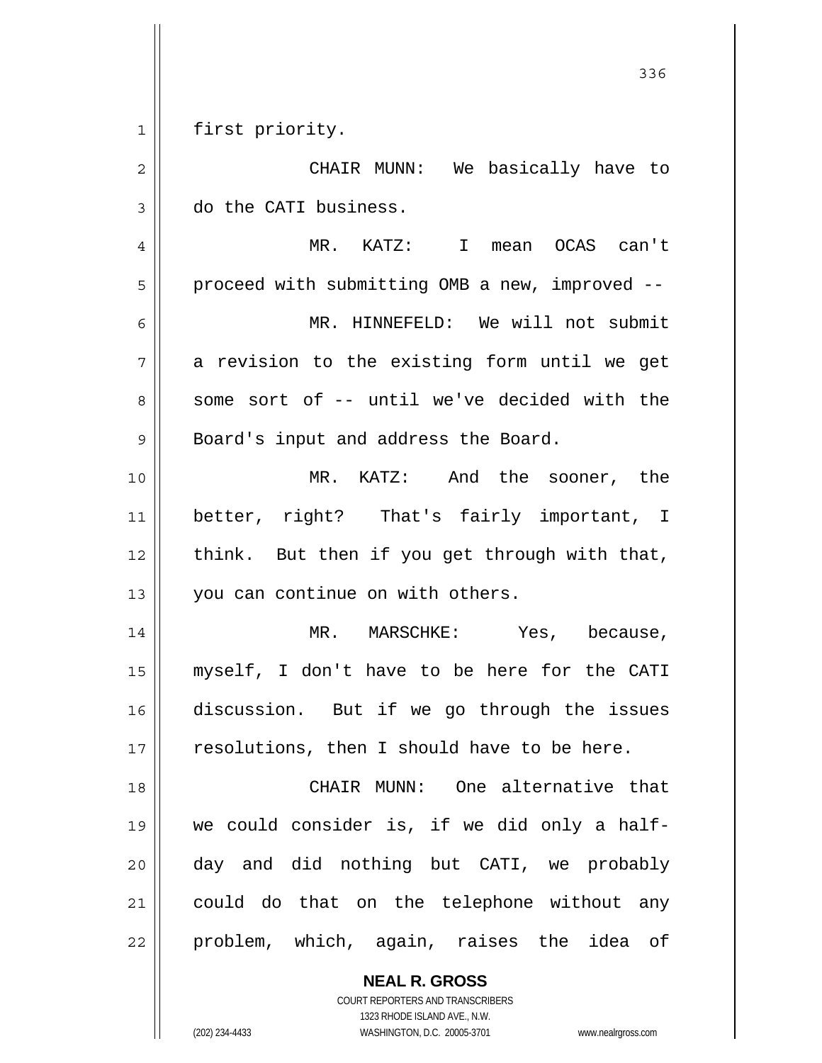first priority.

CHAIR MUNN: We basically have to do the CATI business.

MR. KATZ: I mean OCAS can't proceed with submitting OMB a new, improved --

MR. HINNEFELD: We will not submit a revision to the existing form until we get some sort of -- until we've decided with the Board's input and address the Board.

MR. KATZ: And the sooner, the better, right? That's fairly important, I think. But then if you get through with that, you can continue on with others.

MR. MARSCHKE: Yes, because, myself, I don't have to be here for the CATI discussion. But if we go through the issues resolutions, then I should have to be here.

CHAIR MUNN: One alternative that we could consider is, if we did only a half-day and did nothing but CATI, we probably could do that on the telephone without any problem, which, again, raises the idea of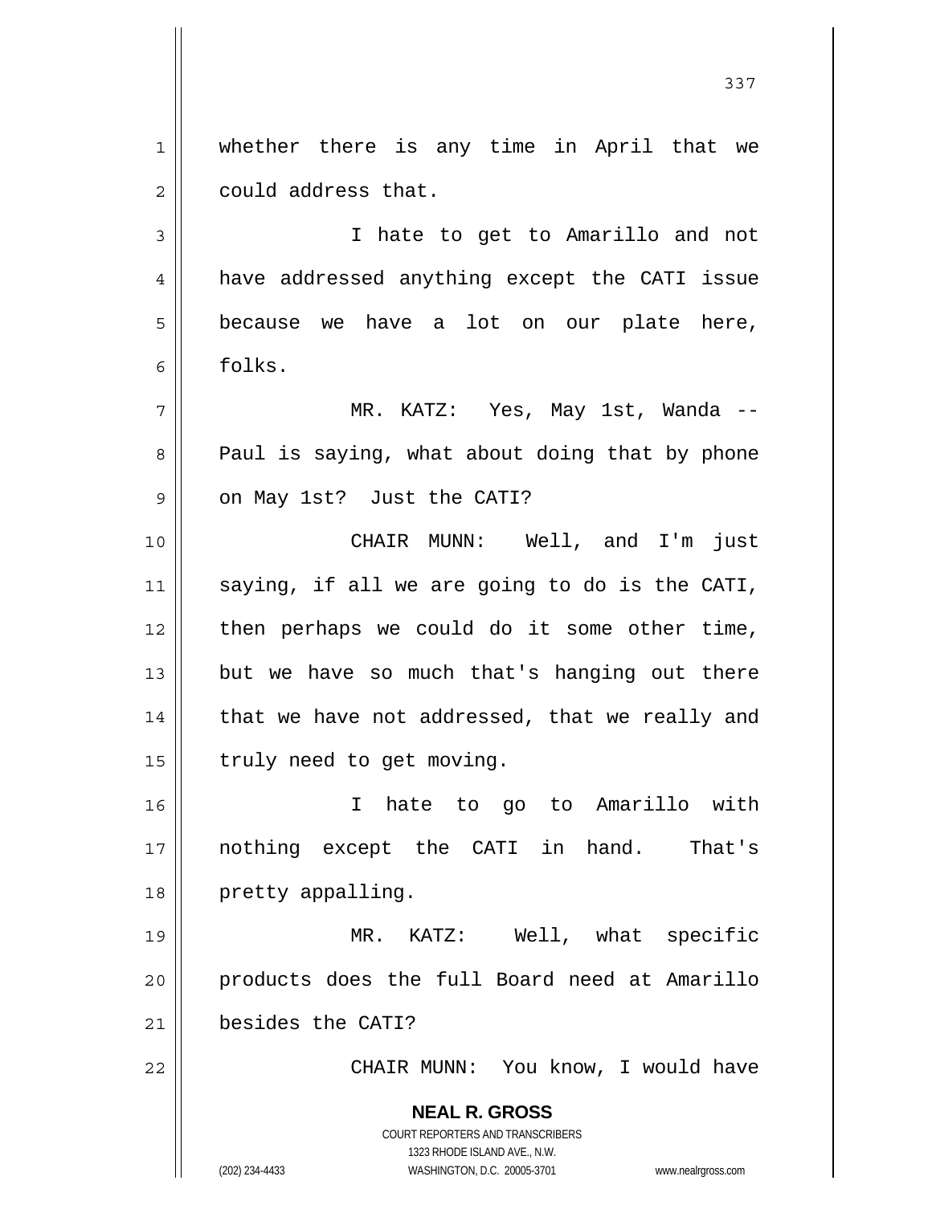whether there is any time in April that we could address that.

I hate to get to Amarillo and not have addressed anything except the CATI issue because we have a lot on our plate here, folks.

MR. KATZ: Yes, May 1st, Wanda -- Paul is saying, what about doing that by phone on May 1st? Just the CATI?

CHAIR MUNN: Well, and I'm just saying, if all we are going to do is the CATI, then perhaps we could do it some other time, but we have so much that's hanging out there that we have not addressed, that we really and truly need to get moving.

I hate to go to Amarillo with nothing except the CATI in hand. That's pretty appalling.

MR. KATZ: Well, what specific products does the full Board need at Amarillo besides the CATI?

CHAIR MUNN: You know, I would have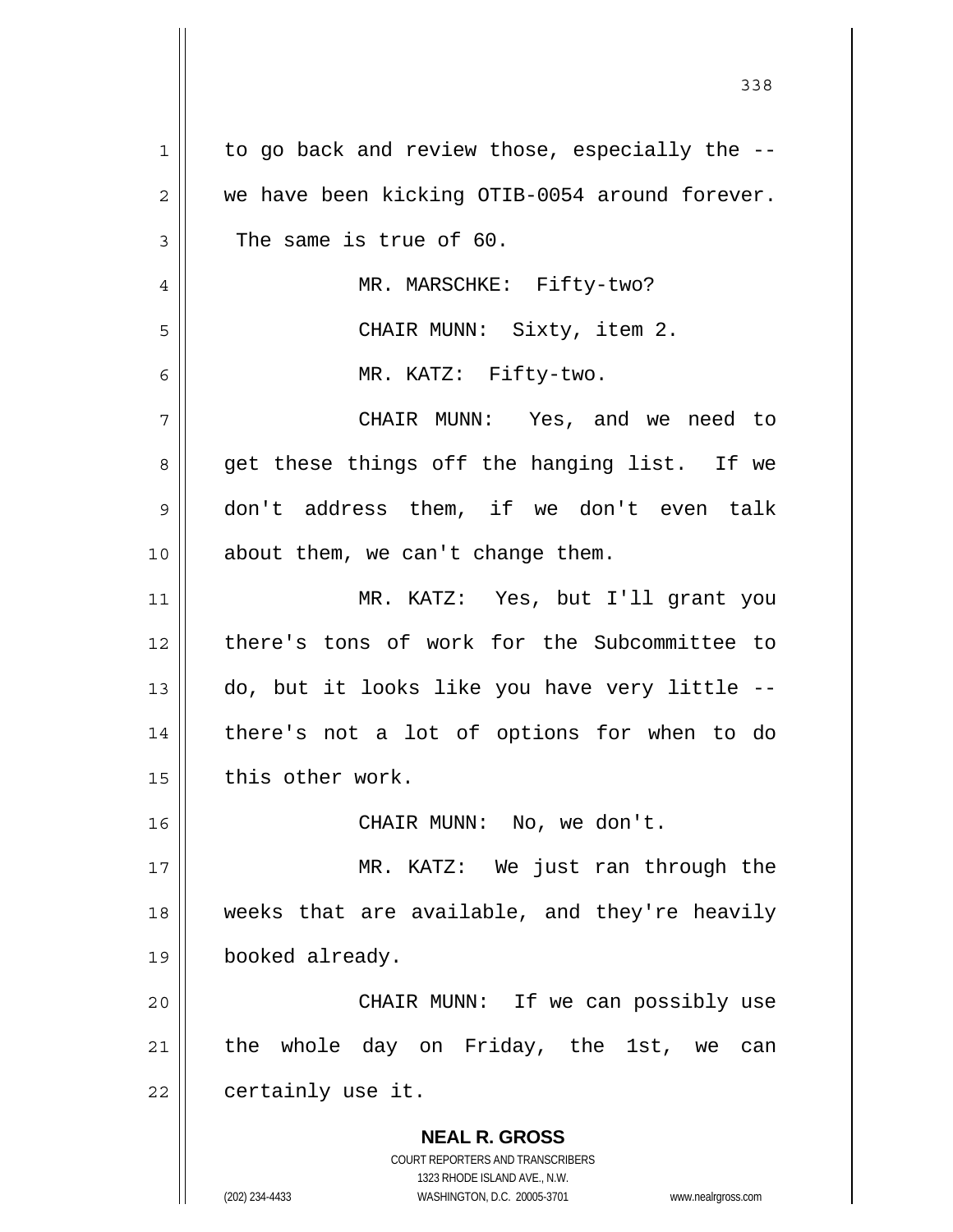to go back and review those, especially the -- we have been kicking OTIB-0054 around forever. The same is true of 60.

MR. MARSCHKE: Fifty-two?

CHAIR MUNN: Sixty, item 2.

MR. KATZ: Fifty-two.

CHAIR MUNN: Yes, and we need to get these things off the hanging list. If we don't address them, if we don't even talk about them, we can't change them.

MR. KATZ: Yes, but I'll grant you there's tons of work for the Subcommittee to do, but it looks like you have very little -- there's not a lot of options for when to do this other work.

CHAIR MUNN: No, we don't.

MR. KATZ: We just ran through the weeks that are available, and they're heavily booked already.

CHAIR MUNN: If we can possibly use the whole day on Friday, the 1st, we can certainly use it.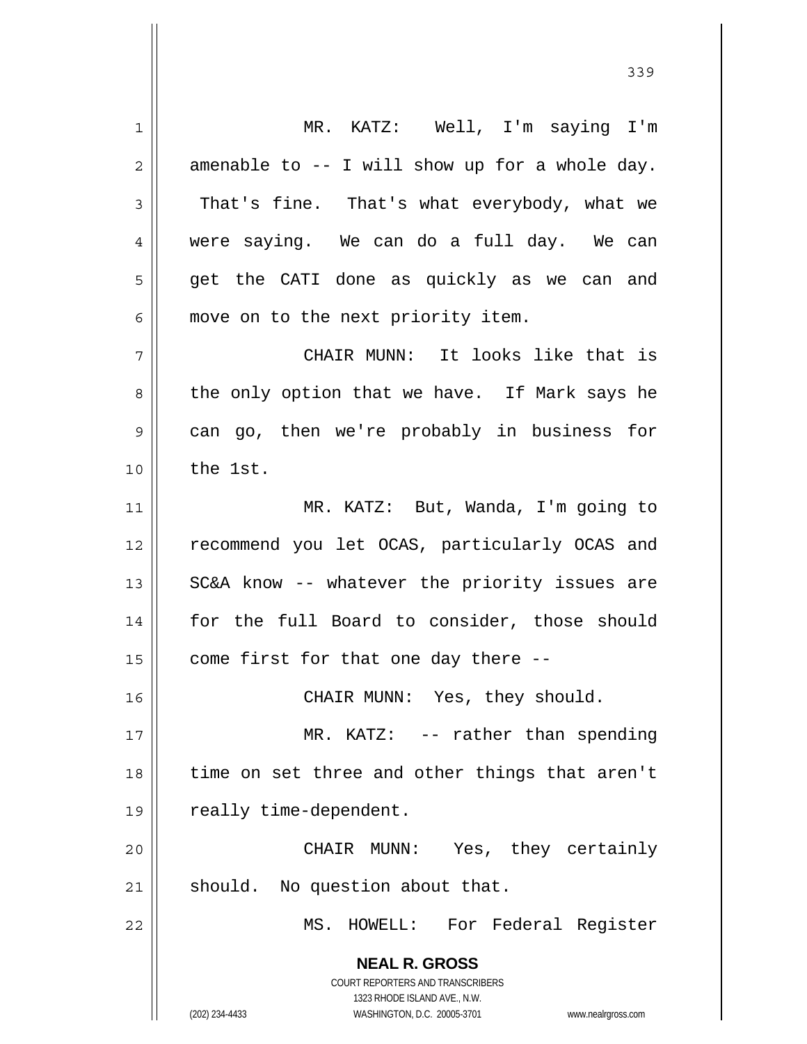MR. KATZ: Well, I'm saying I'm amenable to -- I will show up for a whole day. That's fine. That's what everybody, what we were saying. We can do a full day. We can get the CATI done as quickly as we can and move on to the next priority item.

CHAIR MUNN: It looks like that is the only option that we have. If Mark says he can go, then we're probably in business for the 1st.

MR. KATZ: But, Wanda, I'm going to recommend you let OCAS, particularly OCAS and SC&A know -- whatever the priority issues are for the full Board to consider, those should come first for that one day there --

CHAIR MUNN: Yes, they should.

MR. KATZ: -- rather than spending time on set three and other things that aren't really time-dependent.

CHAIR MUNN: Yes, they certainly should. No question about that.

MS. HOWELL: For Federal Register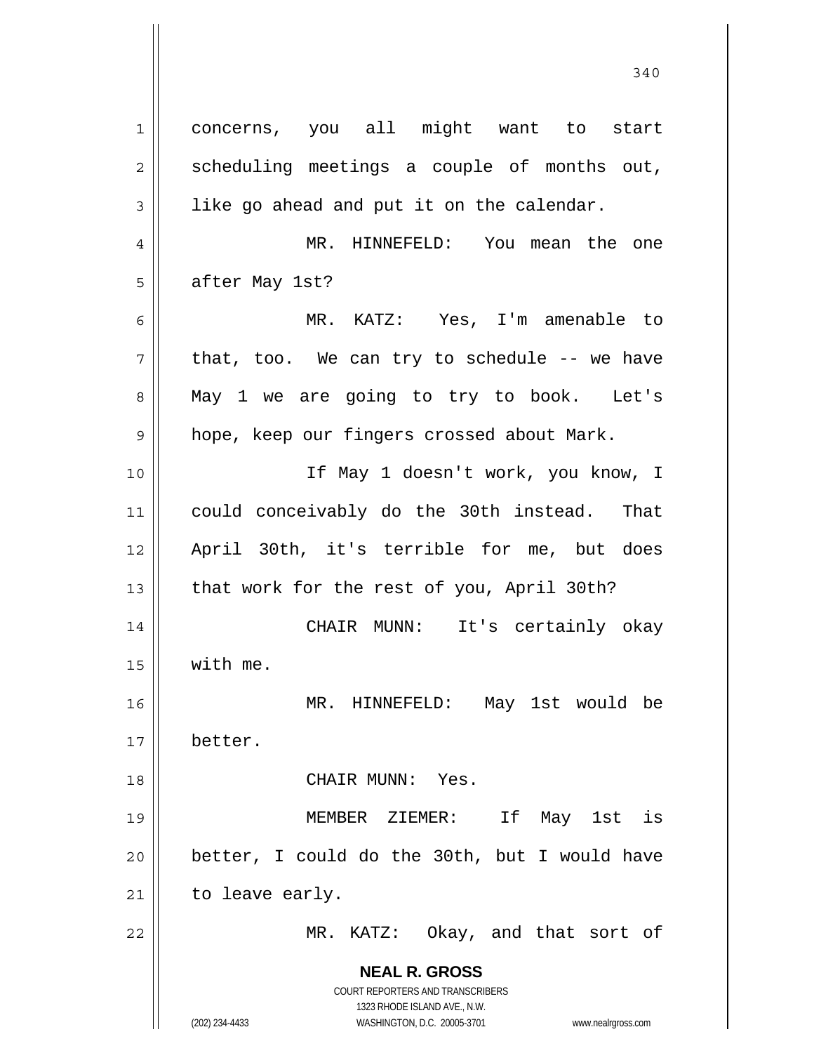concerns, you all might want to start scheduling meetings a couple of months out, like go ahead and put it on the calendar.

MR. HINNEFELD: You mean the one after May 1st?

MR. KATZ: Yes, I'm amenable to that, too. We can try to schedule -- we have May 1 we are going to try to book. Let's hope, keep our fingers crossed about Mark.

If May 1 doesn't work, you know, I could conceivably do the 30th instead. That April 30th, it's terrible for me, but does that work for the rest of you, April 30th?

CHAIR MUNN: It's certainly okay with me.

MR. HINNEFELD: May 1st would be better.

CHAIR MUNN: Yes.

MEMBER ZIEMER: If May 1st is better, I could do the 30th, but I would have to leave early.

MR. KATZ: Okay, and that sort of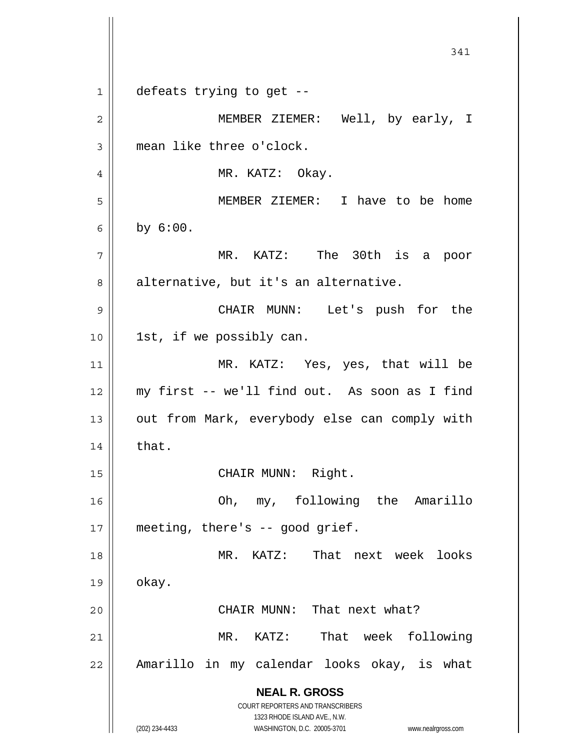defeats trying to get --

MEMBER ZIEMER: Well, by early, I mean like three o'clock.

MR. KATZ: Okay.

MEMBER ZIEMER: I have to be home by 6:00.

MR. KATZ: The 30th is a poor alternative, but it's an alternative.

CHAIR MUNN: Let's push for the 1st, if we possibly can.

MR. KATZ: Yes, yes, that will be my first -- we'll find out. As soon as I find out from Mark, everybody else can comply with that.

CHAIR MUNN: Right.

Oh, my, following the Amarillo meeting, there's -- good grief.

MR. KATZ: That next week looks okay.

CHAIR MUNN: That next what?

MR. KATZ: That week following Amarillo in my calendar looks okay, is what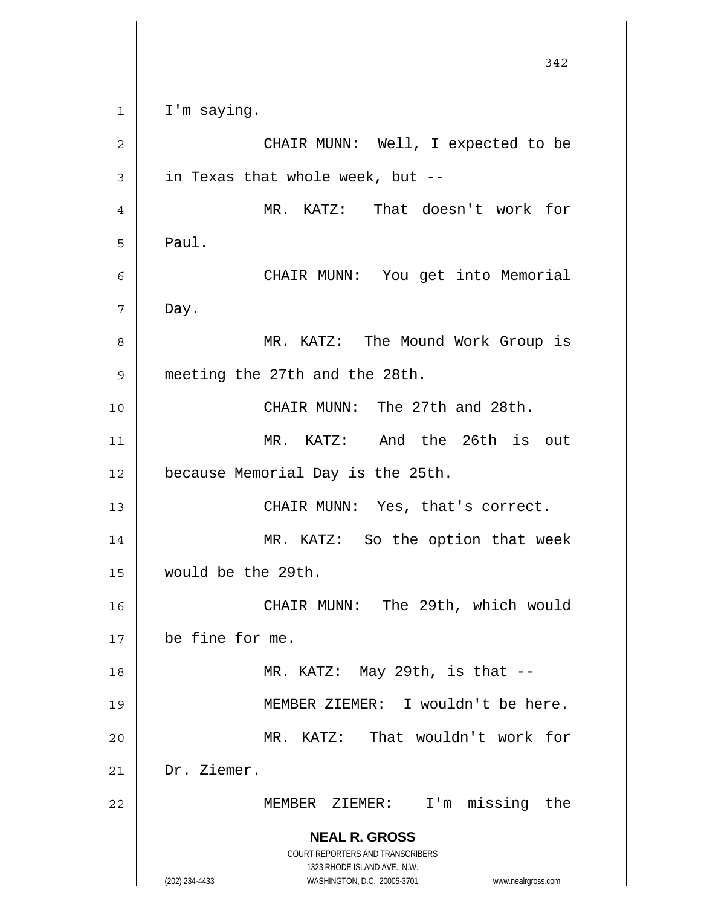I'm saying.

CHAIR MUNN: Well, I expected to be in Texas that whole week, but --

MR. KATZ: That doesn't work for Paul.

CHAIR MUNN: You get into Memorial Day.

MR. KATZ: The Mound Work Group is meeting the 27th and the 28th.

CHAIR MUNN: The 27th and 28th.

MR. KATZ: And the 26th is out because Memorial Day is the 25th.

CHAIR MUNN: Yes, that's correct.

MR. KATZ: So the option that week would be the 29th.

CHAIR MUNN: The 29th, which would be fine for me.

MR. KATZ: May 29th, is that --

MEMBER ZIEMER: I wouldn't be here.

MR. KATZ: That wouldn't work for Dr. Ziemer.

MEMBER ZIEMER: I'm missing the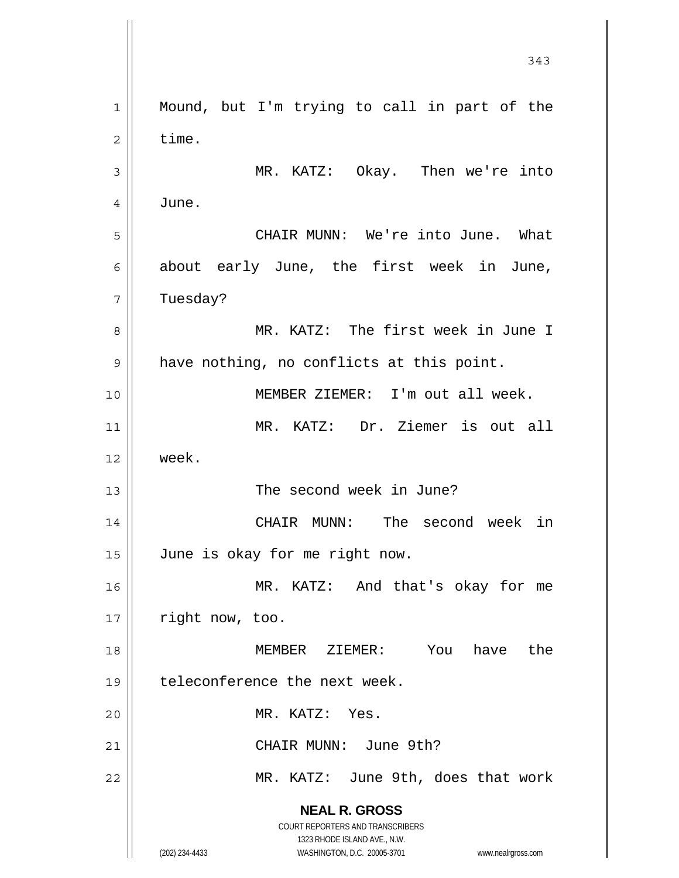Mound, but I'm trying to call in part of the time.

MR. KATZ: Okay. Then we're into June.

CHAIR MUNN: We're into June. What about early June, the first week in June, Tuesday?

MR. KATZ: The first week in June I have nothing, no conflicts at this point.

MEMBER ZIEMER: I'm out all week.

MR. KATZ: Dr. Ziemer is out all week.

The second week in June?

CHAIR MUNN: The second week in June is okay for me right now.

MR. KATZ: And that's okay for me right now, too.

MEMBER ZIEMER: You have the teleconference the next week.

MR. KATZ: Yes.

CHAIR MUNN: June 9th?

MR. KATZ: June 9th, does that work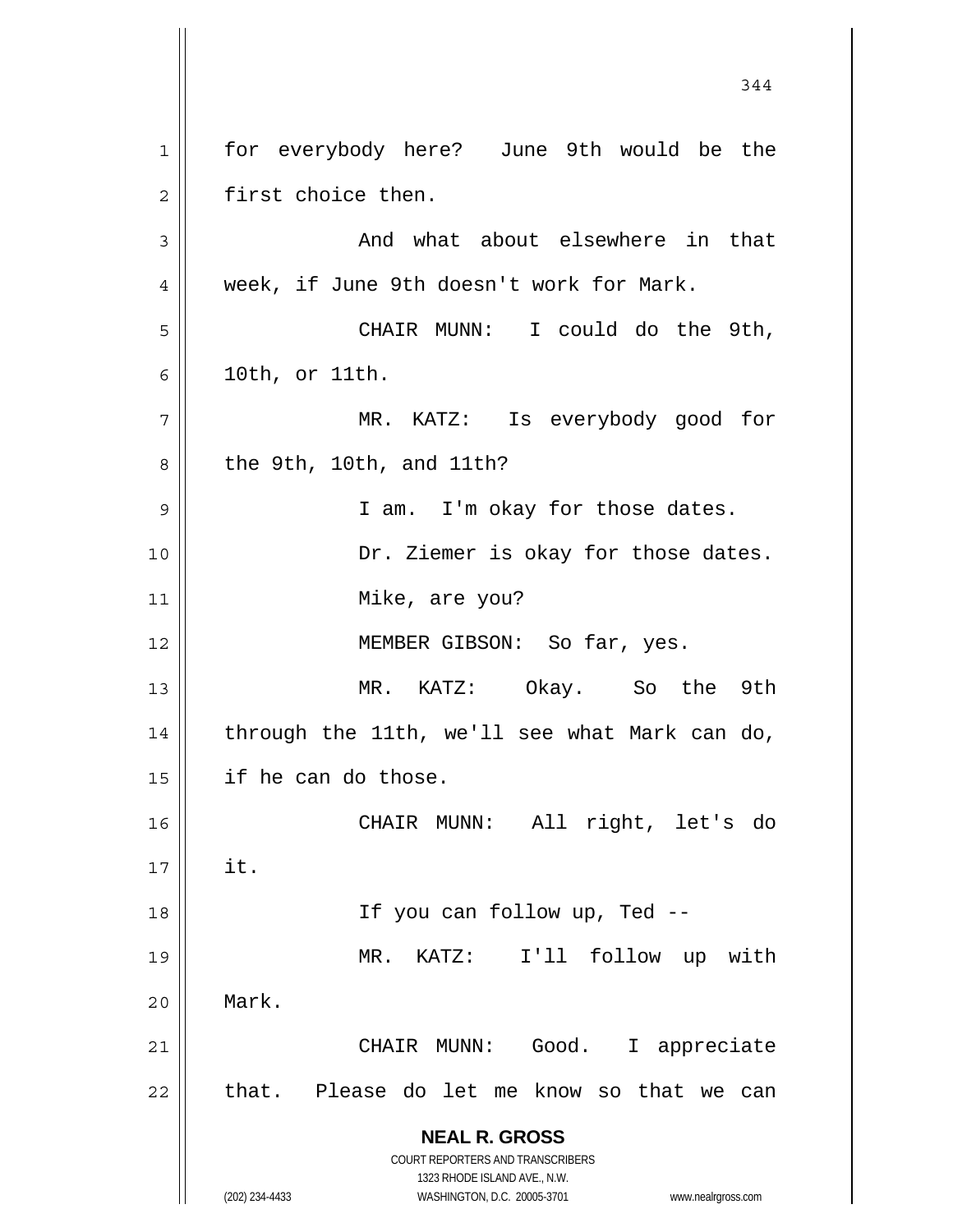for everybody here? June 9th would be the first choice then.

And what about elsewhere in that week, if June 9th doesn't work for Mark.

CHAIR MUNN: I could do the 9th, 10th, or 11th.

MR. KATZ: Is everybody good for the 9th, 10th, and 11th?

I am. I'm okay for those dates.

Dr. Ziemer is okay for those dates.

Mike, are you?

MEMBER GIBSON: So far, yes.

MR. KATZ: Okay. So the 9th through the 11th, we'll see what Mark can do, if he can do those.

CHAIR MUNN: All right, let's do it.

If you can follow up, Ted --

MR. KATZ: I'll follow up with Mark.

CHAIR MUNN: Good. I appreciate that. Please do let me know so that we can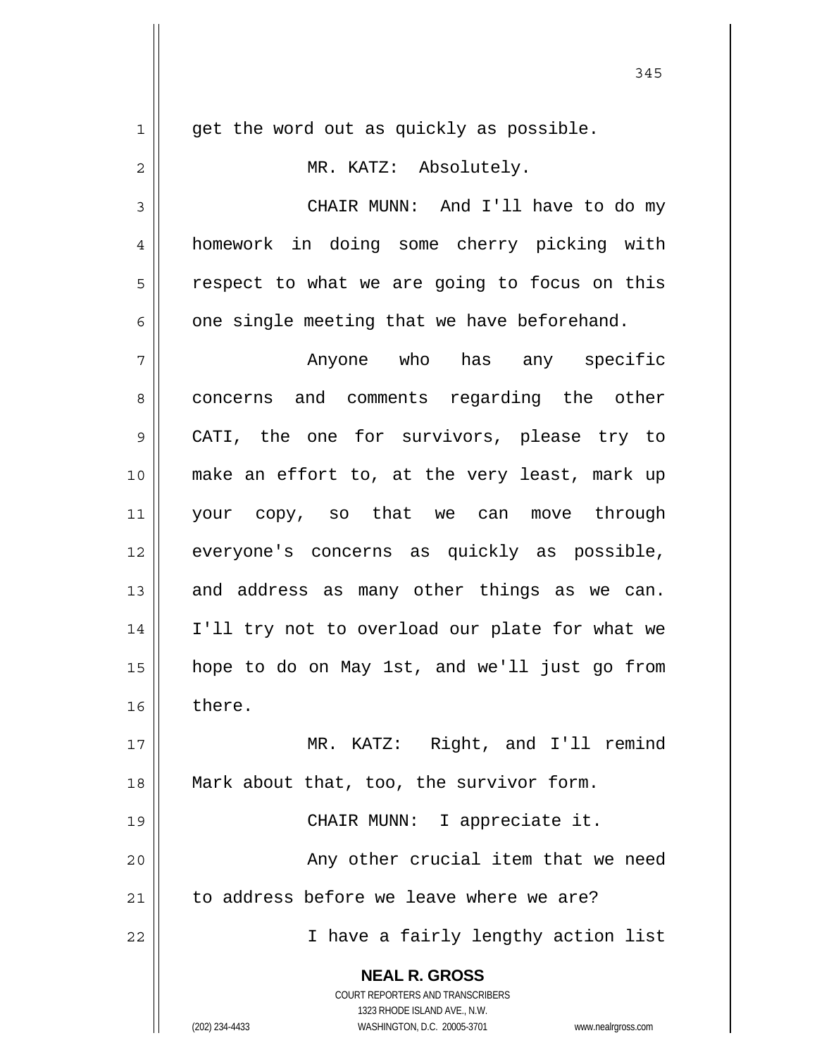get the word out as quickly as possible.

MR. KATZ: Absolutely.

CHAIR MUNN: And I'll have to do my homework in doing some cherry picking with respect to what we are going to focus on this one single meeting that we have beforehand.

Anyone who has any specific concerns and comments regarding the other CATI, the one for survivors, please try to make an effort to, at the very least, mark up your copy, so that we can move through everyone's concerns as quickly as possible, and address as many other things as we can. I'll try not to overload our plate for what we hope to do on May 1st, and we'll just go from there.

MR. KATZ: Right, and I'll remind Mark about that, too, the survivor form.

CHAIR MUNN: I appreciate it.

Any other crucial item that we need to address before we leave where we are?

I have a fairly lengthy action list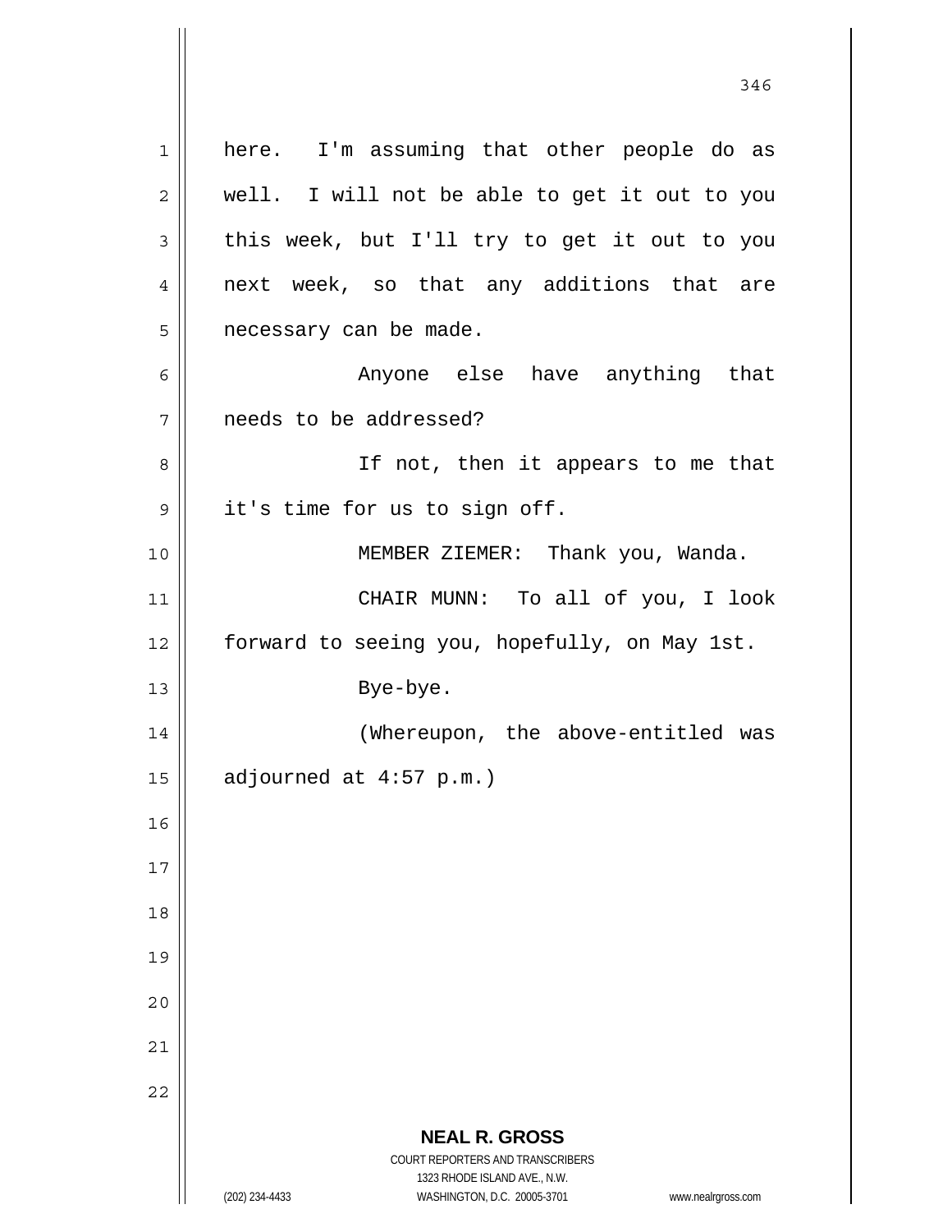here. I'm assuming that other people do as well. I will not be able to get it out to you this week, but I'll try to get it out to you next week, so that any additions that are necessary can be made.

Anyone else have anything that needs to be addressed?

If not, then it appears to me that it's time for us to sign off.

MEMBER ZIEMER: Thank you, Wanda.

CHAIR MUNN: To all of you, I look forward to seeing you, hopefully, on May 1st.

Bye-bye.

(Whereupon, the above-entitled was adjourned at 4:57 p.m.)